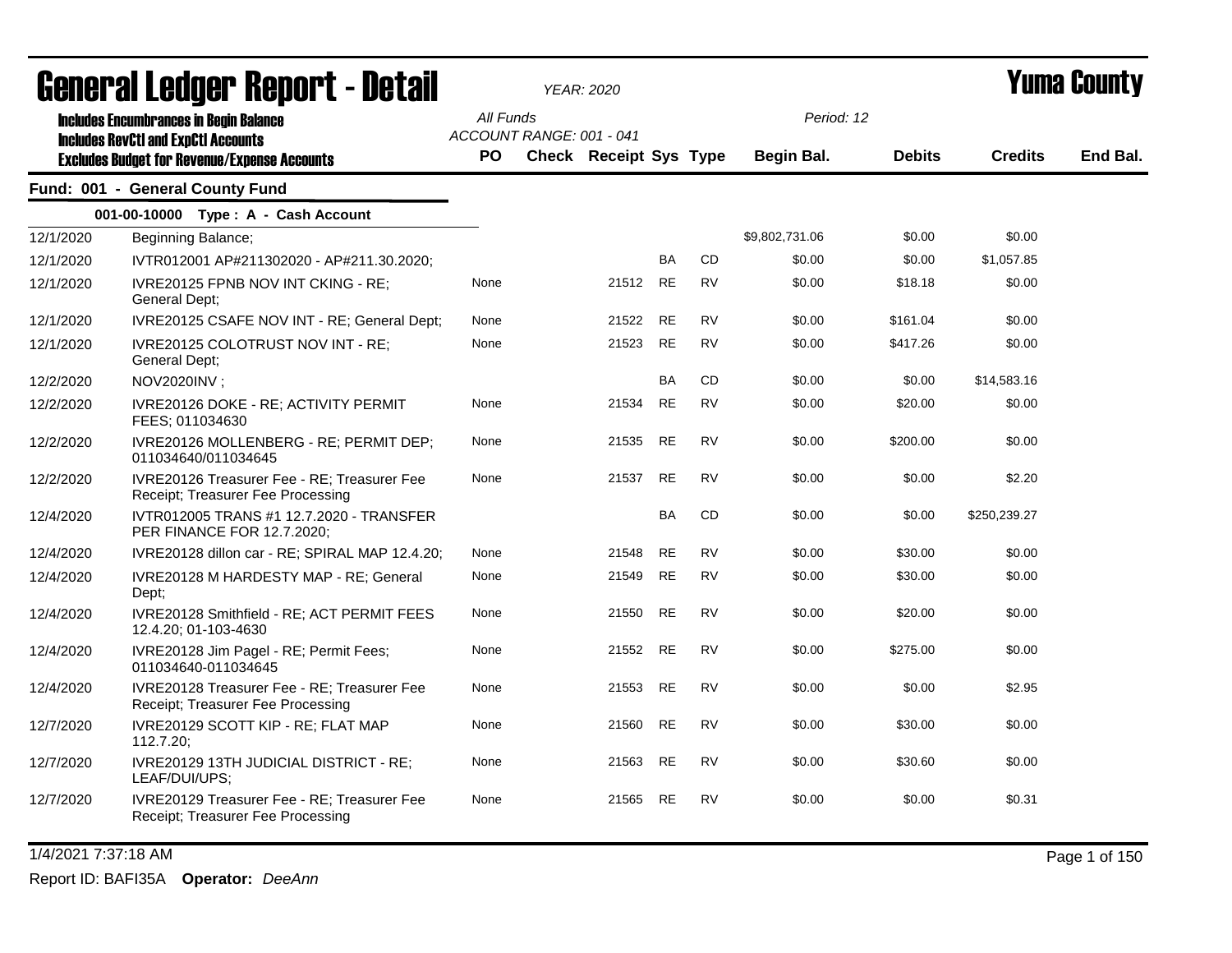# General Ledger Report - Detail

*YEAR: 2020*

# Yuma County

**Includes Encumbrances in Begin Balance**
**Includes RevCtl and ExpCtl Accounts**
**Excludes Budget for Revenue/Expense Accounts**

*All Funds*
*ACCOUNT RANGE: 001 - 041*

*Period: 12*

## Fund: 001 - General County Fund

### 001-00-10000 Type : A - Cash Account

| Date | Description | PO | Check | Receipt | Sys | Type | Begin Bal. | Debits | Credits | End Bal. |
|---|---|---|---|---|---|---|---|---|---|---|
| 12/1/2020 | Beginning Balance; | | | | | | $9,802,731.06 | $0.00 | $0.00 | |
| 12/1/2020 | IVTR012001 AP#211302020 - AP#211.30.2020; | | | | BA | CD | $0.00 | $0.00 | $1,057.85 | |
| 12/1/2020 | IVRE20125 FPNB NOV INT CKING - RE; General Dept; | None | | 21512 | RE | RV | $0.00 | $18.18 | $0.00 | |
| 12/1/2020 | IVRE20125 CSAFE NOV INT - RE; General Dept; | None | | 21522 | RE | RV | $0.00 | $161.04 | $0.00 | |
| 12/1/2020 | IVRE20125 COLOTRUST NOV INT - RE; General Dept; | None | | 21523 | RE | RV | $0.00 | $417.26 | $0.00 | |
| 12/2/2020 | NOV2020INV ; | | | | BA | CD | $0.00 | $0.00 | $14,583.16 | |
| 12/2/2020 | IVRE20126 DOKE - RE; ACTIVITY PERMIT FEES; 011034630 | None | | 21534 | RE | RV | $0.00 | $20.00 | $0.00 | |
| 12/2/2020 | IVRE20126 MOLLENBERG - RE; PERMIT DEP; 011034640/011034645 | None | | 21535 | RE | RV | $0.00 | $200.00 | $0.00 | |
| 12/2/2020 | IVRE20126 Treasurer Fee - RE; Treasurer Fee Receipt; Treasurer Fee Processing | None | | 21537 | RE | RV | $0.00 | $0.00 | $2.20 | |
| 12/4/2020 | IVTR012005 TRANS #1 12.7.2020 - TRANSFER PER FINANCE FOR 12.7.2020; | | | | BA | CD | $0.00 | $0.00 | $250,239.27 | |
| 12/4/2020 | IVRE20128 dillon car - RE; SPIRAL MAP 12.4.20; | None | | 21548 | RE | RV | $0.00 | $30.00 | $0.00 | |
| 12/4/2020 | IVRE20128 M HARDESTY MAP - RE; General Dept; | None | | 21549 | RE | RV | $0.00 | $30.00 | $0.00 | |
| 12/4/2020 | IVRE20128 Smithfield - RE; ACT PERMIT FEES 12.4.20; 01-103-4630 | None | | 21550 | RE | RV | $0.00 | $20.00 | $0.00 | |
| 12/4/2020 | IVRE20128 Jim Pagel - RE; Permit Fees; 011034640-011034645 | None | | 21552 | RE | RV | $0.00 | $275.00 | $0.00 | |
| 12/4/2020 | IVRE20128 Treasurer Fee - RE; Treasurer Fee Receipt; Treasurer Fee Processing | None | | 21553 | RE | RV | $0.00 | $0.00 | $2.95 | |
| 12/7/2020 | IVRE20129 SCOTT KIP - RE; FLAT MAP 112.7.20; | None | | 21560 | RE | RV | $0.00 | $30.00 | $0.00 | |
| 12/7/2020 | IVRE20129 13TH JUDICIAL DISTRICT - RE; LEAF/DUI/UPS; | None | | 21563 | RE | RV | $0.00 | $30.60 | $0.00 | |
| 12/7/2020 | IVRE20129 Treasurer Fee - RE; Treasurer Fee Receipt; Treasurer Fee Processing | None | | 21565 | RE | RV | $0.00 | $0.00 | $0.31 | |

1/4/2021 7:37:18 AM

Report ID: BAFI35A **Operator:** *DeeAnn*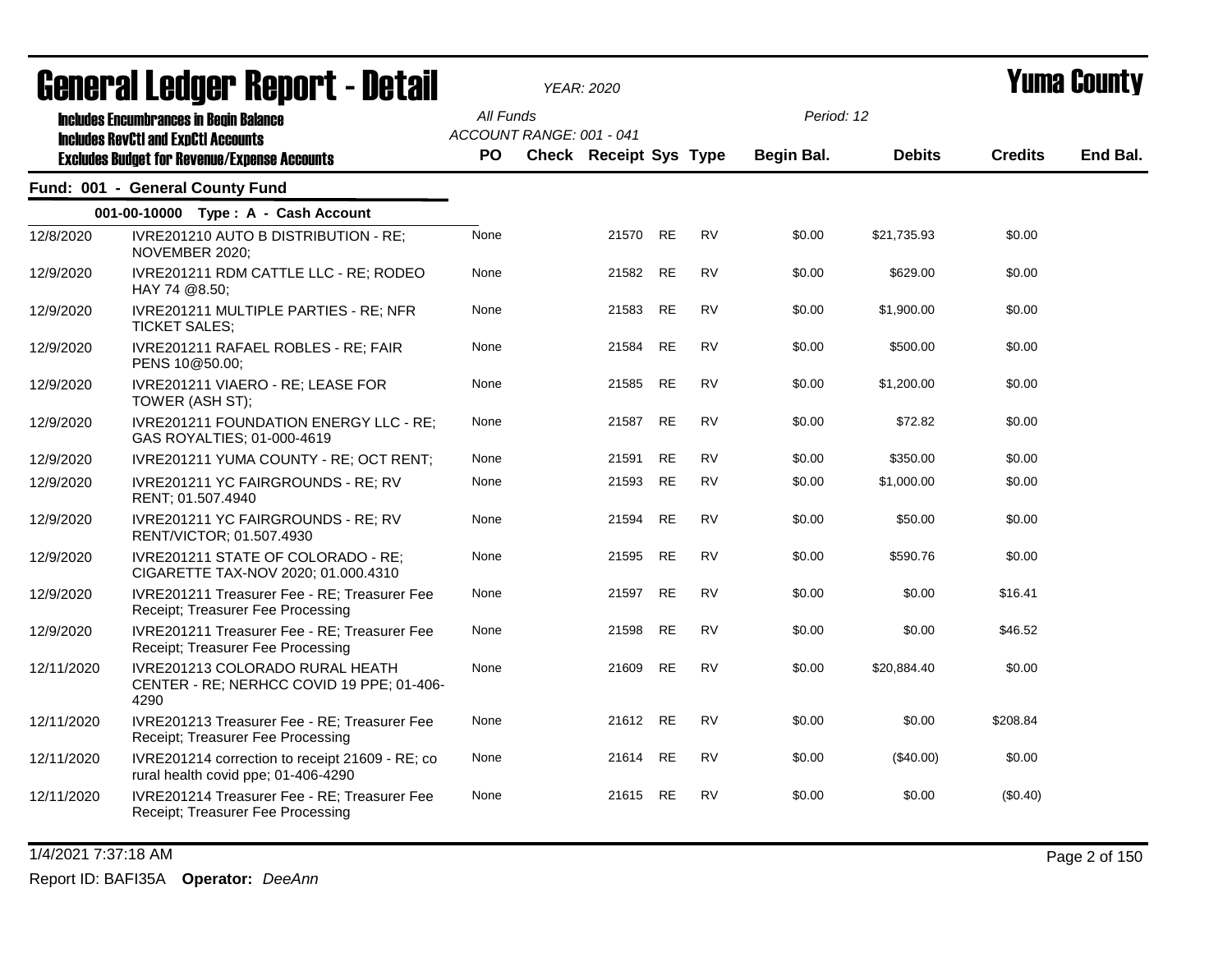# General Ledger Report - Detail

*YEAR: 2020*

# Yuma County

**Includes Encumbrances in Begin Balance**
**Includes RevCtl and ExpCtl Accounts**
**Excludes Budget for Revenue/Expense Accounts**

*All Funds*
*ACCOUNT RANGE: 001 - 041*
*Period: 12*

## Fund: 001 - General County Fund

### 001-00-10000 Type : A - Cash Account

| Date | Description | PO | Check | Receipt | Sys | Type | Begin Bal. | Debits | Credits | End Bal. |
|---|---|---|---|---|---|---|---|---|---|---|
| 12/8/2020 | IVRE201210 AUTO B DISTRIBUTION - RE; NOVEMBER 2020; | None | | 21570 | RE | RV | $0.00 | $21,735.93 | $0.00 | |
| 12/9/2020 | IVRE201211 RDM CATTLE LLC - RE; RODEO HAY 74 @8.50; | None | | 21582 | RE | RV | $0.00 | $629.00 | $0.00 | |
| 12/9/2020 | IVRE201211 MULTIPLE PARTIES - RE; NFR TICKET SALES; | None | | 21583 | RE | RV | $0.00 | $1,900.00 | $0.00 | |
| 12/9/2020 | IVRE201211 RAFAEL ROBLES - RE; FAIR PENS 10@50.00; | None | | 21584 | RE | RV | $0.00 | $500.00 | $0.00 | |
| 12/9/2020 | IVRE201211 VIAERO - RE; LEASE FOR TOWER (ASH ST); | None | | 21585 | RE | RV | $0.00 | $1,200.00 | $0.00 | |
| 12/9/2020 | IVRE201211 FOUNDATION ENERGY LLC - RE; GAS ROYALTIES; 01-000-4619 | None | | 21587 | RE | RV | $0.00 | $72.82 | $0.00 | |
| 12/9/2020 | IVRE201211 YUMA COUNTY - RE; OCT RENT; | None | | 21591 | RE | RV | $0.00 | $350.00 | $0.00 | |
| 12/9/2020 | IVRE201211 YC FAIRGROUNDS - RE; RV RENT; 01.507.4940 | None | | 21593 | RE | RV | $0.00 | $1,000.00 | $0.00 | |
| 12/9/2020 | IVRE201211 YC FAIRGROUNDS - RE; RV RENT/VICTOR; 01.507.4930 | None | | 21594 | RE | RV | $0.00 | $50.00 | $0.00 | |
| 12/9/2020 | IVRE201211 STATE OF COLORADO - RE; CIGARETTE TAX-NOV 2020; 01.000.4310 | None | | 21595 | RE | RV | $0.00 | $590.76 | $0.00 | |
| 12/9/2020 | IVRE201211 Treasurer Fee - RE; Treasurer Fee Receipt; Treasurer Fee Processing | None | | 21597 | RE | RV | $0.00 | $0.00 | $16.41 | |
| 12/9/2020 | IVRE201211 Treasurer Fee - RE; Treasurer Fee Receipt; Treasurer Fee Processing | None | | 21598 | RE | RV | $0.00 | $0.00 | $46.52 | |
| 12/11/2020 | IVRE201213 COLORADO RURAL HEATH CENTER - RE; NERHCC COVID 19 PPE; 01-406-4290 | None | | 21609 | RE | RV | $0.00 | $20,884.40 | $0.00 | |
| 12/11/2020 | IVRE201213 Treasurer Fee - RE; Treasurer Fee Receipt; Treasurer Fee Processing | None | | 21612 | RE | RV | $0.00 | $0.00 | $208.84 | |
| 12/11/2020 | IVRE201214 correction to receipt 21609 - RE; co rural health covid ppe; 01-406-4290 | None | | 21614 | RE | RV | $0.00 | ($40.00) | $0.00 | |
| 12/11/2020 | IVRE201214 Treasurer Fee - RE; Treasurer Fee Receipt; Treasurer Fee Processing | None | | 21615 | RE | RV | $0.00 | $0.00 | ($0.40) | |

1/4/2021 7:37:18 AM

Report ID: BAFI35A **Operator:** *DeeAnn*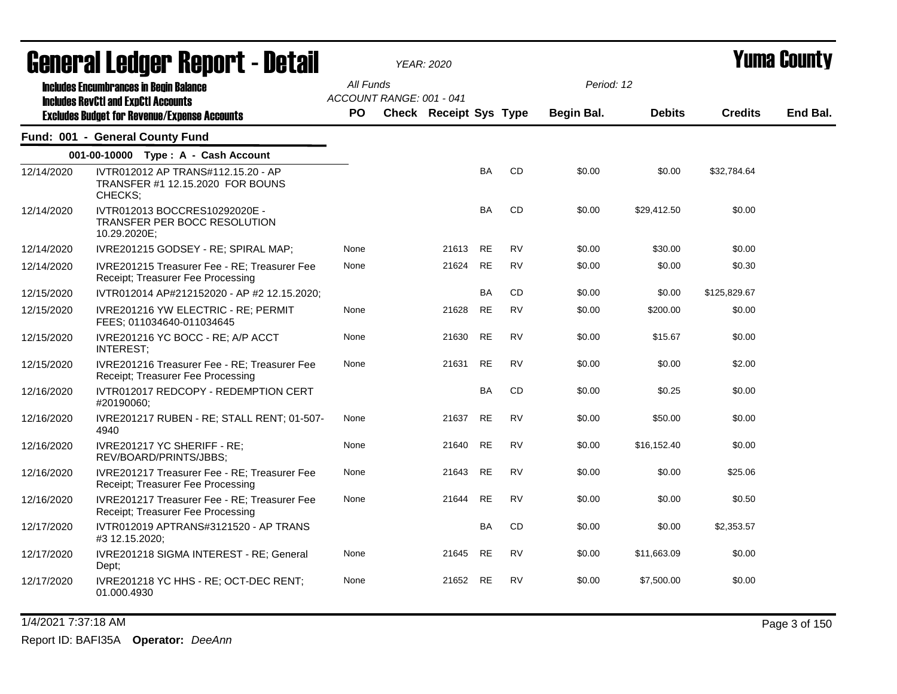# General Ledger Report - Detail

*YEAR: 2020*

**Yuma County**

**Includes Encumbrances in Begin Balance**
**Includes RevCtl and ExpCtl Accounts**
**Excludes Budget for Revenue/Expense Accounts**

All Funds
ACCOUNT RANGE: 001 - 041

Period: 12

## Fund: 001 - General County Fund

### 001-00-10000 Type : A - Cash Account

| Date | Description | PO | Check | Receipt | Sys | Type | Begin Bal. | Debits | Credits | End Bal. |
|---|---|---|---|---|---|---|---|---|---|---|
| 12/14/2020 | IVTR012012 AP TRANS#112.15.20 - AP TRANSFER #1 12.15.2020 FOR BOUNS CHECKS; | | | | BA | CD | $0.00 | $0.00 | $32,784.64 | |
| 12/14/2020 | IVTR012013 BOCCRES10292020E - TRANSFER PER BOCC RESOLUTION 10.29.2020E; | | | | BA | CD | $0.00 | $29,412.50 | $0.00 | |
| 12/14/2020 | IVRE201215 GODSEY - RE; SPIRAL MAP; | None | | 21613 | RE | RV | $0.00 | $30.00 | $0.00 | |
| 12/14/2020 | IVRE201215 Treasurer Fee - RE; Treasurer Fee Receipt; Treasurer Fee Processing | None | | 21624 | RE | RV | $0.00 | $0.00 | $0.30 | |
| 12/15/2020 | IVTR012014 AP#212152020 - AP #2 12.15.2020; | | | | BA | CD | $0.00 | $0.00 | $125,829.67 | |
| 12/15/2020 | IVRE201216 YW ELECTRIC - RE; PERMIT FEES; 011034640-011034645 | None | | 21628 | RE | RV | $0.00 | $200.00 | $0.00 | |
| 12/15/2020 | IVRE201216 YC BOCC - RE; A/P ACCT INTEREST; | None | | 21630 | RE | RV | $0.00 | $15.67 | $0.00 | |
| 12/15/2020 | IVRE201216 Treasurer Fee - RE; Treasurer Fee Receipt; Treasurer Fee Processing | None | | 21631 | RE | RV | $0.00 | $0.00 | $2.00 | |
| 12/16/2020 | IVTR012017 REDCOPY - REDEMPTION CERT #20190060; | | | | BA | CD | $0.00 | $0.25 | $0.00 | |
| 12/16/2020 | IVRE201217 RUBEN - RE; STALL RENT; 01-507-4940 | None | | 21637 | RE | RV | $0.00 | $50.00 | $0.00 | |
| 12/16/2020 | IVRE201217 YC SHERIFF - RE; REV/BOARD/PRINTS/JBBS; | None | | 21640 | RE | RV | $0.00 | $16,152.40 | $0.00 | |
| 12/16/2020 | IVRE201217 Treasurer Fee - RE; Treasurer Fee Receipt; Treasurer Fee Processing | None | | 21643 | RE | RV | $0.00 | $0.00 | $25.06 | |
| 12/16/2020 | IVRE201217 Treasurer Fee - RE; Treasurer Fee Receipt; Treasurer Fee Processing | None | | 21644 | RE | RV | $0.00 | $0.00 | $0.50 | |
| 12/17/2020 | IVTR012019 APTRANS#3121520 - AP TRANS #3 12.15.2020; | | | | BA | CD | $0.00 | $0.00 | $2,353.57 | |
| 12/17/2020 | IVRE201218 SIGMA INTEREST - RE; General Dept; | None | | 21645 | RE | RV | $0.00 | $11,663.09 | $0.00 | |
| 12/17/2020 | IVRE201218 YC HHS - RE; OCT-DEC RENT; 01.000.4930 | None | | 21652 | RE | RV | $0.00 | $7,500.00 | $0.00 | |

1/4/2021 7:37:18 AM

Report ID: BAFI35A **Operator:** *DeeAnn*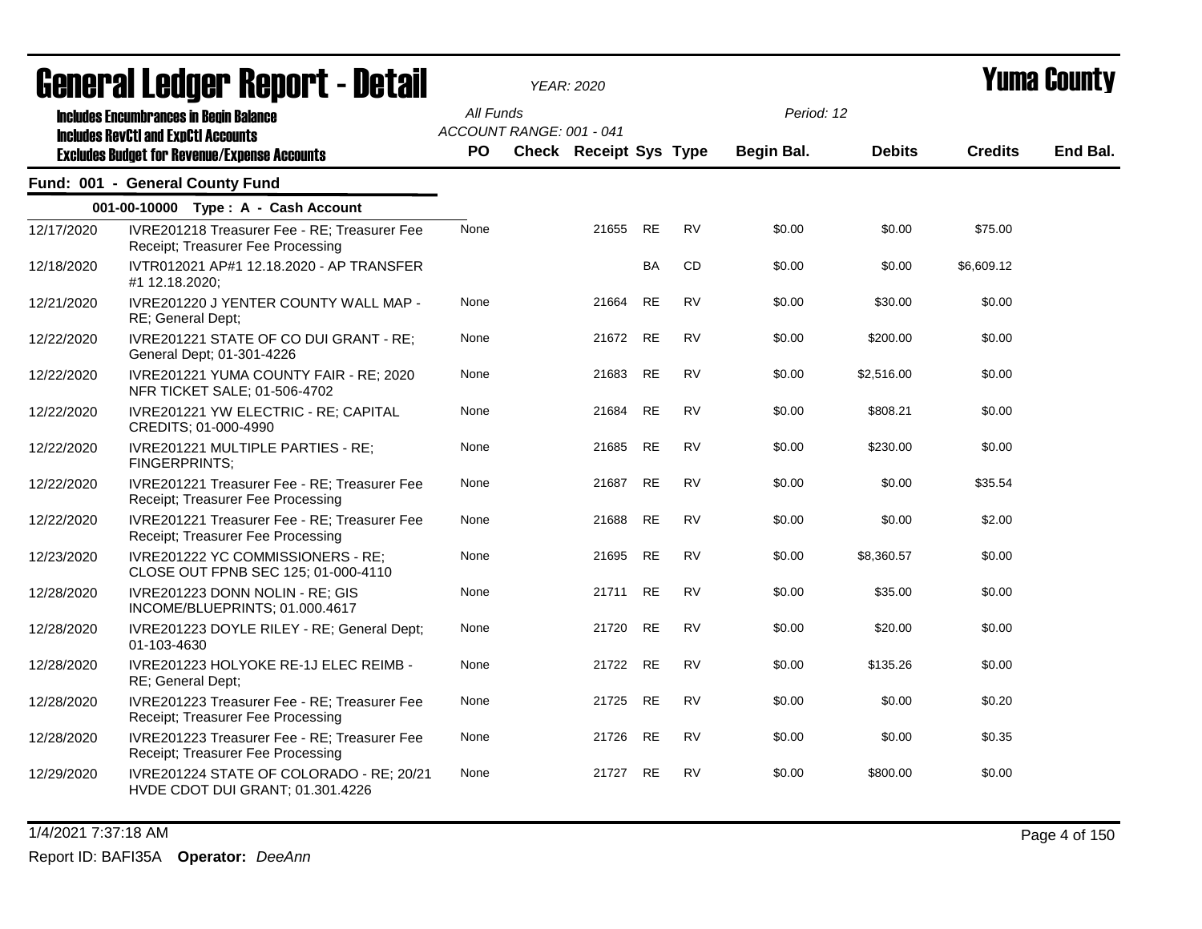# General Ledger Report - Detail

YEAR: 2020

Yuma County

Includes Encumbrances in Begin Balance
Includes RevCtl and ExpCtl Accounts
Excludes Budget for Revenue/Expense Accounts

All Funds
ACCOUNT RANGE: 001 - 041

Period: 12

## Fund: 001 - General County Fund

### 001-00-10000 Type : A - Cash Account

| Date | Description | PO | Check | Receipt | Sys | Type | Begin Bal. | Debits | Credits | End Bal. |
|---|---|---|---|---|---|---|---|---|---|---|
| 12/17/2020 | IVRE201218 Treasurer Fee - RE; Treasurer Fee Receipt; Treasurer Fee Processing | None | | 21655 | RE | RV | $0.00 | $0.00 | $75.00 | |
| 12/18/2020 | IVTR012021 AP#1 12.18.2020 - AP TRANSFER #1 12.18.2020; | | | | BA | CD | $0.00 | $0.00 | $6,609.12 | |
| 12/21/2020 | IVRE201220 J YENTER COUNTY WALL MAP - RE; General Dept; | None | | 21664 | RE | RV | $0.00 | $30.00 | $0.00 | |
| 12/22/2020 | IVRE201221 STATE OF CO DUI GRANT - RE; General Dept; 01-301-4226 | None | | 21672 | RE | RV | $0.00 | $200.00 | $0.00 | |
| 12/22/2020 | IVRE201221 YUMA COUNTY FAIR - RE; 2020 NFR TICKET SALE; 01-506-4702 | None | | 21683 | RE | RV | $0.00 | $2,516.00 | $0.00 | |
| 12/22/2020 | IVRE201221 YW ELECTRIC - RE; CAPITAL CREDITS; 01-000-4990 | None | | 21684 | RE | RV | $0.00 | $808.21 | $0.00 | |
| 12/22/2020 | IVRE201221 MULTIPLE PARTIES - RE; FINGERPRINTS; | None | | 21685 | RE | RV | $0.00 | $230.00 | $0.00 | |
| 12/22/2020 | IVRE201221 Treasurer Fee - RE; Treasurer Fee Receipt; Treasurer Fee Processing | None | | 21687 | RE | RV | $0.00 | $0.00 | $35.54 | |
| 12/22/2020 | IVRE201221 Treasurer Fee - RE; Treasurer Fee Receipt; Treasurer Fee Processing | None | | 21688 | RE | RV | $0.00 | $0.00 | $2.00 | |
| 12/23/2020 | IVRE201222 YC COMMISSIONERS - RE; CLOSE OUT FPNB SEC 125; 01-000-4110 | None | | 21695 | RE | RV | $0.00 | $8,360.57 | $0.00 | |
| 12/28/2020 | IVRE201223 DONN NOLIN - RE; GIS INCOME/BLUEPRINTS; 01.000.4617 | None | | 21711 | RE | RV | $0.00 | $35.00 | $0.00 | |
| 12/28/2020 | IVRE201223 DOYLE RILEY - RE; General Dept; 01-103-4630 | None | | 21720 | RE | RV | $0.00 | $20.00 | $0.00 | |
| 12/28/2020 | IVRE201223 HOLYOKE RE-1J ELEC REIMB - RE; General Dept; | None | | 21722 | RE | RV | $0.00 | $135.26 | $0.00 | |
| 12/28/2020 | IVRE201223 Treasurer Fee - RE; Treasurer Fee Receipt; Treasurer Fee Processing | None | | 21725 | RE | RV | $0.00 | $0.00 | $0.20 | |
| 12/28/2020 | IVRE201223 Treasurer Fee - RE; Treasurer Fee Receipt; Treasurer Fee Processing | None | | 21726 | RE | RV | $0.00 | $0.00 | $0.35 | |
| 12/29/2020 | IVRE201224 STATE OF COLORADO - RE; 20/21 HVDE CDOT DUI GRANT; 01.301.4226 | None | | 21727 | RE | RV | $0.00 | $800.00 | $0.00 | |

1/4/2021 7:37:18 AM

Report ID: BAFI35A Operator: *DeeAnn*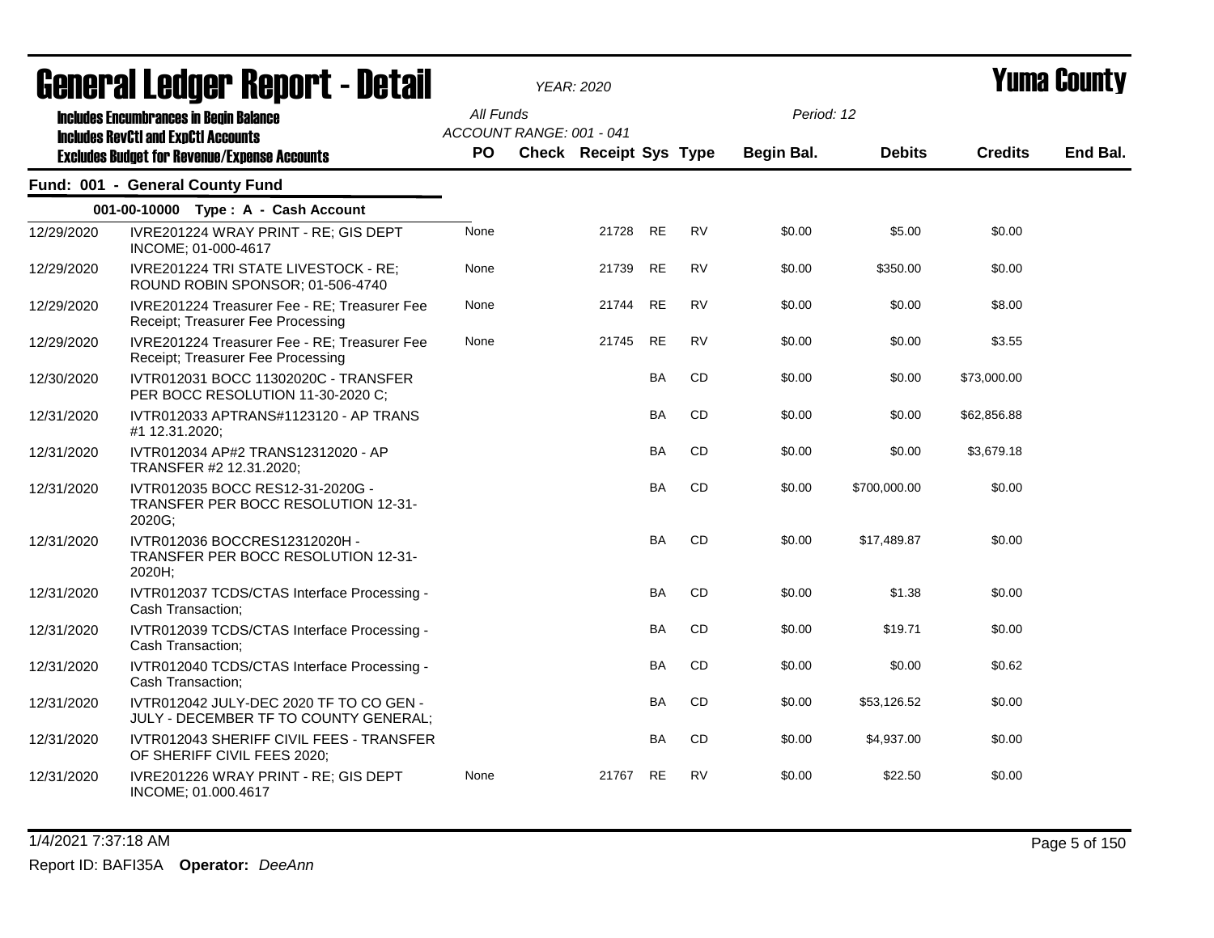# General Ledger Report - Detail

*YEAR: 2020*

# Yuma County

**Includes Encumbrances in Begin Balance**
**Includes RevCtl and ExpCtl Accounts**
**Excludes Budget for Revenue/Expense Accounts**

All Funds
ACCOUNT RANGE: 001 - 041

Period: 12

## Fund: 001 - General County Fund

### 001-00-10000 Type : A - Cash Account

| Date | Description | PO | Check | Receipt | Sys | Type | Begin Bal. | Debits | Credits | End Bal. |
|---|---|---|---|---|---|---|---|---|---|---|
| 12/29/2020 | IVRE201224 WRAY PRINT - RE; GIS DEPT INCOME; 01-000-4617 | None | | 21728 | RE | RV | $0.00 | $5.00 | $0.00 | |
| 12/29/2020 | IVRE201224 TRI STATE LIVESTOCK - RE; ROUND ROBIN SPONSOR; 01-506-4740 | None | | 21739 | RE | RV | $0.00 | $350.00 | $0.00 | |
| 12/29/2020 | IVRE201224 Treasurer Fee - RE; Treasurer Fee Receipt; Treasurer Fee Processing | None | | 21744 | RE | RV | $0.00 | $0.00 | $8.00 | |
| 12/29/2020 | IVRE201224 Treasurer Fee - RE; Treasurer Fee Receipt; Treasurer Fee Processing | None | | 21745 | RE | RV | $0.00 | $0.00 | $3.55 | |
| 12/30/2020 | IVTR012031 BOCC 11302020C - TRANSFER PER BOCC RESOLUTION 11-30-2020 C; | | | | BA | CD | $0.00 | $0.00 | $73,000.00 | |
| 12/31/2020 | IVTR012033 APTRANS#1123120 - AP TRANS #1 12.31.2020; | | | | BA | CD | $0.00 | $0.00 | $62,856.88 | |
| 12/31/2020 | IVTR012034 AP#2 TRANS12312020 - AP TRANSFER #2 12.31.2020; | | | | BA | CD | $0.00 | $0.00 | $3,679.18 | |
| 12/31/2020 | IVTR012035 BOCC RES12-31-2020G - TRANSFER PER BOCC RESOLUTION 12-31-2020G; | | | | BA | CD | $0.00 | $700,000.00 | $0.00 | |
| 12/31/2020 | IVTR012036 BOCCRES12312020H - TRANSFER PER BOCC RESOLUTION 12-31-2020H; | | | | BA | CD | $0.00 | $17,489.87 | $0.00 | |
| 12/31/2020 | IVTR012037 TCDS/CTAS Interface Processing - Cash Transaction; | | | | BA | CD | $0.00 | $1.38 | $0.00 | |
| 12/31/2020 | IVTR012039 TCDS/CTAS Interface Processing - Cash Transaction; | | | | BA | CD | $0.00 | $19.71 | $0.00 | |
| 12/31/2020 | IVTR012040 TCDS/CTAS Interface Processing - Cash Transaction; | | | | BA | CD | $0.00 | $0.00 | $0.62 | |
| 12/31/2020 | IVTR012042 JULY-DEC 2020 TF TO CO GEN - JULY - DECEMBER TF TO COUNTY GENERAL; | | | | BA | CD | $0.00 | $53,126.52 | $0.00 | |
| 12/31/2020 | IVTR012043 SHERIFF CIVIL FEES - TRANSFER OF SHERIFF CIVIL FEES 2020; | | | | BA | CD | $0.00 | $4,937.00 | $0.00 | |
| 12/31/2020 | IVRE201226 WRAY PRINT - RE; GIS DEPT INCOME; 01.000.4617 | None | | 21767 | RE | RV | $0.00 | $22.50 | $0.00 | |

1/4/2021 7:37:18 AM

Report ID: BAFI35A **Operator:** *DeeAnn*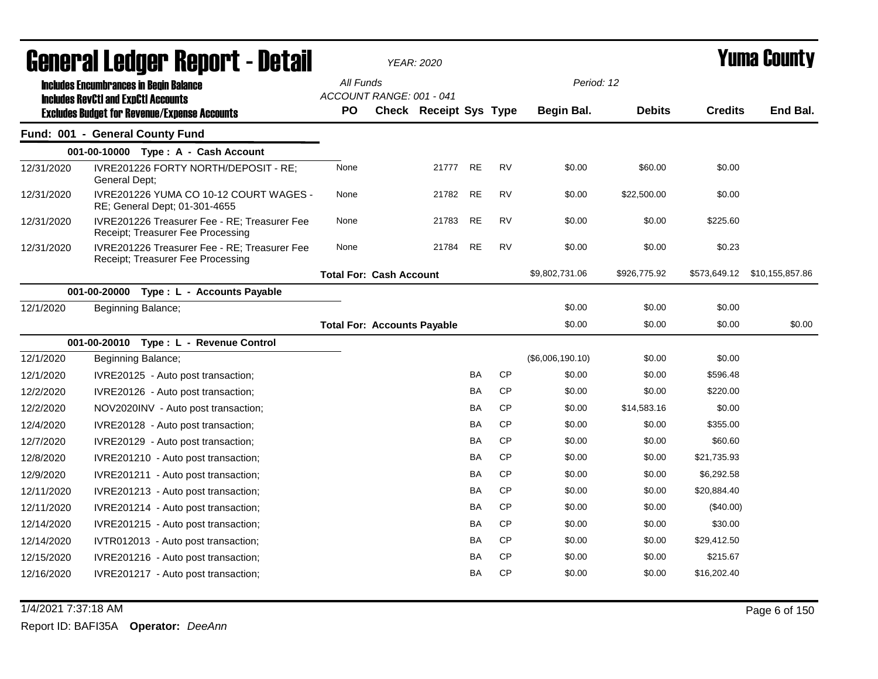# General Ledger Report - Detail

*YEAR: 2020*

**Yuma County**

Includes Encumbrances in Begin Balance
Includes RevCtl and ExpCtl Accounts
Excludes Budget for Revenue/Expense Accounts

All Funds
ACCOUNT RANGE: 001 - 041

Period: 12

## Fund: 001 - General County Fund

| Date | Description | PO | Check | Receipt | Sys | Type | Begin Bal. | Debits | Credits | End Bal. |
|---|---|---|---|---|---|---|---|---|---|---|
| **001-00-10000 Type : A - Cash Account** | | | | | | | | | | |
| 12/31/2020 | IVRE201226 FORTY NORTH/DEPOSIT - RE; General Dept; | None | | 21777 | RE | RV | $0.00 | $60.00 | $0.00 | |
| 12/31/2020 | IVRE201226 YUMA CO 10-12 COURT WAGES - RE; General Dept; 01-301-4655 | None | | 21782 | RE | RV | $0.00 | $22,500.00 | $0.00 | |
| 12/31/2020 | IVRE201226 Treasurer Fee - RE; Treasurer Fee Receipt; Treasurer Fee Processing | None | | 21783 | RE | RV | $0.00 | $0.00 | $225.60 | |
| 12/31/2020 | IVRE201226 Treasurer Fee - RE; Treasurer Fee Receipt; Treasurer Fee Processing | None | | 21784 | RE | RV | $0.00 | $0.00 | $0.23 | |
| | | **Total For: Cash Account** | | | | | $9,802,731.06 | $926,775.92 | $573,649.12 | $10,155,857.86 |
| **001-00-20000 Type : L - Accounts Payable** | | | | | | | | | | |
| 12/1/2020 | Beginning Balance; | | | | | | $0.00 | $0.00 | $0.00 | |
| | | **Total For: Accounts Payable** | | | | | $0.00 | $0.00 | $0.00 | $0.00 |
| **001-00-20010 Type : L - Revenue Control** | | | | | | | | | | |
| 12/1/2020 | Beginning Balance; | | | | | | ($6,006,190.10) | $0.00 | $0.00 | |
| 12/1/2020 | IVRE20125 - Auto post transaction; | | | | BA | CP | $0.00 | $0.00 | $596.48 | |
| 12/2/2020 | IVRE20126 - Auto post transaction; | | | | BA | CP | $0.00 | $0.00 | $220.00 | |
| 12/2/2020 | NOV2020INV - Auto post transaction; | | | | BA | CP | $0.00 | $14,583.16 | $0.00 | |
| 12/4/2020 | IVRE20128 - Auto post transaction; | | | | BA | CP | $0.00 | $0.00 | $355.00 | |
| 12/7/2020 | IVRE20129 - Auto post transaction; | | | | BA | CP | $0.00 | $0.00 | $60.60 | |
| 12/8/2020 | IVRE201210 - Auto post transaction; | | | | BA | CP | $0.00 | $0.00 | $21,735.93 | |
| 12/9/2020 | IVRE201211 - Auto post transaction; | | | | BA | CP | $0.00 | $0.00 | $6,292.58 | |
| 12/11/2020 | IVRE201213 - Auto post transaction; | | | | BA | CP | $0.00 | $0.00 | $20,884.40 | |
| 12/11/2020 | IVRE201214 - Auto post transaction; | | | | BA | CP | $0.00 | $0.00 | ($40.00) | |
| 12/14/2020 | IVRE201215 - Auto post transaction; | | | | BA | CP | $0.00 | $0.00 | $30.00 | |
| 12/14/2020 | IVTR012013 - Auto post transaction; | | | | BA | CP | $0.00 | $0.00 | $29,412.50 | |
| 12/15/2020 | IVRE201216 - Auto post transaction; | | | | BA | CP | $0.00 | $0.00 | $215.67 | |
| 12/16/2020 | IVRE201217 - Auto post transaction; | | | | BA | CP | $0.00 | $0.00 | $16,202.40 | |

1/4/2021 7:37:18 AM

Report ID: BAFI35A **Operator:** *DeeAnn*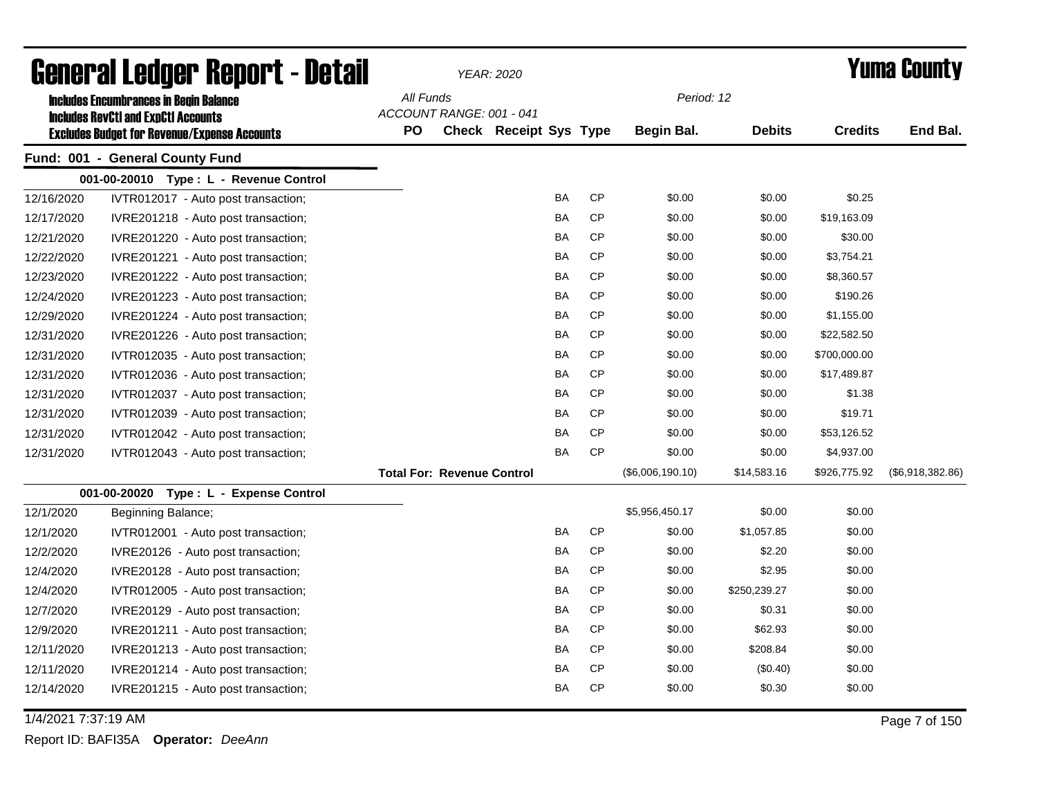# General Ledger Report - Detail

*YEAR: 2020*

# Yuma County

**Includes Encumbrances in Begin Balance**
**Includes RevCtl and ExpCtl Accounts**
**Excludes Budget for Revenue/Expense Accounts**

*All Funds*
*ACCOUNT RANGE: 001 - 041*

*Period: 12*

## Fund: 001 - General County Fund

| Date | Description | PO | Check | Receipt | Sys | Type | Begin Bal. | Debits | Credits | End Bal. |
|---|---|---|---|---|---|---|---|---|---|---|
| | **001-00-20010 Type : L - Revenue Control** | | | | | | | | | |
| 12/16/2020 | IVTR012017 - Auto post transaction; | | | | BA | CP | $0.00 | $0.00 | $0.25 | |
| 12/17/2020 | IVRE201218 - Auto post transaction; | | | | BA | CP | $0.00 | $0.00 | $19,163.09 | |
| 12/21/2020 | IVRE201220 - Auto post transaction; | | | | BA | CP | $0.00 | $0.00 | $30.00 | |
| 12/22/2020 | IVRE201221 - Auto post transaction; | | | | BA | CP | $0.00 | $0.00 | $3,754.21 | |
| 12/23/2020 | IVRE201222 - Auto post transaction; | | | | BA | CP | $0.00 | $0.00 | $8,360.57 | |
| 12/24/2020 | IVRE201223 - Auto post transaction; | | | | BA | CP | $0.00 | $0.00 | $190.26 | |
| 12/29/2020 | IVRE201224 - Auto post transaction; | | | | BA | CP | $0.00 | $0.00 | $1,155.00 | |
| 12/31/2020 | IVRE201226 - Auto post transaction; | | | | BA | CP | $0.00 | $0.00 | $22,582.50 | |
| 12/31/2020 | IVTR012035 - Auto post transaction; | | | | BA | CP | $0.00 | $0.00 | $700,000.00 | |
| 12/31/2020 | IVTR012036 - Auto post transaction; | | | | BA | CP | $0.00 | $0.00 | $17,489.87 | |
| 12/31/2020 | IVTR012037 - Auto post transaction; | | | | BA | CP | $0.00 | $0.00 | $1.38 | |
| 12/31/2020 | IVTR012039 - Auto post transaction; | | | | BA | CP | $0.00 | $0.00 | $19.71 | |
| 12/31/2020 | IVTR012042 - Auto post transaction; | | | | BA | CP | $0.00 | $0.00 | $53,126.52 | |
| 12/31/2020 | IVTR012043 - Auto post transaction; | | | | BA | CP | $0.00 | $0.00 | $4,937.00 | |
| | | **Total For: Revenue Control** | | | | | ($6,006,190.10) | $14,583.16 | $926,775.92 | ($6,918,382.86) |
| | **001-00-20020 Type : L - Expense Control** | | | | | | | | | |
| 12/1/2020 | Beginning Balance; | | | | | | $5,956,450.17 | $0.00 | $0.00 | |
| 12/1/2020 | IVTR012001 - Auto post transaction; | | | | BA | CP | $0.00 | $1,057.85 | $0.00 | |
| 12/2/2020 | IVRE20126 - Auto post transaction; | | | | BA | CP | $0.00 | $2.20 | $0.00 | |
| 12/4/2020 | IVRE20128 - Auto post transaction; | | | | BA | CP | $0.00 | $2.95 | $0.00 | |
| 12/4/2020 | IVTR012005 - Auto post transaction; | | | | BA | CP | $0.00 | $250,239.27 | $0.00 | |
| 12/7/2020 | IVRE20129 - Auto post transaction; | | | | BA | CP | $0.00 | $0.31 | $0.00 | |
| 12/9/2020 | IVRE201211 - Auto post transaction; | | | | BA | CP | $0.00 | $62.93 | $0.00 | |
| 12/11/2020 | IVRE201213 - Auto post transaction; | | | | BA | CP | $0.00 | $208.84 | $0.00 | |
| 12/11/2020 | IVRE201214 - Auto post transaction; | | | | BA | CP | $0.00 | ($0.40) | $0.00 | |
| 12/14/2020 | IVRE201215 - Auto post transaction; | | | | BA | CP | $0.00 | $0.30 | $0.00 | |

1/4/2021 7:37:19 AM

Report ID: BAFI35A **Operator:** *DeeAnn*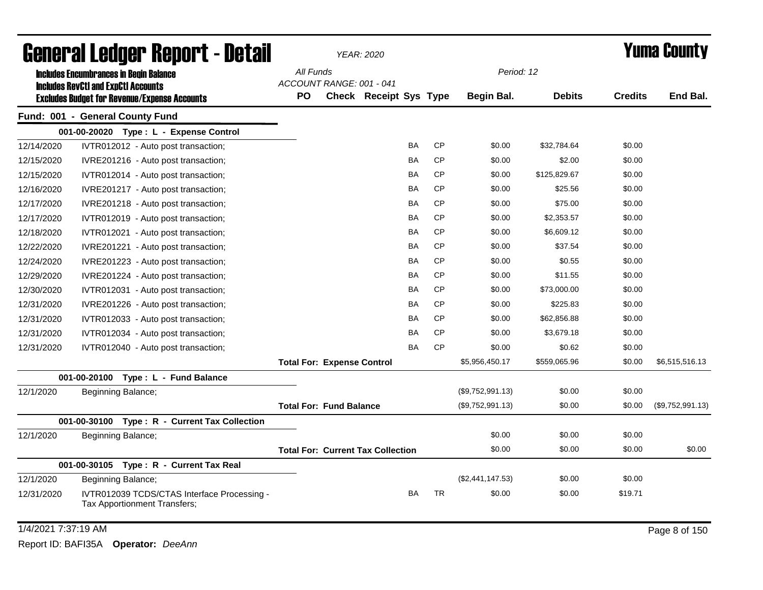# General Ledger Report - Detail

*YEAR: 2020*

# Yuma County

**Includes Encumbrances in Begin Balance**
**Includes RevCtl and ExpCtl Accounts**
**Excludes Budget for Revenue/Expense Accounts**

*All Funds*
*ACCOUNT RANGE: 001 - 041*
*Period: 12*

| Date | Description | PO | Check | Receipt | Sys | Type | Begin Bal. | Debits | Credits | End Bal. |
|---|---|---|---|---|---|---|---|---|---|---|
| **Fund: 001 - General County Fund** | | | | | | | | | | |
| | **001-00-20020 Type : L - Expense Control** | | | | | | | | | |
| 12/14/2020 | IVTR012012 - Auto post transaction; | | | | BA | CP | $0.00 | $32,784.64 | $0.00 | |
| 12/15/2020 | IVRE201216 - Auto post transaction; | | | | BA | CP | $0.00 | $2.00 | $0.00 | |
| 12/15/2020 | IVTR012014 - Auto post transaction; | | | | BA | CP | $0.00 | $125,829.67 | $0.00 | |
| 12/16/2020 | IVRE201217 - Auto post transaction; | | | | BA | CP | $0.00 | $25.56 | $0.00 | |
| 12/17/2020 | IVRE201218 - Auto post transaction; | | | | BA | CP | $0.00 | $75.00 | $0.00 | |
| 12/17/2020 | IVTR012019 - Auto post transaction; | | | | BA | CP | $0.00 | $2,353.57 | $0.00 | |
| 12/18/2020 | IVTR012021 - Auto post transaction; | | | | BA | CP | $0.00 | $6,609.12 | $0.00 | |
| 12/22/2020 | IVRE201221 - Auto post transaction; | | | | BA | CP | $0.00 | $37.54 | $0.00 | |
| 12/24/2020 | IVRE201223 - Auto post transaction; | | | | BA | CP | $0.00 | $0.55 | $0.00 | |
| 12/29/2020 | IVRE201224 - Auto post transaction; | | | | BA | CP | $0.00 | $11.55 | $0.00 | |
| 12/30/2020 | IVTR012031 - Auto post transaction; | | | | BA | CP | $0.00 | $73,000.00 | $0.00 | |
| 12/31/2020 | IVRE201226 - Auto post transaction; | | | | BA | CP | $0.00 | $225.83 | $0.00 | |
| 12/31/2020 | IVTR012033 - Auto post transaction; | | | | BA | CP | $0.00 | $62,856.88 | $0.00 | |
| 12/31/2020 | IVTR012034 - Auto post transaction; | | | | BA | CP | $0.00 | $3,679.18 | $0.00 | |
| 12/31/2020 | IVTR012040 - Auto post transaction; | | | | BA | CP | $0.00 | $0.62 | $0.00 | |
| | | **Total For: Expense Control** | | | | | $5,956,450.17 | $559,065.96 | $0.00 | $6,515,516.13 |
| | **001-00-20100 Type : L - Fund Balance** | | | | | | | | | |
| 12/1/2020 | Beginning Balance; | | | | | | ($9,752,991.13) | $0.00 | $0.00 | |
| | | **Total For: Fund Balance** | | | | | ($9,752,991.13) | $0.00 | $0.00 | ($9,752,991.13) |
| | **001-00-30100 Type : R - Current Tax Collection** | | | | | | | | | |
| 12/1/2020 | Beginning Balance; | | | | | | $0.00 | $0.00 | $0.00 | |
| | | **Total For: Current Tax Collection** | | | | | $0.00 | $0.00 | $0.00 | $0.00 |
| | **001-00-30105 Type : R - Current Tax Real** | | | | | | | | | |
| 12/1/2020 | Beginning Balance; | | | | | | ($2,441,147.53) | $0.00 | $0.00 | |
| 12/31/2020 | IVTR012039 TCDS/CTAS Interface Processing - Tax Apportionment Transfers; | | | | BA | TR | $0.00 | $0.00 | $19.71 | |

1/4/2021 7:37:19 AM

Report ID: BAFI35A **Operator:** *DeeAnn*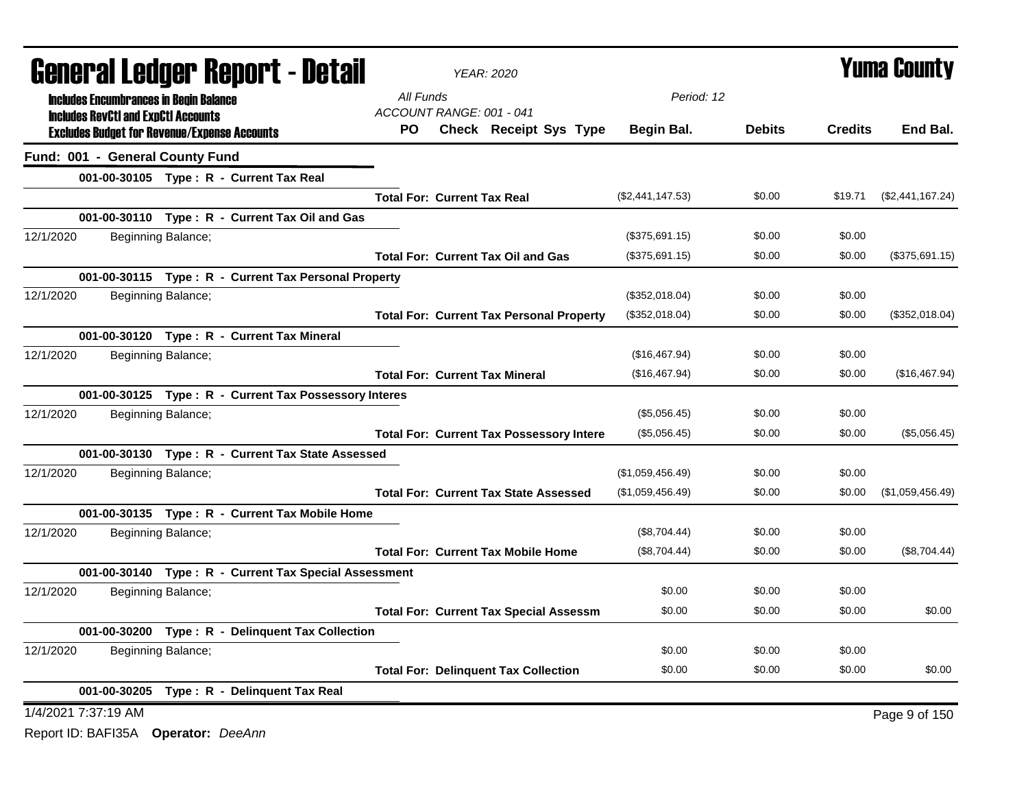# General Ledger Report - Detail

*YEAR: 2020*

**Yuma County**

**Includes Encumbrances in Begin Balance**
**Includes RevCtl and ExpCtl Accounts**
**Excludes Budget for Revenue/Expense Accounts**

*All Funds*
*ACCOUNT RANGE: 001 - 041*
*Period: 12*

## Fund: 001 - General County Fund

| | PO | Check | Receipt | Sys | Type | Begin Bal. | Debits | Credits | End Bal. |
|---|---|---|---|---|---|---|---|---|---|
| **001-00-30105 Type : R - Current Tax Real** | | | | | | | | | |
| **Total For: Current Tax Real** | | | | | | ($2,441,147.53) | $0.00 | $19.71 | ($2,441,167.24) |
| **001-00-30110 Type : R - Current Tax Oil and Gas** | | | | | | | | | |
| 12/1/2020 Beginning Balance; | | | | | | ($375,691.15) | $0.00 | $0.00 | |
| **Total For: Current Tax Oil and Gas** | | | | | | ($375,691.15) | $0.00 | $0.00 | ($375,691.15) |
| **001-00-30115 Type : R - Current Tax Personal Property** | | | | | | | | | |
| 12/1/2020 Beginning Balance; | | | | | | ($352,018.04) | $0.00 | $0.00 | |
| **Total For: Current Tax Personal Property** | | | | | | ($352,018.04) | $0.00 | $0.00 | ($352,018.04) |
| **001-00-30120 Type : R - Current Tax Mineral** | | | | | | | | | |
| 12/1/2020 Beginning Balance; | | | | | | ($16,467.94) | $0.00 | $0.00 | |
| **Total For: Current Tax Mineral** | | | | | | ($16,467.94) | $0.00 | $0.00 | ($16,467.94) |
| **001-00-30125 Type : R - Current Tax Possessory Interes** | | | | | | | | | |
| 12/1/2020 Beginning Balance; | | | | | | ($5,056.45) | $0.00 | $0.00 | |
| **Total For: Current Tax Possessory Intere** | | | | | | ($5,056.45) | $0.00 | $0.00 | ($5,056.45) |
| **001-00-30130 Type : R - Current Tax State Assessed** | | | | | | | | | |
| 12/1/2020 Beginning Balance; | | | | | | ($1,059,456.49) | $0.00 | $0.00 | |
| **Total For: Current Tax State Assessed** | | | | | | ($1,059,456.49) | $0.00 | $0.00 | ($1,059,456.49) |
| **001-00-30135 Type : R - Current Tax Mobile Home** | | | | | | | | | |
| 12/1/2020 Beginning Balance; | | | | | | ($8,704.44) | $0.00 | $0.00 | |
| **Total For: Current Tax Mobile Home** | | | | | | ($8,704.44) | $0.00 | $0.00 | ($8,704.44) |
| **001-00-30140 Type : R - Current Tax Special Assessment** | | | | | | | | | |
| 12/1/2020 Beginning Balance; | | | | | | $0.00 | $0.00 | $0.00 | |
| **Total For: Current Tax Special Assessm** | | | | | | $0.00 | $0.00 | $0.00 | $0.00 |
| **001-00-30200 Type : R - Delinquent Tax Collection** | | | | | | | | | |
| 12/1/2020 Beginning Balance; | | | | | | $0.00 | $0.00 | $0.00 | |
| **Total For: Delinquent Tax Collection** | | | | | | $0.00 | $0.00 | $0.00 | $0.00 |
| **001-00-30205 Type : R - Delinquent Tax Real** | | | | | | | | | |

1/4/2021 7:37:19 AM

Report ID: BAFI35A **Operator:** *DeeAnn*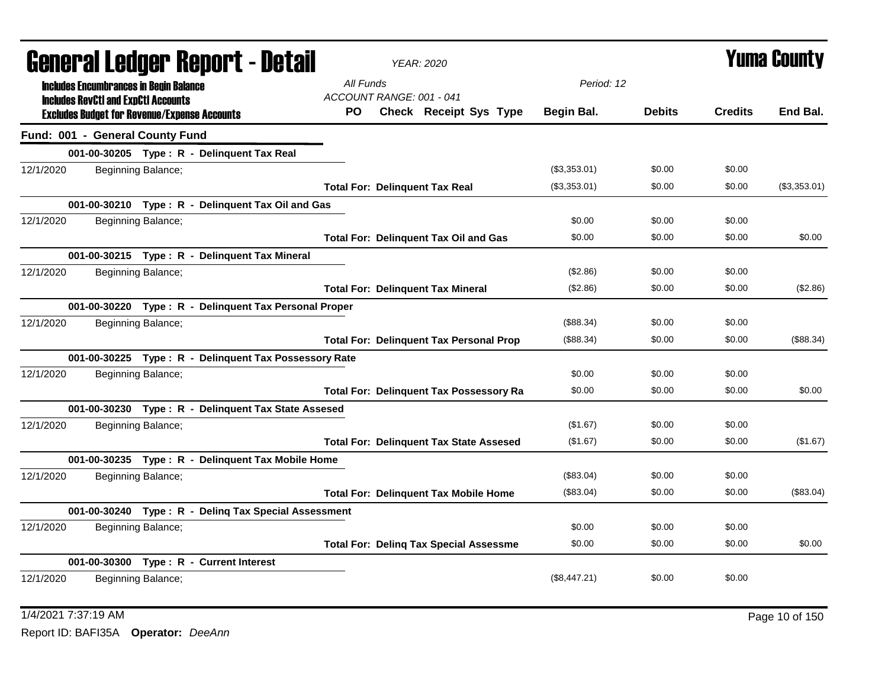# General Ledger Report - Detail

**Yuma County**

YEAR: 2020

Includes Encumbrances in Begin Balance
Includes RevCtl and ExpCtl Accounts
Excludes Budget for Revenue/Expense Accounts

All Funds
ACCOUNT RANGE: 001 - 041

Period: 12

| | | PO | Check | Receipt | Sys | Type | Begin Bal. | Debits | Credits | End Bal. |
|---|---|---|---|---|---|---|---|---|---|---|
| **Fund: 001 - General County Fund** | | | | | | | | | | |
| **001-00-30205 Type : R - Delinquent Tax Real** | | | | | | | | | | |
| 12/1/2020 | Beginning Balance; | | | | | | ($3,353.01) | $0.00 | $0.00 | |
| | | **Total For: Delinquent Tax Real** | | | | | ($3,353.01) | $0.00 | $0.00 | ($3,353.01) |
| **001-00-30210 Type : R - Delinquent Tax Oil and Gas** | | | | | | | | | | |
| 12/1/2020 | Beginning Balance; | | | | | | $0.00 | $0.00 | $0.00 | |
| | | **Total For: Delinquent Tax Oil and Gas** | | | | | $0.00 | $0.00 | $0.00 | $0.00 |
| **001-00-30215 Type : R - Delinquent Tax Mineral** | | | | | | | | | | |
| 12/1/2020 | Beginning Balance; | | | | | | ($2.86) | $0.00 | $0.00 | |
| | | **Total For: Delinquent Tax Mineral** | | | | | ($2.86) | $0.00 | $0.00 | ($2.86) |
| **001-00-30220 Type : R - Delinquent Tax Personal Proper** | | | | | | | | | | |
| 12/1/2020 | Beginning Balance; | | | | | | ($88.34) | $0.00 | $0.00 | |
| | | **Total For: Delinquent Tax Personal Prop** | | | | | ($88.34) | $0.00 | $0.00 | ($88.34) |
| **001-00-30225 Type : R - Delinquent Tax Possessory Rate** | | | | | | | | | | |
| 12/1/2020 | Beginning Balance; | | | | | | $0.00 | $0.00 | $0.00 | |
| | | **Total For: Delinquent Tax Possessory Ra** | | | | | $0.00 | $0.00 | $0.00 | $0.00 |
| **001-00-30230 Type : R - Delinquent Tax State Assesed** | | | | | | | | | | |
| 12/1/2020 | Beginning Balance; | | | | | | ($1.67) | $0.00 | $0.00 | |
| | | **Total For: Delinquent Tax State Assesed** | | | | | ($1.67) | $0.00 | $0.00 | ($1.67) |
| **001-00-30235 Type : R - Delinquent Tax Mobile Home** | | | | | | | | | | |
| 12/1/2020 | Beginning Balance; | | | | | | ($83.04) | $0.00 | $0.00 | |
| | | **Total For: Delinquent Tax Mobile Home** | | | | | ($83.04) | $0.00 | $0.00 | ($83.04) |
| **001-00-30240 Type : R - Delinq Tax Special Assessment** | | | | | | | | | | |
| 12/1/2020 | Beginning Balance; | | | | | | $0.00 | $0.00 | $0.00 | |
| | | **Total For: Delinq Tax Special Assessme** | | | | | $0.00 | $0.00 | $0.00 | $0.00 |
| **001-00-30300 Type : R - Current Interest** | | | | | | | | | | |
| 12/1/2020 | Beginning Balance; | | | | | | ($8,447.21) | $0.00 | $0.00 | |

1/4/2021 7:37:19 AM

Report ID: BAFI35A **Operator:** *DeeAnn*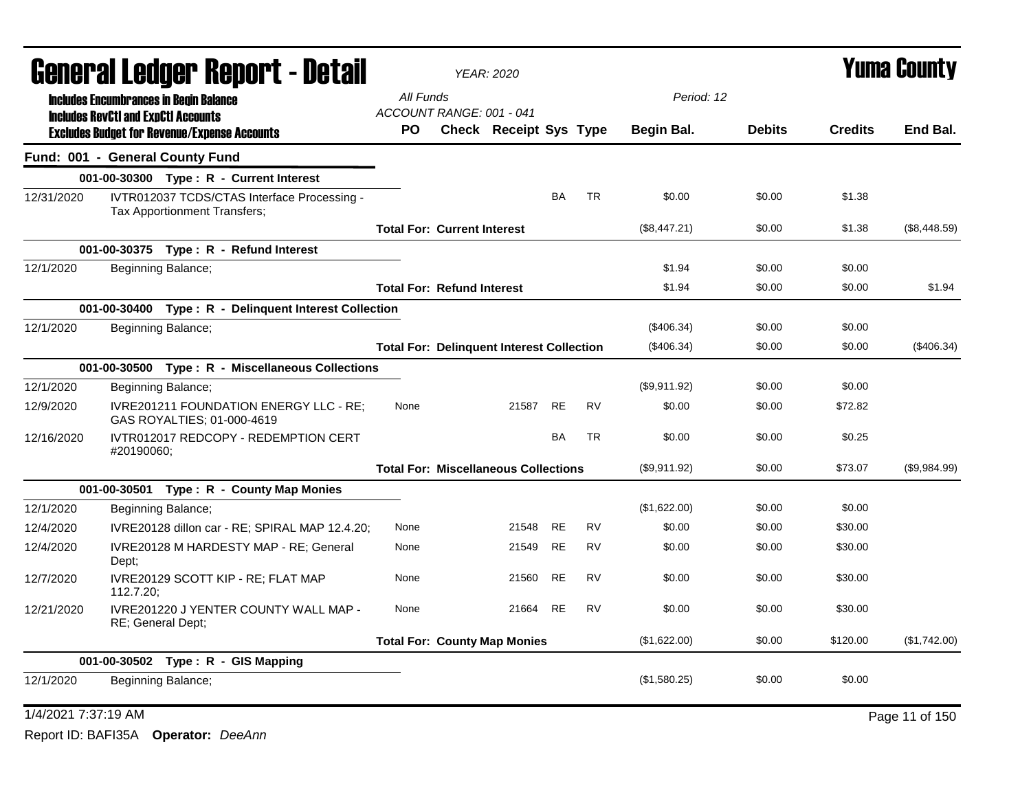# General Ledger Report - Detail

**YEAR: 2020**

**Yuma County**

**Includes Encumbrances in Begin Balance**
**Includes RevCtl and ExpCtl Accounts**
**Excludes Budget for Revenue/Expense Accounts**

All Funds
ACCOUNT RANGE: 001 - 041

Period: 12

| | | PO | Check | Receipt | Sys | Type | Begin Bal. | Debits | Credits | End Bal. |
|---|---|---|---|---|---|---|---|---|---|---|
| **Fund: 001 - General County Fund** | | | | | | | | | | |
| | **001-00-30300 Type : R - Current Interest** | | | | | | | | | |
| 12/31/2020 | IVTR012037 TCDS/CTAS Interface Processing - Tax Apportionment Transfers; | | | | BA | TR | $0.00 | $0.00 | $1.38 | |
| | | **Total For: Current Interest** | | | | | ($8,447.21) | $0.00 | $1.38 | ($8,448.59) |
| | **001-00-30375 Type : R - Refund Interest** | | | | | | | | | |
| 12/1/2020 | Beginning Balance; | | | | | | $1.94 | $0.00 | $0.00 | |
| | | **Total For: Refund Interest** | | | | | $1.94 | $0.00 | $0.00 | $1.94 |
| | **001-00-30400 Type : R - Delinquent Interest Collection** | | | | | | | | | |
| 12/1/2020 | Beginning Balance; | | | | | | ($406.34) | $0.00 | $0.00 | |
| | | **Total For: Delinquent Interest Collection** | | | | | ($406.34) | $0.00 | $0.00 | ($406.34) |
| | **001-00-30500 Type : R - Miscellaneous Collections** | | | | | | | | | |
| 12/1/2020 | Beginning Balance; | | | | | | ($9,911.92) | $0.00 | $0.00 | |
| 12/9/2020 | IVRE201211 FOUNDATION ENERGY LLC - RE; GAS ROYALTIES; 01-000-4619 | None | | 21587 | RE | RV | $0.00 | $0.00 | $72.82 | |
| 12/16/2020 | IVTR012017 REDCOPY - REDEMPTION CERT #20190060; | | | | BA | TR | $0.00 | $0.00 | $0.25 | |
| | | **Total For: Miscellaneous Collections** | | | | | ($9,911.92) | $0.00 | $73.07 | ($9,984.99) |
| | **001-00-30501 Type : R - County Map Monies** | | | | | | | | | |
| 12/1/2020 | Beginning Balance; | | | | | | ($1,622.00) | $0.00 | $0.00 | |
| 12/4/2020 | IVRE20128 dillon car - RE; SPIRAL MAP 12.4.20; | None | | 21548 | RE | RV | $0.00 | $0.00 | $30.00 | |
| 12/4/2020 | IVRE20128 M HARDESTY MAP - RE; General Dept; | None | | 21549 | RE | RV | $0.00 | $0.00 | $30.00 | |
| 12/7/2020 | IVRE20129 SCOTT KIP - RE; FLAT MAP 112.7.20; | None | | 21560 | RE | RV | $0.00 | $0.00 | $30.00 | |
| 12/21/2020 | IVRE201220 J YENTER COUNTY WALL MAP - RE; General Dept; | None | | 21664 | RE | RV | $0.00 | $0.00 | $30.00 | |
| | | **Total For: County Map Monies** | | | | | ($1,622.00) | $0.00 | $120.00 | ($1,742.00) |
| | **001-00-30502 Type : R - GIS Mapping** | | | | | | | | | |
| 12/1/2020 | Beginning Balance; | | | | | | ($1,580.25) | $0.00 | $0.00 | |

1/4/2021 7:37:19 AM

Report ID: BAFI35A **Operator:** *DeeAnn*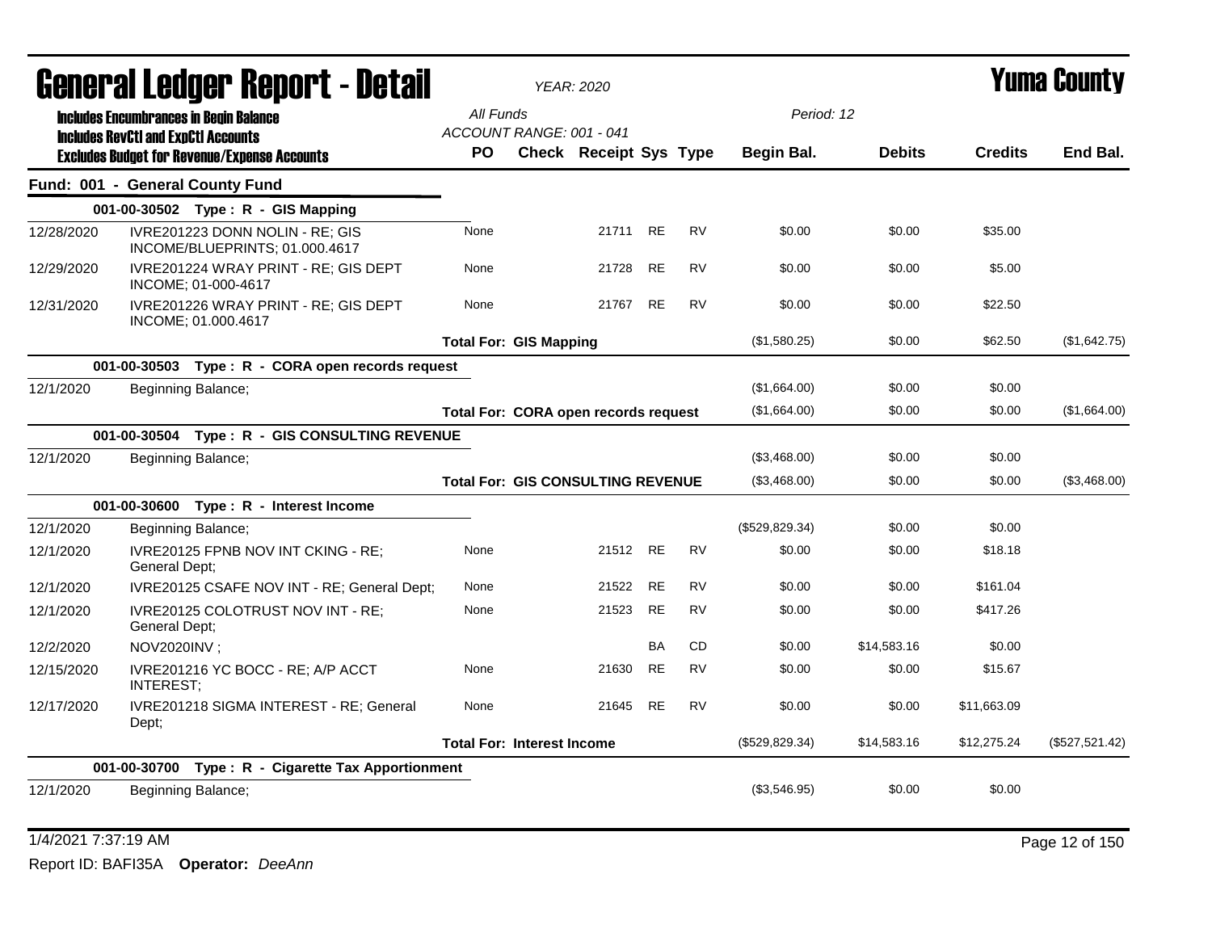# General Ledger Report - Detail

*YEAR: 2020*

## Yuma County

**Includes Encumbrances in Begin Balance**
**Includes RevCtl and ExpCtl Accounts**
**Excludes Budget for Revenue/Expense Accounts**

*All Funds*
*ACCOUNT RANGE: 001 - 041*
*Period: 12*

### Fund: 001 - General County Fund

| Date | Description | PO | Check | Receipt | Sys | Type | Begin Bal. | Debits | Credits | End Bal. |
|---|---|---|---|---|---|---|---|---|---|---|
| | **001-00-30502 Type : R - GIS Mapping** | | | | | | | | | |
| 12/28/2020 | IVRE201223 DONN NOLIN - RE; GIS INCOME/BLUEPRINTS; 01.000.4617 | None | | 21711 | RE | RV | $0.00 | $0.00 | $35.00 | |
| 12/29/2020 | IVRE201224 WRAY PRINT - RE; GIS DEPT INCOME; 01-000-4617 | None | | 21728 | RE | RV | $0.00 | $0.00 | $5.00 | |
| 12/31/2020 | IVRE201226 WRAY PRINT - RE; GIS DEPT INCOME; 01.000.4617 | None | | 21767 | RE | RV | $0.00 | $0.00 | $22.50 | |
| | | **Total For: GIS Mapping** | | | | | ($1,580.25) | $0.00 | $62.50 | ($1,642.75) |
| | **001-00-30503 Type : R - CORA open records request** | | | | | | | | | |
| 12/1/2020 | Beginning Balance; | | | | | | ($1,664.00) | $0.00 | $0.00 | |
| | | **Total For: CORA open records request** | | | | | ($1,664.00) | $0.00 | $0.00 | ($1,664.00) |
| | **001-00-30504 Type : R - GIS CONSULTING REVENUE** | | | | | | | | | |
| 12/1/2020 | Beginning Balance; | | | | | | ($3,468.00) | $0.00 | $0.00 | |
| | | **Total For: GIS CONSULTING REVENUE** | | | | | ($3,468.00) | $0.00 | $0.00 | ($3,468.00) |
| | **001-00-30600 Type : R - Interest Income** | | | | | | | | | |
| 12/1/2020 | Beginning Balance; | | | | | | ($529,829.34) | $0.00 | $0.00 | |
| 12/1/2020 | IVRE20125 FPNB NOV INT CKING - RE; General Dept; | None | | 21512 | RE | RV | $0.00 | $0.00 | $18.18 | |
| 12/1/2020 | IVRE20125 CSAFE NOV INT - RE; General Dept; | None | | 21522 | RE | RV | $0.00 | $0.00 | $161.04 | |
| 12/1/2020 | IVRE20125 COLOTRUST NOV INT - RE; General Dept; | None | | 21523 | RE | RV | $0.00 | $0.00 | $417.26 | |
| 12/2/2020 | NOV2020INV ; | | | | BA | CD | $0.00 | $14,583.16 | $0.00 | |
| 12/15/2020 | IVRE201216 YC BOCC - RE; A/P ACCT INTEREST; | None | | 21630 | RE | RV | $0.00 | $0.00 | $15.67 | |
| 12/17/2020 | IVRE201218 SIGMA INTEREST - RE; General Dept; | None | | 21645 | RE | RV | $0.00 | $0.00 | $11,663.09 | |
| | | **Total For: Interest Income** | | | | | ($529,829.34) | $14,583.16 | $12,275.24 | ($527,521.42) |
| | **001-00-30700 Type : R - Cigarette Tax Apportionment** | | | | | | | | | |
| 12/1/2020 | Beginning Balance; | | | | | | ($3,546.95) | $0.00 | $0.00 | |

1/4/2021 7:37:19 AM

Report ID: BAFI35A **Operator:** *DeeAnn*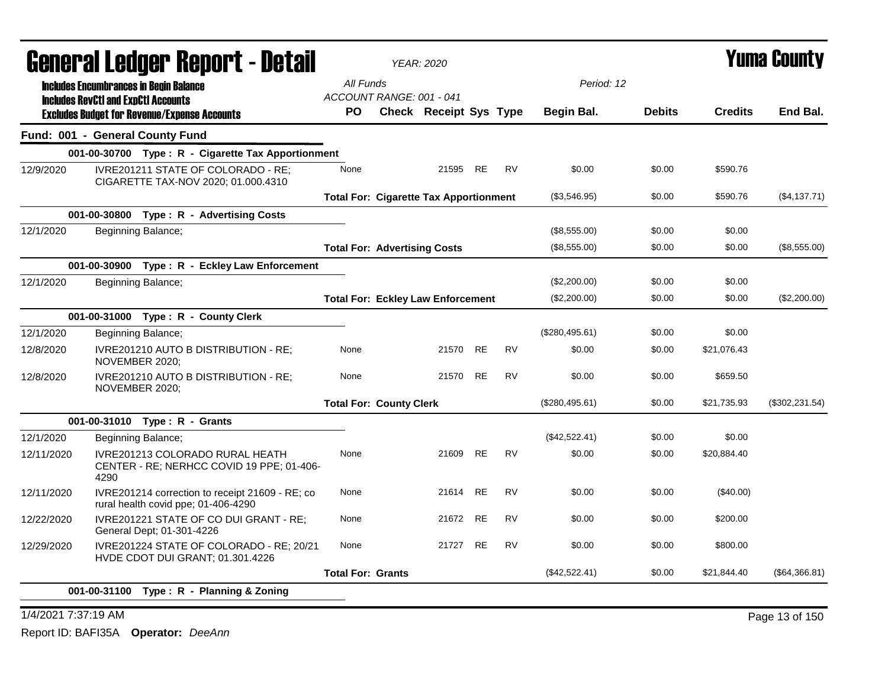# General Ledger Report - Detail

**Yuma County**

YEAR: 2020

Includes Encumbrances in Begin Balance
Includes RevCtl and ExpCtl Accounts
Excludes Budget for Revenue/Expense Accounts

All Funds
ACCOUNT RANGE: 001 - 041

Period: 12

| | | PO | Check | Receipt | Sys | Type | Begin Bal. | Debits | Credits | End Bal. |
|---|---|---|---|---|---|---|---|---|---|---|
| **Fund: 001 - General County Fund** | | | | | | | | | | |
| **001-00-30700 Type : R - Cigarette Tax Apportionment** | | | | | | | | | | |
| 12/9/2020 | IVRE201211 STATE OF COLORADO - RE; CIGARETTE TAX-NOV 2020; 01.000.4310 | None | | 21595 | RE | RV | $0.00 | $0.00 | $590.76 | |
| | | **Total For: Cigarette Tax Apportionment** | | | | | ($3,546.95) | $0.00 | $590.76 | ($4,137.71) |
| **001-00-30800 Type : R - Advertising Costs** | | | | | | | | | | |
| 12/1/2020 | Beginning Balance; | | | | | | ($8,555.00) | $0.00 | $0.00 | |
| | | **Total For: Advertising Costs** | | | | | ($8,555.00) | $0.00 | $0.00 | ($8,555.00) |
| **001-00-30900 Type : R - Eckley Law Enforcement** | | | | | | | | | | |
| 12/1/2020 | Beginning Balance; | | | | | | ($2,200.00) | $0.00 | $0.00 | |
| | | **Total For: Eckley Law Enforcement** | | | | | ($2,200.00) | $0.00 | $0.00 | ($2,200.00) |
| **001-00-31000 Type : R - County Clerk** | | | | | | | | | | |
| 12/1/2020 | Beginning Balance; | | | | | | ($280,495.61) | $0.00 | $0.00 | |
| 12/8/2020 | IVRE201210 AUTO B DISTRIBUTION - RE; NOVEMBER 2020; | None | | 21570 | RE | RV | $0.00 | $0.00 | $21,076.43 | |
| 12/8/2020 | IVRE201210 AUTO B DISTRIBUTION - RE; NOVEMBER 2020; | None | | 21570 | RE | RV | $0.00 | $0.00 | $659.50 | |
| | | **Total For: County Clerk** | | | | | ($280,495.61) | $0.00 | $21,735.93 | ($302,231.54) |
| **001-00-31010 Type : R - Grants** | | | | | | | | | | |
| 12/1/2020 | Beginning Balance; | | | | | | ($42,522.41) | $0.00 | $0.00 | |
| 12/11/2020 | IVRE201213 COLORADO RURAL HEATH CENTER - RE; NERHCC COVID 19 PPE; 01-406-4290 | None | | 21609 | RE | RV | $0.00 | $0.00 | $20,884.40 | |
| 12/11/2020 | IVRE201214 correction to receipt 21609 - RE; co rural health covid ppe; 01-406-4290 | None | | 21614 | RE | RV | $0.00 | $0.00 | ($40.00) | |
| 12/22/2020 | IVRE201221 STATE OF CO DUI GRANT - RE; General Dept; 01-301-4226 | None | | 21672 | RE | RV | $0.00 | $0.00 | $200.00 | |
| 12/29/2020 | IVRE201224 STATE OF COLORADO - RE; 20/21 HVDE CDOT DUI GRANT; 01.301.4226 | None | | 21727 | RE | RV | $0.00 | $0.00 | $800.00 | |
| | | **Total For: Grants** | | | | | ($42,522.41) | $0.00 | $21,844.40 | ($64,366.81) |
| **001-00-31100 Type : R - Planning & Zoning** | | | | | | | | | | |

1/4/2021 7:37:19 AM

Report ID: BAFI35A Operator: DeeAnn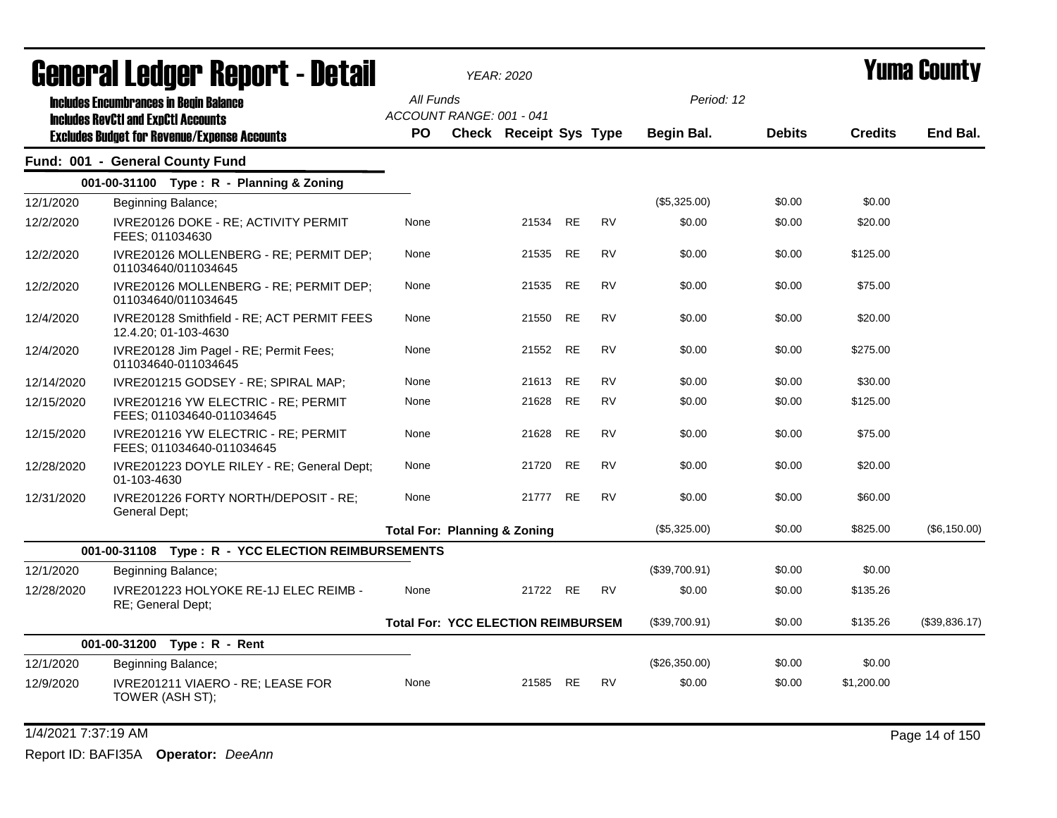# General Ledger Report - Detail

*YEAR: 2020*

# Yuma County

**Includes Encumbrances in Begin Balance**
**Includes RevCtl and ExpCtl Accounts**
**Excludes Budget for Revenue/Expense Accounts**

*All Funds*
*ACCOUNT RANGE: 001 - 041*

*Period: 12*

## Fund: 001 - General County Fund

| Date | Description | PO | Check | Receipt | Sys | Type | Begin Bal. | Debits | Credits | End Bal. |
|---|---|---|---|---|---|---|---|---|---|---|
| **001-00-31100 Type : R - Planning & Zoning** | | | | | | | | | | |
| 12/1/2020 | Beginning Balance; | | | | | | ($5,325.00) | $0.00 | $0.00 | |
| 12/2/2020 | IVRE20126 DOKE - RE; ACTIVITY PERMIT FEES; 011034630 | None | | 21534 | RE | RV | $0.00 | $0.00 | $20.00 | |
| 12/2/2020 | IVRE20126 MOLLENBERG - RE; PERMIT DEP; 011034640/011034645 | None | | 21535 | RE | RV | $0.00 | $0.00 | $125.00 | |
| 12/2/2020 | IVRE20126 MOLLENBERG - RE; PERMIT DEP; 011034640/011034645 | None | | 21535 | RE | RV | $0.00 | $0.00 | $75.00 | |
| 12/4/2020 | IVRE20128 Smithfield - RE; ACT PERMIT FEES 12.4.20; 01-103-4630 | None | | 21550 | RE | RV | $0.00 | $0.00 | $20.00 | |
| 12/4/2020 | IVRE20128 Jim Pagel - RE; Permit Fees; 011034640-011034645 | None | | 21552 | RE | RV | $0.00 | $0.00 | $275.00 | |
| 12/14/2020 | IVRE201215 GODSEY - RE; SPIRAL MAP; | None | | 21613 | RE | RV | $0.00 | $0.00 | $30.00 | |
| 12/15/2020 | IVRE201216 YW ELECTRIC - RE; PERMIT FEES; 011034640-011034645 | None | | 21628 | RE | RV | $0.00 | $0.00 | $125.00 | |
| 12/15/2020 | IVRE201216 YW ELECTRIC - RE; PERMIT FEES; 011034640-011034645 | None | | 21628 | RE | RV | $0.00 | $0.00 | $75.00 | |
| 12/28/2020 | IVRE201223 DOYLE RILEY - RE; General Dept; 01-103-4630 | None | | 21720 | RE | RV | $0.00 | $0.00 | $20.00 | |
| 12/31/2020 | IVRE201226 FORTY NORTH/DEPOSIT - RE; General Dept; | None | | 21777 | RE | RV | $0.00 | $0.00 | $60.00 | |
| | | **Total For: Planning & Zoning** | | | | | ($5,325.00) | $0.00 | $825.00 | ($6,150.00) |
| **001-00-31108 Type : R - YCC ELECTION REIMBURSEMENTS** | | | | | | | | | | |
| 12/1/2020 | Beginning Balance; | | | | | | ($39,700.91) | $0.00 | $0.00 | |
| 12/28/2020 | IVRE201223 HOLYOKE RE-1J ELEC REIMB - RE; General Dept; | None | | 21722 | RE | RV | $0.00 | $0.00 | $135.26 | |
| | | **Total For: YCC ELECTION REIMBURSEM** | | | | | ($39,700.91) | $0.00 | $135.26 | ($39,836.17) |
| **001-00-31200 Type : R - Rent** | | | | | | | | | | |
| 12/1/2020 | Beginning Balance; | | | | | | ($26,350.00) | $0.00 | $0.00 | |
| 12/9/2020 | IVRE201211 VIAERO - RE; LEASE FOR TOWER (ASH ST); | None | | 21585 | RE | RV | $0.00 | $0.00 | $1,200.00 | |

1/4/2021 7:37:19 AM

Report ID: BAFI35A **Operator:** *DeeAnn*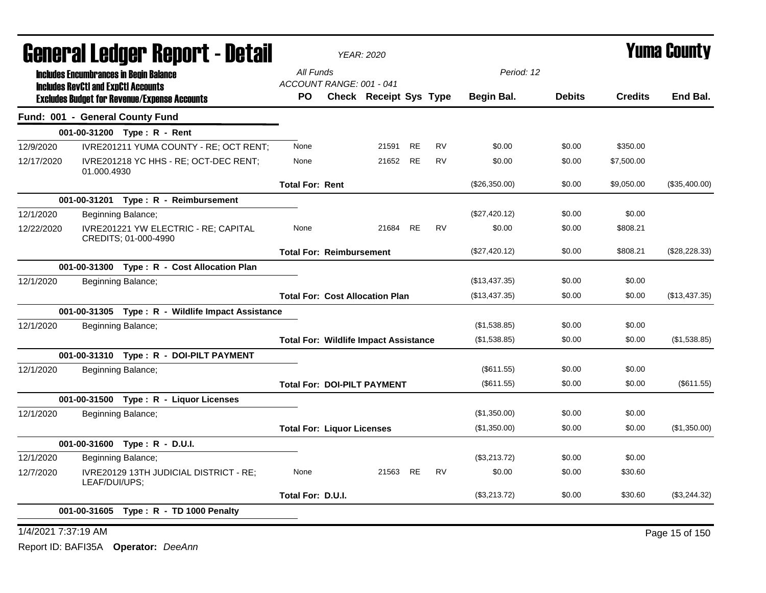# General Ledger Report - Detail

**Yuma County**

YEAR: 2020

Includes Encumbrances in Begin Balance
Includes RevCtl and ExpCtl Accounts
Excludes Budget for Revenue/Expense Accounts

All Funds
ACCOUNT RANGE: 001 - 041

Period: 12

| | | PO | Check | Receipt | Sys | Type | Begin Bal. | Debits | Credits | End Bal. |
|---|---|---|---|---|---|---|---|---|---|---|
| **Fund: 001 - General County Fund** | | | | | | | | | | |
| **001-00-31200 Type : R - Rent** | | | | | | | | | | |
| 12/9/2020 | IVRE201211 YUMA COUNTY - RE; OCT RENT; | None | | 21591 | RE | RV | $0.00 | $0.00 | $350.00 | |
| 12/17/2020 | IVRE201218 YC HHS - RE; OCT-DEC RENT; 01.000.4930 | None | | 21652 | RE | RV | $0.00 | $0.00 | $7,500.00 | |
| | | **Total For: Rent** | | | | | ($26,350.00) | $0.00 | $9,050.00 | ($35,400.00) |
| **001-00-31201 Type : R - Reimbursement** | | | | | | | | | | |
| 12/1/2020 | Beginning Balance; | | | | | | ($27,420.12) | $0.00 | $0.00 | |
| 12/22/2020 | IVRE201221 YW ELECTRIC - RE; CAPITAL CREDITS; 01-000-4990 | None | | 21684 | RE | RV | $0.00 | $0.00 | $808.21 | |
| | | **Total For: Reimbursement** | | | | | ($27,420.12) | $0.00 | $808.21 | ($28,228.33) |
| **001-00-31300 Type : R - Cost Allocation Plan** | | | | | | | | | | |
| 12/1/2020 | Beginning Balance; | | | | | | ($13,437.35) | $0.00 | $0.00 | |
| | | **Total For: Cost Allocation Plan** | | | | | ($13,437.35) | $0.00 | $0.00 | ($13,437.35) |
| **001-00-31305 Type : R - Wildlife Impact Assistance** | | | | | | | | | | |
| 12/1/2020 | Beginning Balance; | | | | | | ($1,538.85) | $0.00 | $0.00 | |
| | | **Total For: Wildlife Impact Assistance** | | | | | ($1,538.85) | $0.00 | $0.00 | ($1,538.85) |
| **001-00-31310 Type : R - DOI-PILT PAYMENT** | | | | | | | | | | |
| 12/1/2020 | Beginning Balance; | | | | | | ($611.55) | $0.00 | $0.00 | |
| | | **Total For: DOI-PILT PAYMENT** | | | | | ($611.55) | $0.00 | $0.00 | ($611.55) |
| **001-00-31500 Type : R - Liquor Licenses** | | | | | | | | | | |
| 12/1/2020 | Beginning Balance; | | | | | | ($1,350.00) | $0.00 | $0.00 | |
| | | **Total For: Liquor Licenses** | | | | | ($1,350.00) | $0.00 | $0.00 | ($1,350.00) |
| **001-00-31600 Type : R - D.U.I.** | | | | | | | | | | |
| 12/1/2020 | Beginning Balance; | | | | | | ($3,213.72) | $0.00 | $0.00 | |
| 12/7/2020 | IVRE20129 13TH JUDICIAL DISTRICT - RE; LEAF/DUI/UPS; | None | | 21563 | RE | RV | $0.00 | $0.00 | $30.60 | |
| | | **Total For: D.U.I.** | | | | | ($3,213.72) | $0.00 | $30.60 | ($3,244.32) |
| **001-00-31605 Type : R - TD 1000 Penalty** | | | | | | | | | | |

1/4/2021 7:37:19 AM

Report ID: BAFI35A **Operator:** *DeeAnn*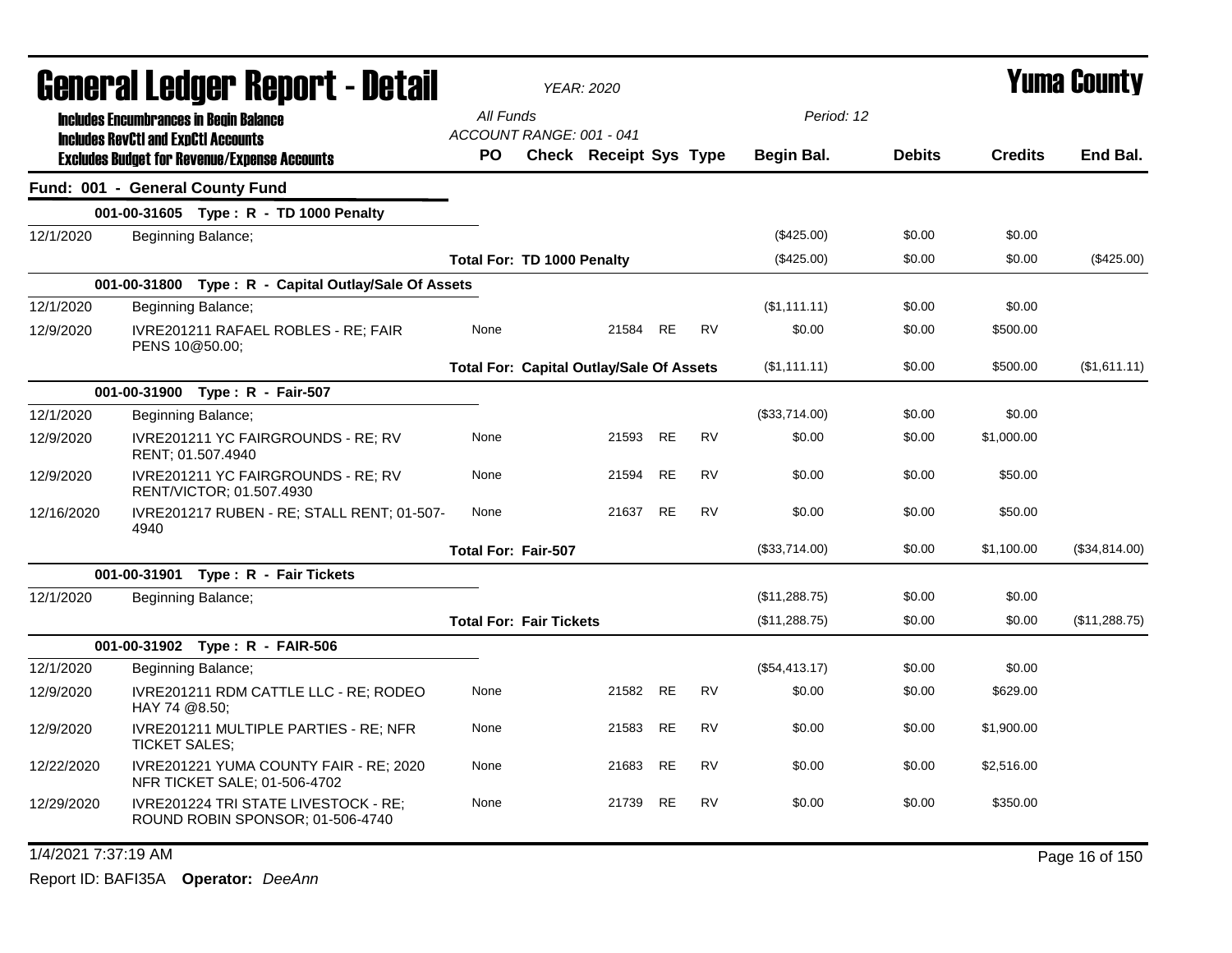# General Ledger Report - Detail

*YEAR: 2020*

# Yuma County

**Includes Encumbrances in Begin Balance**
**Includes RevCtl and ExpCtl Accounts**
**Excludes Budget for Revenue/Expense Accounts**

All Funds
ACCOUNT RANGE: 001 - 041

Period: 12

| | | PO | Check | Receipt | Sys | Type | Begin Bal. | Debits | Credits | End Bal. |
|---|---|---|---|---|---|---|---|---|---|---|
| **Fund: 001 - General County Fund** | | | | | | | | | | |
| | **001-00-31605 Type : R - TD 1000 Penalty** | | | | | | | | | |
| 12/1/2020 | Beginning Balance; | | | | | | ($425.00) | $0.00 | $0.00 | |
| | | **Total For: TD 1000 Penalty** | | | | | ($425.00) | $0.00 | $0.00 | ($425.00) |
| | **001-00-31800 Type : R - Capital Outlay/Sale Of Assets** | | | | | | | | | |
| 12/1/2020 | Beginning Balance; | | | | | | ($1,111.11) | $0.00 | $0.00 | |
| 12/9/2020 | IVRE201211 RAFAEL ROBLES - RE; FAIR PENS 10@50.00; | None | | 21584 | RE | RV | $0.00 | $0.00 | $500.00 | |
| | | **Total For: Capital Outlay/Sale Of Assets** | | | | | ($1,111.11) | $0.00 | $500.00 | ($1,611.11) |
| | **001-00-31900 Type : R - Fair-507** | | | | | | | | | |
| 12/1/2020 | Beginning Balance; | | | | | | ($33,714.00) | $0.00 | $0.00 | |
| 12/9/2020 | IVRE201211 YC FAIRGROUNDS - RE; RV RENT; 01.507.4940 | None | | 21593 | RE | RV | $0.00 | $0.00 | $1,000.00 | |
| 12/9/2020 | IVRE201211 YC FAIRGROUNDS - RE; RV RENT/VICTOR; 01.507.4930 | None | | 21594 | RE | RV | $0.00 | $0.00 | $50.00 | |
| 12/16/2020 | IVRE201217 RUBEN - RE; STALL RENT; 01-507-4940 | None | | 21637 | RE | RV | $0.00 | $0.00 | $50.00 | |
| | | **Total For: Fair-507** | | | | | ($33,714.00) | $0.00 | $1,100.00 | ($34,814.00) |
| | **001-00-31901 Type : R - Fair Tickets** | | | | | | | | | |
| 12/1/2020 | Beginning Balance; | | | | | | ($11,288.75) | $0.00 | $0.00 | |
| | | **Total For: Fair Tickets** | | | | | ($11,288.75) | $0.00 | $0.00 | ($11,288.75) |
| | **001-00-31902 Type : R - FAIR-506** | | | | | | | | | |
| 12/1/2020 | Beginning Balance; | | | | | | ($54,413.17) | $0.00 | $0.00 | |
| 12/9/2020 | IVRE201211 RDM CATTLE LLC - RE; RODEO HAY 74 @8.50; | None | | 21582 | RE | RV | $0.00 | $0.00 | $629.00 | |
| 12/9/2020 | IVRE201211 MULTIPLE PARTIES - RE; NFR TICKET SALES; | None | | 21583 | RE | RV | $0.00 | $0.00 | $1,900.00 | |
| 12/22/2020 | IVRE201221 YUMA COUNTY FAIR - RE; 2020 NFR TICKET SALE; 01-506-4702 | None | | 21683 | RE | RV | $0.00 | $0.00 | $2,516.00 | |
| 12/29/2020 | IVRE201224 TRI STATE LIVESTOCK - RE; ROUND ROBIN SPONSOR; 01-506-4740 | None | | 21739 | RE | RV | $0.00 | $0.00 | $350.00 | |

1/4/2021 7:37:19 AM

Report ID: BAFI35A **Operator:** *DeeAnn*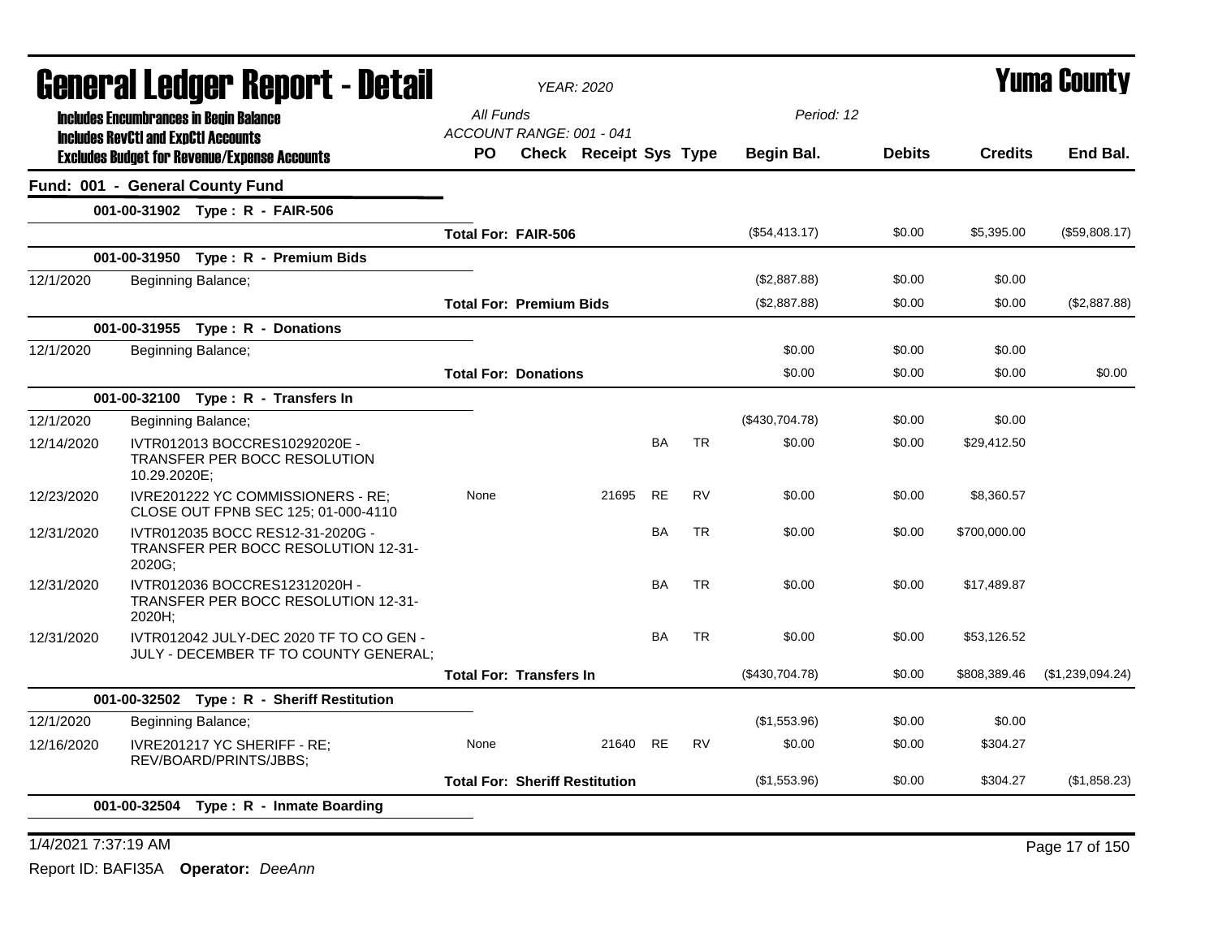# General Ledger Report - Detail

*YEAR: 2020*

## Yuma County

**Includes Encumbrances in Begin Balance**
**Includes RevCtl and ExpCtl Accounts**
**Excludes Budget for Revenue/Expense Accounts**

All Funds
ACCOUNT RANGE: 001 - 041
Period: 12

| | | PO | Check | Receipt | Sys | Type | Begin Bal. | Debits | Credits | End Bal. |
|---|---|---|---|---|---|---|---|---|---|---|
| **Fund: 001 - General County Fund** | | | | | | | | | | |
| | **001-00-31902 Type : R - FAIR-506** | | | | | | | | | |
| | | **Total For: FAIR-506** | | | | | ($54,413.17) | $0.00 | $5,395.00 | ($59,808.17) |
| | **001-00-31950 Type : R - Premium Bids** | | | | | | | | | |
| 12/1/2020 | Beginning Balance; | | | | | | ($2,887.88) | $0.00 | $0.00 | |
| | | **Total For: Premium Bids** | | | | | ($2,887.88) | $0.00 | $0.00 | ($2,887.88) |
| | **001-00-31955 Type : R - Donations** | | | | | | | | | |
| 12/1/2020 | Beginning Balance; | | | | | | $0.00 | $0.00 | $0.00 | |
| | | **Total For: Donations** | | | | | $0.00 | $0.00 | $0.00 | $0.00 |
| | **001-00-32100 Type : R - Transfers In** | | | | | | | | | |
| 12/1/2020 | Beginning Balance; | | | | | | ($430,704.78) | $0.00 | $0.00 | |
| 12/14/2020 | IVTR012013 BOCCRES10292020E - TRANSFER PER BOCC RESOLUTION 10.29.2020E; | | | | BA | TR | $0.00 | $0.00 | $29,412.50 | |
| 12/23/2020 | IVRE201222 YC COMMISSIONERS - RE; CLOSE OUT FPNB SEC 125; 01-000-4110 | None | | 21695 | RE | RV | $0.00 | $0.00 | $8,360.57 | |
| 12/31/2020 | IVTR012035 BOCC RES12-31-2020G - TRANSFER PER BOCC RESOLUTION 12-31-2020G; | | | | BA | TR | $0.00 | $0.00 | $700,000.00 | |
| 12/31/2020 | IVTR012036 BOCCRES12312020H - TRANSFER PER BOCC RESOLUTION 12-31-2020H; | | | | BA | TR | $0.00 | $0.00 | $17,489.87 | |
| 12/31/2020 | IVTR012042 JULY-DEC 2020 TF TO CO GEN - JULY - DECEMBER TF TO COUNTY GENERAL; | | | | BA | TR | $0.00 | $0.00 | $53,126.52 | |
| | | **Total For: Transfers In** | | | | | ($430,704.78) | $0.00 | $808,389.46 | ($1,239,094.24) |
| | **001-00-32502 Type : R - Sheriff Restitution** | | | | | | | | | |
| 12/1/2020 | Beginning Balance; | | | | | | ($1,553.96) | $0.00 | $0.00 | |
| 12/16/2020 | IVRE201217 YC SHERIFF - RE; REV/BOARD/PRINTS/JBBS; | None | | 21640 | RE | RV | $0.00 | $0.00 | $304.27 | |
| | | **Total For: Sheriff Restitution** | | | | | ($1,553.96) | $0.00 | $304.27 | ($1,858.23) |
| | **001-00-32504 Type : R - Inmate Boarding** | | | | | | | | | |

1/4/2021 7:37:19 AM

Report ID: BAFI35A **Operator:** *DeeAnn*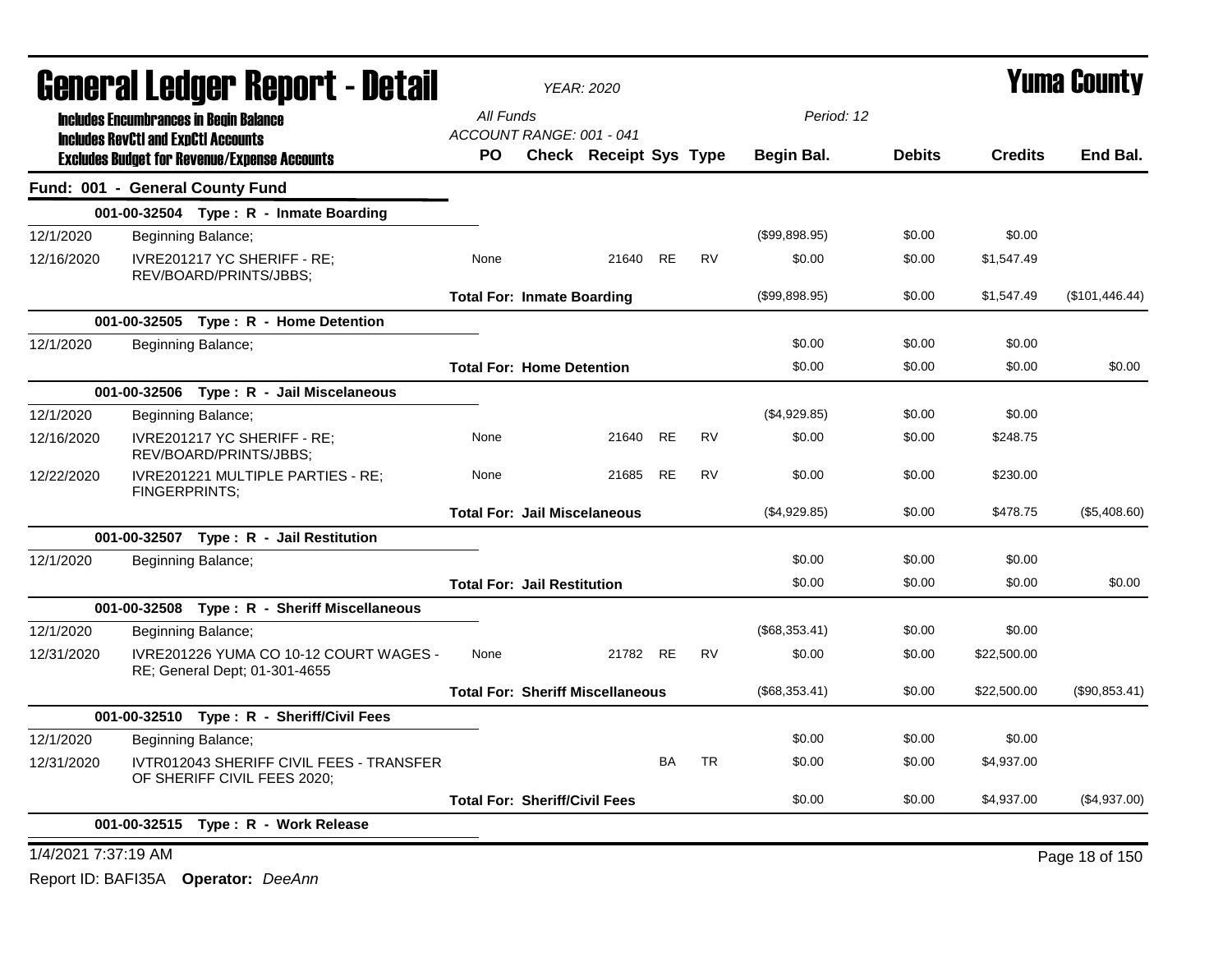# General Ledger Report - Detail

*YEAR: 2020*

# Yuma County

**Includes Encumbrances in Begin Balance**
**Includes RevCtl and ExpCtl Accounts**
**Excludes Budget for Revenue/Expense Accounts**

*All Funds*
*ACCOUNT RANGE: 001 - 041*
*Period: 12*

| | | PO | Check | Receipt | Sys | Type | Begin Bal. | Debits | Credits | End Bal. |
|---|---|---|---|---|---|---|---|---|---|---|
| **Fund: 001 - General County Fund** | | | | | | | | | | |
| **001-00-32504 Type : R - Inmate Boarding** | | | | | | | | | | |
| 12/1/2020 | Beginning Balance; | | | | | | ($99,898.95) | $0.00 | $0.00 | |
| 12/16/2020 | IVRE201217 YC SHERIFF - RE; REV/BOARD/PRINTS/JBBS; | None | | 21640 | RE | RV | $0.00 | $0.00 | $1,547.49 | |
| | | **Total For: Inmate Boarding** | | | | | ($99,898.95) | $0.00 | $1,547.49 | ($101,446.44) |
| **001-00-32505 Type : R - Home Detention** | | | | | | | | | | |
| 12/1/2020 | Beginning Balance; | | | | | | $0.00 | $0.00 | $0.00 | |
| | | **Total For: Home Detention** | | | | | $0.00 | $0.00 | $0.00 | $0.00 |
| **001-00-32506 Type : R - Jail Miscelaneous** | | | | | | | | | | |
| 12/1/2020 | Beginning Balance; | | | | | | ($4,929.85) | $0.00 | $0.00 | |
| 12/16/2020 | IVRE201217 YC SHERIFF - RE; REV/BOARD/PRINTS/JBBS; | None | | 21640 | RE | RV | $0.00 | $0.00 | $248.75 | |
| 12/22/2020 | IVRE201221 MULTIPLE PARTIES - RE; FINGERPRINTS; | None | | 21685 | RE | RV | $0.00 | $0.00 | $230.00 | |
| | | **Total For: Jail Miscelaneous** | | | | | ($4,929.85) | $0.00 | $478.75 | ($5,408.60) |
| **001-00-32507 Type : R - Jail Restitution** | | | | | | | | | | |
| 12/1/2020 | Beginning Balance; | | | | | | $0.00 | $0.00 | $0.00 | |
| | | **Total For: Jail Restitution** | | | | | $0.00 | $0.00 | $0.00 | $0.00 |
| **001-00-32508 Type : R - Sheriff Miscellaneous** | | | | | | | | | | |
| 12/1/2020 | Beginning Balance; | | | | | | ($68,353.41) | $0.00 | $0.00 | |
| 12/31/2020 | IVRE201226 YUMA CO 10-12 COURT WAGES - RE; General Dept; 01-301-4655 | None | | 21782 | RE | RV | $0.00 | $0.00 | $22,500.00 | |
| | | **Total For: Sheriff Miscellaneous** | | | | | ($68,353.41) | $0.00 | $22,500.00 | ($90,853.41) |
| **001-00-32510 Type : R - Sheriff/Civil Fees** | | | | | | | | | | |
| 12/1/2020 | Beginning Balance; | | | | | | $0.00 | $0.00 | $0.00 | |
| 12/31/2020 | IVTR012043 SHERIFF CIVIL FEES - TRANSFER OF SHERIFF CIVIL FEES 2020; | | | | BA | TR | $0.00 | $0.00 | $4,937.00 | |
| | | **Total For: Sheriff/Civil Fees** | | | | | $0.00 | $0.00 | $4,937.00 | ($4,937.00) |
| **001-00-32515 Type : R - Work Release** | | | | | | | | | | |

1/4/2021 7:37:19 AM

Report ID: BAFI35A **Operator:** *DeeAnn*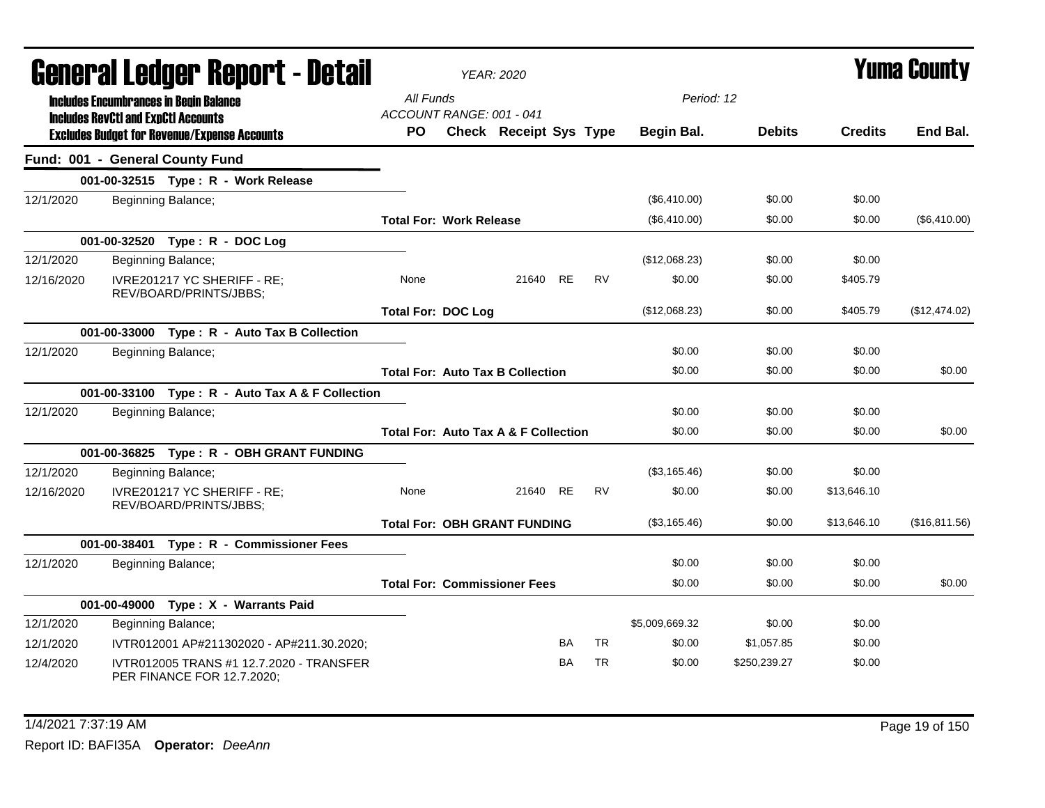# General Ledger Report - Detail

*YEAR: 2020*

# Yuma County

**Includes Encumbrances in Begin Balance**
**Includes RevCtl and ExpCtl Accounts**
**Excludes Budget for Revenue/Expense Accounts**

All Funds
ACCOUNT RANGE: 001 - 041

Period: 12

| | | PO | Check | Receipt | Sys | Type | Begin Bal. | Debits | Credits | End Bal. |
|---|---|---|---|---|---|---|---|---|---|---|
| **Fund: 001 - General County Fund** | | | | | | | | | | |
| | **001-00-32515 Type : R - Work Release** | | | | | | | | | |
| 12/1/2020 | Beginning Balance; | | | | | | ($6,410.00) | $0.00 | $0.00 | |
| | | **Total For: Work Release** | | | | | ($6,410.00) | $0.00 | $0.00 | ($6,410.00) |
| | **001-00-32520 Type : R - DOC Log** | | | | | | | | | |
| 12/1/2020 | Beginning Balance; | | | | | | ($12,068.23) | $0.00 | $0.00 | |
| 12/16/2020 | IVRE201217 YC SHERIFF - RE; REV/BOARD/PRINTS/JBBS; | None | | 21640 | RE | RV | $0.00 | $0.00 | $405.79 | |
| | | **Total For: DOC Log** | | | | | ($12,068.23) | $0.00 | $405.79 | ($12,474.02) |
| | **001-00-33000 Type : R - Auto Tax B Collection** | | | | | | | | | |
| 12/1/2020 | Beginning Balance; | | | | | | $0.00 | $0.00 | $0.00 | |
| | | **Total For: Auto Tax B Collection** | | | | | $0.00 | $0.00 | $0.00 | $0.00 |
| | **001-00-33100 Type : R - Auto Tax A & F Collection** | | | | | | | | | |
| 12/1/2020 | Beginning Balance; | | | | | | $0.00 | $0.00 | $0.00 | |
| | | **Total For: Auto Tax A & F Collection** | | | | | $0.00 | $0.00 | $0.00 | $0.00 |
| | **001-00-36825 Type : R - OBH GRANT FUNDING** | | | | | | | | | |
| 12/1/2020 | Beginning Balance; | | | | | | ($3,165.46) | $0.00 | $0.00 | |
| 12/16/2020 | IVRE201217 YC SHERIFF - RE; REV/BOARD/PRINTS/JBBS; | None | | 21640 | RE | RV | $0.00 | $0.00 | $13,646.10 | |
| | | **Total For: OBH GRANT FUNDING** | | | | | ($3,165.46) | $0.00 | $13,646.10 | ($16,811.56) |
| | **001-00-38401 Type : R - Commissioner Fees** | | | | | | | | | |
| 12/1/2020 | Beginning Balance; | | | | | | $0.00 | $0.00 | $0.00 | |
| | | **Total For: Commissioner Fees** | | | | | $0.00 | $0.00 | $0.00 | $0.00 |
| | **001-00-49000 Type : X - Warrants Paid** | | | | | | | | | |
| 12/1/2020 | Beginning Balance; | | | | | | $5,009,669.32 | $0.00 | $0.00 | |
| 12/1/2020 | IVTR012001 AP#211302020 - AP#211.30.2020; | | | | BA | TR | $0.00 | $1,057.85 | $0.00 | |
| 12/4/2020 | IVTR012005 TRANS #1 12.7.2020 - TRANSFER PER FINANCE FOR 12.7.2020; | | | | BA | TR | $0.00 | $250,239.27 | $0.00 | |

1/4/2021 7:37:19 AM

Report ID: BAFI35A **Operator:** *DeeAnn*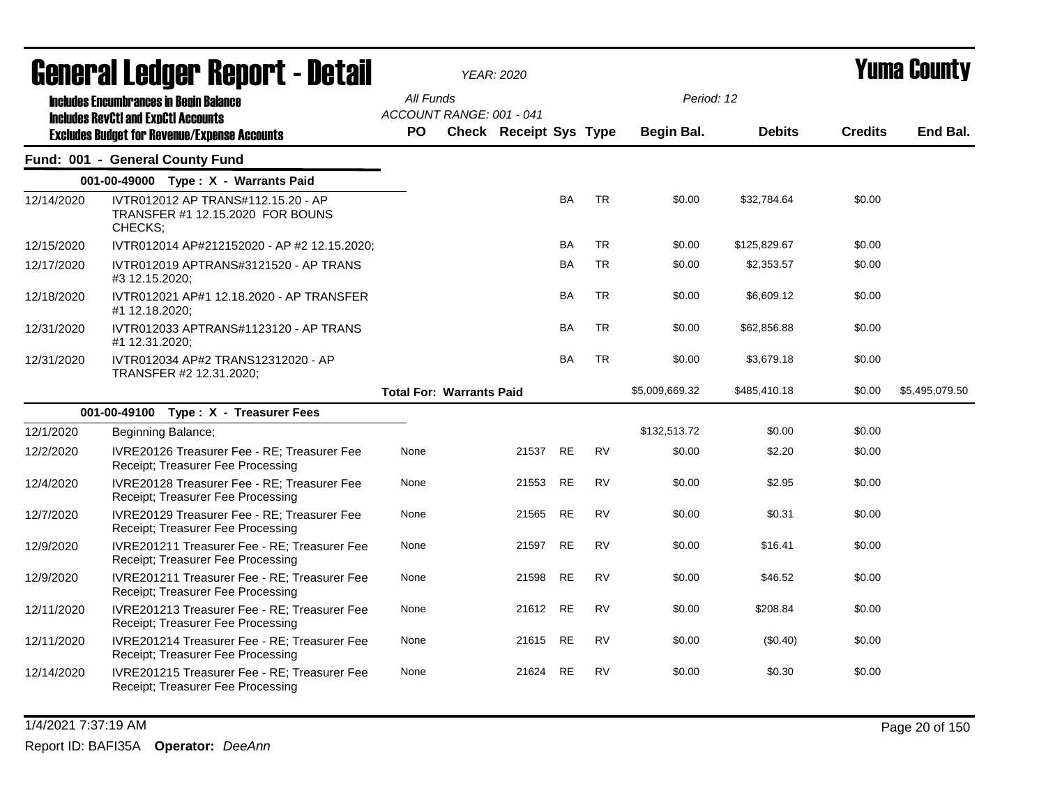# General Ledger Report - Detail

*YEAR: 2020*

# Yuma County

**Includes Encumbrances in Begin Balance**
**Includes RevCtl and ExpCtl Accounts**
**Excludes Budget for Revenue/Expense Accounts**

*All Funds*
*ACCOUNT RANGE: 001 - 041*

*Period: 12*

## Fund: 001 - General County Fund

| Date | Description | PO | Check | Receipt | Sys | Type | Begin Bal. | Debits | Credits | End Bal. |
|---|---|---|---|---|---|---|---|---|---|---|
| **001-00-49000 Type : X - Warrants Paid** | | | | | | | | | | |
| 12/14/2020 | IVTR012012 AP TRANS#112.15.20 - AP TRANSFER #1 12.15.2020 FOR BOUNS CHECKS; | | | | BA | TR | $0.00 | $32,784.64 | $0.00 | |
| 12/15/2020 | IVTR012014 AP#212152020 - AP #2 12.15.2020; | | | | BA | TR | $0.00 | $125,829.67 | $0.00 | |
| 12/17/2020 | IVTR012019 APTRANS#3121520 - AP TRANS #3 12.15.2020; | | | | BA | TR | $0.00 | $2,353.57 | $0.00 | |
| 12/18/2020 | IVTR012021 AP#1 12.18.2020 - AP TRANSFER #1 12.18.2020; | | | | BA | TR | $0.00 | $6,609.12 | $0.00 | |
| 12/31/2020 | IVTR012033 APTRANS#1123120 - AP TRANS #1 12.31.2020; | | | | BA | TR | $0.00 | $62,856.88 | $0.00 | |
| 12/31/2020 | IVTR012034 AP#2 TRANS12312020 - AP TRANSFER #2 12.31.2020; | | | | BA | TR | $0.00 | $3,679.18 | $0.00 | |
| | | **Total For: Warrants Paid** | | | | | $5,009,669.32 | $485,410.18 | $0.00 | $5,495,079.50 |
| **001-00-49100 Type : X - Treasurer Fees** | | | | | | | | | | |
| 12/1/2020 | Beginning Balance; | | | | | | $132,513.72 | $0.00 | $0.00 | |
| 12/2/2020 | IVRE20126 Treasurer Fee - RE; Treasurer Fee Receipt; Treasurer Fee Processing | None | | 21537 | RE | RV | $0.00 | $2.20 | $0.00 | |
| 12/4/2020 | IVRE20128 Treasurer Fee - RE; Treasurer Fee Receipt; Treasurer Fee Processing | None | | 21553 | RE | RV | $0.00 | $2.95 | $0.00 | |
| 12/7/2020 | IVRE20129 Treasurer Fee - RE; Treasurer Fee Receipt; Treasurer Fee Processing | None | | 21565 | RE | RV | $0.00 | $0.31 | $0.00 | |
| 12/9/2020 | IVRE201211 Treasurer Fee - RE; Treasurer Fee Receipt; Treasurer Fee Processing | None | | 21597 | RE | RV | $0.00 | $16.41 | $0.00 | |
| 12/9/2020 | IVRE201211 Treasurer Fee - RE; Treasurer Fee Receipt; Treasurer Fee Processing | None | | 21598 | RE | RV | $0.00 | $46.52 | $0.00 | |
| 12/11/2020 | IVRE201213 Treasurer Fee - RE; Treasurer Fee Receipt; Treasurer Fee Processing | None | | 21612 | RE | RV | $0.00 | $208.84 | $0.00 | |
| 12/11/2020 | IVRE201214 Treasurer Fee - RE; Treasurer Fee Receipt; Treasurer Fee Processing | None | | 21615 | RE | RV | $0.00 | ($0.40) | $0.00 | |
| 12/14/2020 | IVRE201215 Treasurer Fee - RE; Treasurer Fee Receipt; Treasurer Fee Processing | None | | 21624 | RE | RV | $0.00 | $0.30 | $0.00 | |

1/4/2021 7:37:19 AM

Report ID: BAFI35A **Operator:** *DeeAnn*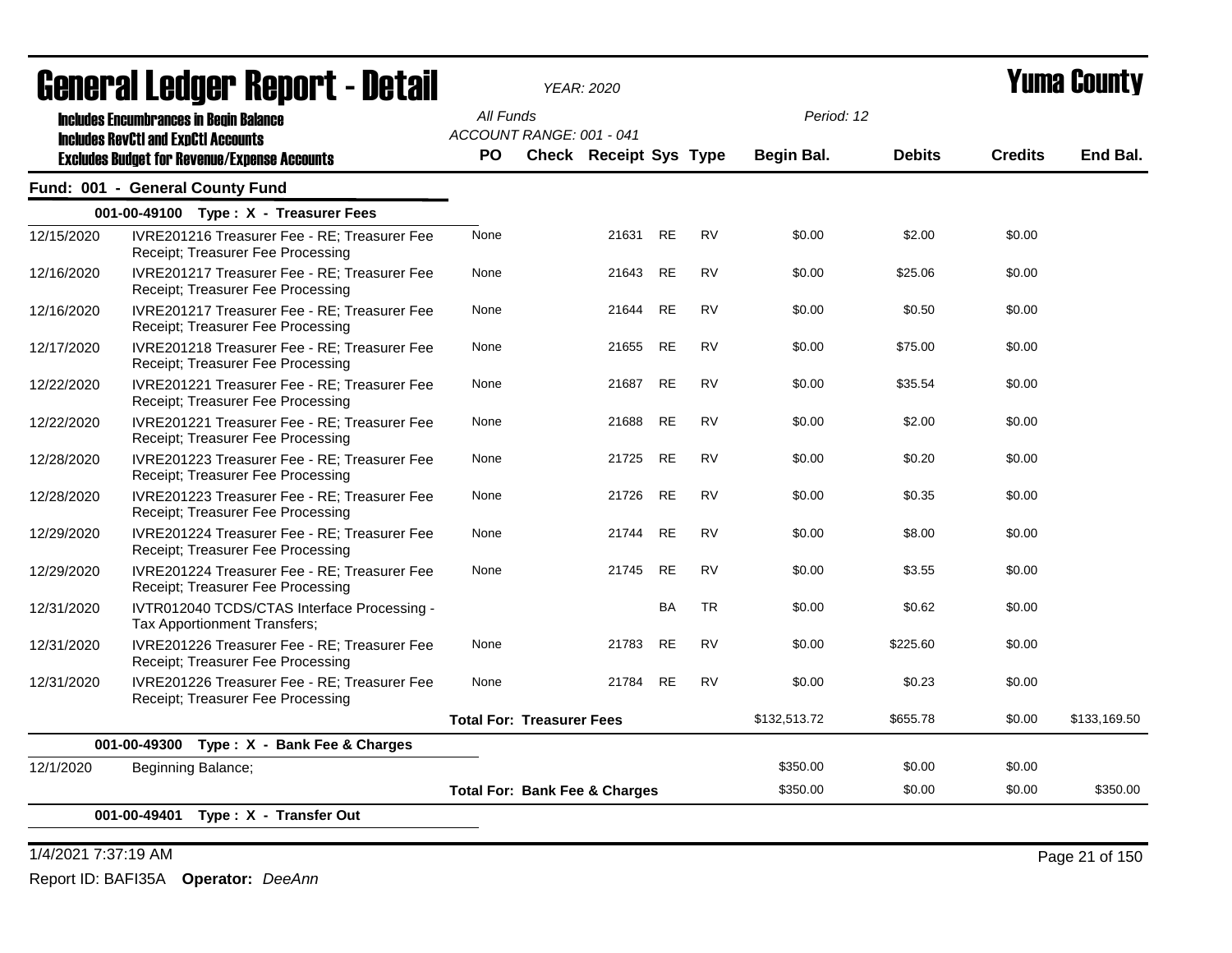# General Ledger Report - Detail

*YEAR: 2020*

# Yuma County

**Includes Encumbrances in Begin Balance**
**Includes RevCtl and ExpCtl Accounts**
**Excludes Budget for Revenue/Expense Accounts**

*All Funds*
*ACCOUNT RANGE: 001 - 041*
*Period: 12*

## Fund: 001 - General County Fund

| Date | Description | PO | Check | Receipt | Sys | Type | Begin Bal. | Debits | Credits | End Bal. |
|---|---|---|---|---|---|---|---|---|---|---|
| **001-00-49100 Type : X - Treasurer Fees** | | | | | | | | | | |
| 12/15/2020 | IVRE201216 Treasurer Fee - RE; Treasurer Fee Receipt; Treasurer Fee Processing | None | | 21631 | RE | RV | $0.00 | $2.00 | $0.00 | |
| 12/16/2020 | IVRE201217 Treasurer Fee - RE; Treasurer Fee Receipt; Treasurer Fee Processing | None | | 21643 | RE | RV | $0.00 | $25.06 | $0.00 | |
| 12/16/2020 | IVRE201217 Treasurer Fee - RE; Treasurer Fee Receipt; Treasurer Fee Processing | None | | 21644 | RE | RV | $0.00 | $0.50 | $0.00 | |
| 12/17/2020 | IVRE201218 Treasurer Fee - RE; Treasurer Fee Receipt; Treasurer Fee Processing | None | | 21655 | RE | RV | $0.00 | $75.00 | $0.00 | |
| 12/22/2020 | IVRE201221 Treasurer Fee - RE; Treasurer Fee Receipt; Treasurer Fee Processing | None | | 21687 | RE | RV | $0.00 | $35.54 | $0.00 | |
| 12/22/2020 | IVRE201221 Treasurer Fee - RE; Treasurer Fee Receipt; Treasurer Fee Processing | None | | 21688 | RE | RV | $0.00 | $2.00 | $0.00 | |
| 12/28/2020 | IVRE201223 Treasurer Fee - RE; Treasurer Fee Receipt; Treasurer Fee Processing | None | | 21725 | RE | RV | $0.00 | $0.20 | $0.00 | |
| 12/28/2020 | IVRE201223 Treasurer Fee - RE; Treasurer Fee Receipt; Treasurer Fee Processing | None | | 21726 | RE | RV | $0.00 | $0.35 | $0.00 | |
| 12/29/2020 | IVRE201224 Treasurer Fee - RE; Treasurer Fee Receipt; Treasurer Fee Processing | None | | 21744 | RE | RV | $0.00 | $8.00 | $0.00 | |
| 12/29/2020 | IVRE201224 Treasurer Fee - RE; Treasurer Fee Receipt; Treasurer Fee Processing | None | | 21745 | RE | RV | $0.00 | $3.55 | $0.00 | |
| 12/31/2020 | IVTR012040 TCDS/CTAS Interface Processing - Tax Apportionment Transfers; | | | | BA | TR | $0.00 | $0.62 | $0.00 | |
| 12/31/2020 | IVRE201226 Treasurer Fee - RE; Treasurer Fee Receipt; Treasurer Fee Processing | None | | 21783 | RE | RV | $0.00 | $225.60 | $0.00 | |
| 12/31/2020 | IVRE201226 Treasurer Fee - RE; Treasurer Fee Receipt; Treasurer Fee Processing | None | | 21784 | RE | RV | $0.00 | $0.23 | $0.00 | |
| | | **Total For: Treasurer Fees** | | | | | $132,513.72 | $655.78 | $0.00 | $133,169.50 |
| **001-00-49300 Type : X - Bank Fee & Charges** | | | | | | | | | | |
| 12/1/2020 | Beginning Balance; | | | | | | $350.00 | $0.00 | $0.00 | |
| | | **Total For: Bank Fee & Charges** | | | | | $350.00 | $0.00 | $0.00 | $350.00 |
| **001-00-49401 Type : X - Transfer Out** | | | | | | | | | | |

1/4/2021 7:37:19 AM

Report ID: BAFI35A **Operator:** *DeeAnn*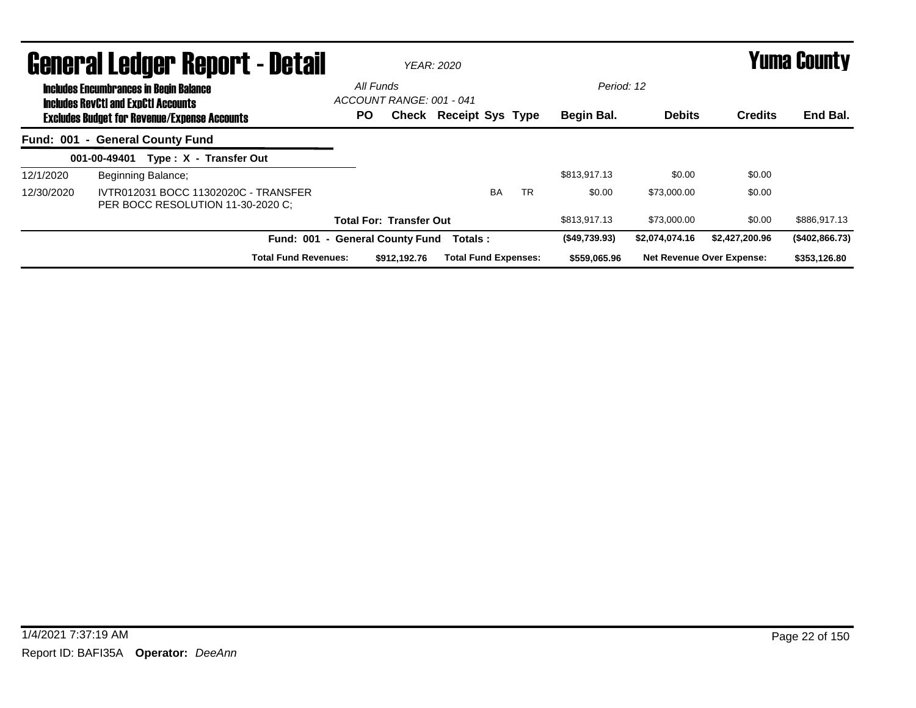# General Ledger Report - Detail

*YEAR: 2020*

**Yuma County**

**Includes Encumbrances in Begin Balance**
**Includes RevCtl and ExpCtl Accounts**
**Excludes Budget for Revenue/Expense Accounts**

*All Funds*
*ACCOUNT RANGE: 001 - 041*

*Period: 12*

| | | PO | Check | Receipt | Sys | Type | Begin Bal. | Debits | Credits | End Bal. |
|---|---|---|---|---|---|---|---|---|---|---|
| **Fund: 001 - General County Fund** | | | | | | | | | | |
| **001-00-49401 Type : X - Transfer Out** | | | | | | | | | | |
| 12/1/2020 | Beginning Balance; | | | | | | $813,917.13 | $0.00 | $0.00 | |
| 12/30/2020 | IVTR012031 BOCC 11302020C - TRANSFER PER BOCC RESOLUTION 11-30-2020 C; | | | | BA | TR | $0.00 | $73,000.00 | $0.00 | |
| | **Total For: Transfer Out** | | | | | | $813,917.13 | $73,000.00 | $0.00 | $886,917.13 |
| | **Fund: 001 - General County Fund Totals :** | | | | | | **($49,739.93)** | **$2,074,074.16** | **$2,427,200.96** | **($402,866.73)** |
| | **Total Fund Revenues:** | | **$912,192.76** | **Total Fund Expenses:** | | | **$559,065.96** | **Net Revenue Over Expense:** | | **$353,126.80** |

1/4/2021 7:37:19 AM

Report ID: BAFI35A **Operator:** *DeeAnn*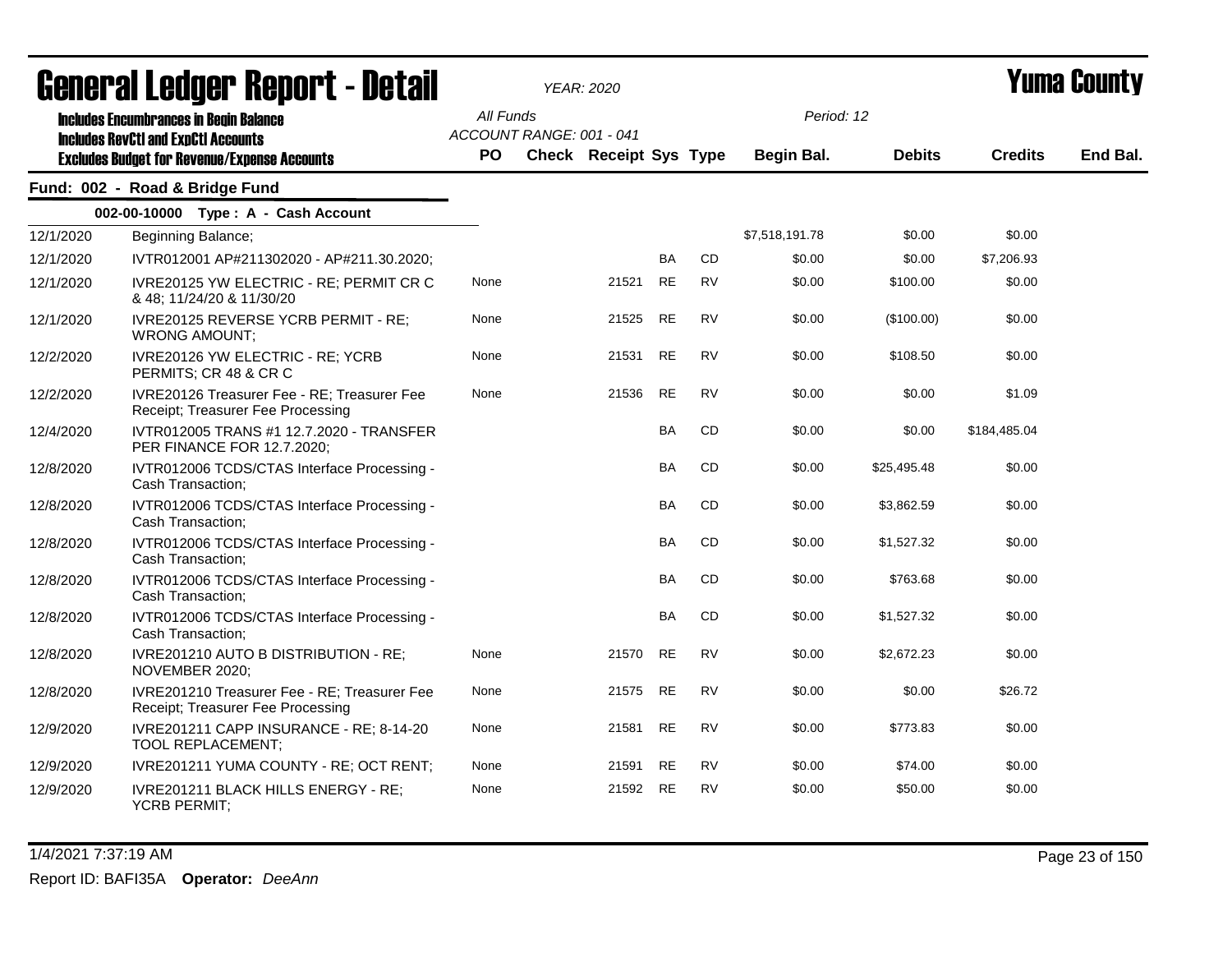# General Ledger Report - Detail

*YEAR: 2020*

# Yuma County

**Includes Encumbrances in Begin Balance**
**Includes RevCtl and ExpCtl Accounts**
**Excludes Budget for Revenue/Expense Accounts**

*All Funds*
*ACCOUNT RANGE: 001 - 041*

*Period: 12*

## Fund: 002 - Road & Bridge Fund

### 002-00-10000 Type : A - Cash Account

| Date | Description | PO | Check | Receipt | Sys | Type | Begin Bal. | Debits | Credits | End Bal. |
|---|---|---|---|---|---|---|---|---|---|---|
| 12/1/2020 | Beginning Balance; | | | | | | $7,518,191.78 | $0.00 | $0.00 | |
| 12/1/2020 | IVTR012001 AP#211302020 - AP#211.30.2020; | | | | BA | CD | $0.00 | $0.00 | $7,206.93 | |
| 12/1/2020 | IVRE20125 YW ELECTRIC - RE; PERMIT CR C & 48; 11/24/20 & 11/30/20 | None | | 21521 | RE | RV | $0.00 | $100.00 | $0.00 | |
| 12/1/2020 | IVRE20125 REVERSE YCRB PERMIT - RE; WRONG AMOUNT; | None | | 21525 | RE | RV | $0.00 | ($100.00) | $0.00 | |
| 12/2/2020 | IVRE20126 YW ELECTRIC - RE; YCRB PERMITS; CR 48 & CR C | None | | 21531 | RE | RV | $0.00 | $108.50 | $0.00 | |
| 12/2/2020 | IVRE20126 Treasurer Fee - RE; Treasurer Fee Receipt; Treasurer Fee Processing | None | | 21536 | RE | RV | $0.00 | $0.00 | $1.09 | |
| 12/4/2020 | IVTR012005 TRANS #1 12.7.2020 - TRANSFER PER FINANCE FOR 12.7.2020; | | | | BA | CD | $0.00 | $0.00 | $184,485.04 | |
| 12/8/2020 | IVTR012006 TCDS/CTAS Interface Processing - Cash Transaction; | | | | BA | CD | $0.00 | $25,495.48 | $0.00 | |
| 12/8/2020 | IVTR012006 TCDS/CTAS Interface Processing - Cash Transaction; | | | | BA | CD | $0.00 | $3,862.59 | $0.00 | |
| 12/8/2020 | IVTR012006 TCDS/CTAS Interface Processing - Cash Transaction; | | | | BA | CD | $0.00 | $1,527.32 | $0.00 | |
| 12/8/2020 | IVTR012006 TCDS/CTAS Interface Processing - Cash Transaction; | | | | BA | CD | $0.00 | $763.68 | $0.00 | |
| 12/8/2020 | IVTR012006 TCDS/CTAS Interface Processing - Cash Transaction; | | | | BA | CD | $0.00 | $1,527.32 | $0.00 | |
| 12/8/2020 | IVRE201210 AUTO B DISTRIBUTION - RE; NOVEMBER 2020; | None | | 21570 | RE | RV | $0.00 | $2,672.23 | $0.00 | |
| 12/8/2020 | IVRE201210 Treasurer Fee - RE; Treasurer Fee Receipt; Treasurer Fee Processing | None | | 21575 | RE | RV | $0.00 | $0.00 | $26.72 | |
| 12/9/2020 | IVRE201211 CAPP INSURANCE - RE; 8-14-20 TOOL REPLACEMENT; | None | | 21581 | RE | RV | $0.00 | $773.83 | $0.00 | |
| 12/9/2020 | IVRE201211 YUMA COUNTY - RE; OCT RENT; | None | | 21591 | RE | RV | $0.00 | $74.00 | $0.00 | |
| 12/9/2020 | IVRE201211 BLACK HILLS ENERGY - RE; YCRB PERMIT; | None | | 21592 | RE | RV | $0.00 | $50.00 | $0.00 | |

1/4/2021 7:37:19 AM

Report ID: BAFI35A **Operator:** *DeeAnn*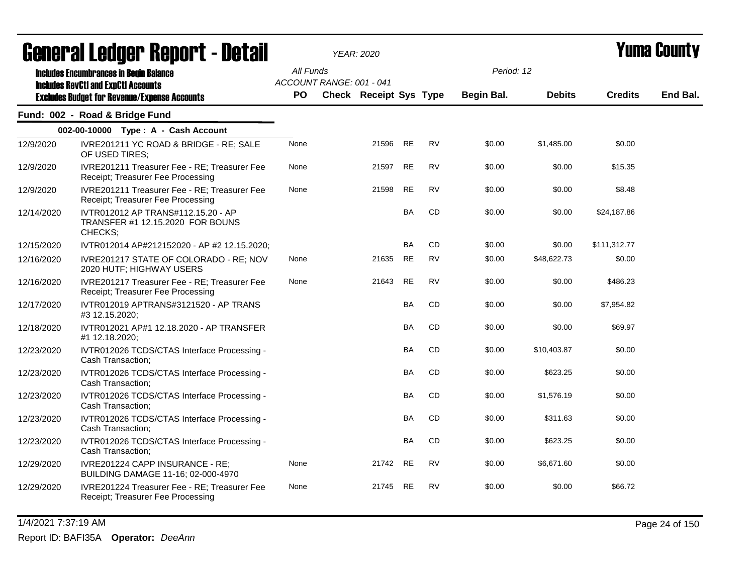# General Ledger Report - Detail

**YEAR: 2020**

**Yuma County**

Includes Encumbrances in Begin Balance
Includes RevCtl and ExpCtl Accounts
Excludes Budget for Revenue/Expense Accounts

All Funds
ACCOUNT RANGE: 001 - 041

Period: 12

## Fund: 002 - Road & Bridge Fund

### 002-00-10000 Type : A - Cash Account

| Date | Description | PO | Check | Receipt | Sys | Type | Begin Bal. | Debits | Credits | End Bal. |
|---|---|---|---|---|---|---|---|---|---|---|
| 12/9/2020 | IVRE201211 YC ROAD & BRIDGE - RE; SALE OF USED TIRES; | None | | 21596 | RE | RV | $0.00 | $1,485.00 | $0.00 | |
| 12/9/2020 | IVRE201211 Treasurer Fee - RE; Treasurer Fee Receipt; Treasurer Fee Processing | None | | 21597 | RE | RV | $0.00 | $0.00 | $15.35 | |
| 12/9/2020 | IVRE201211 Treasurer Fee - RE; Treasurer Fee Receipt; Treasurer Fee Processing | None | | 21598 | RE | RV | $0.00 | $0.00 | $8.48 | |
| 12/14/2020 | IVTR012012 AP TRANS#112.15.20 - AP TRANSFER #1 12.15.2020 FOR BOUNS CHECKS; | | | | BA | CD | $0.00 | $0.00 | $24,187.86 | |
| 12/15/2020 | IVTR012014 AP#212152020 - AP #2 12.15.2020; | | | | BA | CD | $0.00 | $0.00 | $111,312.77 | |
| 12/16/2020 | IVRE201217 STATE OF COLORADO - RE; NOV 2020 HUTF; HIGHWAY USERS | None | | 21635 | RE | RV | $0.00 | $48,622.73 | $0.00 | |
| 12/16/2020 | IVRE201217 Treasurer Fee - RE; Treasurer Fee Receipt; Treasurer Fee Processing | None | | 21643 | RE | RV | $0.00 | $0.00 | $486.23 | |
| 12/17/2020 | IVTR012019 APTRANS#3121520 - AP TRANS #3 12.15.2020; | | | | BA | CD | $0.00 | $0.00 | $7,954.82 | |
| 12/18/2020 | IVTR012021 AP#1 12.18.2020 - AP TRANSFER #1 12.18.2020; | | | | BA | CD | $0.00 | $0.00 | $69.97 | |
| 12/23/2020 | IVTR012026 TCDS/CTAS Interface Processing - Cash Transaction; | | | | BA | CD | $0.00 | $10,403.87 | $0.00 | |
| 12/23/2020 | IVTR012026 TCDS/CTAS Interface Processing - Cash Transaction; | | | | BA | CD | $0.00 | $623.25 | $0.00 | |
| 12/23/2020 | IVTR012026 TCDS/CTAS Interface Processing - Cash Transaction; | | | | BA | CD | $0.00 | $1,576.19 | $0.00 | |
| 12/23/2020 | IVTR012026 TCDS/CTAS Interface Processing - Cash Transaction; | | | | BA | CD | $0.00 | $311.63 | $0.00 | |
| 12/23/2020 | IVTR012026 TCDS/CTAS Interface Processing - Cash Transaction; | | | | BA | CD | $0.00 | $623.25 | $0.00 | |
| 12/29/2020 | IVRE201224 CAPP INSURANCE - RE; BUILDING DAMAGE 11-16; 02-000-4970 | None | | 21742 | RE | RV | $0.00 | $6,671.60 | $0.00 | |
| 12/29/2020 | IVRE201224 Treasurer Fee - RE; Treasurer Fee Receipt; Treasurer Fee Processing | None | | 21745 | RE | RV | $0.00 | $0.00 | $66.72 | |

1/4/2021 7:37:19 AM

Report ID: BAFI35A **Operator:** *DeeAnn*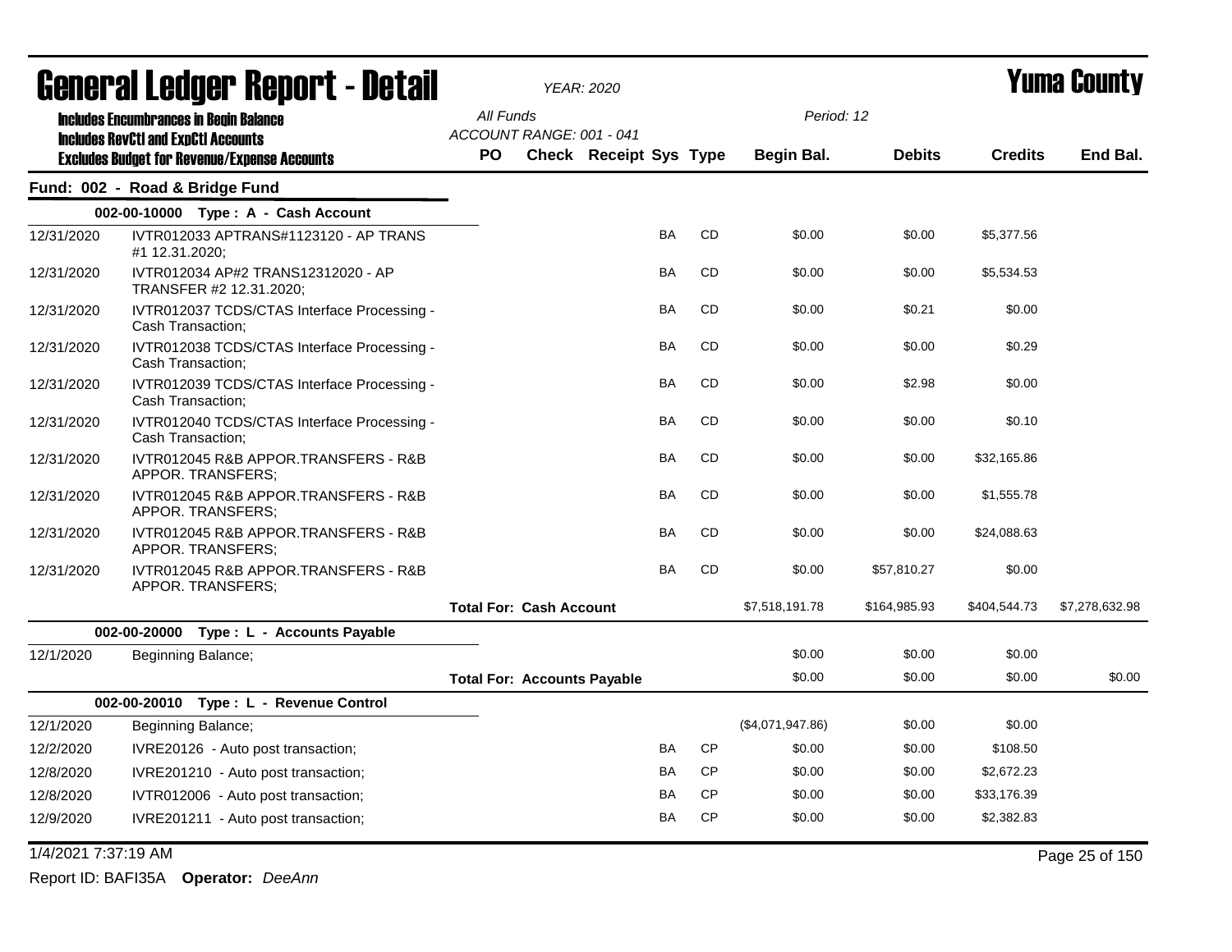# General Ledger Report - Detail

*YEAR: 2020*

# Yuma County

**Includes Encumbrances in Begin Balance**
**Includes RevCtl and ExpCtl Accounts**
**Excludes Budget for Revenue/Expense Accounts**

*All Funds*
*ACCOUNT RANGE: 001 - 041*
*Period: 12*

## Fund: 002 - Road & Bridge Fund

| Date | Description | PO | Check | Receipt | Sys | Type | Begin Bal. | Debits | Credits | End Bal. |
|---|---|---|---|---|---|---|---|---|---|---|
| **002-00-10000 Type : A - Cash Account** | | | | | | | | | | |
| 12/31/2020 | IVTR012033 APTRANS#1123120 - AP TRANS #1 12.31.2020; | | | | BA | CD | $0.00 | $0.00 | $5,377.56 | |
| 12/31/2020 | IVTR012034 AP#2 TRANS12312020 - AP TRANSFER #2 12.31.2020; | | | | BA | CD | $0.00 | $0.00 | $5,534.53 | |
| 12/31/2020 | IVTR012037 TCDS/CTAS Interface Processing - Cash Transaction; | | | | BA | CD | $0.00 | $0.21 | $0.00 | |
| 12/31/2020 | IVTR012038 TCDS/CTAS Interface Processing - Cash Transaction; | | | | BA | CD | $0.00 | $0.00 | $0.29 | |
| 12/31/2020 | IVTR012039 TCDS/CTAS Interface Processing - Cash Transaction; | | | | BA | CD | $0.00 | $2.98 | $0.00 | |
| 12/31/2020 | IVTR012040 TCDS/CTAS Interface Processing - Cash Transaction; | | | | BA | CD | $0.00 | $0.00 | $0.10 | |
| 12/31/2020 | IVTR012045 R&B APPOR.TRANSFERS - R&B APPOR. TRANSFERS; | | | | BA | CD | $0.00 | $0.00 | $32,165.86 | |
| 12/31/2020 | IVTR012045 R&B APPOR.TRANSFERS - R&B APPOR. TRANSFERS; | | | | BA | CD | $0.00 | $0.00 | $1,555.78 | |
| 12/31/2020 | IVTR012045 R&B APPOR.TRANSFERS - R&B APPOR. TRANSFERS; | | | | BA | CD | $0.00 | $0.00 | $24,088.63 | |
| 12/31/2020 | IVTR012045 R&B APPOR.TRANSFERS - R&B APPOR. TRANSFERS; | | | | BA | CD | $0.00 | $57,810.27 | $0.00 | |
| | **Total For: Cash Account** | | | | | | $7,518,191.78 | $164,985.93 | $404,544.73 | $7,278,632.98 |
| **002-00-20000 Type : L - Accounts Payable** | | | | | | | | | | |
| 12/1/2020 | Beginning Balance; | | | | | | $0.00 | $0.00 | $0.00 | |
| | **Total For: Accounts Payable** | | | | | | $0.00 | $0.00 | $0.00 | $0.00 |
| **002-00-20010 Type : L - Revenue Control** | | | | | | | | | | |
| 12/1/2020 | Beginning Balance; | | | | | | ($4,071,947.86) | $0.00 | $0.00 | |
| 12/2/2020 | IVRE20126 - Auto post transaction; | | | | BA | CP | $0.00 | $0.00 | $108.50 | |
| 12/8/2020 | IVRE201210 - Auto post transaction; | | | | BA | CP | $0.00 | $0.00 | $2,672.23 | |
| 12/8/2020 | IVTR012006 - Auto post transaction; | | | | BA | CP | $0.00 | $0.00 | $33,176.39 | |
| 12/9/2020 | IVRE201211 - Auto post transaction; | | | | BA | CP | $0.00 | $0.00 | $2,382.83 | |

1/4/2021 7:37:19 AM

Report ID: BAFI35A **Operator:** *DeeAnn*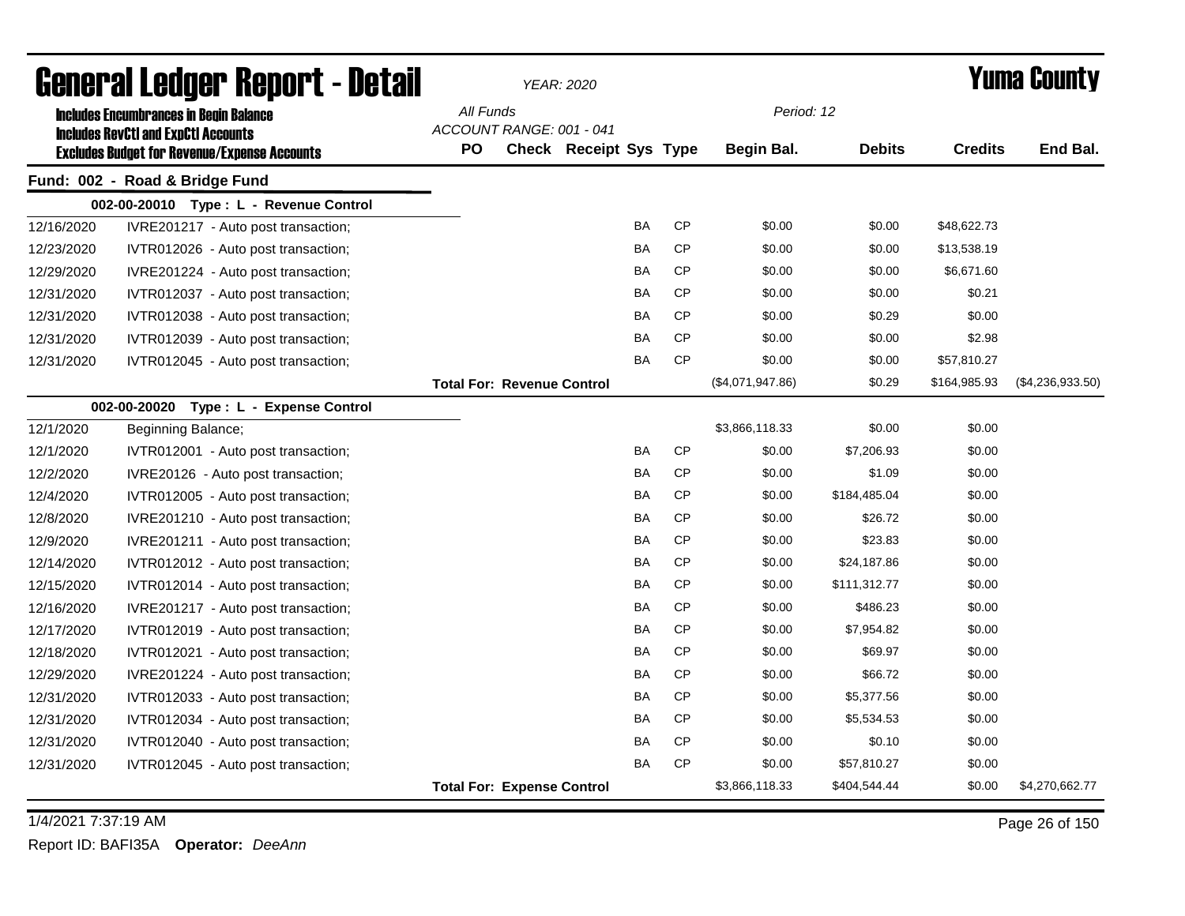# General Ledger Report - Detail

*YEAR: 2020*

# Yuma County

**Includes Encumbrances in Begin Balance**
**Includes RevCtl and ExpCtl Accounts**
**Excludes Budget for Revenue/Expense Accounts**

*All Funds*
*ACCOUNT RANGE: 001 - 041*
*Period: 12*

## Fund: 002 - Road & Bridge Fund

### 002-00-20010 Type : L - Revenue Control

| Date | Description | PO | Check | Receipt | Sys | Type | Begin Bal. | Debits | Credits | End Bal. |
|---|---|---|---|---|---|---|---|---|---|---|
| 12/16/2020 | IVRE201217 - Auto post transaction; | | | | BA | CP | $0.00 | $0.00 | $48,622.73 | |
| 12/23/2020 | IVTR012026 - Auto post transaction; | | | | BA | CP | $0.00 | $0.00 | $13,538.19 | |
| 12/29/2020 | IVRE201224 - Auto post transaction; | | | | BA | CP | $0.00 | $0.00 | $6,671.60 | |
| 12/31/2020 | IVTR012037 - Auto post transaction; | | | | BA | CP | $0.00 | $0.00 | $0.21 | |
| 12/31/2020 | IVTR012038 - Auto post transaction; | | | | BA | CP | $0.00 | $0.29 | $0.00 | |
| 12/31/2020 | IVTR012039 - Auto post transaction; | | | | BA | CP | $0.00 | $0.00 | $2.98 | |
| 12/31/2020 | IVTR012045 - Auto post transaction; | | | | BA | CP | $0.00 | $0.00 | $57,810.27 | |
| | **Total For: Revenue Control** | | | | | | ($4,071,947.86) | $0.29 | $164,985.93 | ($4,236,933.50) |

### 002-00-20020 Type : L - Expense Control

| Date | Description | PO | Check | Receipt | Sys | Type | Begin Bal. | Debits | Credits | End Bal. |
|---|---|---|---|---|---|---|---|---|---|---|
| 12/1/2020 | Beginning Balance; | | | | | | $3,866,118.33 | $0.00 | $0.00 | |
| 12/1/2020 | IVTR012001 - Auto post transaction; | | | | BA | CP | $0.00 | $7,206.93 | $0.00 | |
| 12/2/2020 | IVRE20126 - Auto post transaction; | | | | BA | CP | $0.00 | $1.09 | $0.00 | |
| 12/4/2020 | IVTR012005 - Auto post transaction; | | | | BA | CP | $0.00 | $184,485.04 | $0.00 | |
| 12/8/2020 | IVRE201210 - Auto post transaction; | | | | BA | CP | $0.00 | $26.72 | $0.00 | |
| 12/9/2020 | IVRE201211 - Auto post transaction; | | | | BA | CP | $0.00 | $23.83 | $0.00 | |
| 12/14/2020 | IVTR012012 - Auto post transaction; | | | | BA | CP | $0.00 | $24,187.86 | $0.00 | |
| 12/15/2020 | IVTR012014 - Auto post transaction; | | | | BA | CP | $0.00 | $111,312.77 | $0.00 | |
| 12/16/2020 | IVRE201217 - Auto post transaction; | | | | BA | CP | $0.00 | $486.23 | $0.00 | |
| 12/17/2020 | IVTR012019 - Auto post transaction; | | | | BA | CP | $0.00 | $7,954.82 | $0.00 | |
| 12/18/2020 | IVTR012021 - Auto post transaction; | | | | BA | CP | $0.00 | $69.97 | $0.00 | |
| 12/29/2020 | IVRE201224 - Auto post transaction; | | | | BA | CP | $0.00 | $66.72 | $0.00 | |
| 12/31/2020 | IVTR012033 - Auto post transaction; | | | | BA | CP | $0.00 | $5,377.56 | $0.00 | |
| 12/31/2020 | IVTR012034 - Auto post transaction; | | | | BA | CP | $0.00 | $5,534.53 | $0.00 | |
| 12/31/2020 | IVTR012040 - Auto post transaction; | | | | BA | CP | $0.00 | $0.10 | $0.00 | |
| 12/31/2020 | IVTR012045 - Auto post transaction; | | | | BA | CP | $0.00 | $57,810.27 | $0.00 | |
| | **Total For: Expense Control** | | | | | | $3,866,118.33 | $404,544.44 | $0.00 | $4,270,662.77 |

1/4/2021 7:37:19 AM

Report ID: BAFI35A **Operator:** *DeeAnn*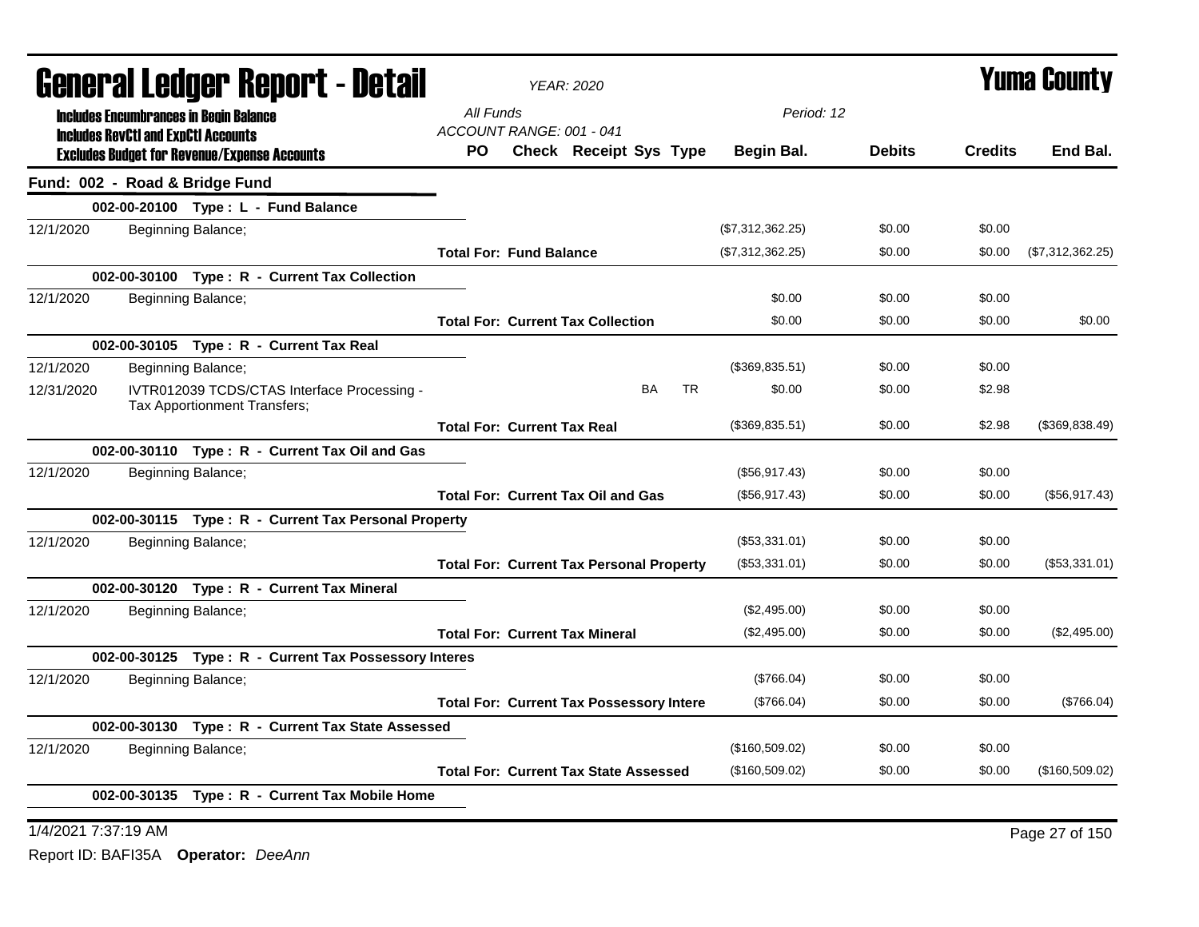# General Ledger Report - Detail

**YEAR: 2020**

# Yuma County

**Includes Encumbrances in Begin Balance**
**Includes RevCtl and ExpCtl Accounts**
**Excludes Budget for Revenue/Expense Accounts**

All Funds
ACCOUNT RANGE: 001 - 041

Period: 12

## Fund: 002 - Road & Bridge Fund

| Date | Description | PO | Check | Receipt | Sys | Type | Begin Bal. | Debits | Credits | End Bal. |
|---|---|---|---|---|---|---|---|---|---|---|
| | **002-00-20100 Type : L - Fund Balance** | | | | | | | | | |
| 12/1/2020 | Beginning Balance; | | | | | | ($7,312,362.25) | $0.00 | $0.00 | |
| | **Total For: Fund Balance** | | | | | | ($7,312,362.25) | $0.00 | $0.00 | ($7,312,362.25) |
| | **002-00-30100 Type : R - Current Tax Collection** | | | | | | | | | |
| 12/1/2020 | Beginning Balance; | | | | | | $0.00 | $0.00 | $0.00 | |
| | **Total For: Current Tax Collection** | | | | | | $0.00 | $0.00 | $0.00 | $0.00 |
| | **002-00-30105 Type : R - Current Tax Real** | | | | | | | | | |
| 12/1/2020 | Beginning Balance; | | | | | | ($369,835.51) | $0.00 | $0.00 | |
| 12/31/2020 | IVTR012039 TCDS/CTAS Interface Processing - Tax Apportionment Transfers; | | | | BA | TR | $0.00 | $0.00 | $2.98 | |
| | **Total For: Current Tax Real** | | | | | | ($369,835.51) | $0.00 | $2.98 | ($369,838.49) |
| | **002-00-30110 Type : R - Current Tax Oil and Gas** | | | | | | | | | |
| 12/1/2020 | Beginning Balance; | | | | | | ($56,917.43) | $0.00 | $0.00 | |
| | **Total For: Current Tax Oil and Gas** | | | | | | ($56,917.43) | $0.00 | $0.00 | ($56,917.43) |
| | **002-00-30115 Type : R - Current Tax Personal Property** | | | | | | | | | |
| 12/1/2020 | Beginning Balance; | | | | | | ($53,331.01) | $0.00 | $0.00 | |
| | **Total For: Current Tax Personal Property** | | | | | | ($53,331.01) | $0.00 | $0.00 | ($53,331.01) |
| | **002-00-30120 Type : R - Current Tax Mineral** | | | | | | | | | |
| 12/1/2020 | Beginning Balance; | | | | | | ($2,495.00) | $0.00 | $0.00 | |
| | **Total For: Current Tax Mineral** | | | | | | ($2,495.00) | $0.00 | $0.00 | ($2,495.00) |
| | **002-00-30125 Type : R - Current Tax Possessory Interes** | | | | | | | | | |
| 12/1/2020 | Beginning Balance; | | | | | | ($766.04) | $0.00 | $0.00 | |
| | **Total For: Current Tax Possessory Intere** | | | | | | ($766.04) | $0.00 | $0.00 | ($766.04) |
| | **002-00-30130 Type : R - Current Tax State Assessed** | | | | | | | | | |
| 12/1/2020 | Beginning Balance; | | | | | | ($160,509.02) | $0.00 | $0.00 | |
| | **Total For: Current Tax State Assessed** | | | | | | ($160,509.02) | $0.00 | $0.00 | ($160,509.02) |
| | **002-00-30135 Type : R - Current Tax Mobile Home** | | | | | | | | | |

1/4/2021 7:37:19 AM

Report ID: BAFI35A **Operator:** *DeeAnn*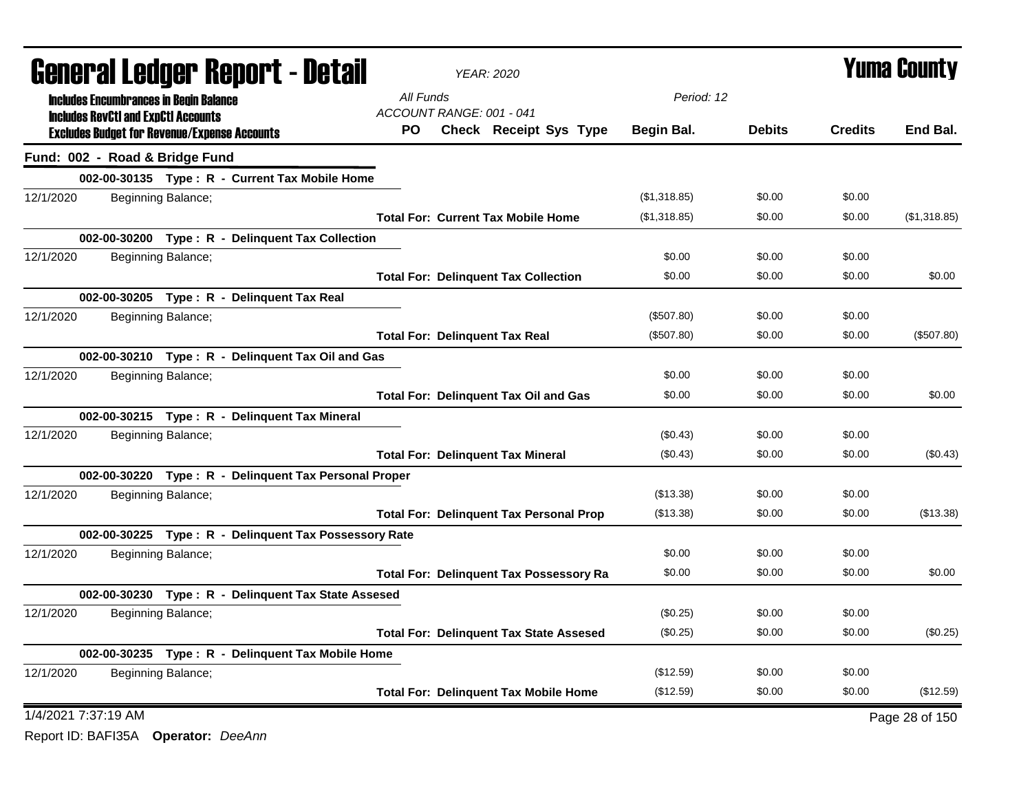# General Ledger Report - Detail

*YEAR: 2020*

# Yuma County

**Includes Encumbrances in Begin Balance**
**Includes RevCtl and ExpCtl Accounts**
**Excludes Budget for Revenue/Expense Accounts**

*All Funds*
*ACCOUNT RANGE: 001 - 041*
*Period: 12*

## Fund: 002 - Road & Bridge Fund

| | PO | Check Receipt Sys Type | Begin Bal. | Debits | Credits | End Bal. |
|---|---|---|---|---|---|---|
| **002-00-30135 Type : R - Current Tax Mobile Home** | | | | | | |
| 12/1/2020 Beginning Balance; | | | ($1,318.85) | $0.00 | $0.00 | |
| | | **Total For: Current Tax Mobile Home** | ($1,318.85) | $0.00 | $0.00 | ($1,318.85) |
| **002-00-30200 Type : R - Delinquent Tax Collection** | | | | | | |
| 12/1/2020 Beginning Balance; | | | $0.00 | $0.00 | $0.00 | |
| | | **Total For: Delinquent Tax Collection** | $0.00 | $0.00 | $0.00 | $0.00 |
| **002-00-30205 Type : R - Delinquent Tax Real** | | | | | | |
| 12/1/2020 Beginning Balance; | | | ($507.80) | $0.00 | $0.00 | |
| | | **Total For: Delinquent Tax Real** | ($507.80) | $0.00 | $0.00 | ($507.80) |
| **002-00-30210 Type : R - Delinquent Tax Oil and Gas** | | | | | | |
| 12/1/2020 Beginning Balance; | | | $0.00 | $0.00 | $0.00 | |
| | | **Total For: Delinquent Tax Oil and Gas** | $0.00 | $0.00 | $0.00 | $0.00 |
| **002-00-30215 Type : R - Delinquent Tax Mineral** | | | | | | |
| 12/1/2020 Beginning Balance; | | | ($0.43) | $0.00 | $0.00 | |
| | | **Total For: Delinquent Tax Mineral** | ($0.43) | $0.00 | $0.00 | ($0.43) |
| **002-00-30220 Type : R - Delinquent Tax Personal Proper** | | | | | | |
| 12/1/2020 Beginning Balance; | | | ($13.38) | $0.00 | $0.00 | |
| | | **Total For: Delinquent Tax Personal Prop** | ($13.38) | $0.00 | $0.00 | ($13.38) |
| **002-00-30225 Type : R - Delinquent Tax Possessory Rate** | | | | | | |
| 12/1/2020 Beginning Balance; | | | $0.00 | $0.00 | $0.00 | |
| | | **Total For: Delinquent Tax Possessory Ra** | $0.00 | $0.00 | $0.00 | $0.00 |
| **002-00-30230 Type : R - Delinquent Tax State Assesed** | | | | | | |
| 12/1/2020 Beginning Balance; | | | ($0.25) | $0.00 | $0.00 | |
| | | **Total For: Delinquent Tax State Assesed** | ($0.25) | $0.00 | $0.00 | ($0.25) |
| **002-00-30235 Type : R - Delinquent Tax Mobile Home** | | | | | | |
| 12/1/2020 Beginning Balance; | | | ($12.59) | $0.00 | $0.00 | |
| | | **Total For: Delinquent Tax Mobile Home** | ($12.59) | $0.00 | $0.00 | ($12.59) |

1/4/2021 7:37:19 AM

Report ID: BAFI35A **Operator:** *DeeAnn*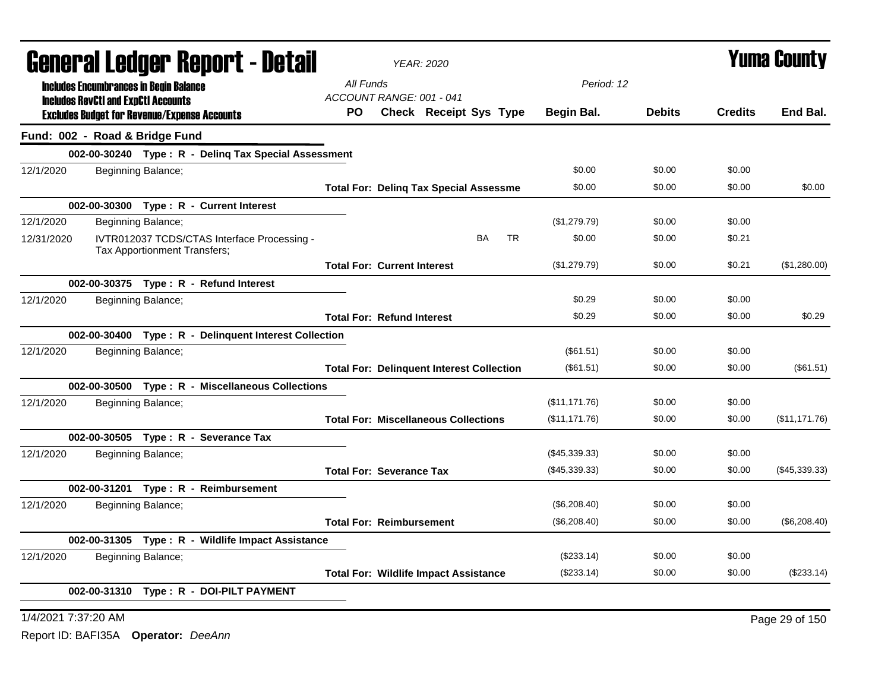# General Ledger Report - Detail

*YEAR: 2020*

# Yuma County

**Includes Encumbrances in Begin Balance**
**Includes RevCtl and ExpCtl Accounts**
**Excludes Budget for Revenue/Expense Accounts**

All Funds
ACCOUNT RANGE: 001 - 041

Period: 12

| | | PO | Check | Receipt | Sys | Type | Begin Bal. | Debits | Credits | End Bal. |
|---|---|---|---|---|---|---|---|---|---|---|
| **Fund: 002 - Road & Bridge Fund** | | | | | | | | | | |
| **002-00-30240 Type : R - Delinq Tax Special Assessment** | | | | | | | | | | |
| 12/1/2020 | Beginning Balance; | | | | | | $0.00 | $0.00 | $0.00 | |
| | | **Total For: Delinq Tax Special Assessme** | | | | | $0.00 | $0.00 | $0.00 | $0.00 |
| **002-00-30300 Type : R - Current Interest** | | | | | | | | | | |
| 12/1/2020 | Beginning Balance; | | | | | | ($1,279.79) | $0.00 | $0.00 | |
| 12/31/2020 | IVTR012037 TCDS/CTAS Interface Processing - Tax Apportionment Transfers; | | | | BA | TR | $0.00 | $0.00 | $0.21 | |
| | | **Total For: Current Interest** | | | | | ($1,279.79) | $0.00 | $0.21 | ($1,280.00) |
| **002-00-30375 Type : R - Refund Interest** | | | | | | | | | | |
| 12/1/2020 | Beginning Balance; | | | | | | $0.29 | $0.00 | $0.00 | |
| | | **Total For: Refund Interest** | | | | | $0.29 | $0.00 | $0.00 | $0.29 |
| **002-00-30400 Type : R - Delinquent Interest Collection** | | | | | | | | | | |
| 12/1/2020 | Beginning Balance; | | | | | | ($61.51) | $0.00 | $0.00 | |
| | | **Total For: Delinquent Interest Collection** | | | | | ($61.51) | $0.00 | $0.00 | ($61.51) |
| **002-00-30500 Type : R - Miscellaneous Collections** | | | | | | | | | | |
| 12/1/2020 | Beginning Balance; | | | | | | ($11,171.76) | $0.00 | $0.00 | |
| | | **Total For: Miscellaneous Collections** | | | | | ($11,171.76) | $0.00 | $0.00 | ($11,171.76) |
| **002-00-30505 Type : R - Severance Tax** | | | | | | | | | | |
| 12/1/2020 | Beginning Balance; | | | | | | ($45,339.33) | $0.00 | $0.00 | |
| | | **Total For: Severance Tax** | | | | | ($45,339.33) | $0.00 | $0.00 | ($45,339.33) |
| **002-00-31201 Type : R - Reimbursement** | | | | | | | | | | |
| 12/1/2020 | Beginning Balance; | | | | | | ($6,208.40) | $0.00 | $0.00 | |
| | | **Total For: Reimbursement** | | | | | ($6,208.40) | $0.00 | $0.00 | ($6,208.40) |
| **002-00-31305 Type : R - Wildlife Impact Assistance** | | | | | | | | | | |
| 12/1/2020 | Beginning Balance; | | | | | | ($233.14) | $0.00 | $0.00 | |
| | | **Total For: Wildlife Impact Assistance** | | | | | ($233.14) | $0.00 | $0.00 | ($233.14) |
| **002-00-31310 Type : R - DOI-PILT PAYMENT** | | | | | | | | | | |

1/4/2021 7:37:20 AM

Report ID: BAFI35A **Operator:** *DeeAnn*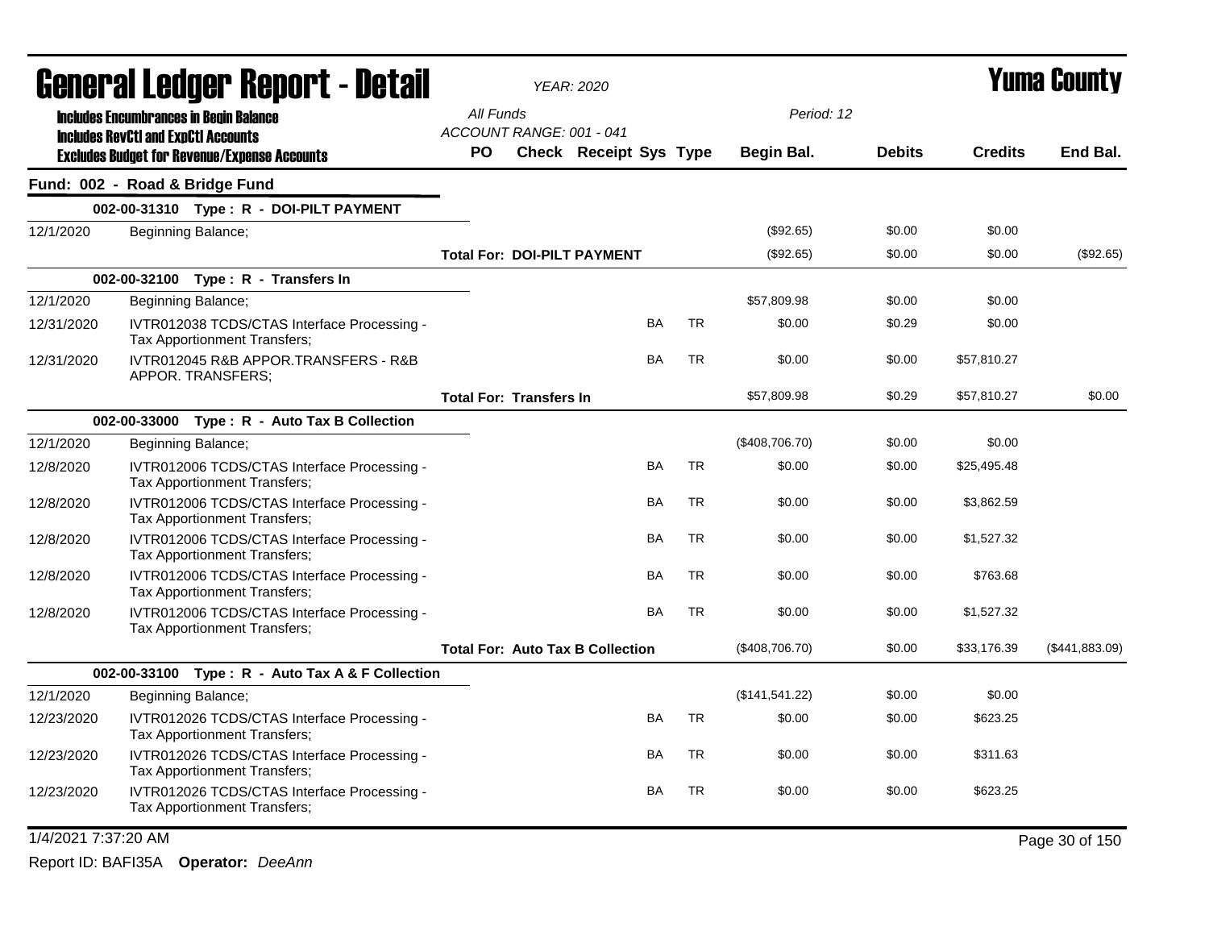# General Ledger Report - Detail

*YEAR: 2020*

**Yuma County**

**Includes Encumbrances in Begin Balance**
**Includes RevCtl and ExpCtl Accounts**
**Excludes Budget for Revenue/Expense Accounts**

*All Funds*
*ACCOUNT RANGE: 001 - 041*
*Period: 12*

| Date | Description | PO | Check | Receipt | Sys | Type | Begin Bal. | Debits | Credits | End Bal. |
|---|---|---|---|---|---|---|---|---|---|---|
| **Fund: 002 - Road & Bridge Fund** | | | | | | | | | | |
| **002-00-31310 Type : R - DOI-PILT PAYMENT** | | | | | | | | | | |
| 12/1/2020 | Beginning Balance; | | | | | | ($92.65) | $0.00 | $0.00 | |
| | **Total For: DOI-PILT PAYMENT** | | | | | | ($92.65) | $0.00 | $0.00 | ($92.65) |
| **002-00-32100 Type : R - Transfers In** | | | | | | | | | | |
| 12/1/2020 | Beginning Balance; | | | | | | $57,809.98 | $0.00 | $0.00 | |
| 12/31/2020 | IVTR012038 TCDS/CTAS Interface Processing - Tax Apportionment Transfers; | | | | BA | TR | $0.00 | $0.29 | $0.00 | |
| 12/31/2020 | IVTR012045 R&B APPOR.TRANSFERS - R&B APPOR. TRANSFERS; | | | | BA | TR | $0.00 | $0.00 | $57,810.27 | |
| | **Total For: Transfers In** | | | | | | $57,809.98 | $0.29 | $57,810.27 | $0.00 |
| **002-00-33000 Type : R - Auto Tax B Collection** | | | | | | | | | | |
| 12/1/2020 | Beginning Balance; | | | | | | ($408,706.70) | $0.00 | $0.00 | |
| 12/8/2020 | IVTR012006 TCDS/CTAS Interface Processing - Tax Apportionment Transfers; | | | | BA | TR | $0.00 | $0.00 | $25,495.48 | |
| 12/8/2020 | IVTR012006 TCDS/CTAS Interface Processing - Tax Apportionment Transfers; | | | | BA | TR | $0.00 | $0.00 | $3,862.59 | |
| 12/8/2020 | IVTR012006 TCDS/CTAS Interface Processing - Tax Apportionment Transfers; | | | | BA | TR | $0.00 | $0.00 | $1,527.32 | |
| 12/8/2020 | IVTR012006 TCDS/CTAS Interface Processing - Tax Apportionment Transfers; | | | | BA | TR | $0.00 | $0.00 | $763.68 | |
| 12/8/2020 | IVTR012006 TCDS/CTAS Interface Processing - Tax Apportionment Transfers; | | | | BA | TR | $0.00 | $0.00 | $1,527.32 | |
| | **Total For: Auto Tax B Collection** | | | | | | ($408,706.70) | $0.00 | $33,176.39 | ($441,883.09) |
| **002-00-33100 Type : R - Auto Tax A & F Collection** | | | | | | | | | | |
| 12/1/2020 | Beginning Balance; | | | | | | ($141,541.22) | $0.00 | $0.00 | |
| 12/23/2020 | IVTR012026 TCDS/CTAS Interface Processing - Tax Apportionment Transfers; | | | | BA | TR | $0.00 | $0.00 | $623.25 | |
| 12/23/2020 | IVTR012026 TCDS/CTAS Interface Processing - Tax Apportionment Transfers; | | | | BA | TR | $0.00 | $0.00 | $311.63 | |
| 12/23/2020 | IVTR012026 TCDS/CTAS Interface Processing - Tax Apportionment Transfers; | | | | BA | TR | $0.00 | $0.00 | $623.25 | |

1/4/2021 7:37:20 AM

Report ID: BAFI35A **Operator:** *DeeAnn*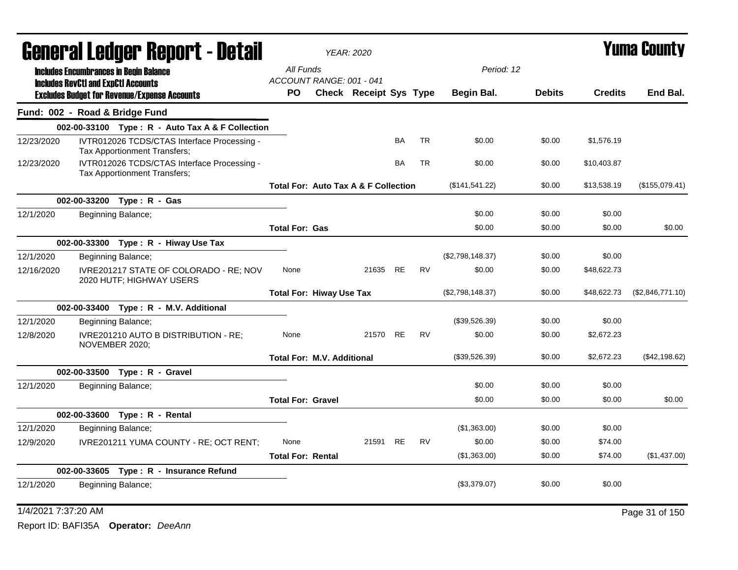# General Ledger Report - Detail

*YEAR: 2020*

# Yuma County

**Includes Encumbrances in Begin Balance**
**Includes RevCtl and ExpCtl Accounts**
**Excludes Budget for Revenue/Expense Accounts**

*All Funds*
*ACCOUNT RANGE: 001 - 041*
*Period: 12*

| | | PO | Check | Receipt | Sys | Type | Begin Bal. | Debits | Credits | End Bal. |
|---|---|---|---|---|---|---|---|---|---|---|
| **Fund: 002 - Road & Bridge Fund** | | | | | | | | | | |
| **002-00-33100 Type : R - Auto Tax A & F Collection** | | | | | | | | | | |
| 12/23/2020 | IVTR012026 TCDS/CTAS Interface Processing - Tax Apportionment Transfers; | | | | BA | TR | $0.00 | $0.00 | $1,576.19 | |
| 12/23/2020 | IVTR012026 TCDS/CTAS Interface Processing - Tax Apportionment Transfers; | | | | BA | TR | $0.00 | $0.00 | $10,403.87 | |
| | | **Total For: Auto Tax A & F Collection** | | | | | ($141,541.22) | $0.00 | $13,538.19 | ($155,079.41) |
| **002-00-33200 Type : R - Gas** | | | | | | | | | | |
| 12/1/2020 | Beginning Balance; | | | | | | $0.00 | $0.00 | $0.00 | |
| | | **Total For: Gas** | | | | | $0.00 | $0.00 | $0.00 | $0.00 |
| **002-00-33300 Type : R - Hiway Use Tax** | | | | | | | | | | |
| 12/1/2020 | Beginning Balance; | | | | | | ($2,798,148.37) | $0.00 | $0.00 | |
| 12/16/2020 | IVRE201217 STATE OF COLORADO - RE; NOV 2020 HUTF; HIGHWAY USERS | None | | 21635 | RE | RV | $0.00 | $0.00 | $48,622.73 | |
| | | **Total For: Hiway Use Tax** | | | | | ($2,798,148.37) | $0.00 | $48,622.73 | ($2,846,771.10) |
| **002-00-33400 Type : R - M.V. Additional** | | | | | | | | | | |
| 12/1/2020 | Beginning Balance; | | | | | | ($39,526.39) | $0.00 | $0.00 | |
| 12/8/2020 | IVRE201210 AUTO B DISTRIBUTION - RE; NOVEMBER 2020; | None | | 21570 | RE | RV | $0.00 | $0.00 | $2,672.23 | |
| | | **Total For: M.V. Additional** | | | | | ($39,526.39) | $0.00 | $2,672.23 | ($42,198.62) |
| **002-00-33500 Type : R - Gravel** | | | | | | | | | | |
| 12/1/2020 | Beginning Balance; | | | | | | $0.00 | $0.00 | $0.00 | |
| | | **Total For: Gravel** | | | | | $0.00 | $0.00 | $0.00 | $0.00 |
| **002-00-33600 Type : R - Rental** | | | | | | | | | | |
| 12/1/2020 | Beginning Balance; | | | | | | ($1,363.00) | $0.00 | $0.00 | |
| 12/9/2020 | IVRE201211 YUMA COUNTY - RE; OCT RENT; | None | | 21591 | RE | RV | $0.00 | $0.00 | $74.00 | |
| | | **Total For: Rental** | | | | | ($1,363.00) | $0.00 | $74.00 | ($1,437.00) |
| **002-00-33605 Type : R - Insurance Refund** | | | | | | | | | | |
| 12/1/2020 | Beginning Balance; | | | | | | ($3,379.07) | $0.00 | $0.00 | |

1/4/2021 7:37:20 AM

Report ID: BAFI35A **Operator:** *DeeAnn*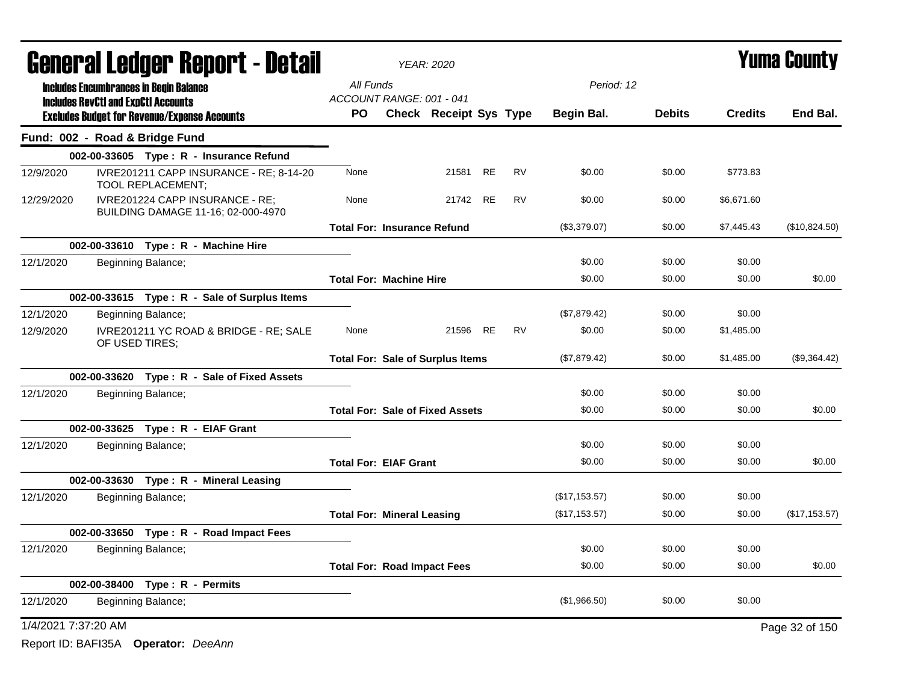# General Ledger Report - Detail

*YEAR: 2020*

# Yuma County

**Includes Encumbrances in Begin Balance**
**Includes RevCtl and ExpCtl Accounts**
**Excludes Budget for Revenue/Expense Accounts**

All Funds
ACCOUNT RANGE: 001 - 041

Period: 12

| | | PO | Check | Receipt | Sys | Type | Begin Bal. | Debits | Credits | End Bal. |
|---|---|---|---|---|---|---|---|---|---|---|
| **Fund: 002 - Road & Bridge Fund** | | | | | | | | | | |
| **002-00-33605 Type : R - Insurance Refund** | | | | | | | | | | |
| 12/9/2020 | IVRE201211 CAPP INSURANCE - RE; 8-14-20 TOOL REPLACEMENT; | None | | 21581 | RE | RV | $0.00 | $0.00 | $773.83 | |
| 12/29/2020 | IVRE201224 CAPP INSURANCE - RE; BUILDING DAMAGE 11-16; 02-000-4970 | None | | 21742 | RE | RV | $0.00 | $0.00 | $6,671.60 | |
| | | **Total For: Insurance Refund** | | | | | ($3,379.07) | $0.00 | $7,445.43 | ($10,824.50) |
| **002-00-33610 Type : R - Machine Hire** | | | | | | | | | | |
| 12/1/2020 | Beginning Balance; | | | | | | $0.00 | $0.00 | $0.00 | |
| | | **Total For: Machine Hire** | | | | | $0.00 | $0.00 | $0.00 | $0.00 |
| **002-00-33615 Type : R - Sale of Surplus Items** | | | | | | | | | | |
| 12/1/2020 | Beginning Balance; | | | | | | ($7,879.42) | $0.00 | $0.00 | |
| 12/9/2020 | IVRE201211 YC ROAD & BRIDGE - RE; SALE OF USED TIRES; | None | | 21596 | RE | RV | $0.00 | $0.00 | $1,485.00 | |
| | | **Total For: Sale of Surplus Items** | | | | | ($7,879.42) | $0.00 | $1,485.00 | ($9,364.42) |
| **002-00-33620 Type : R - Sale of Fixed Assets** | | | | | | | | | | |
| 12/1/2020 | Beginning Balance; | | | | | | $0.00 | $0.00 | $0.00 | |
| | | **Total For: Sale of Fixed Assets** | | | | | $0.00 | $0.00 | $0.00 | $0.00 |
| **002-00-33625 Type : R - EIAF Grant** | | | | | | | | | | |
| 12/1/2020 | Beginning Balance; | | | | | | $0.00 | $0.00 | $0.00 | |
| | | **Total For: EIAF Grant** | | | | | $0.00 | $0.00 | $0.00 | $0.00 |
| **002-00-33630 Type : R - Mineral Leasing** | | | | | | | | | | |
| 12/1/2020 | Beginning Balance; | | | | | | ($17,153.57) | $0.00 | $0.00 | |
| | | **Total For: Mineral Leasing** | | | | | ($17,153.57) | $0.00 | $0.00 | ($17,153.57) |
| **002-00-33650 Type : R - Road Impact Fees** | | | | | | | | | | |
| 12/1/2020 | Beginning Balance; | | | | | | $0.00 | $0.00 | $0.00 | |
| | | **Total For: Road Impact Fees** | | | | | $0.00 | $0.00 | $0.00 | $0.00 |
| **002-00-38400 Type : R - Permits** | | | | | | | | | | |
| 12/1/2020 | Beginning Balance; | | | | | | ($1,966.50) | $0.00 | $0.00 | |

1/4/2021 7:37:20 AM

Report ID: BAFI35A **Operator:** *DeeAnn*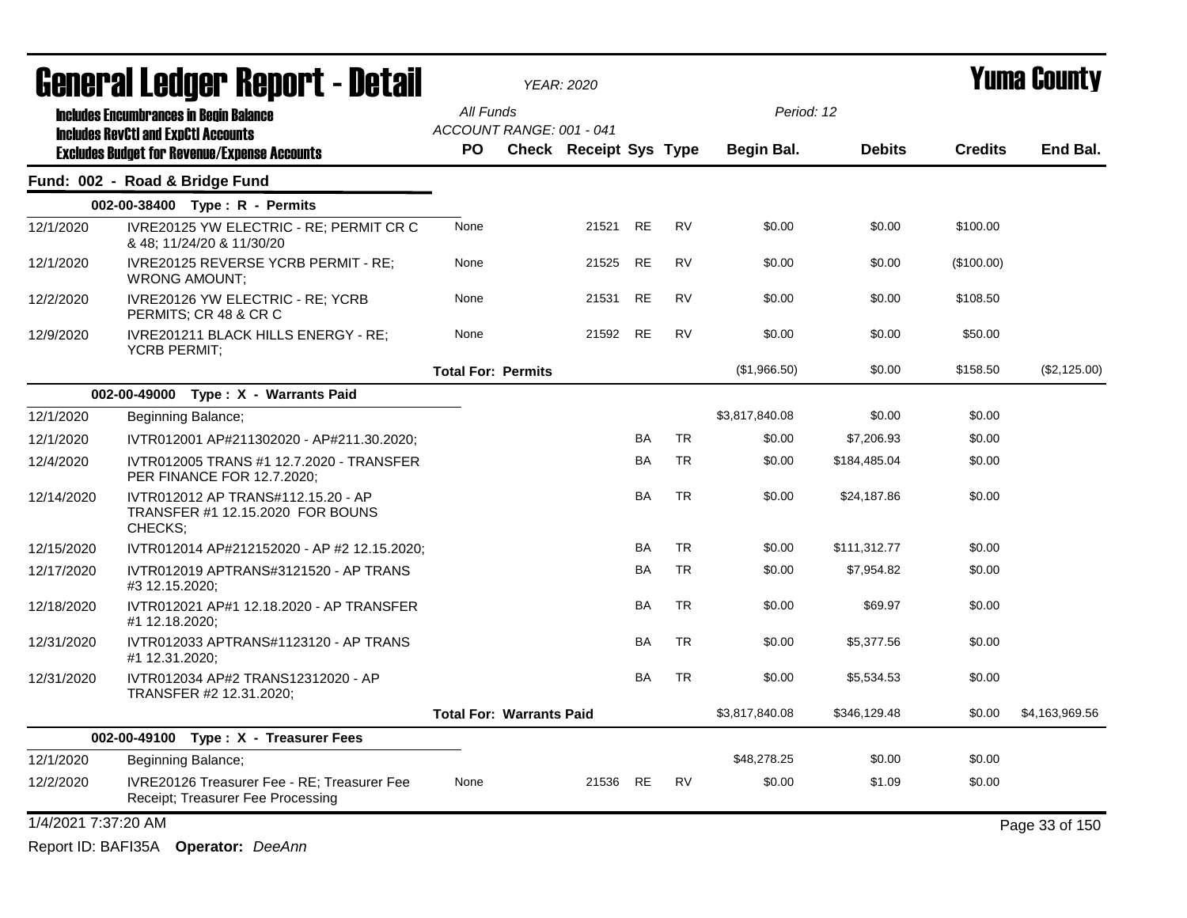# General Ledger Report - Detail

*YEAR: 2020*

# Yuma County

**Includes Encumbrances in Begin Balance**
**Includes RevCtl and ExpCtl Accounts**
**Excludes Budget for Revenue/Expense Accounts**

All Funds
ACCOUNT RANGE: 001 - 041

Period: 12

| | | PO | Check | Receipt | Sys | Type | Begin Bal. | Debits | Credits | End Bal. |
|---|---|---|---|---|---|---|---|---|---|---|
| **Fund: 002 - Road & Bridge Fund** | | | | | | | | | | |
| **002-00-38400 Type : R - Permits** | | | | | | | | | | |
| 12/1/2020 | IVRE20125 YW ELECTRIC - RE; PERMIT CR C & 48; 11/24/20 & 11/30/20 | None | | 21521 | RE | RV | $0.00 | $0.00 | $100.00 | |
| 12/1/2020 | IVRE20125 REVERSE YCRB PERMIT - RE; WRONG AMOUNT; | None | | 21525 | RE | RV | $0.00 | $0.00 | ($100.00) | |
| 12/2/2020 | IVRE20126 YW ELECTRIC - RE; YCRB PERMITS; CR 48 & CR C | None | | 21531 | RE | RV | $0.00 | $0.00 | $108.50 | |
| 12/9/2020 | IVRE201211 BLACK HILLS ENERGY - RE; YCRB PERMIT; | None | | 21592 | RE | RV | $0.00 | $0.00 | $50.00 | |
| | | **Total For: Permits** | | | | | ($1,966.50) | $0.00 | $158.50 | ($2,125.00) |
| **002-00-49000 Type : X - Warrants Paid** | | | | | | | | | | |
| 12/1/2020 | Beginning Balance; | | | | | | $3,817,840.08 | $0.00 | $0.00 | |
| 12/1/2020 | IVTR012001 AP#211302020 - AP#211.30.2020; | | | | BA | TR | $0.00 | $7,206.93 | $0.00 | |
| 12/4/2020 | IVTR012005 TRANS #1 12.7.2020 - TRANSFER PER FINANCE FOR 12.7.2020; | | | | BA | TR | $0.00 | $184,485.04 | $0.00 | |
| 12/14/2020 | IVTR012012 AP TRANS#112.15.20 - AP TRANSFER #1 12.15.2020 FOR BOUNS CHECKS; | | | | BA | TR | $0.00 | $24,187.86 | $0.00 | |
| 12/15/2020 | IVTR012014 AP#212152020 - AP #2 12.15.2020; | | | | BA | TR | $0.00 | $111,312.77 | $0.00 | |
| 12/17/2020 | IVTR012019 APTRANS#3121520 - AP TRANS #3 12.15.2020; | | | | BA | TR | $0.00 | $7,954.82 | $0.00 | |
| 12/18/2020 | IVTR012021 AP#1 12.18.2020 - AP TRANSFER #1 12.18.2020; | | | | BA | TR | $0.00 | $69.97 | $0.00 | |
| 12/31/2020 | IVTR012033 APTRANS#1123120 - AP TRANS #1 12.31.2020; | | | | BA | TR | $0.00 | $5,377.56 | $0.00 | |
| 12/31/2020 | IVTR012034 AP#2 TRANS12312020 - AP TRANSFER #2 12.31.2020; | | | | BA | TR | $0.00 | $5,534.53 | $0.00 | |
| | | **Total For: Warrants Paid** | | | | | $3,817,840.08 | $346,129.48 | $0.00 | $4,163,969.56 |
| **002-00-49100 Type : X - Treasurer Fees** | | | | | | | | | | |
| 12/1/2020 | Beginning Balance; | | | | | | $48,278.25 | $0.00 | $0.00 | |
| 12/2/2020 | IVRE20126 Treasurer Fee - RE; Treasurer Fee Receipt; Treasurer Fee Processing | None | | 21536 | RE | RV | $0.00 | $1.09 | $0.00 | |

1/4/2021 7:37:20 AM

Report ID: BAFI35A **Operator:** *DeeAnn*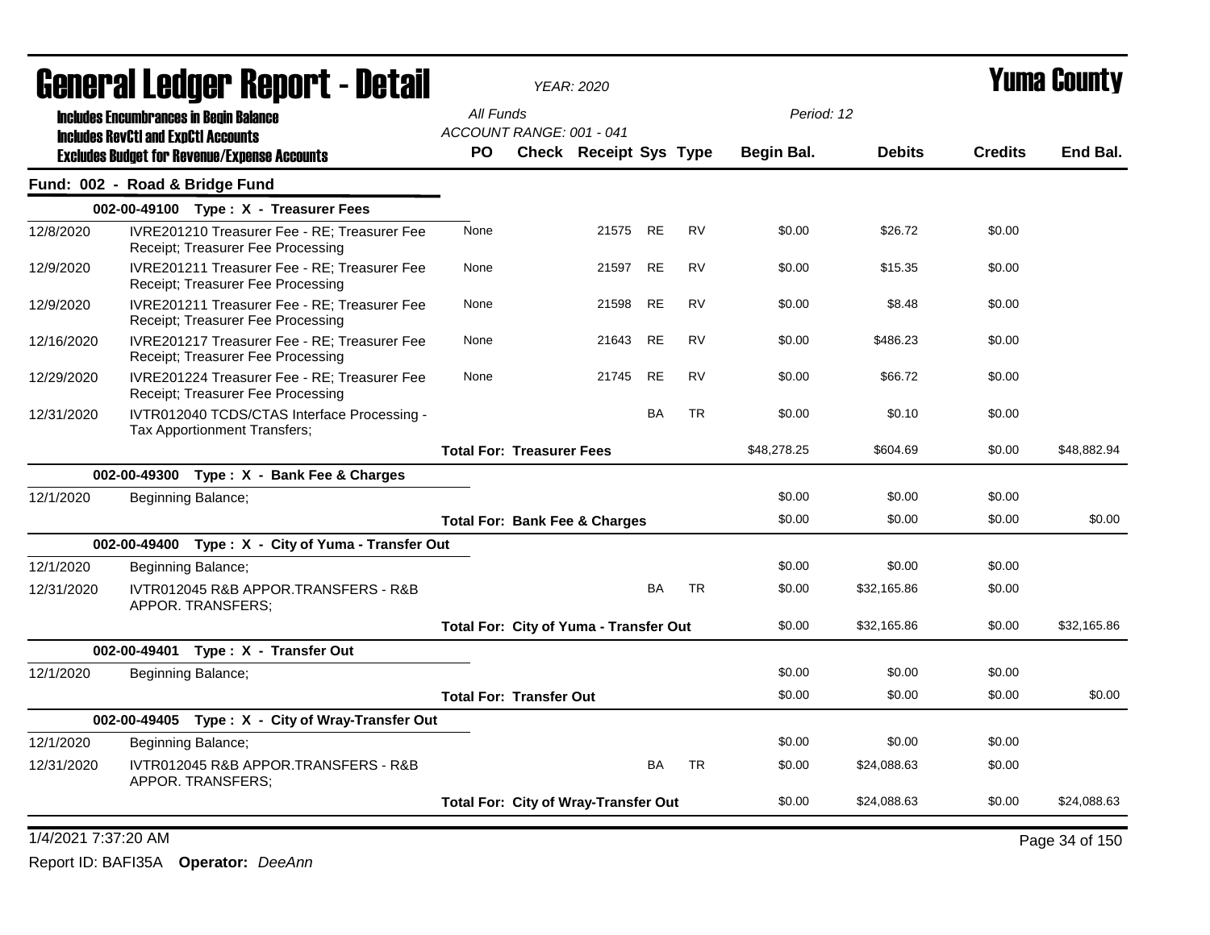# General Ledger Report - Detail

*YEAR: 2020*

# Yuma County

**Includes Encumbrances in Begin Balance**
**Includes RevCtl and ExpCtl Accounts**
**Excludes Budget for Revenue/Expense Accounts**

*All Funds*
*ACCOUNT RANGE: 001 - 041*

*Period: 12*

## Fund: 002 - Road & Bridge Fund

| Date | Description | PO | Check | Receipt | Sys | Type | Begin Bal. | Debits | Credits | End Bal. |
|---|---|---|---|---|---|---|---|---|---|---|
| | **002-00-49100 Type : X - Treasurer Fees** | | | | | | | | | |
| 12/8/2020 | IVRE201210 Treasurer Fee - RE; Treasurer Fee Receipt; Treasurer Fee Processing | None | | 21575 | RE | RV | $0.00 | $26.72 | $0.00 | |
| 12/9/2020 | IVRE201211 Treasurer Fee - RE; Treasurer Fee Receipt; Treasurer Fee Processing | None | | 21597 | RE | RV | $0.00 | $15.35 | $0.00 | |
| 12/9/2020 | IVRE201211 Treasurer Fee - RE; Treasurer Fee Receipt; Treasurer Fee Processing | None | | 21598 | RE | RV | $0.00 | $8.48 | $0.00 | |
| 12/16/2020 | IVRE201217 Treasurer Fee - RE; Treasurer Fee Receipt; Treasurer Fee Processing | None | | 21643 | RE | RV | $0.00 | $486.23 | $0.00 | |
| 12/29/2020 | IVRE201224 Treasurer Fee - RE; Treasurer Fee Receipt; Treasurer Fee Processing | None | | 21745 | RE | RV | $0.00 | $66.72 | $0.00 | |
| 12/31/2020 | IVTR012040 TCDS/CTAS Interface Processing - Tax Apportionment Transfers; | | | | BA | TR | $0.00 | $0.10 | $0.00 | |
| | | **Total For: Treasurer Fees** | | | | | $48,278.25 | $604.69 | $0.00 | $48,882.94 |
| | **002-00-49300 Type : X - Bank Fee & Charges** | | | | | | | | | |
| 12/1/2020 | Beginning Balance; | | | | | | $0.00 | $0.00 | $0.00 | |
| | | **Total For: Bank Fee & Charges** | | | | | $0.00 | $0.00 | $0.00 | $0.00 |
| | **002-00-49400 Type : X - City of Yuma - Transfer Out** | | | | | | | | | |
| 12/1/2020 | Beginning Balance; | | | | | | $0.00 | $0.00 | $0.00 | |
| 12/31/2020 | IVTR012045 R&B APPOR.TRANSFERS - R&B APPOR. TRANSFERS; | | | | BA | TR | $0.00 | $32,165.86 | $0.00 | |
| | | **Total For: City of Yuma - Transfer Out** | | | | | $0.00 | $32,165.86 | $0.00 | $32,165.86 |
| | **002-00-49401 Type : X - Transfer Out** | | | | | | | | | |
| 12/1/2020 | Beginning Balance; | | | | | | $0.00 | $0.00 | $0.00 | |
| | | **Total For: Transfer Out** | | | | | $0.00 | $0.00 | $0.00 | $0.00 |
| | **002-00-49405 Type : X - City of Wray-Transfer Out** | | | | | | | | | |
| 12/1/2020 | Beginning Balance; | | | | | | $0.00 | $0.00 | $0.00 | |
| 12/31/2020 | IVTR012045 R&B APPOR.TRANSFERS - R&B APPOR. TRANSFERS; | | | | BA | TR | $0.00 | $24,088.63 | $0.00 | |
| | | **Total For: City of Wray-Transfer Out** | | | | | $0.00 | $24,088.63 | $0.00 | $24,088.63 |

1/4/2021 7:37:20 AM

Report ID: BAFI35A **Operator:** *DeeAnn*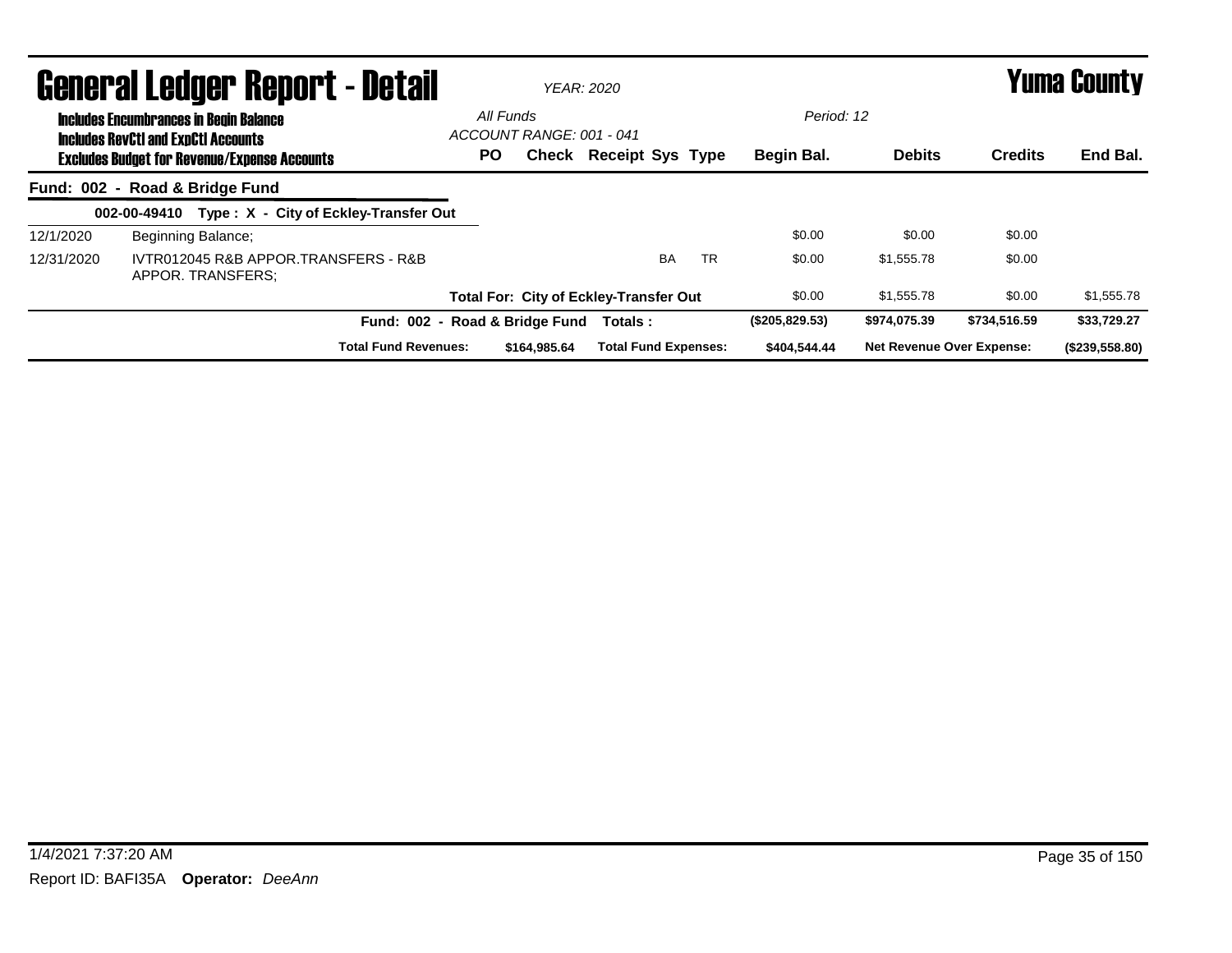# General Ledger Report - Detail

*YEAR: 2020*

# Yuma County

**Includes Encumbrances in Begin Balance**
**Includes RevCtl and ExpCtl Accounts**
**Excludes Budget for Revenue/Expense Accounts**

*All Funds*
*ACCOUNT RANGE: 001 - 041*

*Period: 12*

## Fund: 002 - Road & Bridge Fund

**002-00-49410 Type : X - City of Eckley-Transfer Out**

| Date | Description | PO | Check | Receipt | Sys | Type | Begin Bal. | Debits | Credits | End Bal. |
|---|---|---|---|---|---|---|---|---|---|---|
| 12/1/2020 | Beginning Balance; | | | | | | $0.00 | $0.00 | $0.00 | |
| 12/31/2020 | IVTR012045 R&B APPOR.TRANSFERS - R&B APPOR. TRANSFERS; | | | | BA | TR | $0.00 | $1,555.78 | $0.00 | |
| | **Total For: City of Eckley-Transfer Out** | | | | | | $0.00 | $1,555.78 | $0.00 | $1,555.78 |
| | **Fund: 002 - Road & Bridge Fund Totals :** | | | | | | **($205,829.53)** | **$974,075.39** | **$734,516.59** | **$33,729.27** |

| Total Fund Revenues: | $164,985.64 | Total Fund Expenses: | $404,544.44 | Net Revenue Over Expense: | ($239,558.80) |
|---|---|---|---|---|---|

1/4/2021 7:37:20 AM

Report ID: BAFI35A **Operator:** *DeeAnn*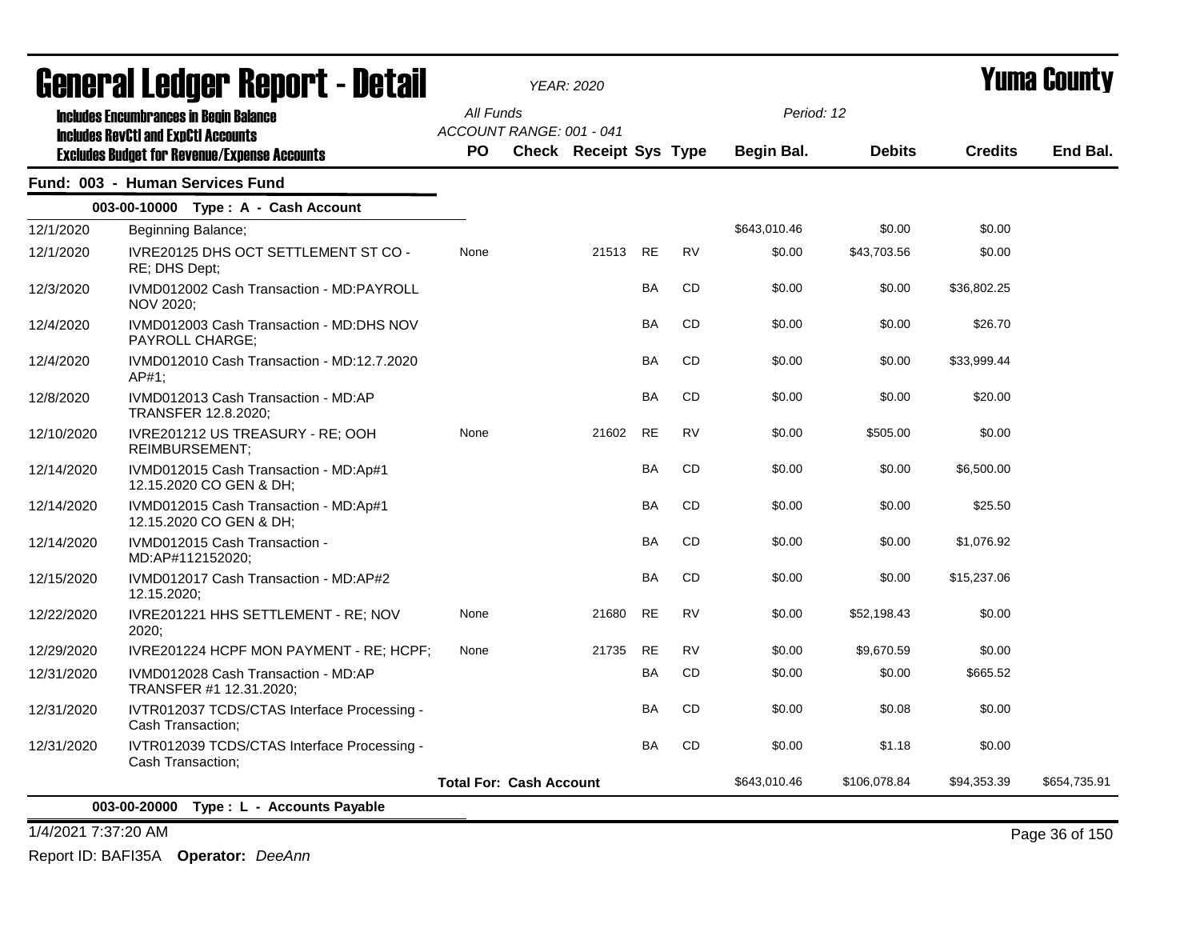# General Ledger Report - Detail

*YEAR: 2020*

# Yuma County

**Includes Encumbrances in Begin Balance**
**Includes RevCtl and ExpCtl Accounts**
**Excludes Budget for Revenue/Expense Accounts**

All Funds
ACCOUNT RANGE: 001 - 041

Period: 12

## Fund: 003 - Human Services Fund

### 003-00-10000 Type : A - Cash Account

| Date | Description | PO | Check | Receipt | Sys | Type | Begin Bal. | Debits | Credits | End Bal. |
|---|---|---|---|---|---|---|---|---|---|---|
| 12/1/2020 | Beginning Balance; | | | | | | $643,010.46 | $0.00 | $0.00 | |
| 12/1/2020 | IVRE20125 DHS OCT SETTLEMENT ST CO - RE; DHS Dept; | None | | 21513 | RE | RV | $0.00 | $43,703.56 | $0.00 | |
| 12/3/2020 | IVMD012002 Cash Transaction - MD:PAYROLL NOV 2020; | | | | BA | CD | $0.00 | $0.00 | $36,802.25 | |
| 12/4/2020 | IVMD012003 Cash Transaction - MD:DHS NOV PAYROLL CHARGE; | | | | BA | CD | $0.00 | $0.00 | $26.70 | |
| 12/4/2020 | IVMD012010 Cash Transaction - MD:12.7.2020 AP#1; | | | | BA | CD | $0.00 | $0.00 | $33,999.44 | |
| 12/8/2020 | IVMD012013 Cash Transaction - MD:AP TRANSFER 12.8.2020; | | | | BA | CD | $0.00 | $0.00 | $20.00 | |
| 12/10/2020 | IVRE201212 US TREASURY - RE; OOH REIMBURSEMENT; | None | | 21602 | RE | RV | $0.00 | $505.00 | $0.00 | |
| 12/14/2020 | IVMD012015 Cash Transaction - MD:Ap#1 12.15.2020 CO GEN & DH; | | | | BA | CD | $0.00 | $0.00 | $6,500.00 | |
| 12/14/2020 | IVMD012015 Cash Transaction - MD:Ap#1 12.15.2020 CO GEN & DH; | | | | BA | CD | $0.00 | $0.00 | $25.50 | |
| 12/14/2020 | IVMD012015 Cash Transaction - MD:AP#112152020; | | | | BA | CD | $0.00 | $0.00 | $1,076.92 | |
| 12/15/2020 | IVMD012017 Cash Transaction - MD:AP#2 12.15.2020; | | | | BA | CD | $0.00 | $0.00 | $15,237.06 | |
| 12/22/2020 | IVRE201221 HHS SETTLEMENT - RE; NOV 2020; | None | | 21680 | RE | RV | $0.00 | $52,198.43 | $0.00 | |
| 12/29/2020 | IVRE201224 HCPF MON PAYMENT - RE; HCPF; | None | | 21735 | RE | RV | $0.00 | $9,670.59 | $0.00 | |
| 12/31/2020 | IVMD012028 Cash Transaction - MD:AP TRANSFER #1 12.31.2020; | | | | BA | CD | $0.00 | $0.00 | $665.52 | |
| 12/31/2020 | IVTR012037 TCDS/CTAS Interface Processing - Cash Transaction; | | | | BA | CD | $0.00 | $0.08 | $0.00 | |
| 12/31/2020 | IVTR012039 TCDS/CTAS Interface Processing - Cash Transaction; | | | | BA | CD | $0.00 | $1.18 | $0.00 | |
| | | **Total For: Cash Account** | | | | | $643,010.46 | $106,078.84 | $94,353.39 | $654,735.91 |

### 003-00-20000 Type : L - Accounts Payable

1/4/2021 7:37:20 AM

Report ID: BAFI35A **Operator:** *DeeAnn*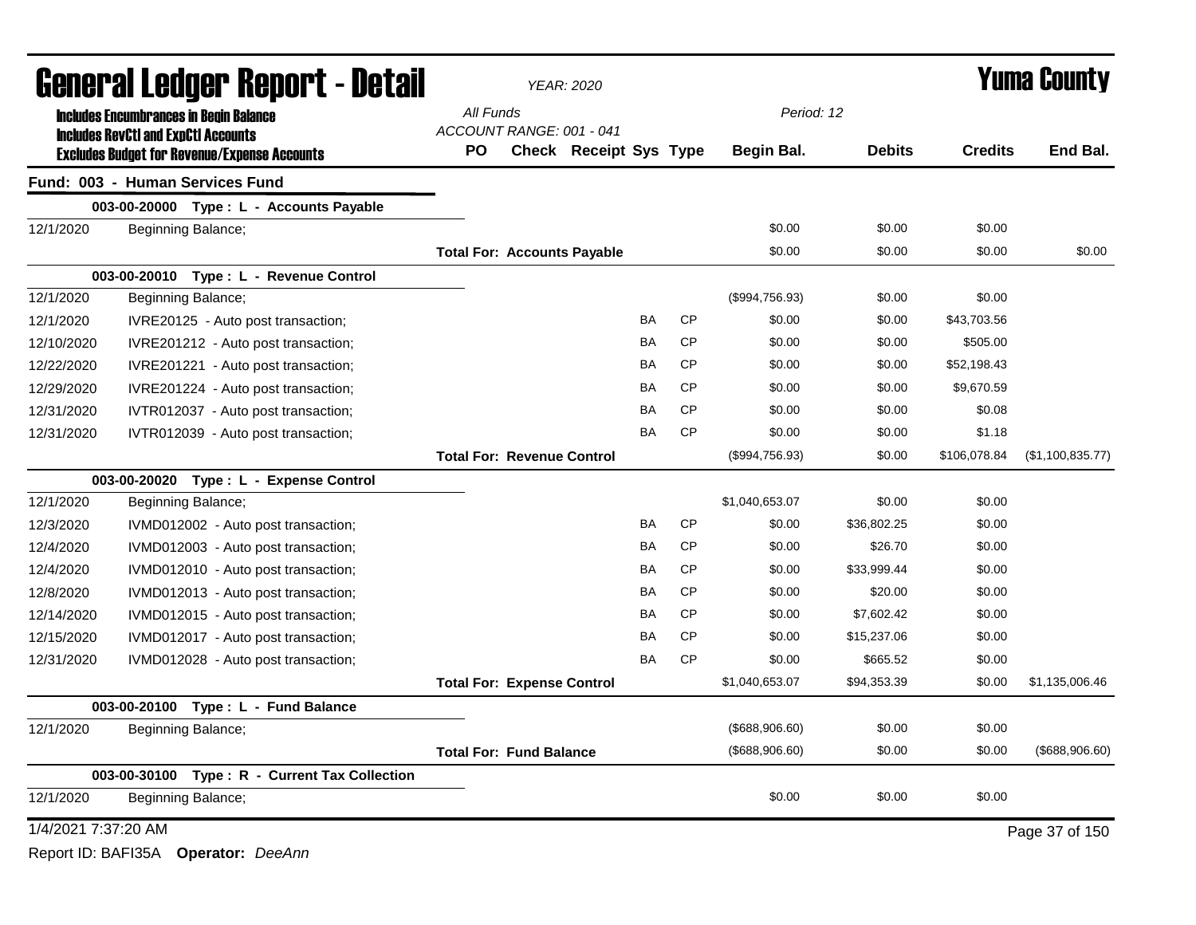# General Ledger Report - Detail

*YEAR: 2020*

**Yuma County**

**Includes Encumbrances in Begin Balance**
**Includes RevCtl and ExpCtl Accounts**
**Excludes Budget for Revenue/Expense Accounts**

All Funds
ACCOUNT RANGE: 001 - 041
Period: 12

| | | PO | Check | Receipt | Sys | Type | Begin Bal. | Debits | Credits | End Bal. |
|---|---|---|---|---|---|---|---|---|---|---|
| **Fund: 003 - Human Services Fund** | | | | | | | | | | |
| **003-00-20000 Type : L - Accounts Payable** | | | | | | | | | | |
| 12/1/2020 | Beginning Balance; | | | | | | $0.00 | $0.00 | $0.00 | |
| | | **Total For: Accounts Payable** | | | | | $0.00 | $0.00 | $0.00 | $0.00 |
| **003-00-20010 Type : L - Revenue Control** | | | | | | | | | | |
| 12/1/2020 | Beginning Balance; | | | | | | ($994,756.93) | $0.00 | $0.00 | |
| 12/1/2020 | IVRE20125 - Auto post transaction; | | | | BA | CP | $0.00 | $0.00 | $43,703.56 | |
| 12/10/2020 | IVRE201212 - Auto post transaction; | | | | BA | CP | $0.00 | $0.00 | $505.00 | |
| 12/22/2020 | IVRE201221 - Auto post transaction; | | | | BA | CP | $0.00 | $0.00 | $52,198.43 | |
| 12/29/2020 | IVRE201224 - Auto post transaction; | | | | BA | CP | $0.00 | $0.00 | $9,670.59 | |
| 12/31/2020 | IVTR012037 - Auto post transaction; | | | | BA | CP | $0.00 | $0.00 | $0.08 | |
| 12/31/2020 | IVTR012039 - Auto post transaction; | | | | BA | CP | $0.00 | $0.00 | $1.18 | |
| | | **Total For: Revenue Control** | | | | | ($994,756.93) | $0.00 | $106,078.84 | ($1,100,835.77) |
| **003-00-20020 Type : L - Expense Control** | | | | | | | | | | |
| 12/1/2020 | Beginning Balance; | | | | | | $1,040,653.07 | $0.00 | $0.00 | |
| 12/3/2020 | IVMD012002 - Auto post transaction; | | | | BA | CP | $0.00 | $36,802.25 | $0.00 | |
| 12/4/2020 | IVMD012003 - Auto post transaction; | | | | BA | CP | $0.00 | $26.70 | $0.00 | |
| 12/4/2020 | IVMD012010 - Auto post transaction; | | | | BA | CP | $0.00 | $33,999.44 | $0.00 | |
| 12/8/2020 | IVMD012013 - Auto post transaction; | | | | BA | CP | $0.00 | $20.00 | $0.00 | |
| 12/14/2020 | IVMD012015 - Auto post transaction; | | | | BA | CP | $0.00 | $7,602.42 | $0.00 | |
| 12/15/2020 | IVMD012017 - Auto post transaction; | | | | BA | CP | $0.00 | $15,237.06 | $0.00 | |
| 12/31/2020 | IVMD012028 - Auto post transaction; | | | | BA | CP | $0.00 | $665.52 | $0.00 | |
| | | **Total For: Expense Control** | | | | | $1,040,653.07 | $94,353.39 | $0.00 | $1,135,006.46 |
| **003-00-20100 Type : L - Fund Balance** | | | | | | | | | | |
| 12/1/2020 | Beginning Balance; | | | | | | ($688,906.60) | $0.00 | $0.00 | |
| | | **Total For: Fund Balance** | | | | | ($688,906.60) | $0.00 | $0.00 | ($688,906.60) |
| **003-00-30100 Type : R - Current Tax Collection** | | | | | | | | | | |
| 12/1/2020 | Beginning Balance; | | | | | | $0.00 | $0.00 | $0.00 | |

1/4/2021 7:37:20 AM

Report ID: BAFI35A **Operator:** *DeeAnn*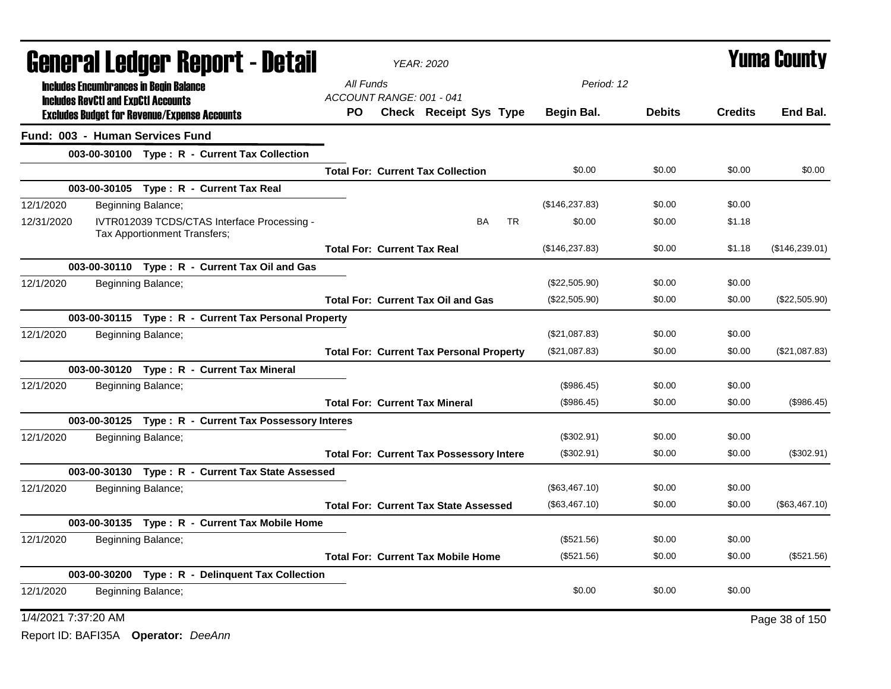# General Ledger Report - Detail

*YEAR: 2020*

**Yuma County**

Includes Encumbrances in Begin Balance
Includes RevCtl and ExpCtl Accounts
Excludes Budget for Revenue/Expense Accounts

*All Funds*
*ACCOUNT RANGE: 001 - 041*
*Period: 12*

## Fund: 003 - Human Services Fund

| | | PO | Check | Receipt | Sys | Type | Begin Bal. | Debits | Credits | End Bal. |
|---|---|---|---|---|---|---|---|---|---|---|
| **003-00-30100** | **Type : R - Current Tax Collection** | | | | | | | | | |
| | **Total For: Current Tax Collection** | | | | | | $0.00 | $0.00 | $0.00 | $0.00 |
| **003-00-30105** | **Type : R - Current Tax Real** | | | | | | | | | |
| 12/1/2020 | Beginning Balance; | | | | | | ($146,237.83) | $0.00 | $0.00 | |
| 12/31/2020 | IVTR012039 TCDS/CTAS Interface Processing - Tax Apportionment Transfers; | | | | BA | TR | $0.00 | $0.00 | $1.18 | |
| | **Total For: Current Tax Real** | | | | | | ($146,237.83) | $0.00 | $1.18 | ($146,239.01) |
| **003-00-30110** | **Type : R - Current Tax Oil and Gas** | | | | | | | | | |
| 12/1/2020 | Beginning Balance; | | | | | | ($22,505.90) | $0.00 | $0.00 | |
| | **Total For: Current Tax Oil and Gas** | | | | | | ($22,505.90) | $0.00 | $0.00 | ($22,505.90) |
| **003-00-30115** | **Type : R - Current Tax Personal Property** | | | | | | | | | |
| 12/1/2020 | Beginning Balance; | | | | | | ($21,087.83) | $0.00 | $0.00 | |
| | **Total For: Current Tax Personal Property** | | | | | | ($21,087.83) | $0.00 | $0.00 | ($21,087.83) |
| **003-00-30120** | **Type : R - Current Tax Mineral** | | | | | | | | | |
| 12/1/2020 | Beginning Balance; | | | | | | ($986.45) | $0.00 | $0.00 | |
| | **Total For: Current Tax Mineral** | | | | | | ($986.45) | $0.00 | $0.00 | ($986.45) |
| **003-00-30125** | **Type : R - Current Tax Possessory Interes** | | | | | | | | | |
| 12/1/2020 | Beginning Balance; | | | | | | ($302.91) | $0.00 | $0.00 | |
| | **Total For: Current Tax Possessory Intere** | | | | | | ($302.91) | $0.00 | $0.00 | ($302.91) |
| **003-00-30130** | **Type : R - Current Tax State Assessed** | | | | | | | | | |
| 12/1/2020 | Beginning Balance; | | | | | | ($63,467.10) | $0.00 | $0.00 | |
| | **Total For: Current Tax State Assessed** | | | | | | ($63,467.10) | $0.00 | $0.00 | ($63,467.10) |
| **003-00-30135** | **Type : R - Current Tax Mobile Home** | | | | | | | | | |
| 12/1/2020 | Beginning Balance; | | | | | | ($521.56) | $0.00 | $0.00 | |
| | **Total For: Current Tax Mobile Home** | | | | | | ($521.56) | $0.00 | $0.00 | ($521.56) |
| **003-00-30200** | **Type : R - Delinquent Tax Collection** | | | | | | | | | |
| 12/1/2020 | Beginning Balance; | | | | | | $0.00 | $0.00 | $0.00 | |

1/4/2021 7:37:20 AM

Report ID: BAFI35A **Operator:** *DeeAnn*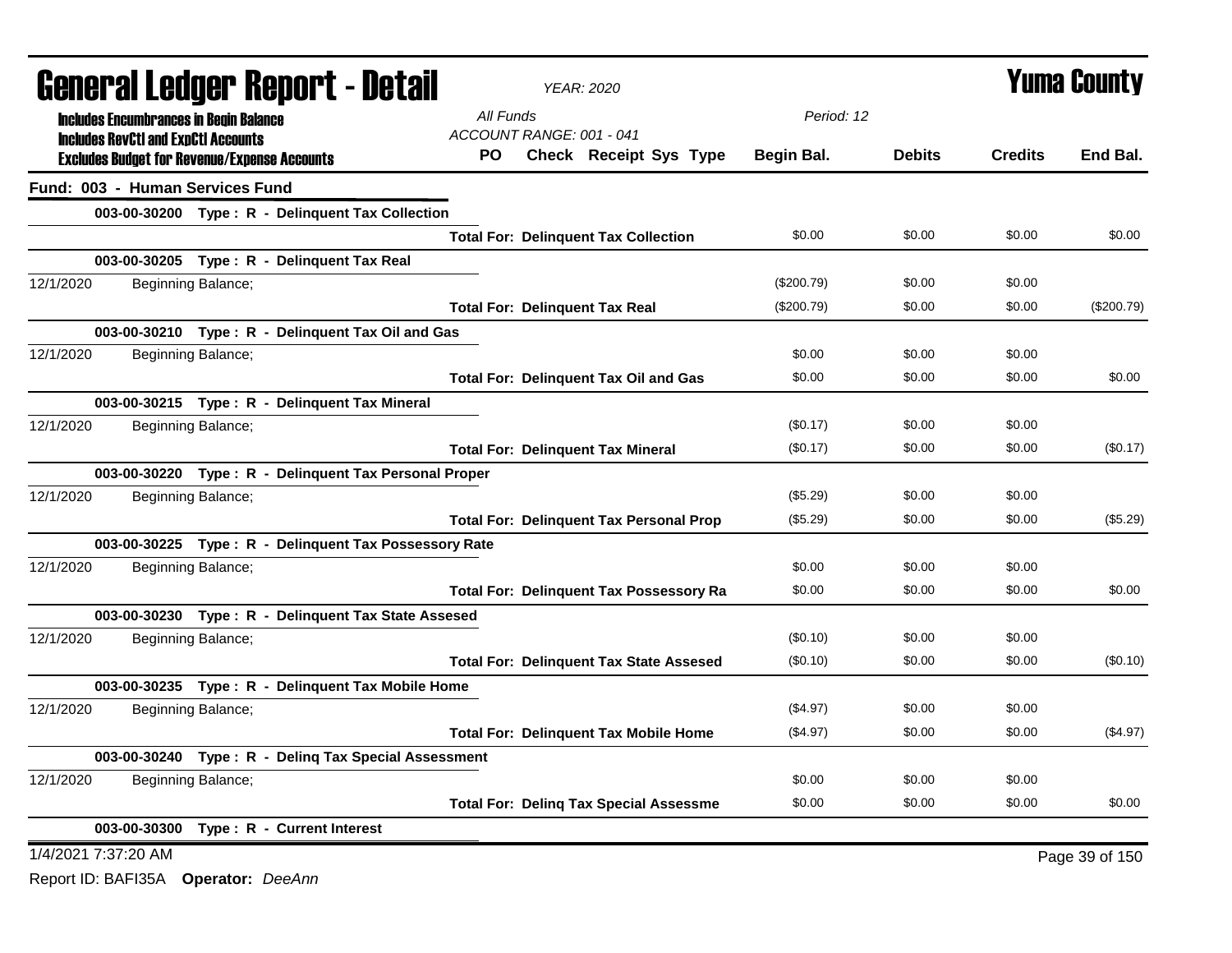# General Ledger Report - Detail

*YEAR: 2020*

# Yuma County

**Includes Encumbrances in Begin Balance**
**Includes RevCtl and ExpCtl Accounts**
**Excludes Budget for Revenue/Expense Accounts**

*All Funds*
*ACCOUNT RANGE: 001 - 041*
*Period: 12*

## Fund: 003 - Human Services Fund

| | PO | Check Receipt Sys Type | Begin Bal. | Debits | Credits | End Bal. |
|---|---|---|---|---|---|---|
| **003-00-30200 Type : R - Delinquent Tax Collection** | | | | | | |
| | | **Total For: Delinquent Tax Collection** | $0.00 | $0.00 | $0.00 | $0.00 |
| **003-00-30205 Type : R - Delinquent Tax Real** | | | | | | |
| 12/1/2020 Beginning Balance; | | | ($200.79) | $0.00 | $0.00 | |
| | | **Total For: Delinquent Tax Real** | ($200.79) | $0.00 | $0.00 | ($200.79) |
| **003-00-30210 Type : R - Delinquent Tax Oil and Gas** | | | | | | |
| 12/1/2020 Beginning Balance; | | | $0.00 | $0.00 | $0.00 | |
| | | **Total For: Delinquent Tax Oil and Gas** | $0.00 | $0.00 | $0.00 | $0.00 |
| **003-00-30215 Type : R - Delinquent Tax Mineral** | | | | | | |
| 12/1/2020 Beginning Balance; | | | ($0.17) | $0.00 | $0.00 | |
| | | **Total For: Delinquent Tax Mineral** | ($0.17) | $0.00 | $0.00 | ($0.17) |
| **003-00-30220 Type : R - Delinquent Tax Personal Proper** | | | | | | |
| 12/1/2020 Beginning Balance; | | | ($5.29) | $0.00 | $0.00 | |
| | | **Total For: Delinquent Tax Personal Prop** | ($5.29) | $0.00 | $0.00 | ($5.29) |
| **003-00-30225 Type : R - Delinquent Tax Possessory Rate** | | | | | | |
| 12/1/2020 Beginning Balance; | | | $0.00 | $0.00 | $0.00 | |
| | | **Total For: Delinquent Tax Possessory Ra** | $0.00 | $0.00 | $0.00 | $0.00 |
| **003-00-30230 Type : R - Delinquent Tax State Assesed** | | | | | | |
| 12/1/2020 Beginning Balance; | | | ($0.10) | $0.00 | $0.00 | |
| | | **Total For: Delinquent Tax State Assesed** | ($0.10) | $0.00 | $0.00 | ($0.10) |
| **003-00-30235 Type : R - Delinquent Tax Mobile Home** | | | | | | |
| 12/1/2020 Beginning Balance; | | | ($4.97) | $0.00 | $0.00 | |
| | | **Total For: Delinquent Tax Mobile Home** | ($4.97) | $0.00 | $0.00 | ($4.97) |
| **003-00-30240 Type : R - Delinq Tax Special Assessment** | | | | | | |
| 12/1/2020 Beginning Balance; | | | $0.00 | $0.00 | $0.00 | |
| | | **Total For: Delinq Tax Special Assessme** | $0.00 | $0.00 | $0.00 | $0.00 |
| **003-00-30300 Type : R - Current Interest** | | | | | | |

1/4/2021 7:37:20 AM

Report ID: BAFI35A **Operator:** *DeeAnn*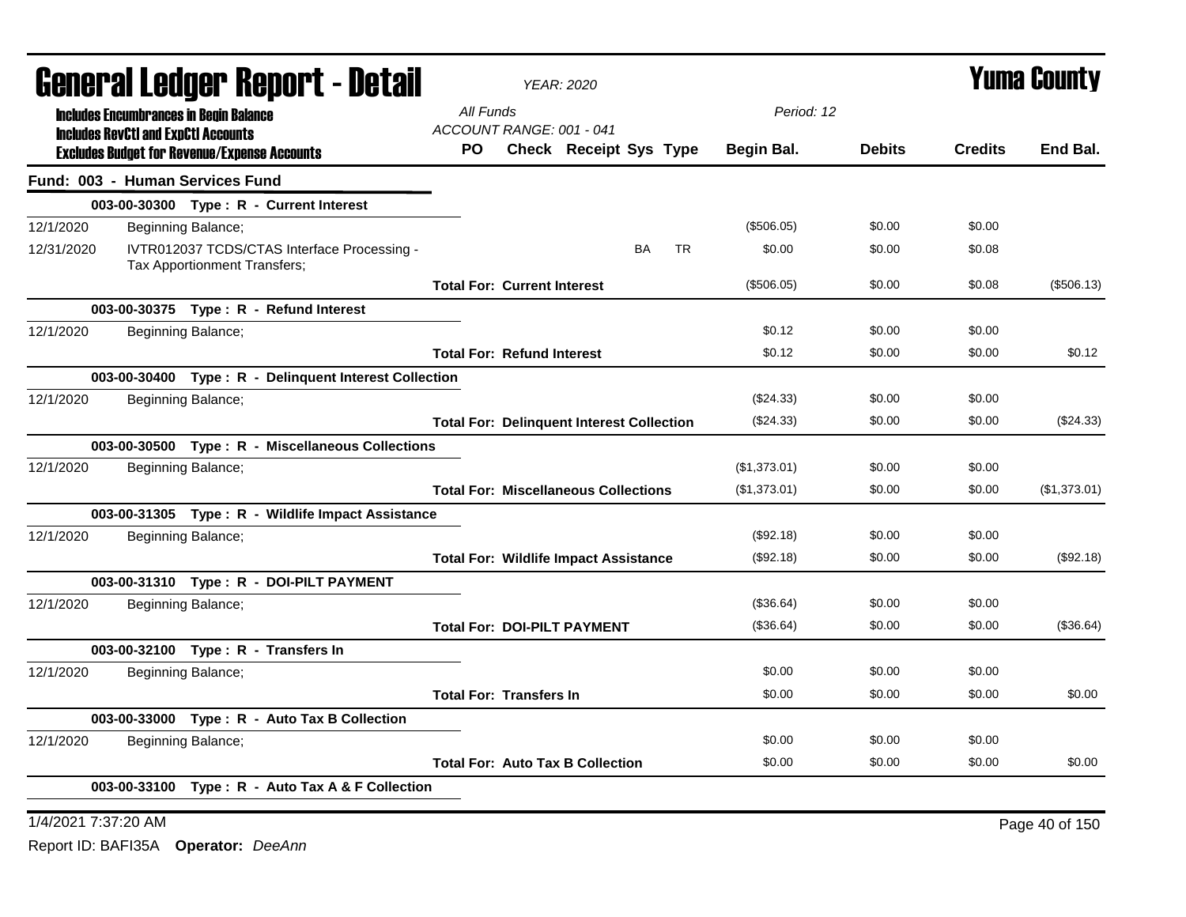# General Ledger Report - Detail

**YEAR: 2020**

**Yuma County**

Includes Encumbrances in Begin Balance
Includes RevCtl and ExpCtl Accounts
Excludes Budget for Revenue/Expense Accounts

All Funds
ACCOUNT RANGE: 001 - 041

Period: 12

## Fund: 003 - Human Services Fund

| Date | Description | PO | Check | Receipt | Sys | Type | Begin Bal. | Debits | Credits | End Bal. |
|---|---|---|---|---|---|---|---|---|---|---|
| | **003-00-30300 Type : R - Current Interest** | | | | | | | | | |
| 12/1/2020 | Beginning Balance; | | | | | | ($506.05) | $0.00 | $0.00 | |
| 12/31/2020 | IVTR012037 TCDS/CTAS Interface Processing - Tax Apportionment Transfers; | | | | BA | TR | $0.00 | $0.00 | $0.08 | |
| | **Total For: Current Interest** | | | | | | ($506.05) | $0.00 | $0.08 | ($506.13) |
| | **003-00-30375 Type : R - Refund Interest** | | | | | | | | | |
| 12/1/2020 | Beginning Balance; | | | | | | $0.12 | $0.00 | $0.00 | |
| | **Total For: Refund Interest** | | | | | | $0.12 | $0.00 | $0.00 | $0.12 |
| | **003-00-30400 Type : R - Delinquent Interest Collection** | | | | | | | | | |
| 12/1/2020 | Beginning Balance; | | | | | | ($24.33) | $0.00 | $0.00 | |
| | **Total For: Delinquent Interest Collection** | | | | | | ($24.33) | $0.00 | $0.00 | ($24.33) |
| | **003-00-30500 Type : R - Miscellaneous Collections** | | | | | | | | | |
| 12/1/2020 | Beginning Balance; | | | | | | ($1,373.01) | $0.00 | $0.00 | |
| | **Total For: Miscellaneous Collections** | | | | | | ($1,373.01) | $0.00 | $0.00 | ($1,373.01) |
| | **003-00-31305 Type : R - Wildlife Impact Assistance** | | | | | | | | | |
| 12/1/2020 | Beginning Balance; | | | | | | ($92.18) | $0.00 | $0.00 | |
| | **Total For: Wildlife Impact Assistance** | | | | | | ($92.18) | $0.00 | $0.00 | ($92.18) |
| | **003-00-31310 Type : R - DOI-PILT PAYMENT** | | | | | | | | | |
| 12/1/2020 | Beginning Balance; | | | | | | ($36.64) | $0.00 | $0.00 | |
| | **Total For: DOI-PILT PAYMENT** | | | | | | ($36.64) | $0.00 | $0.00 | ($36.64) |
| | **003-00-32100 Type : R - Transfers In** | | | | | | | | | |
| 12/1/2020 | Beginning Balance; | | | | | | $0.00 | $0.00 | $0.00 | |
| | **Total For: Transfers In** | | | | | | $0.00 | $0.00 | $0.00 | $0.00 |
| | **003-00-33000 Type : R - Auto Tax B Collection** | | | | | | | | | |
| 12/1/2020 | Beginning Balance; | | | | | | $0.00 | $0.00 | $0.00 | |
| | **Total For: Auto Tax B Collection** | | | | | | $0.00 | $0.00 | $0.00 | $0.00 |
| | **003-00-33100 Type : R - Auto Tax A & F Collection** | | | | | | | | | |

1/4/2021 7:37:20 AM

Report ID: BAFI35A **Operator:** *DeeAnn*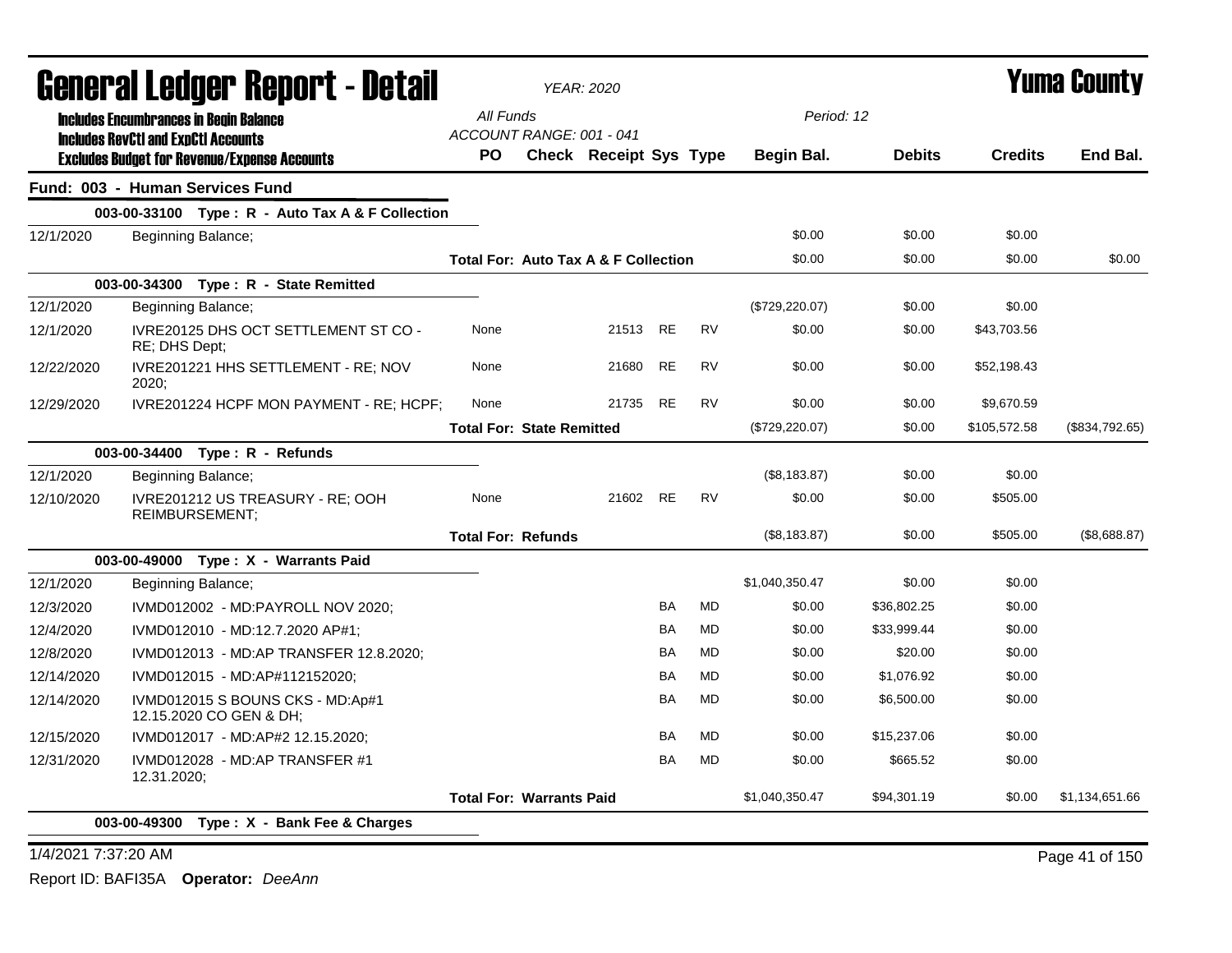# General Ledger Report - Detail

*YEAR: 2020*

# Yuma County

**Includes Encumbrances in Begin Balance**
**Includes RevCtl and ExpCtl Accounts**
**Excludes Budget for Revenue/Expense Accounts**

*All Funds*
*ACCOUNT RANGE: 001 - 041*
*Period: 12*

| | | PO | Check | Receipt | Sys | Type | Begin Bal. | Debits | Credits | End Bal. |
|---|---|---|---|---|---|---|---|---|---|---|
| **Fund: 003 - Human Services Fund** | | | | | | | | | | |
| | **003-00-33100 Type : R - Auto Tax A & F Collection** | | | | | | | | | |
| 12/1/2020 | Beginning Balance; | | | | | | $0.00 | $0.00 | $0.00 | |
| | | **Total For: Auto Tax A & F Collection** | | | | | $0.00 | $0.00 | $0.00 | $0.00 |
| | **003-00-34300 Type : R - State Remitted** | | | | | | | | | |
| 12/1/2020 | Beginning Balance; | | | | | | ($729,220.07) | $0.00 | $0.00 | |
| 12/1/2020 | IVRE20125 DHS OCT SETTLEMENT ST CO - RE; DHS Dept; | None | | 21513 | RE | RV | $0.00 | $0.00 | $43,703.56 | |
| 12/22/2020 | IVRE201221 HHS SETTLEMENT - RE; NOV 2020; | None | | 21680 | RE | RV | $0.00 | $0.00 | $52,198.43 | |
| 12/29/2020 | IVRE201224 HCPF MON PAYMENT - RE; HCPF; | None | | 21735 | RE | RV | $0.00 | $0.00 | $9,670.59 | |
| | | **Total For: State Remitted** | | | | | ($729,220.07) | $0.00 | $105,572.58 | ($834,792.65) |
| | **003-00-34400 Type : R - Refunds** | | | | | | | | | |
| 12/1/2020 | Beginning Balance; | | | | | | ($8,183.87) | $0.00 | $0.00 | |
| 12/10/2020 | IVRE201212 US TREASURY - RE; OOH REIMBURSEMENT; | None | | 21602 | RE | RV | $0.00 | $0.00 | $505.00 | |
| | | **Total For: Refunds** | | | | | ($8,183.87) | $0.00 | $505.00 | ($8,688.87) |
| | **003-00-49000 Type : X - Warrants Paid** | | | | | | | | | |
| 12/1/2020 | Beginning Balance; | | | | | | $1,040,350.47 | $0.00 | $0.00 | |
| 12/3/2020 | IVMD012002 - MD:PAYROLL NOV 2020; | | | | BA | MD | $0.00 | $36,802.25 | $0.00 | |
| 12/4/2020 | IVMD012010 - MD:12.7.2020 AP#1; | | | | BA | MD | $0.00 | $33,999.44 | $0.00 | |
| 12/8/2020 | IVMD012013 - MD:AP TRANSFER 12.8.2020; | | | | BA | MD | $0.00 | $20.00 | $0.00 | |
| 12/14/2020 | IVMD012015 - MD:AP#112152020; | | | | BA | MD | $0.00 | $1,076.92 | $0.00 | |
| 12/14/2020 | IVMD012015 S BOUNS CKS - MD:Ap#1 12.15.2020 CO GEN & DH; | | | | BA | MD | $0.00 | $6,500.00 | $0.00 | |
| 12/15/2020 | IVMD012017 - MD:AP#2 12.15.2020; | | | | BA | MD | $0.00 | $15,237.06 | $0.00 | |
| 12/31/2020 | IVMD012028 - MD:AP TRANSFER #1 12.31.2020; | | | | BA | MD | $0.00 | $665.52 | $0.00 | |
| | | **Total For: Warrants Paid** | | | | | $1,040,350.47 | $94,301.19 | $0.00 | $1,134,651.66 |
| | **003-00-49300 Type : X - Bank Fee & Charges** | | | | | | | | | |

1/4/2021 7:37:20 AM

Report ID: BAFI35A **Operator:** *DeeAnn*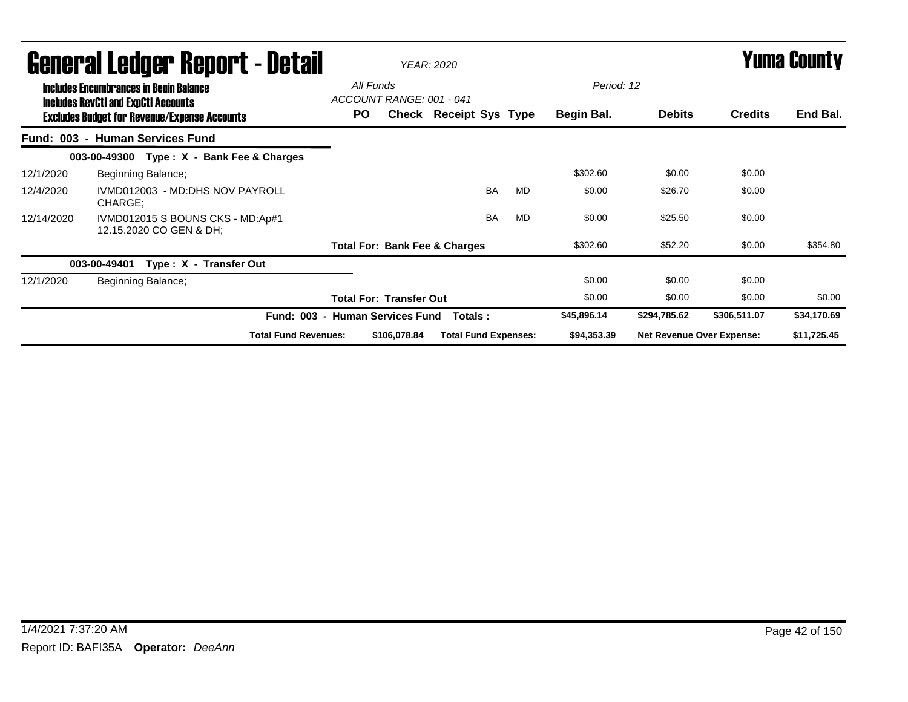# General Ledger Report - Detail

**YEAR: 2020**

**Yuma County**

**Includes Encumbrances in Begin Balance**
**Includes RevCtl and ExpCtl Accounts**
**Excludes Budget for Revenue/Expense Accounts**

All Funds
ACCOUNT RANGE: 001 - 041

Period: 12

| | | PO | Check | Receipt | Sys | Type | Begin Bal. | Debits | Credits | End Bal. |
|---|---|---|---|---|---|---|---|---|---|---|
| **Fund: 003 - Human Services Fund** | | | | | | | | | | |
| **003-00-49300 Type : X - Bank Fee & Charges** | | | | | | | | | | |
| 12/1/2020 | Beginning Balance; | | | | | | $302.60 | $0.00 | $0.00 | |
| 12/4/2020 | IVMD012003 - MD:DHS NOV PAYROLL CHARGE; | | | | BA | MD | $0.00 | $26.70 | $0.00 | |
| 12/14/2020 | IVMD012015 S BOUNS CKS - MD:Ap#1 12.15.2020 CO GEN & DH; | | | | BA | MD | $0.00 | $25.50 | $0.00 | |
| | **Total For: Bank Fee & Charges** | | | | | | $302.60 | $52.20 | $0.00 | $354.80 |
| **003-00-49401 Type : X - Transfer Out** | | | | | | | | | | |
| 12/1/2020 | Beginning Balance; | | | | | | $0.00 | $0.00 | $0.00 | |
| | **Total For: Transfer Out** | | | | | | $0.00 | $0.00 | $0.00 | $0.00 |
| | **Fund: 003 - Human Services Fund Totals :** | | | | | | **$45,896.14** | **$294,785.62** | **$306,511.07** | **$34,170.69** |
| | **Total Fund Revenues:** | | **$106,078.84** | **Total Fund Expenses:** | | | **$94,353.39** | **Net Revenue Over Expense:** | | **$11,725.45** |

1/4/2021 7:37:20 AM

Report ID: BAFI35A **Operator:** *DeeAnn*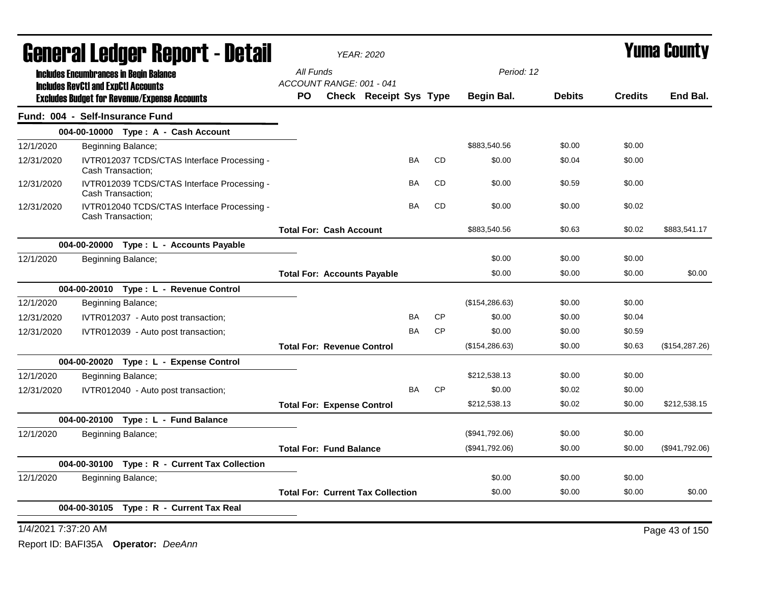# General Ledger Report - Detail

*YEAR: 2020*

**Yuma County**

**Includes Encumbrances in Begin Balance**
**Includes RevCtl and ExpCtl Accounts**
**Excludes Budget for Revenue/Expense Accounts**

*All Funds*
*ACCOUNT RANGE: 001 - 041*
*Period: 12*

| Date | Description | PO | Check | Receipt | Sys | Type | Begin Bal. | Debits | Credits | End Bal. |
|---|---|---|---|---|---|---|---|---|---|---|
| **Fund: 004 - Self-Insurance Fund** | | | | | | | | | | |
| **004-00-10000 Type : A - Cash Account** | | | | | | | | | | |
| 12/1/2020 | Beginning Balance; | | | | | | $883,540.56 | $0.00 | $0.00 | |
| 12/31/2020 | IVTR012037 TCDS/CTAS Interface Processing - Cash Transaction; | | | | BA | CD | $0.00 | $0.04 | $0.00 | |
| 12/31/2020 | IVTR012039 TCDS/CTAS Interface Processing - Cash Transaction; | | | | BA | CD | $0.00 | $0.59 | $0.00 | |
| 12/31/2020 | IVTR012040 TCDS/CTAS Interface Processing - Cash Transaction; | | | | BA | CD | $0.00 | $0.00 | $0.02 | |
| | | **Total For: Cash Account** | | | | | $883,540.56 | $0.63 | $0.02 | $883,541.17 |
| **004-00-20000 Type : L - Accounts Payable** | | | | | | | | | | |
| 12/1/2020 | Beginning Balance; | | | | | | $0.00 | $0.00 | $0.00 | |
| | | **Total For: Accounts Payable** | | | | | $0.00 | $0.00 | $0.00 | $0.00 |
| **004-00-20010 Type : L - Revenue Control** | | | | | | | | | | |
| 12/1/2020 | Beginning Balance; | | | | | | ($154,286.63) | $0.00 | $0.00 | |
| 12/31/2020 | IVTR012037 - Auto post transaction; | | | | BA | CP | $0.00 | $0.00 | $0.04 | |
| 12/31/2020 | IVTR012039 - Auto post transaction; | | | | BA | CP | $0.00 | $0.00 | $0.59 | |
| | | **Total For: Revenue Control** | | | | | ($154,286.63) | $0.00 | $0.63 | ($154,287.26) |
| **004-00-20020 Type : L - Expense Control** | | | | | | | | | | |
| 12/1/2020 | Beginning Balance; | | | | | | $212,538.13 | $0.00 | $0.00 | |
| 12/31/2020 | IVTR012040 - Auto post transaction; | | | | BA | CP | $0.00 | $0.02 | $0.00 | |
| | | **Total For: Expense Control** | | | | | $212,538.13 | $0.02 | $0.00 | $212,538.15 |
| **004-00-20100 Type : L - Fund Balance** | | | | | | | | | | |
| 12/1/2020 | Beginning Balance; | | | | | | ($941,792.06) | $0.00 | $0.00 | |
| | | **Total For: Fund Balance** | | | | | ($941,792.06) | $0.00 | $0.00 | ($941,792.06) |
| **004-00-30100 Type : R - Current Tax Collection** | | | | | | | | | | |
| 12/1/2020 | Beginning Balance; | | | | | | $0.00 | $0.00 | $0.00 | |
| | | **Total For: Current Tax Collection** | | | | | $0.00 | $0.00 | $0.00 | $0.00 |
| **004-00-30105 Type : R - Current Tax Real** | | | | | | | | | | |

1/4/2021 7:37:20 AM

Report ID: BAFI35A **Operator:** *DeeAnn*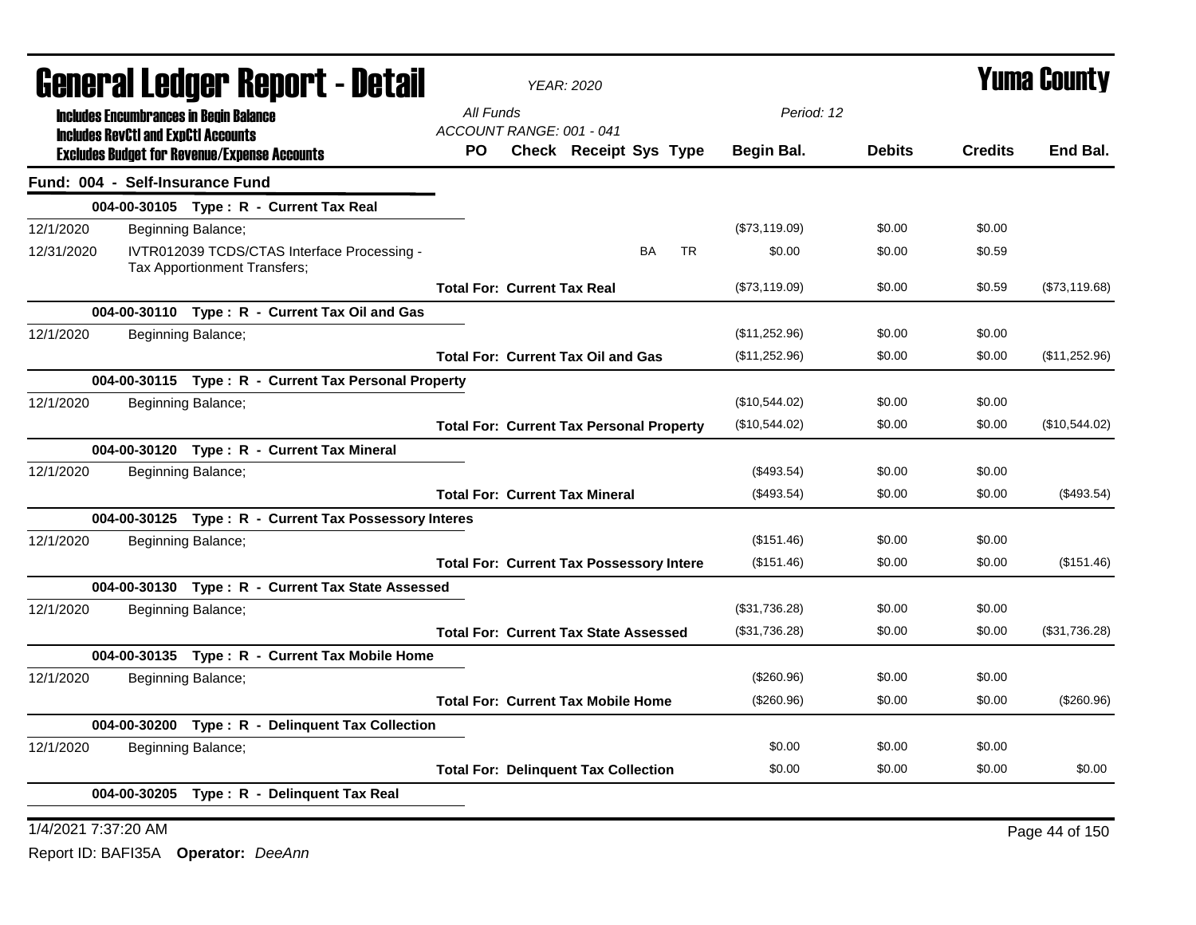# General Ledger Report - Detail

*YEAR: 2020*

**Yuma County**

**Includes Encumbrances in Begin Balance**
**Includes RevCtl and ExpCtl Accounts**
**Excludes Budget for Revenue/Expense Accounts**

*All Funds*
*ACCOUNT RANGE: 001 - 041*
*Period: 12*

## Fund: 004 - Self-Insurance Fund

| Date | Description | PO | Check | Receipt | Sys | Type | Begin Bal. | Debits | Credits | End Bal. |
|---|---|---|---|---|---|---|---|---|---|---|
| **004-00-30105 Type : R - Current Tax Real** | | | | | | | | | | |
| 12/1/2020 | Beginning Balance; | | | | | | ($73,119.09) | $0.00 | $0.00 | |
| 12/31/2020 | IVTR012039 TCDS/CTAS Interface Processing - Tax Apportionment Transfers; | | | | BA | TR | $0.00 | $0.00 | $0.59 | |
| | **Total For: Current Tax Real** | | | | | | ($73,119.09) | $0.00 | $0.59 | ($73,119.68) |
| **004-00-30110 Type : R - Current Tax Oil and Gas** | | | | | | | | | | |
| 12/1/2020 | Beginning Balance; | | | | | | ($11,252.96) | $0.00 | $0.00 | |
| | **Total For: Current Tax Oil and Gas** | | | | | | ($11,252.96) | $0.00 | $0.00 | ($11,252.96) |
| **004-00-30115 Type : R - Current Tax Personal Property** | | | | | | | | | | |
| 12/1/2020 | Beginning Balance; | | | | | | ($10,544.02) | $0.00 | $0.00 | |
| | **Total For: Current Tax Personal Property** | | | | | | ($10,544.02) | $0.00 | $0.00 | ($10,544.02) |
| **004-00-30120 Type : R - Current Tax Mineral** | | | | | | | | | | |
| 12/1/2020 | Beginning Balance; | | | | | | ($493.54) | $0.00 | $0.00 | |
| | **Total For: Current Tax Mineral** | | | | | | ($493.54) | $0.00 | $0.00 | ($493.54) |
| **004-00-30125 Type : R - Current Tax Possessory Interes** | | | | | | | | | | |
| 12/1/2020 | Beginning Balance; | | | | | | ($151.46) | $0.00 | $0.00 | |
| | **Total For: Current Tax Possessory Intere** | | | | | | ($151.46) | $0.00 | $0.00 | ($151.46) |
| **004-00-30130 Type : R - Current Tax State Assessed** | | | | | | | | | | |
| 12/1/2020 | Beginning Balance; | | | | | | ($31,736.28) | $0.00 | $0.00 | |
| | **Total For: Current Tax State Assessed** | | | | | | ($31,736.28) | $0.00 | $0.00 | ($31,736.28) |
| **004-00-30135 Type : R - Current Tax Mobile Home** | | | | | | | | | | |
| 12/1/2020 | Beginning Balance; | | | | | | ($260.96) | $0.00 | $0.00 | |
| | **Total For: Current Tax Mobile Home** | | | | | | ($260.96) | $0.00 | $0.00 | ($260.96) |
| **004-00-30200 Type : R - Delinquent Tax Collection** | | | | | | | | | | |
| 12/1/2020 | Beginning Balance; | | | | | | $0.00 | $0.00 | $0.00 | |
| | **Total For: Delinquent Tax Collection** | | | | | | $0.00 | $0.00 | $0.00 | $0.00 |
| **004-00-30205 Type : R - Delinquent Tax Real** | | | | | | | | | | |

1/4/2021 7:37:20 AM

Report ID: BAFI35A **Operator:** *DeeAnn*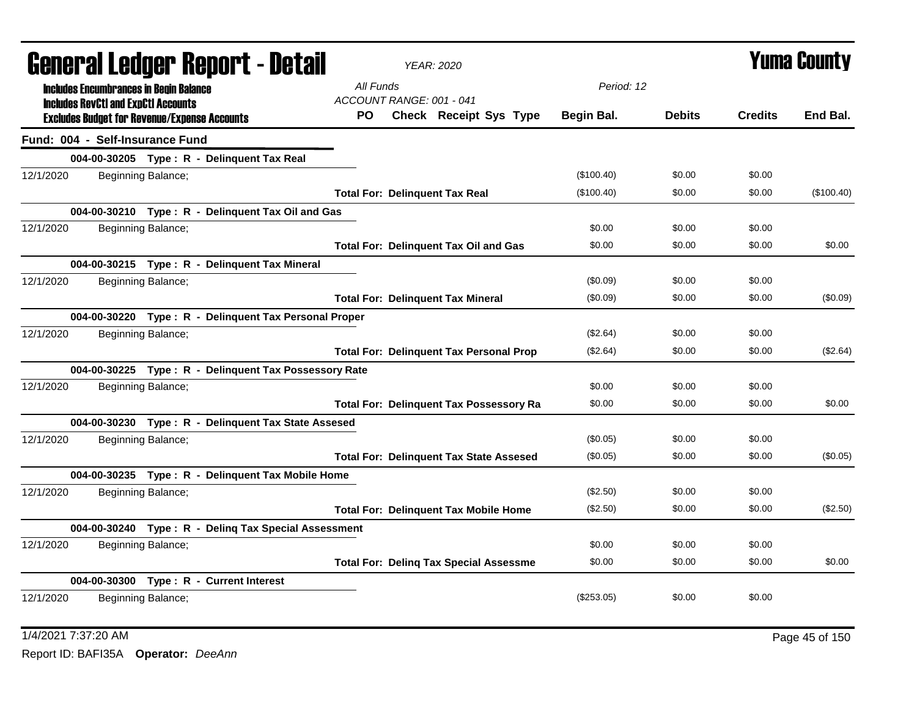# General Ledger Report - Detail

**Yuma County**

YEAR: 2020

**Includes Encumbrances in Begin Balance**
**Includes RevCtl and ExpCtl Accounts**
**Excludes Budget for Revenue/Expense Accounts**

All Funds
ACCOUNT RANGE: 001 - 041
Period: 12

## Fund: 004 - Self-Insurance Fund

| | | PO | Check | Receipt | Sys | Type | Begin Bal. | Debits | Credits | End Bal. |
|---|---|---|---|---|---|---|---|---|---|---|
| **004-00-30205 Type : R - Delinquent Tax Real** | | | | | | | | | | |
| 12/1/2020 | Beginning Balance; | | | | | | ($100.40) | $0.00 | $0.00 | |
| | **Total For: Delinquent Tax Real** | | | | | | ($100.40) | $0.00 | $0.00 | ($100.40) |
| **004-00-30210 Type : R - Delinquent Tax Oil and Gas** | | | | | | | | | | |
| 12/1/2020 | Beginning Balance; | | | | | | $0.00 | $0.00 | $0.00 | |
| | **Total For: Delinquent Tax Oil and Gas** | | | | | | $0.00 | $0.00 | $0.00 | $0.00 |
| **004-00-30215 Type : R - Delinquent Tax Mineral** | | | | | | | | | | |
| 12/1/2020 | Beginning Balance; | | | | | | ($0.09) | $0.00 | $0.00 | |
| | **Total For: Delinquent Tax Mineral** | | | | | | ($0.09) | $0.00 | $0.00 | ($0.09) |
| **004-00-30220 Type : R - Delinquent Tax Personal Proper** | | | | | | | | | | |
| 12/1/2020 | Beginning Balance; | | | | | | ($2.64) | $0.00 | $0.00 | |
| | **Total For: Delinquent Tax Personal Prop** | | | | | | ($2.64) | $0.00 | $0.00 | ($2.64) |
| **004-00-30225 Type : R - Delinquent Tax Possessory Rate** | | | | | | | | | | |
| 12/1/2020 | Beginning Balance; | | | | | | $0.00 | $0.00 | $0.00 | |
| | **Total For: Delinquent Tax Possessory Ra** | | | | | | $0.00 | $0.00 | $0.00 | $0.00 |
| **004-00-30230 Type : R - Delinquent Tax State Assesed** | | | | | | | | | | |
| 12/1/2020 | Beginning Balance; | | | | | | ($0.05) | $0.00 | $0.00 | |
| | **Total For: Delinquent Tax State Assesed** | | | | | | ($0.05) | $0.00 | $0.00 | ($0.05) |
| **004-00-30235 Type : R - Delinquent Tax Mobile Home** | | | | | | | | | | |
| 12/1/2020 | Beginning Balance; | | | | | | ($2.50) | $0.00 | $0.00 | |
| | **Total For: Delinquent Tax Mobile Home** | | | | | | ($2.50) | $0.00 | $0.00 | ($2.50) |
| **004-00-30240 Type : R - Delinq Tax Special Assessment** | | | | | | | | | | |
| 12/1/2020 | Beginning Balance; | | | | | | $0.00 | $0.00 | $0.00 | |
| | **Total For: Delinq Tax Special Assessme** | | | | | | $0.00 | $0.00 | $0.00 | $0.00 |
| **004-00-30300 Type : R - Current Interest** | | | | | | | | | | |
| 12/1/2020 | Beginning Balance; | | | | | | ($253.05) | $0.00 | $0.00 | |

1/4/2021 7:37:20 AM
Report ID: BAFI35A **Operator:** *DeeAnn*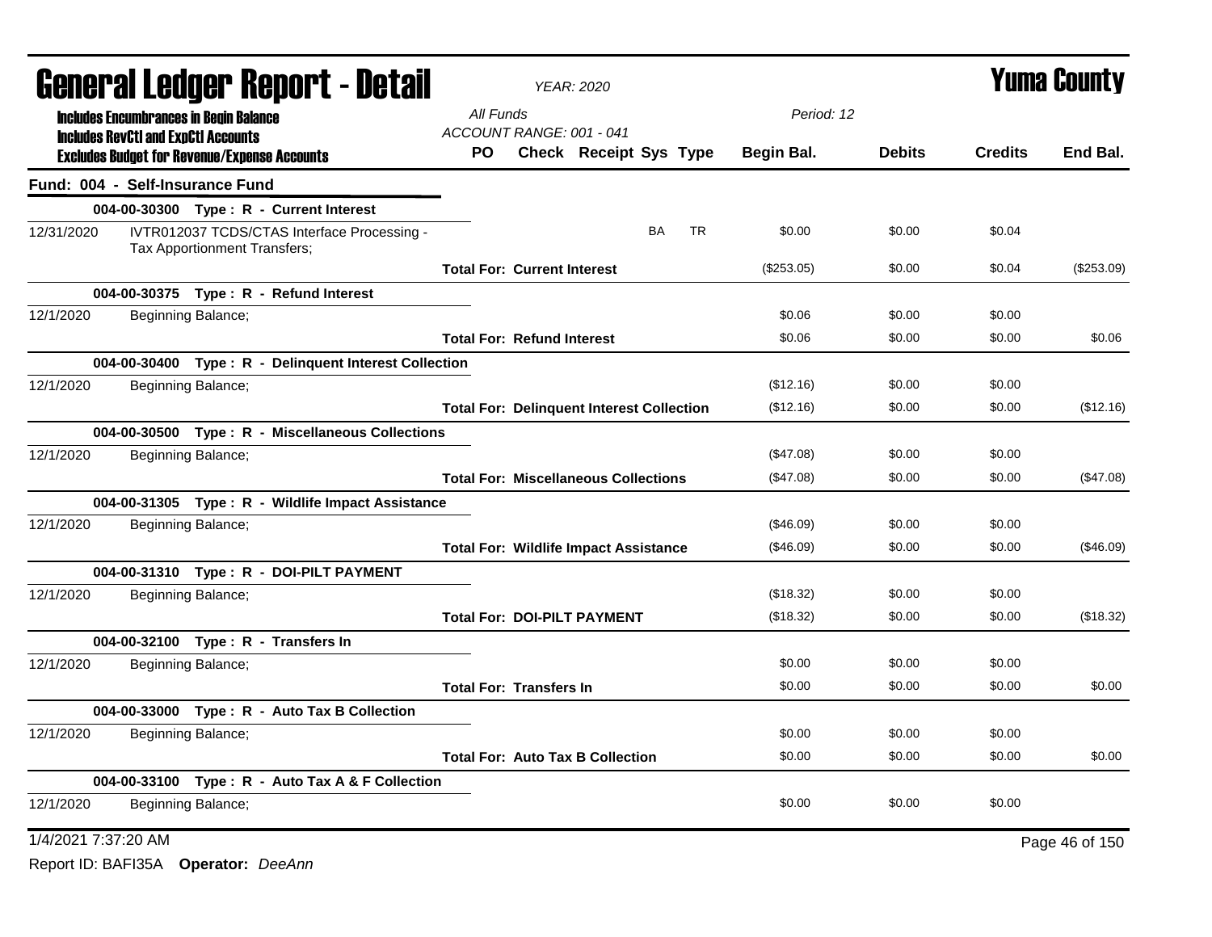# General Ledger Report - Detail

*YEAR: 2020*

**Yuma County**

**Includes Encumbrances in Begin Balance**
**Includes RevCtl and ExpCtl Accounts**
**Excludes Budget for Revenue/Expense Accounts**

*All Funds*
*ACCOUNT RANGE: 001 - 041*
*Period: 12*

## Fund: 004 - Self-Insurance Fund

| Date | Description | PO | Check | Receipt | Sys | Type | Begin Bal. | Debits | Credits | End Bal. |
|---|---|---|---|---|---|---|---|---|---|---|
| **004-00-30300 Type : R - Current Interest** | | | | | | | | | | |
| 12/31/2020 | IVTR012037 TCDS/CTAS Interface Processing - Tax Apportionment Transfers; | | | | BA | TR | $0.00 | $0.00 | $0.04 | |
| | **Total For: Current Interest** | | | | | | ($253.05) | $0.00 | $0.04 | ($253.09) |
| **004-00-30375 Type : R - Refund Interest** | | | | | | | | | | |
| 12/1/2020 | Beginning Balance; | | | | | | $0.06 | $0.00 | $0.00 | |
| | **Total For: Refund Interest** | | | | | | $0.06 | $0.00 | $0.00 | $0.06 |
| **004-00-30400 Type : R - Delinquent Interest Collection** | | | | | | | | | | |
| 12/1/2020 | Beginning Balance; | | | | | | ($12.16) | $0.00 | $0.00 | |
| | **Total For: Delinquent Interest Collection** | | | | | | ($12.16) | $0.00 | $0.00 | ($12.16) |
| **004-00-30500 Type : R - Miscellaneous Collections** | | | | | | | | | | |
| 12/1/2020 | Beginning Balance; | | | | | | ($47.08) | $0.00 | $0.00 | |
| | **Total For: Miscellaneous Collections** | | | | | | ($47.08) | $0.00 | $0.00 | ($47.08) |
| **004-00-31305 Type : R - Wildlife Impact Assistance** | | | | | | | | | | |
| 12/1/2020 | Beginning Balance; | | | | | | ($46.09) | $0.00 | $0.00 | |
| | **Total For: Wildlife Impact Assistance** | | | | | | ($46.09) | $0.00 | $0.00 | ($46.09) |
| **004-00-31310 Type : R - DOI-PILT PAYMENT** | | | | | | | | | | |
| 12/1/2020 | Beginning Balance; | | | | | | ($18.32) | $0.00 | $0.00 | |
| | **Total For: DOI-PILT PAYMENT** | | | | | | ($18.32) | $0.00 | $0.00 | ($18.32) |
| **004-00-32100 Type : R - Transfers In** | | | | | | | | | | |
| 12/1/2020 | Beginning Balance; | | | | | | $0.00 | $0.00 | $0.00 | |
| | **Total For: Transfers In** | | | | | | $0.00 | $0.00 | $0.00 | $0.00 |
| **004-00-33000 Type : R - Auto Tax B Collection** | | | | | | | | | | |
| 12/1/2020 | Beginning Balance; | | | | | | $0.00 | $0.00 | $0.00 | |
| | **Total For: Auto Tax B Collection** | | | | | | $0.00 | $0.00 | $0.00 | $0.00 |
| **004-00-33100 Type : R - Auto Tax A & F Collection** | | | | | | | | | | |
| 12/1/2020 | Beginning Balance; | | | | | | $0.00 | $0.00 | $0.00 | |

1/4/2021 7:37:20 AM

Report ID: BAFI35A **Operator:** *DeeAnn*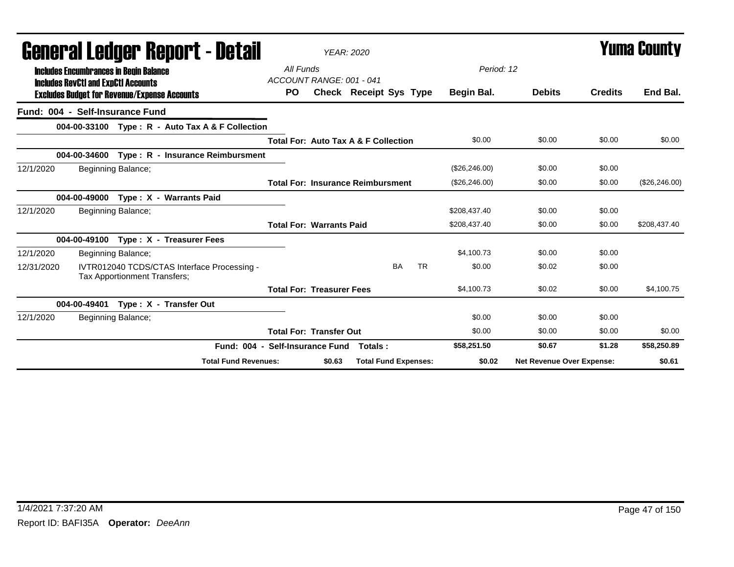# General Ledger Report - Detail

*YEAR: 2020*

# Yuma County

**Includes Encumbrances in Begin Balance**
**Includes RevCtl and ExpCtl Accounts**
**Excludes Budget for Revenue/Expense Accounts**

All Funds
ACCOUNT RANGE: 001 - 041

Period: 12

| | | PO | Check | Receipt | Sys | Type | Begin Bal. | Debits | Credits | End Bal. |
|---|---|---|---|---|---|---|---|---|---|---|
| **Fund: 004 - Self-Insurance Fund** | | | | | | | | | | |
| **004-00-33100** | **Type : R - Auto Tax A & F Collection** | | | | | | | | | |
| | | **Total For: Auto Tax A & F Collection** | | | | | $0.00 | $0.00 | $0.00 | $0.00 |
| **004-00-34600** | **Type : R - Insurance Reimbursment** | | | | | | | | | |
| 12/1/2020 | Beginning Balance; | | | | | | ($26,246.00) | $0.00 | $0.00 | |
| | | **Total For: Insurance Reimbursment** | | | | | ($26,246.00) | $0.00 | $0.00 | ($26,246.00) |
| **004-00-49000** | **Type : X - Warrants Paid** | | | | | | | | | |
| 12/1/2020 | Beginning Balance; | | | | | | $208,437.40 | $0.00 | $0.00 | |
| | | **Total For: Warrants Paid** | | | | | $208,437.40 | $0.00 | $0.00 | $208,437.40 |
| **004-00-49100** | **Type : X - Treasurer Fees** | | | | | | | | | |
| 12/1/2020 | Beginning Balance; | | | | | | $4,100.73 | $0.00 | $0.00 | |
| 12/31/2020 | IVTR012040 TCDS/CTAS Interface Processing - Tax Apportionment Transfers; | | | | BA | TR | $0.00 | $0.02 | $0.00 | |
| | | **Total For: Treasurer Fees** | | | | | $4,100.73 | $0.02 | $0.00 | $4,100.75 |
| **004-00-49401** | **Type : X - Transfer Out** | | | | | | | | | |
| 12/1/2020 | Beginning Balance; | | | | | | $0.00 | $0.00 | $0.00 | |
| | | **Total For: Transfer Out** | | | | | $0.00 | $0.00 | $0.00 | $0.00 |
| | | **Fund: 004 - Self-Insurance Fund Totals :** | | | | | **$58,251.50** | **$0.67** | **$1.28** | **$58,250.89** |
| | | **Total Fund Revenues:** | **$0.63** | **Total Fund Expenses:** | | | **$0.02** | **Net Revenue Over Expense:** | | **$0.61** |

1/4/2021 7:37:20 AM

Report ID: BAFI35A **Operator:** *DeeAnn*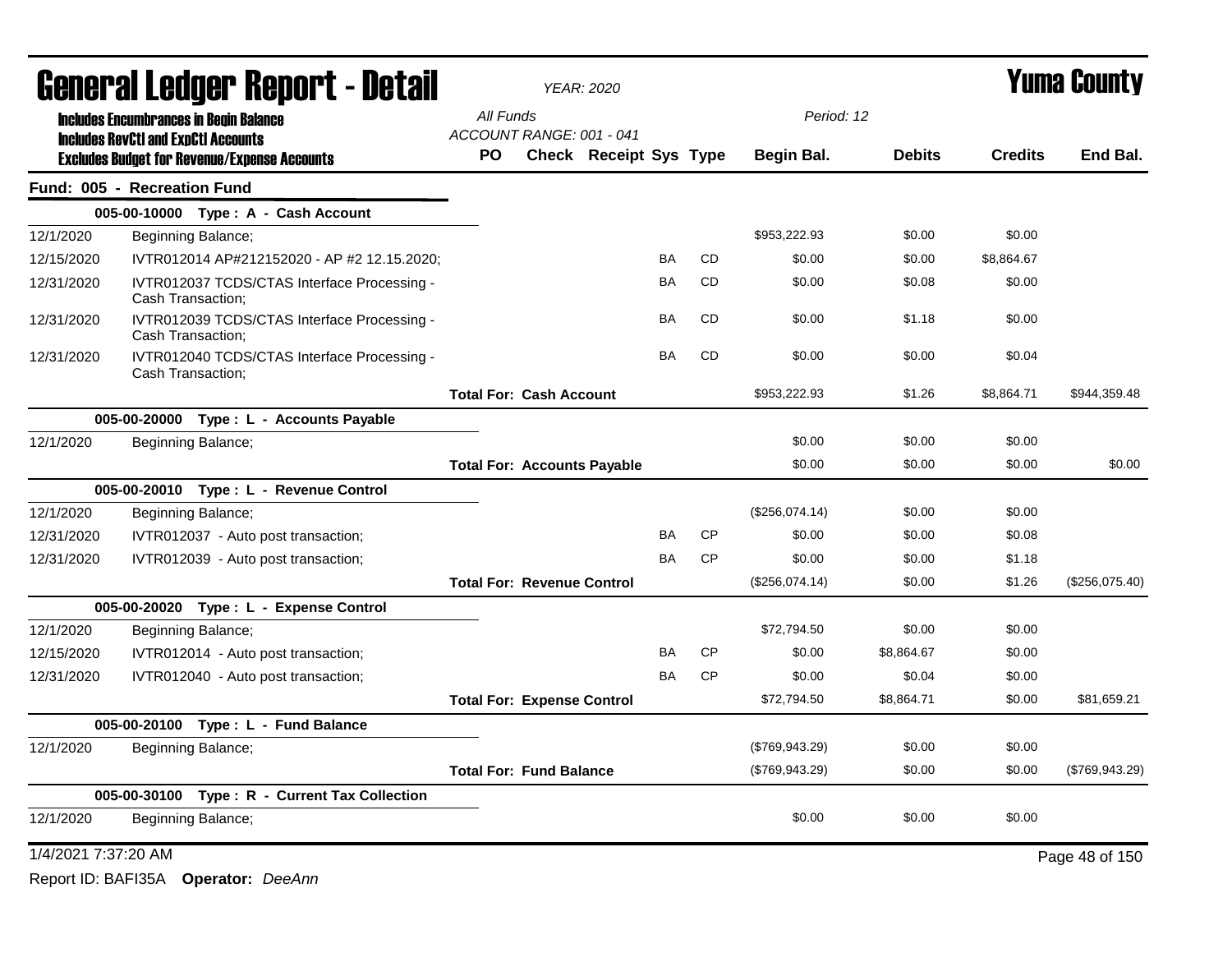# General Ledger Report - Detail

*YEAR: 2020*

**Yuma County**

**Includes Encumbrances in Begin Balance**
**Includes RevCtl and ExpCtl Accounts**
**Excludes Budget for Revenue/Expense Accounts**

*All Funds*
*ACCOUNT RANGE: 001 - 041*
*Period: 12*

| | | PO | Check | Receipt | Sys | Type | Begin Bal. | Debits | Credits | End Bal. |
|---|---|---|---|---|---|---|---|---|---|---|
| **Fund: 005 - Recreation Fund** | | | | | | | | | | |
| | **005-00-10000 Type : A - Cash Account** | | | | | | | | | |
| 12/1/2020 | Beginning Balance; | | | | | | $953,222.93 | $0.00 | $0.00 | |
| 12/15/2020 | IVTR012014 AP#212152020 - AP #2 12.15.2020; | | | | BA | CD | $0.00 | $0.00 | $8,864.67 | |
| 12/31/2020 | IVTR012037 TCDS/CTAS Interface Processing - Cash Transaction; | | | | BA | CD | $0.00 | $0.08 | $0.00 | |
| 12/31/2020 | IVTR012039 TCDS/CTAS Interface Processing - Cash Transaction; | | | | BA | CD | $0.00 | $1.18 | $0.00 | |
| 12/31/2020 | IVTR012040 TCDS/CTAS Interface Processing - Cash Transaction; | | | | BA | CD | $0.00 | $0.00 | $0.04 | |
| | | **Total For: Cash Account** | | | | | $953,222.93 | $1.26 | $8,864.71 | $944,359.48 |
| | **005-00-20000 Type : L - Accounts Payable** | | | | | | | | | |
| 12/1/2020 | Beginning Balance; | | | | | | $0.00 | $0.00 | $0.00 | |
| | | **Total For: Accounts Payable** | | | | | $0.00 | $0.00 | $0.00 | $0.00 |
| | **005-00-20010 Type : L - Revenue Control** | | | | | | | | | |
| 12/1/2020 | Beginning Balance; | | | | | | ($256,074.14) | $0.00 | $0.00 | |
| 12/31/2020 | IVTR012037 - Auto post transaction; | | | | BA | CP | $0.00 | $0.00 | $0.08 | |
| 12/31/2020 | IVTR012039 - Auto post transaction; | | | | BA | CP | $0.00 | $0.00 | $1.18 | |
| | | **Total For: Revenue Control** | | | | | ($256,074.14) | $0.00 | $1.26 | ($256,075.40) |
| | **005-00-20020 Type : L - Expense Control** | | | | | | | | | |
| 12/1/2020 | Beginning Balance; | | | | | | $72,794.50 | $0.00 | $0.00 | |
| 12/15/2020 | IVTR012014 - Auto post transaction; | | | | BA | CP | $0.00 | $8,864.67 | $0.00 | |
| 12/31/2020 | IVTR012040 - Auto post transaction; | | | | BA | CP | $0.00 | $0.04 | $0.00 | |
| | | **Total For: Expense Control** | | | | | $72,794.50 | $8,864.71 | $0.00 | $81,659.21 |
| | **005-00-20100 Type : L - Fund Balance** | | | | | | | | | |
| 12/1/2020 | Beginning Balance; | | | | | | ($769,943.29) | $0.00 | $0.00 | |
| | | **Total For: Fund Balance** | | | | | ($769,943.29) | $0.00 | $0.00 | ($769,943.29) |
| | **005-00-30100 Type : R - Current Tax Collection** | | | | | | | | | |
| 12/1/2020 | Beginning Balance; | | | | | | $0.00 | $0.00 | $0.00 | |

1/4/2021 7:37:20 AM

Report ID: BAFI35A **Operator:** *DeeAnn*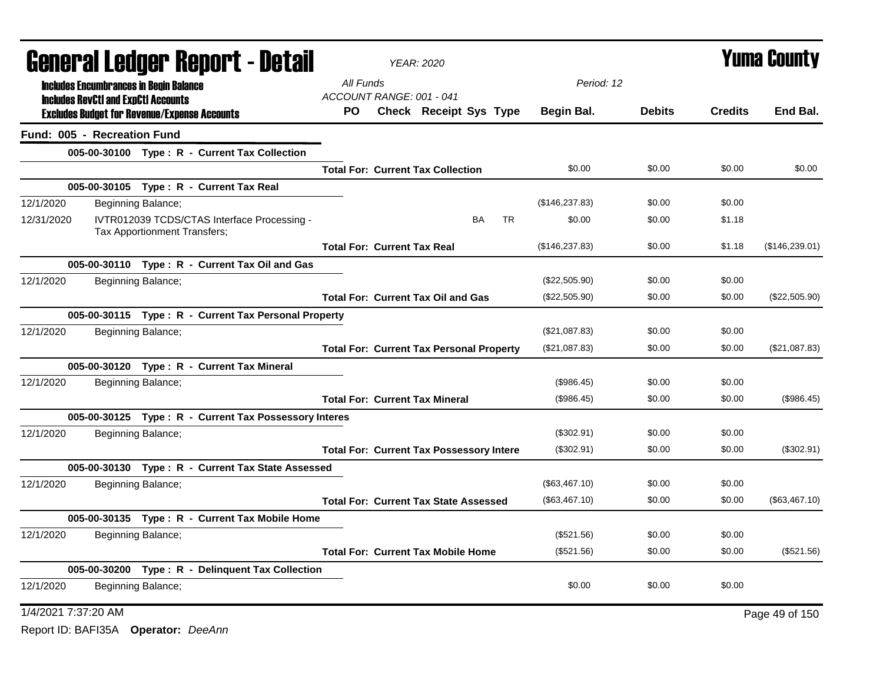# General Ledger Report - Detail

**YEAR: 2020**

**Yuma County**

Includes Encumbrances in Begin Balance
Includes RevCtl and ExpCtl Accounts
Excludes Budget for Revenue/Expense Accounts

All Funds
ACCOUNT RANGE: 001 - 041
Period: 12

| Date | Description | PO | Check | Receipt | Sys | Type | Begin Bal. | Debits | Credits | End Bal. |
|---|---|---|---|---|---|---|---|---|---|---|
| **Fund: 005 - Recreation Fund** | | | | | | | | | | |
| | **005-00-30100 Type : R - Current Tax Collection** | | | | | | | | | |
| | **Total For: Current Tax Collection** | | | | | | $0.00 | $0.00 | $0.00 | $0.00 |
| | **005-00-30105 Type : R - Current Tax Real** | | | | | | | | | |
| 12/1/2020 | Beginning Balance; | | | | | | ($146,237.83) | $0.00 | $0.00 | |
| 12/31/2020 | IVTR012039 TCDS/CTAS Interface Processing - Tax Apportionment Transfers; | | | | BA | TR | $0.00 | $0.00 | $1.18 | |
| | **Total For: Current Tax Real** | | | | | | ($146,237.83) | $0.00 | $1.18 | ($146,239.01) |
| | **005-00-30110 Type : R - Current Tax Oil and Gas** | | | | | | | | | |
| 12/1/2020 | Beginning Balance; | | | | | | ($22,505.90) | $0.00 | $0.00 | |
| | **Total For: Current Tax Oil and Gas** | | | | | | ($22,505.90) | $0.00 | $0.00 | ($22,505.90) |
| | **005-00-30115 Type : R - Current Tax Personal Property** | | | | | | | | | |
| 12/1/2020 | Beginning Balance; | | | | | | ($21,087.83) | $0.00 | $0.00 | |
| | **Total For: Current Tax Personal Property** | | | | | | ($21,087.83) | $0.00 | $0.00 | ($21,087.83) |
| | **005-00-30120 Type : R - Current Tax Mineral** | | | | | | | | | |
| 12/1/2020 | Beginning Balance; | | | | | | ($986.45) | $0.00 | $0.00 | |
| | **Total For: Current Tax Mineral** | | | | | | ($986.45) | $0.00 | $0.00 | ($986.45) |
| | **005-00-30125 Type : R - Current Tax Possessory Interes** | | | | | | | | | |
| 12/1/2020 | Beginning Balance; | | | | | | ($302.91) | $0.00 | $0.00 | |
| | **Total For: Current Tax Possessory Intere** | | | | | | ($302.91) | $0.00 | $0.00 | ($302.91) |
| | **005-00-30130 Type : R - Current Tax State Assessed** | | | | | | | | | |
| 12/1/2020 | Beginning Balance; | | | | | | ($63,467.10) | $0.00 | $0.00 | |
| | **Total For: Current Tax State Assessed** | | | | | | ($63,467.10) | $0.00 | $0.00 | ($63,467.10) |
| | **005-00-30135 Type : R - Current Tax Mobile Home** | | | | | | | | | |
| 12/1/2020 | Beginning Balance; | | | | | | ($521.56) | $0.00 | $0.00 | |
| | **Total For: Current Tax Mobile Home** | | | | | | ($521.56) | $0.00 | $0.00 | ($521.56) |
| | **005-00-30200 Type : R - Delinquent Tax Collection** | | | | | | | | | |
| 12/1/2020 | Beginning Balance; | | | | | | $0.00 | $0.00 | $0.00 | |

1/4/2021 7:37:20 AM

Report ID: BAFI35A **Operator:** *DeeAnn*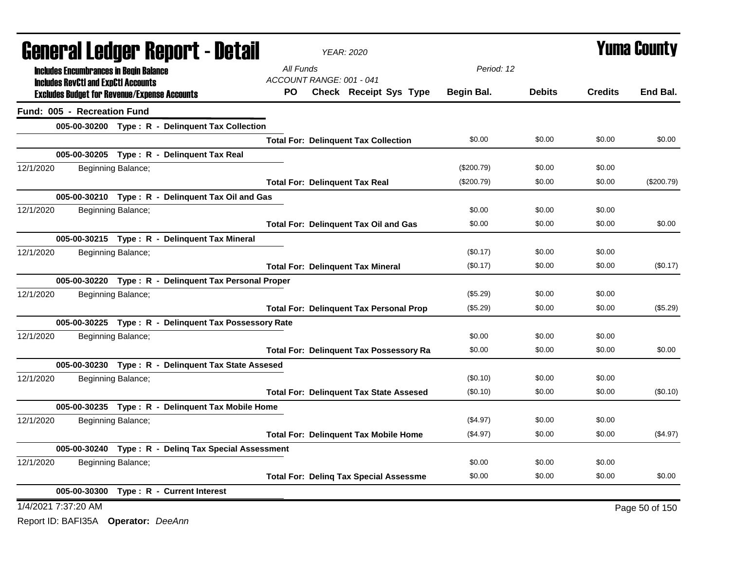# General Ledger Report - Detail

*YEAR: 2020*

**Yuma County**

Includes Encumbrances in Begin Balance
Includes RevCtl and ExpCtl Accounts
Excludes Budget for Revenue/Expense Accounts

*All Funds*
*ACCOUNT RANGE: 001 - 041*
*Period: 12*

| | | PO | Check Receipt Sys Type | Begin Bal. | Debits | Credits | End Bal. |
|---|---|---|---|---|---|---|---|
| **Fund: 005 - Recreation Fund** | | | | | | | |
| **005-00-30200 Type : R - Delinquent Tax Collection** | | | | | | | |
| | | | **Total For: Delinquent Tax Collection** | $0.00 | $0.00 | $0.00 | $0.00 |
| **005-00-30205 Type : R - Delinquent Tax Real** | | | | | | | |
| 12/1/2020 | Beginning Balance; | | | ($200.79) | $0.00 | $0.00 | |
| | | | **Total For: Delinquent Tax Real** | ($200.79) | $0.00 | $0.00 | ($200.79) |
| **005-00-30210 Type : R - Delinquent Tax Oil and Gas** | | | | | | | |
| 12/1/2020 | Beginning Balance; | | | $0.00 | $0.00 | $0.00 | |
| | | | **Total For: Delinquent Tax Oil and Gas** | $0.00 | $0.00 | $0.00 | $0.00 |
| **005-00-30215 Type : R - Delinquent Tax Mineral** | | | | | | | |
| 12/1/2020 | Beginning Balance; | | | ($0.17) | $0.00 | $0.00 | |
| | | | **Total For: Delinquent Tax Mineral** | ($0.17) | $0.00 | $0.00 | ($0.17) |
| **005-00-30220 Type : R - Delinquent Tax Personal Proper** | | | | | | | |
| 12/1/2020 | Beginning Balance; | | | ($5.29) | $0.00 | $0.00 | |
| | | | **Total For: Delinquent Tax Personal Prop** | ($5.29) | $0.00 | $0.00 | ($5.29) |
| **005-00-30225 Type : R - Delinquent Tax Possessory Rate** | | | | | | | |
| 12/1/2020 | Beginning Balance; | | | $0.00 | $0.00 | $0.00 | |
| | | | **Total For: Delinquent Tax Possessory Ra** | $0.00 | $0.00 | $0.00 | $0.00 |
| **005-00-30230 Type : R - Delinquent Tax State Assesed** | | | | | | | |
| 12/1/2020 | Beginning Balance; | | | ($0.10) | $0.00 | $0.00 | |
| | | | **Total For: Delinquent Tax State Assesed** | ($0.10) | $0.00 | $0.00 | ($0.10) |
| **005-00-30235 Type : R - Delinquent Tax Mobile Home** | | | | | | | |
| 12/1/2020 | Beginning Balance; | | | ($4.97) | $0.00 | $0.00 | |
| | | | **Total For: Delinquent Tax Mobile Home** | ($4.97) | $0.00 | $0.00 | ($4.97) |
| **005-00-30240 Type : R - Delinq Tax Special Assessment** | | | | | | | |
| 12/1/2020 | Beginning Balance; | | | $0.00 | $0.00 | $0.00 | |
| | | | **Total For: Delinq Tax Special Assessme** | $0.00 | $0.00 | $0.00 | $0.00 |
| **005-00-30300 Type : R - Current Interest** | | | | | | | |

1/4/2021 7:37:20 AM

Report ID: BAFI35A **Operator:** *DeeAnn*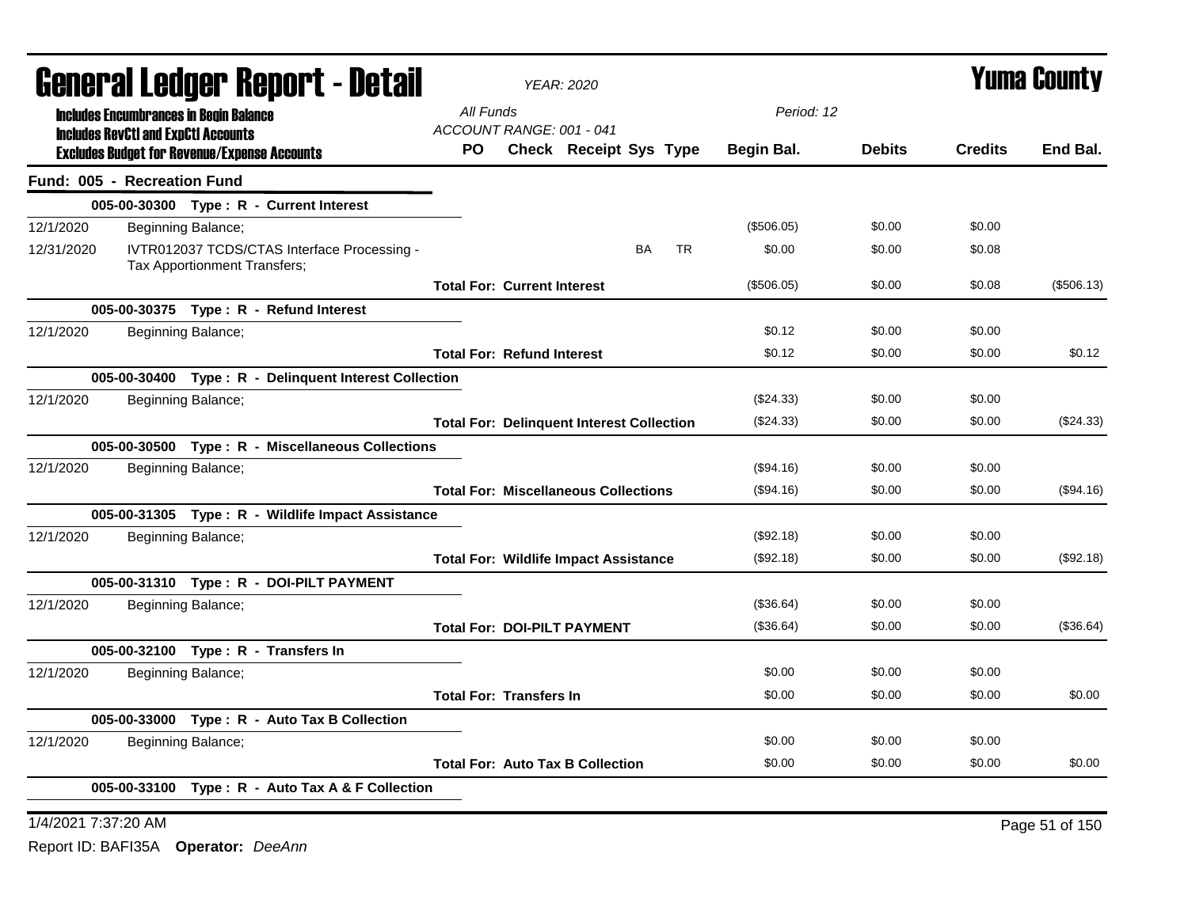# General Ledger Report - Detail

*YEAR: 2020*

**Yuma County**

**Includes Encumbrances in Begin Balance**
**Includes RevCtl and ExpCtl Accounts**
**Excludes Budget for Revenue/Expense Accounts**

*All Funds*
*ACCOUNT RANGE: 001 - 041*
*Period: 12*

## Fund: 005 - Recreation Fund

| Date | Description | PO | Check | Receipt | Sys | Type | Begin Bal. | Debits | Credits | End Bal. |
|---|---|---|---|---|---|---|---|---|---|---|
| **005-00-30300 Type : R - Current Interest** | | | | | | | | | | |
| 12/1/2020 | Beginning Balance; | | | | | | ($506.05) | $0.00 | $0.00 | |
| 12/31/2020 | IVTR012037 TCDS/CTAS Interface Processing - Tax Apportionment Transfers; | | | | BA | TR | $0.00 | $0.00 | $0.08 | |
| | **Total For: Current Interest** | | | | | | ($506.05) | $0.00 | $0.08 | ($506.13) |
| **005-00-30375 Type : R - Refund Interest** | | | | | | | | | | |
| 12/1/2020 | Beginning Balance; | | | | | | $0.12 | $0.00 | $0.00 | |
| | **Total For: Refund Interest** | | | | | | $0.12 | $0.00 | $0.00 | $0.12 |
| **005-00-30400 Type : R - Delinquent Interest Collection** | | | | | | | | | | |
| 12/1/2020 | Beginning Balance; | | | | | | ($24.33) | $0.00 | $0.00 | |
| | **Total For: Delinquent Interest Collection** | | | | | | ($24.33) | $0.00 | $0.00 | ($24.33) |
| **005-00-30500 Type : R - Miscellaneous Collections** | | | | | | | | | | |
| 12/1/2020 | Beginning Balance; | | | | | | ($94.16) | $0.00 | $0.00 | |
| | **Total For: Miscellaneous Collections** | | | | | | ($94.16) | $0.00 | $0.00 | ($94.16) |
| **005-00-31305 Type : R - Wildlife Impact Assistance** | | | | | | | | | | |
| 12/1/2020 | Beginning Balance; | | | | | | ($92.18) | $0.00 | $0.00 | |
| | **Total For: Wildlife Impact Assistance** | | | | | | ($92.18) | $0.00 | $0.00 | ($92.18) |
| **005-00-31310 Type : R - DOI-PILT PAYMENT** | | | | | | | | | | |
| 12/1/2020 | Beginning Balance; | | | | | | ($36.64) | $0.00 | $0.00 | |
| | **Total For: DOI-PILT PAYMENT** | | | | | | ($36.64) | $0.00 | $0.00 | ($36.64) |
| **005-00-32100 Type : R - Transfers In** | | | | | | | | | | |
| 12/1/2020 | Beginning Balance; | | | | | | $0.00 | $0.00 | $0.00 | |
| | **Total For: Transfers In** | | | | | | $0.00 | $0.00 | $0.00 | $0.00 |
| **005-00-33000 Type : R - Auto Tax B Collection** | | | | | | | | | | |
| 12/1/2020 | Beginning Balance; | | | | | | $0.00 | $0.00 | $0.00 | |
| | **Total For: Auto Tax B Collection** | | | | | | $0.00 | $0.00 | $0.00 | $0.00 |
| **005-00-33100 Type : R - Auto Tax A & F Collection** | | | | | | | | | | |

1/4/2021 7:37:20 AM

Report ID: BAFI35A **Operator:** *DeeAnn*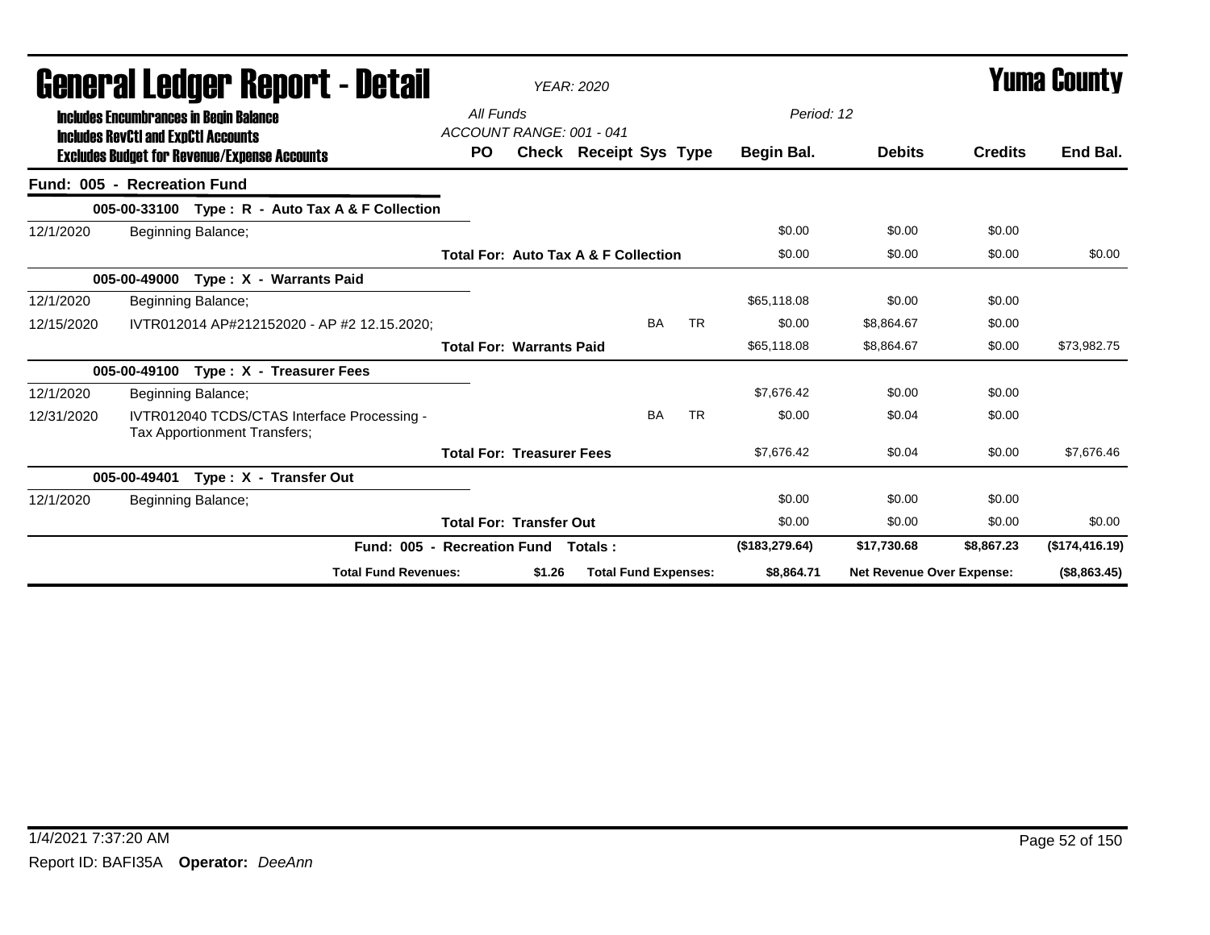# General Ledger Report - Detail

*YEAR: 2020*

# Yuma County

**Includes Encumbrances in Begin Balance**
**Includes RevCtl and ExpCtl Accounts**
**Excludes Budget for Revenue/Expense Accounts**

All Funds
ACCOUNT RANGE: 001 - 041

Period: 12

| | | PO | Check | Receipt | Sys | Type | Begin Bal. | Debits | Credits | End Bal. |
|---|---|---|---|---|---|---|---|---|---|---|
| **Fund: 005 - Recreation Fund** | | | | | | | | | | |
| **005-00-33100 Type : R - Auto Tax A & F Collection** | | | | | | | | | | |
| 12/1/2020 | Beginning Balance; | | | | | | $0.00 | $0.00 | $0.00 | |
| | **Total For: Auto Tax A & F Collection** | | | | | | $0.00 | $0.00 | $0.00 | $0.00 |
| **005-00-49000 Type : X - Warrants Paid** | | | | | | | | | | |
| 12/1/2020 | Beginning Balance; | | | | | | $65,118.08 | $0.00 | $0.00 | |
| 12/15/2020 | IVTR012014 AP#212152020 - AP #2 12.15.2020; | | | | BA | TR | $0.00 | $8,864.67 | $0.00 | |
| | **Total For: Warrants Paid** | | | | | | $65,118.08 | $8,864.67 | $0.00 | $73,982.75 |
| **005-00-49100 Type : X - Treasurer Fees** | | | | | | | | | | |
| 12/1/2020 | Beginning Balance; | | | | | | $7,676.42 | $0.00 | $0.00 | |
| 12/31/2020 | IVTR012040 TCDS/CTAS Interface Processing - Tax Apportionment Transfers; | | | | BA | TR | $0.00 | $0.04 | $0.00 | |
| | **Total For: Treasurer Fees** | | | | | | $7,676.42 | $0.04 | $0.00 | $7,676.46 |
| **005-00-49401 Type : X - Transfer Out** | | | | | | | | | | |
| 12/1/2020 | Beginning Balance; | | | | | | $0.00 | $0.00 | $0.00 | |
| | **Total For: Transfer Out** | | | | | | $0.00 | $0.00 | $0.00 | $0.00 |
| | **Fund: 005 - Recreation Fund Totals :** | | | | | | **($183,279.64)** | **$17,730.68** | **$8,867.23** | **($174,416.19)** |
| | **Total Fund Revenues:** | | **$1.26** | **Total Fund Expenses:** | | | **$8,864.71** | **Net Revenue Over Expense:** | | **($8,863.45)** |

1/4/2021 7:37:20 AM

Report ID: BAFI35A **Operator:** *DeeAnn*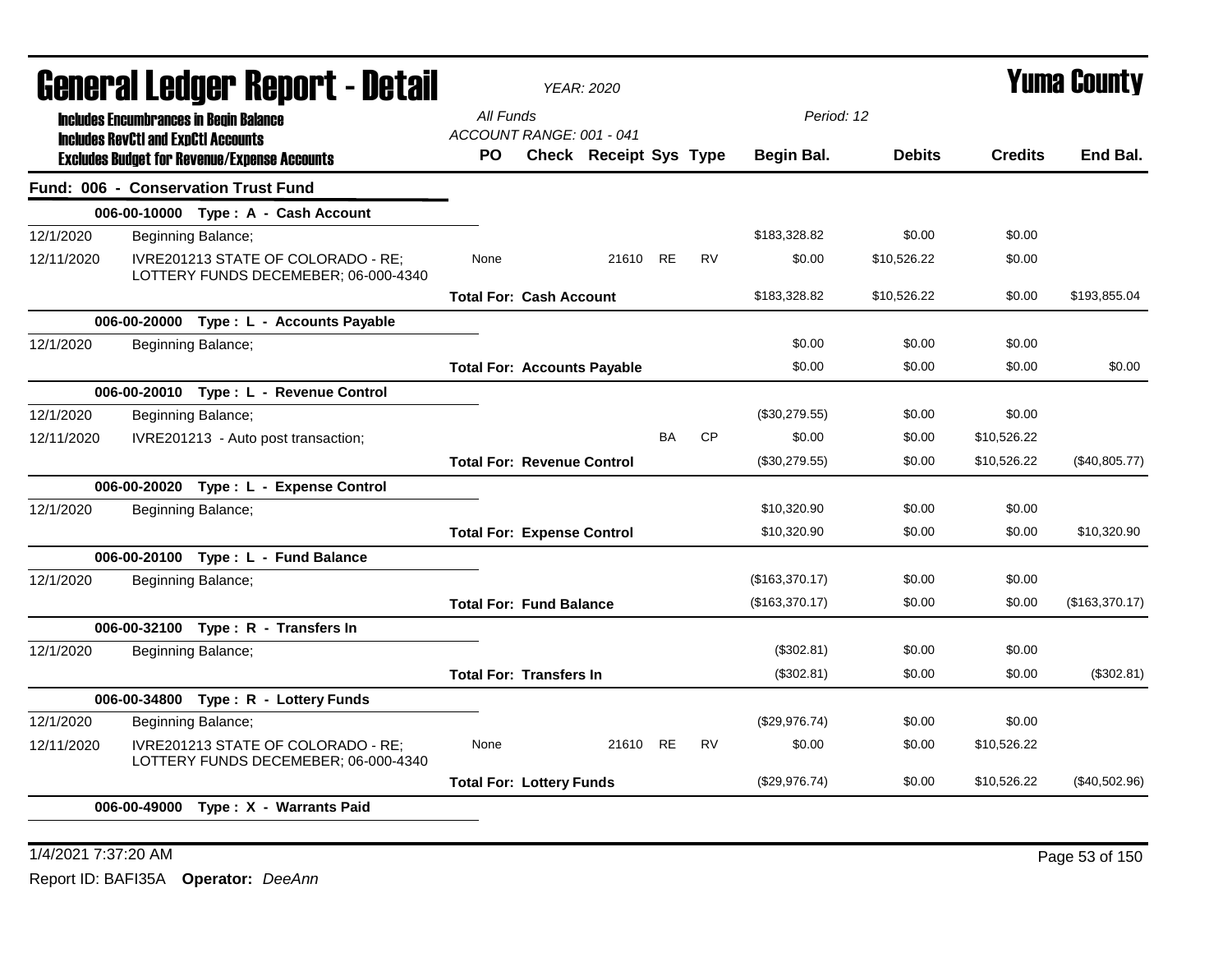# General Ledger Report - Detail

**YEAR: 2020**

# Yuma County

**Includes Encumbrances in Begin Balance**
**Includes RevCtl and ExpCtl Accounts**
**Excludes Budget for Revenue/Expense Accounts**

All Funds
ACCOUNT RANGE: 001 - 041

Period: 12

| | | PO | Check | Receipt | Sys | Type | Begin Bal. | Debits | Credits | End Bal. |
|---|---|---|---|---|---|---|---|---|---|---|
| **Fund: 006 - Conservation Trust Fund** | | | | | | | | | | |
| **006-00-10000 Type : A - Cash Account** | | | | | | | | | | |
| 12/1/2020 | Beginning Balance; | | | | | | $183,328.82 | $0.00 | $0.00 | |
| 12/11/2020 | IVRE201213 STATE OF COLORADO - RE; LOTTERY FUNDS DECEMEBER; 06-000-4340 | None | | 21610 | RE | RV | $0.00 | $10,526.22 | $0.00 | |
| | | **Total For: Cash Account** | | | | | $183,328.82 | $10,526.22 | $0.00 | $193,855.04 |
| **006-00-20000 Type : L - Accounts Payable** | | | | | | | | | | |
| 12/1/2020 | Beginning Balance; | | | | | | $0.00 | $0.00 | $0.00 | |
| | | **Total For: Accounts Payable** | | | | | $0.00 | $0.00 | $0.00 | $0.00 |
| **006-00-20010 Type : L - Revenue Control** | | | | | | | | | | |
| 12/1/2020 | Beginning Balance; | | | | | | ($30,279.55) | $0.00 | $0.00 | |
| 12/11/2020 | IVRE201213 - Auto post transaction; | | | | BA | CP | $0.00 | $0.00 | $10,526.22 | |
| | | **Total For: Revenue Control** | | | | | ($30,279.55) | $0.00 | $10,526.22 | ($40,805.77) |
| **006-00-20020 Type : L - Expense Control** | | | | | | | | | | |
| 12/1/2020 | Beginning Balance; | | | | | | $10,320.90 | $0.00 | $0.00 | |
| | | **Total For: Expense Control** | | | | | $10,320.90 | $0.00 | $0.00 | $10,320.90 |
| **006-00-20100 Type : L - Fund Balance** | | | | | | | | | | |
| 12/1/2020 | Beginning Balance; | | | | | | ($163,370.17) | $0.00 | $0.00 | |
| | | **Total For: Fund Balance** | | | | | ($163,370.17) | $0.00 | $0.00 | ($163,370.17) |
| **006-00-32100 Type : R - Transfers In** | | | | | | | | | | |
| 12/1/2020 | Beginning Balance; | | | | | | ($302.81) | $0.00 | $0.00 | |
| | | **Total For: Transfers In** | | | | | ($302.81) | $0.00 | $0.00 | ($302.81) |
| **006-00-34800 Type : R - Lottery Funds** | | | | | | | | | | |
| 12/1/2020 | Beginning Balance; | | | | | | ($29,976.74) | $0.00 | $0.00 | |
| 12/11/2020 | IVRE201213 STATE OF COLORADO - RE; LOTTERY FUNDS DECEMEBER; 06-000-4340 | None | | 21610 | RE | RV | $0.00 | $0.00 | $10,526.22 | |
| | | **Total For: Lottery Funds** | | | | | ($29,976.74) | $0.00 | $10,526.22 | ($40,502.96) |
| **006-00-49000 Type : X - Warrants Paid** | | | | | | | | | | |

1/4/2021 7:37:20 AM

Report ID: BAFI35A **Operator:** *DeeAnn*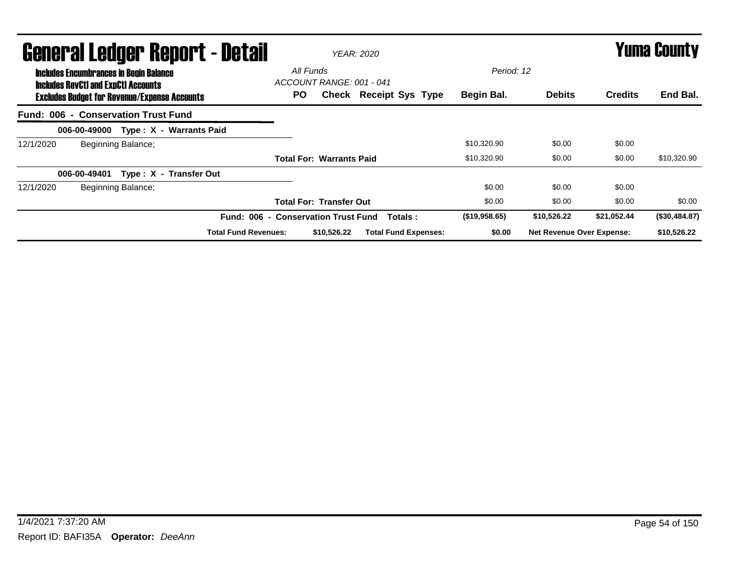# General Ledger Report - Detail

**Yuma County**

*YEAR: 2020*

**Includes Encumbrances in Begin Balance**
**Includes RevCtl and ExpCtl Accounts**
**Excludes Budget for Revenue/Expense Accounts**

*All Funds*
*ACCOUNT RANGE: 001 - 041*
*Period: 12*

| | | PO | Check | Receipt Sys Type | Begin Bal. | Debits | Credits | End Bal. |
|---|---|---|---|---|---|---|---|---|
| **Fund: 006 - Conservation Trust Fund** | | | | | | | | |
| **006-00-49000 Type : X - Warrants Paid** | | | | | | | | |
| 12/1/2020 | Beginning Balance; | | | | $10,320.90 | $0.00 | $0.00 | |
| | | **Total For: Warrants Paid** | | | $10,320.90 | $0.00 | $0.00 | $10,320.90 |
| **006-00-49401 Type : X - Transfer Out** | | | | | | | | |
| 12/1/2020 | Beginning Balance; | | | | $0.00 | $0.00 | $0.00 | |
| | | **Total For: Transfer Out** | | | $0.00 | $0.00 | $0.00 | $0.00 |
| | | **Fund: 006 - Conservation Trust Fund** | | **Totals :** | **($19,958.65)** | **$10,526.22** | **$21,052.44** | **($30,484.87)** |
| | **Total Fund Revenues:** | | **$10,526.22** | **Total Fund Expenses:** | **$0.00** | **Net Revenue Over Expense:** | | **$10,526.22** |

1/4/2021 7:37:20 AM

Report ID: BAFI35A **Operator:** *DeeAnn*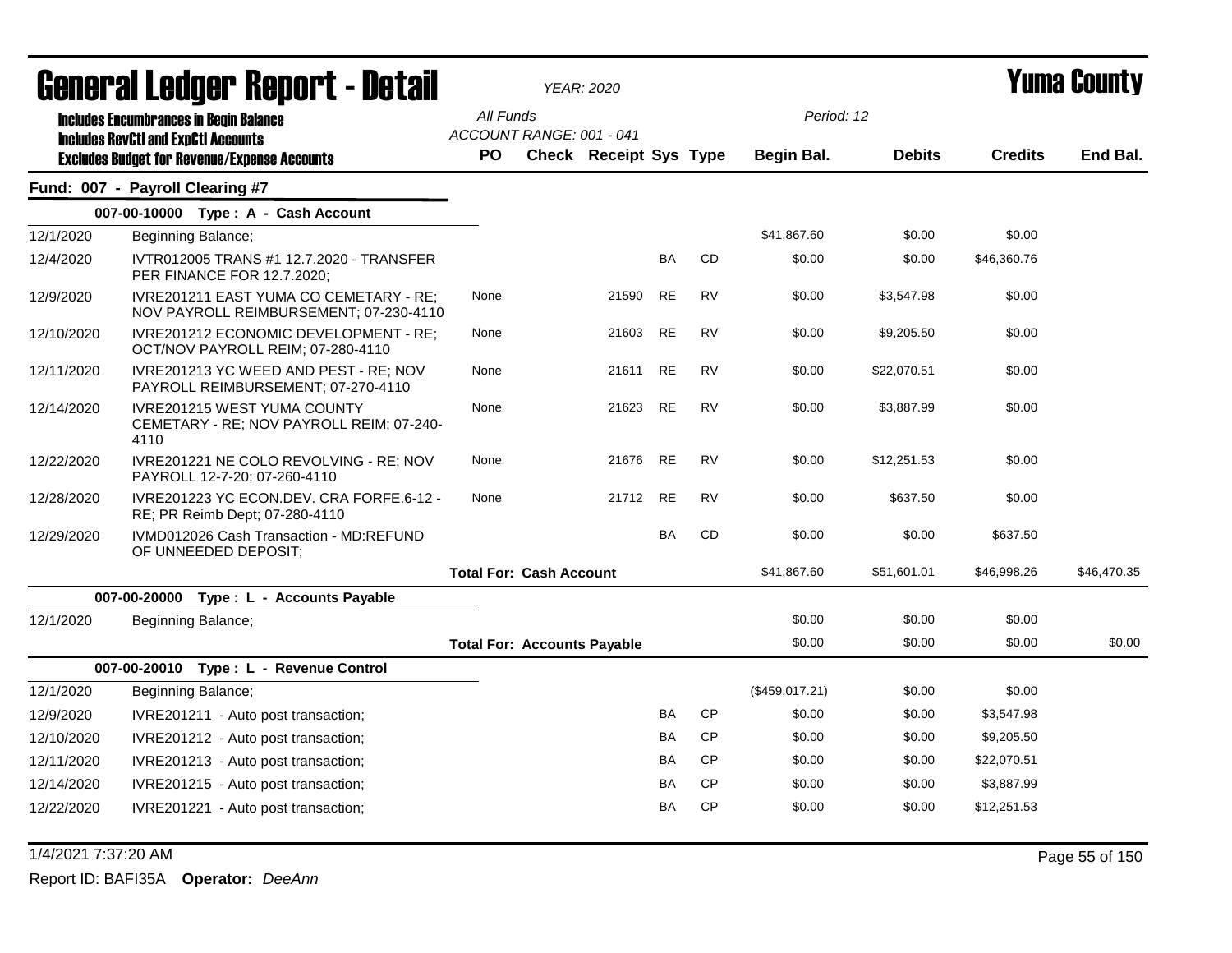# General Ledger Report - Detail

*YEAR: 2020*

# Yuma County

**Includes Encumbrances in Begin Balance**
**Includes RevCtl and ExpCtl Accounts**
**Excludes Budget for Revenue/Expense Accounts**

*All Funds*
*ACCOUNT RANGE: 001 - 041*

*Period: 12*

## Fund: 007 - Payroll Clearing #7

### 007-00-10000 Type : A - Cash Account

| Date | Description | PO | Check | Receipt | Sys | Type | Begin Bal. | Debits | Credits | End Bal. |
|---|---|---|---|---|---|---|---|---|---|---|
| 12/1/2020 | Beginning Balance; | | | | | | $41,867.60 | $0.00 | $0.00 | |
| 12/4/2020 | IVTR012005 TRANS #1 12.7.2020 - TRANSFER PER FINANCE FOR 12.7.2020; | | | | BA | CD | $0.00 | $0.00 | $46,360.76 | |
| 12/9/2020 | IVRE201211 EAST YUMA CO CEMETARY - RE; NOV PAYROLL REIMBURSEMENT; 07-230-4110 | None | | 21590 | RE | RV | $0.00 | $3,547.98 | $0.00 | |
| 12/10/2020 | IVRE201212 ECONOMIC DEVELOPMENT - RE; OCT/NOV PAYROLL REIM; 07-280-4110 | None | | 21603 | RE | RV | $0.00 | $9,205.50 | $0.00 | |
| 12/11/2020 | IVRE201213 YC WEED AND PEST - RE; NOV PAYROLL REIMBURSEMENT; 07-270-4110 | None | | 21611 | RE | RV | $0.00 | $22,070.51 | $0.00 | |
| 12/14/2020 | IVRE201215 WEST YUMA COUNTY CEMETARY - RE; NOV PAYROLL REIM; 07-240-4110 | None | | 21623 | RE | RV | $0.00 | $3,887.99 | $0.00 | |
| 12/22/2020 | IVRE201221 NE COLO REVOLVING - RE; NOV PAYROLL 12-7-20; 07-260-4110 | None | | 21676 | RE | RV | $0.00 | $12,251.53 | $0.00 | |
| 12/28/2020 | IVRE201223 YC ECON.DEV. CRA FORFE.6-12 - RE; PR Reimb Dept; 07-280-4110 | None | | 21712 | RE | RV | $0.00 | $637.50 | $0.00 | |
| 12/29/2020 | IVMD012026 Cash Transaction - MD:REFUND OF UNNEEDED DEPOSIT; | | | | BA | CD | $0.00 | $0.00 | $637.50 | |
| | **Total For: Cash Account** | | | | | | $41,867.60 | $51,601.01 | $46,998.26 | $46,470.35 |

### 007-00-20000 Type : L - Accounts Payable

| Date | Description | PO | Check | Receipt | Sys | Type | Begin Bal. | Debits | Credits | End Bal. |
|---|---|---|---|---|---|---|---|---|---|---|
| 12/1/2020 | Beginning Balance; | | | | | | $0.00 | $0.00 | $0.00 | |
| | **Total For: Accounts Payable** | | | | | | $0.00 | $0.00 | $0.00 | $0.00 |

### 007-00-20010 Type : L - Revenue Control

| Date | Description | PO | Check | Receipt | Sys | Type | Begin Bal. | Debits | Credits | End Bal. |
|---|---|---|---|---|---|---|---|---|---|---|
| 12/1/2020 | Beginning Balance; | | | | | | ($459,017.21) | $0.00 | $0.00 | |
| 12/9/2020 | IVRE201211 - Auto post transaction; | | | | BA | CP | $0.00 | $0.00 | $3,547.98 | |
| 12/10/2020 | IVRE201212 - Auto post transaction; | | | | BA | CP | $0.00 | $0.00 | $9,205.50 | |
| 12/11/2020 | IVRE201213 - Auto post transaction; | | | | BA | CP | $0.00 | $0.00 | $22,070.51 | |
| 12/14/2020 | IVRE201215 - Auto post transaction; | | | | BA | CP | $0.00 | $0.00 | $3,887.99 | |
| 12/22/2020 | IVRE201221 - Auto post transaction; | | | | BA | CP | $0.00 | $0.00 | $12,251.53 | |

1/4/2021 7:37:20 AM

Report ID: BAFI35A **Operator:** *DeeAnn*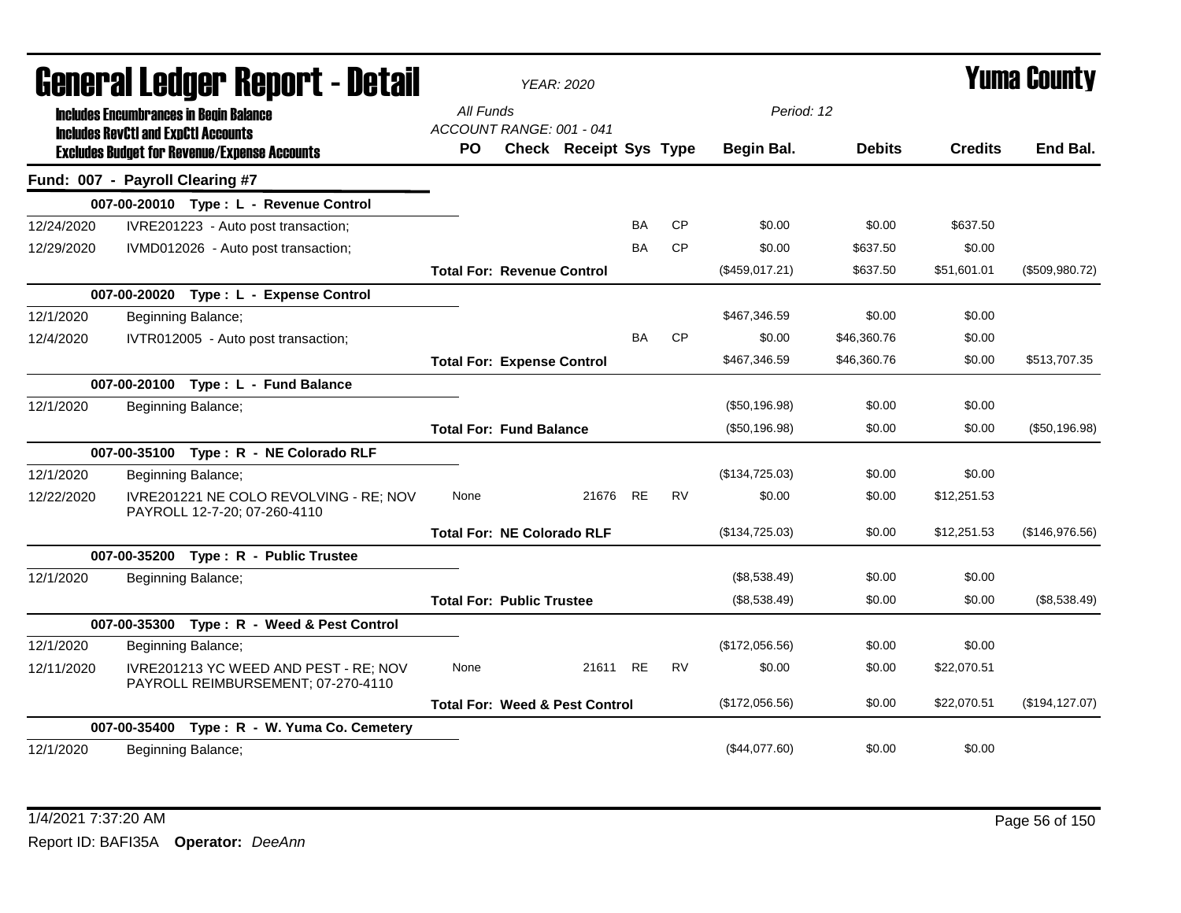# General Ledger Report - Detail

*YEAR: 2020*

# Yuma County

**Includes Encumbrances in Begin Balance**
**Includes RevCtl and ExpCtl Accounts**
**Excludes Budget for Revenue/Expense Accounts**

*All Funds*
*ACCOUNT RANGE: 001 - 041*
*Period: 12*

| | | PO | Check | Receipt | Sys | Type | Begin Bal. | Debits | Credits | End Bal. |
|---|---|---|---|---|---|---|---|---|---|---|
| **Fund: 007 - Payroll Clearing #7** | | | | | | | | | | |
| | **007-00-20010 Type : L - Revenue Control** | | | | | | | | | |
| 12/24/2020 | IVRE201223 - Auto post transaction; | | | | BA | CP | $0.00 | $0.00 | $637.50 | |
| 12/29/2020 | IVMD012026 - Auto post transaction; | | | | BA | CP | $0.00 | $637.50 | $0.00 | |
| | | **Total For: Revenue Control** | | | | | ($459,017.21) | $637.50 | $51,601.01 | ($509,980.72) |
| | **007-00-20020 Type : L - Expense Control** | | | | | | | | | |
| 12/1/2020 | Beginning Balance; | | | | | | $467,346.59 | $0.00 | $0.00 | |
| 12/4/2020 | IVTR012005 - Auto post transaction; | | | | BA | CP | $0.00 | $46,360.76 | $0.00 | |
| | | **Total For: Expense Control** | | | | | $467,346.59 | $46,360.76 | $0.00 | $513,707.35 |
| | **007-00-20100 Type : L - Fund Balance** | | | | | | | | | |
| 12/1/2020 | Beginning Balance; | | | | | | ($50,196.98) | $0.00 | $0.00 | |
| | | **Total For: Fund Balance** | | | | | ($50,196.98) | $0.00 | $0.00 | ($50,196.98) |
| | **007-00-35100 Type : R - NE Colorado RLF** | | | | | | | | | |
| 12/1/2020 | Beginning Balance; | | | | | | ($134,725.03) | $0.00 | $0.00 | |
| 12/22/2020 | IVRE201221 NE COLO REVOLVING - RE; NOV PAYROLL 12-7-20; 07-260-4110 | None | | 21676 | RE | RV | $0.00 | $0.00 | $12,251.53 | |
| | | **Total For: NE Colorado RLF** | | | | | ($134,725.03) | $0.00 | $12,251.53 | ($146,976.56) |
| | **007-00-35200 Type : R - Public Trustee** | | | | | | | | | |
| 12/1/2020 | Beginning Balance; | | | | | | ($8,538.49) | $0.00 | $0.00 | |
| | | **Total For: Public Trustee** | | | | | ($8,538.49) | $0.00 | $0.00 | ($8,538.49) |
| | **007-00-35300 Type : R - Weed & Pest Control** | | | | | | | | | |
| 12/1/2020 | Beginning Balance; | | | | | | ($172,056.56) | $0.00 | $0.00 | |
| 12/11/2020 | IVRE201213 YC WEED AND PEST - RE; NOV PAYROLL REIMBURSEMENT; 07-270-4110 | None | | 21611 | RE | RV | $0.00 | $0.00 | $22,070.51 | |
| | | **Total For: Weed & Pest Control** | | | | | ($172,056.56) | $0.00 | $22,070.51 | ($194,127.07) |
| | **007-00-35400 Type : R - W. Yuma Co. Cemetery** | | | | | | | | | |
| 12/1/2020 | Beginning Balance; | | | | | | ($44,077.60) | $0.00 | $0.00 | |

1/4/2021 7:37:20 AM

Report ID: BAFI35A **Operator:** *DeeAnn*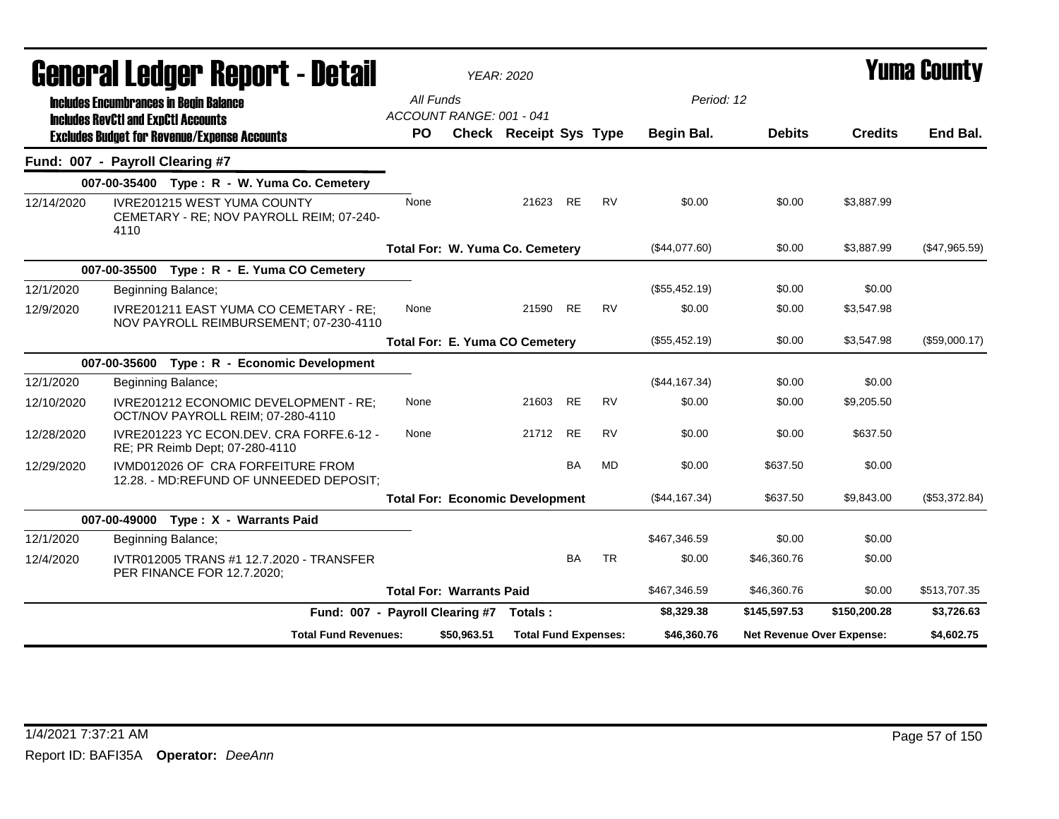# General Ledger Report - Detail

*YEAR: 2020*

# Yuma County

**Includes Encumbrances in Begin Balance**
**Includes RevCtl and ExpCtl Accounts**
**Excludes Budget for Revenue/Expense Accounts**

*All Funds*
*ACCOUNT RANGE: 001 - 041*

*Period: 12*

| | | PO | Check | Receipt | Sys | Type | Begin Bal. | Debits | Credits | End Bal. |
|---|---|---|---|---|---|---|---|---|---|---|
| **Fund: 007 - Payroll Clearing #7** | | | | | | | | | | |
| | **007-00-35400 Type : R - W. Yuma Co. Cemetery** | | | | | | | | | |
| 12/14/2020 | IVRE201215 WEST YUMA COUNTY CEMETARY - RE; NOV PAYROLL REIM; 07-240-4110 | None | | 21623 | RE | RV | $0.00 | $0.00 | $3,887.99 | |
| | | **Total For: W. Yuma Co. Cemetery** | | | | | ($44,077.60) | $0.00 | $3,887.99 | ($47,965.59) |
| | **007-00-35500 Type : R - E. Yuma CO Cemetery** | | | | | | | | | |
| 12/1/2020 | Beginning Balance; | | | | | | ($55,452.19) | $0.00 | $0.00 | |
| 12/9/2020 | IVRE201211 EAST YUMA CO CEMETARY - RE; NOV PAYROLL REIMBURSEMENT; 07-230-4110 | None | | 21590 | RE | RV | $0.00 | $0.00 | $3,547.98 | |
| | | **Total For: E. Yuma CO Cemetery** | | | | | ($55,452.19) | $0.00 | $3,547.98 | ($59,000.17) |
| | **007-00-35600 Type : R - Economic Development** | | | | | | | | | |
| 12/1/2020 | Beginning Balance; | | | | | | ($44,167.34) | $0.00 | $0.00 | |
| 12/10/2020 | IVRE201212 ECONOMIC DEVELOPMENT - RE; OCT/NOV PAYROLL REIM; 07-280-4110 | None | | 21603 | RE | RV | $0.00 | $0.00 | $9,205.50 | |
| 12/28/2020 | IVRE201223 YC ECON.DEV. CRA FORFE.6-12 - RE; PR Reimb Dept; 07-280-4110 | None | | 21712 | RE | RV | $0.00 | $0.00 | $637.50 | |
| 12/29/2020 | IVMD012026 OF CRA FORFEITURE FROM 12.28. - MD:REFUND OF UNNEEDED DEPOSIT; | | | | BA | MD | $0.00 | $637.50 | $0.00 | |
| | | **Total For: Economic Development** | | | | | ($44,167.34) | $637.50 | $9,843.00 | ($53,372.84) |
| | **007-00-49000 Type : X - Warrants Paid** | | | | | | | | | |
| 12/1/2020 | Beginning Balance; | | | | | | $467,346.59 | $0.00 | $0.00 | |
| 12/4/2020 | IVTR012005 TRANS #1 12.7.2020 - TRANSFER PER FINANCE FOR 12.7.2020; | | | | BA | TR | $0.00 | $46,360.76 | $0.00 | |
| | | **Total For: Warrants Paid** | | | | | $467,346.59 | $46,360.76 | $0.00 | $513,707.35 |
| | **Fund: 007 - Payroll Clearing #7** | **Totals :** | | | | | **$8,329.38** | **$145,597.53** | **$150,200.28** | **$3,726.63** |
| | **Total Fund Revenues:** | **$50,963.51** | **Total Fund Expenses:** | | | | **$46,360.76** | **Net Revenue Over Expense:** | | **$4,602.75** |

1/4/2021 7:37:21 AM
Report ID: BAFI35A **Operator:** *DeeAnn*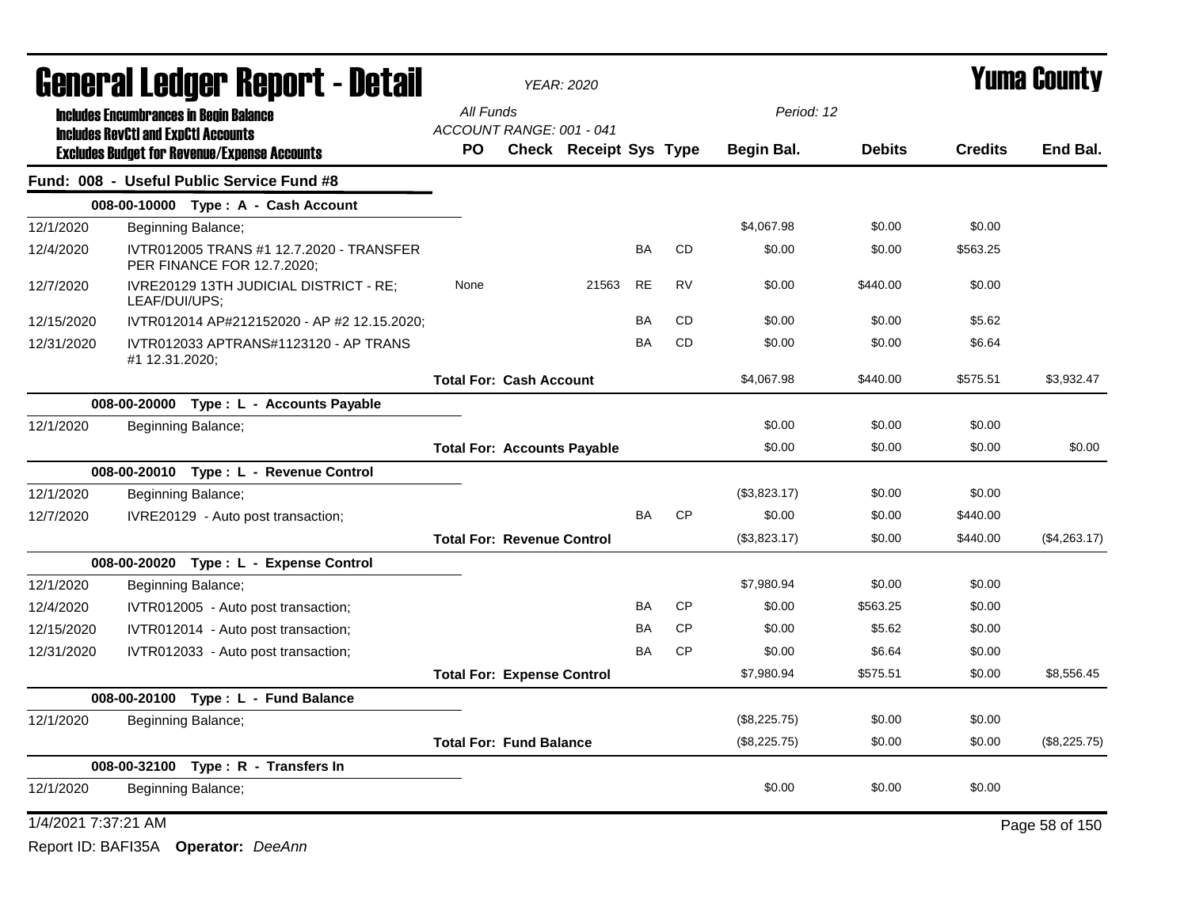# General Ledger Report - Detail

*YEAR: 2020*

**Yuma County**

**Includes Encumbrances in Begin Balance**
**Includes RevCtl and ExpCtl Accounts**
**Excludes Budget for Revenue/Expense Accounts**

*All Funds*
*ACCOUNT RANGE: 001 - 041*
*Period: 12*

| | | PO | Check | Receipt | Sys | Type | Begin Bal. | Debits | Credits | End Bal. |
|---|---|---|---|---|---|---|---|---|---|---|
| **Fund: 008 - Useful Public Service Fund #8** | | | | | | | | | | |
| | **008-00-10000 Type : A - Cash Account** | | | | | | | | | |
| 12/1/2020 | Beginning Balance; | | | | | | $4,067.98 | $0.00 | $0.00 | |
| 12/4/2020 | IVTR012005 TRANS #1 12.7.2020 - TRANSFER PER FINANCE FOR 12.7.2020; | | | | BA | CD | $0.00 | $0.00 | $563.25 | |
| 12/7/2020 | IVRE20129 13TH JUDICIAL DISTRICT - RE; LEAF/DUI/UPS; | None | | 21563 | RE | RV | $0.00 | $440.00 | $0.00 | |
| 12/15/2020 | IVTR012014 AP#212152020 - AP #2 12.15.2020; | | | | BA | CD | $0.00 | $0.00 | $5.62 | |
| 12/31/2020 | IVTR012033 APTRANS#1123120 - AP TRANS #1 12.31.2020; | | | | BA | CD | $0.00 | $0.00 | $6.64 | |
| | | **Total For: Cash Account** | | | | | $4,067.98 | $440.00 | $575.51 | $3,932.47 |
| | **008-00-20000 Type : L - Accounts Payable** | | | | | | | | | |
| 12/1/2020 | Beginning Balance; | | | | | | $0.00 | $0.00 | $0.00 | |
| | | **Total For: Accounts Payable** | | | | | $0.00 | $0.00 | $0.00 | $0.00 |
| | **008-00-20010 Type : L - Revenue Control** | | | | | | | | | |
| 12/1/2020 | Beginning Balance; | | | | | | ($3,823.17) | $0.00 | $0.00 | |
| 12/7/2020 | IVRE20129 - Auto post transaction; | | | | BA | CP | $0.00 | $0.00 | $440.00 | |
| | | **Total For: Revenue Control** | | | | | ($3,823.17) | $0.00 | $440.00 | ($4,263.17) |
| | **008-00-20020 Type : L - Expense Control** | | | | | | | | | |
| 12/1/2020 | Beginning Balance; | | | | | | $7,980.94 | $0.00 | $0.00 | |
| 12/4/2020 | IVTR012005 - Auto post transaction; | | | | BA | CP | $0.00 | $563.25 | $0.00 | |
| 12/15/2020 | IVTR012014 - Auto post transaction; | | | | BA | CP | $0.00 | $5.62 | $0.00 | |
| 12/31/2020 | IVTR012033 - Auto post transaction; | | | | BA | CP | $0.00 | $6.64 | $0.00 | |
| | | **Total For: Expense Control** | | | | | $7,980.94 | $575.51 | $0.00 | $8,556.45 |
| | **008-00-20100 Type : L - Fund Balance** | | | | | | | | | |
| 12/1/2020 | Beginning Balance; | | | | | | ($8,225.75) | $0.00 | $0.00 | |
| | | **Total For: Fund Balance** | | | | | ($8,225.75) | $0.00 | $0.00 | ($8,225.75) |
| | **008-00-32100 Type : R - Transfers In** | | | | | | | | | |
| 12/1/2020 | Beginning Balance; | | | | | | $0.00 | $0.00 | $0.00 | |

1/4/2021 7:37:21 AM

Report ID: BAFI35A **Operator:** *DeeAnn*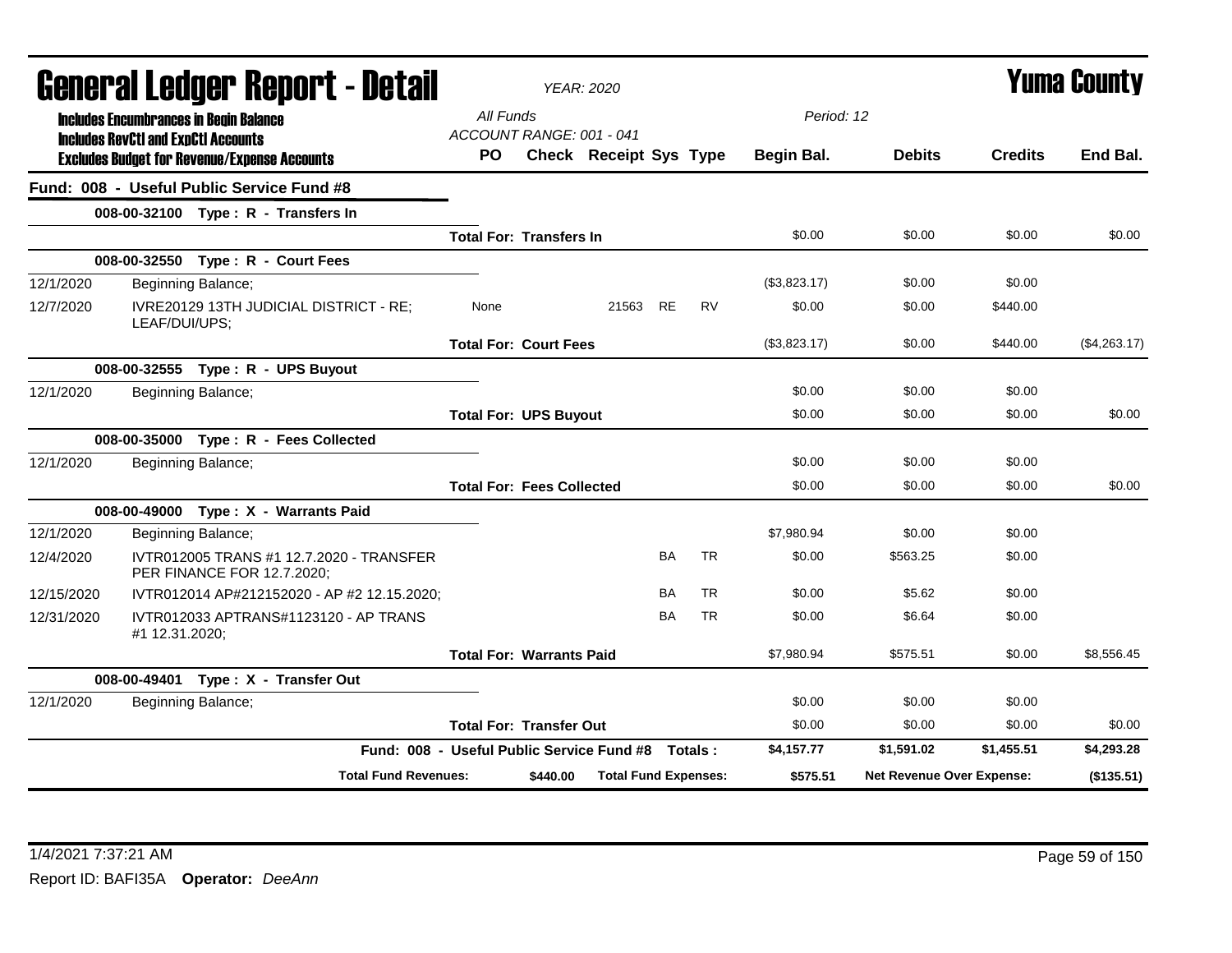# General Ledger Report - Detail

**YEAR: 2020**

**Yuma County**

Includes Encumbrances in Begin Balance
Includes RevCtl and ExpCtl Accounts
Excludes Budget for Revenue/Expense Accounts

All Funds
ACCOUNT RANGE: 001 - 041

Period: 12

| | | PO | Check | Receipt | Sys | Type | Begin Bal. | Debits | Credits | End Bal. |
|---|---|---|---|---|---|---|---|---|---|---|
| **Fund: 008 - Useful Public Service Fund #8** | | | | | | | | | | |
| | **008-00-32100 Type : R - Transfers In** | | | | | | | | | |
| | | **Total For: Transfers In** | | | | | $0.00 | $0.00 | $0.00 | $0.00 |
| | **008-00-32550 Type : R - Court Fees** | | | | | | | | | |
| 12/1/2020 | Beginning Balance; | | | | | | ($3,823.17) | $0.00 | $0.00 | |
| 12/7/2020 | IVRE20129 13TH JUDICIAL DISTRICT - RE; LEAF/DUI/UPS; | None | | 21563 | RE | RV | $0.00 | $0.00 | $440.00 | |
| | | **Total For: Court Fees** | | | | | ($3,823.17) | $0.00 | $440.00 | ($4,263.17) |
| | **008-00-32555 Type : R - UPS Buyout** | | | | | | | | | |
| 12/1/2020 | Beginning Balance; | | | | | | $0.00 | $0.00 | $0.00 | |
| | | **Total For: UPS Buyout** | | | | | $0.00 | $0.00 | $0.00 | $0.00 |
| | **008-00-35000 Type : R - Fees Collected** | | | | | | | | | |
| 12/1/2020 | Beginning Balance; | | | | | | $0.00 | $0.00 | $0.00 | |
| | | **Total For: Fees Collected** | | | | | $0.00 | $0.00 | $0.00 | $0.00 |
| | **008-00-49000 Type : X - Warrants Paid** | | | | | | | | | |
| 12/1/2020 | Beginning Balance; | | | | | | $7,980.94 | $0.00 | $0.00 | |
| 12/4/2020 | IVTR012005 TRANS #1 12.7.2020 - TRANSFER PER FINANCE FOR 12.7.2020; | | | | BA | TR | $0.00 | $563.25 | $0.00 | |
| 12/15/2020 | IVTR012014 AP#212152020 - AP #2 12.15.2020; | | | | BA | TR | $0.00 | $5.62 | $0.00 | |
| 12/31/2020 | IVTR012033 APTRANS#1123120 - AP TRANS #1 12.31.2020; | | | | BA | TR | $0.00 | $6.64 | $0.00 | |
| | | **Total For: Warrants Paid** | | | | | $7,980.94 | $575.51 | $0.00 | $8,556.45 |
| | **008-00-49401 Type : X - Transfer Out** | | | | | | | | | |
| 12/1/2020 | Beginning Balance; | | | | | | $0.00 | $0.00 | $0.00 | |
| | | **Total For: Transfer Out** | | | | | $0.00 | $0.00 | $0.00 | $0.00 |
| | **Fund: 008 - Useful Public Service Fund #8 Totals :** | | | | | | **$4,157.77** | **$1,591.02** | **$1,455.51** | **$4,293.28** |
| | **Total Fund Revenues:** | | **$440.00** | **Total Fund Expenses:** | | | **$575.51** | **Net Revenue Over Expense:** | | **($135.51)** |

1/4/2021 7:37:21 AM

Report ID: BAFI35A **Operator:** *DeeAnn*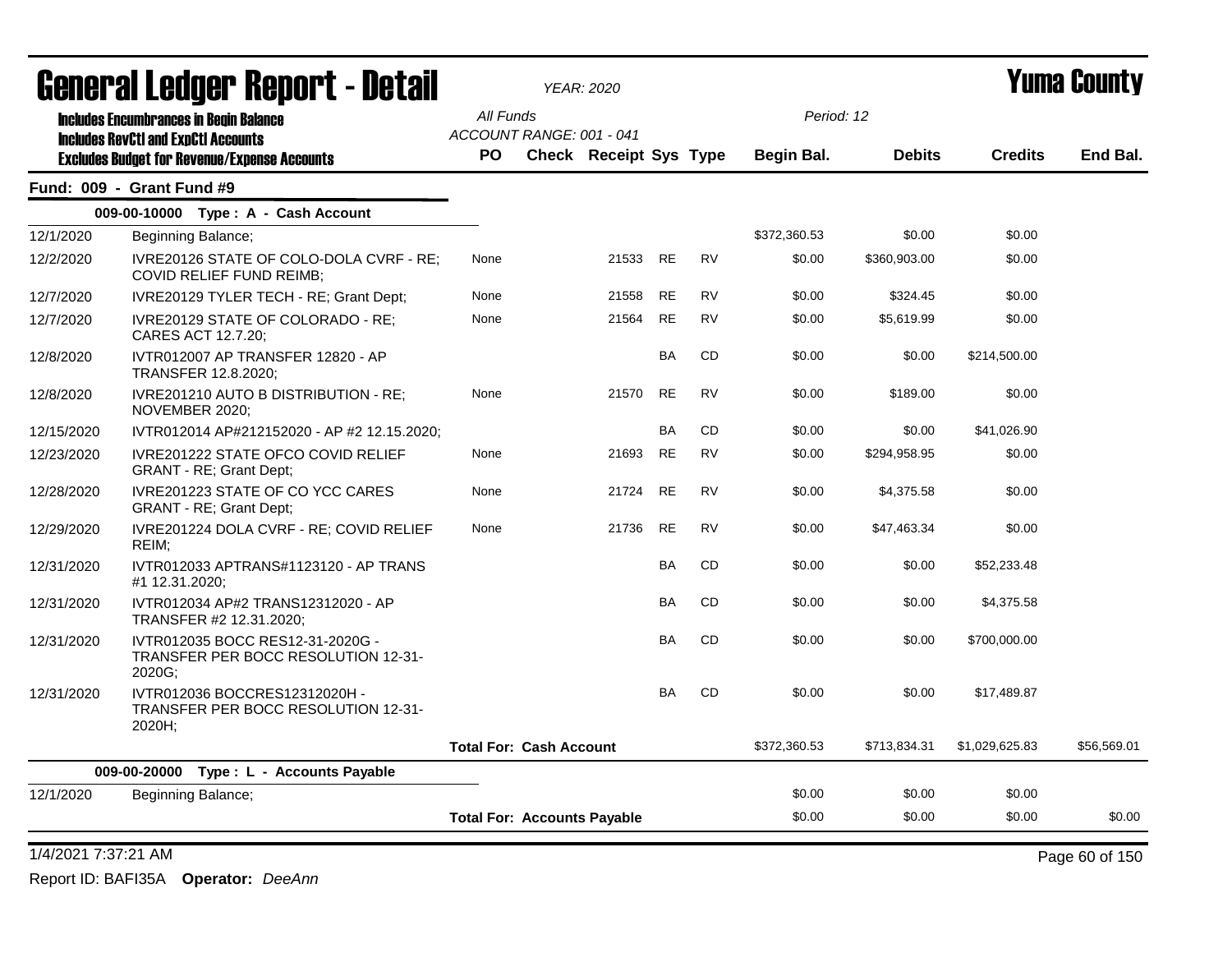# General Ledger Report - Detail

*YEAR: 2020*

## Yuma County

**Includes Encumbrances in Begin Balance**
**Includes RevCtl and ExpCtl Accounts**
**Excludes Budget for Revenue/Expense Accounts**

*All Funds*
*ACCOUNT RANGE: 001 - 041*

*Period: 12*

### Fund: 009 - Grant Fund #9

#### 009-00-10000 Type : A - Cash Account

| Date | Description | PO | Check | Receipt | Sys | Type | Begin Bal. | Debits | Credits | End Bal. |
|---|---|---|---|---|---|---|---|---|---|---|
| 12/1/2020 | Beginning Balance; | | | | | | $372,360.53 | $0.00 | $0.00 | |
| 12/2/2020 | IVRE20126 STATE OF COLO-DOLA CVRF - RE; COVID RELIEF FUND REIMB; | None | | 21533 | RE | RV | $0.00 | $360,903.00 | $0.00 | |
| 12/7/2020 | IVRE20129 TYLER TECH - RE; Grant Dept; | None | | 21558 | RE | RV | $0.00 | $324.45 | $0.00 | |
| 12/7/2020 | IVRE20129 STATE OF COLORADO - RE; CARES ACT 12.7.20; | None | | 21564 | RE | RV | $0.00 | $5,619.99 | $0.00 | |
| 12/8/2020 | IVTR012007 AP TRANSFER 12820 - AP TRANSFER 12.8.2020; | | | | BA | CD | $0.00 | $0.00 | $214,500.00 | |
| 12/8/2020 | IVRE201210 AUTO B DISTRIBUTION - RE; NOVEMBER 2020; | None | | 21570 | RE | RV | $0.00 | $189.00 | $0.00 | |
| 12/15/2020 | IVTR012014 AP#212152020 - AP #2 12.15.2020; | | | | BA | CD | $0.00 | $0.00 | $41,026.90 | |
| 12/23/2020 | IVRE201222 STATE OFCO COVID RELIEF GRANT - RE; Grant Dept; | None | | 21693 | RE | RV | $0.00 | $294,958.95 | $0.00 | |
| 12/28/2020 | IVRE201223 STATE OF CO YCC CARES GRANT - RE; Grant Dept; | None | | 21724 | RE | RV | $0.00 | $4,375.58 | $0.00 | |
| 12/29/2020 | IVRE201224 DOLA CVRF - RE; COVID RELIEF REIM; | None | | 21736 | RE | RV | $0.00 | $47,463.34 | $0.00 | |
| 12/31/2020 | IVTR012033 APTRANS#1123120 - AP TRANS #1 12.31.2020; | | | | BA | CD | $0.00 | $0.00 | $52,233.48 | |
| 12/31/2020 | IVTR012034 AP#2 TRANS12312020 - AP TRANSFER #2 12.31.2020; | | | | BA | CD | $0.00 | $0.00 | $4,375.58 | |
| 12/31/2020 | IVTR012035 BOCC RES12-31-2020G - TRANSFER PER BOCC RESOLUTION 12-31-2020G; | | | | BA | CD | $0.00 | $0.00 | $700,000.00 | |
| 12/31/2020 | IVTR012036 BOCCRES12312020H - TRANSFER PER BOCC RESOLUTION 12-31-2020H; | | | | BA | CD | $0.00 | $0.00 | $17,489.87 | |
| | **Total For: Cash Account** | | | | | | $372,360.53 | $713,834.31 | $1,029,625.83 | $56,569.01 |

#### 009-00-20000 Type : L - Accounts Payable

| Date | Description | PO | Check | Receipt | Sys | Type | Begin Bal. | Debits | Credits | End Bal. |
|---|---|---|---|---|---|---|---|---|---|---|
| 12/1/2020 | Beginning Balance; | | | | | | $0.00 | $0.00 | $0.00 | |
| | **Total For: Accounts Payable** | | | | | | $0.00 | $0.00 | $0.00 | $0.00 |

1/4/2021 7:37:21 AM

Report ID: BAFI35A **Operator:** *DeeAnn*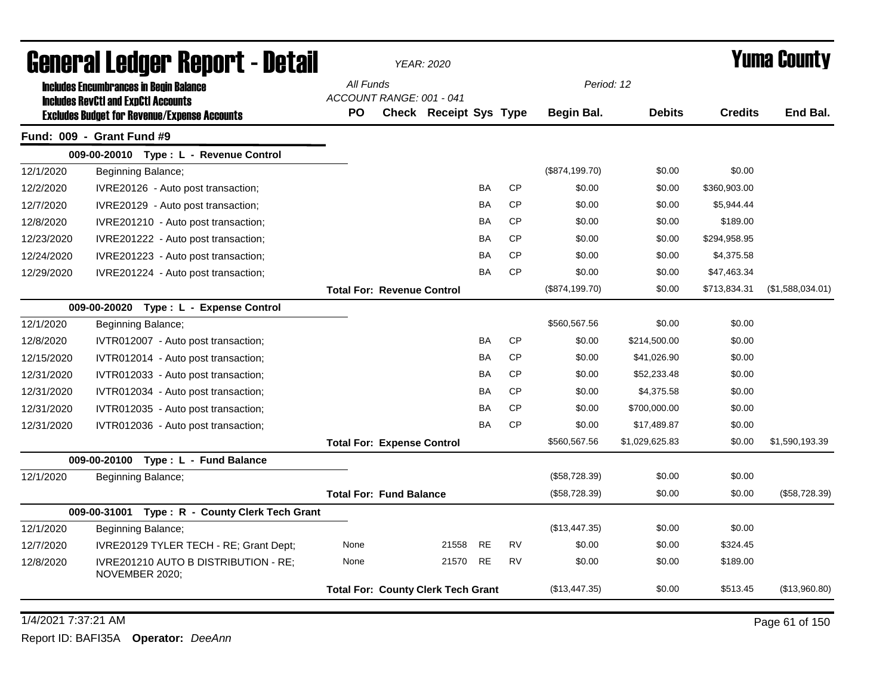# General Ledger Report - Detail

*YEAR: 2020*

# Yuma County

**Includes Encumbrances in Begin Balance**
**Includes RevCtl and ExpCtl Accounts**
**Excludes Budget for Revenue/Expense Accounts**

*All Funds*
*ACCOUNT RANGE: 001 - 041*
*Period: 12*

## Fund: 009 - Grant Fund #9

| Date | Description | PO | Check | Receipt | Sys | Type | Begin Bal. | Debits | Credits | End Bal. |
|---|---|---|---|---|---|---|---|---|---|---|
| | **009-00-20010 Type : L - Revenue Control** | | | | | | | | | |
| 12/1/2020 | Beginning Balance; | | | | | | ($874,199.70) | $0.00 | $0.00 | |
| 12/2/2020 | IVRE20126 - Auto post transaction; | | | | BA | CP | $0.00 | $0.00 | $360,903.00 | |
| 12/7/2020 | IVRE20129 - Auto post transaction; | | | | BA | CP | $0.00 | $0.00 | $5,944.44 | |
| 12/8/2020 | IVRE201210 - Auto post transaction; | | | | BA | CP | $0.00 | $0.00 | $189.00 | |
| 12/23/2020 | IVRE201222 - Auto post transaction; | | | | BA | CP | $0.00 | $0.00 | $294,958.95 | |
| 12/24/2020 | IVRE201223 - Auto post transaction; | | | | BA | CP | $0.00 | $0.00 | $4,375.58 | |
| 12/29/2020 | IVRE201224 - Auto post transaction; | | | | BA | CP | $0.00 | $0.00 | $47,463.34 | |
| | | **Total For: Revenue Control** | | | | | ($874,199.70) | $0.00 | $713,834.31 | ($1,588,034.01) |
| | **009-00-20020 Type : L - Expense Control** | | | | | | | | | |
| 12/1/2020 | Beginning Balance; | | | | | | $560,567.56 | $0.00 | $0.00 | |
| 12/8/2020 | IVTR012007 - Auto post transaction; | | | | BA | CP | $0.00 | $214,500.00 | $0.00 | |
| 12/15/2020 | IVTR012014 - Auto post transaction; | | | | BA | CP | $0.00 | $41,026.90 | $0.00 | |
| 12/31/2020 | IVTR012033 - Auto post transaction; | | | | BA | CP | $0.00 | $52,233.48 | $0.00 | |
| 12/31/2020 | IVTR012034 - Auto post transaction; | | | | BA | CP | $0.00 | $4,375.58 | $0.00 | |
| 12/31/2020 | IVTR012035 - Auto post transaction; | | | | BA | CP | $0.00 | $700,000.00 | $0.00 | |
| 12/31/2020 | IVTR012036 - Auto post transaction; | | | | BA | CP | $0.00 | $17,489.87 | $0.00 | |
| | | **Total For: Expense Control** | | | | | $560,567.56 | $1,029,625.83 | $0.00 | $1,590,193.39 |
| | **009-00-20100 Type : L - Fund Balance** | | | | | | | | | |
| 12/1/2020 | Beginning Balance; | | | | | | ($58,728.39) | $0.00 | $0.00 | |
| | | **Total For: Fund Balance** | | | | | ($58,728.39) | $0.00 | $0.00 | ($58,728.39) |
| | **009-00-31001 Type : R - County Clerk Tech Grant** | | | | | | | | | |
| 12/1/2020 | Beginning Balance; | | | | | | ($13,447.35) | $0.00 | $0.00 | |
| 12/7/2020 | IVRE20129 TYLER TECH - RE; Grant Dept; | None | | 21558 | RE | RV | $0.00 | $0.00 | $324.45 | |
| 12/8/2020 | IVRE201210 AUTO B DISTRIBUTION - RE; NOVEMBER 2020; | None | | 21570 | RE | RV | $0.00 | $0.00 | $189.00 | |
| | | **Total For: County Clerk Tech Grant** | | | | | ($13,447.35) | $0.00 | $513.45 | ($13,960.80) |

1/4/2021 7:37:21 AM

Report ID: BAFI35A **Operator:** *DeeAnn*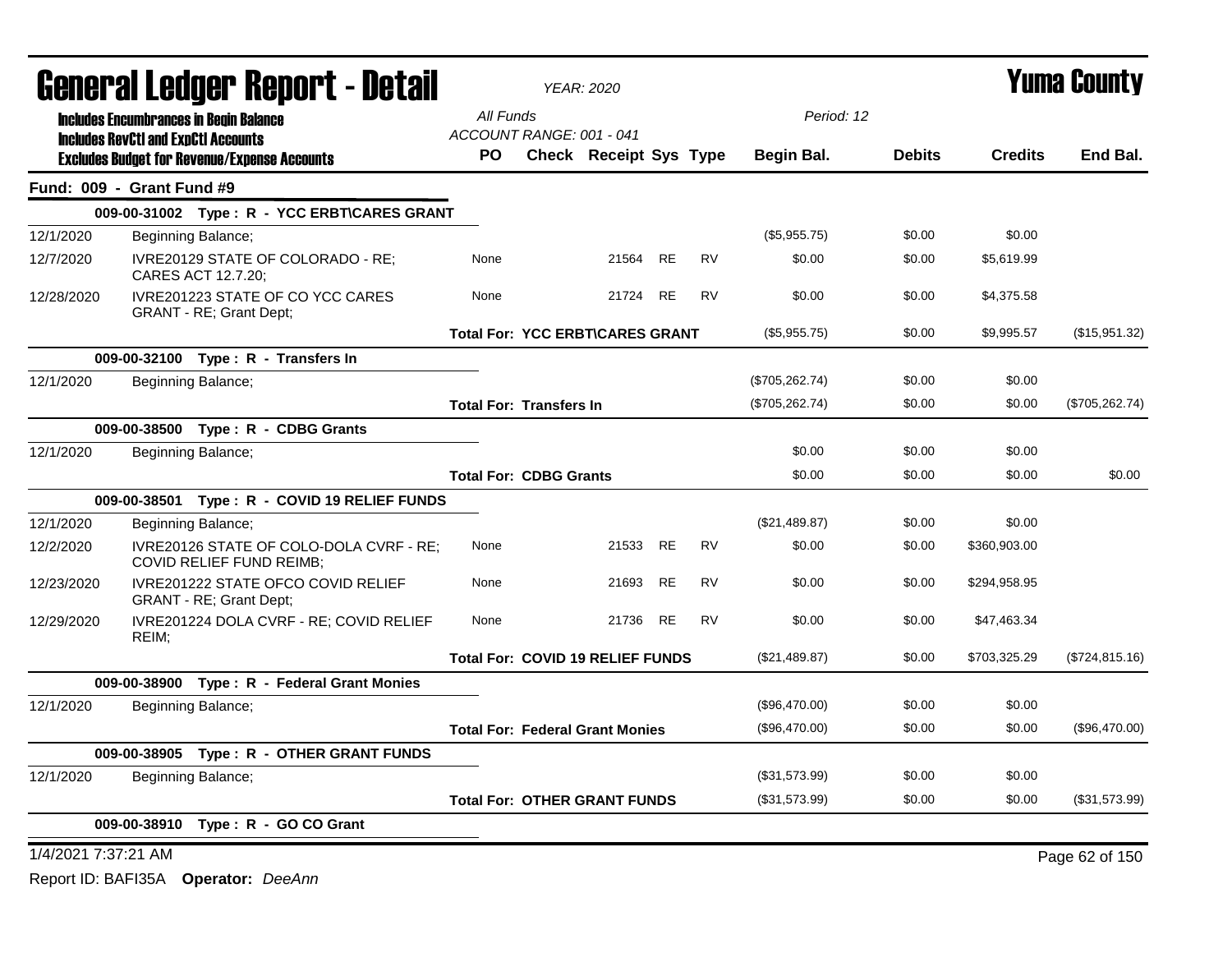# General Ledger Report - Detail

YEAR: 2020

Yuma County

**Includes Encumbrances in Begin Balance**
**Includes RevCtl and ExpCtl Accounts**
**Excludes Budget for Revenue/Expense Accounts**

All Funds
ACCOUNT RANGE: 001 - 041

Period: 12

| | | PO | Check | Receipt | Sys | Type | Begin Bal. | Debits | Credits | End Bal. |
|---|---|---|---|---|---|---|---|---|---|---|
| **Fund: 009 - Grant Fund #9** | | | | | | | | | | |
| | **009-00-31002 Type : R - YCC ERBT\CARES GRANT** | | | | | | | | | |
| 12/1/2020 | Beginning Balance; | | | | | | ($5,955.75) | $0.00 | $0.00 | |
| 12/7/2020 | IVRE20129 STATE OF COLORADO - RE; CARES ACT 12.7.20; | None | | 21564 | RE | RV | $0.00 | $0.00 | $5,619.99 | |
| 12/28/2020 | IVRE201223 STATE OF CO YCC CARES GRANT - RE; Grant Dept; | None | | 21724 | RE | RV | $0.00 | $0.00 | $4,375.58 | |
| | | **Total For: YCC ERBT\CARES GRANT** | | | | | ($5,955.75) | $0.00 | $9,995.57 | ($15,951.32) |
| | **009-00-32100 Type : R - Transfers In** | | | | | | | | | |
| 12/1/2020 | Beginning Balance; | | | | | | ($705,262.74) | $0.00 | $0.00 | |
| | | **Total For: Transfers In** | | | | | ($705,262.74) | $0.00 | $0.00 | ($705,262.74) |
| | **009-00-38500 Type : R - CDBG Grants** | | | | | | | | | |
| 12/1/2020 | Beginning Balance; | | | | | | $0.00 | $0.00 | $0.00 | |
| | | **Total For: CDBG Grants** | | | | | $0.00 | $0.00 | $0.00 | $0.00 |
| | **009-00-38501 Type : R - COVID 19 RELIEF FUNDS** | | | | | | | | | |
| 12/1/2020 | Beginning Balance; | | | | | | ($21,489.87) | $0.00 | $0.00 | |
| 12/2/2020 | IVRE20126 STATE OF COLO-DOLA CVRF - RE; COVID RELIEF FUND REIMB; | None | | 21533 | RE | RV | $0.00 | $0.00 | $360,903.00 | |
| 12/23/2020 | IVRE201222 STATE OFCO COVID RELIEF GRANT - RE; Grant Dept; | None | | 21693 | RE | RV | $0.00 | $0.00 | $294,958.95 | |
| 12/29/2020 | IVRE201224 DOLA CVRF - RE; COVID RELIEF REIM; | None | | 21736 | RE | RV | $0.00 | $0.00 | $47,463.34 | |
| | | **Total For: COVID 19 RELIEF FUNDS** | | | | | ($21,489.87) | $0.00 | $703,325.29 | ($724,815.16) |
| | **009-00-38900 Type : R - Federal Grant Monies** | | | | | | | | | |
| 12/1/2020 | Beginning Balance; | | | | | | ($96,470.00) | $0.00 | $0.00 | |
| | | **Total For: Federal Grant Monies** | | | | | ($96,470.00) | $0.00 | $0.00 | ($96,470.00) |
| | **009-00-38905 Type : R - OTHER GRANT FUNDS** | | | | | | | | | |
| 12/1/2020 | Beginning Balance; | | | | | | ($31,573.99) | $0.00 | $0.00 | |
| | | **Total For: OTHER GRANT FUNDS** | | | | | ($31,573.99) | $0.00 | $0.00 | ($31,573.99) |
| | **009-00-38910 Type : R - GO CO Grant** | | | | | | | | | |

1/4/2021 7:37:21 AM

Report ID: BAFI35A **Operator:** *DeeAnn*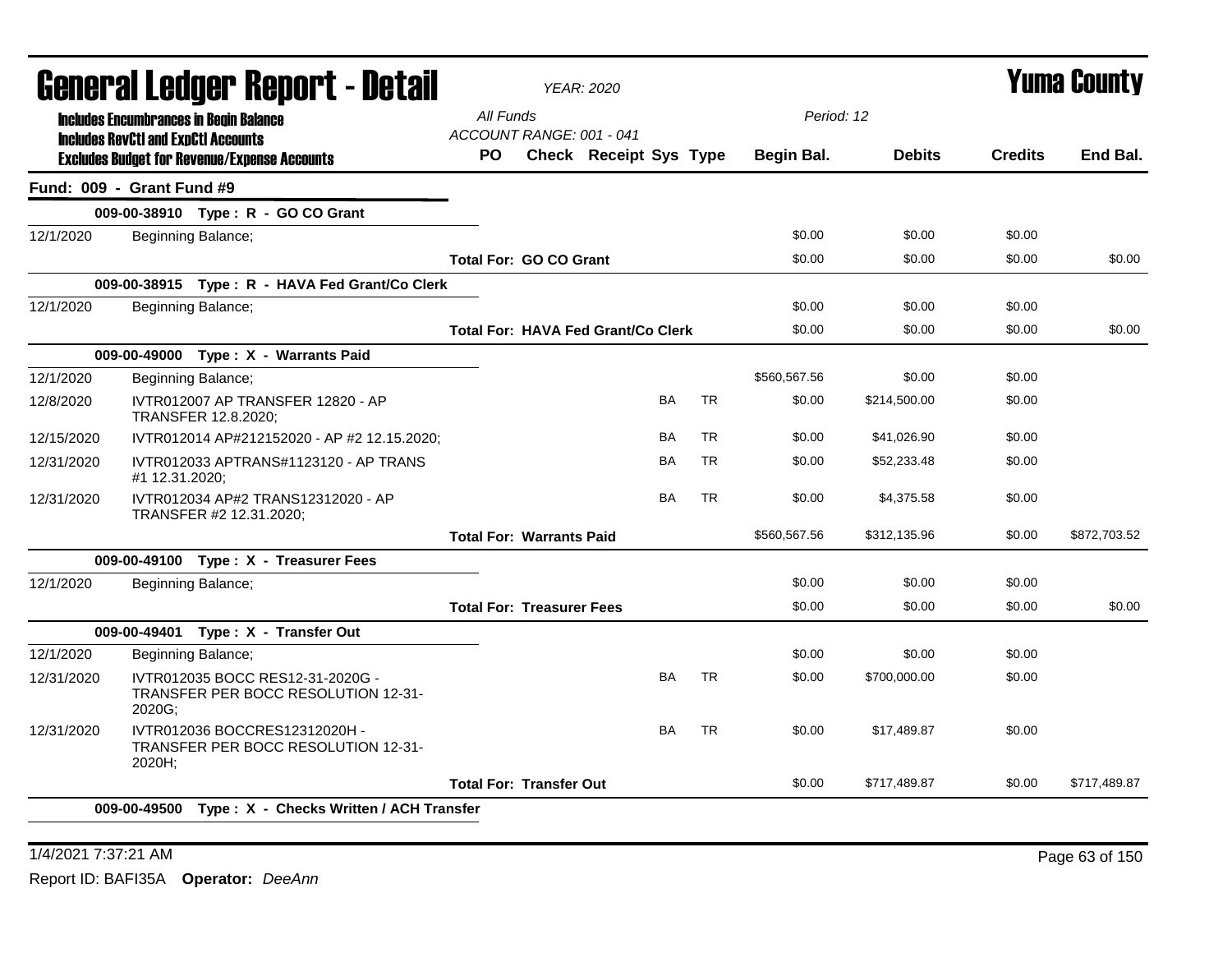# General Ledger Report - Detail

*YEAR: 2020*

# Yuma County

**Includes Encumbrances in Begin Balance**
**Includes RevCtl and ExpCtl Accounts**
**Excludes Budget for Revenue/Expense Accounts**

*All Funds*
*ACCOUNT RANGE: 001 - 041*
*Period: 12*

| | | PO | Check | Receipt | Sys | Type | Begin Bal. | Debits | Credits | End Bal. |
|---|---|---|---|---|---|---|---|---|---|---|
| **Fund: 009 - Grant Fund #9** | | | | | | | | | | |
| | **009-00-38910 Type : R - GO CO Grant** | | | | | | | | | |
| 12/1/2020 | Beginning Balance; | | | | | | $0.00 | $0.00 | $0.00 | |
| | | **Total For: GO CO Grant** | | | | | $0.00 | $0.00 | $0.00 | $0.00 |
| | **009-00-38915 Type : R - HAVA Fed Grant/Co Clerk** | | | | | | | | | |
| 12/1/2020 | Beginning Balance; | | | | | | $0.00 | $0.00 | $0.00 | |
| | | **Total For: HAVA Fed Grant/Co Clerk** | | | | | $0.00 | $0.00 | $0.00 | $0.00 |
| | **009-00-49000 Type : X - Warrants Paid** | | | | | | | | | |
| 12/1/2020 | Beginning Balance; | | | | | | $560,567.56 | $0.00 | $0.00 | |
| 12/8/2020 | IVTR012007 AP TRANSFER 12820 - AP TRANSFER 12.8.2020; | | | | BA | TR | $0.00 | $214,500.00 | $0.00 | |
| 12/15/2020 | IVTR012014 AP#212152020 - AP #2 12.15.2020; | | | | BA | TR | $0.00 | $41,026.90 | $0.00 | |
| 12/31/2020 | IVTR012033 APTRANS#1123120 - AP TRANS #1 12.31.2020; | | | | BA | TR | $0.00 | $52,233.48 | $0.00 | |
| 12/31/2020 | IVTR012034 AP#2 TRANS12312020 - AP TRANSFER #2 12.31.2020; | | | | BA | TR | $0.00 | $4,375.58 | $0.00 | |
| | | **Total For: Warrants Paid** | | | | | $560,567.56 | $312,135.96 | $0.00 | $872,703.52 |
| | **009-00-49100 Type : X - Treasurer Fees** | | | | | | | | | |
| 12/1/2020 | Beginning Balance; | | | | | | $0.00 | $0.00 | $0.00 | |
| | | **Total For: Treasurer Fees** | | | | | $0.00 | $0.00 | $0.00 | $0.00 |
| | **009-00-49401 Type : X - Transfer Out** | | | | | | | | | |
| 12/1/2020 | Beginning Balance; | | | | | | $0.00 | $0.00 | $0.00 | |
| 12/31/2020 | IVTR012035 BOCC RES12-31-2020G - TRANSFER PER BOCC RESOLUTION 12-31-2020G; | | | | BA | TR | $0.00 | $700,000.00 | $0.00 | |
| 12/31/2020 | IVTR012036 BOCCRES12312020H - TRANSFER PER BOCC RESOLUTION 12-31-2020H; | | | | BA | TR | $0.00 | $17,489.87 | $0.00 | |
| | | **Total For: Transfer Out** | | | | | $0.00 | $717,489.87 | $0.00 | $717,489.87 |
| | **009-00-49500 Type : X - Checks Written / ACH Transfer** | | | | | | | | | |

1/4/2021 7:37:21 AM

Report ID: BAFI35A **Operator:** *DeeAnn*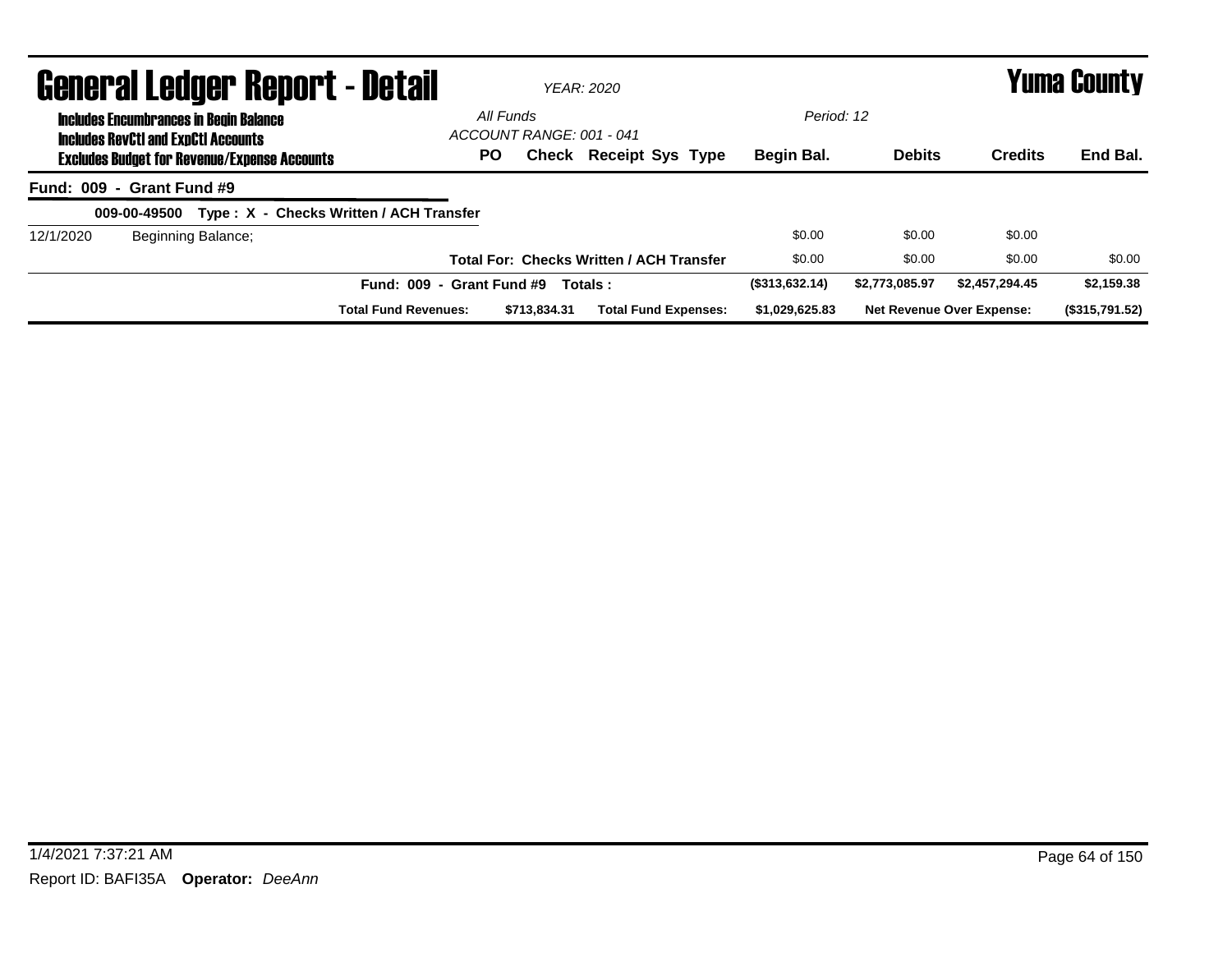# General Ledger Report - Detail

*YEAR: 2020*

# Yuma County

**Includes Encumbrances in Begin Balance**
**Includes RevCtl and ExpCtl Accounts**
**Excludes Budget for Revenue/Expense Accounts**

*All Funds*
*ACCOUNT RANGE: 001 - 041*

*Period: 12*

| | | PO | Check | Receipt Sys Type | Begin Bal. | Debits | Credits | End Bal. |
|---|---|---|---|---|---|---|---|---|
| **Fund: 009 - Grant Fund #9** | | | | | | | | |
| **009-00-49500 Type : X - Checks Written / ACH Transfer** | | | | | | | | |
| 12/1/2020 | Beginning Balance; | | | | $0.00 | $0.00 | $0.00 | |
| | | | | **Total For: Checks Written / ACH Transfer** | $0.00 | $0.00 | $0.00 | $0.00 |
| | | **Fund: 009 - Grant Fund #9** | | **Totals :** | **($313,632.14)** | **$2,773,085.97** | **$2,457,294.45** | **$2,159.38** |
| | | **Total Fund Revenues:** | **$713,834.31** | **Total Fund Expenses:** | **$1,029,625.83** | **Net Revenue Over Expense:** | | **($315,791.52)** |

1/4/2021 7:37:21 AM

Report ID: BAFI35A **Operator:** *DeeAnn*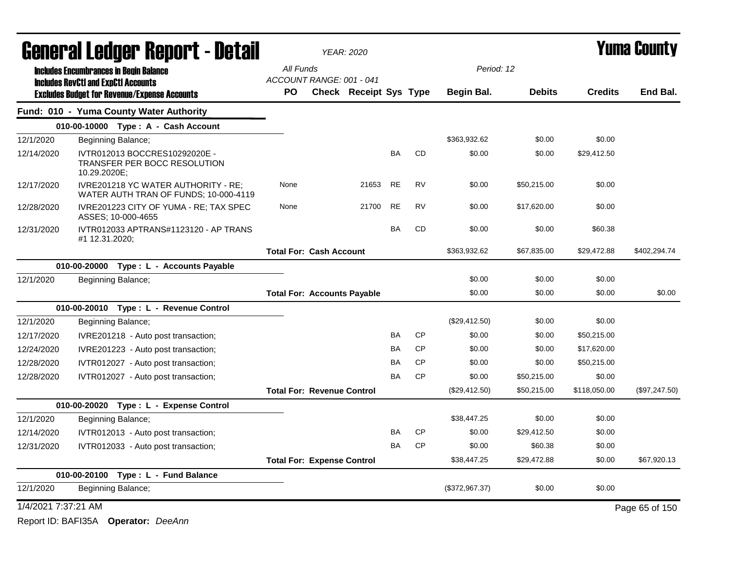# General Ledger Report - Detail

*YEAR: 2020*

**Yuma County**

**Includes Encumbrances in Begin Balance**
**Includes RevCtl and ExpCtl Accounts**
**Excludes Budget for Revenue/Expense Accounts**

*All Funds*
*ACCOUNT RANGE: 001 - 041*
*Period: 12*

## Fund: 010 - Yuma County Water Authority

| Date | Description | PO | Check | Receipt | Sys | Type | Begin Bal. | Debits | Credits | End Bal. |
|---|---|---|---|---|---|---|---|---|---|---|
| | **010-00-10000 Type : A - Cash Account** | | | | | | | | | |
| 12/1/2020 | Beginning Balance; | | | | | | $363,932.62 | $0.00 | $0.00 | |
| 12/14/2020 | IVTR012013 BOCCRES10292020E - TRANSFER PER BOCC RESOLUTION 10.29.2020E; | | | | BA | CD | $0.00 | $0.00 | $29,412.50 | |
| 12/17/2020 | IVRE201218 YC WATER AUTHORITY - RE; WATER AUTH TRAN OF FUNDS; 10-000-4119 | None | | 21653 | RE | RV | $0.00 | $50,215.00 | $0.00 | |
| 12/28/2020 | IVRE201223 CITY OF YUMA - RE; TAX SPEC ASSES; 10-000-4655 | None | | 21700 | RE | RV | $0.00 | $17,620.00 | $0.00 | |
| 12/31/2020 | IVTR012033 APTRANS#1123120 - AP TRANS #1 12.31.2020; | | | | BA | CD | $0.00 | $0.00 | $60.38 | |
| | | **Total For: Cash Account** | | | | | $363,932.62 | $67,835.00 | $29,472.88 | $402,294.74 |
| | **010-00-20000 Type : L - Accounts Payable** | | | | | | | | | |
| 12/1/2020 | Beginning Balance; | | | | | | $0.00 | $0.00 | $0.00 | |
| | | **Total For: Accounts Payable** | | | | | $0.00 | $0.00 | $0.00 | $0.00 |
| | **010-00-20010 Type : L - Revenue Control** | | | | | | | | | |
| 12/1/2020 | Beginning Balance; | | | | | | ($29,412.50) | $0.00 | $0.00 | |
| 12/17/2020 | IVRE201218 - Auto post transaction; | | | | BA | CP | $0.00 | $0.00 | $50,215.00 | |
| 12/24/2020 | IVRE201223 - Auto post transaction; | | | | BA | CP | $0.00 | $0.00 | $17,620.00 | |
| 12/28/2020 | IVTR012027 - Auto post transaction; | | | | BA | CP | $0.00 | $0.00 | $50,215.00 | |
| 12/28/2020 | IVTR012027 - Auto post transaction; | | | | BA | CP | $0.00 | $50,215.00 | $0.00 | |
| | | **Total For: Revenue Control** | | | | | ($29,412.50) | $50,215.00 | $118,050.00 | ($97,247.50) |
| | **010-00-20020 Type : L - Expense Control** | | | | | | | | | |
| 12/1/2020 | Beginning Balance; | | | | | | $38,447.25 | $0.00 | $0.00 | |
| 12/14/2020 | IVTR012013 - Auto post transaction; | | | | BA | CP | $0.00 | $29,412.50 | $0.00 | |
| 12/31/2020 | IVTR012033 - Auto post transaction; | | | | BA | CP | $0.00 | $60.38 | $0.00 | |
| | | **Total For: Expense Control** | | | | | $38,447.25 | $29,472.88 | $0.00 | $67,920.13 |
| | **010-00-20100 Type : L - Fund Balance** | | | | | | | | | |
| 12/1/2020 | Beginning Balance; | | | | | | ($372,967.37) | $0.00 | $0.00 | |

1/4/2021 7:37:21 AM

Report ID: BAFI35A **Operator:** *DeeAnn*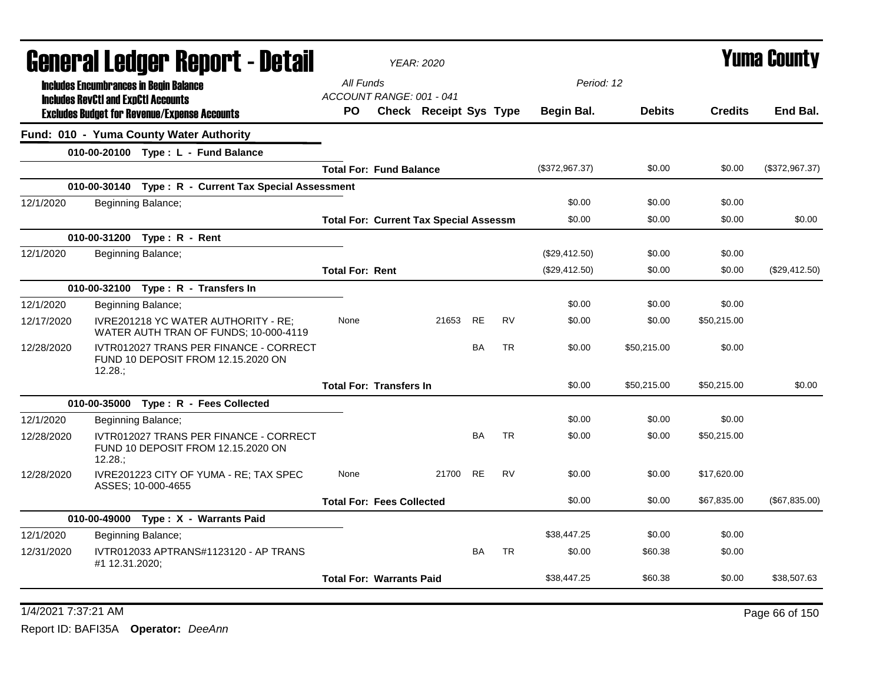# General Ledger Report - Detail

*YEAR: 2020*

**Yuma County**

**Includes Encumbrances in Begin Balance**
**Includes RevCtl and ExpCtl Accounts**
**Excludes Budget for Revenue/Expense Accounts**

*All Funds*
*ACCOUNT RANGE: 001 - 041*
*Period: 12*

## Fund: 010 - Yuma County Water Authority

| Date | Description | PO | Check | Receipt | Sys | Type | Begin Bal. | Debits | Credits | End Bal. |
|---|---|---|---|---|---|---|---|---|---|---|
| **010-00-20100 Type : L - Fund Balance** | | | | | | | | | | |
| | | **Total For: Fund Balance** | | | | | ($372,967.37) | $0.00 | $0.00 | ($372,967.37) |
| **010-00-30140 Type : R - Current Tax Special Assessment** | | | | | | | | | | |
| 12/1/2020 | Beginning Balance; | | | | | | $0.00 | $0.00 | $0.00 | |
| | | **Total For: Current Tax Special Assessm** | | | | | $0.00 | $0.00 | $0.00 | $0.00 |
| **010-00-31200 Type : R - Rent** | | | | | | | | | | |
| 12/1/2020 | Beginning Balance; | | | | | | ($29,412.50) | $0.00 | $0.00 | |
| | | **Total For: Rent** | | | | | ($29,412.50) | $0.00 | $0.00 | ($29,412.50) |
| **010-00-32100 Type : R - Transfers In** | | | | | | | | | | |
| 12/1/2020 | Beginning Balance; | | | | | | $0.00 | $0.00 | $0.00 | |
| 12/17/2020 | IVRE201218 YC WATER AUTHORITY - RE; WATER AUTH TRAN OF FUNDS; 10-000-4119 | None | | 21653 | RE | RV | $0.00 | $0.00 | $50,215.00 | |
| 12/28/2020 | IVTR012027 TRANS PER FINANCE - CORRECT FUND 10 DEPOSIT FROM 12.15.2020 ON 12.28.; | | | | BA | TR | $0.00 | $50,215.00 | $0.00 | |
| | | **Total For: Transfers In** | | | | | $0.00 | $50,215.00 | $50,215.00 | $0.00 |
| **010-00-35000 Type : R - Fees Collected** | | | | | | | | | | |
| 12/1/2020 | Beginning Balance; | | | | | | $0.00 | $0.00 | $0.00 | |
| 12/28/2020 | IVTR012027 TRANS PER FINANCE - CORRECT FUND 10 DEPOSIT FROM 12.15.2020 ON 12.28.; | | | | BA | TR | $0.00 | $0.00 | $50,215.00 | |
| 12/28/2020 | IVRE201223 CITY OF YUMA - RE; TAX SPEC ASSES; 10-000-4655 | None | | 21700 | RE | RV | $0.00 | $0.00 | $17,620.00 | |
| | | **Total For: Fees Collected** | | | | | $0.00 | $0.00 | $67,835.00 | ($67,835.00) |
| **010-00-49000 Type : X - Warrants Paid** | | | | | | | | | | |
| 12/1/2020 | Beginning Balance; | | | | | | $38,447.25 | $0.00 | $0.00 | |
| 12/31/2020 | IVTR012033 APTRANS#1123120 - AP TRANS #1 12.31.2020; | | | | BA | TR | $0.00 | $60.38 | $0.00 | |
| | | **Total For: Warrants Paid** | | | | | $38,447.25 | $60.38 | $0.00 | $38,507.63 |

1/4/2021 7:37:21 AM

Report ID: BAFI35A **Operator:** *DeeAnn*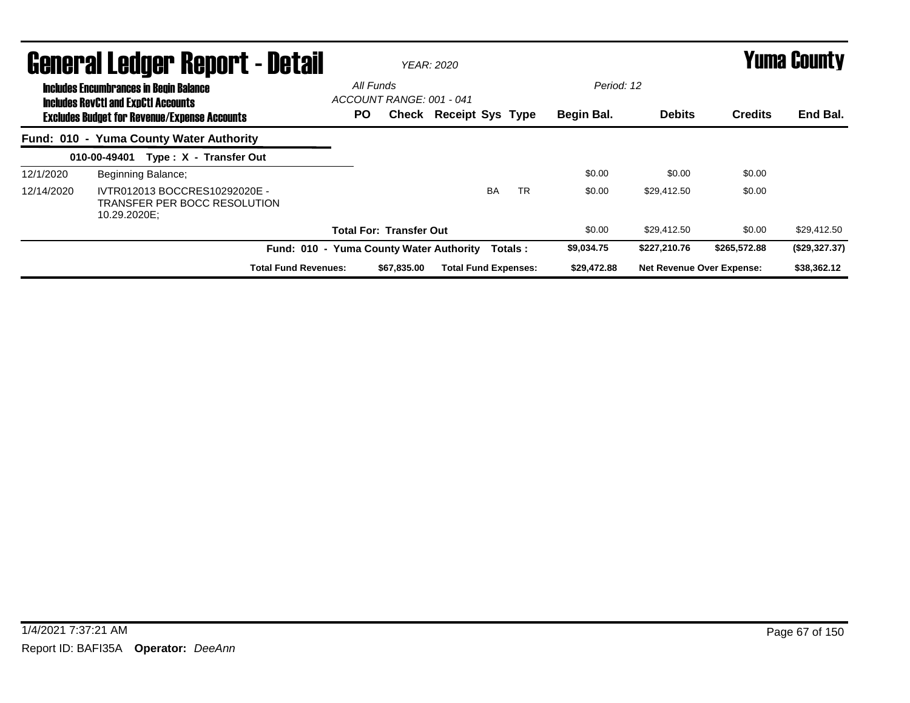# General Ledger Report - Detail

*YEAR: 2020*

**Yuma County**

**Includes Encumbrances in Begin Balance**
**Includes RevCtl and ExpCtl Accounts**
**Excludes Budget for Revenue/Expense Accounts**

*All Funds*
*ACCOUNT RANGE: 001 - 041*
*Period: 12*

| | | PO | Check | Receipt | Sys | Type | Begin Bal. | Debits | Credits | End Bal. |
|---|---|---|---|---|---|---|---|---|---|---|
| **Fund: 010 - Yuma County Water Authority** | | | | | | | | | | |
| **010-00-49401 Type : X - Transfer Out** | | | | | | | | | | |
| 12/1/2020 | Beginning Balance; | | | | | | $0.00 | $0.00 | $0.00 | |
| 12/14/2020 | IVTR012013 BOCCRES10292020E - TRANSFER PER BOCC RESOLUTION 10.29.2020E; | | | | BA | TR | $0.00 | $29,412.50 | $0.00 | |
| | **Total For: Transfer Out** | | | | | | $0.00 | $29,412.50 | $0.00 | $29,412.50 |
| | **Fund: 010 - Yuma County Water Authority Totals :** | | | | | | **$9,034.75** | **$227,210.76** | **$265,572.88** | **($29,327.37)** |
| | **Total Fund Revenues:** | | **$67,835.00** | **Total Fund Expenses:** | | | **$29,472.88** | **Net Revenue Over Expense:** | | **$38,362.12** |

1/4/2021 7:37:21 AM

Report ID: BAFI35A **Operator:** *DeeAnn*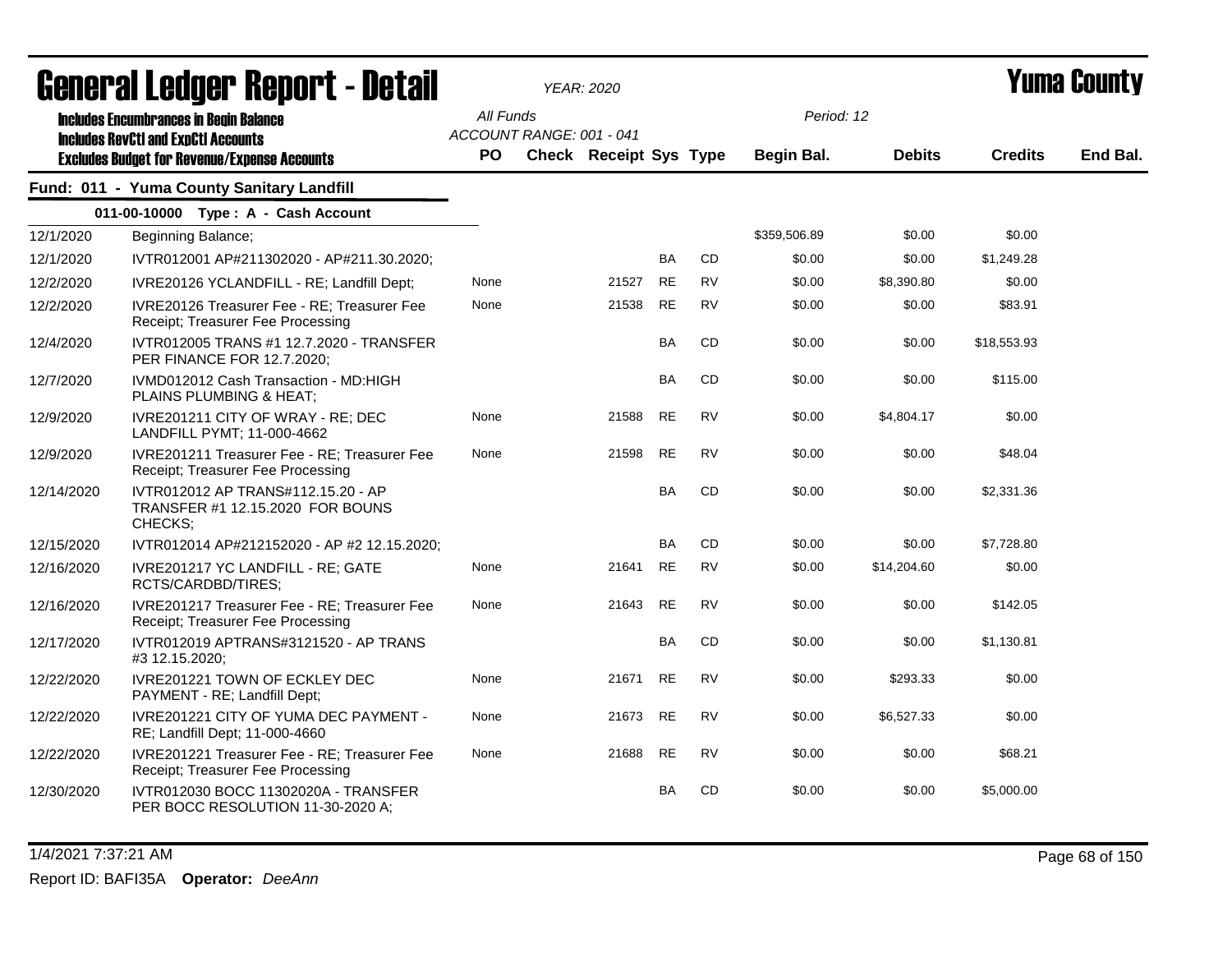# General Ledger Report - Detail

*YEAR: 2020*

# Yuma County

**Includes Encumbrances in Begin Balance**
**Includes RevCtl and ExpCtl Accounts**
**Excludes Budget for Revenue/Expense Accounts**

All Funds
ACCOUNT RANGE: 001 - 041

Period: 12

## Fund: 011 - Yuma County Sanitary Landfill

### 011-00-10000 Type : A - Cash Account

| Date | Description | PO | Check | Receipt | Sys | Type | Begin Bal. | Debits | Credits | End Bal. |
|---|---|---|---|---|---|---|---|---|---|---|
| 12/1/2020 | Beginning Balance; | | | | | | $359,506.89 | $0.00 | $0.00 | |
| 12/1/2020 | IVTR012001 AP#211302020 - AP#211.30.2020; | | | | BA | CD | $0.00 | $0.00 | $1,249.28 | |
| 12/2/2020 | IVRE20126 YCLANDFILL - RE; Landfill Dept; | None | | 21527 | RE | RV | $0.00 | $8,390.80 | $0.00 | |
| 12/2/2020 | IVRE20126 Treasurer Fee - RE; Treasurer Fee Receipt; Treasurer Fee Processing | None | | 21538 | RE | RV | $0.00 | $0.00 | $83.91 | |
| 12/4/2020 | IVTR012005 TRANS #1 12.7.2020 - TRANSFER PER FINANCE FOR 12.7.2020; | | | | BA | CD | $0.00 | $0.00 | $18,553.93 | |
| 12/7/2020 | IVMD012012 Cash Transaction - MD:HIGH PLAINS PLUMBING & HEAT; | | | | BA | CD | $0.00 | $0.00 | $115.00 | |
| 12/9/2020 | IVRE201211 CITY OF WRAY - RE; DEC LANDFILL PYMT; 11-000-4662 | None | | 21588 | RE | RV | $0.00 | $4,804.17 | $0.00 | |
| 12/9/2020 | IVRE201211 Treasurer Fee - RE; Treasurer Fee Receipt; Treasurer Fee Processing | None | | 21598 | RE | RV | $0.00 | $0.00 | $48.04 | |
| 12/14/2020 | IVTR012012 AP TRANS#112.15.20 - AP TRANSFER #1 12.15.2020 FOR BOUNS CHECKS; | | | | BA | CD | $0.00 | $0.00 | $2,331.36 | |
| 12/15/2020 | IVTR012014 AP#212152020 - AP #2 12.15.2020; | | | | BA | CD | $0.00 | $0.00 | $7,728.80 | |
| 12/16/2020 | IVRE201217 YC LANDFILL - RE; GATE RCTS/CARDBD/TIRES; | None | | 21641 | RE | RV | $0.00 | $14,204.60 | $0.00 | |
| 12/16/2020 | IVRE201217 Treasurer Fee - RE; Treasurer Fee Receipt; Treasurer Fee Processing | None | | 21643 | RE | RV | $0.00 | $0.00 | $142.05 | |
| 12/17/2020 | IVTR012019 APTRANS#3121520 - AP TRANS #3 12.15.2020; | | | | BA | CD | $0.00 | $0.00 | $1,130.81 | |
| 12/22/2020 | IVRE201221 TOWN OF ECKLEY DEC PAYMENT - RE; Landfill Dept; | None | | 21671 | RE | RV | $0.00 | $293.33 | $0.00 | |
| 12/22/2020 | IVRE201221 CITY OF YUMA DEC PAYMENT - RE; Landfill Dept; 11-000-4660 | None | | 21673 | RE | RV | $0.00 | $6,527.33 | $0.00 | |
| 12/22/2020 | IVRE201221 Treasurer Fee - RE; Treasurer Fee Receipt; Treasurer Fee Processing | None | | 21688 | RE | RV | $0.00 | $0.00 | $68.21 | |
| 12/30/2020 | IVTR012030 BOCC 11302020A - TRANSFER PER BOCC RESOLUTION 11-30-2020 A; | | | | BA | CD | $0.00 | $0.00 | $5,000.00 | |

1/4/2021 7:37:21 AM

Report ID: BAFI35A **Operator:** *DeeAnn*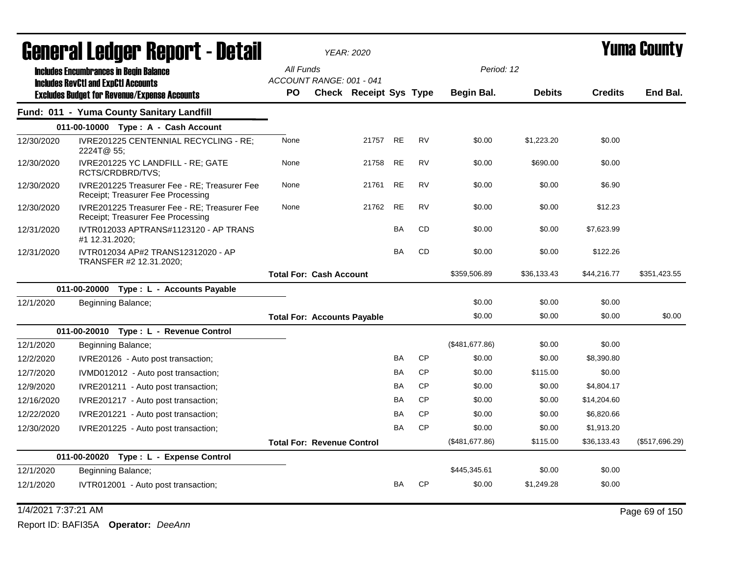# General Ledger Report - Detail

*YEAR: 2020*

# Yuma County

**Includes Encumbrances in Begin Balance**
**Includes RevCtl and ExpCtl Accounts**
**Excludes Budget for Revenue/Expense Accounts**

*All Funds*
*ACCOUNT RANGE: 001 - 041*

*Period: 12*

| | | PO | Check | Receipt | Sys | Type | Begin Bal. | Debits | Credits | End Bal. |
|---|---|---|---|---|---|---|---|---|---|---|
| **Fund: 011 - Yuma County Sanitary Landfill** | | | | | | | | | | |
| **011-00-10000 Type : A - Cash Account** | | | | | | | | | | |
| 12/30/2020 | IVRE201225 CENTENNIAL RECYCLING - RE; 2224T@ 55; | None | | 21757 | RE | RV | $0.00 | $1,223.20 | $0.00 | |
| 12/30/2020 | IVRE201225 YC LANDFILL - RE; GATE RCTS/CRDBRD/TVS; | None | | 21758 | RE | RV | $0.00 | $690.00 | $0.00 | |
| 12/30/2020 | IVRE201225 Treasurer Fee - RE; Treasurer Fee Receipt; Treasurer Fee Processing | None | | 21761 | RE | RV | $0.00 | $0.00 | $6.90 | |
| 12/30/2020 | IVRE201225 Treasurer Fee - RE; Treasurer Fee Receipt; Treasurer Fee Processing | None | | 21762 | RE | RV | $0.00 | $0.00 | $12.23 | |
| 12/31/2020 | IVTR012033 APTRANS#1123120 - AP TRANS #1 12.31.2020; | | | | BA | CD | $0.00 | $0.00 | $7,623.99 | |
| 12/31/2020 | IVTR012034 AP#2 TRANS12312020 - AP TRANSFER #2 12.31.2020; | | | | BA | CD | $0.00 | $0.00 | $122.26 | |
| | | **Total For: Cash Account** | | | | | $359,506.89 | $36,133.43 | $44,216.77 | $351,423.55 |
| **011-00-20000 Type : L - Accounts Payable** | | | | | | | | | | |
| 12/1/2020 | Beginning Balance; | | | | | | $0.00 | $0.00 | $0.00 | |
| | | **Total For: Accounts Payable** | | | | | $0.00 | $0.00 | $0.00 | $0.00 |
| **011-00-20010 Type : L - Revenue Control** | | | | | | | | | | |
| 12/1/2020 | Beginning Balance; | | | | | | ($481,677.86) | $0.00 | $0.00 | |
| 12/2/2020 | IVRE20126 - Auto post transaction; | | | | BA | CP | $0.00 | $0.00 | $8,390.80 | |
| 12/7/2020 | IVMD012012 - Auto post transaction; | | | | BA | CP | $0.00 | $115.00 | $0.00 | |
| 12/9/2020 | IVRE201211 - Auto post transaction; | | | | BA | CP | $0.00 | $0.00 | $4,804.17 | |
| 12/16/2020 | IVRE201217 - Auto post transaction; | | | | BA | CP | $0.00 | $0.00 | $14,204.60 | |
| 12/22/2020 | IVRE201221 - Auto post transaction; | | | | BA | CP | $0.00 | $0.00 | $6,820.66 | |
| 12/30/2020 | IVRE201225 - Auto post transaction; | | | | BA | CP | $0.00 | $0.00 | $1,913.20 | |
| | | **Total For: Revenue Control** | | | | | ($481,677.86) | $115.00 | $36,133.43 | ($517,696.29) |
| **011-00-20020 Type : L - Expense Control** | | | | | | | | | | |
| 12/1/2020 | Beginning Balance; | | | | | | $445,345.61 | $0.00 | $0.00 | |
| 12/1/2020 | IVTR012001 - Auto post transaction; | | | | BA | CP | $0.00 | $1,249.28 | $0.00 | |

1/4/2021 7:37:21 AM

Report ID: BAFI35A **Operator:** *DeeAnn*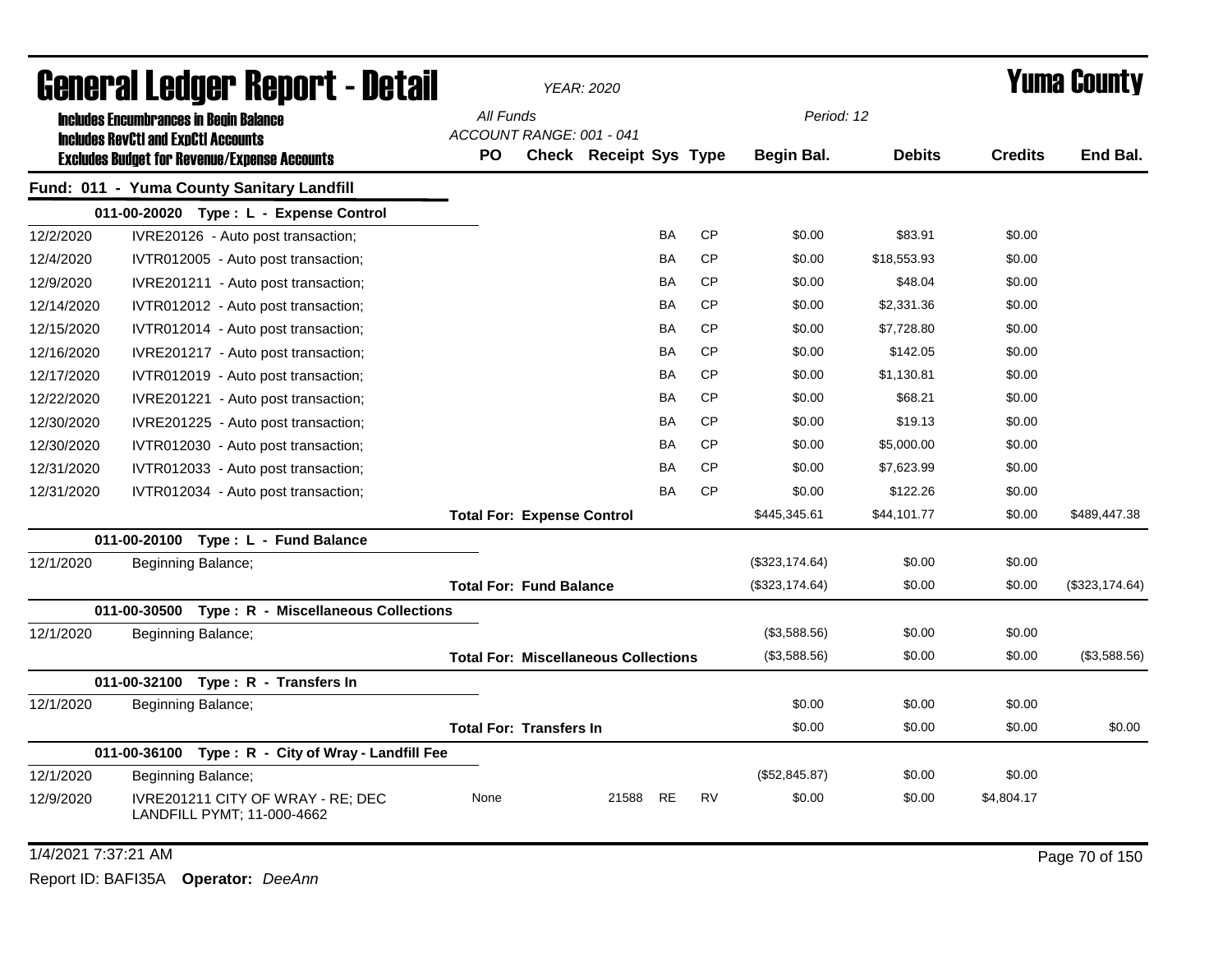# General Ledger Report - Detail

*YEAR: 2020*

# Yuma County

**Includes Encumbrances in Begin Balance**
**Includes RevCtl and ExpCtl Accounts**
**Excludes Budget for Revenue/Expense Accounts**

All Funds
ACCOUNT RANGE: 001 - 041
Period: 12

## Fund: 011 - Yuma County Sanitary Landfill

| Date | Description | PO | Check | Receipt | Sys | Type | Begin Bal. | Debits | Credits | End Bal. |
|---|---|---|---|---|---|---|---|---|---|---|
| | **011-00-20020 Type : L - Expense Control** | | | | | | | | | |
| 12/2/2020 | IVRE20126 - Auto post transaction; | | | | BA | CP | $0.00 | $83.91 | $0.00 | |
| 12/4/2020 | IVTR012005 - Auto post transaction; | | | | BA | CP | $0.00 | $18,553.93 | $0.00 | |
| 12/9/2020 | IVRE201211 - Auto post transaction; | | | | BA | CP | $0.00 | $48.04 | $0.00 | |
| 12/14/2020 | IVTR012012 - Auto post transaction; | | | | BA | CP | $0.00 | $2,331.36 | $0.00 | |
| 12/15/2020 | IVTR012014 - Auto post transaction; | | | | BA | CP | $0.00 | $7,728.80 | $0.00 | |
| 12/16/2020 | IVRE201217 - Auto post transaction; | | | | BA | CP | $0.00 | $142.05 | $0.00 | |
| 12/17/2020 | IVTR012019 - Auto post transaction; | | | | BA | CP | $0.00 | $1,130.81 | $0.00 | |
| 12/22/2020 | IVRE201221 - Auto post transaction; | | | | BA | CP | $0.00 | $68.21 | $0.00 | |
| 12/30/2020 | IVRE201225 - Auto post transaction; | | | | BA | CP | $0.00 | $19.13 | $0.00 | |
| 12/30/2020 | IVTR012030 - Auto post transaction; | | | | BA | CP | $0.00 | $5,000.00 | $0.00 | |
| 12/31/2020 | IVTR012033 - Auto post transaction; | | | | BA | CP | $0.00 | $7,623.99 | $0.00 | |
| 12/31/2020 | IVTR012034 - Auto post transaction; | | | | BA | CP | $0.00 | $122.26 | $0.00 | |
| | | **Total For: Expense Control** | | | | | $445,345.61 | $44,101.77 | $0.00 | $489,447.38 |
| | **011-00-20100 Type : L - Fund Balance** | | | | | | | | | |
| 12/1/2020 | Beginning Balance; | | | | | | ($323,174.64) | $0.00 | $0.00 | |
| | | **Total For: Fund Balance** | | | | | ($323,174.64) | $0.00 | $0.00 | ($323,174.64) |
| | **011-00-30500 Type : R - Miscellaneous Collections** | | | | | | | | | |
| 12/1/2020 | Beginning Balance; | | | | | | ($3,588.56) | $0.00 | $0.00 | |
| | | **Total For: Miscellaneous Collections** | | | | | ($3,588.56) | $0.00 | $0.00 | ($3,588.56) |
| | **011-00-32100 Type : R - Transfers In** | | | | | | | | | |
| 12/1/2020 | Beginning Balance; | | | | | | $0.00 | $0.00 | $0.00 | |
| | | **Total For: Transfers In** | | | | | $0.00 | $0.00 | $0.00 | $0.00 |
| | **011-00-36100 Type : R - City of Wray - Landfill Fee** | | | | | | | | | |
| 12/1/2020 | Beginning Balance; | | | | | | ($52,845.87) | $0.00 | $0.00 | |
| 12/9/2020 | IVRE201211 CITY OF WRAY - RE; DEC LANDFILL PYMT; 11-000-4662 | None | | 21588 | RE | RV | $0.00 | $0.00 | $4,804.17 | |

1/4/2021 7:37:21 AM

Report ID: BAFI35A **Operator:** *DeeAnn*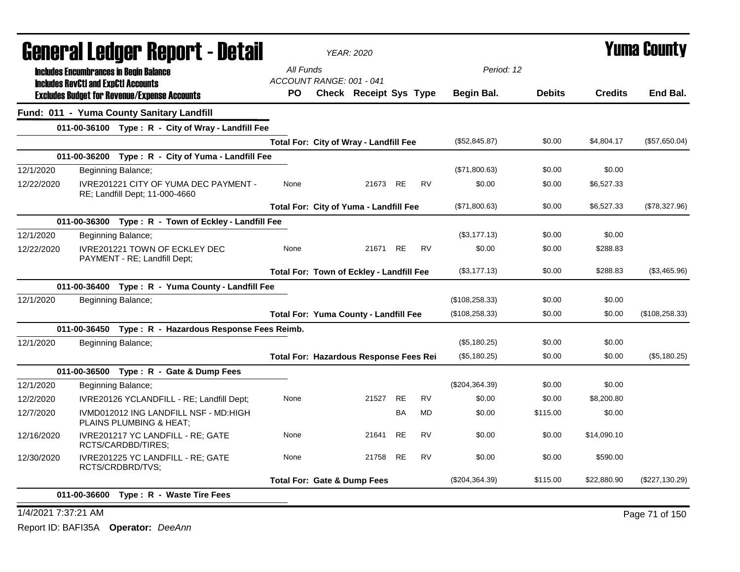# General Ledger Report - Detail

*YEAR: 2020*

# Yuma County

**Includes Encumbrances in Begin Balance**
**Includes RevCtl and ExpCtl Accounts**
**Excludes Budget for Revenue/Expense Accounts**

*All Funds*
*ACCOUNT RANGE: 001 - 041*
*Period: 12*

| | | PO | Check | Receipt | Sys | Type | Begin Bal. | Debits | Credits | End Bal. |
|---|---|---|---|---|---|---|---|---|---|---|
| **Fund: 011 - Yuma County Sanitary Landfill** | | | | | | | | | | |
| **011-00-36100 Type : R - City of Wray - Landfill Fee** | | | | | | | | | | |
| | | **Total For: City of Wray - Landfill Fee** | | | | | ($52,845.87) | $0.00 | $4,804.17 | ($57,650.04) |
| **011-00-36200 Type : R - City of Yuma - Landfill Fee** | | | | | | | | | | |
| 12/1/2020 | Beginning Balance; | | | | | | ($71,800.63) | $0.00 | $0.00 | |
| 12/22/2020 | IVRE201221 CITY OF YUMA DEC PAYMENT - RE; Landfill Dept; 11-000-4660 | None | | 21673 | RE | RV | $0.00 | $0.00 | $6,527.33 | |
| | | **Total For: City of Yuma - Landfill Fee** | | | | | ($71,800.63) | $0.00 | $6,527.33 | ($78,327.96) |
| **011-00-36300 Type : R - Town of Eckley - Landfill Fee** | | | | | | | | | | |
| 12/1/2020 | Beginning Balance; | | | | | | ($3,177.13) | $0.00 | $0.00 | |
| 12/22/2020 | IVRE201221 TOWN OF ECKLEY DEC PAYMENT - RE; Landfill Dept; | None | | 21671 | RE | RV | $0.00 | $0.00 | $288.83 | |
| | | **Total For: Town of Eckley - Landfill Fee** | | | | | ($3,177.13) | $0.00 | $288.83 | ($3,465.96) |
| **011-00-36400 Type : R - Yuma County - Landfill Fee** | | | | | | | | | | |
| 12/1/2020 | Beginning Balance; | | | | | | ($108,258.33) | $0.00 | $0.00 | |
| | | **Total For: Yuma County - Landfill Fee** | | | | | ($108,258.33) | $0.00 | $0.00 | ($108,258.33) |
| **011-00-36450 Type : R - Hazardous Response Fees Reimb.** | | | | | | | | | | |
| 12/1/2020 | Beginning Balance; | | | | | | ($5,180.25) | $0.00 | $0.00 | |
| | | **Total For: Hazardous Response Fees Rei** | | | | | ($5,180.25) | $0.00 | $0.00 | ($5,180.25) |
| **011-00-36500 Type : R - Gate & Dump Fees** | | | | | | | | | | |
| 12/1/2020 | Beginning Balance; | | | | | | ($204,364.39) | $0.00 | $0.00 | |
| 12/2/2020 | IVRE20126 YCLANDFILL - RE; Landfill Dept; | None | | 21527 | RE | RV | $0.00 | $0.00 | $8,200.80 | |
| 12/7/2020 | IVMD012012 ING LANDFILL NSF - MD:HIGH PLAINS PLUMBING & HEAT; | | | | BA | MD | $0.00 | $115.00 | $0.00 | |
| 12/16/2020 | IVRE201217 YC LANDFILL - RE; GATE RCTS/CARDBD/TIRES; | None | | 21641 | RE | RV | $0.00 | $0.00 | $14,090.10 | |
| 12/30/2020 | IVRE201225 YC LANDFILL - RE; GATE RCTS/CRDBRD/TVS; | None | | 21758 | RE | RV | $0.00 | $0.00 | $590.00 | |
| | | **Total For: Gate & Dump Fees** | | | | | ($204,364.39) | $115.00 | $22,880.90 | ($227,130.29) |
| **011-00-36600 Type : R - Waste Tire Fees** | | | | | | | | | | |

1/4/2021 7:37:21 AM

Report ID: BAFI35A **Operator:** *DeeAnn*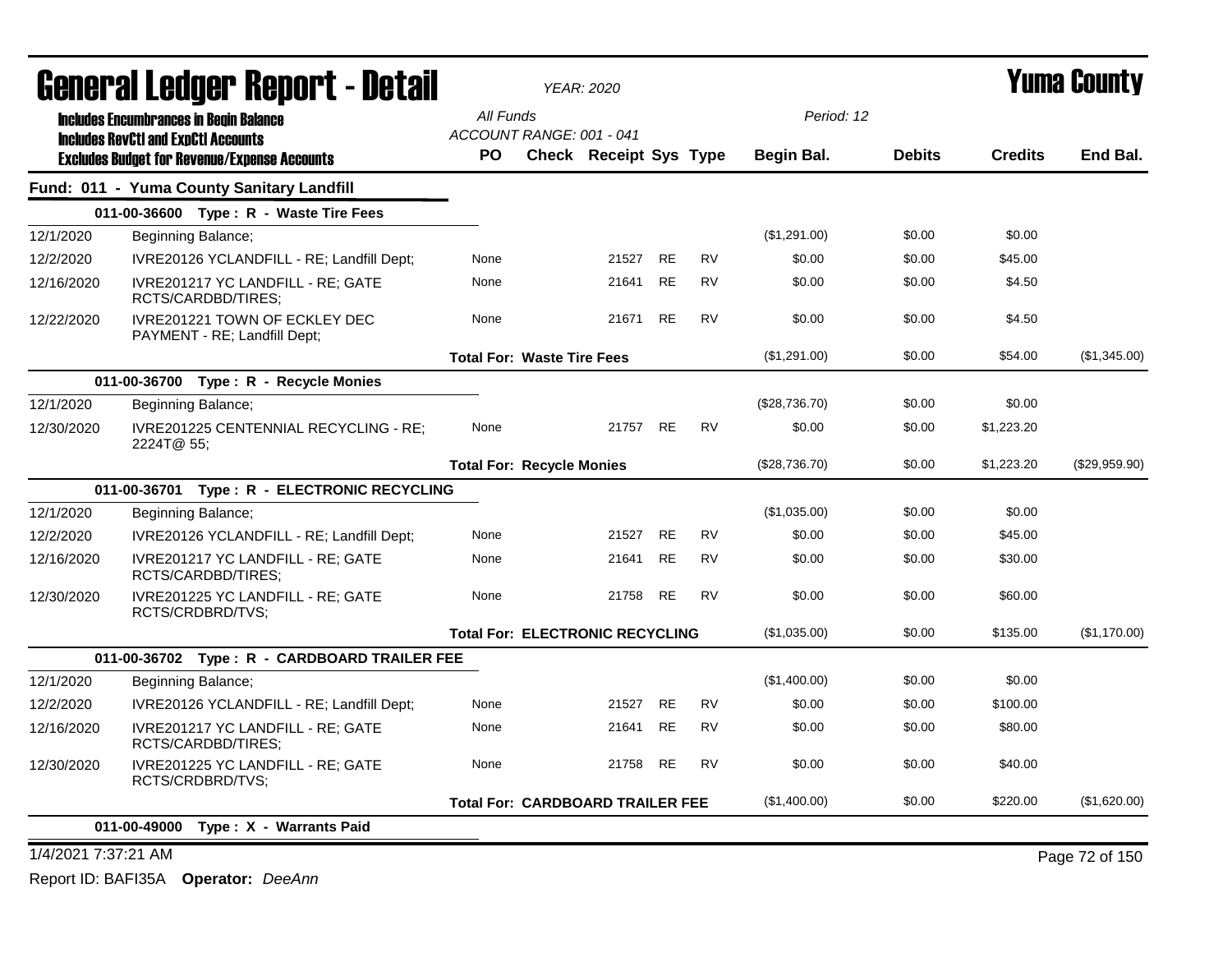# General Ledger Report - Detail

*YEAR: 2020*

# Yuma County

**Includes Encumbrances in Begin Balance**
**Includes RevCtl and ExpCtl Accounts**
**Excludes Budget for Revenue/Expense Accounts**

All Funds
ACCOUNT RANGE: 001 - 041

Period: 12

| | | PO | Check | Receipt | Sys | Type | Begin Bal. | Debits | Credits | End Bal. |
|---|---|---|---|---|---|---|---|---|---|---|
| **Fund: 011 - Yuma County Sanitary Landfill** | | | | | | | | | | |
| **011-00-36600 Type : R - Waste Tire Fees** | | | | | | | | | | |
| 12/1/2020 | Beginning Balance; | | | | | | ($1,291.00) | $0.00 | $0.00 | |
| 12/2/2020 | IVRE20126 YCLANDFILL - RE; Landfill Dept; | None | | 21527 | RE | RV | $0.00 | $0.00 | $45.00 | |
| 12/16/2020 | IVRE201217 YC LANDFILL - RE; GATE RCTS/CARDBD/TIRES; | None | | 21641 | RE | RV | $0.00 | $0.00 | $4.50 | |
| 12/22/2020 | IVRE201221 TOWN OF ECKLEY DEC PAYMENT - RE; Landfill Dept; | None | | 21671 | RE | RV | $0.00 | $0.00 | $4.50 | |
| | | **Total For: Waste Tire Fees** | | | | | ($1,291.00) | $0.00 | $54.00 | ($1,345.00) |
| **011-00-36700 Type : R - Recycle Monies** | | | | | | | | | | |
| 12/1/2020 | Beginning Balance; | | | | | | ($28,736.70) | $0.00 | $0.00 | |
| 12/30/2020 | IVRE201225 CENTENNIAL RECYCLING - RE; 2224T@ 55; | None | | 21757 | RE | RV | $0.00 | $0.00 | $1,223.20 | |
| | | **Total For: Recycle Monies** | | | | | ($28,736.70) | $0.00 | $1,223.20 | ($29,959.90) |
| **011-00-36701 Type : R - ELECTRONIC RECYCLING** | | | | | | | | | | |
| 12/1/2020 | Beginning Balance; | | | | | | ($1,035.00) | $0.00 | $0.00 | |
| 12/2/2020 | IVRE20126 YCLANDFILL - RE; Landfill Dept; | None | | 21527 | RE | RV | $0.00 | $0.00 | $45.00 | |
| 12/16/2020 | IVRE201217 YC LANDFILL - RE; GATE RCTS/CARDBD/TIRES; | None | | 21641 | RE | RV | $0.00 | $0.00 | $30.00 | |
| 12/30/2020 | IVRE201225 YC LANDFILL - RE; GATE RCTS/CRDBRD/TVS; | None | | 21758 | RE | RV | $0.00 | $0.00 | $60.00 | |
| | | **Total For: ELECTRONIC RECYCLING** | | | | | ($1,035.00) | $0.00 | $135.00 | ($1,170.00) |
| **011-00-36702 Type : R - CARDBOARD TRAILER FEE** | | | | | | | | | | |
| 12/1/2020 | Beginning Balance; | | | | | | ($1,400.00) | $0.00 | $0.00 | |
| 12/2/2020 | IVRE20126 YCLANDFILL - RE; Landfill Dept; | None | | 21527 | RE | RV | $0.00 | $0.00 | $100.00 | |
| 12/16/2020 | IVRE201217 YC LANDFILL - RE; GATE RCTS/CARDBD/TIRES; | None | | 21641 | RE | RV | $0.00 | $0.00 | $80.00 | |
| 12/30/2020 | IVRE201225 YC LANDFILL - RE; GATE RCTS/CRDBRD/TVS; | None | | 21758 | RE | RV | $0.00 | $0.00 | $40.00 | |
| | | **Total For: CARDBOARD TRAILER FEE** | | | | | ($1,400.00) | $0.00 | $220.00 | ($1,620.00) |
| **011-00-49000 Type : X - Warrants Paid** | | | | | | | | | | |

1/4/2021 7:37:21 AM

Report ID: BAFI35A **Operator:** *DeeAnn*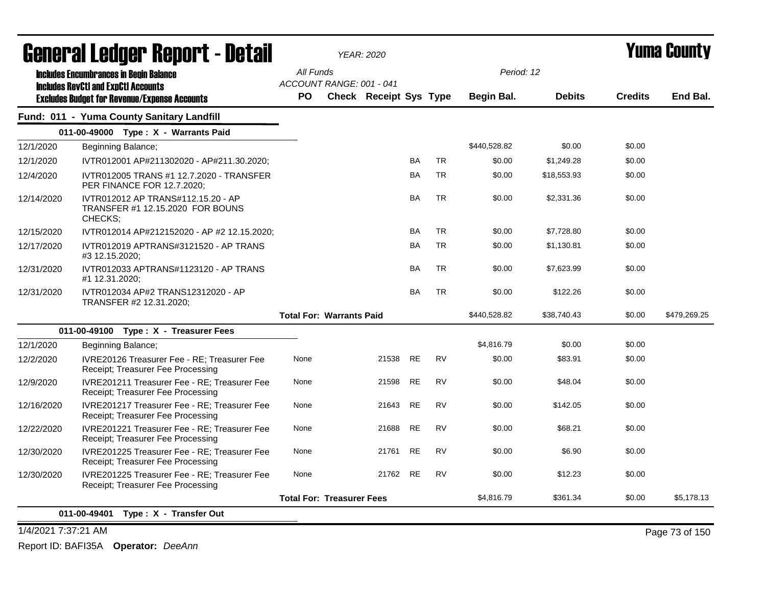# General Ledger Report - Detail

*YEAR: 2020*

**Yuma County**

**Includes Encumbrances in Begin Balance**
**Includes RevCtl and ExpCtl Accounts**
**Excludes Budget for Revenue/Expense Accounts**

All Funds
ACCOUNT RANGE: 001 - 041
Period: 12

## Fund: 011 - Yuma County Sanitary Landfill

### 011-00-49000 Type : X - Warrants Paid

| Date | Description | PO | Check | Receipt | Sys | Type | Begin Bal. | Debits | Credits | End Bal. |
|---|---|---|---|---|---|---|---|---|---|---|
| 12/1/2020 | Beginning Balance; | | | | | | $440,528.82 | $0.00 | $0.00 | |
| 12/1/2020 | IVTR012001 AP#211302020 - AP#211.30.2020; | | | | BA | TR | $0.00 | $1,249.28 | $0.00 | |
| 12/4/2020 | IVTR012005 TRANS #1 12.7.2020 - TRANSFER PER FINANCE FOR 12.7.2020; | | | | BA | TR | $0.00 | $18,553.93 | $0.00 | |
| 12/14/2020 | IVTR012012 AP TRANS#112.15.20 - AP TRANSFER #1 12.15.2020 FOR BOUNS CHECKS; | | | | BA | TR | $0.00 | $2,331.36 | $0.00 | |
| 12/15/2020 | IVTR012014 AP#212152020 - AP #2 12.15.2020; | | | | BA | TR | $0.00 | $7,728.80 | $0.00 | |
| 12/17/2020 | IVTR012019 APTRANS#3121520 - AP TRANS #3 12.15.2020; | | | | BA | TR | $0.00 | $1,130.81 | $0.00 | |
| 12/31/2020 | IVTR012033 APTRANS#1123120 - AP TRANS #1 12.31.2020; | | | | BA | TR | $0.00 | $7,623.99 | $0.00 | |
| 12/31/2020 | IVTR012034 AP#2 TRANS12312020 - AP TRANSFER #2 12.31.2020; | | | | BA | TR | $0.00 | $122.26 | $0.00 | |
| | **Total For: Warrants Paid** | | | | | | $440,528.82 | $38,740.43 | $0.00 | $479,269.25 |

### 011-00-49100 Type : X - Treasurer Fees

| Date | Description | PO | Check | Receipt | Sys | Type | Begin Bal. | Debits | Credits | End Bal. |
|---|---|---|---|---|---|---|---|---|---|---|
| 12/1/2020 | Beginning Balance; | | | | | | $4,816.79 | $0.00 | $0.00 | |
| 12/2/2020 | IVRE20126 Treasurer Fee - RE; Treasurer Fee Receipt; Treasurer Fee Processing | None | | 21538 | RE | RV | $0.00 | $83.91 | $0.00 | |
| 12/9/2020 | IVRE201211 Treasurer Fee - RE; Treasurer Fee Receipt; Treasurer Fee Processing | None | | 21598 | RE | RV | $0.00 | $48.04 | $0.00 | |
| 12/16/2020 | IVRE201217 Treasurer Fee - RE; Treasurer Fee Receipt; Treasurer Fee Processing | None | | 21643 | RE | RV | $0.00 | $142.05 | $0.00 | |
| 12/22/2020 | IVRE201221 Treasurer Fee - RE; Treasurer Fee Receipt; Treasurer Fee Processing | None | | 21688 | RE | RV | $0.00 | $68.21 | $0.00 | |
| 12/30/2020 | IVRE201225 Treasurer Fee - RE; Treasurer Fee Receipt; Treasurer Fee Processing | None | | 21761 | RE | RV | $0.00 | $6.90 | $0.00 | |
| 12/30/2020 | IVRE201225 Treasurer Fee - RE; Treasurer Fee Receipt; Treasurer Fee Processing | None | | 21762 | RE | RV | $0.00 | $12.23 | $0.00 | |
| | **Total For: Treasurer Fees** | | | | | | $4,816.79 | $361.34 | $0.00 | $5,178.13 |

### 011-00-49401 Type : X - Transfer Out

1/4/2021 7:37:21 AM

Report ID: BAFI35A **Operator:** *DeeAnn*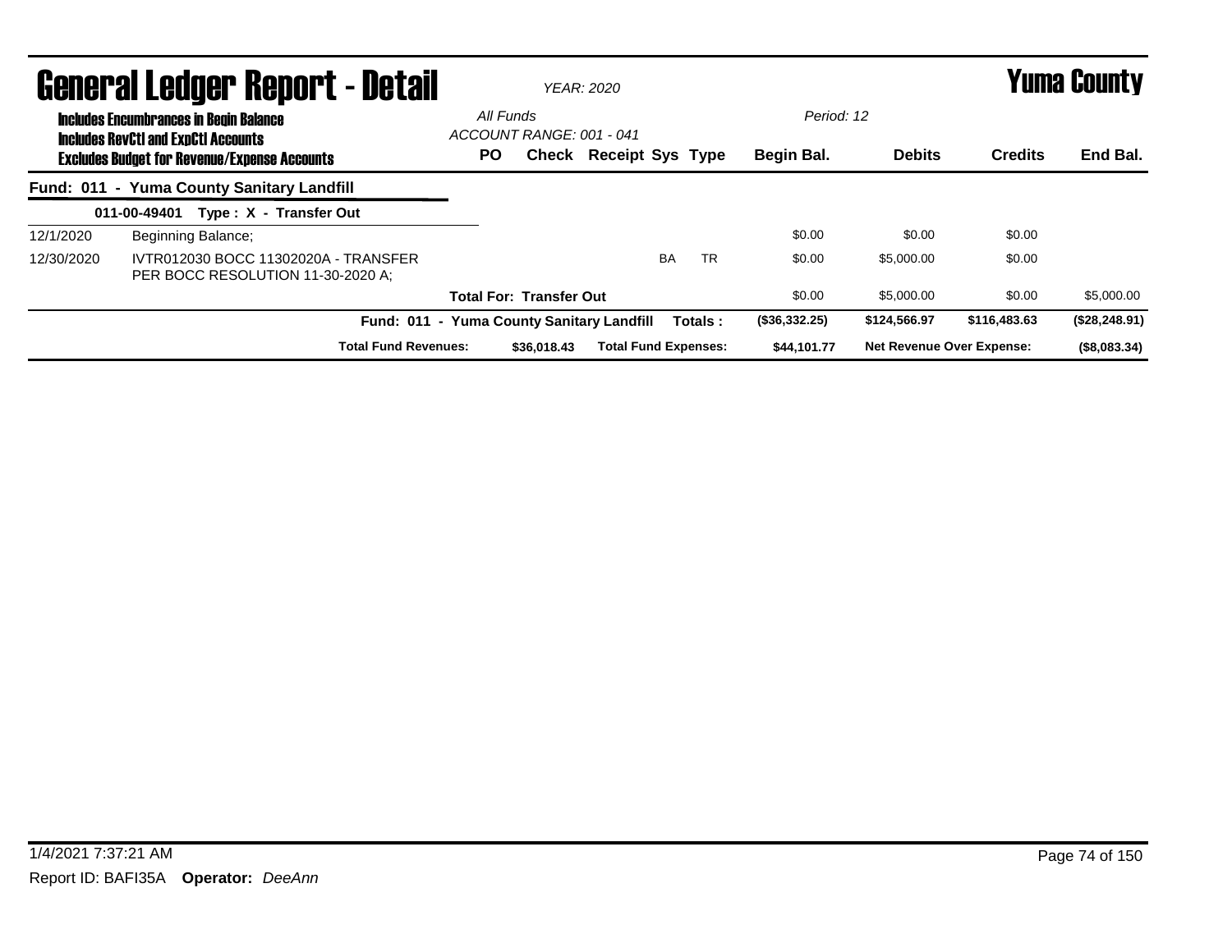# General Ledger Report - Detail

*YEAR: 2020*

# Yuma County

**Includes Encumbrances in Begin Balance**
**Includes RevCtl and ExpCtl Accounts**
**Excludes Budget for Revenue/Expense Accounts**

*All Funds*
*ACCOUNT RANGE: 001 - 041*

*Period: 12*

| | | PO | Check | Receipt | Sys | Type | Begin Bal. | Debits | Credits | End Bal. |
|---|---|---|---|---|---|---|---|---|---|---|
| **Fund: 011 - Yuma County Sanitary Landfill** | | | | | | | | | | |
| | **011-00-49401 Type : X - Transfer Out** | | | | | | | | | |
| 12/1/2020 | Beginning Balance; | | | | | | $0.00 | $0.00 | $0.00 | |
| 12/30/2020 | IVTR012030 BOCC 11302020A - TRANSFER PER BOCC RESOLUTION 11-30-2020 A; | | | | BA | TR | $0.00 | $5,000.00 | $0.00 | |
| | | **Total For: Transfer Out** | | | | | $0.00 | $5,000.00 | $0.00 | $5,000.00 |
| | | **Fund: 011 - Yuma County Sanitary Landfill** | | | | **Totals :** | **($36,332.25)** | **$124,566.97** | **$116,483.63** | **($28,248.91)** |
| | | **Total Fund Revenues:** | **$36,018.43** | **Total Fund Expenses:** | | | **$44,101.77** | **Net Revenue Over Expense:** | | **($8,083.34)** |

1/4/2021 7:37:21 AM

Report ID: BAFI35A **Operator:** *DeeAnn*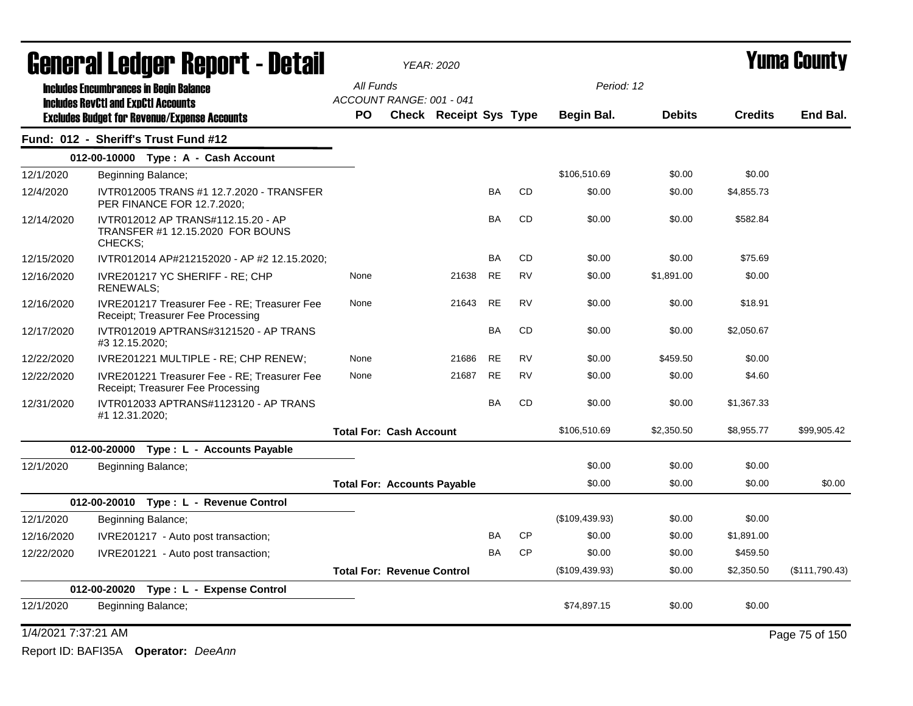# General Ledger Report - Detail

*YEAR: 2020*

# Yuma County

**Includes Encumbrances in Begin Balance**
**Includes RevCtl and ExpCtl Accounts**
**Excludes Budget for Revenue/Expense Accounts**

*All Funds*
*ACCOUNT RANGE: 001 - 041*
*Period: 12*

| | | PO | Check | Receipt | Sys | Type | Begin Bal. | Debits | Credits | End Bal. |
|---|---|---|---|---|---|---|---|---|---|---|
| **Fund: 012 - Sheriff's Trust Fund #12** | | | | | | | | | | |
| | **012-00-10000 Type : A - Cash Account** | | | | | | | | | |
| 12/1/2020 | Beginning Balance; | | | | | | $106,510.69 | $0.00 | $0.00 | |
| 12/4/2020 | IVTR012005 TRANS #1 12.7.2020 - TRANSFER PER FINANCE FOR 12.7.2020; | | | | BA | CD | $0.00 | $0.00 | $4,855.73 | |
| 12/14/2020 | IVTR012012 AP TRANS#112.15.20 - AP TRANSFER #1 12.15.2020 FOR BOUNS CHECKS; | | | | BA | CD | $0.00 | $0.00 | $582.84 | |
| 12/15/2020 | IVTR012014 AP#212152020 - AP #2 12.15.2020; | | | | BA | CD | $0.00 | $0.00 | $75.69 | |
| 12/16/2020 | IVRE201217 YC SHERIFF - RE; CHP RENEWALS; | None | | 21638 | RE | RV | $0.00 | $1,891.00 | $0.00 | |
| 12/16/2020 | IVRE201217 Treasurer Fee - RE; Treasurer Fee Receipt; Treasurer Fee Processing | None | | 21643 | RE | RV | $0.00 | $0.00 | $18.91 | |
| 12/17/2020 | IVTR012019 APTRANS#3121520 - AP TRANS #3 12.15.2020; | | | | BA | CD | $0.00 | $0.00 | $2,050.67 | |
| 12/22/2020 | IVRE201221 MULTIPLE - RE; CHP RENEW; | None | | 21686 | RE | RV | $0.00 | $459.50 | $0.00 | |
| 12/22/2020 | IVRE201221 Treasurer Fee - RE; Treasurer Fee Receipt; Treasurer Fee Processing | None | | 21687 | RE | RV | $0.00 | $0.00 | $4.60 | |
| 12/31/2020 | IVTR012033 APTRANS#1123120 - AP TRANS #1 12.31.2020; | | | | BA | CD | $0.00 | $0.00 | $1,367.33 | |
| | | **Total For: Cash Account** | | | | | $106,510.69 | $2,350.50 | $8,955.77 | $99,905.42 |
| | **012-00-20000 Type : L - Accounts Payable** | | | | | | | | | |
| 12/1/2020 | Beginning Balance; | | | | | | $0.00 | $0.00 | $0.00 | |
| | | **Total For: Accounts Payable** | | | | | $0.00 | $0.00 | $0.00 | $0.00 |
| | **012-00-20010 Type : L - Revenue Control** | | | | | | | | | |
| 12/1/2020 | Beginning Balance; | | | | | | ($109,439.93) | $0.00 | $0.00 | |
| 12/16/2020 | IVRE201217 - Auto post transaction; | | | | BA | CP | $0.00 | $0.00 | $1,891.00 | |
| 12/22/2020 | IVRE201221 - Auto post transaction; | | | | BA | CP | $0.00 | $0.00 | $459.50 | |
| | | **Total For: Revenue Control** | | | | | ($109,439.93) | $0.00 | $2,350.50 | ($111,790.43) |
| | **012-00-20020 Type : L - Expense Control** | | | | | | | | | |
| 12/1/2020 | Beginning Balance; | | | | | | $74,897.15 | $0.00 | $0.00 | |

1/4/2021 7:37:21 AM

Report ID: BAFI35A **Operator:** *DeeAnn*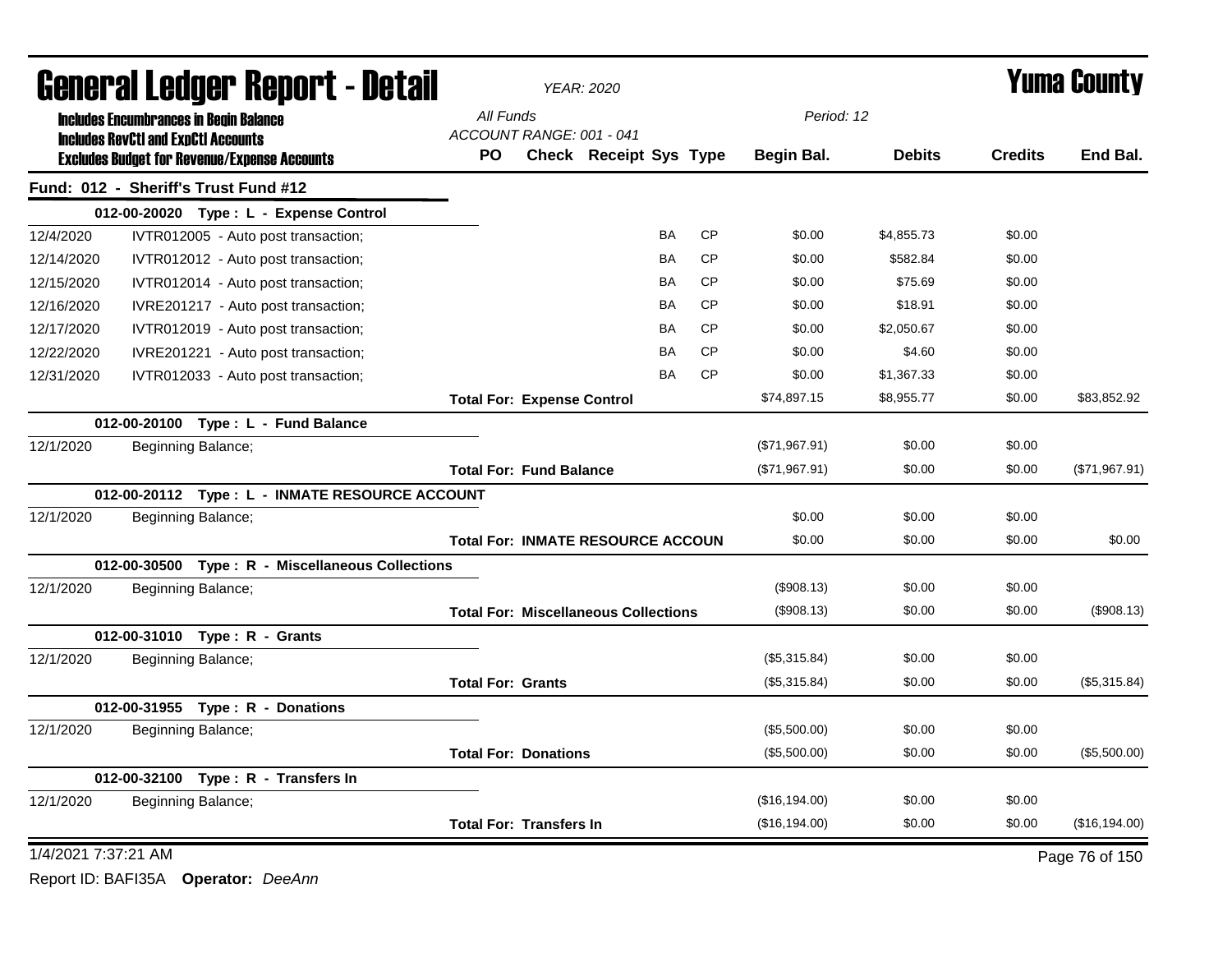# General Ledger Report - Detail

*YEAR: 2020*

# Yuma County

**Includes Encumbrances in Begin Balance**
**Includes RevCtl and ExpCtl Accounts**
**Excludes Budget for Revenue/Expense Accounts**

*All Funds*
*ACCOUNT RANGE: 001 - 041*
*Period: 12*

## Fund: 012 - Sheriff's Trust Fund #12

| Date | Description | PO | Check | Receipt | Sys | Type | Begin Bal. | Debits | Credits | End Bal. |
|---|---|---|---|---|---|---|---|---|---|---|
| **012-00-20020 Type : L - Expense Control** | | | | | | | | | | |
| 12/4/2020 | IVTR012005 - Auto post transaction; | | | | BA | CP | $0.00 | $4,855.73 | $0.00 | |
| 12/14/2020 | IVTR012012 - Auto post transaction; | | | | BA | CP | $0.00 | $582.84 | $0.00 | |
| 12/15/2020 | IVTR012014 - Auto post transaction; | | | | BA | CP | $0.00 | $75.69 | $0.00 | |
| 12/16/2020 | IVRE201217 - Auto post transaction; | | | | BA | CP | $0.00 | $18.91 | $0.00 | |
| 12/17/2020 | IVTR012019 - Auto post transaction; | | | | BA | CP | $0.00 | $2,050.67 | $0.00 | |
| 12/22/2020 | IVRE201221 - Auto post transaction; | | | | BA | CP | $0.00 | $4.60 | $0.00 | |
| 12/31/2020 | IVTR012033 - Auto post transaction; | | | | BA | CP | $0.00 | $1,367.33 | $0.00 | |
| | **Total For: Expense Control** | | | | | | $74,897.15 | $8,955.77 | $0.00 | $83,852.92 |
| **012-00-20100 Type : L - Fund Balance** | | | | | | | | | | |
| 12/1/2020 | Beginning Balance; | | | | | | ($71,967.91) | $0.00 | $0.00 | |
| | **Total For: Fund Balance** | | | | | | ($71,967.91) | $0.00 | $0.00 | ($71,967.91) |
| **012-00-20112 Type : L - INMATE RESOURCE ACCOUNT** | | | | | | | | | | |
| 12/1/2020 | Beginning Balance; | | | | | | $0.00 | $0.00 | $0.00 | |
| | **Total For: INMATE RESOURCE ACCOUN** | | | | | | $0.00 | $0.00 | $0.00 | $0.00 |
| **012-00-30500 Type : R - Miscellaneous Collections** | | | | | | | | | | |
| 12/1/2020 | Beginning Balance; | | | | | | ($908.13) | $0.00 | $0.00 | |
| | **Total For: Miscellaneous Collections** | | | | | | ($908.13) | $0.00 | $0.00 | ($908.13) |
| **012-00-31010 Type : R - Grants** | | | | | | | | | | |
| 12/1/2020 | Beginning Balance; | | | | | | ($5,315.84) | $0.00 | $0.00 | |
| | **Total For: Grants** | | | | | | ($5,315.84) | $0.00 | $0.00 | ($5,315.84) |
| **012-00-31955 Type : R - Donations** | | | | | | | | | | |
| 12/1/2020 | Beginning Balance; | | | | | | ($5,500.00) | $0.00 | $0.00 | |
| | **Total For: Donations** | | | | | | ($5,500.00) | $0.00 | $0.00 | ($5,500.00) |
| **012-00-32100 Type : R - Transfers In** | | | | | | | | | | |
| 12/1/2020 | Beginning Balance; | | | | | | ($16,194.00) | $0.00 | $0.00 | |
| | **Total For: Transfers In** | | | | | | ($16,194.00) | $0.00 | $0.00 | ($16,194.00) |

1/4/2021 7:37:21 AM

Report ID: BAFI35A **Operator:** *DeeAnn*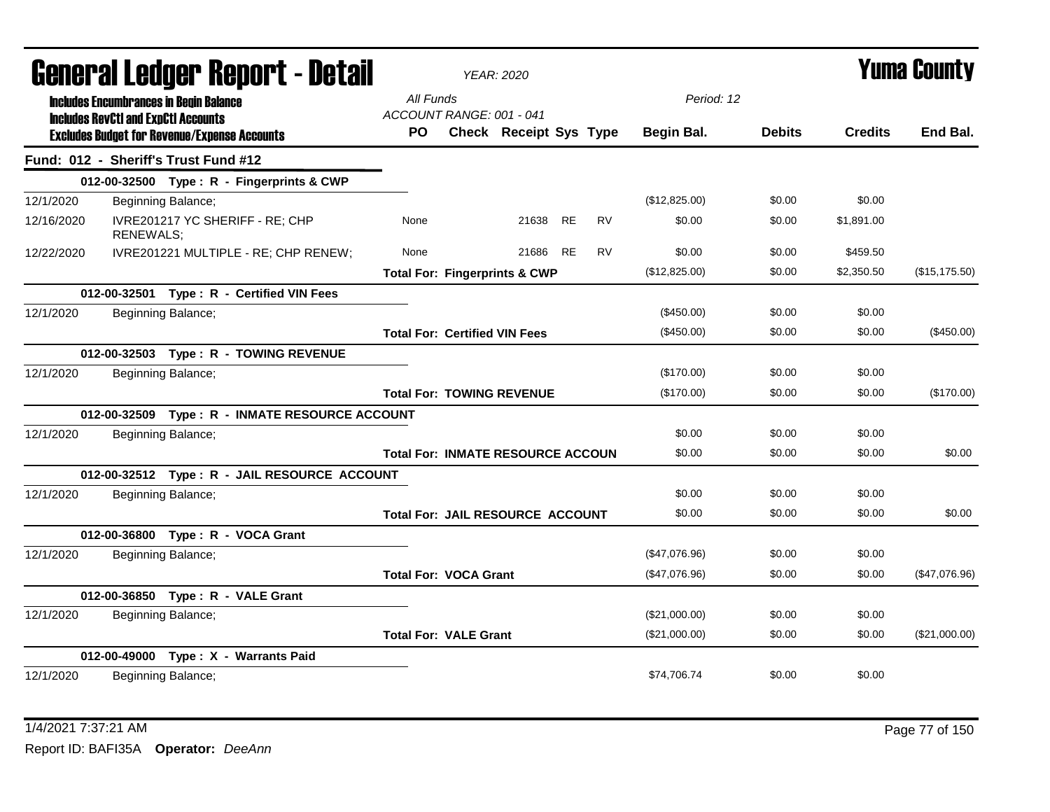# General Ledger Report - Detail

*YEAR: 2020*

# Yuma County

**Includes Encumbrances in Begin Balance**
**Includes RevCtl and ExpCtl Accounts**
**Excludes Budget for Revenue/Expense Accounts**

*All Funds*
*ACCOUNT RANGE: 001 - 041*
*Period: 12*

## Fund: 012 - Sheriff's Trust Fund #12

| Date | Description | PO | Check | Receipt | Sys | Type | Begin Bal. | Debits | Credits | End Bal. |
|---|---|---|---|---|---|---|---|---|---|---|
| **012-00-32500 Type : R - Fingerprints & CWP** | | | | | | | | | | |
| 12/1/2020 | Beginning Balance; | | | | | | ($12,825.00) | $0.00 | $0.00 | |
| 12/16/2020 | IVRE201217 YC SHERIFF - RE; CHP RENEWALS; | None | | 21638 | RE | RV | $0.00 | $0.00 | $1,891.00 | |
| 12/22/2020 | IVRE201221 MULTIPLE - RE; CHP RENEW; | None | | 21686 | RE | RV | $0.00 | $0.00 | $459.50 | |
| | | **Total For: Fingerprints & CWP** | | | | | ($12,825.00) | $0.00 | $2,350.50 | ($15,175.50) |
| **012-00-32501 Type : R - Certified VIN Fees** | | | | | | | | | | |
| 12/1/2020 | Beginning Balance; | | | | | | ($450.00) | $0.00 | $0.00 | |
| | | **Total For: Certified VIN Fees** | | | | | ($450.00) | $0.00 | $0.00 | ($450.00) |
| **012-00-32503 Type : R - TOWING REVENUE** | | | | | | | | | | |
| 12/1/2020 | Beginning Balance; | | | | | | ($170.00) | $0.00 | $0.00 | |
| | | **Total For: TOWING REVENUE** | | | | | ($170.00) | $0.00 | $0.00 | ($170.00) |
| **012-00-32509 Type : R - INMATE RESOURCE ACCOUNT** | | | | | | | | | | |
| 12/1/2020 | Beginning Balance; | | | | | | $0.00 | $0.00 | $0.00 | |
| | | **Total For: INMATE RESOURCE ACCOUN** | | | | | $0.00 | $0.00 | $0.00 | $0.00 |
| **012-00-32512 Type : R - JAIL RESOURCE ACCOUNT** | | | | | | | | | | |
| 12/1/2020 | Beginning Balance; | | | | | | $0.00 | $0.00 | $0.00 | |
| | | **Total For: JAIL RESOURCE ACCOUNT** | | | | | $0.00 | $0.00 | $0.00 | $0.00 |
| **012-00-36800 Type : R - VOCA Grant** | | | | | | | | | | |
| 12/1/2020 | Beginning Balance; | | | | | | ($47,076.96) | $0.00 | $0.00 | |
| | | **Total For: VOCA Grant** | | | | | ($47,076.96) | $0.00 | $0.00 | ($47,076.96) |
| **012-00-36850 Type : R - VALE Grant** | | | | | | | | | | |
| 12/1/2020 | Beginning Balance; | | | | | | ($21,000.00) | $0.00 | $0.00 | |
| | | **Total For: VALE Grant** | | | | | ($21,000.00) | $0.00 | $0.00 | ($21,000.00) |
| **012-00-49000 Type : X - Warrants Paid** | | | | | | | | | | |
| 12/1/2020 | Beginning Balance; | | | | | | $74,706.74 | $0.00 | $0.00 | |

1/4/2021 7:37:21 AM

Report ID: BAFI35A **Operator:** *DeeAnn*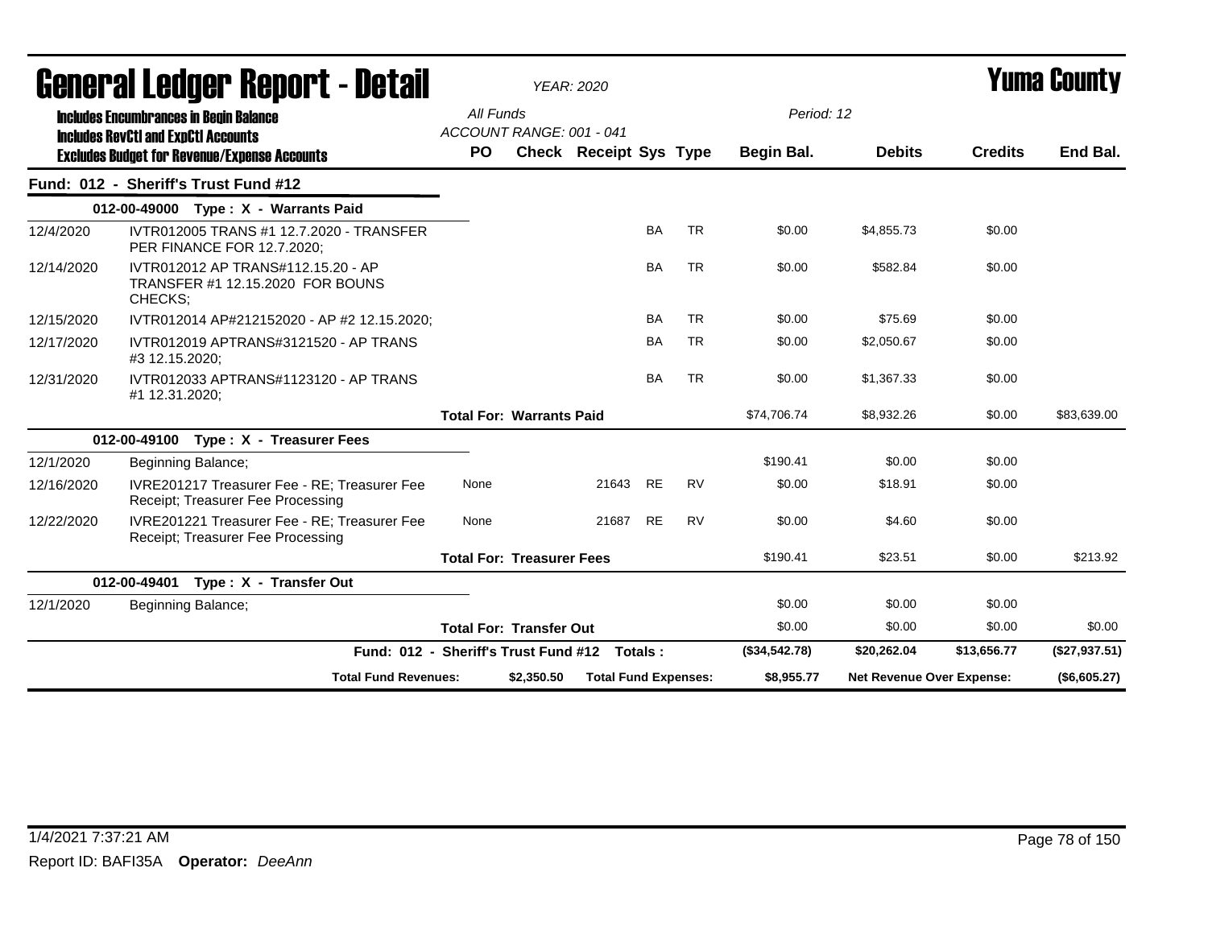# General Ledger Report - Detail

**YEAR: 2020** | **Yuma County**

**Includes Encumbrances in Begin Balance**
**Includes RevCtl and ExpCtl Accounts**
**Excludes Budget for Revenue/Expense Accounts**

All Funds
ACCOUNT RANGE: 001 - 041

Period: 12

| | | PO | Check | Receipt | Sys | Type | Begin Bal. | Debits | Credits | End Bal. |
|---|---|---|---|---|---|---|---|---|---|---|
| **Fund: 012 - Sheriff's Trust Fund #12** | | | | | | | | | | |
| **012-00-49000 Type : X - Warrants Paid** | | | | | | | | | | |
| 12/4/2020 | IVTR012005 TRANS #1 12.7.2020 - TRANSFER PER FINANCE FOR 12.7.2020; | | | | BA | TR | $0.00 | $4,855.73 | $0.00 | |
| 12/14/2020 | IVTR012012 AP TRANS#112.15.20 - AP TRANSFER #1 12.15.2020 FOR BOUNS CHECKS; | | | | BA | TR | $0.00 | $582.84 | $0.00 | |
| 12/15/2020 | IVTR012014 AP#212152020 - AP #2 12.15.2020; | | | | BA | TR | $0.00 | $75.69 | $0.00 | |
| 12/17/2020 | IVTR012019 APTRANS#3121520 - AP TRANS #3 12.15.2020; | | | | BA | TR | $0.00 | $2,050.67 | $0.00 | |
| 12/31/2020 | IVTR012033 APTRANS#1123120 - AP TRANS #1 12.31.2020; | | | | BA | TR | $0.00 | $1,367.33 | $0.00 | |
| | | **Total For: Warrants Paid** | | | | | $74,706.74 | $8,932.26 | $0.00 | $83,639.00 |
| **012-00-49100 Type : X - Treasurer Fees** | | | | | | | | | | |
| 12/1/2020 | Beginning Balance; | | | | | | $190.41 | $0.00 | $0.00 | |
| 12/16/2020 | IVRE201217 Treasurer Fee - RE; Treasurer Fee Receipt; Treasurer Fee Processing | None | | 21643 | RE | RV | $0.00 | $18.91 | $0.00 | |
| 12/22/2020 | IVRE201221 Treasurer Fee - RE; Treasurer Fee Receipt; Treasurer Fee Processing | None | | 21687 | RE | RV | $0.00 | $4.60 | $0.00 | |
| | | **Total For: Treasurer Fees** | | | | | $190.41 | $23.51 | $0.00 | $213.92 |
| **012-00-49401 Type : X - Transfer Out** | | | | | | | | | | |
| 12/1/2020 | Beginning Balance; | | | | | | $0.00 | $0.00 | $0.00 | |
| | | **Total For: Transfer Out** | | | | | $0.00 | $0.00 | $0.00 | $0.00 |
| | **Fund: 012 - Sheriff's Trust Fund #12 Totals :** | | | | | | **($34,542.78)** | **$20,262.04** | **$13,656.77** | **($27,937.51)** |
| | **Total Fund Revenues:** | | **$2,350.50** | **Total Fund Expenses:** | | | **$8,955.77** | **Net Revenue Over Expense:** | | **($6,605.27)** |

1/4/2021 7:37:21 AM

Report ID: BAFI35A **Operator:** *DeeAnn*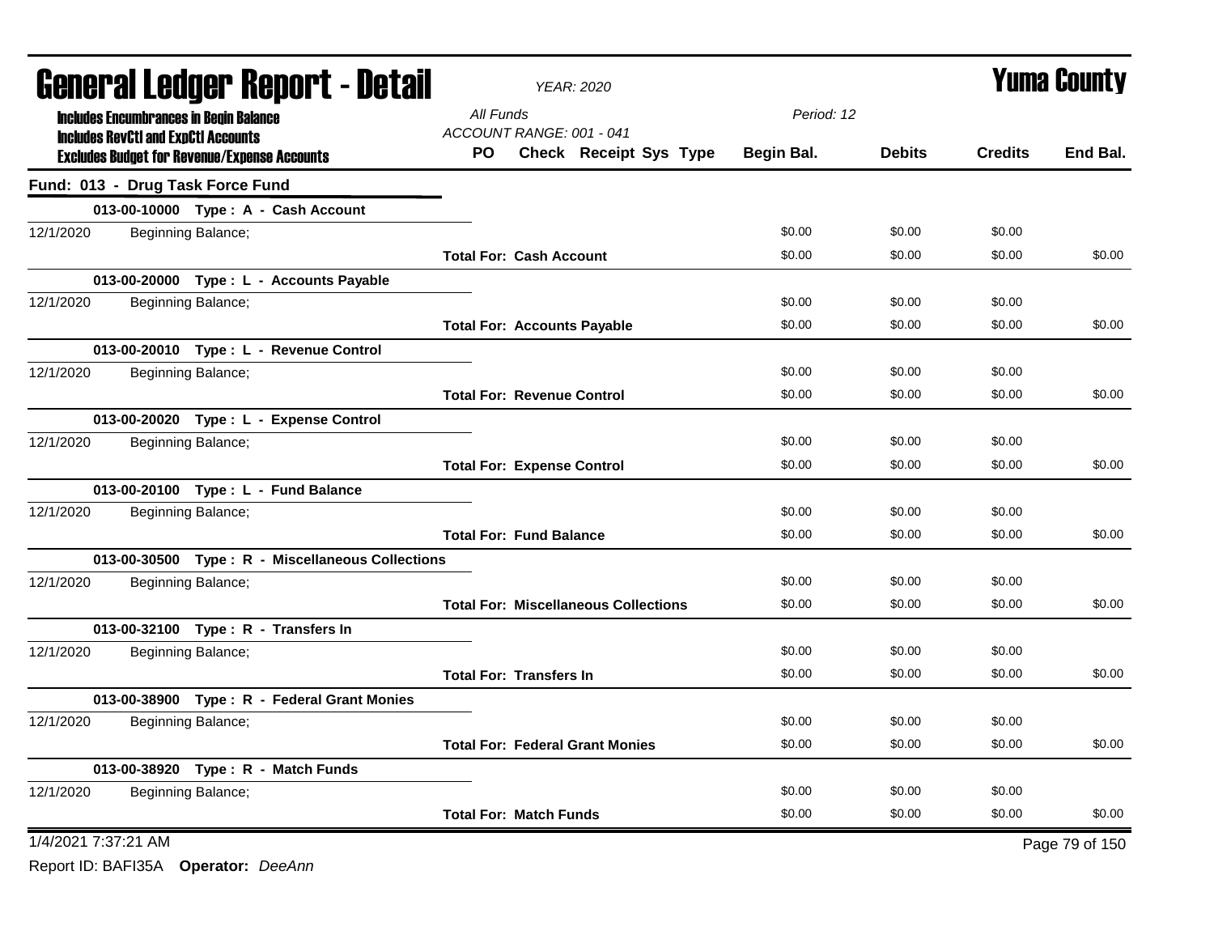# General Ledger Report - Detail

**Yuma County**

YEAR: 2020

**Includes Encumbrances in Begin Balance**
**Includes RevCtl and ExpCtl Accounts**
**Excludes Budget for Revenue/Expense Accounts**

All Funds
ACCOUNT RANGE: 001 - 041
Period: 12

## Fund: 013 - Drug Task Force Fund

| | | PO | Check | Receipt | Sys | Type | Begin Bal. | Debits | Credits | End Bal. |
|---|---|---|---|---|---|---|---|---|---|---|
| **013-00-10000 Type : A - Cash Account** | | | | | | | | | | |
| 12/1/2020 | Beginning Balance; | | | | | | $0.00 | $0.00 | $0.00 | |
| | | **Total For: Cash Account** | | | | | $0.00 | $0.00 | $0.00 | $0.00 |
| **013-00-20000 Type : L - Accounts Payable** | | | | | | | | | | |
| 12/1/2020 | Beginning Balance; | | | | | | $0.00 | $0.00 | $0.00 | |
| | | **Total For: Accounts Payable** | | | | | $0.00 | $0.00 | $0.00 | $0.00 |
| **013-00-20010 Type : L - Revenue Control** | | | | | | | | | | |
| 12/1/2020 | Beginning Balance; | | | | | | $0.00 | $0.00 | $0.00 | |
| | | **Total For: Revenue Control** | | | | | $0.00 | $0.00 | $0.00 | $0.00 |
| **013-00-20020 Type : L - Expense Control** | | | | | | | | | | |
| 12/1/2020 | Beginning Balance; | | | | | | $0.00 | $0.00 | $0.00 | |
| | | **Total For: Expense Control** | | | | | $0.00 | $0.00 | $0.00 | $0.00 |
| **013-00-20100 Type : L - Fund Balance** | | | | | | | | | | |
| 12/1/2020 | Beginning Balance; | | | | | | $0.00 | $0.00 | $0.00 | |
| | | **Total For: Fund Balance** | | | | | $0.00 | $0.00 | $0.00 | $0.00 |
| **013-00-30500 Type : R - Miscellaneous Collections** | | | | | | | | | | |
| 12/1/2020 | Beginning Balance; | | | | | | $0.00 | $0.00 | $0.00 | |
| | | **Total For: Miscellaneous Collections** | | | | | $0.00 | $0.00 | $0.00 | $0.00 |
| **013-00-32100 Type : R - Transfers In** | | | | | | | | | | |
| 12/1/2020 | Beginning Balance; | | | | | | $0.00 | $0.00 | $0.00 | |
| | | **Total For: Transfers In** | | | | | $0.00 | $0.00 | $0.00 | $0.00 |
| **013-00-38900 Type : R - Federal Grant Monies** | | | | | | | | | | |
| 12/1/2020 | Beginning Balance; | | | | | | $0.00 | $0.00 | $0.00 | |
| | | **Total For: Federal Grant Monies** | | | | | $0.00 | $0.00 | $0.00 | $0.00 |
| **013-00-38920 Type : R - Match Funds** | | | | | | | | | | |
| 12/1/2020 | Beginning Balance; | | | | | | $0.00 | $0.00 | $0.00 | |
| | | **Total For: Match Funds** | | | | | $0.00 | $0.00 | $0.00 | $0.00 |

1/4/2021 7:37:21 AM

Report ID: BAFI35A **Operator:** *DeeAnn*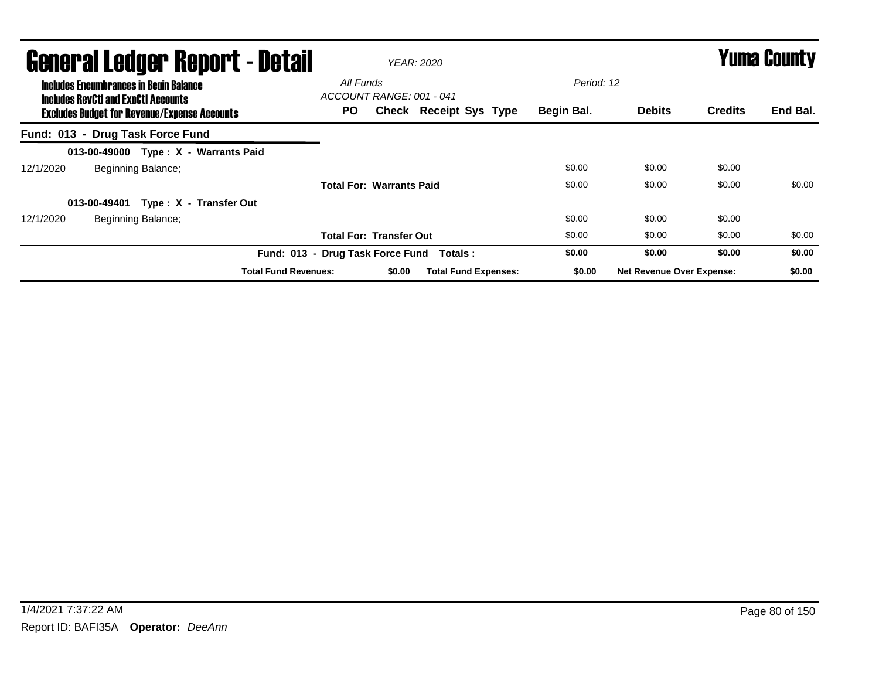# General Ledger Report - Detail

*YEAR: 2020*

# Yuma County

**Includes Encumbrances in Begin Balance**
**Includes RevCtl and ExpCtl Accounts**
**Excludes Budget for Revenue/Expense Accounts**

*All Funds*
*ACCOUNT RANGE: 001 - 041*

*Period: 12*

## Fund: 013 - Drug Task Force Fund

| | | PO | Check | Receipt Sys Type | Begin Bal. | Debits | Credits | End Bal. |
|---|---|---|---|---|---|---|---|---|
| **013-00-49000 Type : X - Warrants Paid** | | | | | | | | |
| 12/1/2020 | Beginning Balance; | | | | $0.00 | $0.00 | $0.00 | |
| | | **Total For: Warrants Paid** | | | $0.00 | $0.00 | $0.00 | $0.00 |
| **013-00-49401 Type : X - Transfer Out** | | | | | | | | |
| 12/1/2020 | Beginning Balance; | | | | $0.00 | $0.00 | $0.00 | |
| | | **Total For: Transfer Out** | | | $0.00 | $0.00 | $0.00 | $0.00 |
| | **Fund: 013 - Drug Task Force Fund Totals :** | | | | **$0.00** | **$0.00** | **$0.00** | **$0.00** |
| | **Total Fund Revenues:** | | **$0.00** | **Total Fund Expenses:** | **$0.00** | **Net Revenue Over Expense:** | | **$0.00** |

1/4/2021 7:37:22 AM

Report ID: BAFI35A **Operator:** *DeeAnn*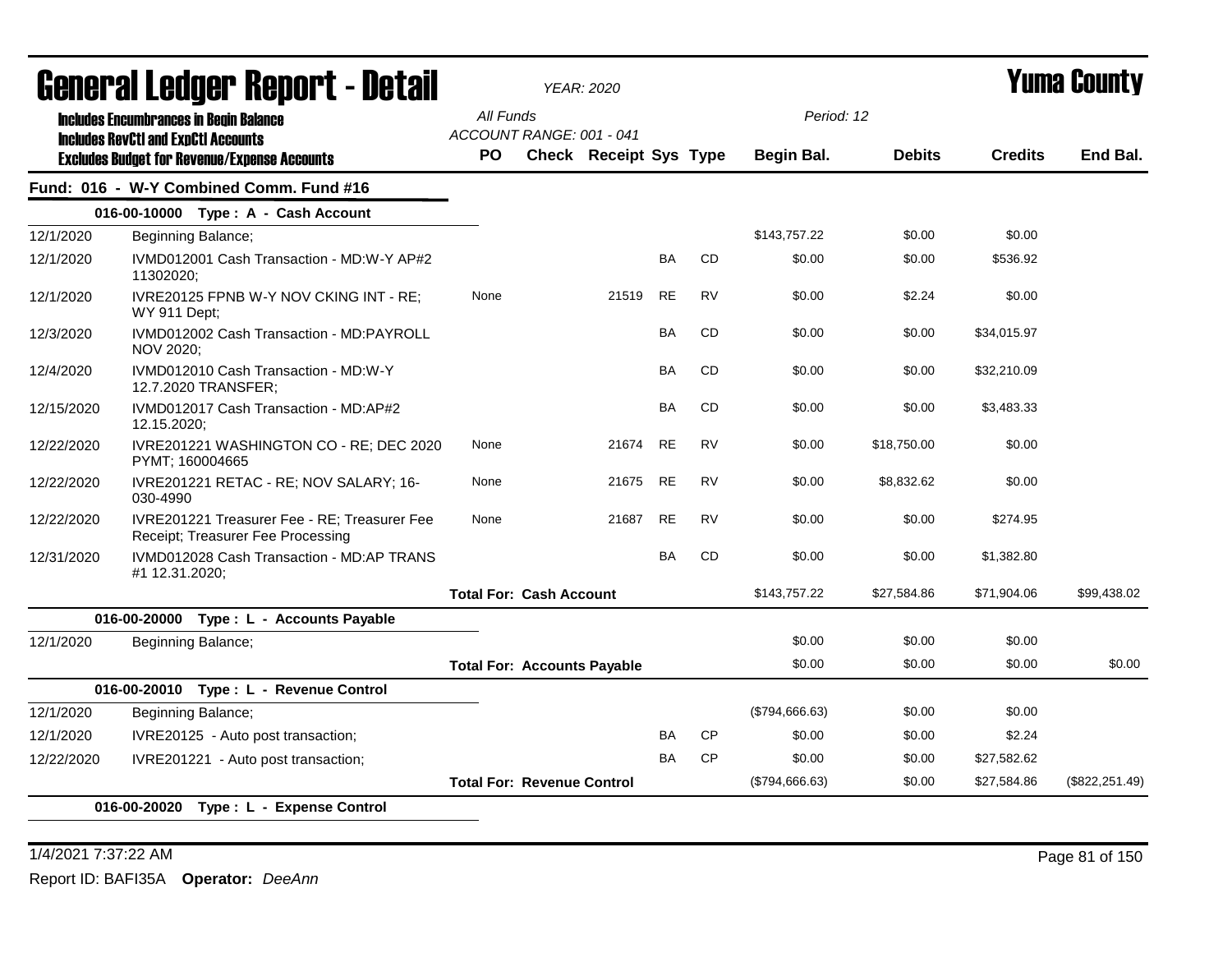# General Ledger Report - Detail

*YEAR: 2020*

# Yuma County

**Includes Encumbrances in Begin Balance**
**Includes RevCtl and ExpCtl Accounts**
**Excludes Budget for Revenue/Expense Accounts**

*All Funds*
*ACCOUNT RANGE: 001 - 041*

*Period: 12*

## Fund: 016 - W-Y Combined Comm. Fund #16

| Date | Description | PO | Check | Receipt | Sys | Type | Begin Bal. | Debits | Credits | End Bal. |
|---|---|---|---|---|---|---|---|---|---|---|
| **016-00-10000 Type : A - Cash Account** | | | | | | | | | | |
| 12/1/2020 | Beginning Balance; | | | | | | $143,757.22 | $0.00 | $0.00 | |
| 12/1/2020 | IVMD012001 Cash Transaction - MD:W-Y AP#2 11302020; | | | | BA | CD | $0.00 | $0.00 | $536.92 | |
| 12/1/2020 | IVRE20125 FPNB W-Y NOV CKING INT - RE; WY 911 Dept; | None | | 21519 | RE | RV | $0.00 | $2.24 | $0.00 | |
| 12/3/2020 | IVMD012002 Cash Transaction - MD:PAYROLL NOV 2020; | | | | BA | CD | $0.00 | $0.00 | $34,015.97 | |
| 12/4/2020 | IVMD012010 Cash Transaction - MD:W-Y 12.7.2020 TRANSFER; | | | | BA | CD | $0.00 | $0.00 | $32,210.09 | |
| 12/15/2020 | IVMD012017 Cash Transaction - MD:AP#2 12.15.2020; | | | | BA | CD | $0.00 | $0.00 | $3,483.33 | |
| 12/22/2020 | IVRE201221 WASHINGTON CO - RE; DEC 2020 PYMT; 160004665 | None | | 21674 | RE | RV | $0.00 | $18,750.00 | $0.00 | |
| 12/22/2020 | IVRE201221 RETAC - RE; NOV SALARY; 16-030-4990 | None | | 21675 | RE | RV | $0.00 | $8,832.62 | $0.00 | |
| 12/22/2020 | IVRE201221 Treasurer Fee - RE; Treasurer Fee Receipt; Treasurer Fee Processing | None | | 21687 | RE | RV | $0.00 | $0.00 | $274.95 | |
| 12/31/2020 | IVMD012028 Cash Transaction - MD:AP TRANS #1 12.31.2020; | | | | BA | CD | $0.00 | $0.00 | $1,382.80 | |
| | | **Total For: Cash Account** | | | | | $143,757.22 | $27,584.86 | $71,904.06 | $99,438.02 |
| **016-00-20000 Type : L - Accounts Payable** | | | | | | | | | | |
| 12/1/2020 | Beginning Balance; | | | | | | $0.00 | $0.00 | $0.00 | |
| | | **Total For: Accounts Payable** | | | | | $0.00 | $0.00 | $0.00 | $0.00 |
| **016-00-20010 Type : L - Revenue Control** | | | | | | | | | | |
| 12/1/2020 | Beginning Balance; | | | | | | ($794,666.63) | $0.00 | $0.00 | |
| 12/1/2020 | IVRE20125 - Auto post transaction; | | | | BA | CP | $0.00 | $0.00 | $2.24 | |
| 12/22/2020 | IVRE201221 - Auto post transaction; | | | | BA | CP | $0.00 | $0.00 | $27,582.62 | |
| | | **Total For: Revenue Control** | | | | | ($794,666.63) | $0.00 | $27,584.86 | ($822,251.49) |
| **016-00-20020 Type : L - Expense Control** | | | | | | | | | | |

1/4/2021 7:37:22 AM

Report ID: BAFI35A **Operator:** *DeeAnn*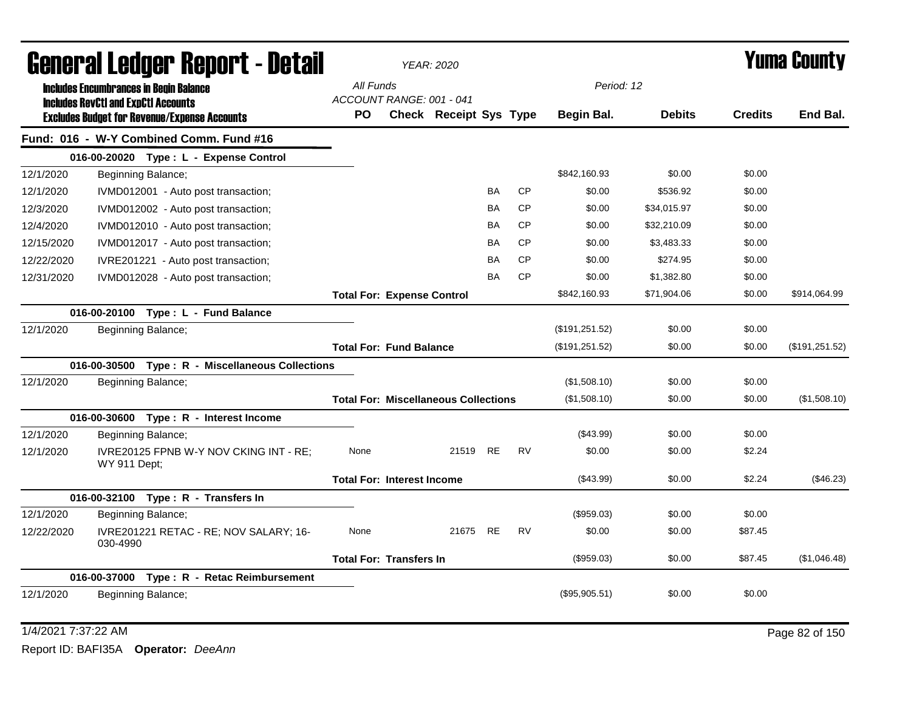# General Ledger Report - Detail

*YEAR: 2020*

# Yuma County

**Includes Encumbrances in Begin Balance**
**Includes RevCtl and ExpCtl Accounts**
**Excludes Budget for Revenue/Expense Accounts**

*All Funds*
*ACCOUNT RANGE: 001 - 041*
*Period: 12*

## Fund: 016 - W-Y Combined Comm. Fund #16

| Date | Description | PO | Check | Receipt | Sys | Type | Begin Bal. | Debits | Credits | End Bal. |
|---|---|---|---|---|---|---|---|---|---|---|
| **016-00-20020 Type : L - Expense Control** | | | | | | | | | | |
| 12/1/2020 | Beginning Balance; | | | | | | $842,160.93 | $0.00 | $0.00 | |
| 12/1/2020 | IVMD012001 - Auto post transaction; | | | | BA | CP | $0.00 | $536.92 | $0.00 | |
| 12/3/2020 | IVMD012002 - Auto post transaction; | | | | BA | CP | $0.00 | $34,015.97 | $0.00 | |
| 12/4/2020 | IVMD012010 - Auto post transaction; | | | | BA | CP | $0.00 | $32,210.09 | $0.00 | |
| 12/15/2020 | IVMD012017 - Auto post transaction; | | | | BA | CP | $0.00 | $3,483.33 | $0.00 | |
| 12/22/2020 | IVRE201221 - Auto post transaction; | | | | BA | CP | $0.00 | $274.95 | $0.00 | |
| 12/31/2020 | IVMD012028 - Auto post transaction; | | | | BA | CP | $0.00 | $1,382.80 | $0.00 | |
| | | **Total For: Expense Control** | | | | | $842,160.93 | $71,904.06 | $0.00 | $914,064.99 |
| **016-00-20100 Type : L - Fund Balance** | | | | | | | | | | |
| 12/1/2020 | Beginning Balance; | | | | | | ($191,251.52) | $0.00 | $0.00 | |
| | | **Total For: Fund Balance** | | | | | ($191,251.52) | $0.00 | $0.00 | ($191,251.52) |
| **016-00-30500 Type : R - Miscellaneous Collections** | | | | | | | | | | |
| 12/1/2020 | Beginning Balance; | | | | | | ($1,508.10) | $0.00 | $0.00 | |
| | | **Total For: Miscellaneous Collections** | | | | | ($1,508.10) | $0.00 | $0.00 | ($1,508.10) |
| **016-00-30600 Type : R - Interest Income** | | | | | | | | | | |
| 12/1/2020 | Beginning Balance; | | | | | | ($43.99) | $0.00 | $0.00 | |
| 12/1/2020 | IVRE20125 FPNB W-Y NOV CKING INT - RE; WY 911 Dept; | None | | 21519 | RE | RV | $0.00 | $0.00 | $2.24 | |
| | | **Total For: Interest Income** | | | | | ($43.99) | $0.00 | $2.24 | ($46.23) |
| **016-00-32100 Type : R - Transfers In** | | | | | | | | | | |
| 12/1/2020 | Beginning Balance; | | | | | | ($959.03) | $0.00 | $0.00 | |
| 12/22/2020 | IVRE201221 RETAC - RE; NOV SALARY; 16-030-4990 | None | | 21675 | RE | RV | $0.00 | $0.00 | $87.45 | |
| | | **Total For: Transfers In** | | | | | ($959.03) | $0.00 | $87.45 | ($1,046.48) |
| **016-00-37000 Type : R - Retac Reimbursement** | | | | | | | | | | |
| 12/1/2020 | Beginning Balance; | | | | | | ($95,905.51) | $0.00 | $0.00 | |

1/4/2021 7:37:22 AM

Report ID: BAFI35A **Operator:** *DeeAnn*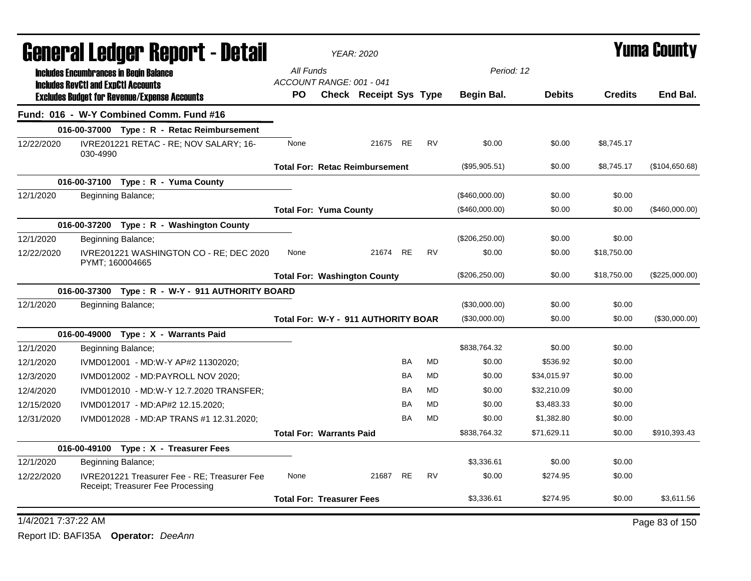# General Ledger Report - Detail

*YEAR: 2020*

# Yuma County

**Includes Encumbrances in Begin Balance**
**Includes RevCtl and ExpCtl Accounts**
**Excludes Budget for Revenue/Expense Accounts**

All Funds
ACCOUNT RANGE: 001 - 041
Period: 12

| | | PO | Check | Receipt | Sys | Type | Begin Bal. | Debits | Credits | End Bal. |
|---|---|---|---|---|---|---|---|---|---|---|
| **Fund: 016 - W-Y Combined Comm. Fund #16** | | | | | | | | | | |
| **016-00-37000 Type : R - Retac Reimbursement** | | | | | | | | | | |
| 12/22/2020 | IVRE201221 RETAC - RE; NOV SALARY; 16-030-4990 | None | | 21675 | RE | RV | $0.00 | $0.00 | $8,745.17 | |
| | | **Total For: Retac Reimbursement** | | | | | ($95,905.51) | $0.00 | $8,745.17 | ($104,650.68) |
| **016-00-37100 Type : R - Yuma County** | | | | | | | | | | |
| 12/1/2020 | Beginning Balance; | | | | | | ($460,000.00) | $0.00 | $0.00 | |
| | | **Total For: Yuma County** | | | | | ($460,000.00) | $0.00 | $0.00 | ($460,000.00) |
| **016-00-37200 Type : R - Washington County** | | | | | | | | | | |
| 12/1/2020 | Beginning Balance; | | | | | | ($206,250.00) | $0.00 | $0.00 | |
| 12/22/2020 | IVRE201221 WASHINGTON CO - RE; DEC 2020 PYMT; 160004665 | None | | 21674 | RE | RV | $0.00 | $0.00 | $18,750.00 | |
| | | **Total For: Washington County** | | | | | ($206,250.00) | $0.00 | $18,750.00 | ($225,000.00) |
| **016-00-37300 Type : R - W-Y - 911 AUTHORITY BOARD** | | | | | | | | | | |
| 12/1/2020 | Beginning Balance; | | | | | | ($30,000.00) | $0.00 | $0.00 | |
| | | **Total For: W-Y - 911 AUTHORITY BOAR** | | | | | ($30,000.00) | $0.00 | $0.00 | ($30,000.00) |
| **016-00-49000 Type : X - Warrants Paid** | | | | | | | | | | |
| 12/1/2020 | Beginning Balance; | | | | | | $838,764.32 | $0.00 | $0.00 | |
| 12/1/2020 | IVMD012001 - MD:W-Y AP#2 11302020; | | | | BA | MD | $0.00 | $536.92 | $0.00 | |
| 12/3/2020 | IVMD012002 - MD:PAYROLL NOV 2020; | | | | BA | MD | $0.00 | $34,015.97 | $0.00 | |
| 12/4/2020 | IVMD012010 - MD:W-Y 12.7.2020 TRANSFER; | | | | BA | MD | $0.00 | $32,210.09 | $0.00 | |
| 12/15/2020 | IVMD012017 - MD:AP#2 12.15.2020; | | | | BA | MD | $0.00 | $3,483.33 | $0.00 | |
| 12/31/2020 | IVMD012028 - MD:AP TRANS #1 12.31.2020; | | | | BA | MD | $0.00 | $1,382.80 | $0.00 | |
| | | **Total For: Warrants Paid** | | | | | $838,764.32 | $71,629.11 | $0.00 | $910,393.43 |
| **016-00-49100 Type : X - Treasurer Fees** | | | | | | | | | | |
| 12/1/2020 | Beginning Balance; | | | | | | $3,336.61 | $0.00 | $0.00 | |
| 12/22/2020 | IVRE201221 Treasurer Fee - RE; Treasurer Fee Receipt; Treasurer Fee Processing | None | | 21687 | RE | RV | $0.00 | $274.95 | $0.00 | |
| | | **Total For: Treasurer Fees** | | | | | $3,336.61 | $274.95 | $0.00 | $3,611.56 |

1/4/2021 7:37:22 AM

Report ID: BAFI35A **Operator:** *DeeAnn*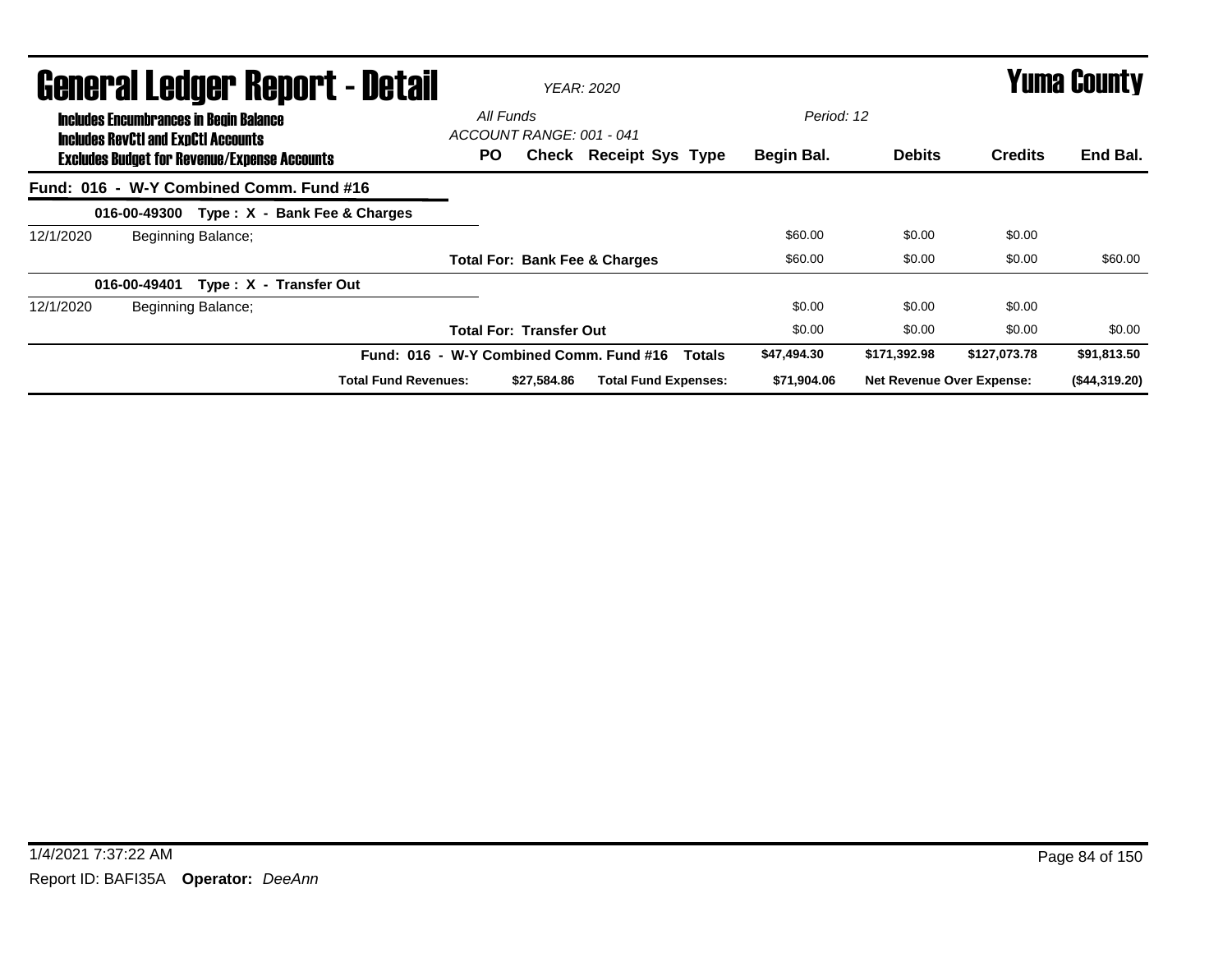# General Ledger Report - Detail

**YEAR: 2020**

# Yuma County

**Includes Encumbrances in Begin Balance**
**Includes RevCtl and ExpCtl Accounts**
**Excludes Budget for Revenue/Expense Accounts**

All Funds
ACCOUNT RANGE: 001 - 041

Period: 12

| | | PO | Check | Receipt | Sys | Type | Begin Bal. | Debits | Credits | End Bal. |
|---|---|---|---|---|---|---|---|---|---|---|
| **Fund: 016 - W-Y Combined Comm. Fund #16** | | | | | | | | | | |
| **016-00-49300 Type : X - Bank Fee & Charges** | | | | | | | | | | |
| 12/1/2020 | Beginning Balance; | | | | | | $60.00 | $0.00 | $0.00 | |
| | | **Total For: Bank Fee & Charges** | | | | | $60.00 | $0.00 | $0.00 | $60.00 |
| **016-00-49401 Type : X - Transfer Out** | | | | | | | | | | |
| 12/1/2020 | Beginning Balance; | | | | | | $0.00 | $0.00 | $0.00 | |
| | | **Total For: Transfer Out** | | | | | $0.00 | $0.00 | $0.00 | $0.00 |
| | | **Fund: 016 - W-Y Combined Comm. Fund #16 Totals** | | | | | **$47,494.30** | **$171,392.98** | **$127,073.78** | **$91,813.50** |
| | **Total Fund Revenues:** | | **$27,584.86** | **Total Fund Expenses:** | | | **$71,904.06** | **Net Revenue Over Expense:** | | **($44,319.20)** |

1/4/2021 7:37:22 AM

Report ID: BAFI35A **Operator:** *DeeAnn*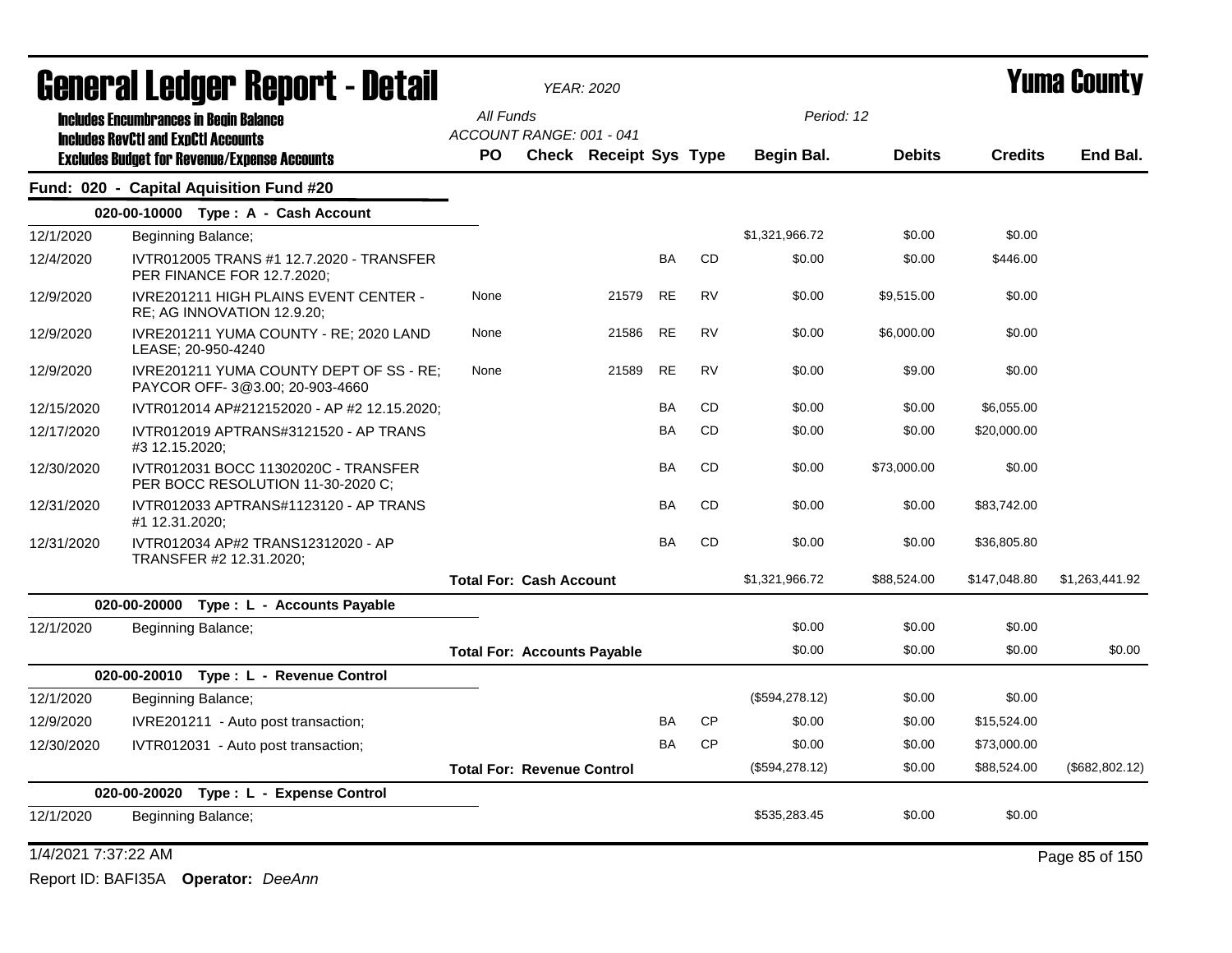# General Ledger Report - Detail

*YEAR: 2020*

# Yuma County

**Includes Encumbrances in Begin Balance**
**Includes RevCtl and ExpCtl Accounts**
**Excludes Budget for Revenue/Expense Accounts**

*All Funds*
*ACCOUNT RANGE: 001 - 041*
*Period: 12*

| | | PO | Check | Receipt | Sys | Type | Begin Bal. | Debits | Credits | End Bal. |
|---|---|---|---|---|---|---|---|---|---|---|
| **Fund: 020 - Capital Aquisition Fund #20** | | | | | | | | | | |
| **020-00-10000 Type : A - Cash Account** | | | | | | | | | | |
| 12/1/2020 | Beginning Balance; | | | | | | $1,321,966.72 | $0.00 | $0.00 | |
| 12/4/2020 | IVTR012005 TRANS #1 12.7.2020 - TRANSFER PER FINANCE FOR 12.7.2020; | | | | BA | CD | $0.00 | $0.00 | $446.00 | |
| 12/9/2020 | IVRE201211 HIGH PLAINS EVENT CENTER - RE; AG INNOVATION 12.9.20; | None | | 21579 | RE | RV | $0.00 | $9,515.00 | $0.00 | |
| 12/9/2020 | IVRE201211 YUMA COUNTY - RE; 2020 LAND LEASE; 20-950-4240 | None | | 21586 | RE | RV | $0.00 | $6,000.00 | $0.00 | |
| 12/9/2020 | IVRE201211 YUMA COUNTY DEPT OF SS - RE; PAYCOR OFF- 3@3.00; 20-903-4660 | None | | 21589 | RE | RV | $0.00 | $9.00 | $0.00 | |
| 12/15/2020 | IVTR012014 AP#212152020 - AP #2 12.15.2020; | | | | BA | CD | $0.00 | $0.00 | $6,055.00 | |
| 12/17/2020 | IVTR012019 APTRANS#3121520 - AP TRANS #3 12.15.2020; | | | | BA | CD | $0.00 | $0.00 | $20,000.00 | |
| 12/30/2020 | IVTR012031 BOCC 11302020C - TRANSFER PER BOCC RESOLUTION 11-30-2020 C; | | | | BA | CD | $0.00 | $73,000.00 | $0.00 | |
| 12/31/2020 | IVTR012033 APTRANS#1123120 - AP TRANS #1 12.31.2020; | | | | BA | CD | $0.00 | $0.00 | $83,742.00 | |
| 12/31/2020 | IVTR012034 AP#2 TRANS12312020 - AP TRANSFER #2 12.31.2020; | | | | BA | CD | $0.00 | $0.00 | $36,805.80 | |
| | | **Total For: Cash Account** | | | | | $1,321,966.72 | $88,524.00 | $147,048.80 | $1,263,441.92 |
| **020-00-20000 Type : L - Accounts Payable** | | | | | | | | | | |
| 12/1/2020 | Beginning Balance; | | | | | | $0.00 | $0.00 | $0.00 | |
| | | **Total For: Accounts Payable** | | | | | $0.00 | $0.00 | $0.00 | $0.00 |
| **020-00-20010 Type : L - Revenue Control** | | | | | | | | | | |
| 12/1/2020 | Beginning Balance; | | | | | | ($594,278.12) | $0.00 | $0.00 | |
| 12/9/2020 | IVRE201211 - Auto post transaction; | | | | BA | CP | $0.00 | $0.00 | $15,524.00 | |
| 12/30/2020 | IVTR012031 - Auto post transaction; | | | | BA | CP | $0.00 | $0.00 | $73,000.00 | |
| | | **Total For: Revenue Control** | | | | | ($594,278.12) | $0.00 | $88,524.00 | ($682,802.12) |
| **020-00-20020 Type : L - Expense Control** | | | | | | | | | | |
| 12/1/2020 | Beginning Balance; | | | | | | $535,283.45 | $0.00 | $0.00 | |

1/4/2021 7:37:22 AM

Report ID: BAFI35A **Operator:** *DeeAnn*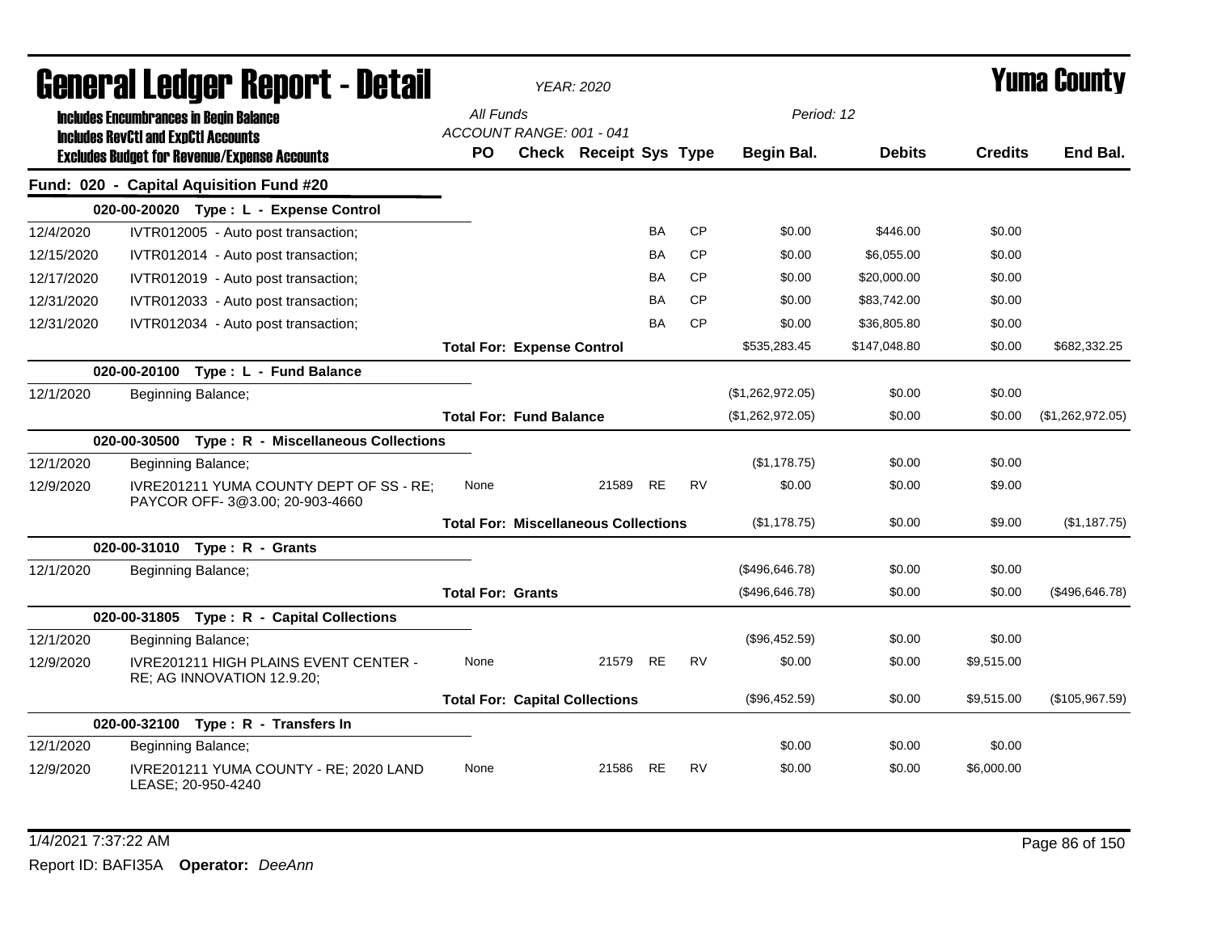# General Ledger Report - Detail

YEAR: 2020

**Yuma County**

Includes Encumbrances in Begin Balance
Includes RevCtl and ExpCtl Accounts
Excludes Budget for Revenue/Expense Accounts

All Funds
ACCOUNT RANGE: 001 - 041

Period: 12

| | | PO | Check | Receipt | Sys | Type | Begin Bal. | Debits | Credits | End Bal. |
|---|---|---|---|---|---|---|---|---|---|---|
| **Fund: 020 - Capital Aquisition Fund #20** | | | | | | | | | | |
| **020-00-20020 Type : L - Expense Control** | | | | | | | | | | |
| 12/4/2020 | IVTR012005 - Auto post transaction; | | | | BA | CP | $0.00 | $446.00 | $0.00 | |
| 12/15/2020 | IVTR012014 - Auto post transaction; | | | | BA | CP | $0.00 | $6,055.00 | $0.00 | |
| 12/17/2020 | IVTR012019 - Auto post transaction; | | | | BA | CP | $0.00 | $20,000.00 | $0.00 | |
| 12/31/2020 | IVTR012033 - Auto post transaction; | | | | BA | CP | $0.00 | $83,742.00 | $0.00 | |
| 12/31/2020 | IVTR012034 - Auto post transaction; | | | | BA | CP | $0.00 | $36,805.80 | $0.00 | |
| | | **Total For: Expense Control** | | | | | $535,283.45 | $147,048.80 | $0.00 | $682,332.25 |
| **020-00-20100 Type : L - Fund Balance** | | | | | | | | | | |
| 12/1/2020 | Beginning Balance; | | | | | | ($1,262,972.05) | $0.00 | $0.00 | |
| | | **Total For: Fund Balance** | | | | | ($1,262,972.05) | $0.00 | $0.00 | ($1,262,972.05) |
| **020-00-30500 Type : R - Miscellaneous Collections** | | | | | | | | | | |
| 12/1/2020 | Beginning Balance; | | | | | | ($1,178.75) | $0.00 | $0.00 | |
| 12/9/2020 | IVRE201211 YUMA COUNTY DEPT OF SS - RE; PAYCOR OFF- 3@3.00; 20-903-4660 | None | | 21589 | RE | RV | $0.00 | $0.00 | $9.00 | |
| | | **Total For: Miscellaneous Collections** | | | | | ($1,178.75) | $0.00 | $9.00 | ($1,187.75) |
| **020-00-31010 Type : R - Grants** | | | | | | | | | | |
| 12/1/2020 | Beginning Balance; | | | | | | ($496,646.78) | $0.00 | $0.00 | |
| | | **Total For: Grants** | | | | | ($496,646.78) | $0.00 | $0.00 | ($496,646.78) |
| **020-00-31805 Type : R - Capital Collections** | | | | | | | | | | |
| 12/1/2020 | Beginning Balance; | | | | | | ($96,452.59) | $0.00 | $0.00 | |
| 12/9/2020 | IVRE201211 HIGH PLAINS EVENT CENTER - RE; AG INNOVATION 12.9.20; | None | | 21579 | RE | RV | $0.00 | $0.00 | $9,515.00 | |
| | | **Total For: Capital Collections** | | | | | ($96,452.59) | $0.00 | $9,515.00 | ($105,967.59) |
| **020-00-32100 Type : R - Transfers In** | | | | | | | | | | |
| 12/1/2020 | Beginning Balance; | | | | | | $0.00 | $0.00 | $0.00 | |
| 12/9/2020 | IVRE201211 YUMA COUNTY - RE; 2020 LAND LEASE; 20-950-4240 | None | | 21586 | RE | RV | $0.00 | $0.00 | $6,000.00 | |

1/4/2021 7:37:22 AM

Report ID: BAFI35A **Operator:** *DeeAnn*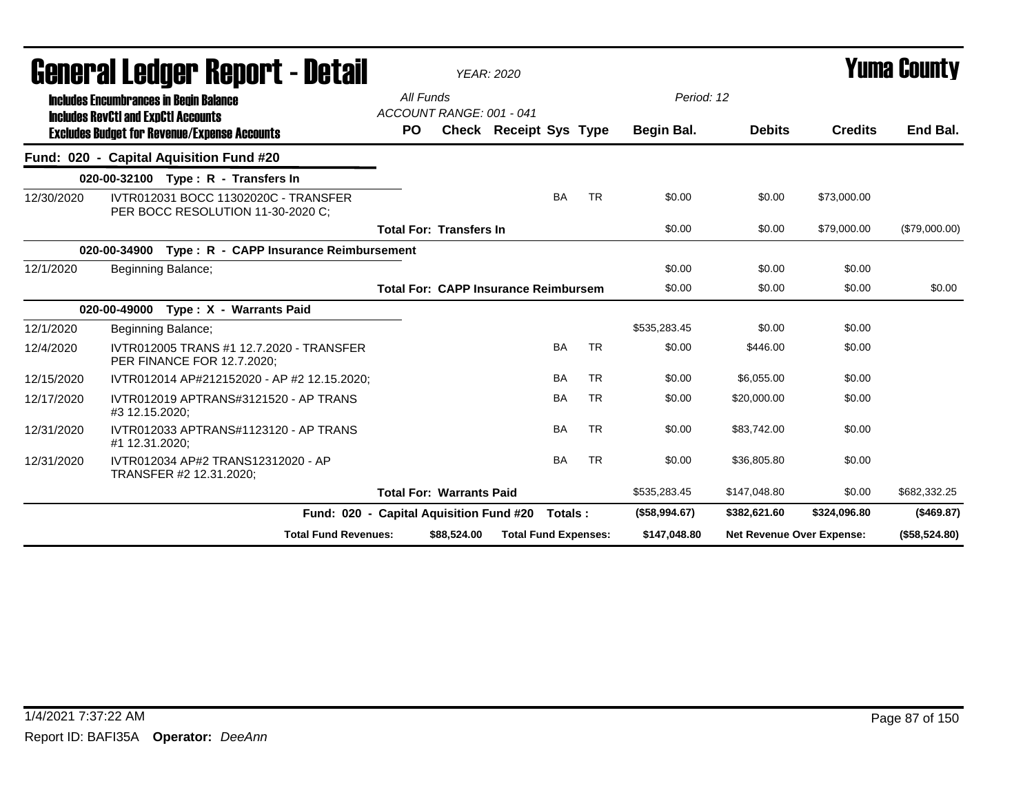# General Ledger Report - Detail

*YEAR: 2020*

# Yuma County

**Includes Encumbrances in Begin Balance**
**Includes RevCtl and ExpCtl Accounts**
**Excludes Budget for Revenue/Expense Accounts**

All Funds
ACCOUNT RANGE: 001 - 041

Period: 12

| | | PO | Check | Receipt | Sys | Type | Begin Bal. | Debits | Credits | End Bal. |
|---|---|---|---|---|---|---|---|---|---|---|
| **Fund: 020 - Capital Aquisition Fund #20** | | | | | | | | | | |
| **020-00-32100 Type : R - Transfers In** | | | | | | | | | | |
| 12/30/2020 | IVTR012031 BOCC 11302020C - TRANSFER PER BOCC RESOLUTION 11-30-2020 C; | | | | BA | TR | $0.00 | $0.00 | $73,000.00 | |
| | **Total For: Transfers In** | | | | | | $0.00 | $0.00 | $79,000.00 | ($79,000.00) |
| **020-00-34900 Type : R - CAPP Insurance Reimbursement** | | | | | | | | | | |
| 12/1/2020 | Beginning Balance; | | | | | | $0.00 | $0.00 | $0.00 | |
| | **Total For: CAPP Insurance Reimbursem** | | | | | | $0.00 | $0.00 | $0.00 | $0.00 |
| **020-00-49000 Type : X - Warrants Paid** | | | | | | | | | | |
| 12/1/2020 | Beginning Balance; | | | | | | $535,283.45 | $0.00 | $0.00 | |
| 12/4/2020 | IVTR012005 TRANS #1 12.7.2020 - TRANSFER PER FINANCE FOR 12.7.2020; | | | | BA | TR | $0.00 | $446.00 | $0.00 | |
| 12/15/2020 | IVTR012014 AP#212152020 - AP #2 12.15.2020; | | | | BA | TR | $0.00 | $6,055.00 | $0.00 | |
| 12/17/2020 | IVTR012019 APTRANS#3121520 - AP TRANS #3 12.15.2020; | | | | BA | TR | $0.00 | $20,000.00 | $0.00 | |
| 12/31/2020 | IVTR012033 APTRANS#1123120 - AP TRANS #1 12.31.2020; | | | | BA | TR | $0.00 | $83,742.00 | $0.00 | |
| 12/31/2020 | IVTR012034 AP#2 TRANS12312020 - AP TRANSFER #2 12.31.2020; | | | | BA | TR | $0.00 | $36,805.80 | $0.00 | |
| | **Total For: Warrants Paid** | | | | | | $535,283.45 | $147,048.80 | $0.00 | $682,332.25 |
| | **Fund: 020 - Capital Aquisition Fund #20 Totals :** | | | | | | **($58,994.67)** | **$382,621.60** | **$324,096.80** | **($469.87)** |
| | **Total Fund Revenues:** | | **$88,524.00** | **Total Fund Expenses:** | | | **$147,048.80** | **Net Revenue Over Expense:** | | **($58,524.80)** |

1/4/2021 7:37:22 AM

Report ID: BAFI35A **Operator:** *DeeAnn*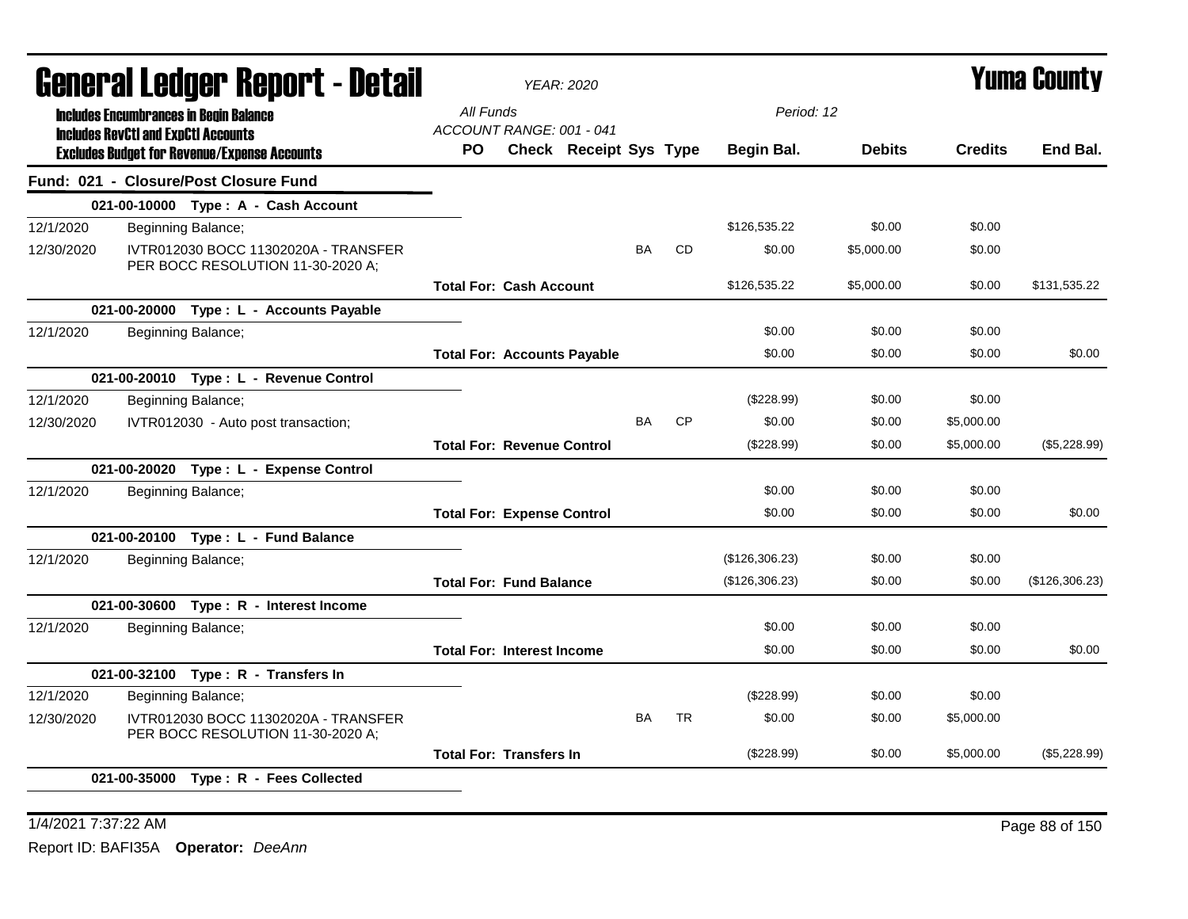# General Ledger Report - Detail

**YEAR: 2020**

**Yuma County**

**Includes Encumbrances in Begin Balance**
**Includes RevCtl and ExpCtl Accounts**
**Excludes Budget for Revenue/Expense Accounts**

All Funds
ACCOUNT RANGE: 001 - 041

Period: 12

| | | PO | Check | Receipt | Sys | Type | Begin Bal. | Debits | Credits | End Bal. |
|---|---|---|---|---|---|---|---|---|---|---|
| **Fund: 021 - Closure/Post Closure Fund** | | | | | | | | | | |
| **021-00-10000 Type : A - Cash Account** | | | | | | | | | | |
| 12/1/2020 | Beginning Balance; | | | | | | $126,535.22 | $0.00 | $0.00 | |
| 12/30/2020 | IVTR012030 BOCC 11302020A - TRANSFER PER BOCC RESOLUTION 11-30-2020 A; | | | | BA | CD | $0.00 | $5,000.00 | $0.00 | |
| | **Total For: Cash Account** | | | | | | $126,535.22 | $5,000.00 | $0.00 | $131,535.22 |
| **021-00-20000 Type : L - Accounts Payable** | | | | | | | | | | |
| 12/1/2020 | Beginning Balance; | | | | | | $0.00 | $0.00 | $0.00 | |
| | **Total For: Accounts Payable** | | | | | | $0.00 | $0.00 | $0.00 | $0.00 |
| **021-00-20010 Type : L - Revenue Control** | | | | | | | | | | |
| 12/1/2020 | Beginning Balance; | | | | | | ($228.99) | $0.00 | $0.00 | |
| 12/30/2020 | IVTR012030 - Auto post transaction; | | | | BA | CP | $0.00 | $0.00 | $5,000.00 | |
| | **Total For: Revenue Control** | | | | | | ($228.99) | $0.00 | $5,000.00 | ($5,228.99) |
| **021-00-20020 Type : L - Expense Control** | | | | | | | | | | |
| 12/1/2020 | Beginning Balance; | | | | | | $0.00 | $0.00 | $0.00 | |
| | **Total For: Expense Control** | | | | | | $0.00 | $0.00 | $0.00 | $0.00 |
| **021-00-20100 Type : L - Fund Balance** | | | | | | | | | | |
| 12/1/2020 | Beginning Balance; | | | | | | ($126,306.23) | $0.00 | $0.00 | |
| | **Total For: Fund Balance** | | | | | | ($126,306.23) | $0.00 | $0.00 | ($126,306.23) |
| **021-00-30600 Type : R - Interest Income** | | | | | | | | | | |
| 12/1/2020 | Beginning Balance; | | | | | | $0.00 | $0.00 | $0.00 | |
| | **Total For: Interest Income** | | | | | | $0.00 | $0.00 | $0.00 | $0.00 |
| **021-00-32100 Type : R - Transfers In** | | | | | | | | | | |
| 12/1/2020 | Beginning Balance; | | | | | | ($228.99) | $0.00 | $0.00 | |
| 12/30/2020 | IVTR012030 BOCC 11302020A - TRANSFER PER BOCC RESOLUTION 11-30-2020 A; | | | | BA | TR | $0.00 | $0.00 | $5,000.00 | |
| | **Total For: Transfers In** | | | | | | ($228.99) | $0.00 | $5,000.00 | ($5,228.99) |
| **021-00-35000 Type : R - Fees Collected** | | | | | | | | | | |

1/4/2021 7:37:22 AM

Report ID: BAFI35A **Operator:** *DeeAnn*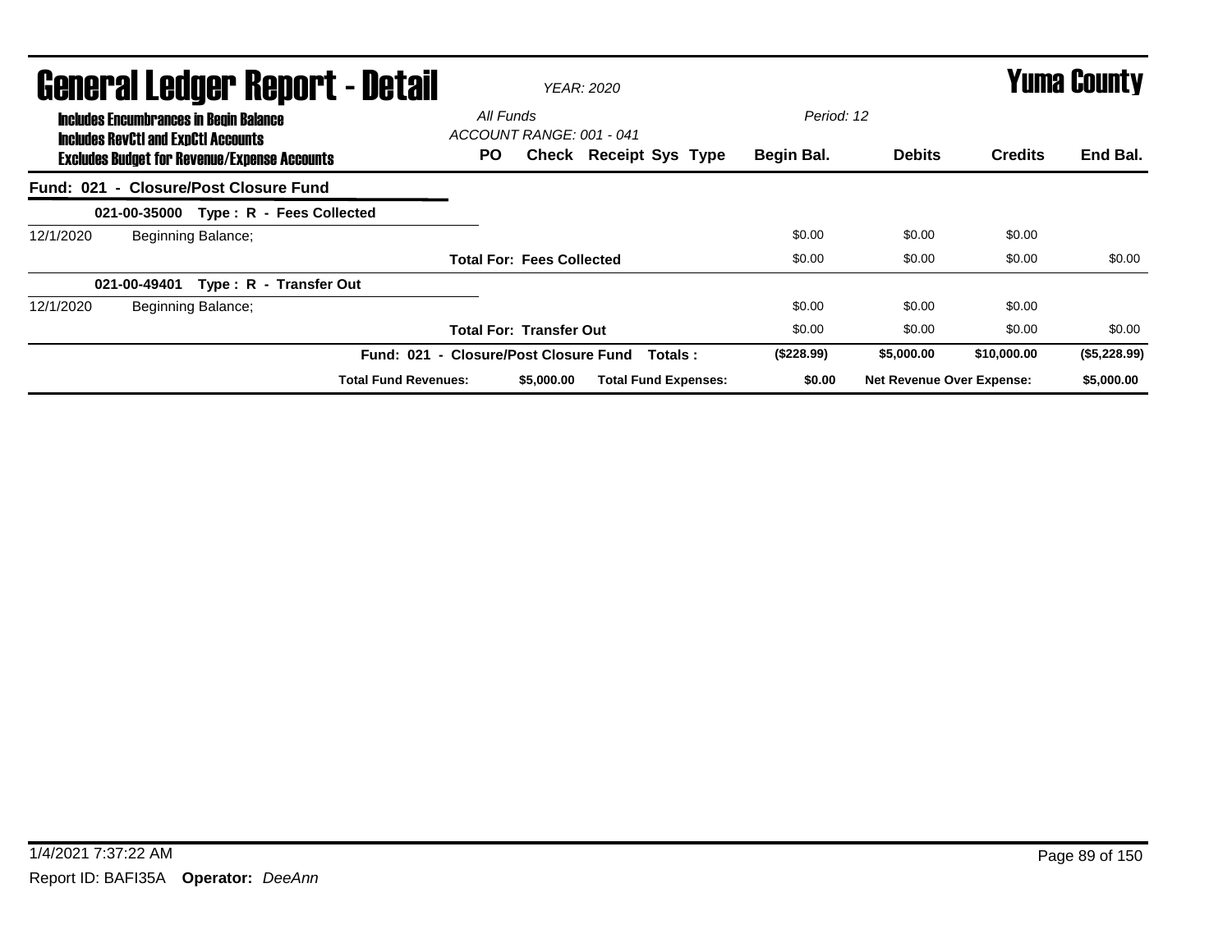# General Ledger Report - Detail

*YEAR: 2020*

# Yuma County

**Includes Encumbrances in Begin Balance**
**Includes RevCtl and ExpCtl Accounts**
**Excludes Budget for Revenue/Expense Accounts**

*All Funds*
*ACCOUNT RANGE: 001 - 041*

*Period: 12*

| | | PO | Check | Receipt Sys Type | Begin Bal. | Debits | Credits | End Bal. |
|---|---|---|---|---|---|---|---|---|
| **Fund: 021 - Closure/Post Closure Fund** | | | | | | | | |
| **021-00-35000 Type : R - Fees Collected** | | | | | | | | |
| 12/1/2020 | Beginning Balance; | | | | $0.00 | $0.00 | $0.00 | |
| | | **Total For: Fees Collected** | | | $0.00 | $0.00 | $0.00 | $0.00 |
| **021-00-49401 Type : R - Transfer Out** | | | | | | | | |
| 12/1/2020 | Beginning Balance; | | | | $0.00 | $0.00 | $0.00 | |
| | | **Total For: Transfer Out** | | | $0.00 | $0.00 | $0.00 | $0.00 |
| | | **Fund: 021 - Closure/Post Closure Fund** | | **Totals :** | **($228.99)** | **$5,000.00** | **$10,000.00** | **($5,228.99)** |
| | **Total Fund Revenues:** | | **$5,000.00** | **Total Fund Expenses:** | **$0.00** | **Net Revenue Over Expense:** | | **$5,000.00** |

1/4/2021 7:37:22 AM

Report ID: BAFI35A **Operator:** *DeeAnn*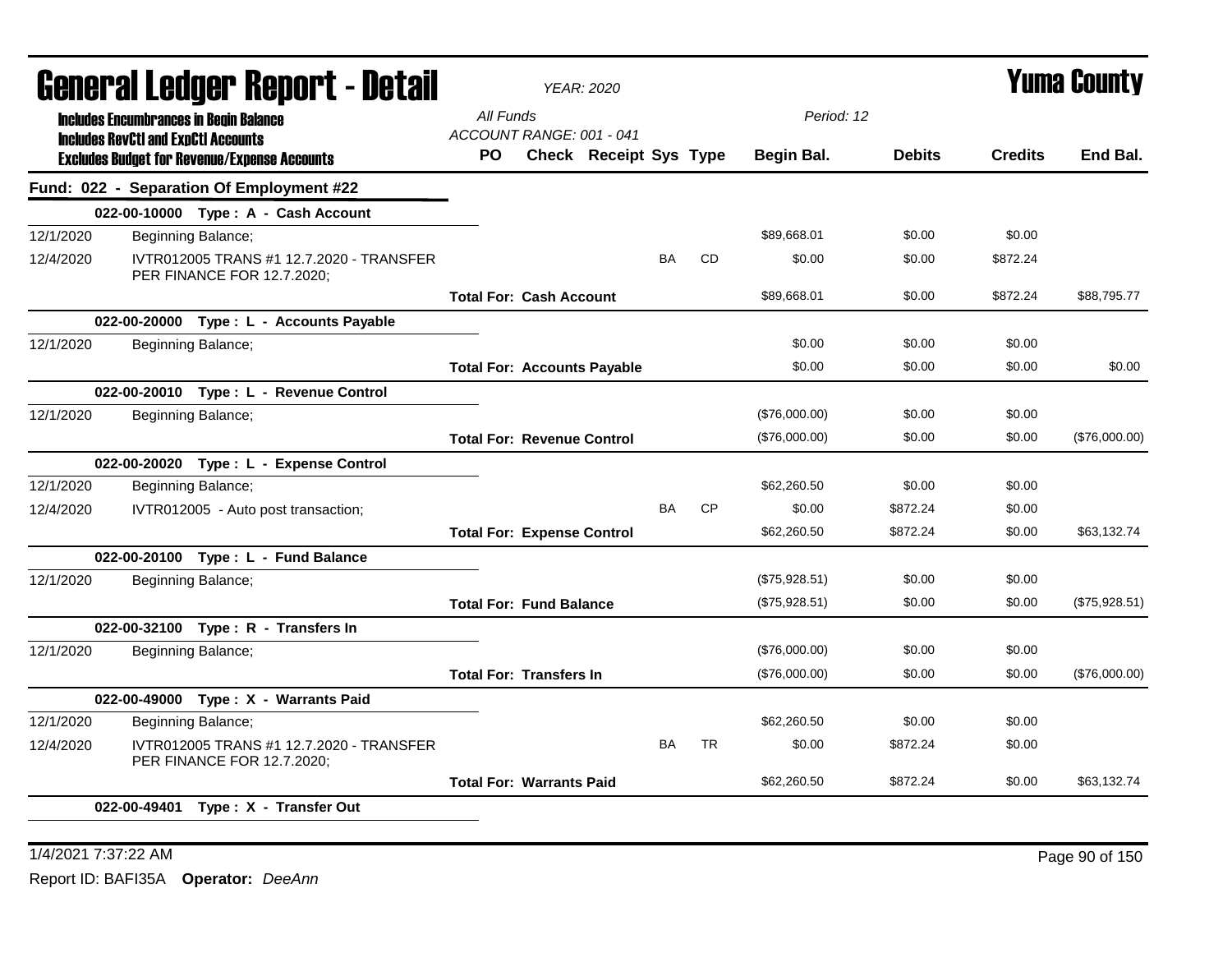# General Ledger Report - Detail

*YEAR: 2020*

# Yuma County

**Includes Encumbrances in Begin Balance**
**Includes RevCtl and ExpCtl Accounts**
**Excludes Budget for Revenue/Expense Accounts**

*All Funds*
*ACCOUNT RANGE: 001 - 041*
*Period: 12*

## Fund: 022 - Separation Of Employment #22

| Date | Description | PO | Check | Receipt | Sys | Type | Begin Bal. | Debits | Credits | End Bal. |
|---|---|---|---|---|---|---|---|---|---|---|
| **022-00-10000 Type : A - Cash Account** | | | | | | | | | | |
| 12/1/2020 | Beginning Balance; | | | | | | $89,668.01 | $0.00 | $0.00 | |
| 12/4/2020 | IVTR012005 TRANS #1 12.7.2020 - TRANSFER PER FINANCE FOR 12.7.2020; | | | | BA | CD | $0.00 | $0.00 | $872.24 | |
| | **Total For: Cash Account** | | | | | | $89,668.01 | $0.00 | $872.24 | $88,795.77 |
| **022-00-20000 Type : L - Accounts Payable** | | | | | | | | | | |
| 12/1/2020 | Beginning Balance; | | | | | | $0.00 | $0.00 | $0.00 | |
| | **Total For: Accounts Payable** | | | | | | $0.00 | $0.00 | $0.00 | $0.00 |
| **022-00-20010 Type : L - Revenue Control** | | | | | | | | | | |
| 12/1/2020 | Beginning Balance; | | | | | | ($76,000.00) | $0.00 | $0.00 | |
| | **Total For: Revenue Control** | | | | | | ($76,000.00) | $0.00 | $0.00 | ($76,000.00) |
| **022-00-20020 Type : L - Expense Control** | | | | | | | | | | |
| 12/1/2020 | Beginning Balance; | | | | | | $62,260.50 | $0.00 | $0.00 | |
| 12/4/2020 | IVTR012005 - Auto post transaction; | | | | BA | CP | $0.00 | $872.24 | $0.00 | |
| | **Total For: Expense Control** | | | | | | $62,260.50 | $872.24 | $0.00 | $63,132.74 |
| **022-00-20100 Type : L - Fund Balance** | | | | | | | | | | |
| 12/1/2020 | Beginning Balance; | | | | | | ($75,928.51) | $0.00 | $0.00 | |
| | **Total For: Fund Balance** | | | | | | ($75,928.51) | $0.00 | $0.00 | ($75,928.51) |
| **022-00-32100 Type : R - Transfers In** | | | | | | | | | | |
| 12/1/2020 | Beginning Balance; | | | | | | ($76,000.00) | $0.00 | $0.00 | |
| | **Total For: Transfers In** | | | | | | ($76,000.00) | $0.00 | $0.00 | ($76,000.00) |
| **022-00-49000 Type : X - Warrants Paid** | | | | | | | | | | |
| 12/1/2020 | Beginning Balance; | | | | | | $62,260.50 | $0.00 | $0.00 | |
| 12/4/2020 | IVTR012005 TRANS #1 12.7.2020 - TRANSFER PER FINANCE FOR 12.7.2020; | | | | BA | TR | $0.00 | $872.24 | $0.00 | |
| | **Total For: Warrants Paid** | | | | | | $62,260.50 | $872.24 | $0.00 | $63,132.74 |
| **022-00-49401 Type : X - Transfer Out** | | | | | | | | | | |

1/4/2021 7:37:22 AM

Report ID: BAFI35A **Operator:** *DeeAnn*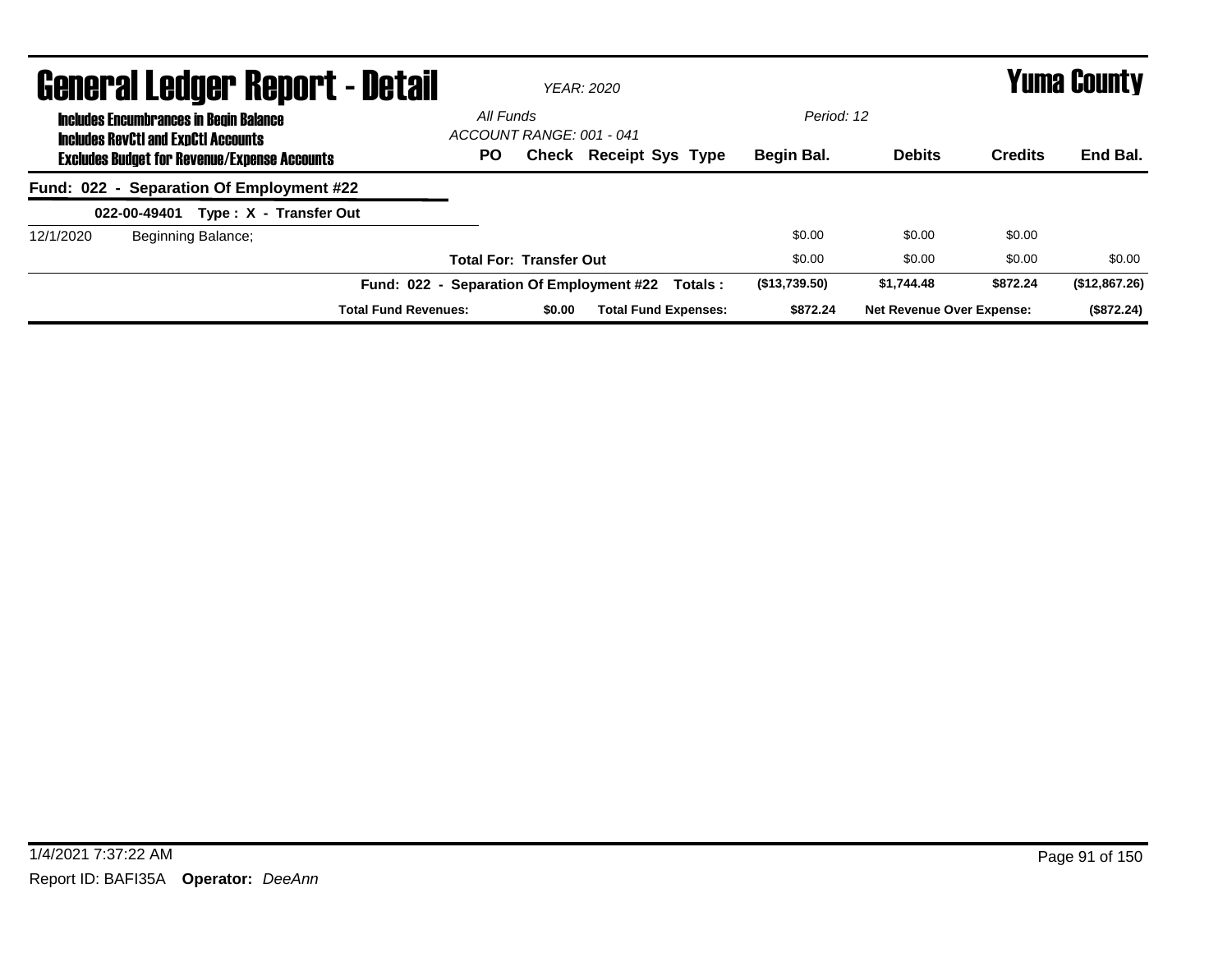# General Ledger Report - Detail

*YEAR: 2020*

**Yuma County**

**Includes Encumbrances in Begin Balance**
**Includes RevCtl and ExpCtl Accounts**
**Excludes Budget for Revenue/Expense Accounts**

*All Funds*
*ACCOUNT RANGE: 001 - 041*

*Period: 12*

| | | PO | Check | Receipt | Sys | Type | Begin Bal. | Debits | Credits | End Bal. |
|---|---|---|---|---|---|---|---|---|---|---|
| **Fund: 022 - Separation Of Employment #22** | | | | | | | | | | |
| **022-00-49401 Type : X - Transfer Out** | | | | | | | | | | |
| 12/1/2020 | Beginning Balance; | | | | | | $0.00 | $0.00 | $0.00 | |
| | | **Total For: Transfer Out** | | | | | $0.00 | $0.00 | $0.00 | $0.00 |
| | | **Fund: 022 - Separation Of Employment #22** | | | | **Totals :** | **($13,739.50)** | **$1,744.48** | **$872.24** | **($12,867.26)** |
| | | **Total Fund Revenues:** | **$0.00** | **Total Fund Expenses:** | | | **$872.24** | **Net Revenue Over Expense:** | | **($872.24)** |

1/4/2021 7:37:22 AM

Report ID: BAFI35A **Operator:** *DeeAnn*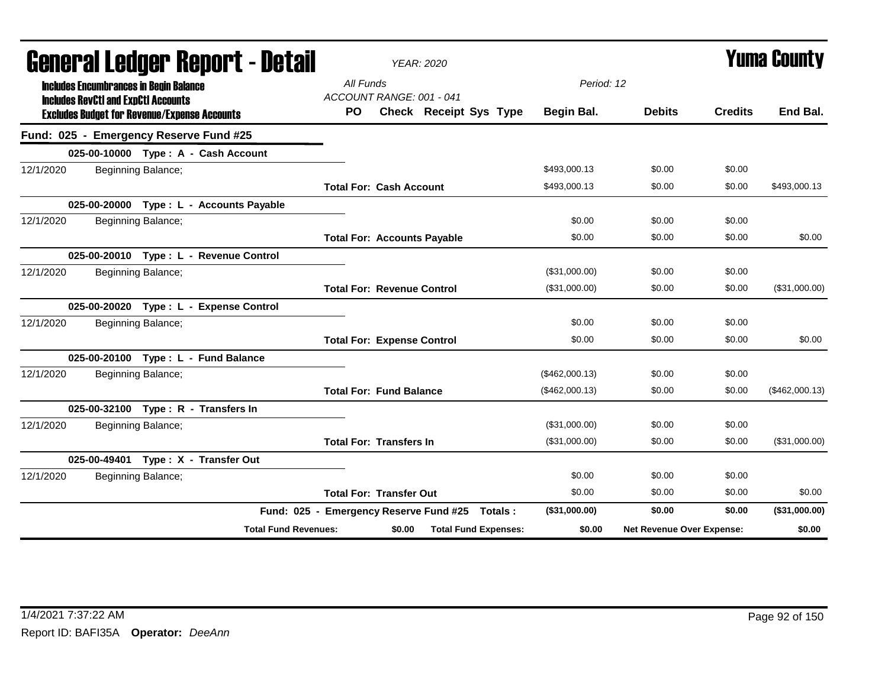# General Ledger Report - Detail

*YEAR: 2020*

# Yuma County

**Includes Encumbrances in Begin Balance**
**Includes RevCtl and ExpCtl Accounts**
**Excludes Budget for Revenue/Expense Accounts**

*All Funds*
*ACCOUNT RANGE: 001 - 041*
*Period: 12*

| | | PO | Check | Receipt | Sys | Type | Begin Bal. | Debits | Credits | End Bal. |
|---|---|---|---|---|---|---|---|---|---|---|
| **Fund: 025 - Emergency Reserve Fund #25** | | | | | | | | | | |
| **025-00-10000 Type : A - Cash Account** | | | | | | | | | | |
| 12/1/2020 | Beginning Balance; | | | | | | $493,000.13 | $0.00 | $0.00 | |
| | | **Total For: Cash Account** | | | | | $493,000.13 | $0.00 | $0.00 | $493,000.13 |
| **025-00-20000 Type : L - Accounts Payable** | | | | | | | | | | |
| 12/1/2020 | Beginning Balance; | | | | | | $0.00 | $0.00 | $0.00 | |
| | | **Total For: Accounts Payable** | | | | | $0.00 | $0.00 | $0.00 | $0.00 |
| **025-00-20010 Type : L - Revenue Control** | | | | | | | | | | |
| 12/1/2020 | Beginning Balance; | | | | | | ($31,000.00) | $0.00 | $0.00 | |
| | | **Total For: Revenue Control** | | | | | ($31,000.00) | $0.00 | $0.00 | ($31,000.00) |
| **025-00-20020 Type : L - Expense Control** | | | | | | | | | | |
| 12/1/2020 | Beginning Balance; | | | | | | $0.00 | $0.00 | $0.00 | |
| | | **Total For: Expense Control** | | | | | $0.00 | $0.00 | $0.00 | $0.00 |
| **025-00-20100 Type : L - Fund Balance** | | | | | | | | | | |
| 12/1/2020 | Beginning Balance; | | | | | | ($462,000.13) | $0.00 | $0.00 | |
| | | **Total For: Fund Balance** | | | | | ($462,000.13) | $0.00 | $0.00 | ($462,000.13) |
| **025-00-32100 Type : R - Transfers In** | | | | | | | | | | |
| 12/1/2020 | Beginning Balance; | | | | | | ($31,000.00) | $0.00 | $0.00 | |
| | | **Total For: Transfers In** | | | | | ($31,000.00) | $0.00 | $0.00 | ($31,000.00) |
| **025-00-49401 Type : X - Transfer Out** | | | | | | | | | | |
| 12/1/2020 | Beginning Balance; | | | | | | $0.00 | $0.00 | $0.00 | |
| | | **Total For: Transfer Out** | | | | | $0.00 | $0.00 | $0.00 | $0.00 |
| | **Fund: 025 - Emergency Reserve Fund #25 Totals :** | | | | | | **($31,000.00)** | **$0.00** | **$0.00** | **($31,000.00)** |
| | **Total Fund Revenues:** | | **$0.00** | **Total Fund Expenses:** | | | **$0.00** | **Net Revenue Over Expense:** | | **$0.00** |

1/4/2021 7:37:22 AM

Report ID: BAFI35A **Operator:** *DeeAnn*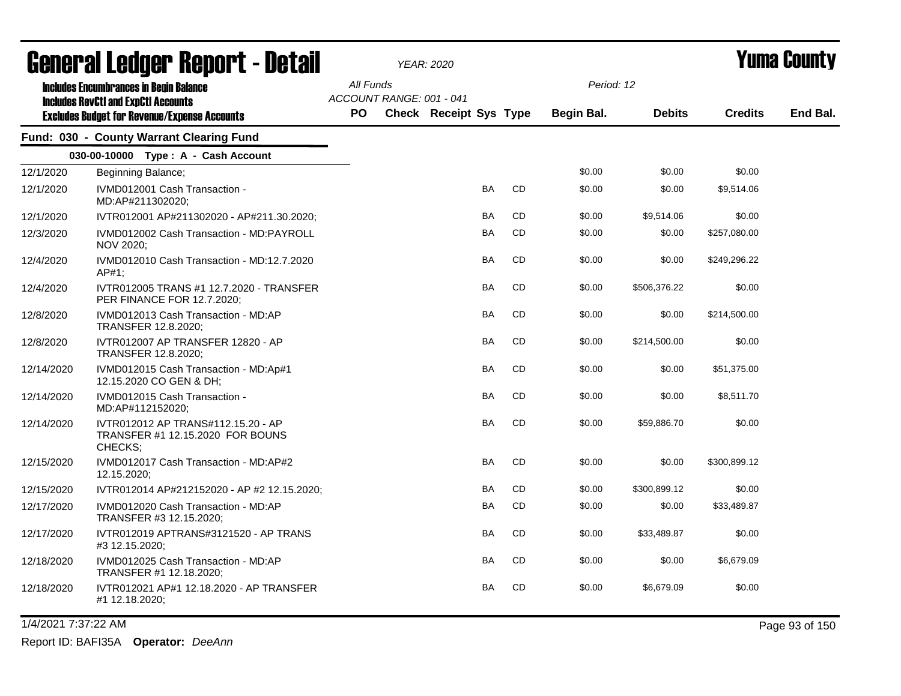# General Ledger Report - Detail

*YEAR: 2020*

# Yuma County

**Includes Encumbrances in Begin Balance**
**Includes RevCtl and ExpCtl Accounts**
**Excludes Budget for Revenue/Expense Accounts**

*All Funds*
*ACCOUNT RANGE: 001 - 041*

*Period: 12*

## Fund: 030 - County Warrant Clearing Fund

### 030-00-10000 Type : A - Cash Account

| Date | Description | PO | Check | Receipt | Sys | Type | Begin Bal. | Debits | Credits | End Bal. |
|---|---|---|---|---|---|---|---|---|---|---|
| 12/1/2020 | Beginning Balance; | | | | | | $0.00 | $0.00 | $0.00 | |
| 12/1/2020 | IVMD012001 Cash Transaction - MD:AP#211302020; | | | | BA | CD | $0.00 | $0.00 | $9,514.06 | |
| 12/1/2020 | IVTR012001 AP#211302020 - AP#211.30.2020; | | | | BA | CD | $0.00 | $9,514.06 | $0.00 | |
| 12/3/2020 | IVMD012002 Cash Transaction - MD:PAYROLL NOV 2020; | | | | BA | CD | $0.00 | $0.00 | $257,080.00 | |
| 12/4/2020 | IVMD012010 Cash Transaction - MD:12.7.2020 AP#1; | | | | BA | CD | $0.00 | $0.00 | $249,296.22 | |
| 12/4/2020 | IVTR012005 TRANS #1 12.7.2020 - TRANSFER PER FINANCE FOR 12.7.2020; | | | | BA | CD | $0.00 | $506,376.22 | $0.00 | |
| 12/8/2020 | IVMD012013 Cash Transaction - MD:AP TRANSFER 12.8.2020; | | | | BA | CD | $0.00 | $0.00 | $214,500.00 | |
| 12/8/2020 | IVTR012007 AP TRANSFER 12820 - AP TRANSFER 12.8.2020; | | | | BA | CD | $0.00 | $214,500.00 | $0.00 | |
| 12/14/2020 | IVMD012015 Cash Transaction - MD:Ap#1 12.15.2020 CO GEN & DH; | | | | BA | CD | $0.00 | $0.00 | $51,375.00 | |
| 12/14/2020 | IVMD012015 Cash Transaction - MD:AP#112152020; | | | | BA | CD | $0.00 | $0.00 | $8,511.70 | |
| 12/14/2020 | IVTR012012 AP TRANS#112.15.20 - AP TRANSFER #1 12.15.2020 FOR BOUNS CHECKS; | | | | BA | CD | $0.00 | $59,886.70 | $0.00 | |
| 12/15/2020 | IVMD012017 Cash Transaction - MD:AP#2 12.15.2020; | | | | BA | CD | $0.00 | $0.00 | $300,899.12 | |
| 12/15/2020 | IVTR012014 AP#212152020 - AP #2 12.15.2020; | | | | BA | CD | $0.00 | $300,899.12 | $0.00 | |
| 12/17/2020 | IVMD012020 Cash Transaction - MD:AP TRANSFER #3 12.15.2020; | | | | BA | CD | $0.00 | $0.00 | $33,489.87 | |
| 12/17/2020 | IVTR012019 APTRANS#3121520 - AP TRANS #3 12.15.2020; | | | | BA | CD | $0.00 | $33,489.87 | $0.00 | |
| 12/18/2020 | IVMD012025 Cash Transaction - MD:AP TRANSFER #1 12.18.2020; | | | | BA | CD | $0.00 | $0.00 | $6,679.09 | |
| 12/18/2020 | IVTR012021 AP#1 12.18.2020 - AP TRANSFER #1 12.18.2020; | | | | BA | CD | $0.00 | $6,679.09 | $0.00 | |

1/4/2021 7:37:22 AM

Report ID: BAFI35A **Operator:** *DeeAnn*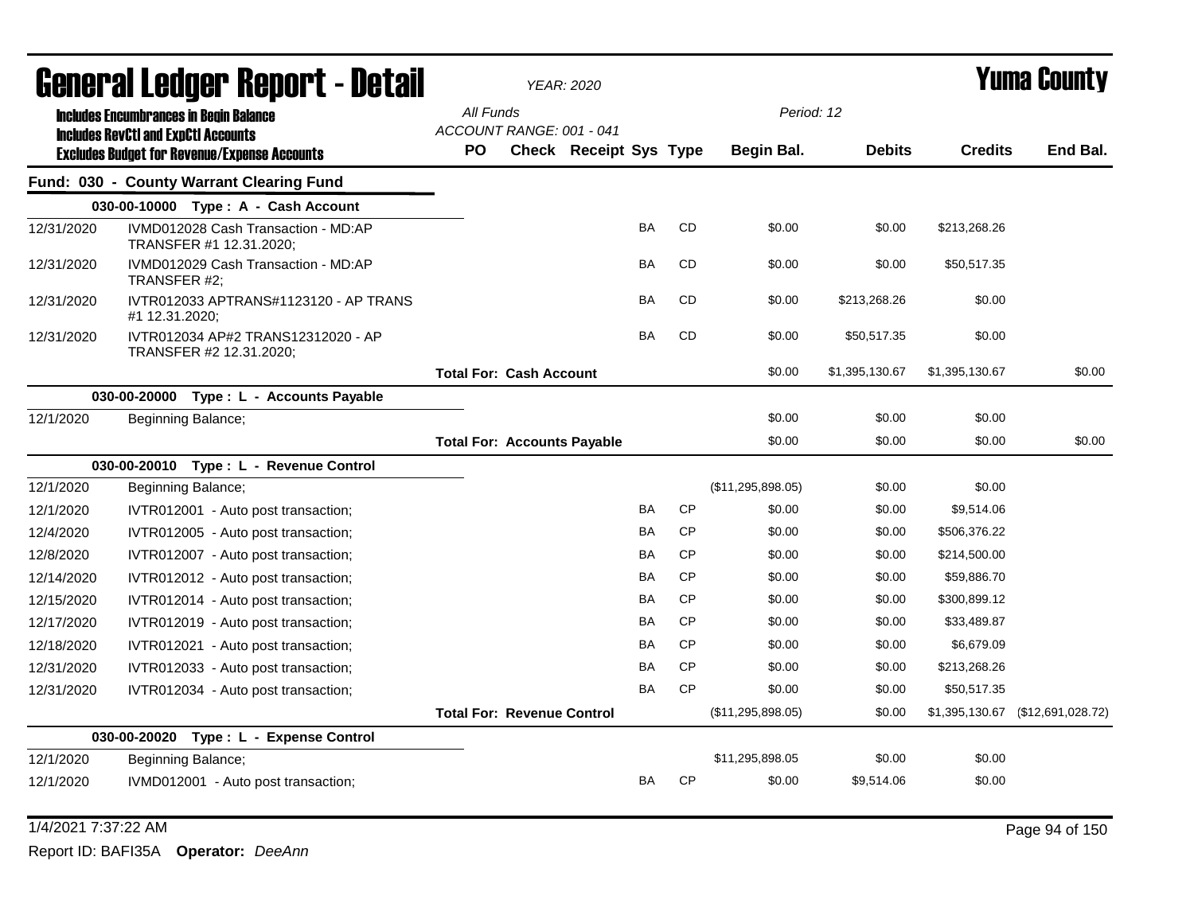# General Ledger Report - Detail

*YEAR: 2020*

**Yuma County**

Includes Encumbrances in Begin Balance
Includes RevCtl and ExpCtl Accounts
Excludes Budget for Revenue/Expense Accounts

All Funds
ACCOUNT RANGE: 001 - 041
Period: 12

## Fund: 030 - County Warrant Clearing Fund

| Date | Description | PO | Check | Receipt | Sys | Type | Begin Bal. | Debits | Credits | End Bal. |
|---|---|---|---|---|---|---|---|---|---|---|
| | **030-00-10000 Type : A - Cash Account** | | | | | | | | | |
| 12/31/2020 | IVMD012028 Cash Transaction - MD:AP TRANSFER #1 12.31.2020; | | | | BA | CD | $0.00 | $0.00 | $213,268.26 | |
| 12/31/2020 | IVMD012029 Cash Transaction - MD:AP TRANSFER #2; | | | | BA | CD | $0.00 | $0.00 | $50,517.35 | |
| 12/31/2020 | IVTR012033 APTRANS#1123120 - AP TRANS #1 12.31.2020; | | | | BA | CD | $0.00 | $213,268.26 | $0.00 | |
| 12/31/2020 | IVTR012034 AP#2 TRANS12312020 - AP TRANSFER #2 12.31.2020; | | | | BA | CD | $0.00 | $50,517.35 | $0.00 | |
| | | **Total For: Cash Account** | | | | | $0.00 | $1,395,130.67 | $1,395,130.67 | $0.00 |
| | **030-00-20000 Type : L - Accounts Payable** | | | | | | | | | |
| 12/1/2020 | Beginning Balance; | | | | | | $0.00 | $0.00 | $0.00 | |
| | | **Total For: Accounts Payable** | | | | | $0.00 | $0.00 | $0.00 | $0.00 |
| | **030-00-20010 Type : L - Revenue Control** | | | | | | | | | |
| 12/1/2020 | Beginning Balance; | | | | | | ($11,295,898.05) | $0.00 | $0.00 | |
| 12/1/2020 | IVTR012001 - Auto post transaction; | | | | BA | CP | $0.00 | $0.00 | $9,514.06 | |
| 12/4/2020 | IVTR012005 - Auto post transaction; | | | | BA | CP | $0.00 | $0.00 | $506,376.22 | |
| 12/8/2020 | IVTR012007 - Auto post transaction; | | | | BA | CP | $0.00 | $0.00 | $214,500.00 | |
| 12/14/2020 | IVTR012012 - Auto post transaction; | | | | BA | CP | $0.00 | $0.00 | $59,886.70 | |
| 12/15/2020 | IVTR012014 - Auto post transaction; | | | | BA | CP | $0.00 | $0.00 | $300,899.12 | |
| 12/17/2020 | IVTR012019 - Auto post transaction; | | | | BA | CP | $0.00 | $0.00 | $33,489.87 | |
| 12/18/2020 | IVTR012021 - Auto post transaction; | | | | BA | CP | $0.00 | $0.00 | $6,679.09 | |
| 12/31/2020 | IVTR012033 - Auto post transaction; | | | | BA | CP | $0.00 | $0.00 | $213,268.26 | |
| 12/31/2020 | IVTR012034 - Auto post transaction; | | | | BA | CP | $0.00 | $0.00 | $50,517.35 | |
| | | **Total For: Revenue Control** | | | | | ($11,295,898.05) | $0.00 | $1,395,130.67 | ($12,691,028.72) |
| | **030-00-20020 Type : L - Expense Control** | | | | | | | | | |
| 12/1/2020 | Beginning Balance; | | | | | | $11,295,898.05 | $0.00 | $0.00 | |
| 12/1/2020 | IVMD012001 - Auto post transaction; | | | | BA | CP | $0.00 | $9,514.06 | $0.00 | |

1/4/2021 7:37:22 AM

Report ID: BAFI35A **Operator:** *DeeAnn*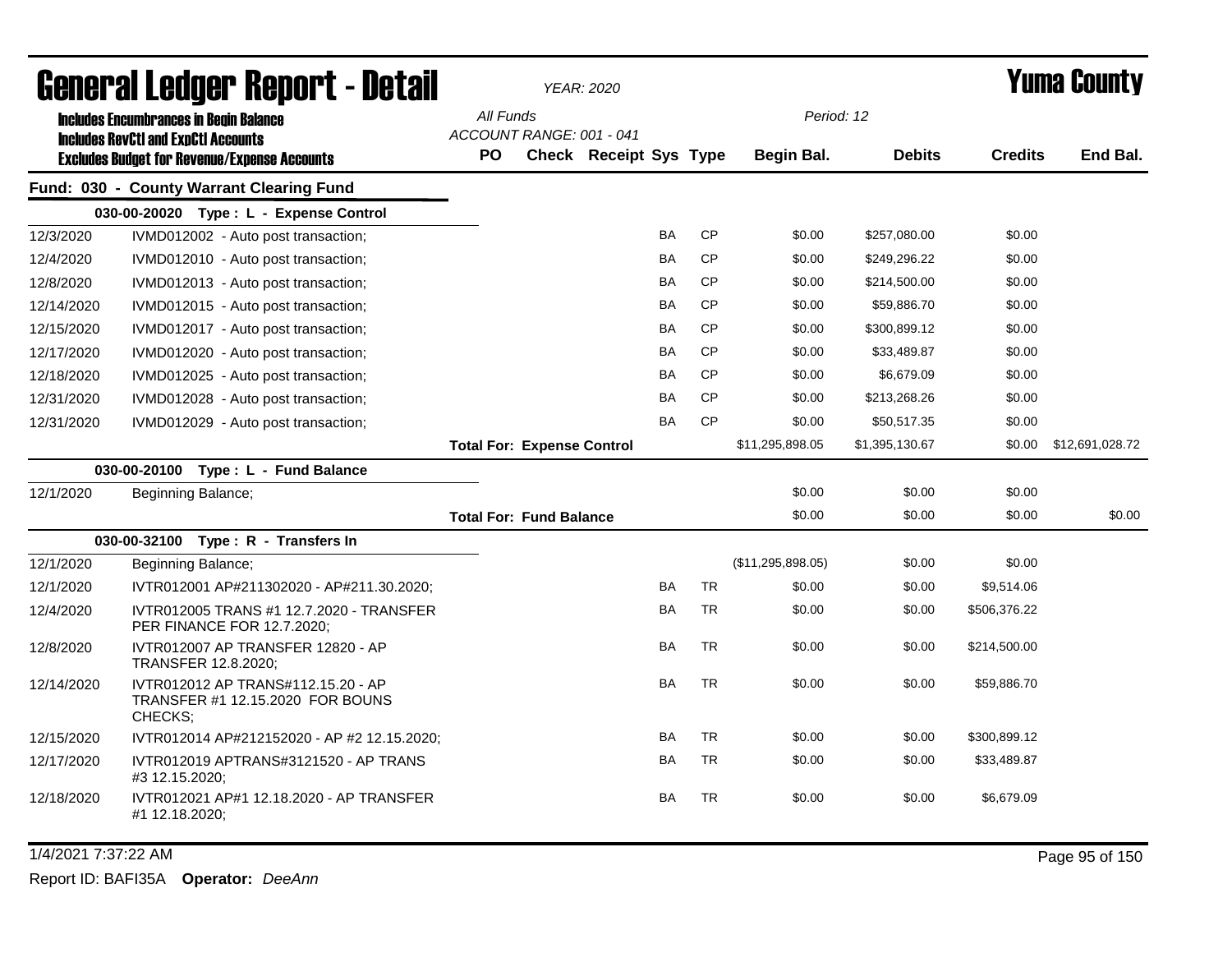# General Ledger Report - Detail

*YEAR: 2020*

# Yuma County

**Includes Encumbrances in Begin Balance**
**Includes RevCtl and ExpCtl Accounts**
**Excludes Budget for Revenue/Expense Accounts**

*All Funds*
*ACCOUNT RANGE: 001 - 041*
*Period: 12*

## Fund: 030 - County Warrant Clearing Fund

| Date | Description | PO | Check | Receipt | Sys | Type | Begin Bal. | Debits | Credits | End Bal. |
|---|---|---|---|---|---|---|---|---|---|---|
| | **030-00-20020 Type : L - Expense Control** | | | | | | | | | |
| 12/3/2020 | IVMD012002 - Auto post transaction; | | | | BA | CP | $0.00 | $257,080.00 | $0.00 | |
| 12/4/2020 | IVMD012010 - Auto post transaction; | | | | BA | CP | $0.00 | $249,296.22 | $0.00 | |
| 12/8/2020 | IVMD012013 - Auto post transaction; | | | | BA | CP | $0.00 | $214,500.00 | $0.00 | |
| 12/14/2020 | IVMD012015 - Auto post transaction; | | | | BA | CP | $0.00 | $59,886.70 | $0.00 | |
| 12/15/2020 | IVMD012017 - Auto post transaction; | | | | BA | CP | $0.00 | $300,899.12 | $0.00 | |
| 12/17/2020 | IVMD012020 - Auto post transaction; | | | | BA | CP | $0.00 | $33,489.87 | $0.00 | |
| 12/18/2020 | IVMD012025 - Auto post transaction; | | | | BA | CP | $0.00 | $6,679.09 | $0.00 | |
| 12/31/2020 | IVMD012028 - Auto post transaction; | | | | BA | CP | $0.00 | $213,268.26 | $0.00 | |
| 12/31/2020 | IVMD012029 - Auto post transaction; | | | | BA | CP | $0.00 | $50,517.35 | $0.00 | |
| | | **Total For: Expense Control** | | | | | $11,295,898.05 | $1,395,130.67 | $0.00 | $12,691,028.72 |
| | **030-00-20100 Type : L - Fund Balance** | | | | | | | | | |
| 12/1/2020 | Beginning Balance; | | | | | | $0.00 | $0.00 | $0.00 | |
| | | **Total For: Fund Balance** | | | | | $0.00 | $0.00 | $0.00 | $0.00 |
| | **030-00-32100 Type : R - Transfers In** | | | | | | | | | |
| 12/1/2020 | Beginning Balance; | | | | | | ($11,295,898.05) | $0.00 | $0.00 | |
| 12/1/2020 | IVTR012001 AP#211302020 - AP#211.30.2020; | | | | BA | TR | $0.00 | $0.00 | $9,514.06 | |
| 12/4/2020 | IVTR012005 TRANS #1 12.7.2020 - TRANSFER PER FINANCE FOR 12.7.2020; | | | | BA | TR | $0.00 | $0.00 | $506,376.22 | |
| 12/8/2020 | IVTR012007 AP TRANSFER 12820 - AP TRANSFER 12.8.2020; | | | | BA | TR | $0.00 | $0.00 | $214,500.00 | |
| 12/14/2020 | IVTR012012 AP TRANS#112.15.20 - AP TRANSFER #1 12.15.2020 FOR BOUNS CHECKS; | | | | BA | TR | $0.00 | $0.00 | $59,886.70 | |
| 12/15/2020 | IVTR012014 AP#212152020 - AP #2 12.15.2020; | | | | BA | TR | $0.00 | $0.00 | $300,899.12 | |
| 12/17/2020 | IVTR012019 APTRANS#3121520 - AP TRANS #3 12.15.2020; | | | | BA | TR | $0.00 | $0.00 | $33,489.87 | |
| 12/18/2020 | IVTR012021 AP#1 12.18.2020 - AP TRANSFER #1 12.18.2020; | | | | BA | TR | $0.00 | $0.00 | $6,679.09 | |

1/4/2021 7:37:22 AM

Report ID: BAFI35A **Operator:** *DeeAnn*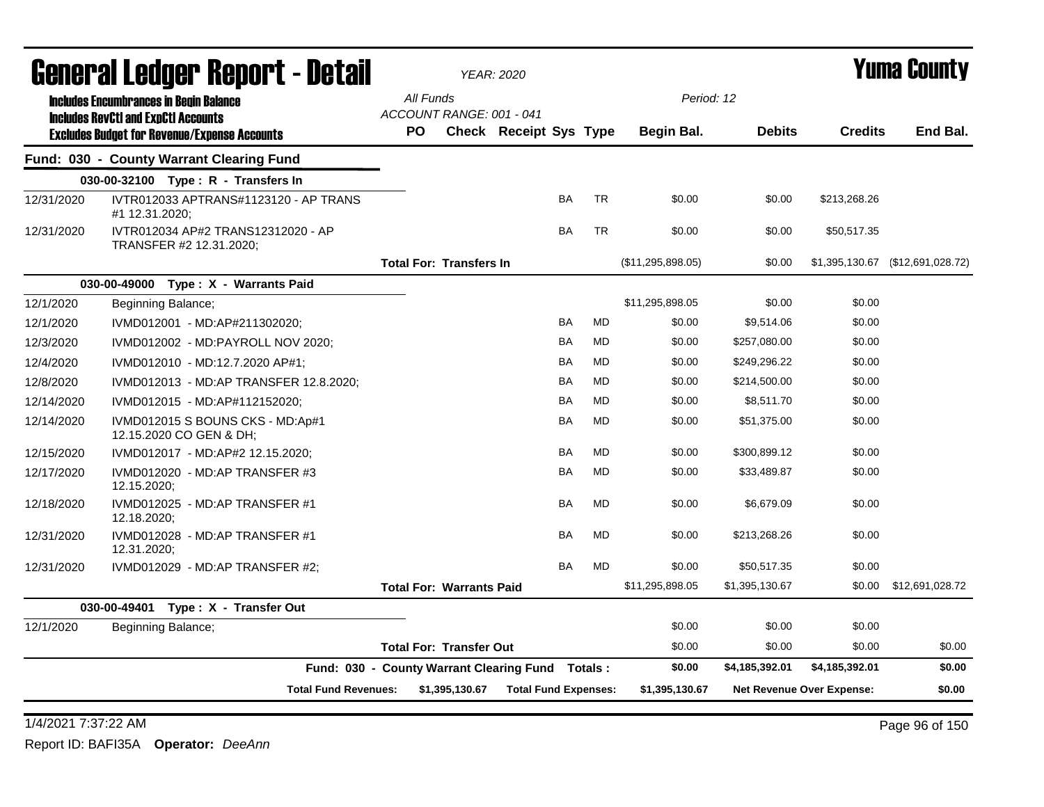# General Ledger Report - Detail

*YEAR: 2020*

# Yuma County

**Includes Encumbrances in Begin Balance**
**Includes RevCtl and ExpCtl Accounts**
**Excludes Budget for Revenue/Expense Accounts**

*All Funds*
*ACCOUNT RANGE: 001 - 041*
*Period: 12*

## Fund: 030 - County Warrant Clearing Fund

| Date | Description | PO | Check | Receipt | Sys | Type | Begin Bal. | Debits | Credits | End Bal. |
|---|---|---|---|---|---|---|---|---|---|---|
| **030-00-32100 Type : R - Transfers In** | | | | | | | | | | |
| 12/31/2020 | IVTR012033 APTRANS#1123120 - AP TRANS #1 12.31.2020; | | | | BA | TR | $0.00 | $0.00 | $213,268.26 | |
| 12/31/2020 | IVTR012034 AP#2 TRANS12312020 - AP TRANSFER #2 12.31.2020; | | | | BA | TR | $0.00 | $0.00 | $50,517.35 | |
| | **Total For: Transfers In** | | | | | | ($11,295,898.05) | $0.00 | $1,395,130.67 | ($12,691,028.72) |
| **030-00-49000 Type : X - Warrants Paid** | | | | | | | | | | |
| 12/1/2020 | Beginning Balance; | | | | | | $11,295,898.05 | $0.00 | $0.00 | |
| 12/1/2020 | IVMD012001 - MD:AP#211302020; | | | | BA | MD | $0.00 | $9,514.06 | $0.00 | |
| 12/3/2020 | IVMD012002 - MD:PAYROLL NOV 2020; | | | | BA | MD | $0.00 | $257,080.00 | $0.00 | |
| 12/4/2020 | IVMD012010 - MD:12.7.2020 AP#1; | | | | BA | MD | $0.00 | $249,296.22 | $0.00 | |
| 12/8/2020 | IVMD012013 - MD:AP TRANSFER 12.8.2020; | | | | BA | MD | $0.00 | $214,500.00 | $0.00 | |
| 12/14/2020 | IVMD012015 - MD:AP#112152020; | | | | BA | MD | $0.00 | $8,511.70 | $0.00 | |
| 12/14/2020 | IVMD012015 S BOUNS CKS - MD:Ap#1 12.15.2020 CO GEN & DH; | | | | BA | MD | $0.00 | $51,375.00 | $0.00 | |
| 12/15/2020 | IVMD012017 - MD:AP#2 12.15.2020; | | | | BA | MD | $0.00 | $300,899.12 | $0.00 | |
| 12/17/2020 | IVMD012020 - MD:AP TRANSFER #3 12.15.2020; | | | | BA | MD | $0.00 | $33,489.87 | $0.00 | |
| 12/18/2020 | IVMD012025 - MD:AP TRANSFER #1 12.18.2020; | | | | BA | MD | $0.00 | $6,679.09 | $0.00 | |
| 12/31/2020 | IVMD012028 - MD:AP TRANSFER #1 12.31.2020; | | | | BA | MD | $0.00 | $213,268.26 | $0.00 | |
| 12/31/2020 | IVMD012029 - MD:AP TRANSFER #2; | | | | BA | MD | $0.00 | $50,517.35 | $0.00 | |
| | **Total For: Warrants Paid** | | | | | | $11,295,898.05 | $1,395,130.67 | $0.00 | $12,691,028.72 |
| **030-00-49401 Type : X - Transfer Out** | | | | | | | | | | |
| 12/1/2020 | Beginning Balance; | | | | | | $0.00 | $0.00 | $0.00 | |
| | **Total For: Transfer Out** | | | | | | $0.00 | $0.00 | $0.00 | $0.00 |
| | **Fund: 030 - County Warrant Clearing Fund Totals :** | | | | | | **$0.00** | **$4,185,392.01** | **$4,185,392.01** | **$0.00** |

**Total Fund Revenues:** $1,395,130.67 **Total Fund Expenses:** $1,395,130.67 **Net Revenue Over Expense:** $0.00

1/4/2021 7:37:22 AM

Report ID: BAFI35A **Operator:** *DeeAnn*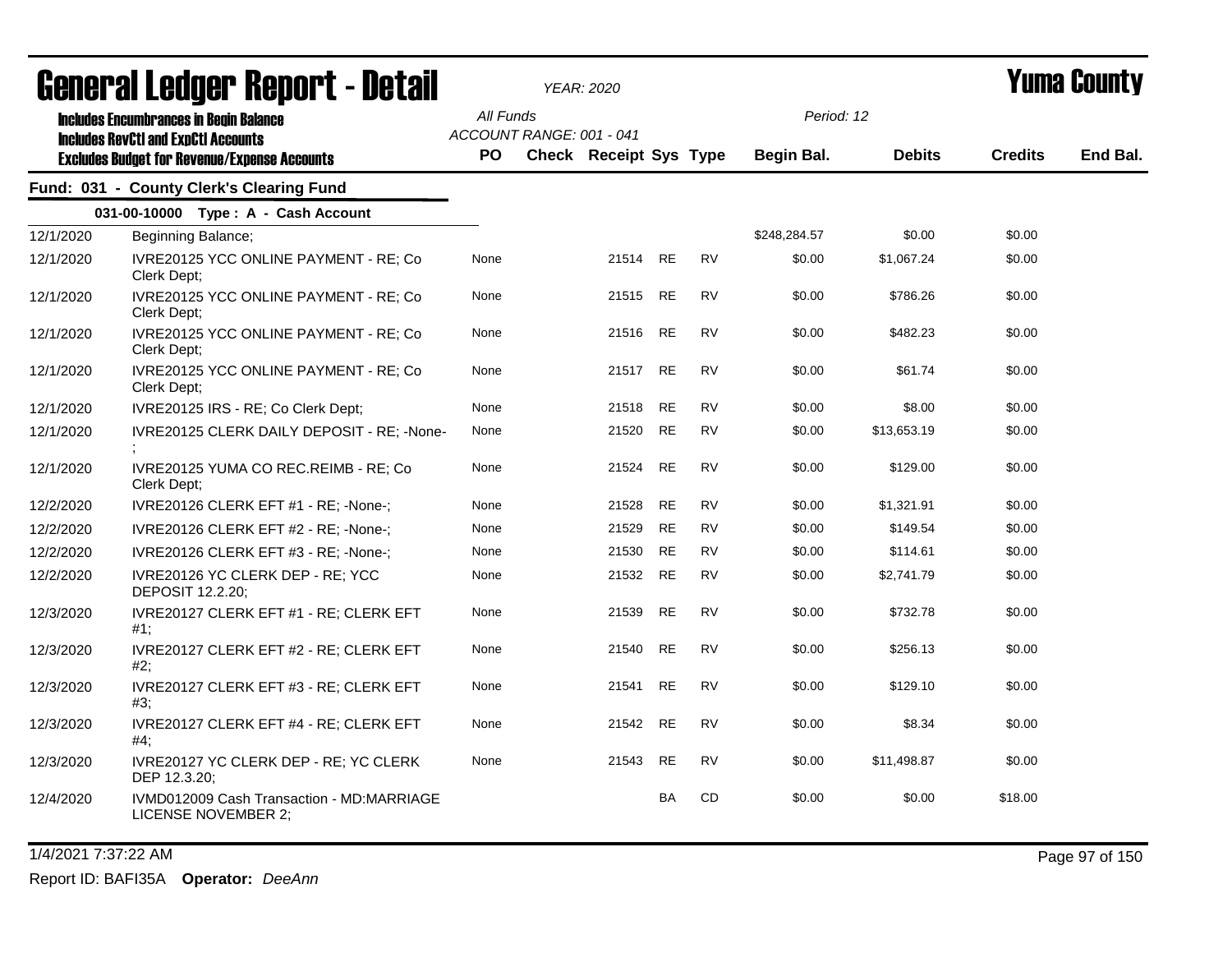# General Ledger Report - Detail

*YEAR: 2020*

# Yuma County

**Includes Encumbrances in Begin Balance**
**Includes RevCtl and ExpCtl Accounts**
**Excludes Budget for Revenue/Expense Accounts**

All Funds
ACCOUNT RANGE: 001 - 041

Period: 12

## Fund: 031 - County Clerk's Clearing Fund

**031-00-10000 Type : A - Cash Account**

| Date | Description | PO | Check | Receipt | Sys | Type | Begin Bal. | Debits | Credits | End Bal. |
|---|---|---|---|---|---|---|---|---|---|---|
| 12/1/2020 | Beginning Balance; | | | | | | $248,284.57 | $0.00 | $0.00 | |
| 12/1/2020 | IVRE20125 YCC ONLINE PAYMENT - RE; Co Clerk Dept; | None | | 21514 | RE | RV | $0.00 | $1,067.24 | $0.00 | |
| 12/1/2020 | IVRE20125 YCC ONLINE PAYMENT - RE; Co Clerk Dept; | None | | 21515 | RE | RV | $0.00 | $786.26 | $0.00 | |
| 12/1/2020 | IVRE20125 YCC ONLINE PAYMENT - RE; Co Clerk Dept; | None | | 21516 | RE | RV | $0.00 | $482.23 | $0.00 | |
| 12/1/2020 | IVRE20125 YCC ONLINE PAYMENT - RE; Co Clerk Dept; | None | | 21517 | RE | RV | $0.00 | $61.74 | $0.00 | |
| 12/1/2020 | IVRE20125 IRS - RE; Co Clerk Dept; | None | | 21518 | RE | RV | $0.00 | $8.00 | $0.00 | |
| 12/1/2020 | IVRE20125 CLERK DAILY DEPOSIT - RE; -None-; | None | | 21520 | RE | RV | $0.00 | $13,653.19 | $0.00 | |
| 12/1/2020 | IVRE20125 YUMA CO REC.REIMB - RE; Co Clerk Dept; | None | | 21524 | RE | RV | $0.00 | $129.00 | $0.00 | |
| 12/2/2020 | IVRE20126 CLERK EFT #1 - RE; -None-; | None | | 21528 | RE | RV | $0.00 | $1,321.91 | $0.00 | |
| 12/2/2020 | IVRE20126 CLERK EFT #2 - RE; -None-; | None | | 21529 | RE | RV | $0.00 | $149.54 | $0.00 | |
| 12/2/2020 | IVRE20126 CLERK EFT #3 - RE; -None-; | None | | 21530 | RE | RV | $0.00 | $114.61 | $0.00 | |
| 12/2/2020 | IVRE20126 YC CLERK DEP - RE; YCC DEPOSIT 12.2.20; | None | | 21532 | RE | RV | $0.00 | $2,741.79 | $0.00 | |
| 12/3/2020 | IVRE20127 CLERK EFT #1 - RE; CLERK EFT #1; | None | | 21539 | RE | RV | $0.00 | $732.78 | $0.00 | |
| 12/3/2020 | IVRE20127 CLERK EFT #2 - RE; CLERK EFT #2; | None | | 21540 | RE | RV | $0.00 | $256.13 | $0.00 | |
| 12/3/2020 | IVRE20127 CLERK EFT #3 - RE; CLERK EFT #3; | None | | 21541 | RE | RV | $0.00 | $129.10 | $0.00 | |
| 12/3/2020 | IVRE20127 CLERK EFT #4 - RE; CLERK EFT #4; | None | | 21542 | RE | RV | $0.00 | $8.34 | $0.00 | |
| 12/3/2020 | IVRE20127 YC CLERK DEP - RE; YC CLERK DEP 12.3.20; | None | | 21543 | RE | RV | $0.00 | $11,498.87 | $0.00 | |
| 12/4/2020 | IVMD012009 Cash Transaction - MD:MARRIAGE LICENSE NOVEMBER 2; | | | | BA | CD | $0.00 | $0.00 | $18.00 | |

1/4/2021 7:37:22 AM

Report ID: BAFI35A **Operator:** *DeeAnn*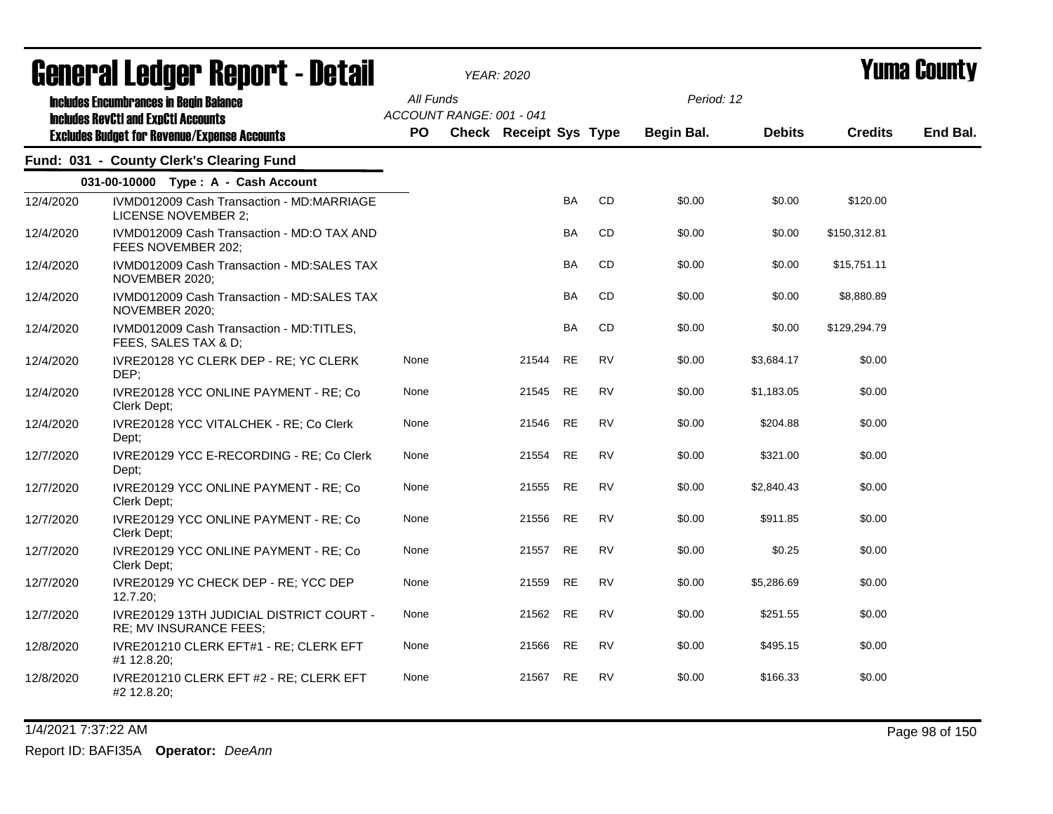# General Ledger Report - Detail

YEAR: 2020

**Yuma County**

Includes Encumbrances in Begin Balance
Includes RevCtl and ExpCtl Accounts
Excludes Budget for Revenue/Expense Accounts

All Funds
ACCOUNT RANGE: 001 - 041

Period: 12

## Fund: 031 - County Clerk's Clearing Fund

### 031-00-10000 Type : A - Cash Account

| Date | Description | PO | Check | Receipt | Sys | Type | Begin Bal. | Debits | Credits | End Bal. |
|---|---|---|---|---|---|---|---|---|---|---|
| 12/4/2020 | IVMD012009 Cash Transaction - MD:MARRIAGE LICENSE NOVEMBER 2; | | | | BA | CD | $0.00 | $0.00 | $120.00 | |
| 12/4/2020 | IVMD012009 Cash Transaction - MD:O TAX AND FEES NOVEMBER 202; | | | | BA | CD | $0.00 | $0.00 | $150,312.81 | |
| 12/4/2020 | IVMD012009 Cash Transaction - MD:SALES TAX NOVEMBER 2020; | | | | BA | CD | $0.00 | $0.00 | $15,751.11 | |
| 12/4/2020 | IVMD012009 Cash Transaction - MD:SALES TAX NOVEMBER 2020; | | | | BA | CD | $0.00 | $0.00 | $8,880.89 | |
| 12/4/2020 | IVMD012009 Cash Transaction - MD:TITLES, FEES, SALES TAX & D; | | | | BA | CD | $0.00 | $0.00 | $129,294.79 | |
| 12/4/2020 | IVRE20128 YC CLERK DEP - RE; YC CLERK DEP; | None | | 21544 | RE | RV | $0.00 | $3,684.17 | $0.00 | |
| 12/4/2020 | IVRE20128 YCC ONLINE PAYMENT - RE; Co Clerk Dept; | None | | 21545 | RE | RV | $0.00 | $1,183.05 | $0.00 | |
| 12/4/2020 | IVRE20128 YCC VITALCHEK - RE; Co Clerk Dept; | None | | 21546 | RE | RV | $0.00 | $204.88 | $0.00 | |
| 12/7/2020 | IVRE20129 YCC E-RECORDING - RE; Co Clerk Dept; | None | | 21554 | RE | RV | $0.00 | $321.00 | $0.00 | |
| 12/7/2020 | IVRE20129 YCC ONLINE PAYMENT - RE; Co Clerk Dept; | None | | 21555 | RE | RV | $0.00 | $2,840.43 | $0.00 | |
| 12/7/2020 | IVRE20129 YCC ONLINE PAYMENT - RE; Co Clerk Dept; | None | | 21556 | RE | RV | $0.00 | $911.85 | $0.00 | |
| 12/7/2020 | IVRE20129 YCC ONLINE PAYMENT - RE; Co Clerk Dept; | None | | 21557 | RE | RV | $0.00 | $0.25 | $0.00 | |
| 12/7/2020 | IVRE20129 YC CHECK DEP - RE; YCC DEP 12.7.20; | None | | 21559 | RE | RV | $0.00 | $5,286.69 | $0.00 | |
| 12/7/2020 | IVRE20129 13TH JUDICIAL DISTRICT COURT - RE; MV INSURANCE FEES; | None | | 21562 | RE | RV | $0.00 | $251.55 | $0.00 | |
| 12/8/2020 | IVRE201210 CLERK EFT#1 - RE; CLERK EFT #1 12.8.20; | None | | 21566 | RE | RV | $0.00 | $495.15 | $0.00 | |
| 12/8/2020 | IVRE201210 CLERK EFT #2 - RE; CLERK EFT #2 12.8.20; | None | | 21567 | RE | RV | $0.00 | $166.33 | $0.00 | |

1/4/2021 7:37:22 AM

Report ID: BAFI35A **Operator:** *DeeAnn*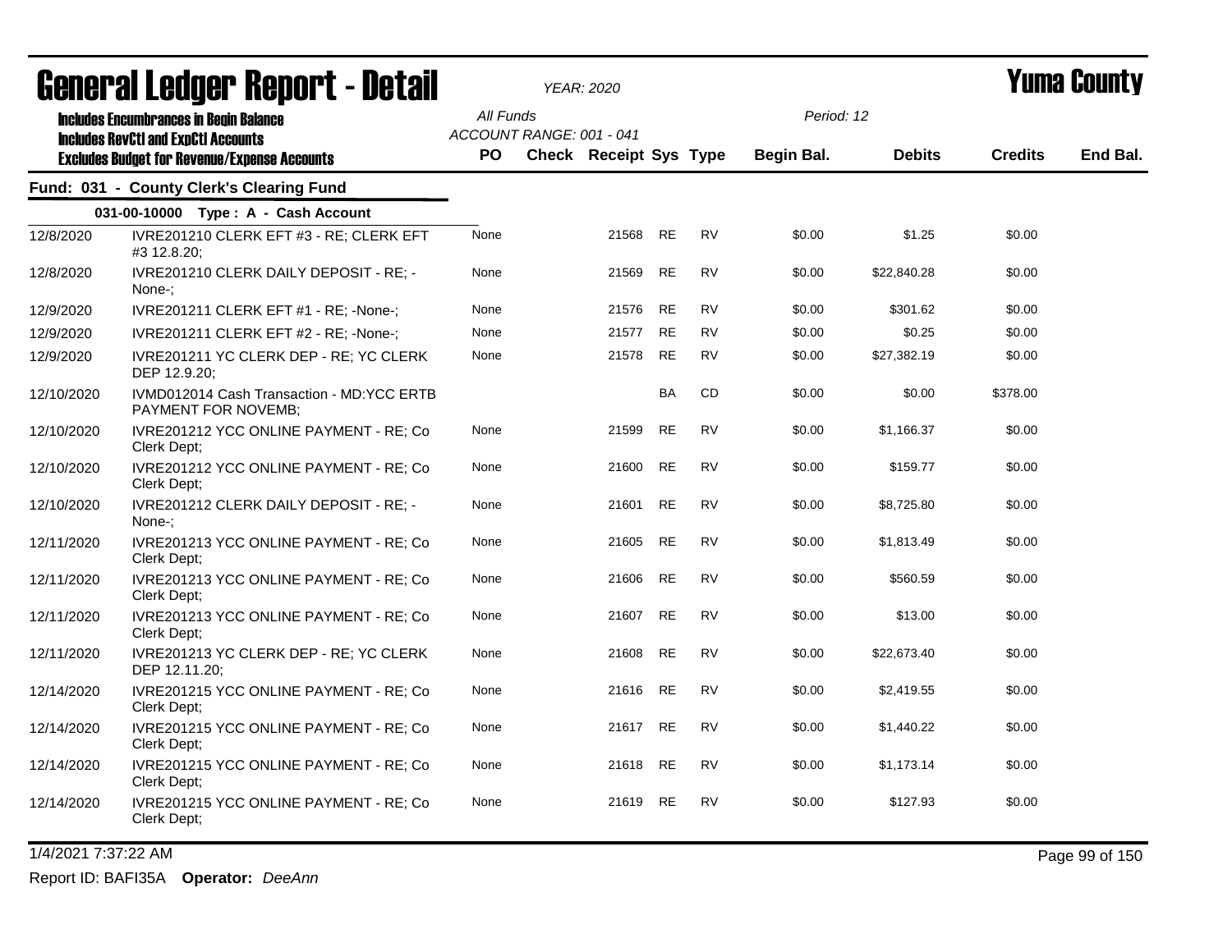# General Ledger Report - Detail

YEAR: 2020

**Yuma County**

Includes Encumbrances in Begin Balance
Includes RevCtl and ExpCtl Accounts
Excludes Budget for Revenue/Expense Accounts

All Funds
ACCOUNT RANGE: 001 - 041

Period: 12

## Fund: 031 - County Clerk's Clearing Fund

### 031-00-10000 Type : A - Cash Account

| Date | Description | PO | Check | Receipt | Sys | Type | Begin Bal. | Debits | Credits | End Bal. |
|---|---|---|---|---|---|---|---|---|---|---|
| 12/8/2020 | IVRE201210 CLERK EFT #3 - RE; CLERK EFT #3 12.8.20; | None | | 21568 | RE | RV | $0.00 | $1.25 | $0.00 | |
| 12/8/2020 | IVRE201210 CLERK DAILY DEPOSIT - RE; -None-; | None | | 21569 | RE | RV | $0.00 | $22,840.28 | $0.00 | |
| 12/9/2020 | IVRE201211 CLERK EFT #1 - RE; -None-; | None | | 21576 | RE | RV | $0.00 | $301.62 | $0.00 | |
| 12/9/2020 | IVRE201211 CLERK EFT #2 - RE; -None-; | None | | 21577 | RE | RV | $0.00 | $0.25 | $0.00 | |
| 12/9/2020 | IVRE201211 YC CLERK DEP - RE; YC CLERK DEP 12.9.20; | None | | 21578 | RE | RV | $0.00 | $27,382.19 | $0.00 | |
| 12/10/2020 | IVMD012014 Cash Transaction - MD:YCC ERTB PAYMENT FOR NOVEMB; | | | | BA | CD | $0.00 | $0.00 | $378.00 | |
| 12/10/2020 | IVRE201212 YCC ONLINE PAYMENT - RE; Co Clerk Dept; | None | | 21599 | RE | RV | $0.00 | $1,166.37 | $0.00 | |
| 12/10/2020 | IVRE201212 YCC ONLINE PAYMENT - RE; Co Clerk Dept; | None | | 21600 | RE | RV | $0.00 | $159.77 | $0.00 | |
| 12/10/2020 | IVRE201212 CLERK DAILY DEPOSIT - RE; -None-; | None | | 21601 | RE | RV | $0.00 | $8,725.80 | $0.00 | |
| 12/11/2020 | IVRE201213 YCC ONLINE PAYMENT - RE; Co Clerk Dept; | None | | 21605 | RE | RV | $0.00 | $1,813.49 | $0.00 | |
| 12/11/2020 | IVRE201213 YCC ONLINE PAYMENT - RE; Co Clerk Dept; | None | | 21606 | RE | RV | $0.00 | $560.59 | $0.00 | |
| 12/11/2020 | IVRE201213 YCC ONLINE PAYMENT - RE; Co Clerk Dept; | None | | 21607 | RE | RV | $0.00 | $13.00 | $0.00 | |
| 12/11/2020 | IVRE201213 YC CLERK DEP - RE; YC CLERK DEP 12.11.20; | None | | 21608 | RE | RV | $0.00 | $22,673.40 | $0.00 | |
| 12/14/2020 | IVRE201215 YCC ONLINE PAYMENT - RE; Co Clerk Dept; | None | | 21616 | RE | RV | $0.00 | $2,419.55 | $0.00 | |
| 12/14/2020 | IVRE201215 YCC ONLINE PAYMENT - RE; Co Clerk Dept; | None | | 21617 | RE | RV | $0.00 | $1,440.22 | $0.00 | |
| 12/14/2020 | IVRE201215 YCC ONLINE PAYMENT - RE; Co Clerk Dept; | None | | 21618 | RE | RV | $0.00 | $1,173.14 | $0.00 | |
| 12/14/2020 | IVRE201215 YCC ONLINE PAYMENT - RE; Co Clerk Dept; | None | | 21619 | RE | RV | $0.00 | $127.93 | $0.00 | |

1/4/2021 7:37:22 AM

Report ID: BAFI35A **Operator:** *DeeAnn*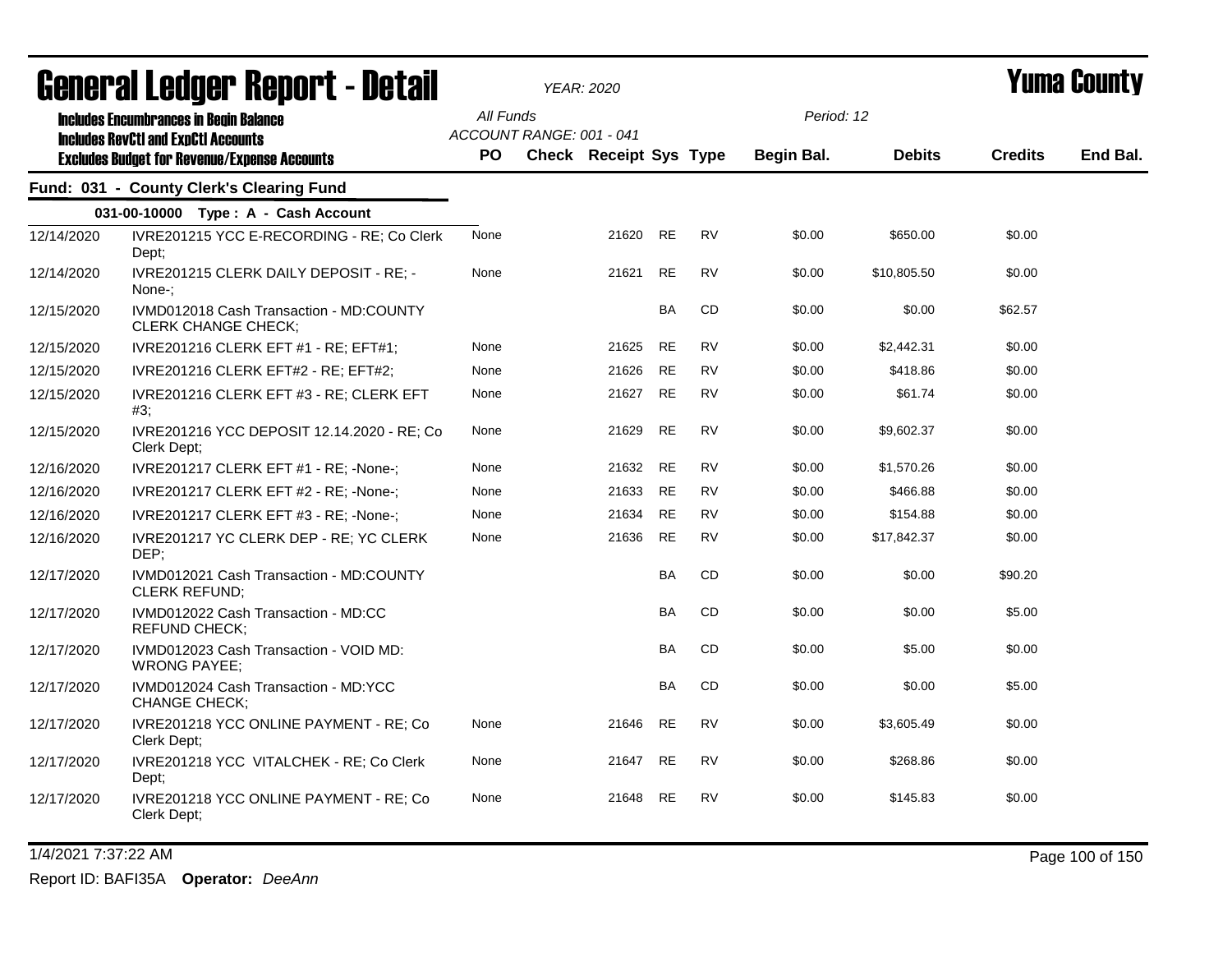# General Ledger Report - Detail

*YEAR: 2020*

# Yuma County

**Includes Encumbrances in Begin Balance**
**Includes RevCtl and ExpCtl Accounts**
**Excludes Budget for Revenue/Expense Accounts**

All Funds
ACCOUNT RANGE: 001 - 041

Period: 12

## Fund: 031 - County Clerk's Clearing Fund

### 031-00-10000 Type : A - Cash Account

| Date | Description | PO | Check | Receipt | Sys | Type | Begin Bal. | Debits | Credits | End Bal. |
|---|---|---|---|---|---|---|---|---|---|---|
| 12/14/2020 | IVRE201215 YCC E-RECORDING - RE; Co Clerk Dept; | None | | 21620 | RE | RV | $0.00 | $650.00 | $0.00 | |
| 12/14/2020 | IVRE201215 CLERK DAILY DEPOSIT - RE; -None-; | None | | 21621 | RE | RV | $0.00 | $10,805.50 | $0.00 | |
| 12/15/2020 | IVMD012018 Cash Transaction - MD:COUNTY CLERK CHANGE CHECK; | | | | BA | CD | $0.00 | $0.00 | $62.57 | |
| 12/15/2020 | IVRE201216 CLERK EFT #1 - RE; EFT#1; | None | | 21625 | RE | RV | $0.00 | $2,442.31 | $0.00 | |
| 12/15/2020 | IVRE201216 CLERK EFT#2 - RE; EFT#2; | None | | 21626 | RE | RV | $0.00 | $418.86 | $0.00 | |
| 12/15/2020 | IVRE201216 CLERK EFT #3 - RE; CLERK EFT #3; | None | | 21627 | RE | RV | $0.00 | $61.74 | $0.00 | |
| 12/15/2020 | IVRE201216 YCC DEPOSIT 12.14.2020 - RE; Co Clerk Dept; | None | | 21629 | RE | RV | $0.00 | $9,602.37 | $0.00 | |
| 12/16/2020 | IVRE201217 CLERK EFT #1 - RE; -None-; | None | | 21632 | RE | RV | $0.00 | $1,570.26 | $0.00 | |
| 12/16/2020 | IVRE201217 CLERK EFT #2 - RE; -None-; | None | | 21633 | RE | RV | $0.00 | $466.88 | $0.00 | |
| 12/16/2020 | IVRE201217 CLERK EFT #3 - RE; -None-; | None | | 21634 | RE | RV | $0.00 | $154.88 | $0.00 | |
| 12/16/2020 | IVRE201217 YC CLERK DEP - RE; YC CLERK DEP; | None | | 21636 | RE | RV | $0.00 | $17,842.37 | $0.00 | |
| 12/17/2020 | IVMD012021 Cash Transaction - MD:COUNTY CLERK REFUND; | | | | BA | CD | $0.00 | $0.00 | $90.20 | |
| 12/17/2020 | IVMD012022 Cash Transaction - MD:CC REFUND CHECK; | | | | BA | CD | $0.00 | $0.00 | $5.00 | |
| 12/17/2020 | IVMD012023 Cash Transaction - VOID MD: WRONG PAYEE; | | | | BA | CD | $0.00 | $5.00 | $0.00 | |
| 12/17/2020 | IVMD012024 Cash Transaction - MD:YCC CHANGE CHECK; | | | | BA | CD | $0.00 | $0.00 | $5.00 | |
| 12/17/2020 | IVRE201218 YCC ONLINE PAYMENT - RE; Co Clerk Dept; | None | | 21646 | RE | RV | $0.00 | $3,605.49 | $0.00 | |
| 12/17/2020 | IVRE201218 YCC VITALCHEK - RE; Co Clerk Dept; | None | | 21647 | RE | RV | $0.00 | $268.86 | $0.00 | |
| 12/17/2020 | IVRE201218 YCC ONLINE PAYMENT - RE; Co Clerk Dept; | None | | 21648 | RE | RV | $0.00 | $145.83 | $0.00 | |

1/4/2021 7:37:22 AM

Report ID: BAFI35A **Operator:** *DeeAnn*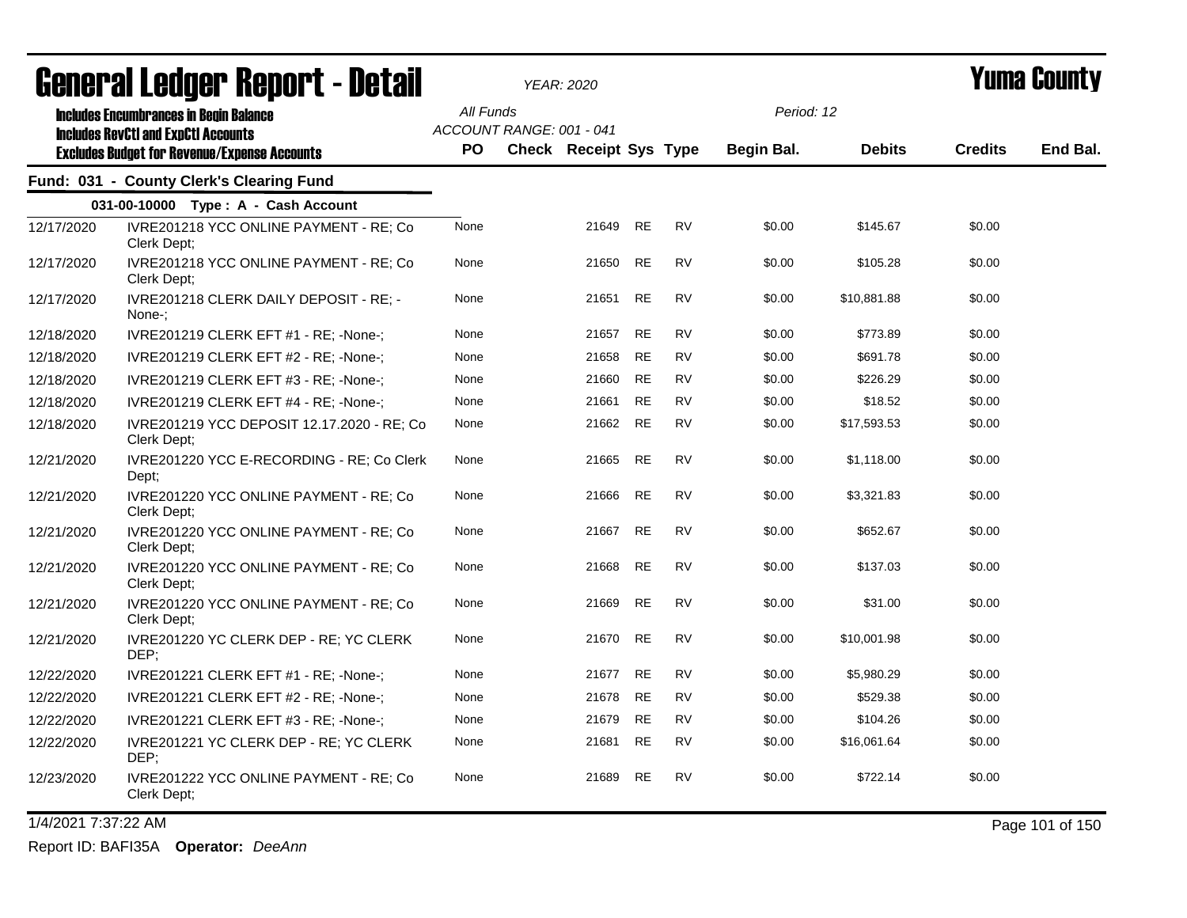# General Ledger Report - Detail

*YEAR: 2020*

**Yuma County**

Includes Encumbrances in Begin Balance
Includes RevCtl and ExpCtl Accounts
Excludes Budget for Revenue/Expense Accounts

All Funds
ACCOUNT RANGE: 001 - 041

Period: 12

## Fund: 031 - County Clerk's Clearing Fund

### 031-00-10000 Type : A - Cash Account

| Date | Description | PO | Check | Receipt | Sys | Type | Begin Bal. | Debits | Credits | End Bal. |
|---|---|---|---|---|---|---|---|---|---|---|
| 12/17/2020 | IVRE201218 YCC ONLINE PAYMENT - RE; Co Clerk Dept; | None | | 21649 | RE | RV | $0.00 | $145.67 | $0.00 | |
| 12/17/2020 | IVRE201218 YCC ONLINE PAYMENT - RE; Co Clerk Dept; | None | | 21650 | RE | RV | $0.00 | $105.28 | $0.00 | |
| 12/17/2020 | IVRE201218 CLERK DAILY DEPOSIT - RE; -None-; | None | | 21651 | RE | RV | $0.00 | $10,881.88 | $0.00 | |
| 12/18/2020 | IVRE201219 CLERK EFT #1 - RE; -None-; | None | | 21657 | RE | RV | $0.00 | $773.89 | $0.00 | |
| 12/18/2020 | IVRE201219 CLERK EFT #2 - RE; -None-; | None | | 21658 | RE | RV | $0.00 | $691.78 | $0.00 | |
| 12/18/2020 | IVRE201219 CLERK EFT #3 - RE; -None-; | None | | 21660 | RE | RV | $0.00 | $226.29 | $0.00 | |
| 12/18/2020 | IVRE201219 CLERK EFT #4 - RE; -None-; | None | | 21661 | RE | RV | $0.00 | $18.52 | $0.00 | |
| 12/18/2020 | IVRE201219 YCC DEPOSIT 12.17.2020 - RE; Co Clerk Dept; | None | | 21662 | RE | RV | $0.00 | $17,593.53 | $0.00 | |
| 12/21/2020 | IVRE201220 YCC E-RECORDING - RE; Co Clerk Dept; | None | | 21665 | RE | RV | $0.00 | $1,118.00 | $0.00 | |
| 12/21/2020 | IVRE201220 YCC ONLINE PAYMENT - RE; Co Clerk Dept; | None | | 21666 | RE | RV | $0.00 | $3,321.83 | $0.00 | |
| 12/21/2020 | IVRE201220 YCC ONLINE PAYMENT - RE; Co Clerk Dept; | None | | 21667 | RE | RV | $0.00 | $652.67 | $0.00 | |
| 12/21/2020 | IVRE201220 YCC ONLINE PAYMENT - RE; Co Clerk Dept; | None | | 21668 | RE | RV | $0.00 | $137.03 | $0.00 | |
| 12/21/2020 | IVRE201220 YCC ONLINE PAYMENT - RE; Co Clerk Dept; | None | | 21669 | RE | RV | $0.00 | $31.00 | $0.00 | |
| 12/21/2020 | IVRE201220 YC CLERK DEP - RE; YC CLERK DEP; | None | | 21670 | RE | RV | $0.00 | $10,001.98 | $0.00 | |
| 12/22/2020 | IVRE201221 CLERK EFT #1 - RE; -None-; | None | | 21677 | RE | RV | $0.00 | $5,980.29 | $0.00 | |
| 12/22/2020 | IVRE201221 CLERK EFT #2 - RE; -None-; | None | | 21678 | RE | RV | $0.00 | $529.38 | $0.00 | |
| 12/22/2020 | IVRE201221 CLERK EFT #3 - RE; -None-; | None | | 21679 | RE | RV | $0.00 | $104.26 | $0.00 | |
| 12/22/2020 | IVRE201221 YC CLERK DEP - RE; YC CLERK DEP; | None | | 21681 | RE | RV | $0.00 | $16,061.64 | $0.00 | |
| 12/23/2020 | IVRE201222 YCC ONLINE PAYMENT - RE; Co Clerk Dept; | None | | 21689 | RE | RV | $0.00 | $722.14 | $0.00 | |

1/4/2021 7:37:22 AM

Report ID: BAFI35A **Operator:** *DeeAnn*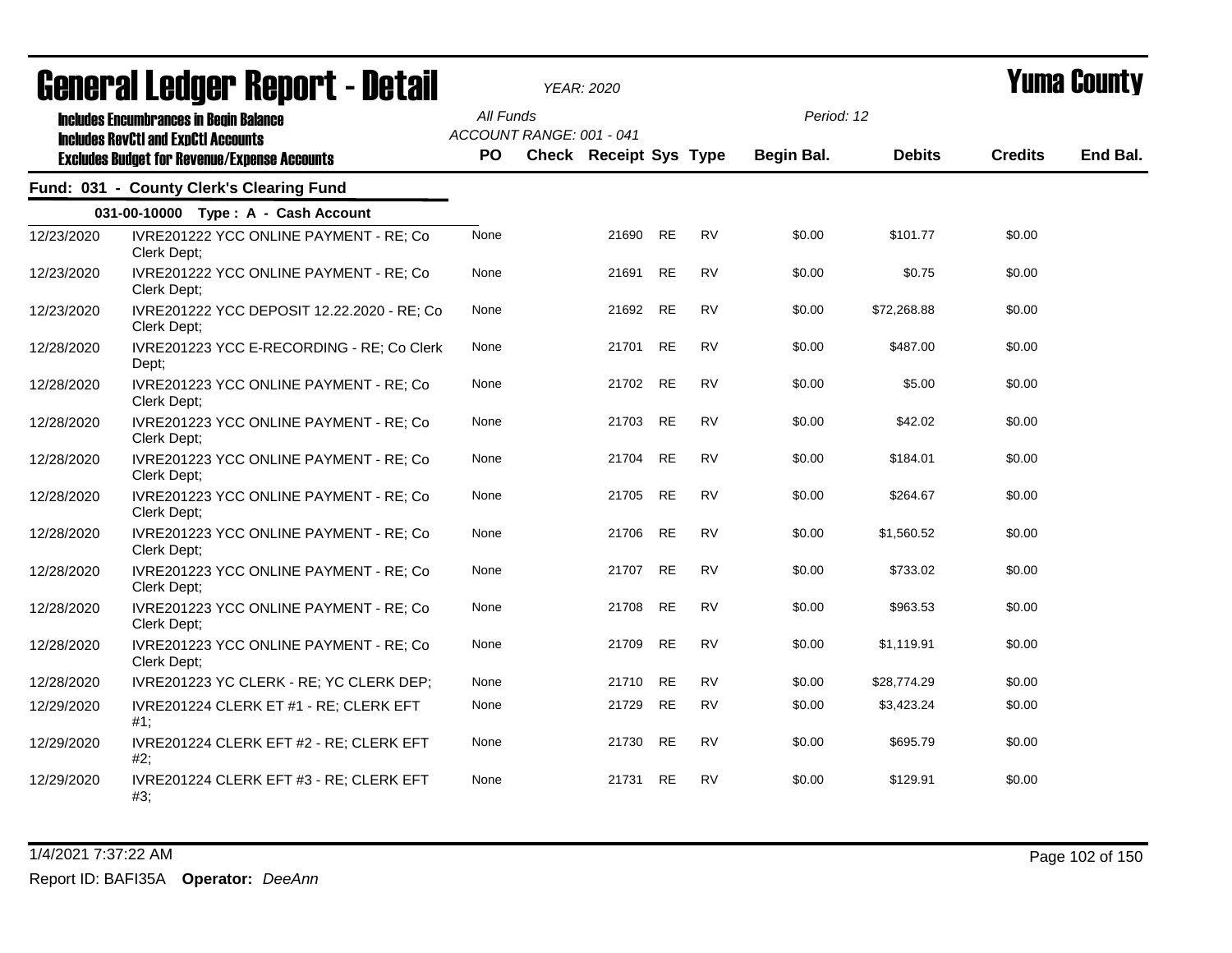# General Ledger Report - Detail

*YEAR: 2020*

# Yuma County

**Includes Encumbrances in Begin Balance**
**Includes RevCtl and ExpCtl Accounts**
**Excludes Budget for Revenue/Expense Accounts**

*All Funds*
*ACCOUNT RANGE: 001 - 041*

*Period: 12*

## Fund: 031 - County Clerk's Clearing Fund

### 031-00-10000 Type : A - Cash Account

| Date | Description | PO | Check | Receipt | Sys | Type | Begin Bal. | Debits | Credits | End Bal. |
|---|---|---|---|---|---|---|---|---|---|---|
| 12/23/2020 | IVRE201222 YCC ONLINE PAYMENT - RE; Co Clerk Dept; | None | | 21690 | RE | RV | $0.00 | $101.77 | $0.00 | |
| 12/23/2020 | IVRE201222 YCC ONLINE PAYMENT - RE; Co Clerk Dept; | None | | 21691 | RE | RV | $0.00 | $0.75 | $0.00 | |
| 12/23/2020 | IVRE201222 YCC DEPOSIT 12.22.2020 - RE; Co Clerk Dept; | None | | 21692 | RE | RV | $0.00 | $72,268.88 | $0.00 | |
| 12/28/2020 | IVRE201223 YCC E-RECORDING - RE; Co Clerk Dept; | None | | 21701 | RE | RV | $0.00 | $487.00 | $0.00 | |
| 12/28/2020 | IVRE201223 YCC ONLINE PAYMENT - RE; Co Clerk Dept; | None | | 21702 | RE | RV | $0.00 | $5.00 | $0.00 | |
| 12/28/2020 | IVRE201223 YCC ONLINE PAYMENT - RE; Co Clerk Dept; | None | | 21703 | RE | RV | $0.00 | $42.02 | $0.00 | |
| 12/28/2020 | IVRE201223 YCC ONLINE PAYMENT - RE; Co Clerk Dept; | None | | 21704 | RE | RV | $0.00 | $184.01 | $0.00 | |
| 12/28/2020 | IVRE201223 YCC ONLINE PAYMENT - RE; Co Clerk Dept; | None | | 21705 | RE | RV | $0.00 | $264.67 | $0.00 | |
| 12/28/2020 | IVRE201223 YCC ONLINE PAYMENT - RE; Co Clerk Dept; | None | | 21706 | RE | RV | $0.00 | $1,560.52 | $0.00 | |
| 12/28/2020 | IVRE201223 YCC ONLINE PAYMENT - RE; Co Clerk Dept; | None | | 21707 | RE | RV | $0.00 | $733.02 | $0.00 | |
| 12/28/2020 | IVRE201223 YCC ONLINE PAYMENT - RE; Co Clerk Dept; | None | | 21708 | RE | RV | $0.00 | $963.53 | $0.00 | |
| 12/28/2020 | IVRE201223 YCC ONLINE PAYMENT - RE; Co Clerk Dept; | None | | 21709 | RE | RV | $0.00 | $1,119.91 | $0.00 | |
| 12/28/2020 | IVRE201223 YC CLERK - RE; YC CLERK DEP; | None | | 21710 | RE | RV | $0.00 | $28,774.29 | $0.00 | |
| 12/29/2020 | IVRE201224 CLERK ET #1 - RE; CLERK EFT #1; | None | | 21729 | RE | RV | $0.00 | $3,423.24 | $0.00 | |
| 12/29/2020 | IVRE201224 CLERK EFT #2 - RE; CLERK EFT #2; | None | | 21730 | RE | RV | $0.00 | $695.79 | $0.00 | |
| 12/29/2020 | IVRE201224 CLERK EFT #3 - RE; CLERK EFT #3; | None | | 21731 | RE | RV | $0.00 | $129.91 | $0.00 | |

1/4/2021 7:37:22 AM

Report ID: BAFI35A **Operator:** *DeeAnn*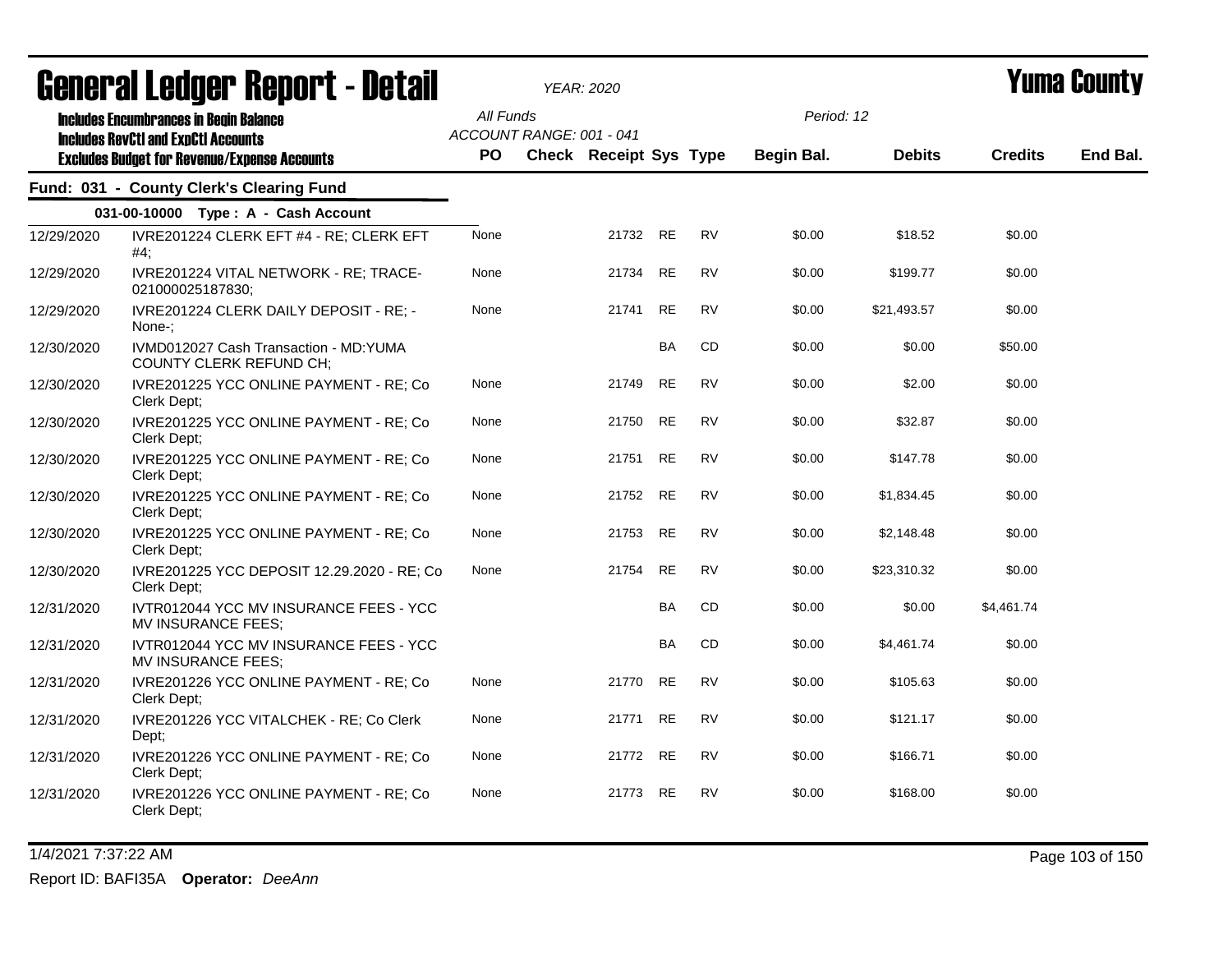# General Ledger Report - Detail

*YEAR: 2020*

**Yuma County**

**Includes Encumbrances in Begin Balance**
**Includes RevCtl and ExpCtl Accounts**
**Excludes Budget for Revenue/Expense Accounts**

*All Funds*
*ACCOUNT RANGE: 001 - 041*

*Period: 12*

## Fund: 031 - County Clerk's Clearing Fund

### 031-00-10000 Type : A - Cash Account

| Date | Description | PO | Check | Receipt | Sys | Type | Begin Bal. | Debits | Credits | End Bal. |
|---|---|---|---|---|---|---|---|---|---|---|
| 12/29/2020 | IVRE201224 CLERK EFT #4 - RE; CLERK EFT #4; | None | | 21732 | RE | RV | $0.00 | $18.52 | $0.00 | |
| 12/29/2020 | IVRE201224 VITAL NETWORK - RE; TRACE-021000025187830; | None | | 21734 | RE | RV | $0.00 | $199.77 | $0.00 | |
| 12/29/2020 | IVRE201224 CLERK DAILY DEPOSIT - RE; -None-; | None | | 21741 | RE | RV | $0.00 | $21,493.57 | $0.00 | |
| 12/30/2020 | IVMD012027 Cash Transaction - MD:YUMA COUNTY CLERK REFUND CH; | | | | BA | CD | $0.00 | $0.00 | $50.00 | |
| 12/30/2020 | IVRE201225 YCC ONLINE PAYMENT - RE; Co Clerk Dept; | None | | 21749 | RE | RV | $0.00 | $2.00 | $0.00 | |
| 12/30/2020 | IVRE201225 YCC ONLINE PAYMENT - RE; Co Clerk Dept; | None | | 21750 | RE | RV | $0.00 | $32.87 | $0.00 | |
| 12/30/2020 | IVRE201225 YCC ONLINE PAYMENT - RE; Co Clerk Dept; | None | | 21751 | RE | RV | $0.00 | $147.78 | $0.00 | |
| 12/30/2020 | IVRE201225 YCC ONLINE PAYMENT - RE; Co Clerk Dept; | None | | 21752 | RE | RV | $0.00 | $1,834.45 | $0.00 | |
| 12/30/2020 | IVRE201225 YCC ONLINE PAYMENT - RE; Co Clerk Dept; | None | | 21753 | RE | RV | $0.00 | $2,148.48 | $0.00 | |
| 12/30/2020 | IVRE201225 YCC DEPOSIT 12.29.2020 - RE; Co Clerk Dept; | None | | 21754 | RE | RV | $0.00 | $23,310.32 | $0.00 | |
| 12/31/2020 | IVTR012044 YCC MV INSURANCE FEES - YCC MV INSURANCE FEES; | | | | BA | CD | $0.00 | $0.00 | $4,461.74 | |
| 12/31/2020 | IVTR012044 YCC MV INSURANCE FEES - YCC MV INSURANCE FEES; | | | | BA | CD | $0.00 | $4,461.74 | $0.00 | |
| 12/31/2020 | IVRE201226 YCC ONLINE PAYMENT - RE; Co Clerk Dept; | None | | 21770 | RE | RV | $0.00 | $105.63 | $0.00 | |
| 12/31/2020 | IVRE201226 YCC VITALCHEK - RE; Co Clerk Dept; | None | | 21771 | RE | RV | $0.00 | $121.17 | $0.00 | |
| 12/31/2020 | IVRE201226 YCC ONLINE PAYMENT - RE; Co Clerk Dept; | None | | 21772 | RE | RV | $0.00 | $166.71 | $0.00 | |
| 12/31/2020 | IVRE201226 YCC ONLINE PAYMENT - RE; Co Clerk Dept; | None | | 21773 | RE | RV | $0.00 | $168.00 | $0.00 | |

1/4/2021 7:37:22 AM

Report ID: BAFI35A **Operator:** *DeeAnn*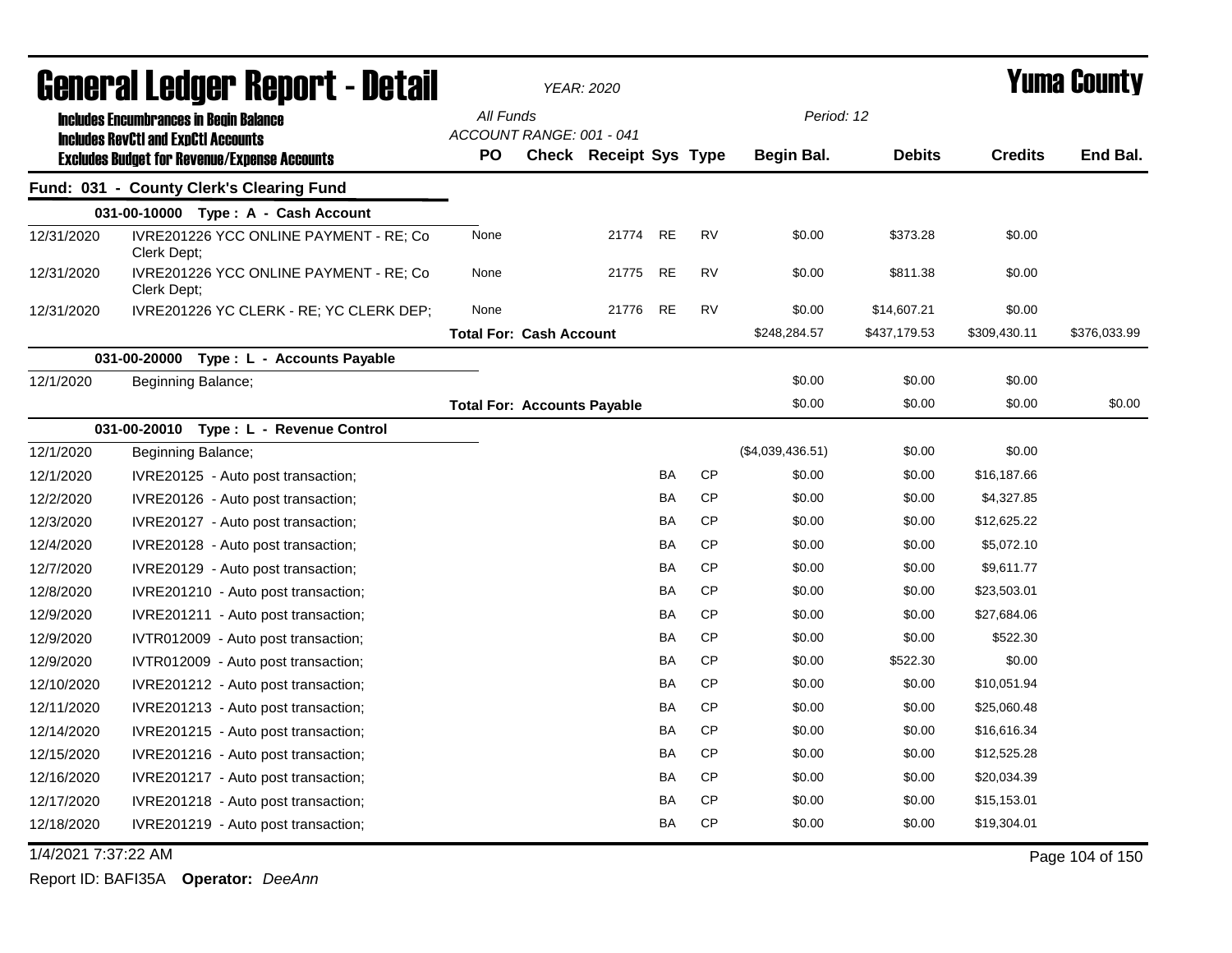# General Ledger Report - Detail

*YEAR: 2020*

# Yuma County

**Includes Encumbrances in Begin Balance**
**Includes RevCtl and ExpCtl Accounts**
**Excludes Budget for Revenue/Expense Accounts**

All Funds
ACCOUNT RANGE: 001 - 041

Period: 12

| | | PO | Check | Receipt | Sys | Type | Begin Bal. | Debits | Credits | End Bal. |
|---|---|---|---|---|---|---|---|---|---|---|
| **Fund: 031 - County Clerk's Clearing Fund** | | | | | | | | | | |
| **031-00-10000 Type : A - Cash Account** | | | | | | | | | | |
| 12/31/2020 | IVRE201226 YCC ONLINE PAYMENT - RE; Co Clerk Dept; | None | | 21774 | RE | RV | $0.00 | $373.28 | $0.00 | |
| 12/31/2020 | IVRE201226 YCC ONLINE PAYMENT - RE; Co Clerk Dept; | None | | 21775 | RE | RV | $0.00 | $811.38 | $0.00 | |
| 12/31/2020 | IVRE201226 YC CLERK - RE; YC CLERK DEP; | None | | 21776 | RE | RV | $0.00 | $14,607.21 | $0.00 | |
| | | **Total For: Cash Account** | | | | | $248,284.57 | $437,179.53 | $309,430.11 | $376,033.99 |
| **031-00-20000 Type : L - Accounts Payable** | | | | | | | | | | |
| 12/1/2020 | Beginning Balance; | | | | | | $0.00 | $0.00 | $0.00 | |
| | | **Total For: Accounts Payable** | | | | | $0.00 | $0.00 | $0.00 | $0.00 |
| **031-00-20010 Type : L - Revenue Control** | | | | | | | | | | |
| 12/1/2020 | Beginning Balance; | | | | | | ($4,039,436.51) | $0.00 | $0.00 | |
| 12/1/2020 | IVRE20125 - Auto post transaction; | | | | BA | CP | $0.00 | $0.00 | $16,187.66 | |
| 12/2/2020 | IVRE20126 - Auto post transaction; | | | | BA | CP | $0.00 | $0.00 | $4,327.85 | |
| 12/3/2020 | IVRE20127 - Auto post transaction; | | | | BA | CP | $0.00 | $0.00 | $12,625.22 | |
| 12/4/2020 | IVRE20128 - Auto post transaction; | | | | BA | CP | $0.00 | $0.00 | $5,072.10 | |
| 12/7/2020 | IVRE20129 - Auto post transaction; | | | | BA | CP | $0.00 | $0.00 | $9,611.77 | |
| 12/8/2020 | IVRE201210 - Auto post transaction; | | | | BA | CP | $0.00 | $0.00 | $23,503.01 | |
| 12/9/2020 | IVRE201211 - Auto post transaction; | | | | BA | CP | $0.00 | $0.00 | $27,684.06 | |
| 12/9/2020 | IVTR012009 - Auto post transaction; | | | | BA | CP | $0.00 | $0.00 | $522.30 | |
| 12/9/2020 | IVTR012009 - Auto post transaction; | | | | BA | CP | $0.00 | $522.30 | $0.00 | |
| 12/10/2020 | IVRE201212 - Auto post transaction; | | | | BA | CP | $0.00 | $0.00 | $10,051.94 | |
| 12/11/2020 | IVRE201213 - Auto post transaction; | | | | BA | CP | $0.00 | $0.00 | $25,060.48 | |
| 12/14/2020 | IVRE201215 - Auto post transaction; | | | | BA | CP | $0.00 | $0.00 | $16,616.34 | |
| 12/15/2020 | IVRE201216 - Auto post transaction; | | | | BA | CP | $0.00 | $0.00 | $12,525.28 | |
| 12/16/2020 | IVRE201217 - Auto post transaction; | | | | BA | CP | $0.00 | $0.00 | $20,034.39 | |
| 12/17/2020 | IVRE201218 - Auto post transaction; | | | | BA | CP | $0.00 | $0.00 | $15,153.01 | |
| 12/18/2020 | IVRE201219 - Auto post transaction; | | | | BA | CP | $0.00 | $0.00 | $19,304.01 | |

1/4/2021 7:37:22 AM

Report ID: BAFI35A **Operator:** *DeeAnn*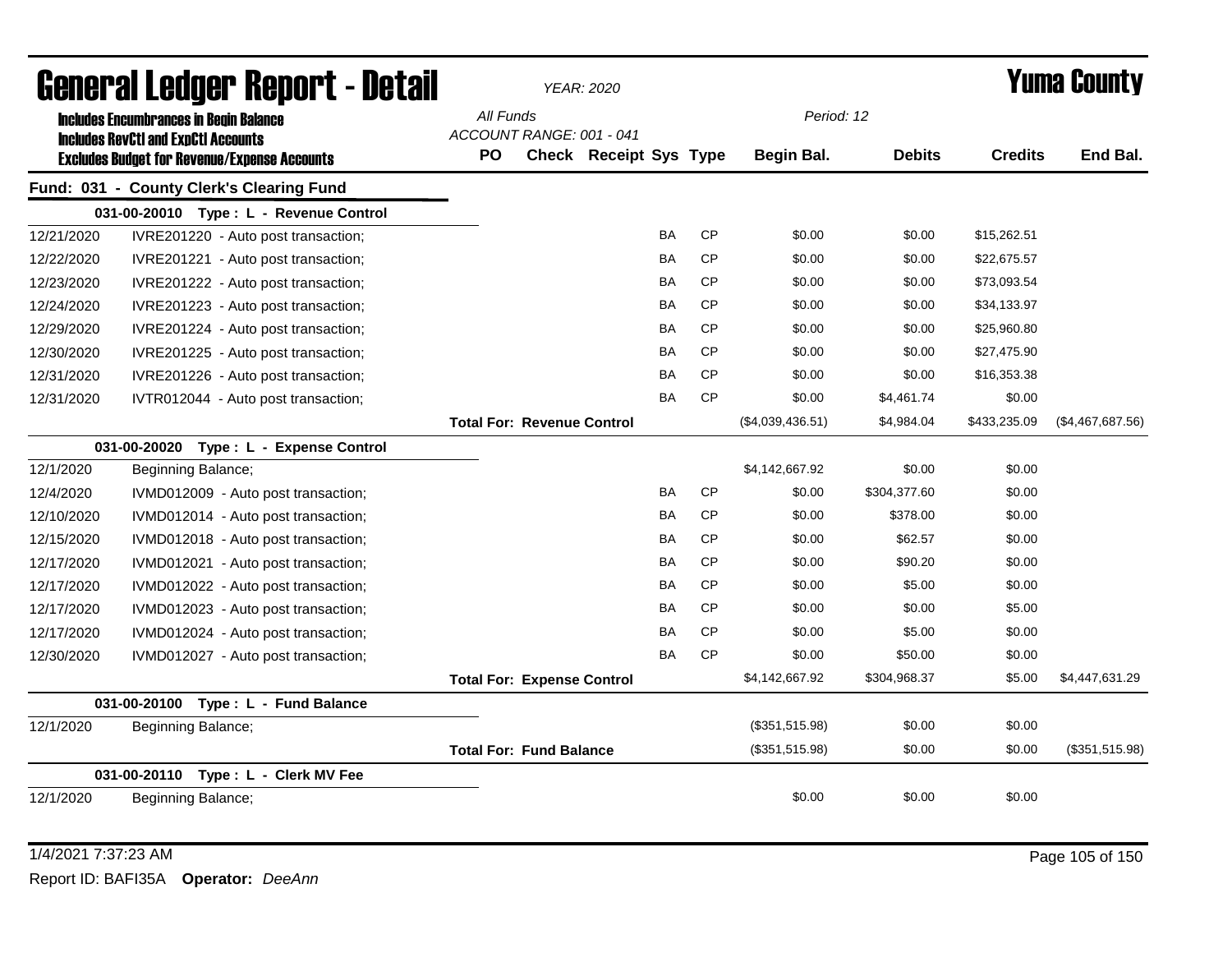# General Ledger Report - Detail

*YEAR: 2020*

# Yuma County

**Includes Encumbrances in Begin Balance**
**Includes RevCtl and ExpCtl Accounts**
**Excludes Budget for Revenue/Expense Accounts**

*All Funds*
*ACCOUNT RANGE: 001 - 041*
*Period: 12*

## Fund: 031 - County Clerk's Clearing Fund

| Date | Description | PO | Check | Receipt | Sys | Type | Begin Bal. | Debits | Credits | End Bal. |
|---|---|---|---|---|---|---|---|---|---|---|
| **031-00-20010 Type : L - Revenue Control** | | | | | | | | | | |
| 12/21/2020 | IVRE201220 - Auto post transaction; | | | | BA | CP | $0.00 | $0.00 | $15,262.51 | |
| 12/22/2020 | IVRE201221 - Auto post transaction; | | | | BA | CP | $0.00 | $0.00 | $22,675.57 | |
| 12/23/2020 | IVRE201222 - Auto post transaction; | | | | BA | CP | $0.00 | $0.00 | $73,093.54 | |
| 12/24/2020 | IVRE201223 - Auto post transaction; | | | | BA | CP | $0.00 | $0.00 | $34,133.97 | |
| 12/29/2020 | IVRE201224 - Auto post transaction; | | | | BA | CP | $0.00 | $0.00 | $25,960.80 | |
| 12/30/2020 | IVRE201225 - Auto post transaction; | | | | BA | CP | $0.00 | $0.00 | $27,475.90 | |
| 12/31/2020 | IVRE201226 - Auto post transaction; | | | | BA | CP | $0.00 | $0.00 | $16,353.38 | |
| 12/31/2020 | IVTR012044 - Auto post transaction; | | | | BA | CP | $0.00 | $4,461.74 | $0.00 | |
| | | **Total For: Revenue Control** | | | | | ($4,039,436.51) | $4,984.04 | $433,235.09 | ($4,467,687.56) |
| **031-00-20020 Type : L - Expense Control** | | | | | | | | | | |
| 12/1/2020 | Beginning Balance; | | | | | | $4,142,667.92 | $0.00 | $0.00 | |
| 12/4/2020 | IVMD012009 - Auto post transaction; | | | | BA | CP | $0.00 | $304,377.60 | $0.00 | |
| 12/10/2020 | IVMD012014 - Auto post transaction; | | | | BA | CP | $0.00 | $378.00 | $0.00 | |
| 12/15/2020 | IVMD012018 - Auto post transaction; | | | | BA | CP | $0.00 | $62.57 | $0.00 | |
| 12/17/2020 | IVMD012021 - Auto post transaction; | | | | BA | CP | $0.00 | $90.20 | $0.00 | |
| 12/17/2020 | IVMD012022 - Auto post transaction; | | | | BA | CP | $0.00 | $5.00 | $0.00 | |
| 12/17/2020 | IVMD012023 - Auto post transaction; | | | | BA | CP | $0.00 | $0.00 | $5.00 | |
| 12/17/2020 | IVMD012024 - Auto post transaction; | | | | BA | CP | $0.00 | $5.00 | $0.00 | |
| 12/30/2020 | IVMD012027 - Auto post transaction; | | | | BA | CP | $0.00 | $50.00 | $0.00 | |
| | | **Total For: Expense Control** | | | | | $4,142,667.92 | $304,968.37 | $5.00 | $4,447,631.29 |
| **031-00-20100 Type : L - Fund Balance** | | | | | | | | | | |
| 12/1/2020 | Beginning Balance; | | | | | | ($351,515.98) | $0.00 | $0.00 | |
| | | **Total For: Fund Balance** | | | | | ($351,515.98) | $0.00 | $0.00 | ($351,515.98) |
| **031-00-20110 Type : L - Clerk MV Fee** | | | | | | | | | | |
| 12/1/2020 | Beginning Balance; | | | | | | $0.00 | $0.00 | $0.00 | |

1/4/2021 7:37:23 AM

Report ID: BAFI35A **Operator:** *DeeAnn*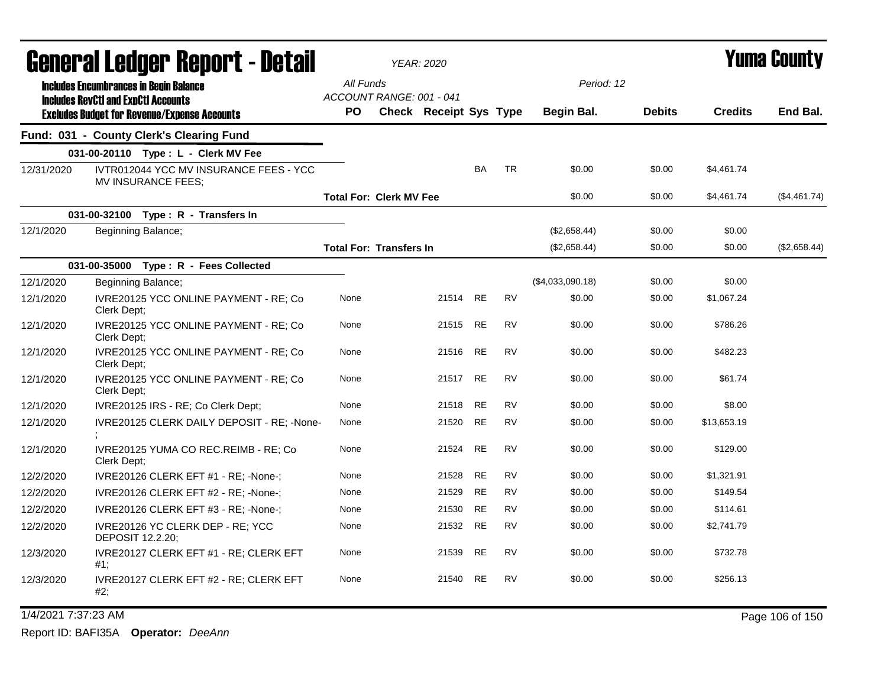# General Ledger Report - Detail

**YEAR: 2020**

**Yuma County**

**Includes Encumbrances in Begin Balance**
**Includes RevCtl and ExpCtl Accounts**
**Excludes Budget for Revenue/Expense Accounts**

All Funds
ACCOUNT RANGE: 001 - 041

Period: 12

| | | PO | Check | Receipt | Sys | Type | Begin Bal. | Debits | Credits | End Bal. |
|---|---|---|---|---|---|---|---|---|---|---|
| **Fund: 031 - County Clerk's Clearing Fund** | | | | | | | | | | |
| | **031-00-20110 Type : L - Clerk MV Fee** | | | | | | | | | |
| 12/31/2020 | IVTR012044 YCC MV INSURANCE FEES - YCC MV INSURANCE FEES; | | | | BA | TR | $0.00 | $0.00 | $4,461.74 | |
| | | **Total For: Clerk MV Fee** | | | | | $0.00 | $0.00 | $4,461.74 | ($4,461.74) |
| | **031-00-32100 Type : R - Transfers In** | | | | | | | | | |
| 12/1/2020 | Beginning Balance; | | | | | | ($2,658.44) | $0.00 | $0.00 | |
| | | **Total For: Transfers In** | | | | | ($2,658.44) | $0.00 | $0.00 | ($2,658.44) |
| | **031-00-35000 Type : R - Fees Collected** | | | | | | | | | |
| 12/1/2020 | Beginning Balance; | | | | | | ($4,033,090.18) | $0.00 | $0.00 | |
| 12/1/2020 | IVRE20125 YCC ONLINE PAYMENT - RE; Co Clerk Dept; | None | | 21514 | RE | RV | $0.00 | $0.00 | $1,067.24 | |
| 12/1/2020 | IVRE20125 YCC ONLINE PAYMENT - RE; Co Clerk Dept; | None | | 21515 | RE | RV | $0.00 | $0.00 | $786.26 | |
| 12/1/2020 | IVRE20125 YCC ONLINE PAYMENT - RE; Co Clerk Dept; | None | | 21516 | RE | RV | $0.00 | $0.00 | $482.23 | |
| 12/1/2020 | IVRE20125 YCC ONLINE PAYMENT - RE; Co Clerk Dept; | None | | 21517 | RE | RV | $0.00 | $0.00 | $61.74 | |
| 12/1/2020 | IVRE20125 IRS - RE; Co Clerk Dept; | None | | 21518 | RE | RV | $0.00 | $0.00 | $8.00 | |
| 12/1/2020 | IVRE20125 CLERK DAILY DEPOSIT - RE; -None-; | None | | 21520 | RE | RV | $0.00 | $0.00 | $13,653.19 | |
| 12/1/2020 | IVRE20125 YUMA CO REC.REIMB - RE; Co Clerk Dept; | None | | 21524 | RE | RV | $0.00 | $0.00 | $129.00 | |
| 12/2/2020 | IVRE20126 CLERK EFT #1 - RE; -None-; | None | | 21528 | RE | RV | $0.00 | $0.00 | $1,321.91 | |
| 12/2/2020 | IVRE20126 CLERK EFT #2 - RE; -None-; | None | | 21529 | RE | RV | $0.00 | $0.00 | $149.54 | |
| 12/2/2020 | IVRE20126 CLERK EFT #3 - RE; -None-; | None | | 21530 | RE | RV | $0.00 | $0.00 | $114.61 | |
| 12/2/2020 | IVRE20126 YC CLERK DEP - RE; YCC DEPOSIT 12.2.20; | None | | 21532 | RE | RV | $0.00 | $0.00 | $2,741.79 | |
| 12/3/2020 | IVRE20127 CLERK EFT #1 - RE; CLERK EFT #1; | None | | 21539 | RE | RV | $0.00 | $0.00 | $732.78 | |
| 12/3/2020 | IVRE20127 CLERK EFT #2 - RE; CLERK EFT #2; | None | | 21540 | RE | RV | $0.00 | $0.00 | $256.13 | |

1/4/2021 7:37:23 AM

Report ID: BAFI35A **Operator:** *DeeAnn*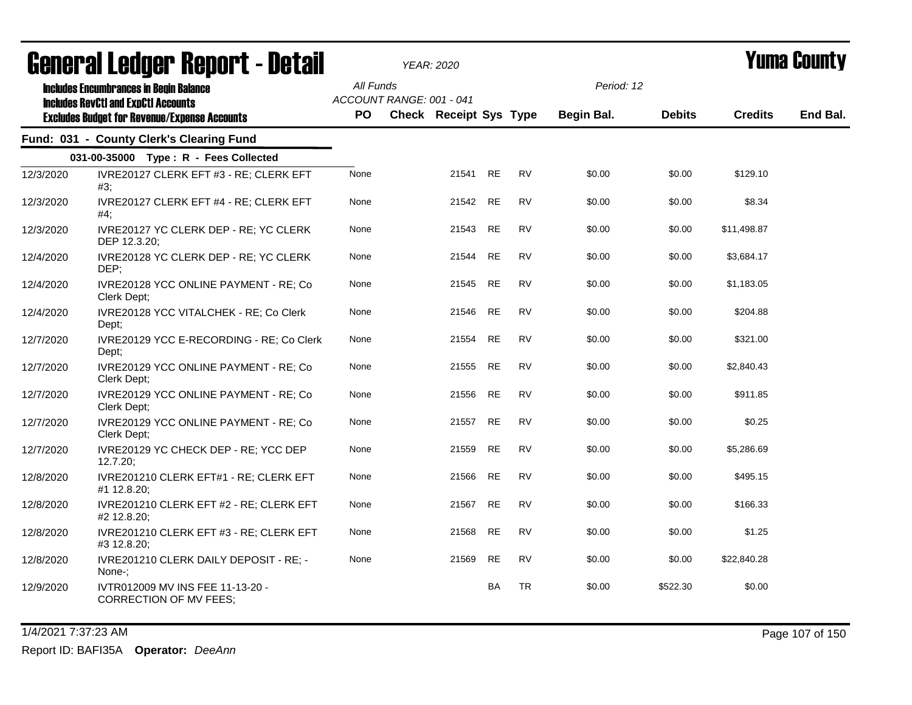# General Ledger Report - Detail

*YEAR: 2020*

# Yuma County

**Includes Encumbrances in Begin Balance**
**Includes RevCtl and ExpCtl Accounts**
**Excludes Budget for Revenue/Expense Accounts**

*All Funds*
*ACCOUNT RANGE: 001 - 041*
*Period: 12*

## Fund: 031 - County Clerk's Clearing Fund

### 031-00-35000 Type : R - Fees Collected

| Date | Description | PO | Check | Receipt | Sys | Type | Begin Bal. | Debits | Credits | End Bal. |
|---|---|---|---|---|---|---|---|---|---|---|
| 12/3/2020 | IVRE20127 CLERK EFT #3 - RE; CLERK EFT #3; | None | | 21541 | RE | RV | $0.00 | $0.00 | $129.10 | |
| 12/3/2020 | IVRE20127 CLERK EFT #4 - RE; CLERK EFT #4; | None | | 21542 | RE | RV | $0.00 | $0.00 | $8.34 | |
| 12/3/2020 | IVRE20127 YC CLERK DEP - RE; YC CLERK DEP 12.3.20; | None | | 21543 | RE | RV | $0.00 | $0.00 | $11,498.87 | |
| 12/4/2020 | IVRE20128 YC CLERK DEP - RE; YC CLERK DEP; | None | | 21544 | RE | RV | $0.00 | $0.00 | $3,684.17 | |
| 12/4/2020 | IVRE20128 YCC ONLINE PAYMENT - RE; Co Clerk Dept; | None | | 21545 | RE | RV | $0.00 | $0.00 | $1,183.05 | |
| 12/4/2020 | IVRE20128 YCC VITALCHEK - RE; Co Clerk Dept; | None | | 21546 | RE | RV | $0.00 | $0.00 | $204.88 | |
| 12/7/2020 | IVRE20129 YCC E-RECORDING - RE; Co Clerk Dept; | None | | 21554 | RE | RV | $0.00 | $0.00 | $321.00 | |
| 12/7/2020 | IVRE20129 YCC ONLINE PAYMENT - RE; Co Clerk Dept; | None | | 21555 | RE | RV | $0.00 | $0.00 | $2,840.43 | |
| 12/7/2020 | IVRE20129 YCC ONLINE PAYMENT - RE; Co Clerk Dept; | None | | 21556 | RE | RV | $0.00 | $0.00 | $911.85 | |
| 12/7/2020 | IVRE20129 YCC ONLINE PAYMENT - RE; Co Clerk Dept; | None | | 21557 | RE | RV | $0.00 | $0.00 | $0.25 | |
| 12/7/2020 | IVRE20129 YC CHECK DEP - RE; YCC DEP 12.7.20; | None | | 21559 | RE | RV | $0.00 | $0.00 | $5,286.69 | |
| 12/8/2020 | IVRE201210 CLERK EFT#1 - RE; CLERK EFT #1 12.8.20; | None | | 21566 | RE | RV | $0.00 | $0.00 | $495.15 | |
| 12/8/2020 | IVRE201210 CLERK EFT #2 - RE; CLERK EFT #2 12.8.20; | None | | 21567 | RE | RV | $0.00 | $0.00 | $166.33 | |
| 12/8/2020 | IVRE201210 CLERK EFT #3 - RE; CLERK EFT #3 12.8.20; | None | | 21568 | RE | RV | $0.00 | $0.00 | $1.25 | |
| 12/8/2020 | IVRE201210 CLERK DAILY DEPOSIT - RE; -None-; | None | | 21569 | RE | RV | $0.00 | $0.00 | $22,840.28 | |
| 12/9/2020 | IVTR012009 MV INS FEE 11-13-20 - CORRECTION OF MV FEES; | | | | BA | TR | $0.00 | $522.30 | $0.00 | |

1/4/2021 7:37:23 AM

Report ID: BAFI35A **Operator:** *DeeAnn*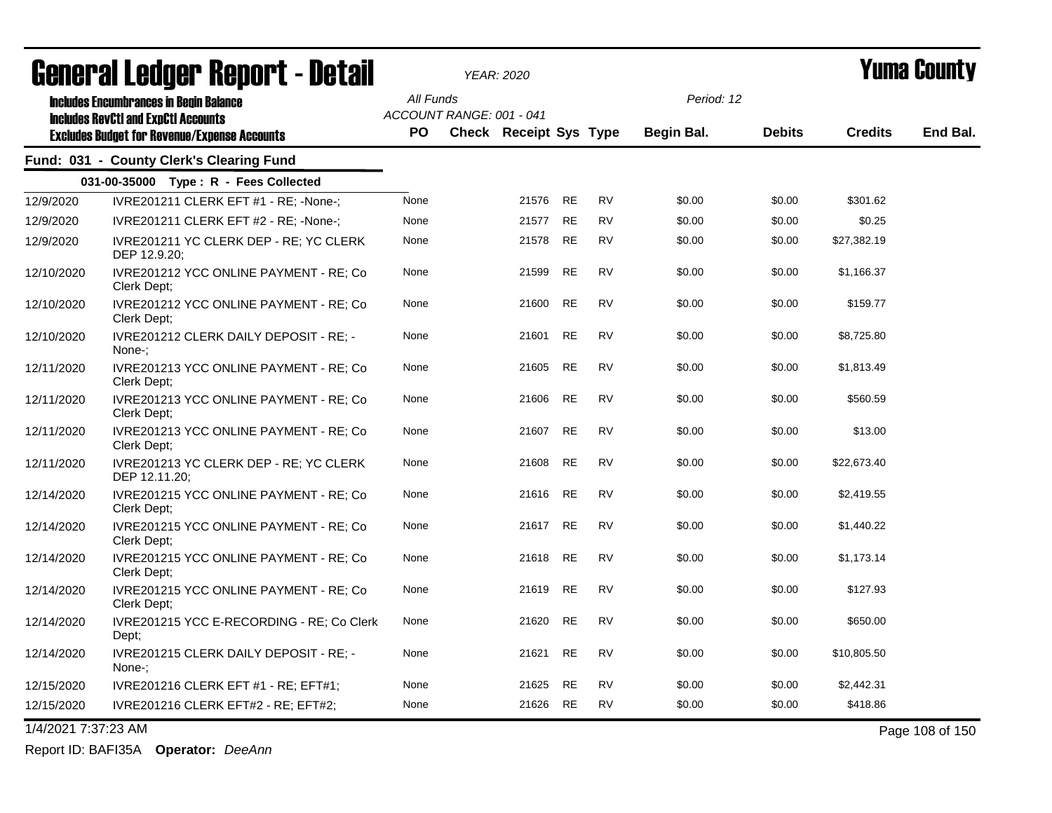# General Ledger Report - Detail

*YEAR: 2020*

# Yuma County

**Includes Encumbrances in Begin Balance**
**Includes RevCtl and ExpCtl Accounts**
**Excludes Budget for Revenue/Expense Accounts**

*All Funds*
*ACCOUNT RANGE: 001 - 041*

*Period: 12*

## Fund: 031 - County Clerk's Clearing Fund

**031-00-35000 Type : R - Fees Collected**

| Date | Description | PO | Check | Receipt | Sys | Type | Begin Bal. | Debits | Credits | End Bal. |
|---|---|---|---|---|---|---|---|---|---|---|
| 12/9/2020 | IVRE201211 CLERK EFT #1 - RE; -None-; | None | | 21576 | RE | RV | $0.00 | $0.00 | $301.62 | |
| 12/9/2020 | IVRE201211 CLERK EFT #2 - RE; -None-; | None | | 21577 | RE | RV | $0.00 | $0.00 | $0.25 | |
| 12/9/2020 | IVRE201211 YC CLERK DEP - RE; YC CLERK DEP 12.9.20; | None | | 21578 | RE | RV | $0.00 | $0.00 | $27,382.19 | |
| 12/10/2020 | IVRE201212 YCC ONLINE PAYMENT - RE; Co Clerk Dept; | None | | 21599 | RE | RV | $0.00 | $0.00 | $1,166.37 | |
| 12/10/2020 | IVRE201212 YCC ONLINE PAYMENT - RE; Co Clerk Dept; | None | | 21600 | RE | RV | $0.00 | $0.00 | $159.77 | |
| 12/10/2020 | IVRE201212 CLERK DAILY DEPOSIT - RE; -None-; | None | | 21601 | RE | RV | $0.00 | $0.00 | $8,725.80 | |
| 12/11/2020 | IVRE201213 YCC ONLINE PAYMENT - RE; Co Clerk Dept; | None | | 21605 | RE | RV | $0.00 | $0.00 | $1,813.49 | |
| 12/11/2020 | IVRE201213 YCC ONLINE PAYMENT - RE; Co Clerk Dept; | None | | 21606 | RE | RV | $0.00 | $0.00 | $560.59 | |
| 12/11/2020 | IVRE201213 YCC ONLINE PAYMENT - RE; Co Clerk Dept; | None | | 21607 | RE | RV | $0.00 | $0.00 | $13.00 | |
| 12/11/2020 | IVRE201213 YC CLERK DEP - RE; YC CLERK DEP 12.11.20; | None | | 21608 | RE | RV | $0.00 | $0.00 | $22,673.40 | |
| 12/14/2020 | IVRE201215 YCC ONLINE PAYMENT - RE; Co Clerk Dept; | None | | 21616 | RE | RV | $0.00 | $0.00 | $2,419.55 | |
| 12/14/2020 | IVRE201215 YCC ONLINE PAYMENT - RE; Co Clerk Dept; | None | | 21617 | RE | RV | $0.00 | $0.00 | $1,440.22 | |
| 12/14/2020 | IVRE201215 YCC ONLINE PAYMENT - RE; Co Clerk Dept; | None | | 21618 | RE | RV | $0.00 | $0.00 | $1,173.14 | |
| 12/14/2020 | IVRE201215 YCC ONLINE PAYMENT - RE; Co Clerk Dept; | None | | 21619 | RE | RV | $0.00 | $0.00 | $127.93 | |
| 12/14/2020 | IVRE201215 YCC E-RECORDING - RE; Co Clerk Dept; | None | | 21620 | RE | RV | $0.00 | $0.00 | $650.00 | |
| 12/14/2020 | IVRE201215 CLERK DAILY DEPOSIT - RE; -None-; | None | | 21621 | RE | RV | $0.00 | $0.00 | $10,805.50 | |
| 12/15/2020 | IVRE201216 CLERK EFT #1 - RE; EFT#1; | None | | 21625 | RE | RV | $0.00 | $0.00 | $2,442.31 | |
| 12/15/2020 | IVRE201216 CLERK EFT#2 - RE; EFT#2; | None | | 21626 | RE | RV | $0.00 | $0.00 | $418.86 | |

1/4/2021 7:37:23 AM

Report ID: BAFI35A **Operator:** *DeeAnn*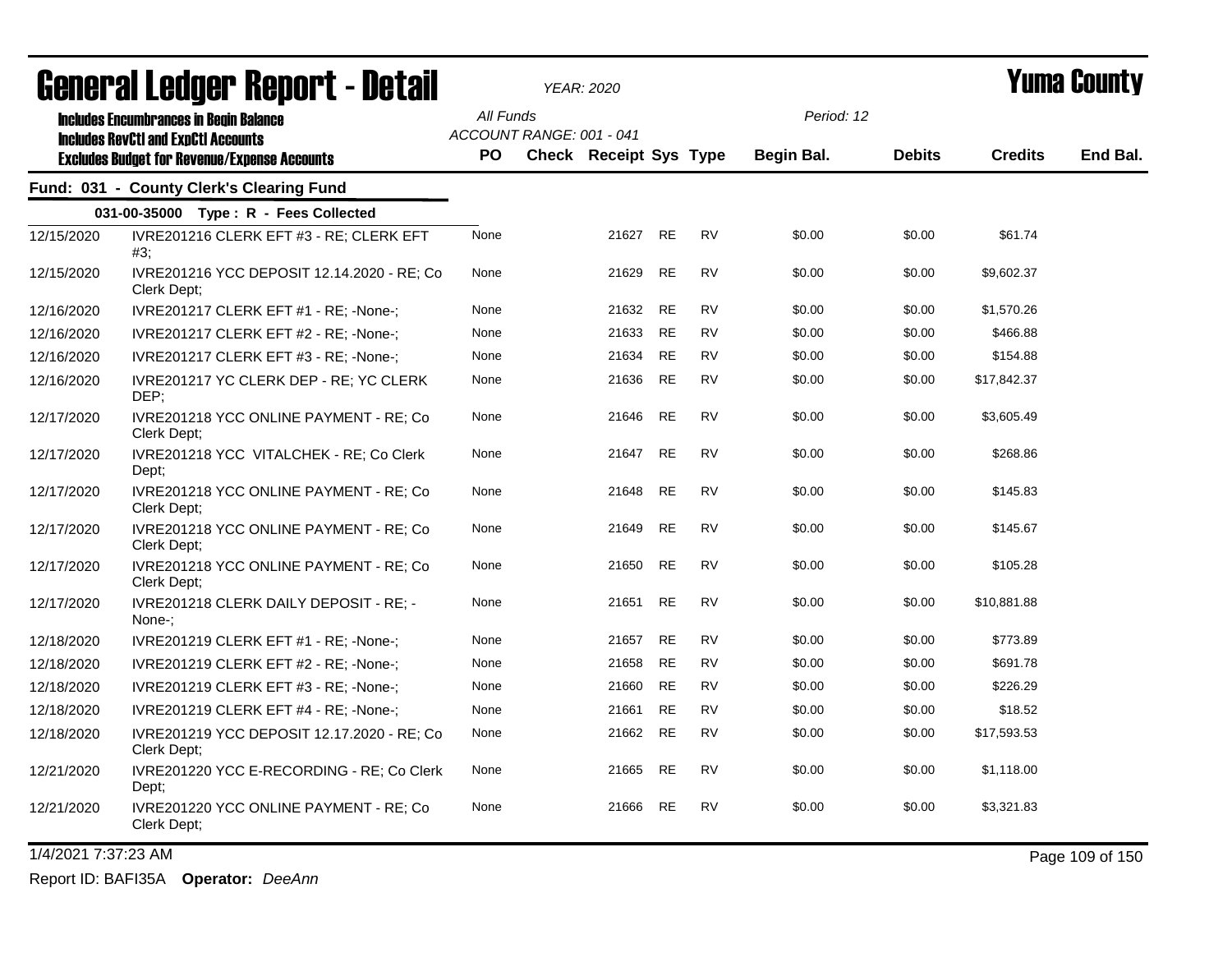# General Ledger Report - Detail

*YEAR: 2020*

# Yuma County

**Includes Encumbrances in Begin Balance**
**Includes RevCtl and ExpCtl Accounts**
**Excludes Budget for Revenue/Expense Accounts**

*All Funds*
*ACCOUNT RANGE: 001 - 041*
*Period: 12*

## Fund: 031 - County Clerk's Clearing Fund

### 031-00-35000 Type : R - Fees Collected

| Date | Description | PO | Check | Receipt | Sys | Type | Begin Bal. | Debits | Credits | End Bal. |
|---|---|---|---|---|---|---|---|---|---|---|
| 12/15/2020 | IVRE201216 CLERK EFT #3 - RE; CLERK EFT #3; | None | | 21627 | RE | RV | $0.00 | $0.00 | $61.74 | |
| 12/15/2020 | IVRE201216 YCC DEPOSIT 12.14.2020 - RE; Co Clerk Dept; | None | | 21629 | RE | RV | $0.00 | $0.00 | $9,602.37 | |
| 12/16/2020 | IVRE201217 CLERK EFT #1 - RE; -None-; | None | | 21632 | RE | RV | $0.00 | $0.00 | $1,570.26 | |
| 12/16/2020 | IVRE201217 CLERK EFT #2 - RE; -None-; | None | | 21633 | RE | RV | $0.00 | $0.00 | $466.88 | |
| 12/16/2020 | IVRE201217 CLERK EFT #3 - RE; -None-; | None | | 21634 | RE | RV | $0.00 | $0.00 | $154.88 | |
| 12/16/2020 | IVRE201217 YC CLERK DEP - RE; YC CLERK DEP; | None | | 21636 | RE | RV | $0.00 | $0.00 | $17,842.37 | |
| 12/17/2020 | IVRE201218 YCC ONLINE PAYMENT - RE; Co Clerk Dept; | None | | 21646 | RE | RV | $0.00 | $0.00 | $3,605.49 | |
| 12/17/2020 | IVRE201218 YCC VITALCHEK - RE; Co Clerk Dept; | None | | 21647 | RE | RV | $0.00 | $0.00 | $268.86 | |
| 12/17/2020 | IVRE201218 YCC ONLINE PAYMENT - RE; Co Clerk Dept; | None | | 21648 | RE | RV | $0.00 | $0.00 | $145.83 | |
| 12/17/2020 | IVRE201218 YCC ONLINE PAYMENT - RE; Co Clerk Dept; | None | | 21649 | RE | RV | $0.00 | $0.00 | $145.67 | |
| 12/17/2020 | IVRE201218 YCC ONLINE PAYMENT - RE; Co Clerk Dept; | None | | 21650 | RE | RV | $0.00 | $0.00 | $105.28 | |
| 12/17/2020 | IVRE201218 CLERK DAILY DEPOSIT - RE; -None-; | None | | 21651 | RE | RV | $0.00 | $0.00 | $10,881.88 | |
| 12/18/2020 | IVRE201219 CLERK EFT #1 - RE; -None-; | None | | 21657 | RE | RV | $0.00 | $0.00 | $773.89 | |
| 12/18/2020 | IVRE201219 CLERK EFT #2 - RE; -None-; | None | | 21658 | RE | RV | $0.00 | $0.00 | $691.78 | |
| 12/18/2020 | IVRE201219 CLERK EFT #3 - RE; -None-; | None | | 21660 | RE | RV | $0.00 | $0.00 | $226.29 | |
| 12/18/2020 | IVRE201219 CLERK EFT #4 - RE; -None-; | None | | 21661 | RE | RV | $0.00 | $0.00 | $18.52 | |
| 12/18/2020 | IVRE201219 YCC DEPOSIT 12.17.2020 - RE; Co Clerk Dept; | None | | 21662 | RE | RV | $0.00 | $0.00 | $17,593.53 | |
| 12/21/2020 | IVRE201220 YCC E-RECORDING - RE; Co Clerk Dept; | None | | 21665 | RE | RV | $0.00 | $0.00 | $1,118.00 | |
| 12/21/2020 | IVRE201220 YCC ONLINE PAYMENT - RE; Co Clerk Dept; | None | | 21666 | RE | RV | $0.00 | $0.00 | $3,321.83 | |

1/4/2021 7:37:23 AM

Report ID: BAFI35A **Operator:** *DeeAnn*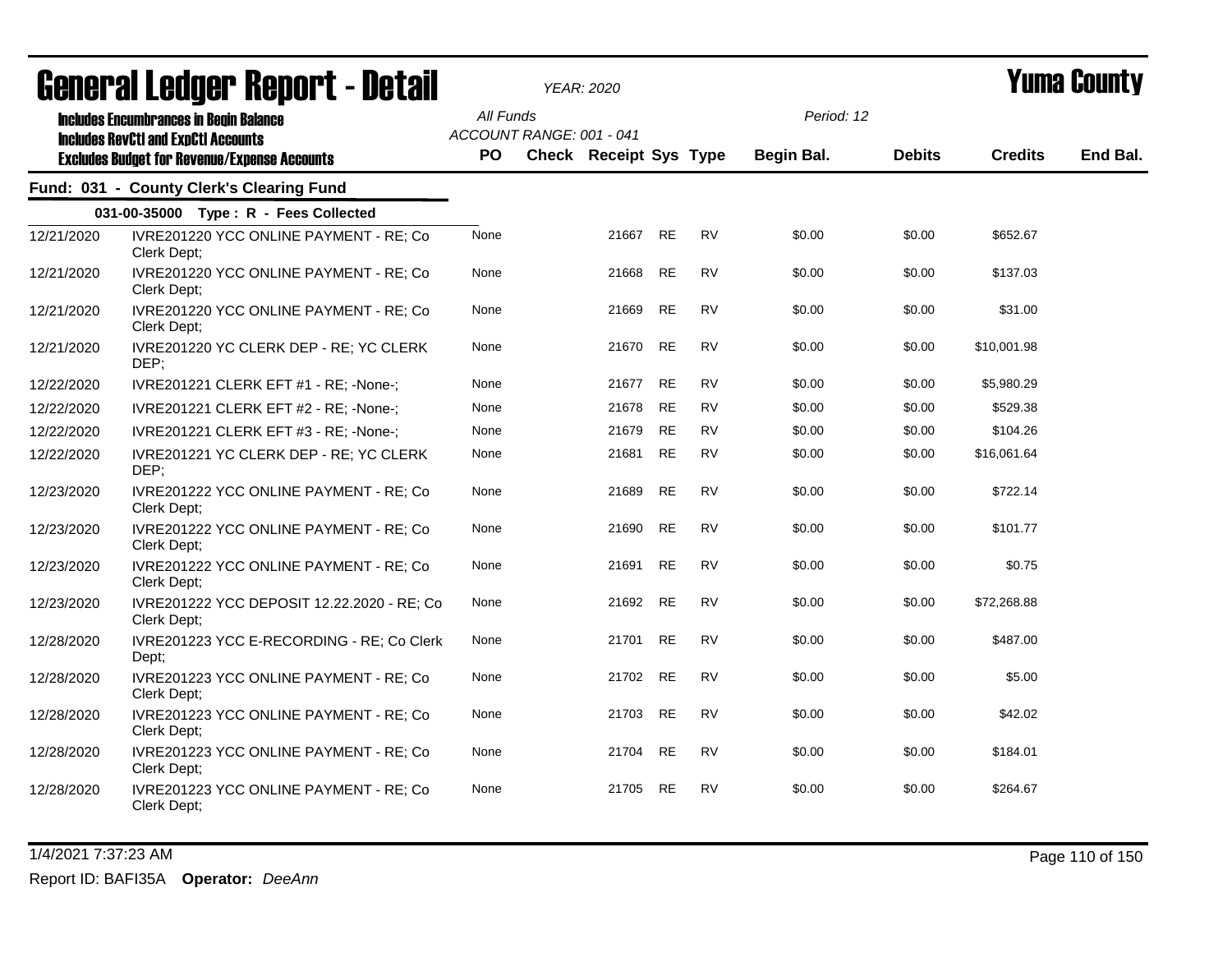# General Ledger Report - Detail

*YEAR: 2020*

# Yuma County

**Includes Encumbrances in Begin Balance**
**Includes RevCtl and ExpCtl Accounts**
**Excludes Budget for Revenue/Expense Accounts**

All Funds
ACCOUNT RANGE: 001 - 041

Period: 12

## Fund: 031 - County Clerk's Clearing Fund

### 031-00-35000 Type : R - Fees Collected

| Date | Description | PO | Check | Receipt | Sys | Type | Begin Bal. | Debits | Credits | End Bal. |
|---|---|---|---|---|---|---|---|---|---|---|
| 12/21/2020 | IVRE201220 YCC ONLINE PAYMENT - RE; Co Clerk Dept; | None | | 21667 | RE | RV | $0.00 | $0.00 | $652.67 | |
| 12/21/2020 | IVRE201220 YCC ONLINE PAYMENT - RE; Co Clerk Dept; | None | | 21668 | RE | RV | $0.00 | $0.00 | $137.03 | |
| 12/21/2020 | IVRE201220 YCC ONLINE PAYMENT - RE; Co Clerk Dept; | None | | 21669 | RE | RV | $0.00 | $0.00 | $31.00 | |
| 12/21/2020 | IVRE201220 YC CLERK DEP - RE; YC CLERK DEP; | None | | 21670 | RE | RV | $0.00 | $0.00 | $10,001.98 | |
| 12/22/2020 | IVRE201221 CLERK EFT #1 - RE; -None-; | None | | 21677 | RE | RV | $0.00 | $0.00 | $5,980.29 | |
| 12/22/2020 | IVRE201221 CLERK EFT #2 - RE; -None-; | None | | 21678 | RE | RV | $0.00 | $0.00 | $529.38 | |
| 12/22/2020 | IVRE201221 CLERK EFT #3 - RE; -None-; | None | | 21679 | RE | RV | $0.00 | $0.00 | $104.26 | |
| 12/22/2020 | IVRE201221 YC CLERK DEP - RE; YC CLERK DEP; | None | | 21681 | RE | RV | $0.00 | $0.00 | $16,061.64 | |
| 12/23/2020 | IVRE201222 YCC ONLINE PAYMENT - RE; Co Clerk Dept; | None | | 21689 | RE | RV | $0.00 | $0.00 | $722.14 | |
| 12/23/2020 | IVRE201222 YCC ONLINE PAYMENT - RE; Co Clerk Dept; | None | | 21690 | RE | RV | $0.00 | $0.00 | $101.77 | |
| 12/23/2020 | IVRE201222 YCC ONLINE PAYMENT - RE; Co Clerk Dept; | None | | 21691 | RE | RV | $0.00 | $0.00 | $0.75 | |
| 12/23/2020 | IVRE201222 YCC DEPOSIT 12.22.2020 - RE; Co Clerk Dept; | None | | 21692 | RE | RV | $0.00 | $0.00 | $72,268.88 | |
| 12/28/2020 | IVRE201223 YCC E-RECORDING - RE; Co Clerk Dept; | None | | 21701 | RE | RV | $0.00 | $0.00 | $487.00 | |
| 12/28/2020 | IVRE201223 YCC ONLINE PAYMENT - RE; Co Clerk Dept; | None | | 21702 | RE | RV | $0.00 | $0.00 | $5.00 | |
| 12/28/2020 | IVRE201223 YCC ONLINE PAYMENT - RE; Co Clerk Dept; | None | | 21703 | RE | RV | $0.00 | $0.00 | $42.02 | |
| 12/28/2020 | IVRE201223 YCC ONLINE PAYMENT - RE; Co Clerk Dept; | None | | 21704 | RE | RV | $0.00 | $0.00 | $184.01 | |
| 12/28/2020 | IVRE201223 YCC ONLINE PAYMENT - RE; Co Clerk Dept; | None | | 21705 | RE | RV | $0.00 | $0.00 | $264.67 | |

1/4/2021 7:37:23 AM

Report ID: BAFI35A **Operator:** *DeeAnn*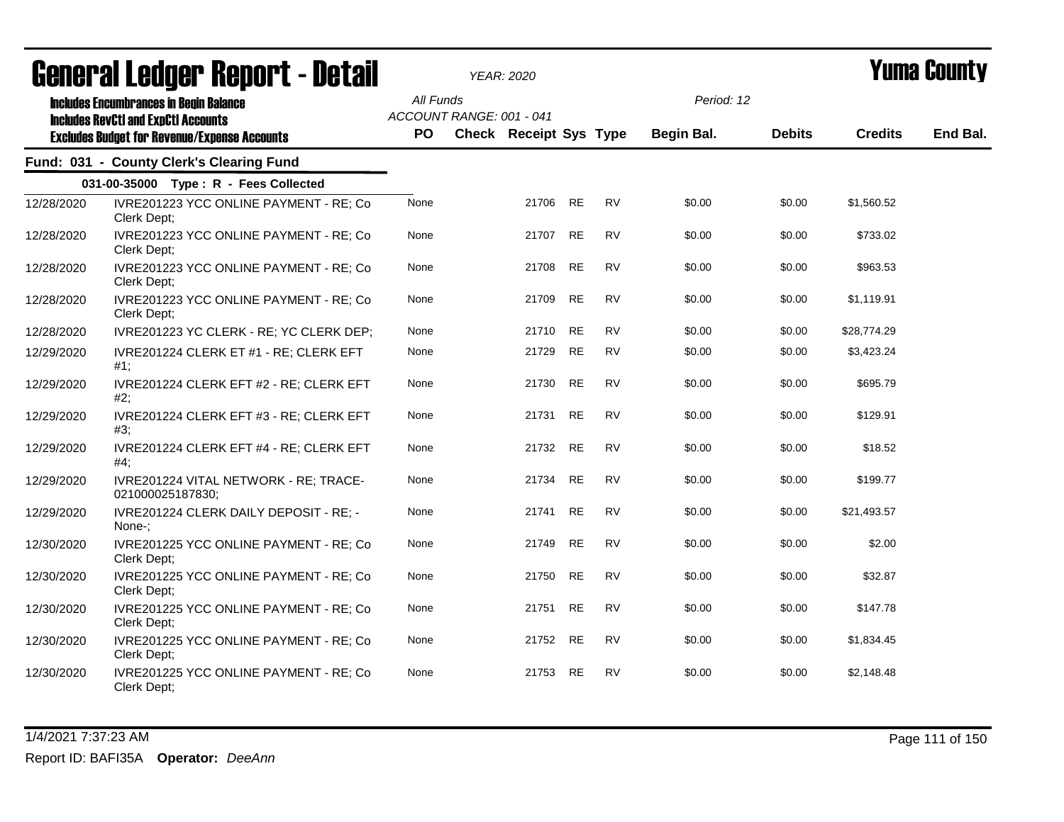# General Ledger Report - Detail

**YEAR: 2020** | **Yuma County**

**Includes Encumbrances in Begin Balance**
**Includes RevCtl and ExpCtl Accounts**
**Excludes Budget for Revenue/Expense Accounts**

All Funds
ACCOUNT RANGE: 001 - 041
Period: 12

## Fund: 031 - County Clerk's Clearing Fund

### 031-00-35000 Type : R - Fees Collected

| Date | Description | PO | Check | Receipt | Sys | Type | Begin Bal. | Debits | Credits | End Bal. |
|---|---|---|---|---|---|---|---|---|---|---|
| 12/28/2020 | IVRE201223 YCC ONLINE PAYMENT - RE; Co Clerk Dept; | None | | 21706 | RE | RV | $0.00 | $0.00 | $1,560.52 | |
| 12/28/2020 | IVRE201223 YCC ONLINE PAYMENT - RE; Co Clerk Dept; | None | | 21707 | RE | RV | $0.00 | $0.00 | $733.02 | |
| 12/28/2020 | IVRE201223 YCC ONLINE PAYMENT - RE; Co Clerk Dept; | None | | 21708 | RE | RV | $0.00 | $0.00 | $963.53 | |
| 12/28/2020 | IVRE201223 YCC ONLINE PAYMENT - RE; Co Clerk Dept; | None | | 21709 | RE | RV | $0.00 | $0.00 | $1,119.91 | |
| 12/28/2020 | IVRE201223 YC CLERK - RE; YC CLERK DEP; | None | | 21710 | RE | RV | $0.00 | $0.00 | $28,774.29 | |
| 12/29/2020 | IVRE201224 CLERK ET #1 - RE; CLERK EFT #1; | None | | 21729 | RE | RV | $0.00 | $0.00 | $3,423.24 | |
| 12/29/2020 | IVRE201224 CLERK EFT #2 - RE; CLERK EFT #2; | None | | 21730 | RE | RV | $0.00 | $0.00 | $695.79 | |
| 12/29/2020 | IVRE201224 CLERK EFT #3 - RE; CLERK EFT #3; | None | | 21731 | RE | RV | $0.00 | $0.00 | $129.91 | |
| 12/29/2020 | IVRE201224 CLERK EFT #4 - RE; CLERK EFT #4; | None | | 21732 | RE | RV | $0.00 | $0.00 | $18.52 | |
| 12/29/2020 | IVRE201224 VITAL NETWORK - RE; TRACE-021000025187830; | None | | 21734 | RE | RV | $0.00 | $0.00 | $199.77 | |
| 12/29/2020 | IVRE201224 CLERK DAILY DEPOSIT - RE; -None-; | None | | 21741 | RE | RV | $0.00 | $0.00 | $21,493.57 | |
| 12/30/2020 | IVRE201225 YCC ONLINE PAYMENT - RE; Co Clerk Dept; | None | | 21749 | RE | RV | $0.00 | $0.00 | $2.00 | |
| 12/30/2020 | IVRE201225 YCC ONLINE PAYMENT - RE; Co Clerk Dept; | None | | 21750 | RE | RV | $0.00 | $0.00 | $32.87 | |
| 12/30/2020 | IVRE201225 YCC ONLINE PAYMENT - RE; Co Clerk Dept; | None | | 21751 | RE | RV | $0.00 | $0.00 | $147.78 | |
| 12/30/2020 | IVRE201225 YCC ONLINE PAYMENT - RE; Co Clerk Dept; | None | | 21752 | RE | RV | $0.00 | $0.00 | $1,834.45 | |
| 12/30/2020 | IVRE201225 YCC ONLINE PAYMENT - RE; Co Clerk Dept; | None | | 21753 | RE | RV | $0.00 | $0.00 | $2,148.48 | |

1/4/2021 7:37:23 AM

Report ID: BAFI35A **Operator:** *DeeAnn*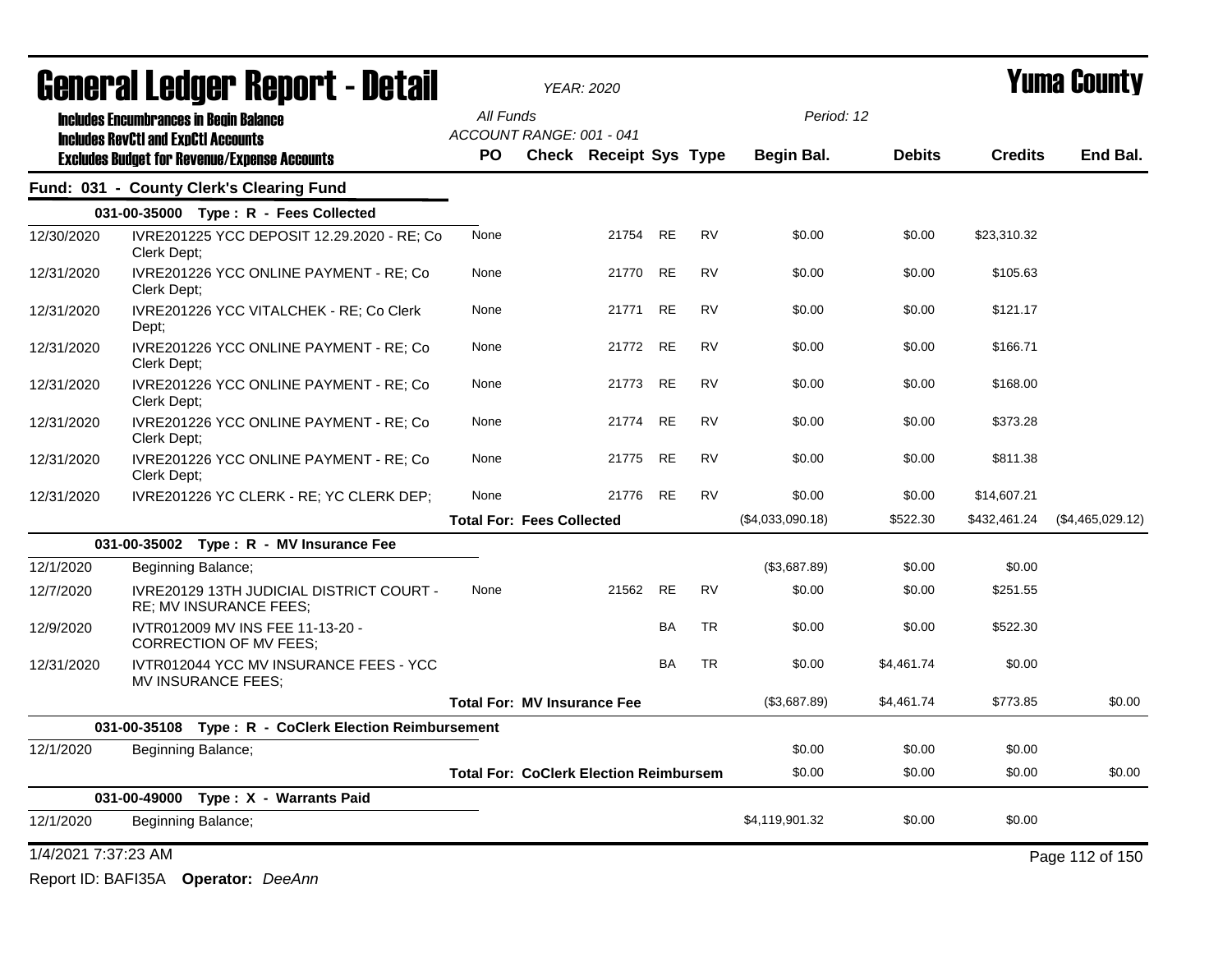# General Ledger Report - Detail

*YEAR: 2020*

# Yuma County

**Includes Encumbrances in Begin Balance**
**Includes RevCtl and ExpCtl Accounts**
**Excludes Budget for Revenue/Expense Accounts**

All Funds
ACCOUNT RANGE: 001 - 041

Period: 12

## Fund: 031 - County Clerk's Clearing Fund

| Date | Description | PO | Check | Receipt | Sys | Type | Begin Bal. | Debits | Credits | End Bal. |
|---|---|---|---|---|---|---|---|---|---|---|
| | **031-00-35000 Type : R - Fees Collected** | | | | | | | | | |
| 12/30/2020 | IVRE201225 YCC DEPOSIT 12.29.2020 - RE; Co Clerk Dept; | None | | 21754 | RE | RV | $0.00 | $0.00 | $23,310.32 | |
| 12/31/2020 | IVRE201226 YCC ONLINE PAYMENT - RE; Co Clerk Dept; | None | | 21770 | RE | RV | $0.00 | $0.00 | $105.63 | |
| 12/31/2020 | IVRE201226 YCC VITALCHEK - RE; Co Clerk Dept; | None | | 21771 | RE | RV | $0.00 | $0.00 | $121.17 | |
| 12/31/2020 | IVRE201226 YCC ONLINE PAYMENT - RE; Co Clerk Dept; | None | | 21772 | RE | RV | $0.00 | $0.00 | $166.71 | |
| 12/31/2020 | IVRE201226 YCC ONLINE PAYMENT - RE; Co Clerk Dept; | None | | 21773 | RE | RV | $0.00 | $0.00 | $168.00 | |
| 12/31/2020 | IVRE201226 YCC ONLINE PAYMENT - RE; Co Clerk Dept; | None | | 21774 | RE | RV | $0.00 | $0.00 | $373.28 | |
| 12/31/2020 | IVRE201226 YCC ONLINE PAYMENT - RE; Co Clerk Dept; | None | | 21775 | RE | RV | $0.00 | $0.00 | $811.38 | |
| 12/31/2020 | IVRE201226 YC CLERK - RE; YC CLERK DEP; | None | | 21776 | RE | RV | $0.00 | $0.00 | $14,607.21 | |
| | | **Total For: Fees Collected** | | | | | ($4,033,090.18) | $522.30 | $432,461.24 | ($4,465,029.12) |
| | **031-00-35002 Type : R - MV Insurance Fee** | | | | | | | | | |
| 12/1/2020 | Beginning Balance; | | | | | | ($3,687.89) | $0.00 | $0.00 | |
| 12/7/2020 | IVRE20129 13TH JUDICIAL DISTRICT COURT - RE; MV INSURANCE FEES; | None | | 21562 | RE | RV | $0.00 | $0.00 | $251.55 | |
| 12/9/2020 | IVTR012009 MV INS FEE 11-13-20 - CORRECTION OF MV FEES; | | | | BA | TR | $0.00 | $0.00 | $522.30 | |
| 12/31/2020 | IVTR012044 YCC MV INSURANCE FEES - YCC MV INSURANCE FEES; | | | | BA | TR | $0.00 | $4,461.74 | $0.00 | |
| | | **Total For: MV Insurance Fee** | | | | | ($3,687.89) | $4,461.74 | $773.85 | $0.00 |
| | **031-00-35108 Type : R - CoClerk Election Reimbursement** | | | | | | | | | |
| 12/1/2020 | Beginning Balance; | | | | | | $0.00 | $0.00 | $0.00 | |
| | | **Total For: CoClerk Election Reimbursem** | | | | | $0.00 | $0.00 | $0.00 | $0.00 |
| | **031-00-49000 Type : X - Warrants Paid** | | | | | | | | | |
| 12/1/2020 | Beginning Balance; | | | | | | $4,119,901.32 | $0.00 | $0.00 | |

1/4/2021 7:37:23 AM

Report ID: BAFI35A **Operator:** *DeeAnn*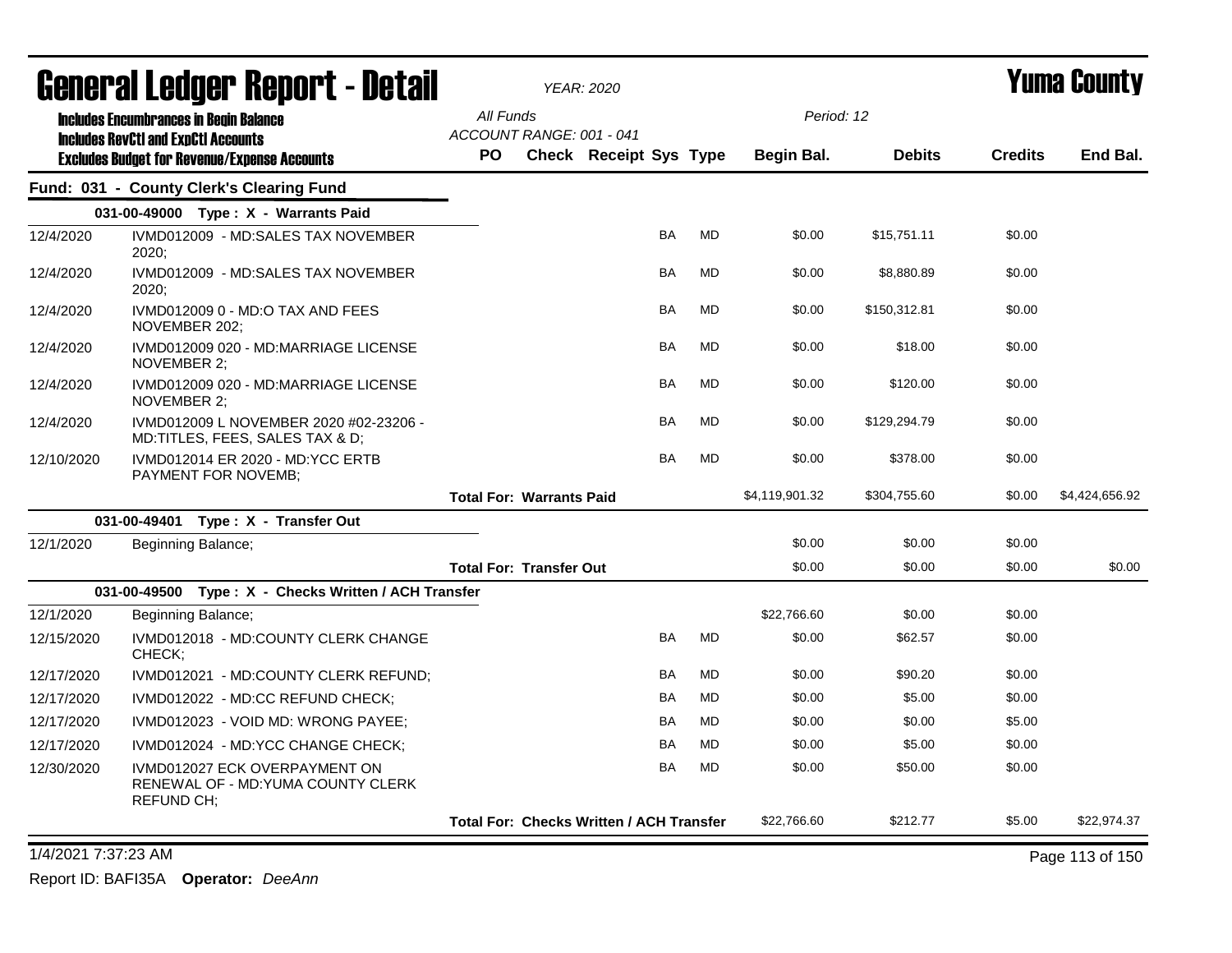# General Ledger Report - Detail

*YEAR: 2020*

# Yuma County

**Includes Encumbrances in Begin Balance**
**Includes RevCtl and ExpCtl Accounts**
**Excludes Budget for Revenue/Expense Accounts**

All Funds
ACCOUNT RANGE: 001 - 041

Period: 12

## Fund: 031 - County Clerk's Clearing Fund

| Date | Description | PO | Check | Receipt | Sys | Type | Begin Bal. | Debits | Credits | End Bal. |
|---|---|---|---|---|---|---|---|---|---|---|
| | **031-00-49000 Type : X - Warrants Paid** | | | | | | | | | |
| 12/4/2020 | IVMD012009 - MD:SALES TAX NOVEMBER 2020; | | | | BA | MD | $0.00 | $15,751.11 | $0.00 | |
| 12/4/2020 | IVMD012009 - MD:SALES TAX NOVEMBER 2020; | | | | BA | MD | $0.00 | $8,880.89 | $0.00 | |
| 12/4/2020 | IVMD012009 0 - MD:O TAX AND FEES NOVEMBER 202; | | | | BA | MD | $0.00 | $150,312.81 | $0.00 | |
| 12/4/2020 | IVMD012009 020 - MD:MARRIAGE LICENSE NOVEMBER 2; | | | | BA | MD | $0.00 | $18.00 | $0.00 | |
| 12/4/2020 | IVMD012009 020 - MD:MARRIAGE LICENSE NOVEMBER 2; | | | | BA | MD | $0.00 | $120.00 | $0.00 | |
| 12/4/2020 | IVMD012009 L NOVEMBER 2020 #02-23206 - MD:TITLES, FEES, SALES TAX & D; | | | | BA | MD | $0.00 | $129,294.79 | $0.00 | |
| 12/10/2020 | IVMD012014 ER 2020 - MD:YCC ERTB PAYMENT FOR NOVEMB; | | | | BA | MD | $0.00 | $378.00 | $0.00 | |
| | | **Total For: Warrants Paid** | | | | | $4,119,901.32 | $304,755.60 | $0.00 | $4,424,656.92 |
| | **031-00-49401 Type : X - Transfer Out** | | | | | | | | | |
| 12/1/2020 | Beginning Balance; | | | | | | $0.00 | $0.00 | $0.00 | |
| | | **Total For: Transfer Out** | | | | | $0.00 | $0.00 | $0.00 | $0.00 |
| | **031-00-49500 Type : X - Checks Written / ACH Transfer** | | | | | | | | | |
| 12/1/2020 | Beginning Balance; | | | | | | $22,766.60 | $0.00 | $0.00 | |
| 12/15/2020 | IVMD012018 - MD:COUNTY CLERK CHANGE CHECK; | | | | BA | MD | $0.00 | $62.57 | $0.00 | |
| 12/17/2020 | IVMD012021 - MD:COUNTY CLERK REFUND; | | | | BA | MD | $0.00 | $90.20 | $0.00 | |
| 12/17/2020 | IVMD012022 - MD:CC REFUND CHECK; | | | | BA | MD | $0.00 | $5.00 | $0.00 | |
| 12/17/2020 | IVMD012023 - VOID MD: WRONG PAYEE; | | | | BA | MD | $0.00 | $0.00 | $5.00 | |
| 12/17/2020 | IVMD012024 - MD:YCC CHANGE CHECK; | | | | BA | MD | $0.00 | $5.00 | $0.00 | |
| 12/30/2020 | IVMD012027 ECK OVERPAYMENT ON RENEWAL OF - MD:YUMA COUNTY CLERK REFUND CH; | | | | BA | MD | $0.00 | $50.00 | $0.00 | |
| | | **Total For: Checks Written / ACH Transfer** | | | | | $22,766.60 | $212.77 | $5.00 | $22,974.37 |

1/4/2021 7:37:23 AM

Report ID: BAFI35A **Operator:** *DeeAnn*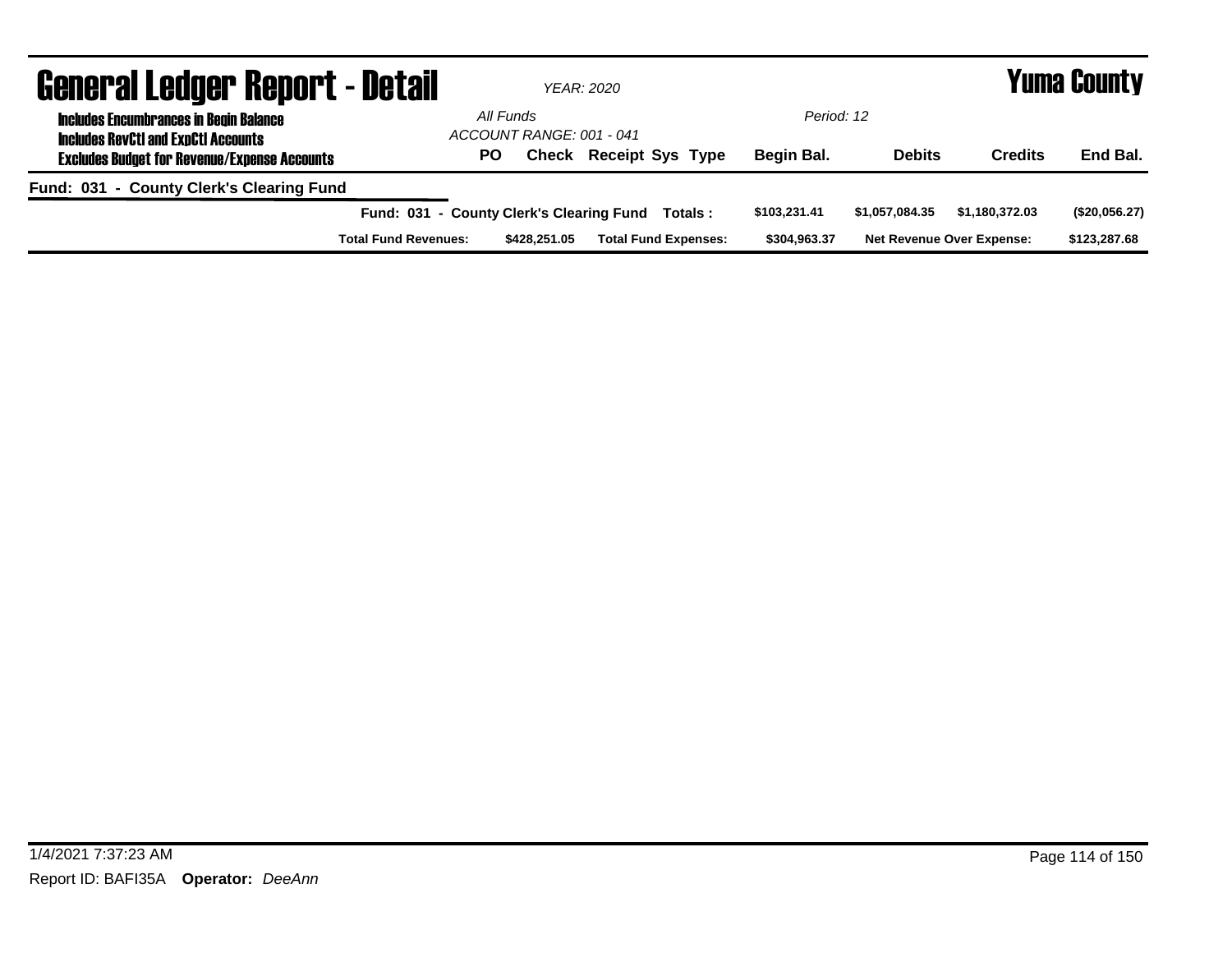# General Ledger Report - Detail

*YEAR: 2020*

# Yuma County

**Includes Encumbrances in Begin Balance**
**Includes RevCtl and ExpCtl Accounts**
**Excludes Budget for Revenue/Expense Accounts**

*All Funds*
*ACCOUNT RANGE: 001 - 041*
*Period: 12*

| | PO | Check | Receipt Sys Type | Begin Bal. | Debits | Credits | End Bal. |
|---|---|---|---|---|---|---|---|
| **Fund: 031 - County Clerk's Clearing Fund** | | | | | | | |
| **Fund: 031 - County Clerk's Clearing Fund Totals :** | | | | $103,231.41 | $1,057,084.35 | $1,180,372.03 | ($20,056.27) |
| **Total Fund Revenues:** | | $428,251.05 | **Total Fund Expenses:** | $304,963.37 | **Net Revenue Over Expense:** | | $123,287.68 |

1/4/2021 7:37:23 AM

Report ID: BAFI35A **Operator:** *DeeAnn*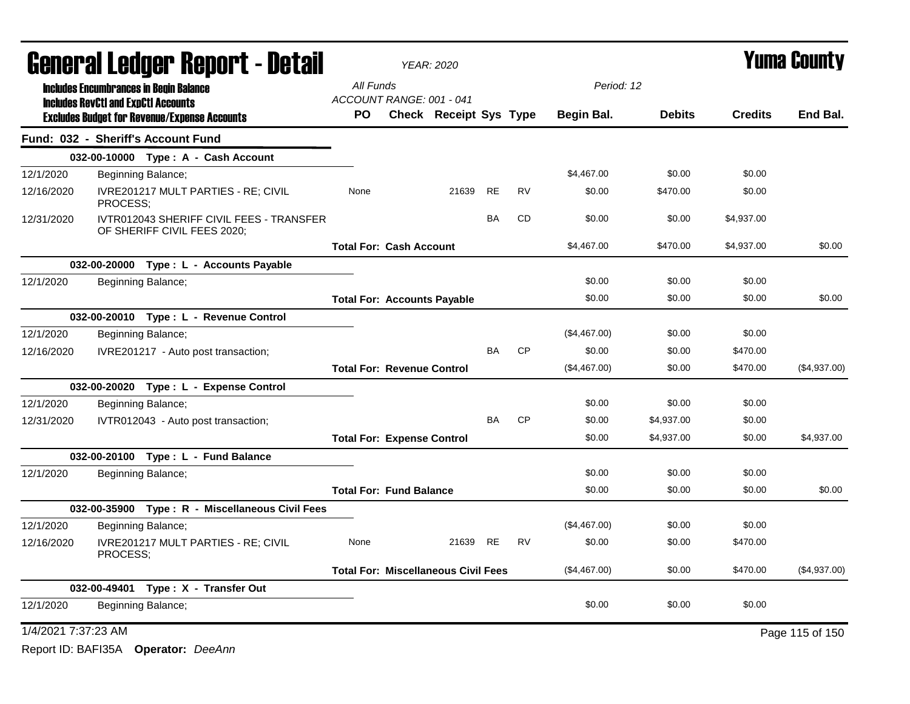# General Ledger Report - Detail

*YEAR: 2020*

# Yuma County

**Includes Encumbrances in Begin Balance**
**Includes RevCtl and ExpCtl Accounts**
**Excludes Budget for Revenue/Expense Accounts**

*All Funds*
*ACCOUNT RANGE: 001 - 041*
*Period: 12*

## Fund: 032 - Sheriff's Account Fund

| Date | Description | PO | Check | Receipt | Sys | Type | Begin Bal. | Debits | Credits | End Bal. |
|---|---|---|---|---|---|---|---|---|---|---|
| **032-00-10000 Type : A - Cash Account** | | | | | | | | | | |
| 12/1/2020 | Beginning Balance; | | | | | | $4,467.00 | $0.00 | $0.00 | |
| 12/16/2020 | IVRE201217 MULT PARTIES - RE; CIVIL PROCESS; | None | | 21639 | RE | RV | $0.00 | $470.00 | $0.00 | |
| 12/31/2020 | IVTR012043 SHERIFF CIVIL FEES - TRANSFER OF SHERIFF CIVIL FEES 2020; | | | | BA | CD | $0.00 | $0.00 | $4,937.00 | |
| | **Total For: Cash Account** | | | | | | $4,467.00 | $470.00 | $4,937.00 | $0.00 |
| **032-00-20000 Type : L - Accounts Payable** | | | | | | | | | | |
| 12/1/2020 | Beginning Balance; | | | | | | $0.00 | $0.00 | $0.00 | |
| | **Total For: Accounts Payable** | | | | | | $0.00 | $0.00 | $0.00 | $0.00 |
| **032-00-20010 Type : L - Revenue Control** | | | | | | | | | | |
| 12/1/2020 | Beginning Balance; | | | | | | ($4,467.00) | $0.00 | $0.00 | |
| 12/16/2020 | IVRE201217 - Auto post transaction; | | | | BA | CP | $0.00 | $0.00 | $470.00 | |
| | **Total For: Revenue Control** | | | | | | ($4,467.00) | $0.00 | $470.00 | ($4,937.00) |
| **032-00-20020 Type : L - Expense Control** | | | | | | | | | | |
| 12/1/2020 | Beginning Balance; | | | | | | $0.00 | $0.00 | $0.00 | |
| 12/31/2020 | IVTR012043 - Auto post transaction; | | | | BA | CP | $0.00 | $4,937.00 | $0.00 | |
| | **Total For: Expense Control** | | | | | | $0.00 | $4,937.00 | $0.00 | $4,937.00 |
| **032-00-20100 Type : L - Fund Balance** | | | | | | | | | | |
| 12/1/2020 | Beginning Balance; | | | | | | $0.00 | $0.00 | $0.00 | |
| | **Total For: Fund Balance** | | | | | | $0.00 | $0.00 | $0.00 | $0.00 |
| **032-00-35900 Type : R - Miscellaneous Civil Fees** | | | | | | | | | | |
| 12/1/2020 | Beginning Balance; | | | | | | ($4,467.00) | $0.00 | $0.00 | |
| 12/16/2020 | IVRE201217 MULT PARTIES - RE; CIVIL PROCESS; | None | | 21639 | RE | RV | $0.00 | $0.00 | $470.00 | |
| | **Total For: Miscellaneous Civil Fees** | | | | | | ($4,467.00) | $0.00 | $470.00 | ($4,937.00) |
| **032-00-49401 Type : X - Transfer Out** | | | | | | | | | | |
| 12/1/2020 | Beginning Balance; | | | | | | $0.00 | $0.00 | $0.00 | |

1/4/2021 7:37:23 AM

Report ID: BAFI35A **Operator:** *DeeAnn*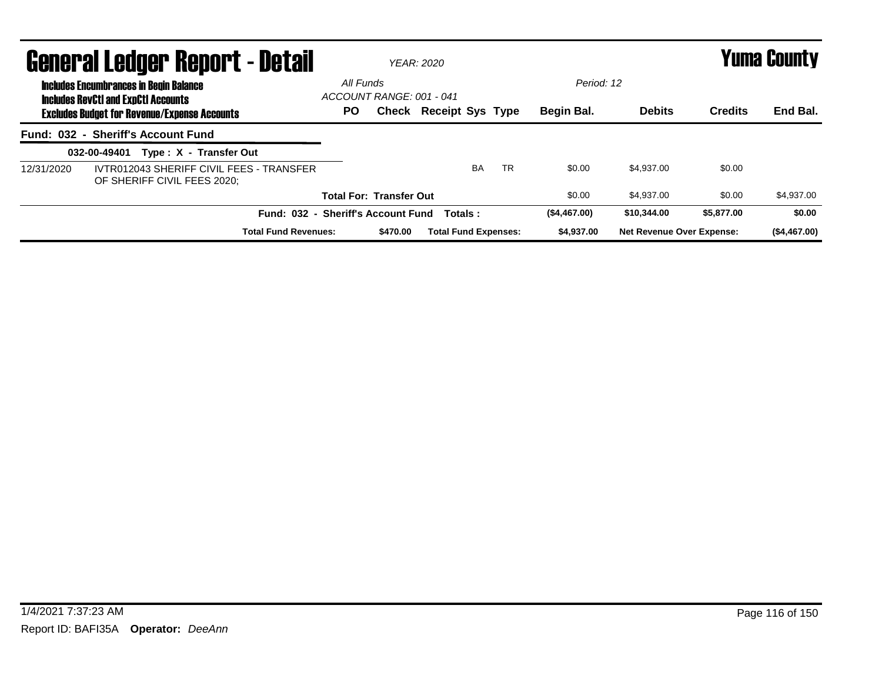# General Ledger Report - Detail

*YEAR: 2020*

# Yuma County

**Includes Encumbrances in Begin Balance**
**Includes RevCtl and ExpCtl Accounts**
**Excludes Budget for Revenue/Expense Accounts**

*All Funds*
*ACCOUNT RANGE: 001 - 041*
*Period: 12*

| | | PO | Check | Receipt | Sys | Type | Begin Bal. | Debits | Credits | End Bal. |
|---|---|---|---|---|---|---|---|---|---|---|
| **Fund: 032 - Sheriff's Account Fund** | | | | | | | | | | |
| **032-00-49401 Type : X - Transfer Out** | | | | | | | | | | |
| 12/31/2020 | IVTR012043 SHERIFF CIVIL FEES - TRANSFER OF SHERIFF CIVIL FEES 2020; | | | | BA | TR | $0.00 | $4,937.00 | $0.00 | |
| | **Total For: Transfer Out** | | | | | | $0.00 | $4,937.00 | $0.00 | $4,937.00 |
| | **Fund: 032 - Sheriff's Account Fund Totals :** | | | | | | **($4,467.00)** | **$10,344.00** | **$5,877.00** | **$0.00** |
| | **Total Fund Revenues:** | | **$470.00** | **Total Fund Expenses:** | | | **$4,937.00** | **Net Revenue Over Expense:** | | **($4,467.00)** |

1/4/2021 7:37:23 AM
Report ID: BAFI35A **Operator:** *DeeAnn*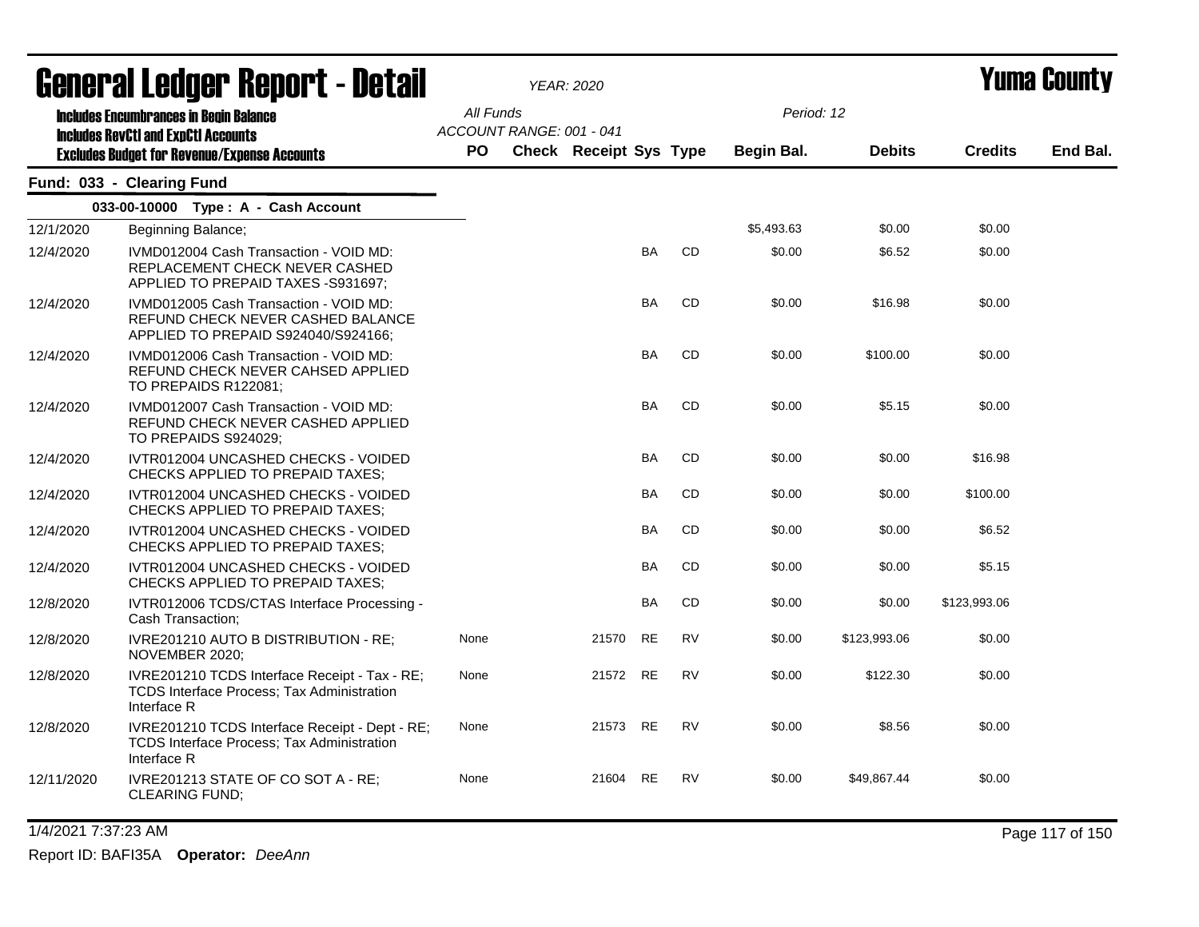# General Ledger Report - Detail

*YEAR: 2020*

**Yuma County**

**Includes Encumbrances in Begin Balance**
**Includes RevCtl and ExpCtl Accounts**
**Excludes Budget for Revenue/Expense Accounts**

All Funds
ACCOUNT RANGE: 001 - 041

Period: 12

## Fund: 033 - Clearing Fund

### 033-00-10000 Type : A - Cash Account

| Date | Description | PO | Check | Receipt | Sys | Type | Begin Bal. | Debits | Credits | End Bal. |
|---|---|---|---|---|---|---|---|---|---|---|
| 12/1/2020 | Beginning Balance; | | | | | | $5,493.63 | $0.00 | $0.00 | |
| 12/4/2020 | IVMD012004 Cash Transaction - VOID MD: REPLACEMENT CHECK NEVER CASHED APPLIED TO PREPAID TAXES -S931697; | | | | BA | CD | $0.00 | $6.52 | $0.00 | |
| 12/4/2020 | IVMD012005 Cash Transaction - VOID MD: REFUND CHECK NEVER CASHED BALANCE APPLIED TO PREPAID S924040/S924166; | | | | BA | CD | $0.00 | $16.98 | $0.00 | |
| 12/4/2020 | IVMD012006 Cash Transaction - VOID MD: REFUND CHECK NEVER CAHSED APPLIED TO PREPAIDS R122081; | | | | BA | CD | $0.00 | $100.00 | $0.00 | |
| 12/4/2020 | IVMD012007 Cash Transaction - VOID MD: REFUND CHECK NEVER CASHED APPLIED TO PREPAIDS S924029; | | | | BA | CD | $0.00 | $5.15 | $0.00 | |
| 12/4/2020 | IVTR012004 UNCASHED CHECKS - VOIDED CHECKS APPLIED TO PREPAID TAXES; | | | | BA | CD | $0.00 | $0.00 | $16.98 | |
| 12/4/2020 | IVTR012004 UNCASHED CHECKS - VOIDED CHECKS APPLIED TO PREPAID TAXES; | | | | BA | CD | $0.00 | $0.00 | $100.00 | |
| 12/4/2020 | IVTR012004 UNCASHED CHECKS - VOIDED CHECKS APPLIED TO PREPAID TAXES; | | | | BA | CD | $0.00 | $0.00 | $6.52 | |
| 12/4/2020 | IVTR012004 UNCASHED CHECKS - VOIDED CHECKS APPLIED TO PREPAID TAXES; | | | | BA | CD | $0.00 | $0.00 | $5.15 | |
| 12/8/2020 | IVTR012006 TCDS/CTAS Interface Processing - Cash Transaction; | | | | BA | CD | $0.00 | $0.00 | $123,993.06 | |
| 12/8/2020 | IVRE201210 AUTO B DISTRIBUTION - RE; NOVEMBER 2020; | None | | 21570 | RE | RV | $0.00 | $123,993.06 | $0.00 | |
| 12/8/2020 | IVRE201210 TCDS Interface Receipt - Tax - RE; TCDS Interface Process; Tax Administration Interface R | None | | 21572 | RE | RV | $0.00 | $122.30 | $0.00 | |
| 12/8/2020 | IVRE201210 TCDS Interface Receipt - Dept - RE; TCDS Interface Process; Tax Administration Interface R | None | | 21573 | RE | RV | $0.00 | $8.56 | $0.00 | |
| 12/11/2020 | IVRE201213 STATE OF CO SOT A - RE; CLEARING FUND; | None | | 21604 | RE | RV | $0.00 | $49,867.44 | $0.00 | |

1/4/2021 7:37:23 AM

Report ID: BAFI35A **Operator:** *DeeAnn*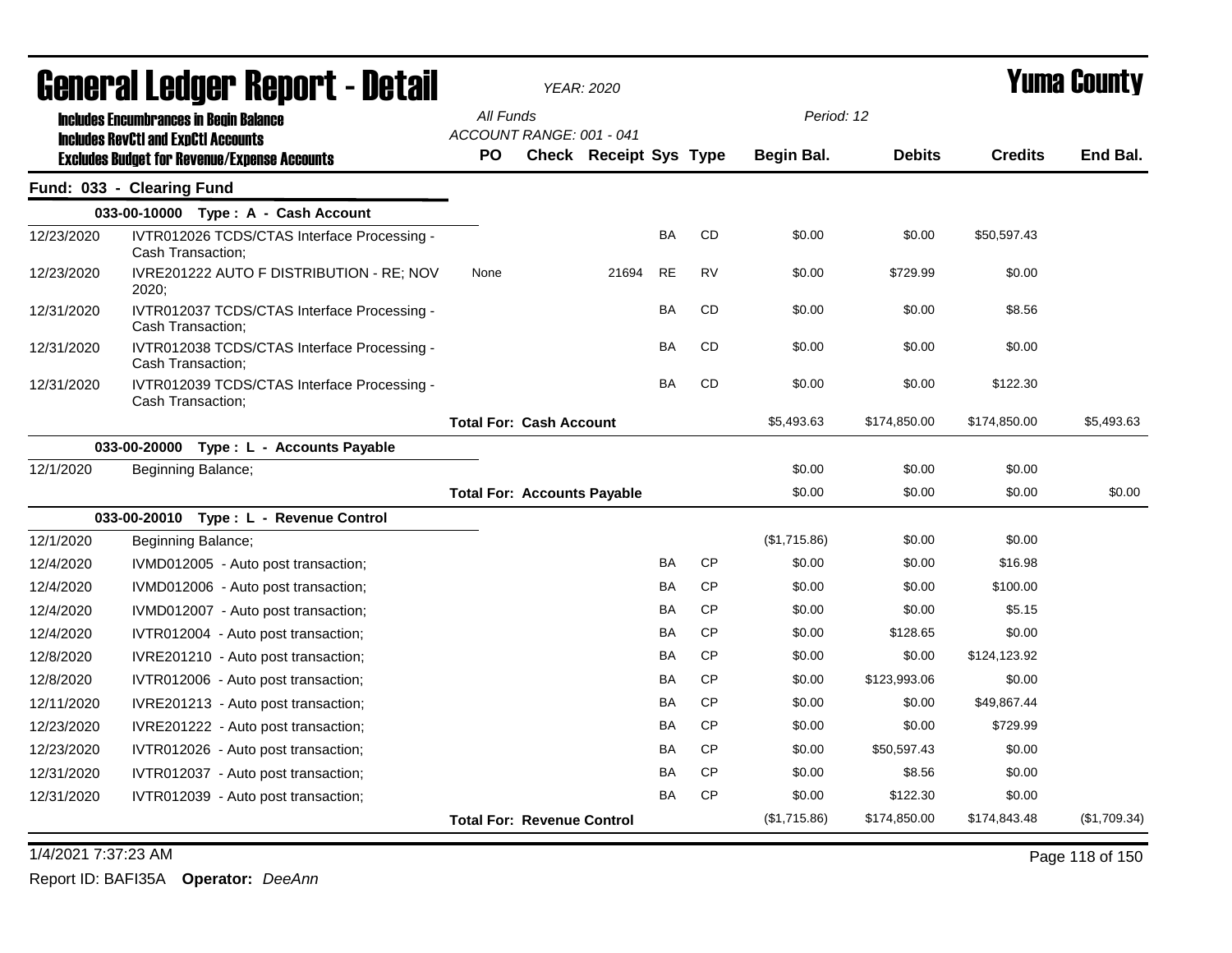# General Ledger Report - Detail

*YEAR: 2020*

# Yuma County

**Includes Encumbrances in Begin Balance**
**Includes RevCtl and ExpCtl Accounts**
**Excludes Budget for Revenue/Expense Accounts**

*All Funds*
*ACCOUNT RANGE: 001 - 041*
*Period: 12*

## Fund: 033 - Clearing Fund

| Date | Description | PO | Check | Receipt | Sys | Type | Begin Bal. | Debits | Credits | End Bal. |
|---|---|---|---|---|---|---|---|---|---|---|
| | **033-00-10000 Type : A - Cash Account** | | | | | | | | | |
| 12/23/2020 | IVTR012026 TCDS/CTAS Interface Processing - Cash Transaction; | | | | BA | CD | $0.00 | $0.00 | $50,597.43 | |
| 12/23/2020 | IVRE201222 AUTO F DISTRIBUTION - RE; NOV 2020; | None | | 21694 | RE | RV | $0.00 | $729.99 | $0.00 | |
| 12/31/2020 | IVTR012037 TCDS/CTAS Interface Processing - Cash Transaction; | | | | BA | CD | $0.00 | $0.00 | $8.56 | |
| 12/31/2020 | IVTR012038 TCDS/CTAS Interface Processing - Cash Transaction; | | | | BA | CD | $0.00 | $0.00 | $0.00 | |
| 12/31/2020 | IVTR012039 TCDS/CTAS Interface Processing - Cash Transaction; | | | | BA | CD | $0.00 | $0.00 | $122.30 | |
| | | **Total For: Cash Account** | | | | | $5,493.63 | $174,850.00 | $174,850.00 | $5,493.63 |
| | **033-00-20000 Type : L - Accounts Payable** | | | | | | | | | |
| 12/1/2020 | Beginning Balance; | | | | | | $0.00 | $0.00 | $0.00 | |
| | | **Total For: Accounts Payable** | | | | | $0.00 | $0.00 | $0.00 | $0.00 |
| | **033-00-20010 Type : L - Revenue Control** | | | | | | | | | |
| 12/1/2020 | Beginning Balance; | | | | | | ($1,715.86) | $0.00 | $0.00 | |
| 12/4/2020 | IVMD012005 - Auto post transaction; | | | | BA | CP | $0.00 | $0.00 | $16.98 | |
| 12/4/2020 | IVMD012006 - Auto post transaction; | | | | BA | CP | $0.00 | $0.00 | $100.00 | |
| 12/4/2020 | IVMD012007 - Auto post transaction; | | | | BA | CP | $0.00 | $0.00 | $5.15 | |
| 12/4/2020 | IVTR012004 - Auto post transaction; | | | | BA | CP | $0.00 | $128.65 | $0.00 | |
| 12/8/2020 | IVRE201210 - Auto post transaction; | | | | BA | CP | $0.00 | $0.00 | $124,123.92 | |
| 12/8/2020 | IVTR012006 - Auto post transaction; | | | | BA | CP | $0.00 | $123,993.06 | $0.00 | |
| 12/11/2020 | IVRE201213 - Auto post transaction; | | | | BA | CP | $0.00 | $0.00 | $49,867.44 | |
| 12/23/2020 | IVRE201222 - Auto post transaction; | | | | BA | CP | $0.00 | $0.00 | $729.99 | |
| 12/23/2020 | IVTR012026 - Auto post transaction; | | | | BA | CP | $0.00 | $50,597.43 | $0.00 | |
| 12/31/2020 | IVTR012037 - Auto post transaction; | | | | BA | CP | $0.00 | $8.56 | $0.00 | |
| 12/31/2020 | IVTR012039 - Auto post transaction; | | | | BA | CP | $0.00 | $122.30 | $0.00 | |
| | | **Total For: Revenue Control** | | | | | ($1,715.86) | $174,850.00 | $174,843.48 | ($1,709.34) |

1/4/2021 7:37:23 AM

Report ID: BAFI35A **Operator:** *DeeAnn*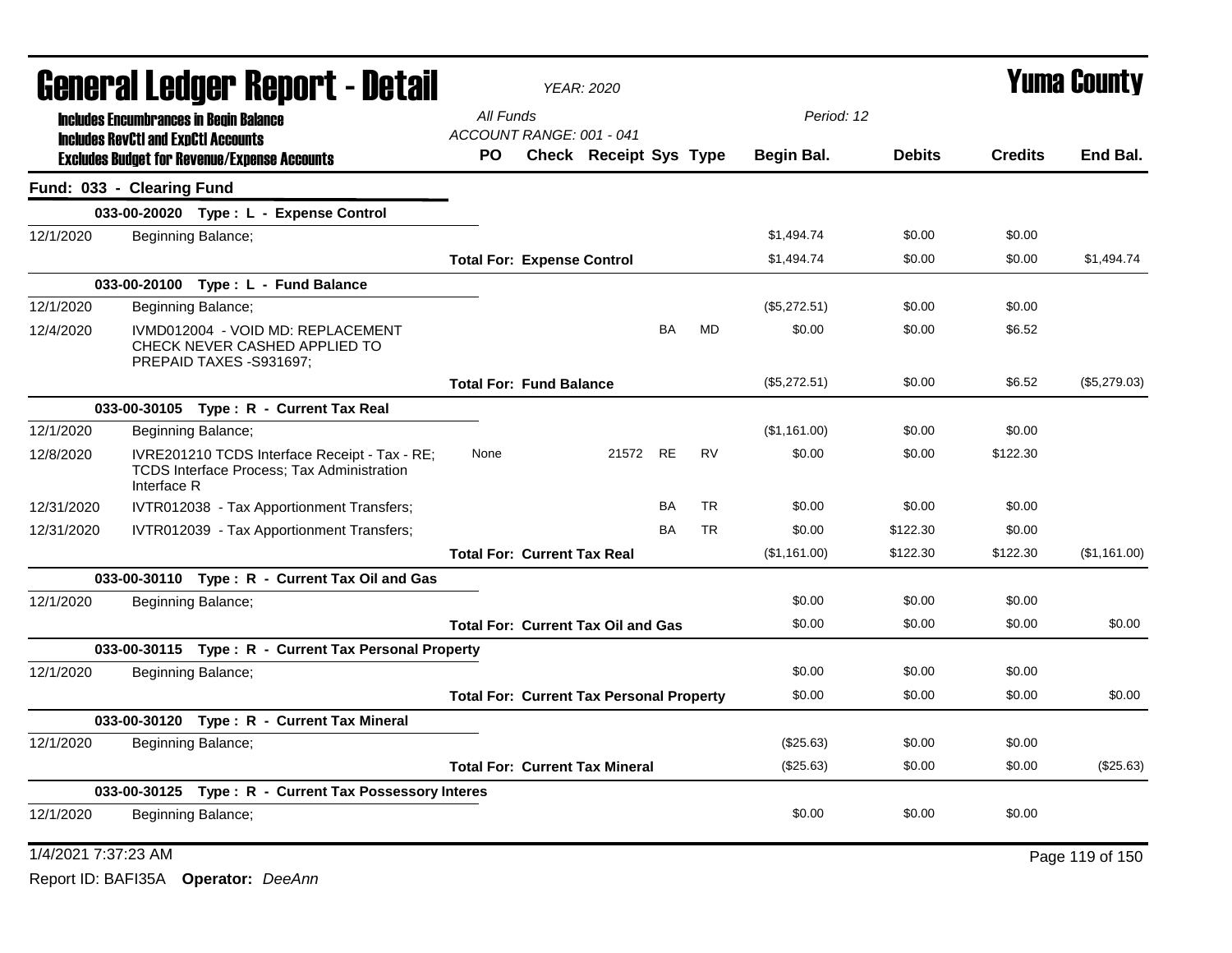# General Ledger Report - Detail

*YEAR: 2020*

# Yuma County

**Includes Encumbrances in Begin Balance**
**Includes RevCtl and ExpCtl Accounts**
**Excludes Budget for Revenue/Expense Accounts**

All Funds
ACCOUNT RANGE: 001 - 041
Period: 12

## Fund: 033 - Clearing Fund

| Date | Description | PO | Check | Receipt | Sys | Type | Begin Bal. | Debits | Credits | End Bal. |
|---|---|---|---|---|---|---|---|---|---|---|
| | **033-00-20020 Type : L - Expense Control** | | | | | | | | | |
| 12/1/2020 | Beginning Balance; | | | | | | $1,494.74 | $0.00 | $0.00 | |
| | | **Total For: Expense Control** | | | | | $1,494.74 | $0.00 | $0.00 | $1,494.74 |
| | **033-00-20100 Type : L - Fund Balance** | | | | | | | | | |
| 12/1/2020 | Beginning Balance; | | | | | | ($5,272.51) | $0.00 | $0.00 | |
| 12/4/2020 | IVMD012004 - VOID MD: REPLACEMENT CHECK NEVER CASHED APPLIED TO PREPAID TAXES -S931697; | | | | BA | MD | $0.00 | $0.00 | $6.52 | |
| | | **Total For: Fund Balance** | | | | | ($5,272.51) | $0.00 | $6.52 | ($5,279.03) |
| | **033-00-30105 Type : R - Current Tax Real** | | | | | | | | | |
| 12/1/2020 | Beginning Balance; | | | | | | ($1,161.00) | $0.00 | $0.00 | |
| 12/8/2020 | IVRE201210 TCDS Interface Receipt - Tax - RE; TCDS Interface Process; Tax Administration Interface R | None | | 21572 | RE | RV | $0.00 | $0.00 | $122.30 | |
| 12/31/2020 | IVTR012038 - Tax Apportionment Transfers; | | | | BA | TR | $0.00 | $0.00 | $0.00 | |
| 12/31/2020 | IVTR012039 - Tax Apportionment Transfers; | | | | BA | TR | $0.00 | $122.30 | $0.00 | |
| | | **Total For: Current Tax Real** | | | | | ($1,161.00) | $122.30 | $122.30 | ($1,161.00) |
| | **033-00-30110 Type : R - Current Tax Oil and Gas** | | | | | | | | | |
| 12/1/2020 | Beginning Balance; | | | | | | $0.00 | $0.00 | $0.00 | |
| | | **Total For: Current Tax Oil and Gas** | | | | | $0.00 | $0.00 | $0.00 | $0.00 |
| | **033-00-30115 Type : R - Current Tax Personal Property** | | | | | | | | | |
| 12/1/2020 | Beginning Balance; | | | | | | $0.00 | $0.00 | $0.00 | |
| | | **Total For: Current Tax Personal Property** | | | | | $0.00 | $0.00 | $0.00 | $0.00 |
| | **033-00-30120 Type : R - Current Tax Mineral** | | | | | | | | | |
| 12/1/2020 | Beginning Balance; | | | | | | ($25.63) | $0.00 | $0.00 | |
| | | **Total For: Current Tax Mineral** | | | | | ($25.63) | $0.00 | $0.00 | ($25.63) |
| | **033-00-30125 Type : R - Current Tax Possessory Interes** | | | | | | | | | |
| 12/1/2020 | Beginning Balance; | | | | | | $0.00 | $0.00 | $0.00 | |

1/4/2021 7:37:23 AM

Report ID: BAFI35A **Operator:** *DeeAnn*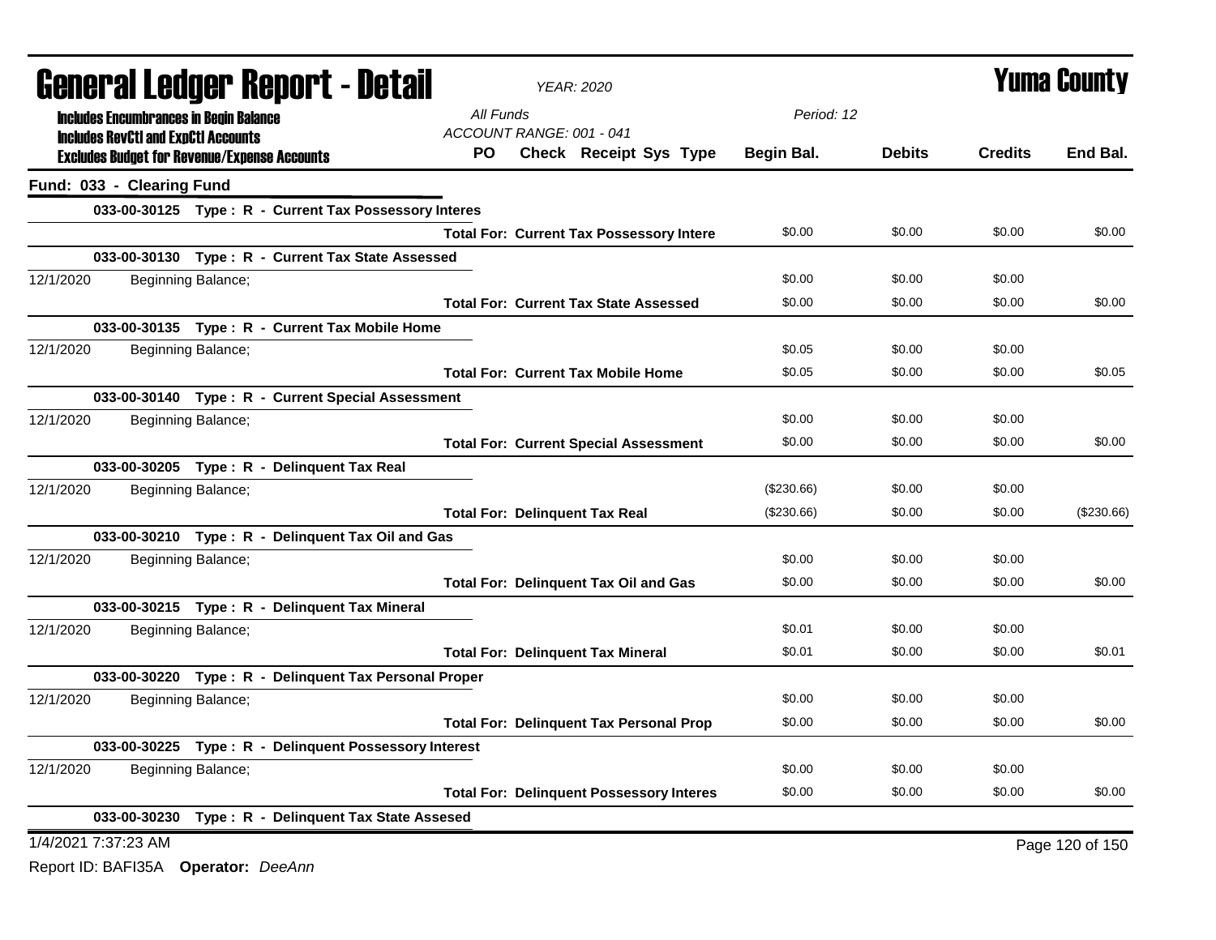# General Ledger Report - Detail

**Yuma County**

YEAR: 2020

**Includes Encumbrances in Begin Balance**
**Includes RevCtl and ExpCtl Accounts**
**Excludes Budget for Revenue/Expense Accounts**

All Funds
ACCOUNT RANGE: 001 - 041
Period: 12

## Fund: 033 - Clearing Fund

| Date | Description | PO | Check | Receipt | Sys | Type | Begin Bal. | Debits | Credits | End Bal. |
|---|---|---|---|---|---|---|---|---|---|---|
| **033-00-30125 Type : R - Current Tax Possessory Interes** | | | | | | | | | | |
| | **Total For: Current Tax Possessory Intere** | | | | | | $0.00 | $0.00 | $0.00 | $0.00 |
| **033-00-30130 Type : R - Current Tax State Assessed** | | | | | | | | | | |
| 12/1/2020 | Beginning Balance; | | | | | | $0.00 | $0.00 | $0.00 | |
| | **Total For: Current Tax State Assessed** | | | | | | $0.00 | $0.00 | $0.00 | $0.00 |
| **033-00-30135 Type : R - Current Tax Mobile Home** | | | | | | | | | | |
| 12/1/2020 | Beginning Balance; | | | | | | $0.05 | $0.00 | $0.00 | |
| | **Total For: Current Tax Mobile Home** | | | | | | $0.05 | $0.00 | $0.00 | $0.05 |
| **033-00-30140 Type : R - Current Special Assessment** | | | | | | | | | | |
| 12/1/2020 | Beginning Balance; | | | | | | $0.00 | $0.00 | $0.00 | |
| | **Total For: Current Special Assessment** | | | | | | $0.00 | $0.00 | $0.00 | $0.00 |
| **033-00-30205 Type : R - Delinquent Tax Real** | | | | | | | | | | |
| 12/1/2020 | Beginning Balance; | | | | | | ($230.66) | $0.00 | $0.00 | |
| | **Total For: Delinquent Tax Real** | | | | | | ($230.66) | $0.00 | $0.00 | ($230.66) |
| **033-00-30210 Type : R - Delinquent Tax Oil and Gas** | | | | | | | | | | |
| 12/1/2020 | Beginning Balance; | | | | | | $0.00 | $0.00 | $0.00 | |
| | **Total For: Delinquent Tax Oil and Gas** | | | | | | $0.00 | $0.00 | $0.00 | $0.00 |
| **033-00-30215 Type : R - Delinquent Tax Mineral** | | | | | | | | | | |
| 12/1/2020 | Beginning Balance; | | | | | | $0.01 | $0.00 | $0.00 | |
| | **Total For: Delinquent Tax Mineral** | | | | | | $0.01 | $0.00 | $0.00 | $0.01 |
| **033-00-30220 Type : R - Delinquent Tax Personal Proper** | | | | | | | | | | |
| 12/1/2020 | Beginning Balance; | | | | | | $0.00 | $0.00 | $0.00 | |
| | **Total For: Delinquent Tax Personal Prop** | | | | | | $0.00 | $0.00 | $0.00 | $0.00 |
| **033-00-30225 Type : R - Delinquent Possessory Interest** | | | | | | | | | | |
| 12/1/2020 | Beginning Balance; | | | | | | $0.00 | $0.00 | $0.00 | |
| | **Total For: Delinquent Possessory Interes** | | | | | | $0.00 | $0.00 | $0.00 | $0.00 |
| **033-00-30230 Type : R - Delinquent Tax State Assesed** | | | | | | | | | | |

1/4/2021 7:37:23 AM

Report ID: BAFI35A **Operator:** *DeeAnn*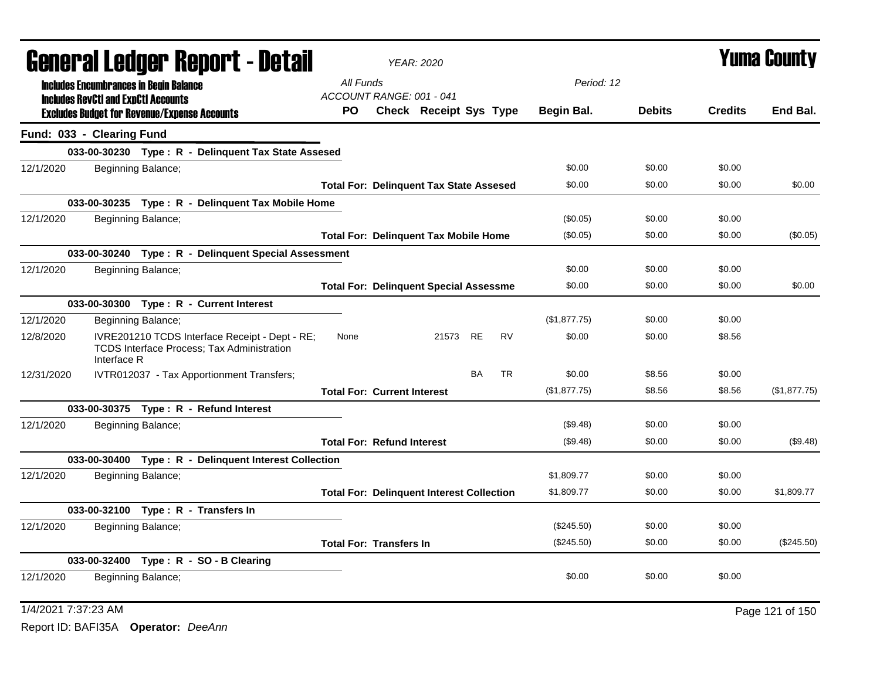# General Ledger Report - Detail

*YEAR: 2020*

**Yuma County**

**Includes Encumbrances in Begin Balance**
**Includes RevCtl and ExpCtl Accounts**
**Excludes Budget for Revenue/Expense Accounts**

*All Funds*
*ACCOUNT RANGE: 001 - 041*
*Period: 12*

## Fund: 033 - Clearing Fund

| Date | Description | PO | Check | Receipt | Sys | Type | Begin Bal. | Debits | Credits | End Bal. |
|---|---|---|---|---|---|---|---|---|---|---|
| **033-00-30230 Type : R - Delinquent Tax State Assesed** | | | | | | | | | | |
| 12/1/2020 | Beginning Balance; | | | | | | $0.00 | $0.00 | $0.00 | |
| | **Total For: Delinquent Tax State Assesed** | | | | | | $0.00 | $0.00 | $0.00 | $0.00 |
| **033-00-30235 Type : R - Delinquent Tax Mobile Home** | | | | | | | | | | |
| 12/1/2020 | Beginning Balance; | | | | | | ($0.05) | $0.00 | $0.00 | |
| | **Total For: Delinquent Tax Mobile Home** | | | | | | ($0.05) | $0.00 | $0.00 | ($0.05) |
| **033-00-30240 Type : R - Delinquent Special Assessment** | | | | | | | | | | |
| 12/1/2020 | Beginning Balance; | | | | | | $0.00 | $0.00 | $0.00 | |
| | **Total For: Delinquent Special Assessme** | | | | | | $0.00 | $0.00 | $0.00 | $0.00 |
| **033-00-30300 Type : R - Current Interest** | | | | | | | | | | |
| 12/1/2020 | Beginning Balance; | | | | | | ($1,877.75) | $0.00 | $0.00 | |
| 12/8/2020 | IVRE201210 TCDS Interface Receipt - Dept - RE; TCDS Interface Process; Tax Administration Interface R | None | | 21573 | RE | RV | $0.00 | $0.00 | $8.56 | |
| 12/31/2020 | IVTR012037 - Tax Apportionment Transfers; | | | | BA | TR | $0.00 | $8.56 | $0.00 | |
| | **Total For: Current Interest** | | | | | | ($1,877.75) | $8.56 | $8.56 | ($1,877.75) |
| **033-00-30375 Type : R - Refund Interest** | | | | | | | | | | |
| 12/1/2020 | Beginning Balance; | | | | | | ($9.48) | $0.00 | $0.00 | |
| | **Total For: Refund Interest** | | | | | | ($9.48) | $0.00 | $0.00 | ($9.48) |
| **033-00-30400 Type : R - Delinquent Interest Collection** | | | | | | | | | | |
| 12/1/2020 | Beginning Balance; | | | | | | $1,809.77 | $0.00 | $0.00 | |
| | **Total For: Delinquent Interest Collection** | | | | | | $1,809.77 | $0.00 | $0.00 | $1,809.77 |
| **033-00-32100 Type : R - Transfers In** | | | | | | | | | | |
| 12/1/2020 | Beginning Balance; | | | | | | ($245.50) | $0.00 | $0.00 | |
| | **Total For: Transfers In** | | | | | | ($245.50) | $0.00 | $0.00 | ($245.50) |
| **033-00-32400 Type : R - SO - B Clearing** | | | | | | | | | | |
| 12/1/2020 | Beginning Balance; | | | | | | $0.00 | $0.00 | $0.00 | |

1/4/2021 7:37:23 AM

Report ID: BAFI35A **Operator:** *DeeAnn*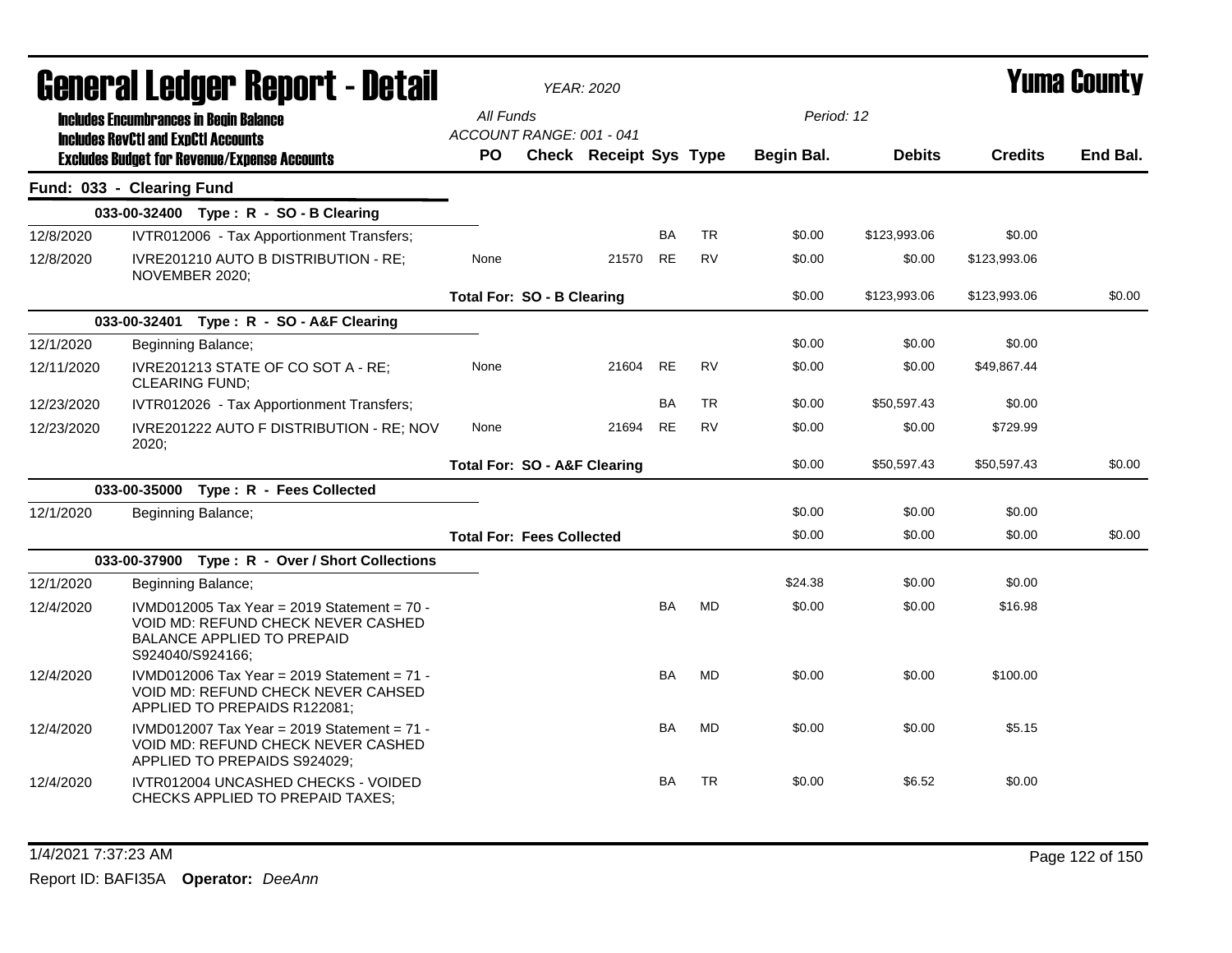# General Ledger Report - Detail

**YEAR: 2020**

**Yuma County**

**Includes Encumbrances in Begin Balance**
**Includes RevCtl and ExpCtl Accounts**
**Excludes Budget for Revenue/Expense Accounts**

All Funds
ACCOUNT RANGE: 001 - 041

Period: 12

## Fund: 033 - Clearing Fund

| Date | Description | PO | Check | Receipt | Sys | Type | Begin Bal. | Debits | Credits | End Bal. |
|---|---|---|---|---|---|---|---|---|---|---|
| | **033-00-32400 Type : R - SO - B Clearing** | | | | | | | | | |
| 12/8/2020 | IVTR012006 - Tax Apportionment Transfers; | | | | BA | TR | $0.00 | $123,993.06 | $0.00 | |
| 12/8/2020 | IVRE201210 AUTO B DISTRIBUTION - RE; NOVEMBER 2020; | None | | 21570 | RE | RV | $0.00 | $0.00 | $123,993.06 | |
| | | **Total For: SO - B Clearing** | | | | | $0.00 | $123,993.06 | $123,993.06 | $0.00 |
| | **033-00-32401 Type : R - SO - A&F Clearing** | | | | | | | | | |
| 12/1/2020 | Beginning Balance; | | | | | | $0.00 | $0.00 | $0.00 | |
| 12/11/2020 | IVRE201213 STATE OF CO SOT A - RE; CLEARING FUND; | None | | 21604 | RE | RV | $0.00 | $0.00 | $49,867.44 | |
| 12/23/2020 | IVTR012026 - Tax Apportionment Transfers; | | | | BA | TR | $0.00 | $50,597.43 | $0.00 | |
| 12/23/2020 | IVRE201222 AUTO F DISTRIBUTION - RE; NOV 2020; | None | | 21694 | RE | RV | $0.00 | $0.00 | $729.99 | |
| | | **Total For: SO - A&F Clearing** | | | | | $0.00 | $50,597.43 | $50,597.43 | $0.00 |
| | **033-00-35000 Type : R - Fees Collected** | | | | | | | | | |
| 12/1/2020 | Beginning Balance; | | | | | | $0.00 | $0.00 | $0.00 | |
| | | **Total For: Fees Collected** | | | | | $0.00 | $0.00 | $0.00 | $0.00 |
| | **033-00-37900 Type : R - Over / Short Collections** | | | | | | | | | |
| 12/1/2020 | Beginning Balance; | | | | | | $24.38 | $0.00 | $0.00 | |
| 12/4/2020 | IVMD012005 Tax Year = 2019 Statement = 70 - VOID MD: REFUND CHECK NEVER CASHED BALANCE APPLIED TO PREPAID S924040/S924166; | | | | BA | MD | $0.00 | $0.00 | $16.98 | |
| 12/4/2020 | IVMD012006 Tax Year = 2019 Statement = 71 - VOID MD: REFUND CHECK NEVER CAHSED APPLIED TO PREPAIDS R122081; | | | | BA | MD | $0.00 | $0.00 | $100.00 | |
| 12/4/2020 | IVMD012007 Tax Year = 2019 Statement = 71 - VOID MD: REFUND CHECK NEVER CASHED APPLIED TO PREPAIDS S924029; | | | | BA | MD | $0.00 | $0.00 | $5.15 | |
| 12/4/2020 | IVTR012004 UNCASHED CHECKS - VOIDED CHECKS APPLIED TO PREPAID TAXES; | | | | BA | TR | $0.00 | $6.52 | $0.00 | |

1/4/2021 7:37:23 AM

Report ID: BAFI35A **Operator:** *DeeAnn*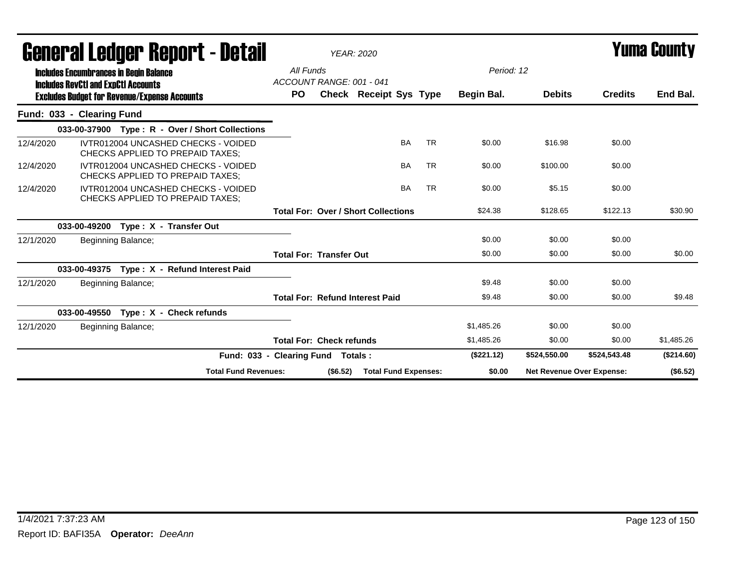# General Ledger Report - Detail

**YEAR: 2020**

**Yuma County**

Includes Encumbrances in Begin Balance
Includes RevCtl and ExpCtl Accounts
Excludes Budget for Revenue/Expense Accounts

All Funds
ACCOUNT RANGE: 001 - 041

Period: 12

| Date | Description | PO | Check | Receipt | Sys | Type | Begin Bal. | Debits | Credits | End Bal. |
|---|---|---|---|---|---|---|---|---|---|---|
| **Fund: 033 - Clearing Fund** | | | | | | | | | | |
| **033-00-37900 Type : R - Over / Short Collections** | | | | | | | | | | |
| 12/4/2020 | IVTR012004 UNCASHED CHECKS - VOIDED CHECKS APPLIED TO PREPAID TAXES; | | | | BA | TR | $0.00 | $16.98 | $0.00 | |
| 12/4/2020 | IVTR012004 UNCASHED CHECKS - VOIDED CHECKS APPLIED TO PREPAID TAXES; | | | | BA | TR | $0.00 | $100.00 | $0.00 | |
| 12/4/2020 | IVTR012004 UNCASHED CHECKS - VOIDED CHECKS APPLIED TO PREPAID TAXES; | | | | BA | TR | $0.00 | $5.15 | $0.00 | |
| | **Total For: Over / Short Collections** | | | | | | $24.38 | $128.65 | $122.13 | $30.90 |
| **033-00-49200 Type : X - Transfer Out** | | | | | | | | | | |
| 12/1/2020 | Beginning Balance; | | | | | | $0.00 | $0.00 | $0.00 | |
| | **Total For: Transfer Out** | | | | | | $0.00 | $0.00 | $0.00 | $0.00 |
| **033-00-49375 Type : X - Refund Interest Paid** | | | | | | | | | | |
| 12/1/2020 | Beginning Balance; | | | | | | $9.48 | $0.00 | $0.00 | |
| | **Total For: Refund Interest Paid** | | | | | | $9.48 | $0.00 | $0.00 | $9.48 |
| **033-00-49550 Type : X - Check refunds** | | | | | | | | | | |
| 12/1/2020 | Beginning Balance; | | | | | | $1,485.26 | $0.00 | $0.00 | |
| | **Total For: Check refunds** | | | | | | $1,485.26 | $0.00 | $0.00 | $1,485.26 |
| | **Fund: 033 - Clearing Fund Totals :** | | | | | | **($221.12)** | **$524,550.00** | **$524,543.48** | **($214.60)** |

**Total Fund Revenues:** ($6.52) **Total Fund Expenses:** $0.00 **Net Revenue Over Expense:** ($6.52)

1/4/2021 7:37:23 AM

Report ID: BAFI35A **Operator:** *DeeAnn*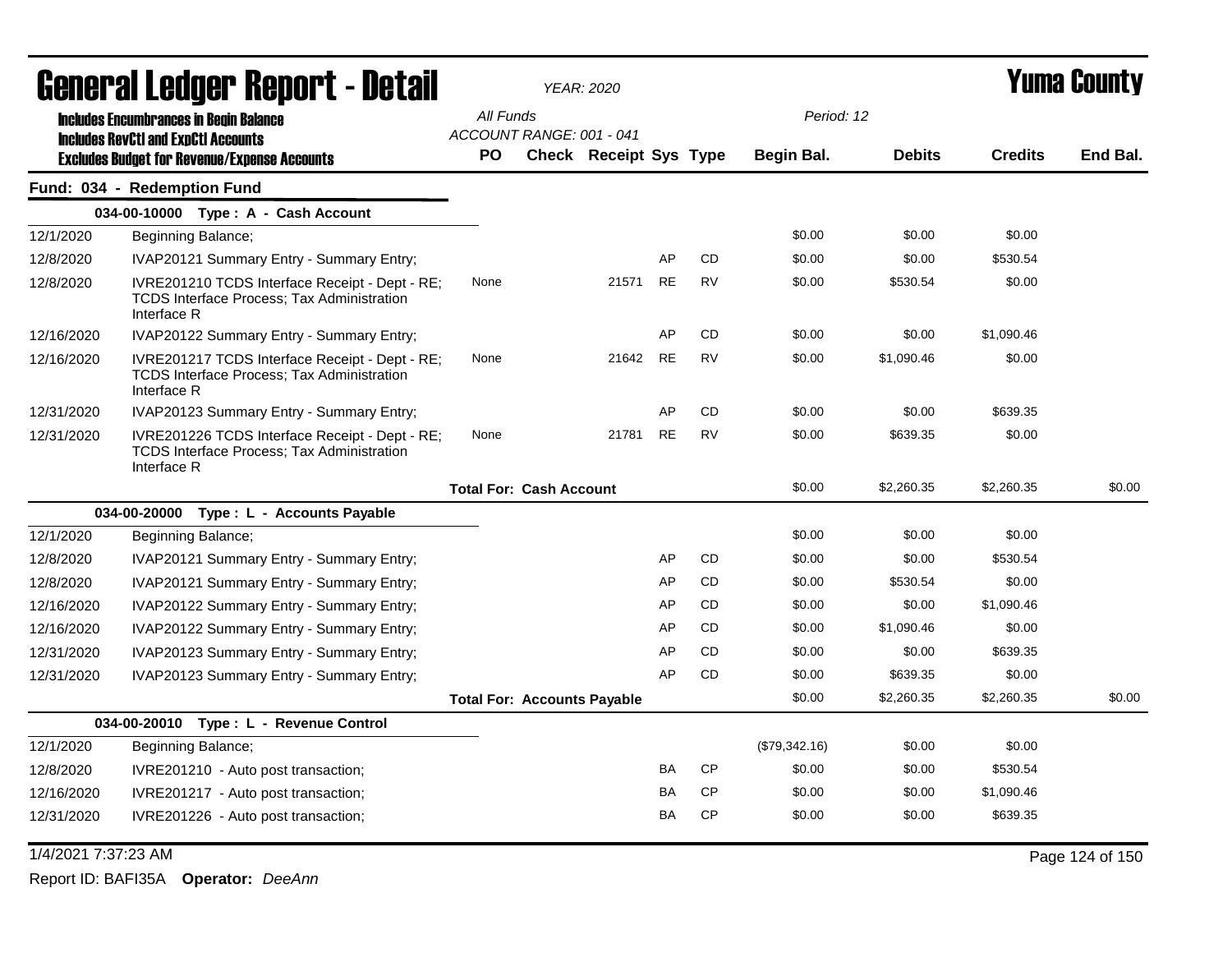# General Ledger Report - Detail

*YEAR: 2020*

# Yuma County

**Includes Encumbrances in Begin Balance**
**Includes RevCtl and ExpCtl Accounts**
**Excludes Budget for Revenue/Expense Accounts**

*All Funds*
*ACCOUNT RANGE: 001 - 041*
*Period: 12*

## Fund: 034 - Redemption Fund

| Date | Description | PO | Check | Receipt | Sys | Type | Begin Bal. | Debits | Credits | End Bal. |
|---|---|---|---|---|---|---|---|---|---|---|
| **034-00-10000 Type : A - Cash Account** | | | | | | | | | | |
| 12/1/2020 | Beginning Balance; | | | | | | $0.00 | $0.00 | $0.00 | |
| 12/8/2020 | IVAP20121 Summary Entry - Summary Entry; | | | | AP | CD | $0.00 | $0.00 | $530.54 | |
| 12/8/2020 | IVRE201210 TCDS Interface Receipt - Dept - RE; TCDS Interface Process; Tax Administration Interface R | None | | 21571 | RE | RV | $0.00 | $530.54 | $0.00 | |
| 12/16/2020 | IVAP20122 Summary Entry - Summary Entry; | | | | AP | CD | $0.00 | $0.00 | $1,090.46 | |
| 12/16/2020 | IVRE201217 TCDS Interface Receipt - Dept - RE; TCDS Interface Process; Tax Administration Interface R | None | | 21642 | RE | RV | $0.00 | $1,090.46 | $0.00 | |
| 12/31/2020 | IVAP20123 Summary Entry - Summary Entry; | | | | AP | CD | $0.00 | $0.00 | $639.35 | |
| 12/31/2020 | IVRE201226 TCDS Interface Receipt - Dept - RE; TCDS Interface Process; Tax Administration Interface R | None | | 21781 | RE | RV | $0.00 | $639.35 | $0.00 | |
| | **Total For: Cash Account** | | | | | | $0.00 | $2,260.35 | $2,260.35 | $0.00 |
| **034-00-20000 Type : L - Accounts Payable** | | | | | | | | | | |
| 12/1/2020 | Beginning Balance; | | | | | | $0.00 | $0.00 | $0.00 | |
| 12/8/2020 | IVAP20121 Summary Entry - Summary Entry; | | | | AP | CD | $0.00 | $0.00 | $530.54 | |
| 12/8/2020 | IVAP20121 Summary Entry - Summary Entry; | | | | AP | CD | $0.00 | $530.54 | $0.00 | |
| 12/16/2020 | IVAP20122 Summary Entry - Summary Entry; | | | | AP | CD | $0.00 | $0.00 | $1,090.46 | |
| 12/16/2020 | IVAP20122 Summary Entry - Summary Entry; | | | | AP | CD | $0.00 | $1,090.46 | $0.00 | |
| 12/31/2020 | IVAP20123 Summary Entry - Summary Entry; | | | | AP | CD | $0.00 | $0.00 | $639.35 | |
| 12/31/2020 | IVAP20123 Summary Entry - Summary Entry; | | | | AP | CD | $0.00 | $639.35 | $0.00 | |
| | **Total For: Accounts Payable** | | | | | | $0.00 | $2,260.35 | $2,260.35 | $0.00 |
| **034-00-20010 Type : L - Revenue Control** | | | | | | | | | | |
| 12/1/2020 | Beginning Balance; | | | | | | ($79,342.16) | $0.00 | $0.00 | |
| 12/8/2020 | IVRE201210 - Auto post transaction; | | | | BA | CP | $0.00 | $0.00 | $530.54 | |
| 12/16/2020 | IVRE201217 - Auto post transaction; | | | | BA | CP | $0.00 | $0.00 | $1,090.46 | |
| 12/31/2020 | IVRE201226 - Auto post transaction; | | | | BA | CP | $0.00 | $0.00 | $639.35 | |

1/4/2021 7:37:23 AM

Report ID: BAFI35A **Operator:** *DeeAnn*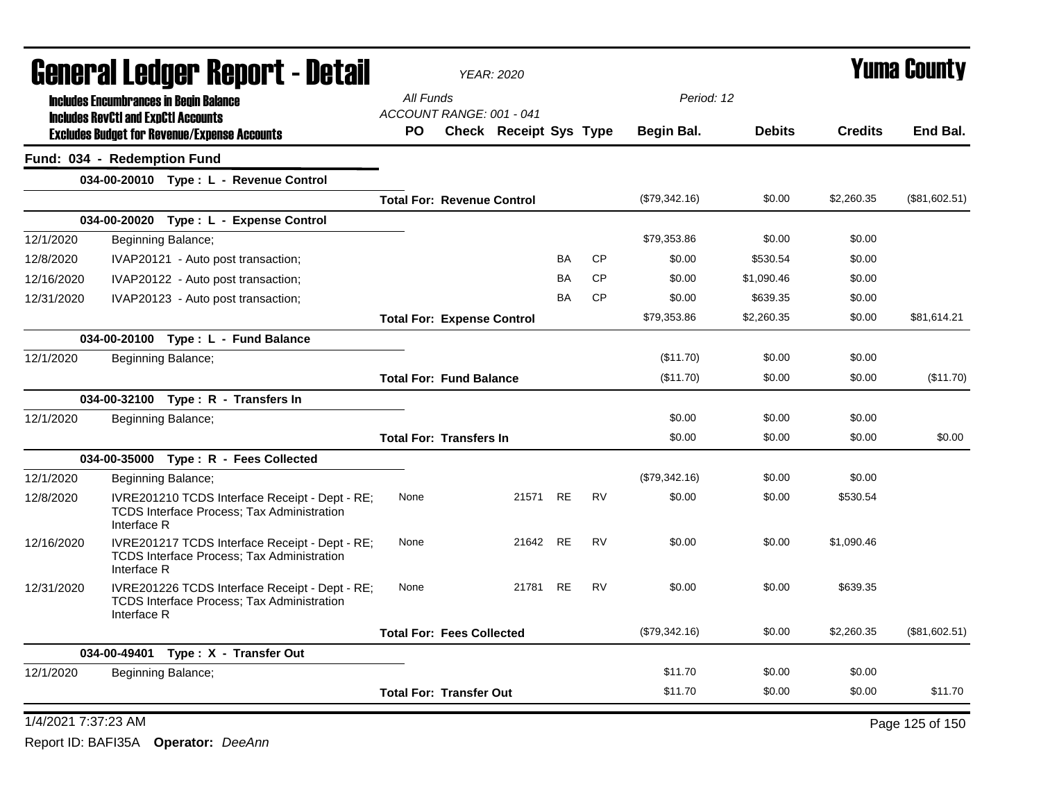# General Ledger Report - Detail

*YEAR: 2020*

**Yuma County**

**Includes Encumbrances in Begin Balance**
**Includes RevCtl and ExpCtl Accounts**
**Excludes Budget for Revenue/Expense Accounts**

*All Funds*
*ACCOUNT RANGE: 001 - 041*
*Period: 12*

## Fund: 034 - Redemption Fund

| Date | Description | PO | Check | Receipt | Sys | Type | Begin Bal. | Debits | Credits | End Bal. |
|---|---|---|---|---|---|---|---|---|---|---|
| | **034-00-20010 Type : L - Revenue Control** | | | | | | | | | |
| | | **Total For: Revenue Control** | | | | | ($79,342.16) | $0.00 | $2,260.35 | ($81,602.51) |
| | **034-00-20020 Type : L - Expense Control** | | | | | | | | | |
| 12/1/2020 | Beginning Balance; | | | | | | $79,353.86 | $0.00 | $0.00 | |
| 12/8/2020 | IVAP20121 - Auto post transaction; | | | | BA | CP | $0.00 | $530.54 | $0.00 | |
| 12/16/2020 | IVAP20122 - Auto post transaction; | | | | BA | CP | $0.00 | $1,090.46 | $0.00 | |
| 12/31/2020 | IVAP20123 - Auto post transaction; | | | | BA | CP | $0.00 | $639.35 | $0.00 | |
| | | **Total For: Expense Control** | | | | | $79,353.86 | $2,260.35 | $0.00 | $81,614.21 |
| | **034-00-20100 Type : L - Fund Balance** | | | | | | | | | |
| 12/1/2020 | Beginning Balance; | | | | | | ($11.70) | $0.00 | $0.00 | |
| | | **Total For: Fund Balance** | | | | | ($11.70) | $0.00 | $0.00 | ($11.70) |
| | **034-00-32100 Type : R - Transfers In** | | | | | | | | | |
| 12/1/2020 | Beginning Balance; | | | | | | $0.00 | $0.00 | $0.00 | |
| | | **Total For: Transfers In** | | | | | $0.00 | $0.00 | $0.00 | $0.00 |
| | **034-00-35000 Type : R - Fees Collected** | | | | | | | | | |
| 12/1/2020 | Beginning Balance; | | | | | | ($79,342.16) | $0.00 | $0.00 | |
| 12/8/2020 | IVRE201210 TCDS Interface Receipt - Dept - RE; TCDS Interface Process; Tax Administration Interface R | None | | 21571 | RE | RV | $0.00 | $0.00 | $530.54 | |
| 12/16/2020 | IVRE201217 TCDS Interface Receipt - Dept - RE; TCDS Interface Process; Tax Administration Interface R | None | | 21642 | RE | RV | $0.00 | $0.00 | $1,090.46 | |
| 12/31/2020 | IVRE201226 TCDS Interface Receipt - Dept - RE; TCDS Interface Process; Tax Administration Interface R | None | | 21781 | RE | RV | $0.00 | $0.00 | $639.35 | |
| | | **Total For: Fees Collected** | | | | | ($79,342.16) | $0.00 | $2,260.35 | ($81,602.51) |
| | **034-00-49401 Type : X - Transfer Out** | | | | | | | | | |
| 12/1/2020 | Beginning Balance; | | | | | | $11.70 | $0.00 | $0.00 | |
| | | **Total For: Transfer Out** | | | | | $11.70 | $0.00 | $0.00 | $11.70 |

1/4/2021 7:37:23 AM

Report ID: BAFI35A **Operator:** *DeeAnn*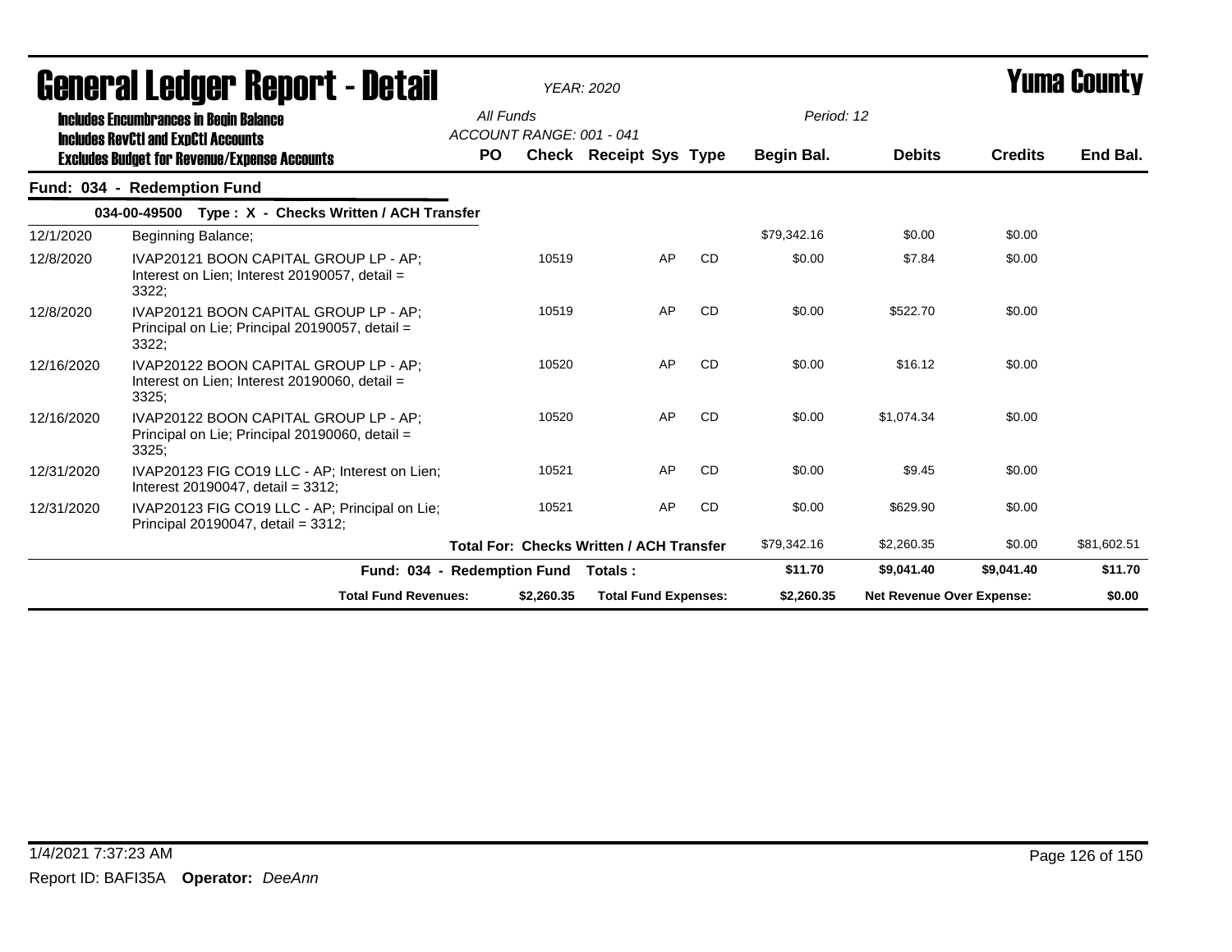# General Ledger Report - Detail

*YEAR: 2020*

## Yuma County

**Includes Encumbrances in Begin Balance**
**Includes RevCtl and ExpCtl Accounts**
**Excludes Budget for Revenue/Expense Accounts**

*All Funds*
*ACCOUNT RANGE: 001 - 041*

*Period: 12*

| | | PO | Check | Receipt | Sys | Type | Begin Bal. | Debits | Credits | End Bal. |
|---|---|---|---|---|---|---|---|---|---|---|
| **Fund: 034 - Redemption Fund** | | | | | | | | | | |
| **034-00-49500 Type : X - Checks Written / ACH Transfer** | | | | | | | | | | |
| 12/1/2020 | Beginning Balance; | | | | | | $79,342.16 | $0.00 | $0.00 | |
| 12/8/2020 | IVAP20121 BOON CAPITAL GROUP LP - AP; Interest on Lien; Interest 20190057, detail = 3322; | | 10519 | | AP | CD | $0.00 | $7.84 | $0.00 | |
| 12/8/2020 | IVAP20121 BOON CAPITAL GROUP LP - AP; Principal on Lie; Principal 20190057, detail = 3322; | | 10519 | | AP | CD | $0.00 | $522.70 | $0.00 | |
| 12/16/2020 | IVAP20122 BOON CAPITAL GROUP LP - AP; Interest on Lien; Interest 20190060, detail = 3325; | | 10520 | | AP | CD | $0.00 | $16.12 | $0.00 | |
| 12/16/2020 | IVAP20122 BOON CAPITAL GROUP LP - AP; Principal on Lie; Principal 20190060, detail = 3325; | | 10520 | | AP | CD | $0.00 | $1,074.34 | $0.00 | |
| 12/31/2020 | IVAP20123 FIG CO19 LLC - AP; Interest on Lien; Interest 20190047, detail = 3312; | | 10521 | | AP | CD | $0.00 | $9.45 | $0.00 | |
| 12/31/2020 | IVAP20123 FIG CO19 LLC - AP; Principal on Lie; Principal 20190047, detail = 3312; | | 10521 | | AP | CD | $0.00 | $629.90 | $0.00 | |
| | **Total For: Checks Written / ACH Transfer** | | | | | | $79,342.16 | $2,260.35 | $0.00 | $81,602.51 |
| | **Fund: 034 - Redemption Fund Totals :** | | | | | | **$11.70** | **$9,041.40** | **$9,041.40** | **$11.70** |
| | **Total Fund Revenues:** | | **$2,260.35** | **Total Fund Expenses:** | | | **$2,260.35** | **Net Revenue Over Expense:** | | **$0.00** |

1/4/2021 7:37:23 AM

Report ID: BAFI35A **Operator:** *DeeAnn*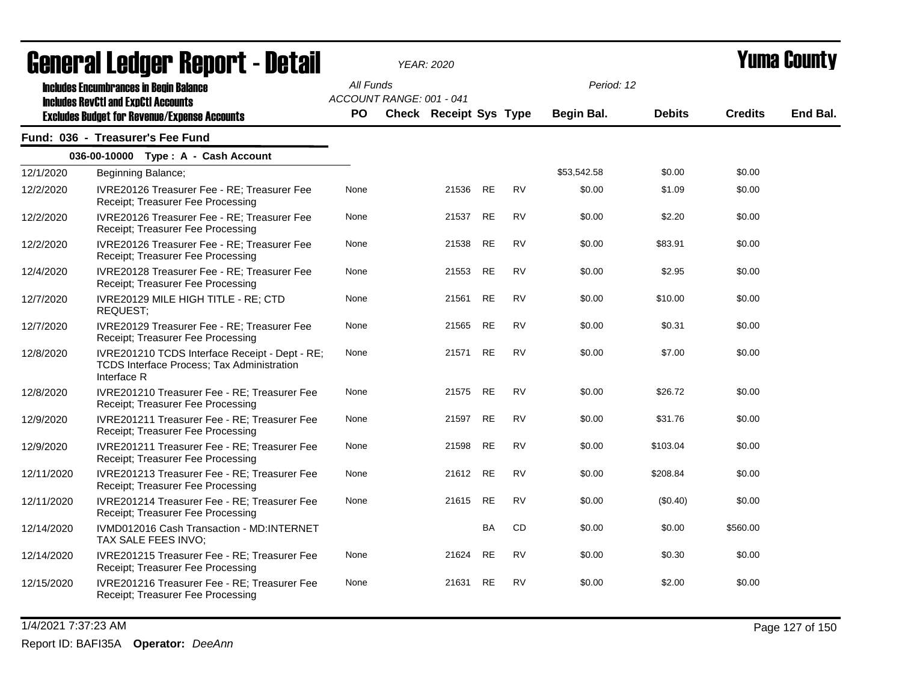# General Ledger Report - Detail

*YEAR: 2020*

# Yuma County

**Includes Encumbrances in Begin Balance**
**Includes RevCtl and ExpCtl Accounts**
**Excludes Budget for Revenue/Expense Accounts**

*All Funds*
*ACCOUNT RANGE: 001 - 041*

*Period: 12*

## Fund: 036 - Treasurer's Fee Fund

### 036-00-10000 Type : A - Cash Account

| Date | Description | PO | Check | Receipt | Sys | Type | Begin Bal. | Debits | Credits | End Bal. |
|---|---|---|---|---|---|---|---|---|---|---|
| 12/1/2020 | Beginning Balance; | | | | | | $53,542.58 | $0.00 | $0.00 | |
| 12/2/2020 | IVRE20126 Treasurer Fee - RE; Treasurer Fee Receipt; Treasurer Fee Processing | None | | 21536 | RE | RV | $0.00 | $1.09 | $0.00 | |
| 12/2/2020 | IVRE20126 Treasurer Fee - RE; Treasurer Fee Receipt; Treasurer Fee Processing | None | | 21537 | RE | RV | $0.00 | $2.20 | $0.00 | |
| 12/2/2020 | IVRE20126 Treasurer Fee - RE; Treasurer Fee Receipt; Treasurer Fee Processing | None | | 21538 | RE | RV | $0.00 | $83.91 | $0.00 | |
| 12/4/2020 | IVRE20128 Treasurer Fee - RE; Treasurer Fee Receipt; Treasurer Fee Processing | None | | 21553 | RE | RV | $0.00 | $2.95 | $0.00 | |
| 12/7/2020 | IVRE20129 MILE HIGH TITLE - RE; CTD REQUEST; | None | | 21561 | RE | RV | $0.00 | $10.00 | $0.00 | |
| 12/7/2020 | IVRE20129 Treasurer Fee - RE; Treasurer Fee Receipt; Treasurer Fee Processing | None | | 21565 | RE | RV | $0.00 | $0.31 | $0.00 | |
| 12/8/2020 | IVRE201210 TCDS Interface Receipt - Dept - RE; TCDS Interface Process; Tax Administration Interface R | None | | 21571 | RE | RV | $0.00 | $7.00 | $0.00 | |
| 12/8/2020 | IVRE201210 Treasurer Fee - RE; Treasurer Fee Receipt; Treasurer Fee Processing | None | | 21575 | RE | RV | $0.00 | $26.72 | $0.00 | |
| 12/9/2020 | IVRE201211 Treasurer Fee - RE; Treasurer Fee Receipt; Treasurer Fee Processing | None | | 21597 | RE | RV | $0.00 | $31.76 | $0.00 | |
| 12/9/2020 | IVRE201211 Treasurer Fee - RE; Treasurer Fee Receipt; Treasurer Fee Processing | None | | 21598 | RE | RV | $0.00 | $103.04 | $0.00 | |
| 12/11/2020 | IVRE201213 Treasurer Fee - RE; Treasurer Fee Receipt; Treasurer Fee Processing | None | | 21612 | RE | RV | $0.00 | $208.84 | $0.00 | |
| 12/11/2020 | IVRE201214 Treasurer Fee - RE; Treasurer Fee Receipt; Treasurer Fee Processing | None | | 21615 | RE | RV | $0.00 | ($0.40) | $0.00 | |
| 12/14/2020 | IVMD012016 Cash Transaction - MD:INTERNET TAX SALE FEES INVO; | | | | BA | CD | $0.00 | $0.00 | $560.00 | |
| 12/14/2020 | IVRE201215 Treasurer Fee - RE; Treasurer Fee Receipt; Treasurer Fee Processing | None | | 21624 | RE | RV | $0.00 | $0.30 | $0.00 | |
| 12/15/2020 | IVRE201216 Treasurer Fee - RE; Treasurer Fee Receipt; Treasurer Fee Processing | None | | 21631 | RE | RV | $0.00 | $2.00 | $0.00 | |

1/4/2021 7:37:23 AM

Report ID: BAFI35A **Operator:** *DeeAnn*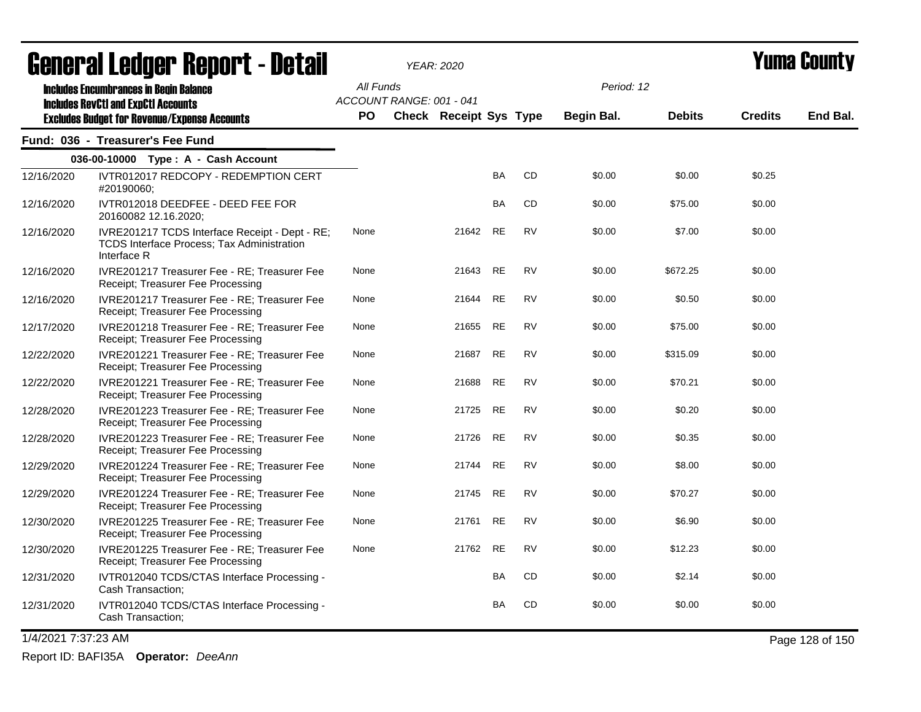# General Ledger Report - Detail

**YEAR: 2020**

# Yuma County

**Includes Encumbrances in Begin Balance**
**Includes RevCtl and ExpCtl Accounts**
**Excludes Budget for Revenue/Expense Accounts**

All Funds
ACCOUNT RANGE: 001 - 041

Period: 12

## Fund: 036 - Treasurer's Fee Fund

### 036-00-10000 Type : A - Cash Account

| Date | Description | PO | Check | Receipt | Sys | Type | Begin Bal. | Debits | Credits | End Bal. |
|---|---|---|---|---|---|---|---|---|---|---|
| 12/16/2020 | IVTR012017 REDCOPY - REDEMPTION CERT #20190060; | | | | BA | CD | $0.00 | $0.00 | $0.25 | |
| 12/16/2020 | IVTR012018 DEEDFEE - DEED FEE FOR 20160082 12.16.2020; | | | | BA | CD | $0.00 | $75.00 | $0.00 | |
| 12/16/2020 | IVRE201217 TCDS Interface Receipt - Dept - RE; TCDS Interface Process; Tax Administration Interface R | None | | 21642 | RE | RV | $0.00 | $7.00 | $0.00 | |
| 12/16/2020 | IVRE201217 Treasurer Fee - RE; Treasurer Fee Receipt; Treasurer Fee Processing | None | | 21643 | RE | RV | $0.00 | $672.25 | $0.00 | |
| 12/16/2020 | IVRE201217 Treasurer Fee - RE; Treasurer Fee Receipt; Treasurer Fee Processing | None | | 21644 | RE | RV | $0.00 | $0.50 | $0.00 | |
| 12/17/2020 | IVRE201218 Treasurer Fee - RE; Treasurer Fee Receipt; Treasurer Fee Processing | None | | 21655 | RE | RV | $0.00 | $75.00 | $0.00 | |
| 12/22/2020 | IVRE201221 Treasurer Fee - RE; Treasurer Fee Receipt; Treasurer Fee Processing | None | | 21687 | RE | RV | $0.00 | $315.09 | $0.00 | |
| 12/22/2020 | IVRE201221 Treasurer Fee - RE; Treasurer Fee Receipt; Treasurer Fee Processing | None | | 21688 | RE | RV | $0.00 | $70.21 | $0.00 | |
| 12/28/2020 | IVRE201223 Treasurer Fee - RE; Treasurer Fee Receipt; Treasurer Fee Processing | None | | 21725 | RE | RV | $0.00 | $0.20 | $0.00 | |
| 12/28/2020 | IVRE201223 Treasurer Fee - RE; Treasurer Fee Receipt; Treasurer Fee Processing | None | | 21726 | RE | RV | $0.00 | $0.35 | $0.00 | |
| 12/29/2020 | IVRE201224 Treasurer Fee - RE; Treasurer Fee Receipt; Treasurer Fee Processing | None | | 21744 | RE | RV | $0.00 | $8.00 | $0.00 | |
| 12/29/2020 | IVRE201224 Treasurer Fee - RE; Treasurer Fee Receipt; Treasurer Fee Processing | None | | 21745 | RE | RV | $0.00 | $70.27 | $0.00 | |
| 12/30/2020 | IVRE201225 Treasurer Fee - RE; Treasurer Fee Receipt; Treasurer Fee Processing | None | | 21761 | RE | RV | $0.00 | $6.90 | $0.00 | |
| 12/30/2020 | IVRE201225 Treasurer Fee - RE; Treasurer Fee Receipt; Treasurer Fee Processing | None | | 21762 | RE | RV | $0.00 | $12.23 | $0.00 | |
| 12/31/2020 | IVTR012040 TCDS/CTAS Interface Processing - Cash Transaction; | | | | BA | CD | $0.00 | $2.14 | $0.00 | |
| 12/31/2020 | IVTR012040 TCDS/CTAS Interface Processing - Cash Transaction; | | | | BA | CD | $0.00 | $0.00 | $0.00 | |

1/4/2021 7:37:23 AM

Report ID: BAFI35A **Operator:** *DeeAnn*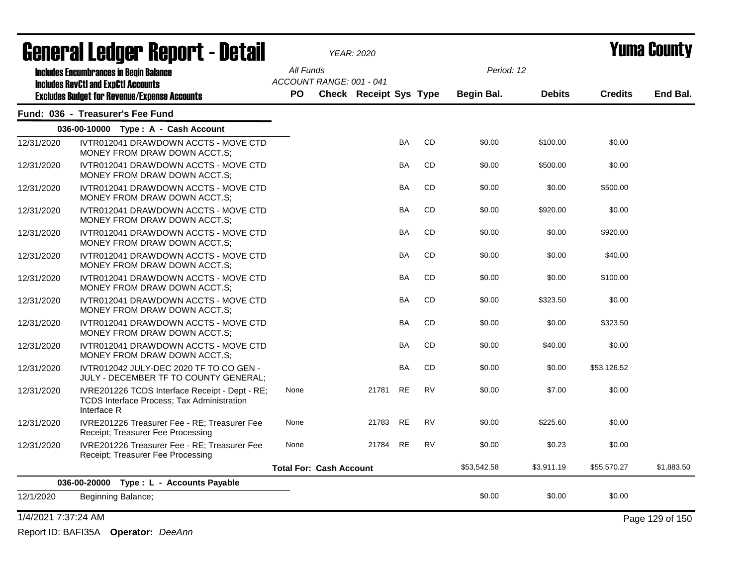# General Ledger Report - Detail

*YEAR: 2020*

# Yuma County

**Includes Encumbrances in Begin Balance**
**Includes RevCtl and ExpCtl Accounts**
**Excludes Budget for Revenue/Expense Accounts**

All Funds
ACCOUNT RANGE: 001 - 041

Period: 12

| | | PO | Check | Receipt | Sys | Type | Begin Bal. | Debits | Credits | End Bal. |
|---|---|---|---|---|---|---|---|---|---|---|
| **Fund: 036 - Treasurer's Fee Fund** | | | | | | | | | | |
| **036-00-10000 Type : A - Cash Account** | | | | | | | | | | |
| 12/31/2020 | IVTR012041 DRAWDOWN ACCTS - MOVE CTD MONEY FROM DRAW DOWN ACCT.S; | | | | BA | CD | $0.00 | $100.00 | $0.00 | |
| 12/31/2020 | IVTR012041 DRAWDOWN ACCTS - MOVE CTD MONEY FROM DRAW DOWN ACCT.S; | | | | BA | CD | $0.00 | $500.00 | $0.00 | |
| 12/31/2020 | IVTR012041 DRAWDOWN ACCTS - MOVE CTD MONEY FROM DRAW DOWN ACCT.S; | | | | BA | CD | $0.00 | $0.00 | $500.00 | |
| 12/31/2020 | IVTR012041 DRAWDOWN ACCTS - MOVE CTD MONEY FROM DRAW DOWN ACCT.S; | | | | BA | CD | $0.00 | $920.00 | $0.00 | |
| 12/31/2020 | IVTR012041 DRAWDOWN ACCTS - MOVE CTD MONEY FROM DRAW DOWN ACCT.S; | | | | BA | CD | $0.00 | $0.00 | $920.00 | |
| 12/31/2020 | IVTR012041 DRAWDOWN ACCTS - MOVE CTD MONEY FROM DRAW DOWN ACCT.S; | | | | BA | CD | $0.00 | $0.00 | $40.00 | |
| 12/31/2020 | IVTR012041 DRAWDOWN ACCTS - MOVE CTD MONEY FROM DRAW DOWN ACCT.S; | | | | BA | CD | $0.00 | $0.00 | $100.00 | |
| 12/31/2020 | IVTR012041 DRAWDOWN ACCTS - MOVE CTD MONEY FROM DRAW DOWN ACCT.S; | | | | BA | CD | $0.00 | $323.50 | $0.00 | |
| 12/31/2020 | IVTR012041 DRAWDOWN ACCTS - MOVE CTD MONEY FROM DRAW DOWN ACCT.S; | | | | BA | CD | $0.00 | $0.00 | $323.50 | |
| 12/31/2020 | IVTR012041 DRAWDOWN ACCTS - MOVE CTD MONEY FROM DRAW DOWN ACCT.S; | | | | BA | CD | $0.00 | $40.00 | $0.00 | |
| 12/31/2020 | IVTR012042 JULY-DEC 2020 TF TO CO GEN - JULY - DECEMBER TF TO COUNTY GENERAL; | | | | BA | CD | $0.00 | $0.00 | $53,126.52 | |
| 12/31/2020 | IVRE201226 TCDS Interface Receipt - Dept - RE; TCDS Interface Process; Tax Administration Interface R | None | | 21781 | RE | RV | $0.00 | $7.00 | $0.00 | |
| 12/31/2020 | IVRE201226 Treasurer Fee - RE; Treasurer Fee Receipt; Treasurer Fee Processing | None | | 21783 | RE | RV | $0.00 | $225.60 | $0.00 | |
| 12/31/2020 | IVRE201226 Treasurer Fee - RE; Treasurer Fee Receipt; Treasurer Fee Processing | None | | 21784 | RE | RV | $0.00 | $0.23 | $0.00 | |
| | | **Total For: Cash Account** | | | | | $53,542.58 | $3,911.19 | $55,570.27 | $1,883.50 |
| **036-00-20000 Type : L - Accounts Payable** | | | | | | | | | | |
| 12/1/2020 | Beginning Balance; | | | | | | $0.00 | $0.00 | $0.00 | |

1/4/2021 7:37:24 AM

Report ID: BAFI35A **Operator:** *DeeAnn*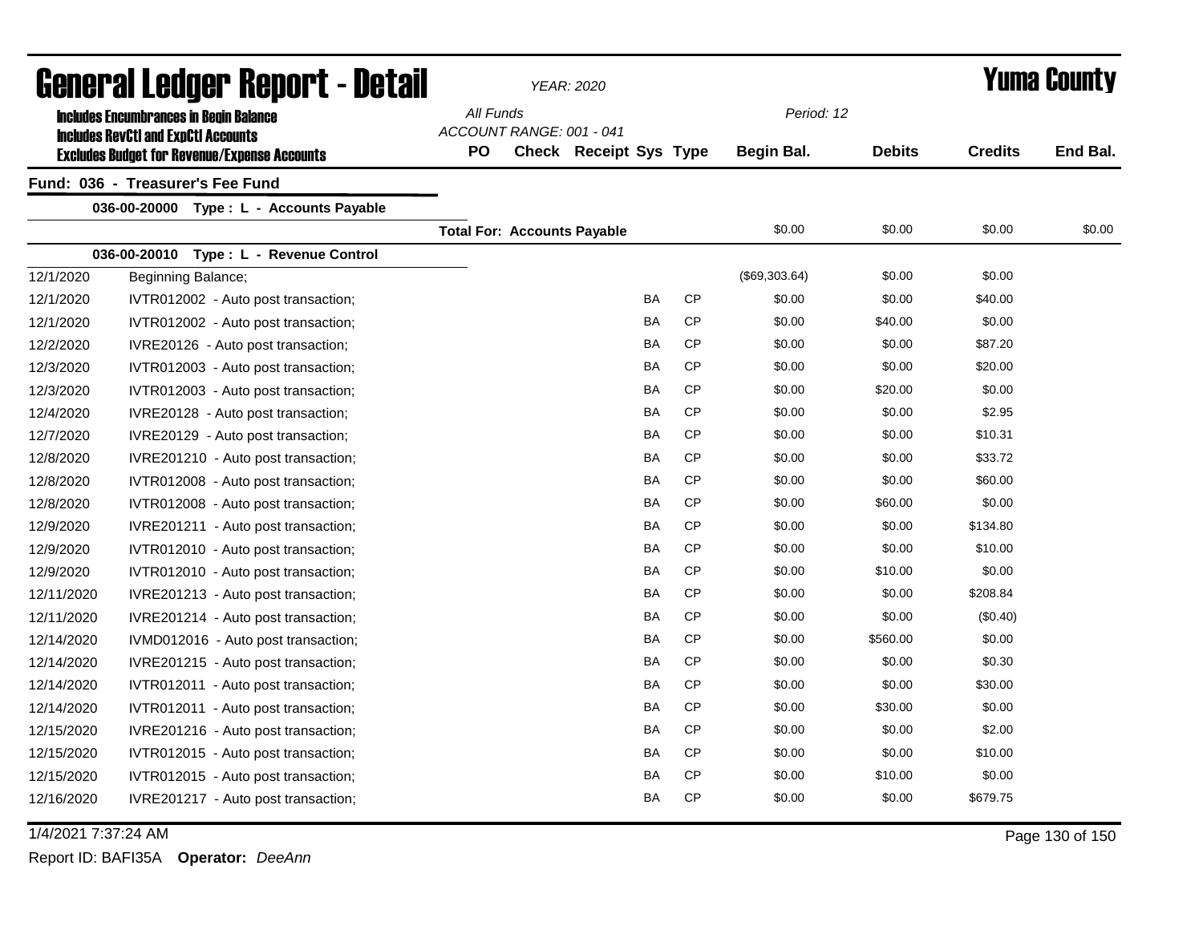# General Ledger Report - Detail

**YEAR: 2020**

**Yuma County**

Includes Encumbrances in Begin Balance
Includes RevCtl and ExpCtl Accounts
Excludes Budget for Revenue/Expense Accounts

All Funds
ACCOUNT RANGE: 001 - 041

Period: 12

| | | PO | Check | Receipt | Sys | Type | Begin Bal. | Debits | Credits | End Bal. |
|---|---|---|---|---|---|---|---|---|---|---|
| **Fund: 036 - Treasurer's Fee Fund** | | | | | | | | | | |
| **036-00-20000 Type : L - Accounts Payable** | | | | | | | | | | |
| | **Total For: Accounts Payable** | | | | | | $0.00 | $0.00 | $0.00 | $0.00 |
| **036-00-20010 Type : L - Revenue Control** | | | | | | | | | | |
| 12/1/2020 | Beginning Balance; | | | | | | ($69,303.64) | $0.00 | $0.00 | |
| 12/1/2020 | IVTR012002 - Auto post transaction; | | | | BA | CP | $0.00 | $0.00 | $40.00 | |
| 12/1/2020 | IVTR012002 - Auto post transaction; | | | | BA | CP | $0.00 | $40.00 | $0.00 | |
| 12/2/2020 | IVRE20126 - Auto post transaction; | | | | BA | CP | $0.00 | $0.00 | $87.20 | |
| 12/3/2020 | IVTR012003 - Auto post transaction; | | | | BA | CP | $0.00 | $0.00 | $20.00 | |
| 12/3/2020 | IVTR012003 - Auto post transaction; | | | | BA | CP | $0.00 | $20.00 | $0.00 | |
| 12/4/2020 | IVRE20128 - Auto post transaction; | | | | BA | CP | $0.00 | $0.00 | $2.95 | |
| 12/7/2020 | IVRE20129 - Auto post transaction; | | | | BA | CP | $0.00 | $0.00 | $10.31 | |
| 12/8/2020 | IVRE201210 - Auto post transaction; | | | | BA | CP | $0.00 | $0.00 | $33.72 | |
| 12/8/2020 | IVTR012008 - Auto post transaction; | | | | BA | CP | $0.00 | $0.00 | $60.00 | |
| 12/8/2020 | IVTR012008 - Auto post transaction; | | | | BA | CP | $0.00 | $60.00 | $0.00 | |
| 12/9/2020 | IVRE201211 - Auto post transaction; | | | | BA | CP | $0.00 | $0.00 | $134.80 | |
| 12/9/2020 | IVTR012010 - Auto post transaction; | | | | BA | CP | $0.00 | $0.00 | $10.00 | |
| 12/9/2020 | IVTR012010 - Auto post transaction; | | | | BA | CP | $0.00 | $10.00 | $0.00 | |
| 12/11/2020 | IVRE201213 - Auto post transaction; | | | | BA | CP | $0.00 | $0.00 | $208.84 | |
| 12/11/2020 | IVRE201214 - Auto post transaction; | | | | BA | CP | $0.00 | $0.00 | ($0.40) | |
| 12/14/2020 | IVMD012016 - Auto post transaction; | | | | BA | CP | $0.00 | $560.00 | $0.00 | |
| 12/14/2020 | IVRE201215 - Auto post transaction; | | | | BA | CP | $0.00 | $0.00 | $0.30 | |
| 12/14/2020 | IVTR012011 - Auto post transaction; | | | | BA | CP | $0.00 | $0.00 | $30.00 | |
| 12/14/2020 | IVTR012011 - Auto post transaction; | | | | BA | CP | $0.00 | $30.00 | $0.00 | |
| 12/15/2020 | IVRE201216 - Auto post transaction; | | | | BA | CP | $0.00 | $0.00 | $2.00 | |
| 12/15/2020 | IVTR012015 - Auto post transaction; | | | | BA | CP | $0.00 | $0.00 | $10.00 | |
| 12/15/2020 | IVTR012015 - Auto post transaction; | | | | BA | CP | $0.00 | $10.00 | $0.00 | |
| 12/16/2020 | IVRE201217 - Auto post transaction; | | | | BA | CP | $0.00 | $0.00 | $679.75 | |

1/4/2021 7:37:24 AM

Report ID: BAFI35A **Operator:** *DeeAnn*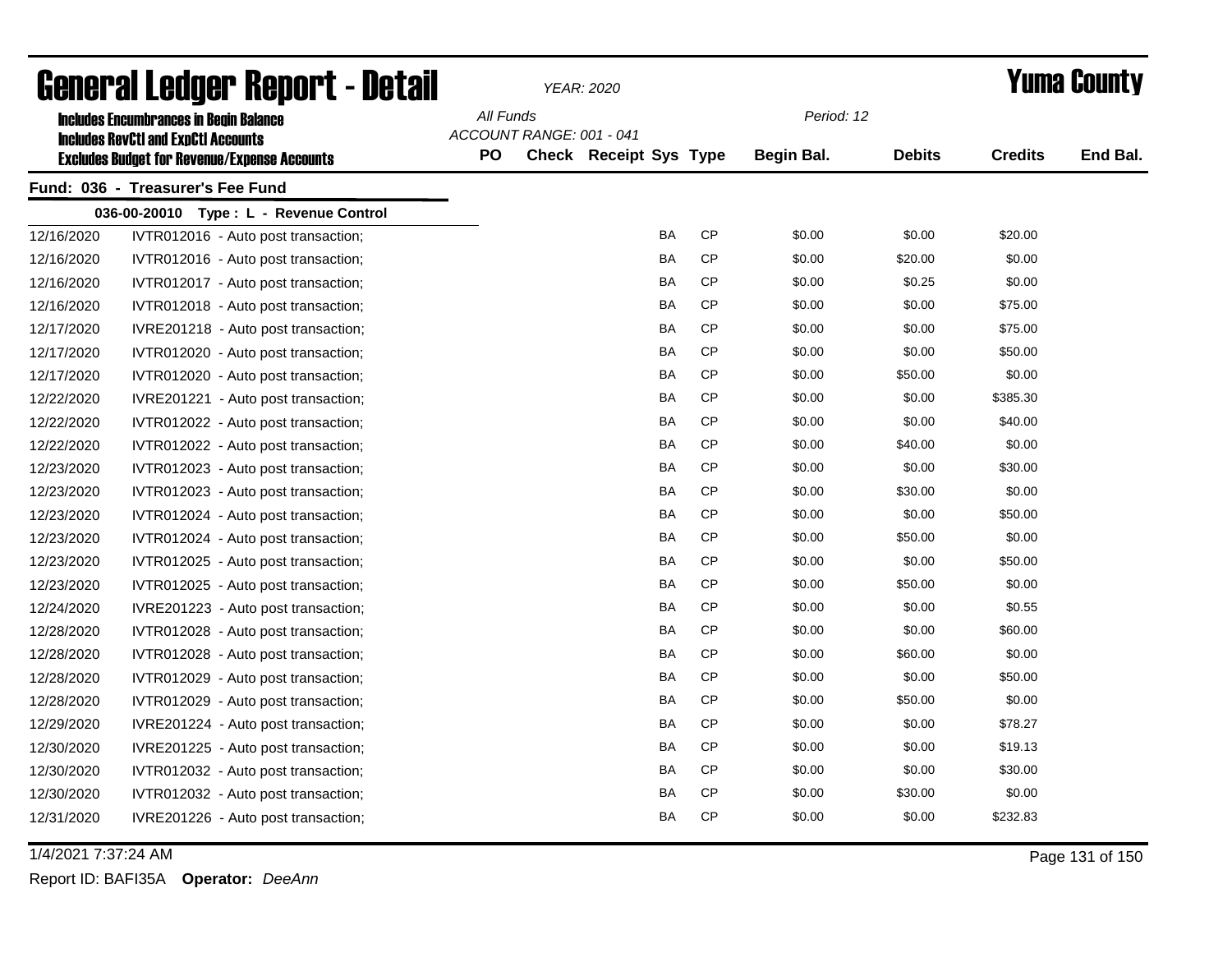# General Ledger Report - Detail

*YEAR: 2020*

**Yuma County**

**Includes Encumbrances in Begin Balance**
**Includes RevCtl and ExpCtl Accounts**
**Excludes Budget for Revenue/Expense Accounts**

*All Funds*
*ACCOUNT RANGE: 001 - 041*

*Period: 12*

## Fund: 036 - Treasurer's Fee Fund

### 036-00-20010 Type : L - Revenue Control

| Date | Description | PO | Check | Receipt | Sys | Type | Begin Bal. | Debits | Credits | End Bal. |
|---|---|---|---|---|---|---|---|---|---|---|
| 12/16/2020 | IVTR012016 - Auto post transaction; | | | | BA | CP | $0.00 | $0.00 | $20.00 | |
| 12/16/2020 | IVTR012016 - Auto post transaction; | | | | BA | CP | $0.00 | $20.00 | $0.00 | |
| 12/16/2020 | IVTR012017 - Auto post transaction; | | | | BA | CP | $0.00 | $0.25 | $0.00 | |
| 12/16/2020 | IVTR012018 - Auto post transaction; | | | | BA | CP | $0.00 | $0.00 | $75.00 | |
| 12/17/2020 | IVRE201218 - Auto post transaction; | | | | BA | CP | $0.00 | $0.00 | $75.00 | |
| 12/17/2020 | IVTR012020 - Auto post transaction; | | | | BA | CP | $0.00 | $0.00 | $50.00 | |
| 12/17/2020 | IVTR012020 - Auto post transaction; | | | | BA | CP | $0.00 | $50.00 | $0.00 | |
| 12/22/2020 | IVRE201221 - Auto post transaction; | | | | BA | CP | $0.00 | $0.00 | $385.30 | |
| 12/22/2020 | IVTR012022 - Auto post transaction; | | | | BA | CP | $0.00 | $0.00 | $40.00 | |
| 12/22/2020 | IVTR012022 - Auto post transaction; | | | | BA | CP | $0.00 | $40.00 | $0.00 | |
| 12/23/2020 | IVTR012023 - Auto post transaction; | | | | BA | CP | $0.00 | $0.00 | $30.00 | |
| 12/23/2020 | IVTR012023 - Auto post transaction; | | | | BA | CP | $0.00 | $30.00 | $0.00 | |
| 12/23/2020 | IVTR012024 - Auto post transaction; | | | | BA | CP | $0.00 | $0.00 | $50.00 | |
| 12/23/2020 | IVTR012024 - Auto post transaction; | | | | BA | CP | $0.00 | $50.00 | $0.00 | |
| 12/23/2020 | IVTR012025 - Auto post transaction; | | | | BA | CP | $0.00 | $0.00 | $50.00 | |
| 12/23/2020 | IVTR012025 - Auto post transaction; | | | | BA | CP | $0.00 | $50.00 | $0.00 | |
| 12/24/2020 | IVRE201223 - Auto post transaction; | | | | BA | CP | $0.00 | $0.00 | $0.55 | |
| 12/28/2020 | IVTR012028 - Auto post transaction; | | | | BA | CP | $0.00 | $0.00 | $60.00 | |
| 12/28/2020 | IVTR012028 - Auto post transaction; | | | | BA | CP | $0.00 | $60.00 | $0.00 | |
| 12/28/2020 | IVTR012029 - Auto post transaction; | | | | BA | CP | $0.00 | $0.00 | $50.00 | |
| 12/28/2020 | IVTR012029 - Auto post transaction; | | | | BA | CP | $0.00 | $50.00 | $0.00 | |
| 12/29/2020 | IVRE201224 - Auto post transaction; | | | | BA | CP | $0.00 | $0.00 | $78.27 | |
| 12/30/2020 | IVRE201225 - Auto post transaction; | | | | BA | CP | $0.00 | $0.00 | $19.13 | |
| 12/30/2020 | IVTR012032 - Auto post transaction; | | | | BA | CP | $0.00 | $0.00 | $30.00 | |
| 12/30/2020 | IVTR012032 - Auto post transaction; | | | | BA | CP | $0.00 | $30.00 | $0.00 | |
| 12/31/2020 | IVRE201226 - Auto post transaction; | | | | BA | CP | $0.00 | $0.00 | $232.83 | |

1/4/2021 7:37:24 AM

Report ID: BAFI35A **Operator:** *DeeAnn*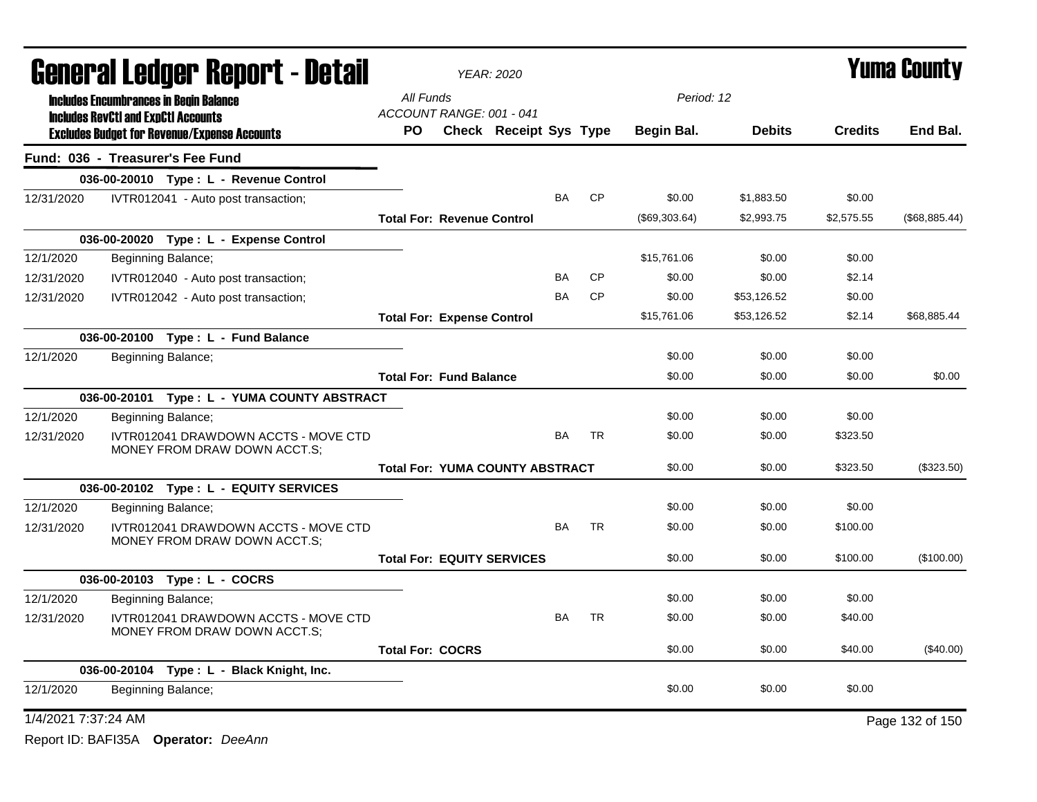# General Ledger Report - Detail

*YEAR: 2020*

**Yuma County**

**Includes Encumbrances in Begin Balance**
**Includes RevCtl and ExpCtl Accounts**
**Excludes Budget for Revenue/Expense Accounts**

All Funds
ACCOUNT RANGE: 001 - 041

Period: 12

| | | PO | Check | Receipt | Sys | Type | Begin Bal. | Debits | Credits | End Bal. |
|---|---|---|---|---|---|---|---|---|---|---|
| **Fund: 036 - Treasurer's Fee Fund** | | | | | | | | | | |
| **036-00-20010 Type : L - Revenue Control** | | | | | | | | | | |
| 12/31/2020 | IVTR012041 - Auto post transaction; | | | | BA | CP | $0.00 | $1,883.50 | $0.00 | |
| | **Total For: Revenue Control** | | | | | | ($69,303.64) | $2,993.75 | $2,575.55 | ($68,885.44) |
| **036-00-20020 Type : L - Expense Control** | | | | | | | | | | |
| 12/1/2020 | Beginning Balance; | | | | | | $15,761.06 | $0.00 | $0.00 | |
| 12/31/2020 | IVTR012040 - Auto post transaction; | | | | BA | CP | $0.00 | $0.00 | $2.14 | |
| 12/31/2020 | IVTR012042 - Auto post transaction; | | | | BA | CP | $0.00 | $53,126.52 | $0.00 | |
| | **Total For: Expense Control** | | | | | | $15,761.06 | $53,126.52 | $2.14 | $68,885.44 |
| **036-00-20100 Type : L - Fund Balance** | | | | | | | | | | |
| 12/1/2020 | Beginning Balance; | | | | | | $0.00 | $0.00 | $0.00 | |
| | **Total For: Fund Balance** | | | | | | $0.00 | $0.00 | $0.00 | $0.00 |
| **036-00-20101 Type : L - YUMA COUNTY ABSTRACT** | | | | | | | | | | |
| 12/1/2020 | Beginning Balance; | | | | | | $0.00 | $0.00 | $0.00 | |
| 12/31/2020 | IVTR012041 DRAWDOWN ACCTS - MOVE CTD MONEY FROM DRAW DOWN ACCT.S; | | | | BA | TR | $0.00 | $0.00 | $323.50 | |
| | **Total For: YUMA COUNTY ABSTRACT** | | | | | | $0.00 | $0.00 | $323.50 | ($323.50) |
| **036-00-20102 Type : L - EQUITY SERVICES** | | | | | | | | | | |
| 12/1/2020 | Beginning Balance; | | | | | | $0.00 | $0.00 | $0.00 | |
| 12/31/2020 | IVTR012041 DRAWDOWN ACCTS - MOVE CTD MONEY FROM DRAW DOWN ACCT.S; | | | | BA | TR | $0.00 | $0.00 | $100.00 | |
| | **Total For: EQUITY SERVICES** | | | | | | $0.00 | $0.00 | $100.00 | ($100.00) |
| **036-00-20103 Type : L - COCRS** | | | | | | | | | | |
| 12/1/2020 | Beginning Balance; | | | | | | $0.00 | $0.00 | $0.00 | |
| 12/31/2020 | IVTR012041 DRAWDOWN ACCTS - MOVE CTD MONEY FROM DRAW DOWN ACCT.S; | | | | BA | TR | $0.00 | $0.00 | $40.00 | |
| | **Total For: COCRS** | | | | | | $0.00 | $0.00 | $40.00 | ($40.00) |
| **036-00-20104 Type : L - Black Knight, Inc.** | | | | | | | | | | |
| 12/1/2020 | Beginning Balance; | | | | | | $0.00 | $0.00 | $0.00 | |

1/4/2021 7:37:24 AM

Report ID: BAFI35A **Operator:** *DeeAnn*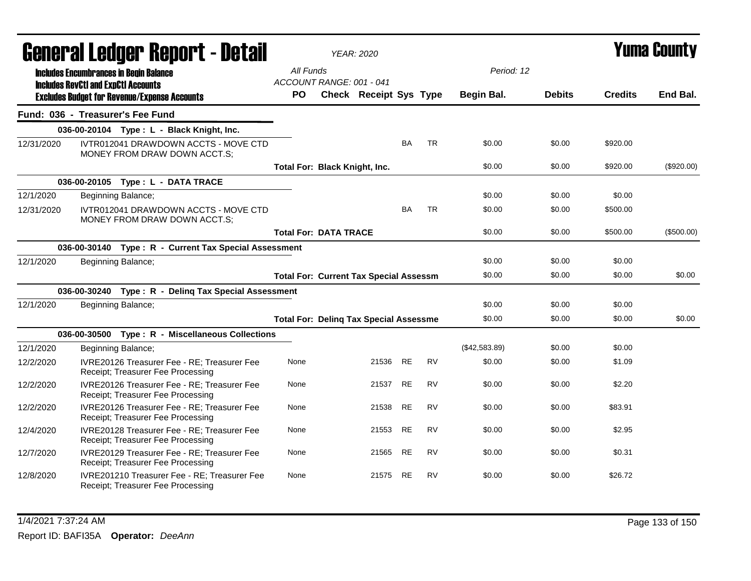# General Ledger Report - Detail

*YEAR: 2020*

# Yuma County

**Includes Encumbrances in Begin Balance**
**Includes RevCtl and ExpCtl Accounts**
**Excludes Budget for Revenue/Expense Accounts**

All Funds
ACCOUNT RANGE: 001 - 041

Period: 12

## Fund: 036 - Treasurer's Fee Fund

| Date | Description | PO | Check | Receipt | Sys | Type | Begin Bal. | Debits | Credits | End Bal. |
|---|---|---|---|---|---|---|---|---|---|---|
| | **036-00-20104 Type : L - Black Knight, Inc.** | | | | | | | | | |
| 12/31/2020 | IVTR012041 DRAWDOWN ACCTS - MOVE CTD MONEY FROM DRAW DOWN ACCT.S; | | | | BA | TR | $0.00 | $0.00 | $920.00 | |
| | **Total For: Black Knight, Inc.** | | | | | | $0.00 | $0.00 | $920.00 | ($920.00) |
| | **036-00-20105 Type : L - DATA TRACE** | | | | | | | | | |
| 12/1/2020 | Beginning Balance; | | | | | | $0.00 | $0.00 | $0.00 | |
| 12/31/2020 | IVTR012041 DRAWDOWN ACCTS - MOVE CTD MONEY FROM DRAW DOWN ACCT.S; | | | | BA | TR | $0.00 | $0.00 | $500.00 | |
| | **Total For: DATA TRACE** | | | | | | $0.00 | $0.00 | $500.00 | ($500.00) |
| | **036-00-30140 Type : R - Current Tax Special Assessment** | | | | | | | | | |
| 12/1/2020 | Beginning Balance; | | | | | | $0.00 | $0.00 | $0.00 | |
| | **Total For: Current Tax Special Assessm** | | | | | | $0.00 | $0.00 | $0.00 | $0.00 |
| | **036-00-30240 Type : R - Delinq Tax Special Assessment** | | | | | | | | | |
| 12/1/2020 | Beginning Balance; | | | | | | $0.00 | $0.00 | $0.00 | |
| | **Total For: Delinq Tax Special Assessme** | | | | | | $0.00 | $0.00 | $0.00 | $0.00 |
| | **036-00-30500 Type : R - Miscellaneous Collections** | | | | | | | | | |
| 12/1/2020 | Beginning Balance; | | | | | | ($42,583.89) | $0.00 | $0.00 | |
| 12/2/2020 | IVRE20126 Treasurer Fee - RE; Treasurer Fee Receipt; Treasurer Fee Processing | None | | 21536 | RE | RV | $0.00 | $0.00 | $1.09 | |
| 12/2/2020 | IVRE20126 Treasurer Fee - RE; Treasurer Fee Receipt; Treasurer Fee Processing | None | | 21537 | RE | RV | $0.00 | $0.00 | $2.20 | |
| 12/2/2020 | IVRE20126 Treasurer Fee - RE; Treasurer Fee Receipt; Treasurer Fee Processing | None | | 21538 | RE | RV | $0.00 | $0.00 | $83.91 | |
| 12/4/2020 | IVRE20128 Treasurer Fee - RE; Treasurer Fee Receipt; Treasurer Fee Processing | None | | 21553 | RE | RV | $0.00 | $0.00 | $2.95 | |
| 12/7/2020 | IVRE20129 Treasurer Fee - RE; Treasurer Fee Receipt; Treasurer Fee Processing | None | | 21565 | RE | RV | $0.00 | $0.00 | $0.31 | |
| 12/8/2020 | IVRE201210 Treasurer Fee - RE; Treasurer Fee Receipt; Treasurer Fee Processing | None | | 21575 | RE | RV | $0.00 | $0.00 | $26.72 | |

1/4/2021 7:37:24 AM

Report ID: BAFI35A **Operator:** *DeeAnn*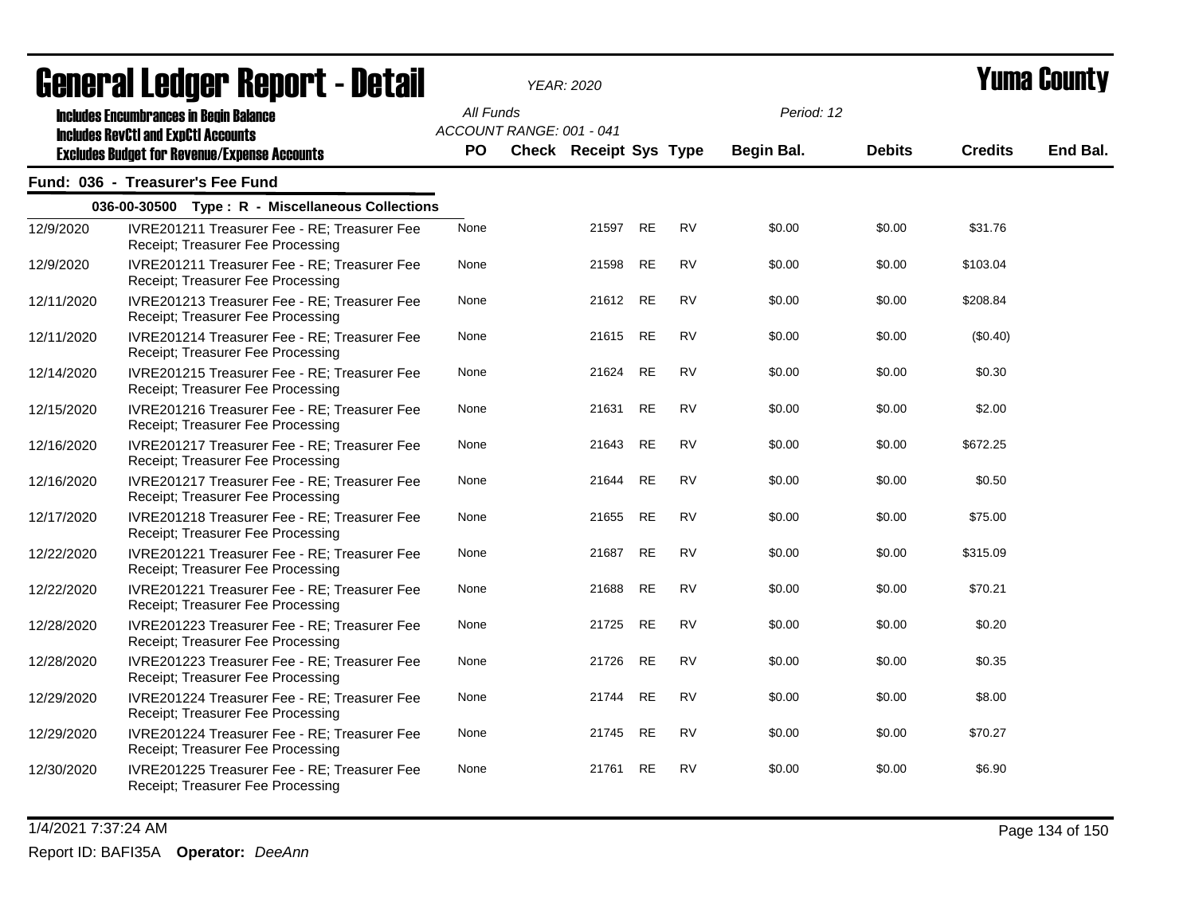# General Ledger Report - Detail

*YEAR: 2020*

# Yuma County

**Includes Encumbrances in Begin Balance**
**Includes RevCtl and ExpCtl Accounts**
**Excludes Budget for Revenue/Expense Accounts**

*All Funds*
*ACCOUNT RANGE: 001 - 041*

*Period: 12*

## Fund: 036 - Treasurer's Fee Fund

### 036-00-30500 Type : R - Miscellaneous Collections

| Date | Description | PO | Check | Receipt | Sys | Type | Begin Bal. | Debits | Credits | End Bal. |
|---|---|---|---|---|---|---|---|---|---|---|
| 12/9/2020 | IVRE201211 Treasurer Fee - RE; Treasurer Fee Receipt; Treasurer Fee Processing | None | | 21597 | RE | RV | $0.00 | $0.00 | $31.76 | |
| 12/9/2020 | IVRE201211 Treasurer Fee - RE; Treasurer Fee Receipt; Treasurer Fee Processing | None | | 21598 | RE | RV | $0.00 | $0.00 | $103.04 | |
| 12/11/2020 | IVRE201213 Treasurer Fee - RE; Treasurer Fee Receipt; Treasurer Fee Processing | None | | 21612 | RE | RV | $0.00 | $0.00 | $208.84 | |
| 12/11/2020 | IVRE201214 Treasurer Fee - RE; Treasurer Fee Receipt; Treasurer Fee Processing | None | | 21615 | RE | RV | $0.00 | $0.00 | ($0.40) | |
| 12/14/2020 | IVRE201215 Treasurer Fee - RE; Treasurer Fee Receipt; Treasurer Fee Processing | None | | 21624 | RE | RV | $0.00 | $0.00 | $0.30 | |
| 12/15/2020 | IVRE201216 Treasurer Fee - RE; Treasurer Fee Receipt; Treasurer Fee Processing | None | | 21631 | RE | RV | $0.00 | $0.00 | $2.00 | |
| 12/16/2020 | IVRE201217 Treasurer Fee - RE; Treasurer Fee Receipt; Treasurer Fee Processing | None | | 21643 | RE | RV | $0.00 | $0.00 | $672.25 | |
| 12/16/2020 | IVRE201217 Treasurer Fee - RE; Treasurer Fee Receipt; Treasurer Fee Processing | None | | 21644 | RE | RV | $0.00 | $0.00 | $0.50 | |
| 12/17/2020 | IVRE201218 Treasurer Fee - RE; Treasurer Fee Receipt; Treasurer Fee Processing | None | | 21655 | RE | RV | $0.00 | $0.00 | $75.00 | |
| 12/22/2020 | IVRE201221 Treasurer Fee - RE; Treasurer Fee Receipt; Treasurer Fee Processing | None | | 21687 | RE | RV | $0.00 | $0.00 | $315.09 | |
| 12/22/2020 | IVRE201221 Treasurer Fee - RE; Treasurer Fee Receipt; Treasurer Fee Processing | None | | 21688 | RE | RV | $0.00 | $0.00 | $70.21 | |
| 12/28/2020 | IVRE201223 Treasurer Fee - RE; Treasurer Fee Receipt; Treasurer Fee Processing | None | | 21725 | RE | RV | $0.00 | $0.00 | $0.20 | |
| 12/28/2020 | IVRE201223 Treasurer Fee - RE; Treasurer Fee Receipt; Treasurer Fee Processing | None | | 21726 | RE | RV | $0.00 | $0.00 | $0.35 | |
| 12/29/2020 | IVRE201224 Treasurer Fee - RE; Treasurer Fee Receipt; Treasurer Fee Processing | None | | 21744 | RE | RV | $0.00 | $0.00 | $8.00 | |
| 12/29/2020 | IVRE201224 Treasurer Fee - RE; Treasurer Fee Receipt; Treasurer Fee Processing | None | | 21745 | RE | RV | $0.00 | $0.00 | $70.27 | |
| 12/30/2020 | IVRE201225 Treasurer Fee - RE; Treasurer Fee Receipt; Treasurer Fee Processing | None | | 21761 | RE | RV | $0.00 | $0.00 | $6.90 | |

1/4/2021 7:37:24 AM

Report ID: BAFI35A **Operator:** *DeeAnn*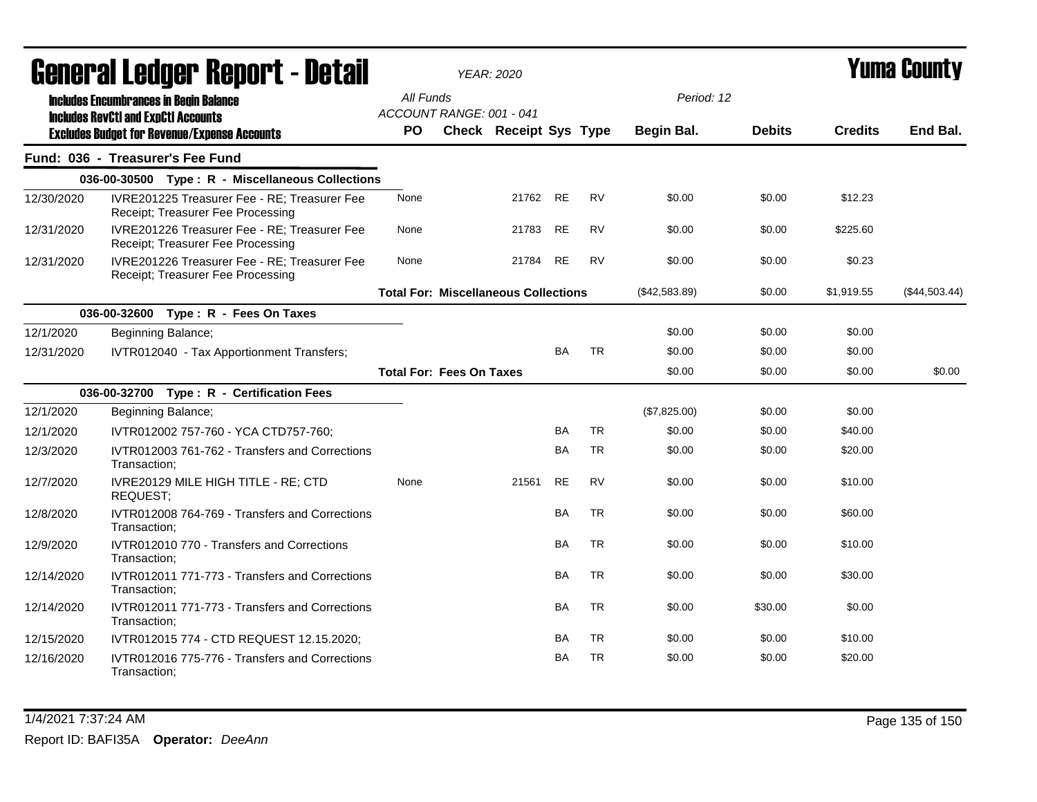# General Ledger Report - Detail

*YEAR: 2020*

**Yuma County**

**Includes Encumbrances in Begin Balance**
**Includes RevCtl and ExpCtl Accounts**
**Excludes Budget for Revenue/Expense Accounts**

All Funds
ACCOUNT RANGE: 001 - 041

Period: 12

| | | PO | Check | Receipt | Sys | Type | Begin Bal. | Debits | Credits | End Bal. |
|---|---|---|---|---|---|---|---|---|---|---|
| **Fund: 036 - Treasurer's Fee Fund** | | | | | | | | | | |
| | **036-00-30500 Type : R - Miscellaneous Collections** | | | | | | | | | |
| 12/30/2020 | IVRE201225 Treasurer Fee - RE; Treasurer Fee Receipt; Treasurer Fee Processing | None | | 21762 | RE | RV | $0.00 | $0.00 | $12.23 | |
| 12/31/2020 | IVRE201226 Treasurer Fee - RE; Treasurer Fee Receipt; Treasurer Fee Processing | None | | 21783 | RE | RV | $0.00 | $0.00 | $225.60 | |
| 12/31/2020 | IVRE201226 Treasurer Fee - RE; Treasurer Fee Receipt; Treasurer Fee Processing | None | | 21784 | RE | RV | $0.00 | $0.00 | $0.23 | |
| | | **Total For: Miscellaneous Collections** | | | | | ($42,583.89) | $0.00 | $1,919.55 | ($44,503.44) |
| | **036-00-32600 Type : R - Fees On Taxes** | | | | | | | | | |
| 12/1/2020 | Beginning Balance; | | | | | | $0.00 | $0.00 | $0.00 | |
| 12/31/2020 | IVTR012040 - Tax Apportionment Transfers; | | | | BA | TR | $0.00 | $0.00 | $0.00 | |
| | | **Total For: Fees On Taxes** | | | | | $0.00 | $0.00 | $0.00 | $0.00 |
| | **036-00-32700 Type : R - Certification Fees** | | | | | | | | | |
| 12/1/2020 | Beginning Balance; | | | | | | ($7,825.00) | $0.00 | $0.00 | |
| 12/1/2020 | IVTR012002 757-760 - YCA CTD757-760; | | | | BA | TR | $0.00 | $0.00 | $40.00 | |
| 12/3/2020 | IVTR012003 761-762 - Transfers and Corrections Transaction; | | | | BA | TR | $0.00 | $0.00 | $20.00 | |
| 12/7/2020 | IVRE20129 MILE HIGH TITLE - RE; CTD REQUEST; | None | | 21561 | RE | RV | $0.00 | $0.00 | $10.00 | |
| 12/8/2020 | IVTR012008 764-769 - Transfers and Corrections Transaction; | | | | BA | TR | $0.00 | $0.00 | $60.00 | |
| 12/9/2020 | IVTR012010 770 - Transfers and Corrections Transaction; | | | | BA | TR | $0.00 | $0.00 | $10.00 | |
| 12/14/2020 | IVTR012011 771-773 - Transfers and Corrections Transaction; | | | | BA | TR | $0.00 | $0.00 | $30.00 | |
| 12/14/2020 | IVTR012011 771-773 - Transfers and Corrections Transaction; | | | | BA | TR | $0.00 | $30.00 | $0.00 | |
| 12/15/2020 | IVTR012015 774 - CTD REQUEST 12.15.2020; | | | | BA | TR | $0.00 | $0.00 | $10.00 | |
| 12/16/2020 | IVTR012016 775-776 - Transfers and Corrections Transaction; | | | | BA | TR | $0.00 | $0.00 | $20.00 | |

1/4/2021 7:37:24 AM

Report ID: BAFI35A **Operator:** *DeeAnn*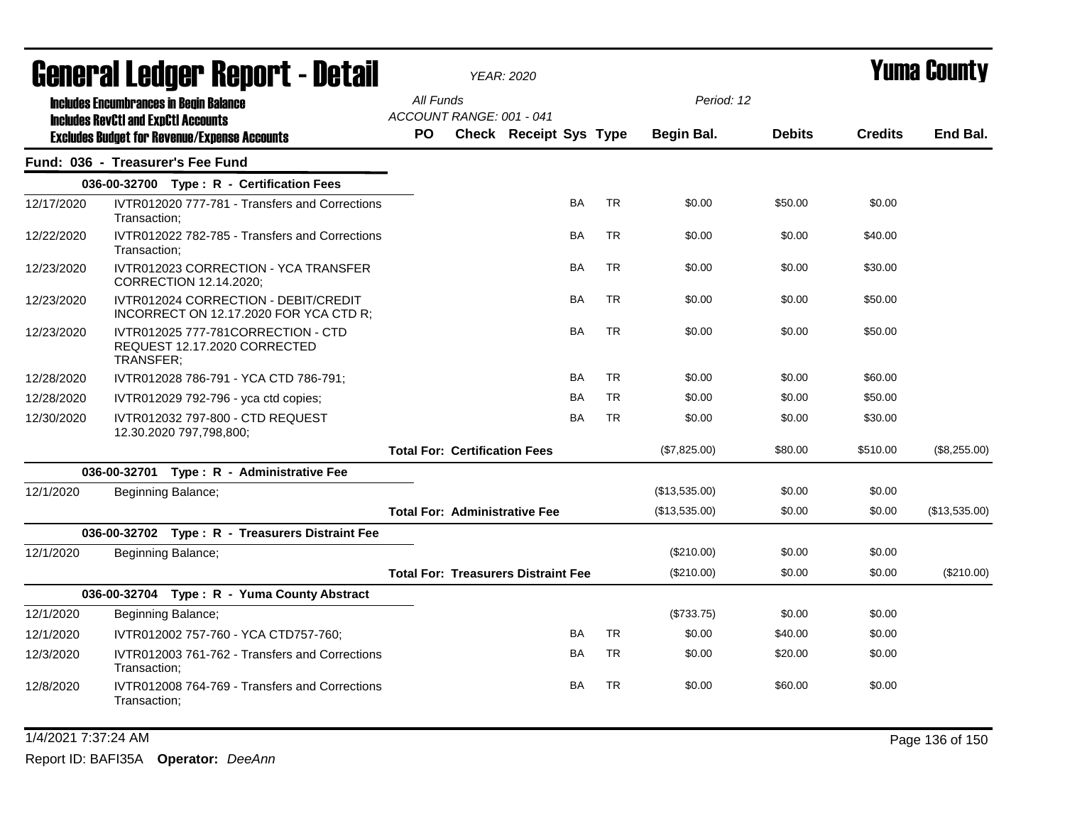# General Ledger Report - Detail

*YEAR: 2020*

# Yuma County

**Includes Encumbrances in Begin Balance**
**Includes RevCtl and ExpCtl Accounts**
**Excludes Budget for Revenue/Expense Accounts**

*All Funds*
*ACCOUNT RANGE: 001 - 041*
*Period: 12*

## Fund: 036 - Treasurer's Fee Fund

| Date | Description | PO | Check | Receipt | Sys | Type | Begin Bal. | Debits | Credits | End Bal. |
|---|---|---|---|---|---|---|---|---|---|---|
| | **036-00-32700 Type : R - Certification Fees** | | | | | | | | | |
| 12/17/2020 | IVTR012020 777-781 - Transfers and Corrections Transaction; | | | | BA | TR | $0.00 | $50.00 | $0.00 | |
| 12/22/2020 | IVTR012022 782-785 - Transfers and Corrections Transaction; | | | | BA | TR | $0.00 | $0.00 | $40.00 | |
| 12/23/2020 | IVTR012023 CORRECTION - YCA TRANSFER CORRECTION 12.14.2020; | | | | BA | TR | $0.00 | $0.00 | $30.00 | |
| 12/23/2020 | IVTR012024 CORRECTION - DEBIT/CREDIT INCORRECT ON 12.17.2020 FOR YCA CTD R; | | | | BA | TR | $0.00 | $0.00 | $50.00 | |
| 12/23/2020 | IVTR012025 777-781CORRECTION - CTD REQUEST 12.17.2020 CORRECTED TRANSFER; | | | | BA | TR | $0.00 | $0.00 | $50.00 | |
| 12/28/2020 | IVTR012028 786-791 - YCA CTD 786-791; | | | | BA | TR | $0.00 | $0.00 | $60.00 | |
| 12/28/2020 | IVTR012029 792-796 - yca ctd copies; | | | | BA | TR | $0.00 | $0.00 | $50.00 | |
| 12/30/2020 | IVTR012032 797-800 - CTD REQUEST 12.30.2020 797,798,800; | | | | BA | TR | $0.00 | $0.00 | $30.00 | |
| | | **Total For: Certification Fees** | | | | | ($7,825.00) | $80.00 | $510.00 | ($8,255.00) |
| | **036-00-32701 Type : R - Administrative Fee** | | | | | | | | | |
| 12/1/2020 | Beginning Balance; | | | | | | ($13,535.00) | $0.00 | $0.00 | |
| | | **Total For: Administrative Fee** | | | | | ($13,535.00) | $0.00 | $0.00 | ($13,535.00) |
| | **036-00-32702 Type : R - Treasurers Distraint Fee** | | | | | | | | | |
| 12/1/2020 | Beginning Balance; | | | | | | ($210.00) | $0.00 | $0.00 | |
| | | **Total For: Treasurers Distraint Fee** | | | | | ($210.00) | $0.00 | $0.00 | ($210.00) |
| | **036-00-32704 Type : R - Yuma County Abstract** | | | | | | | | | |
| 12/1/2020 | Beginning Balance; | | | | | | ($733.75) | $0.00 | $0.00 | |
| 12/1/2020 | IVTR012002 757-760 - YCA CTD757-760; | | | | BA | TR | $0.00 | $40.00 | $0.00 | |
| 12/3/2020 | IVTR012003 761-762 - Transfers and Corrections Transaction; | | | | BA | TR | $0.00 | $20.00 | $0.00 | |
| 12/8/2020 | IVTR012008 764-769 - Transfers and Corrections Transaction; | | | | BA | TR | $0.00 | $60.00 | $0.00 | |

1/4/2021 7:37:24 AM

Report ID: BAFI35A **Operator:** *DeeAnn*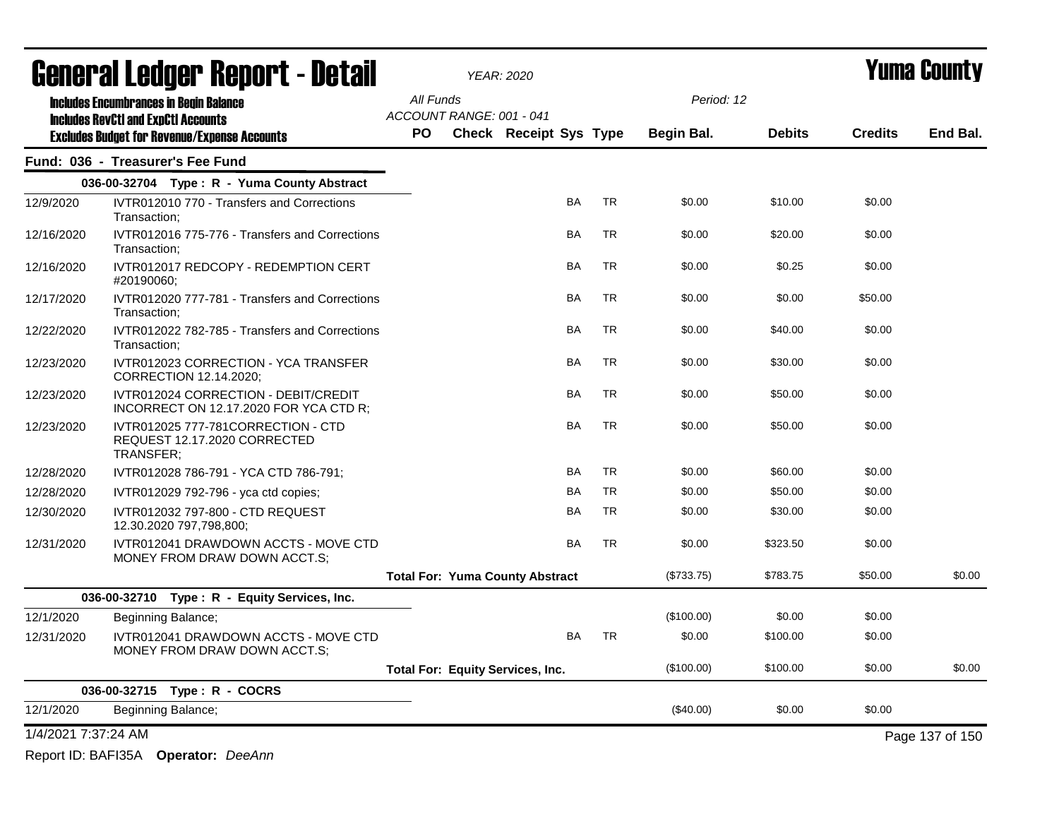# General Ledger Report - Detail

*YEAR: 2020*

# Yuma County

**Includes Encumbrances in Begin Balance**
**Includes RevCtl and ExpCtl Accounts**
**Excludes Budget for Revenue/Expense Accounts**

All Funds
ACCOUNT RANGE: 001 - 041

Period: 12

## Fund: 036 - Treasurer's Fee Fund

| Date | Description | PO | Check | Receipt | Sys | Type | Begin Bal. | Debits | Credits | End Bal. |
|---|---|---|---|---|---|---|---|---|---|---|
| **036-00-32704 Type : R - Yuma County Abstract** | | | | | | | | | | |
| 12/9/2020 | IVTR012010 770 - Transfers and Corrections Transaction; | | | | BA | TR | $0.00 | $10.00 | $0.00 | |
| 12/16/2020 | IVTR012016 775-776 - Transfers and Corrections Transaction; | | | | BA | TR | $0.00 | $20.00 | $0.00 | |
| 12/16/2020 | IVTR012017 REDCOPY - REDEMPTION CERT #20190060; | | | | BA | TR | $0.00 | $0.25 | $0.00 | |
| 12/17/2020 | IVTR012020 777-781 - Transfers and Corrections Transaction; | | | | BA | TR | $0.00 | $0.00 | $50.00 | |
| 12/22/2020 | IVTR012022 782-785 - Transfers and Corrections Transaction; | | | | BA | TR | $0.00 | $40.00 | $0.00 | |
| 12/23/2020 | IVTR012023 CORRECTION - YCA TRANSFER CORRECTION 12.14.2020; | | | | BA | TR | $0.00 | $30.00 | $0.00 | |
| 12/23/2020 | IVTR012024 CORRECTION - DEBIT/CREDIT INCORRECT ON 12.17.2020 FOR YCA CTD R; | | | | BA | TR | $0.00 | $50.00 | $0.00 | |
| 12/23/2020 | IVTR012025 777-781CORRECTION - CTD REQUEST 12.17.2020 CORRECTED TRANSFER; | | | | BA | TR | $0.00 | $50.00 | $0.00 | |
| 12/28/2020 | IVTR012028 786-791 - YCA CTD 786-791; | | | | BA | TR | $0.00 | $60.00 | $0.00 | |
| 12/28/2020 | IVTR012029 792-796 - yca ctd copies; | | | | BA | TR | $0.00 | $50.00 | $0.00 | |
| 12/30/2020 | IVTR012032 797-800 - CTD REQUEST 12.30.2020 797,798,800; | | | | BA | TR | $0.00 | $30.00 | $0.00 | |
| 12/31/2020 | IVTR012041 DRAWDOWN ACCTS - MOVE CTD MONEY FROM DRAW DOWN ACCT.S; | | | | BA | TR | $0.00 | $323.50 | $0.00 | |
| | **Total For: Yuma County Abstract** | | | | | | ($733.75) | $783.75 | $50.00 | $0.00 |
| **036-00-32710 Type : R - Equity Services, Inc.** | | | | | | | | | | |
| 12/1/2020 | Beginning Balance; | | | | | | ($100.00) | $0.00 | $0.00 | |
| 12/31/2020 | IVTR012041 DRAWDOWN ACCTS - MOVE CTD MONEY FROM DRAW DOWN ACCT.S; | | | | BA | TR | $0.00 | $100.00 | $0.00 | |
| | **Total For: Equity Services, Inc.** | | | | | | ($100.00) | $100.00 | $0.00 | $0.00 |
| **036-00-32715 Type : R - COCRS** | | | | | | | | | | |
| 12/1/2020 | Beginning Balance; | | | | | | ($40.00) | $0.00 | $0.00 | |

1/4/2021 7:37:24 AM

Report ID: BAFI35A **Operator:** *DeeAnn*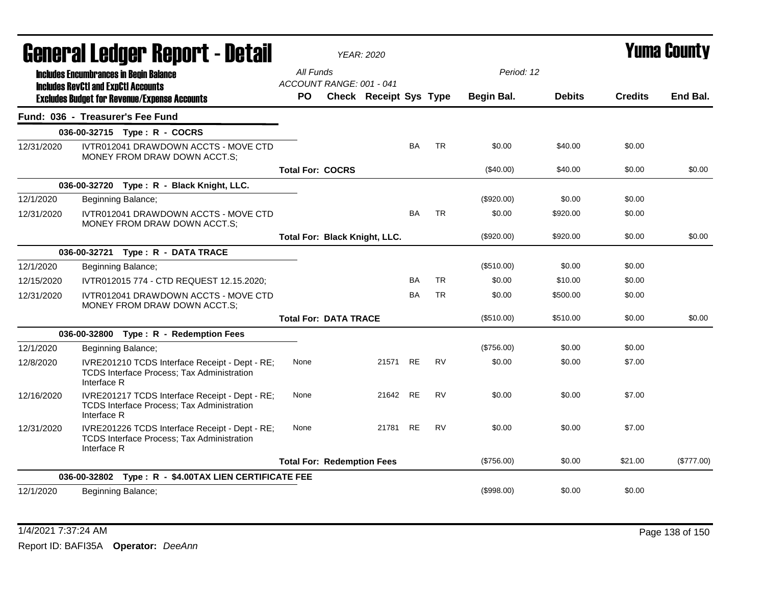# General Ledger Report - Detail

*YEAR: 2020*

# Yuma County

**Includes Encumbrances in Begin Balance**
**Includes RevCtl and ExpCtl Accounts**
**Excludes Budget for Revenue/Expense Accounts**

All Funds
ACCOUNT RANGE: 001 - 041

Period: 12

| | | PO | Check | Receipt | Sys | Type | Begin Bal. | Debits | Credits | End Bal. |
|---|---|---|---|---|---|---|---|---|---|---|
| **Fund: 036 - Treasurer's Fee Fund** | | | | | | | | | | |
| **036-00-32715 Type : R - COCRS** | | | | | | | | | | |
| 12/31/2020 | IVTR012041 DRAWDOWN ACCTS - MOVE CTD MONEY FROM DRAW DOWN ACCT.S; | | | | BA | TR | $0.00 | $40.00 | $0.00 | |
| | | **Total For: COCRS** | | | | | ($40.00) | $40.00 | $0.00 | $0.00 |
| **036-00-32720 Type : R - Black Knight, LLC.** | | | | | | | | | | |
| 12/1/2020 | Beginning Balance; | | | | | | ($920.00) | $0.00 | $0.00 | |
| 12/31/2020 | IVTR012041 DRAWDOWN ACCTS - MOVE CTD MONEY FROM DRAW DOWN ACCT.S; | | | | BA | TR | $0.00 | $920.00 | $0.00 | |
| | | **Total For: Black Knight, LLC.** | | | | | ($920.00) | $920.00 | $0.00 | $0.00 |
| **036-00-32721 Type : R - DATA TRACE** | | | | | | | | | | |
| 12/1/2020 | Beginning Balance; | | | | | | ($510.00) | $0.00 | $0.00 | |
| 12/15/2020 | IVTR012015 774 - CTD REQUEST 12.15.2020; | | | | BA | TR | $0.00 | $10.00 | $0.00 | |
| 12/31/2020 | IVTR012041 DRAWDOWN ACCTS - MOVE CTD MONEY FROM DRAW DOWN ACCT.S; | | | | BA | TR | $0.00 | $500.00 | $0.00 | |
| | | **Total For: DATA TRACE** | | | | | ($510.00) | $510.00 | $0.00 | $0.00 |
| **036-00-32800 Type : R - Redemption Fees** | | | | | | | | | | |
| 12/1/2020 | Beginning Balance; | | | | | | ($756.00) | $0.00 | $0.00 | |
| 12/8/2020 | IVRE201210 TCDS Interface Receipt - Dept - RE; TCDS Interface Process; Tax Administration Interface R | None | | 21571 | RE | RV | $0.00 | $0.00 | $7.00 | |
| 12/16/2020 | IVRE201217 TCDS Interface Receipt - Dept - RE; TCDS Interface Process; Tax Administration Interface R | None | | 21642 | RE | RV | $0.00 | $0.00 | $7.00 | |
| 12/31/2020 | IVRE201226 TCDS Interface Receipt - Dept - RE; TCDS Interface Process; Tax Administration Interface R | None | | 21781 | RE | RV | $0.00 | $0.00 | $7.00 | |
| | | **Total For: Redemption Fees** | | | | | ($756.00) | $0.00 | $21.00 | ($777.00) |
| **036-00-32802 Type : R - $4.00TAX LIEN CERTIFICATE FEE** | | | | | | | | | | |
| 12/1/2020 | Beginning Balance; | | | | | | ($998.00) | $0.00 | $0.00 | |

1/4/2021 7:37:24 AM

Report ID: BAFI35A **Operator:** *DeeAnn*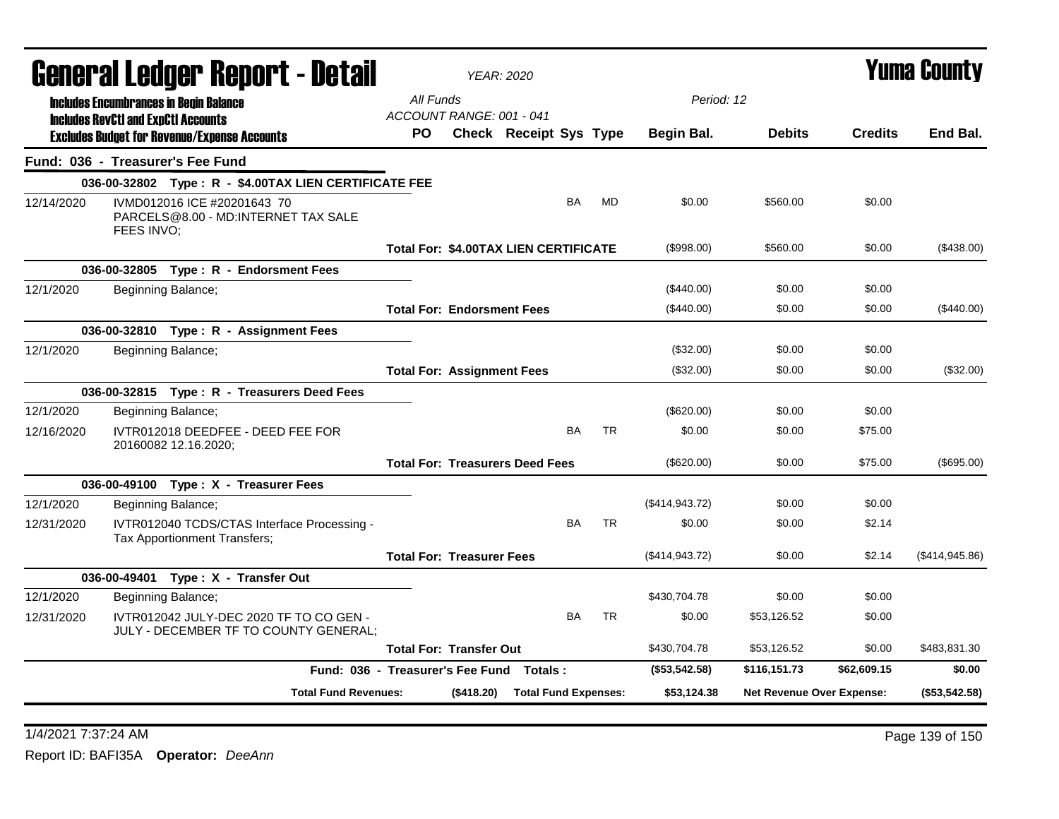# General Ledger Report - Detail

*YEAR: 2020*

# Yuma County

**Includes Encumbrances in Begin Balance**
**Includes RevCtl and ExpCtl Accounts**
**Excludes Budget for Revenue/Expense Accounts**

*All Funds*
*ACCOUNT RANGE: 001 - 041*
*Period: 12*

| | | PO | Check | Receipt | Sys | Type | Begin Bal. | Debits | Credits | End Bal. |
|---|---|---|---|---|---|---|---|---|---|---|
| **Fund: 036 - Treasurer's Fee Fund** | | | | | | | | | | |
| **036-00-32802 Type : R - $4.00TAX LIEN CERTIFICATE FEE** | | | | | | | | | | |
| 12/14/2020 | IVMD012016 ICE #20201643 70 PARCELS@8.00 - MD:INTERNET TAX SALE FEES INVO; | | | | BA | MD | $0.00 | $560.00 | $0.00 | |
| | **Total For: $4.00TAX LIEN CERTIFICATE** | | | | | | ($998.00) | $560.00 | $0.00 | ($438.00) |
| **036-00-32805 Type : R - Endorsment Fees** | | | | | | | | | | |
| 12/1/2020 | Beginning Balance; | | | | | | ($440.00) | $0.00 | $0.00 | |
| | **Total For: Endorsment Fees** | | | | | | ($440.00) | $0.00 | $0.00 | ($440.00) |
| **036-00-32810 Type : R - Assignment Fees** | | | | | | | | | | |
| 12/1/2020 | Beginning Balance; | | | | | | ($32.00) | $0.00 | $0.00 | |
| | **Total For: Assignment Fees** | | | | | | ($32.00) | $0.00 | $0.00 | ($32.00) |
| **036-00-32815 Type : R - Treasurers Deed Fees** | | | | | | | | | | |
| 12/1/2020 | Beginning Balance; | | | | | | ($620.00) | $0.00 | $0.00 | |
| 12/16/2020 | IVTR012018 DEEDFEE - DEED FEE FOR 20160082 12.16.2020; | | | | BA | TR | $0.00 | $0.00 | $75.00 | |
| | **Total For: Treasurers Deed Fees** | | | | | | ($620.00) | $0.00 | $75.00 | ($695.00) |
| **036-00-49100 Type : X - Treasurer Fees** | | | | | | | | | | |
| 12/1/2020 | Beginning Balance; | | | | | | ($414,943.72) | $0.00 | $0.00 | |
| 12/31/2020 | IVTR012040 TCDS/CTAS Interface Processing - Tax Apportionment Transfers; | | | | BA | TR | $0.00 | $0.00 | $2.14 | |
| | **Total For: Treasurer Fees** | | | | | | ($414,943.72) | $0.00 | $2.14 | ($414,945.86) |
| **036-00-49401 Type : X - Transfer Out** | | | | | | | | | | |
| 12/1/2020 | Beginning Balance; | | | | | | $430,704.78 | $0.00 | $0.00 | |
| 12/31/2020 | IVTR012042 JULY-DEC 2020 TF TO CO GEN - JULY - DECEMBER TF TO COUNTY GENERAL; | | | | BA | TR | $0.00 | $53,126.52 | $0.00 | |
| | **Total For: Transfer Out** | | | | | | $430,704.78 | $53,126.52 | $0.00 | $483,831.30 |
| | **Fund: 036 - Treasurer's Fee Fund Totals :** | | | | | | **($53,542.58)** | **$116,151.73** | **$62,609.15** | **$0.00** |
| | **Total Fund Revenues:** | | **($418.20)** | **Total Fund Expenses:** | | | **$53,124.38** | **Net Revenue Over Expense:** | | **($53,542.58)** |

1/4/2021 7:37:24 AM

Report ID: BAFI35A **Operator:** *DeeAnn*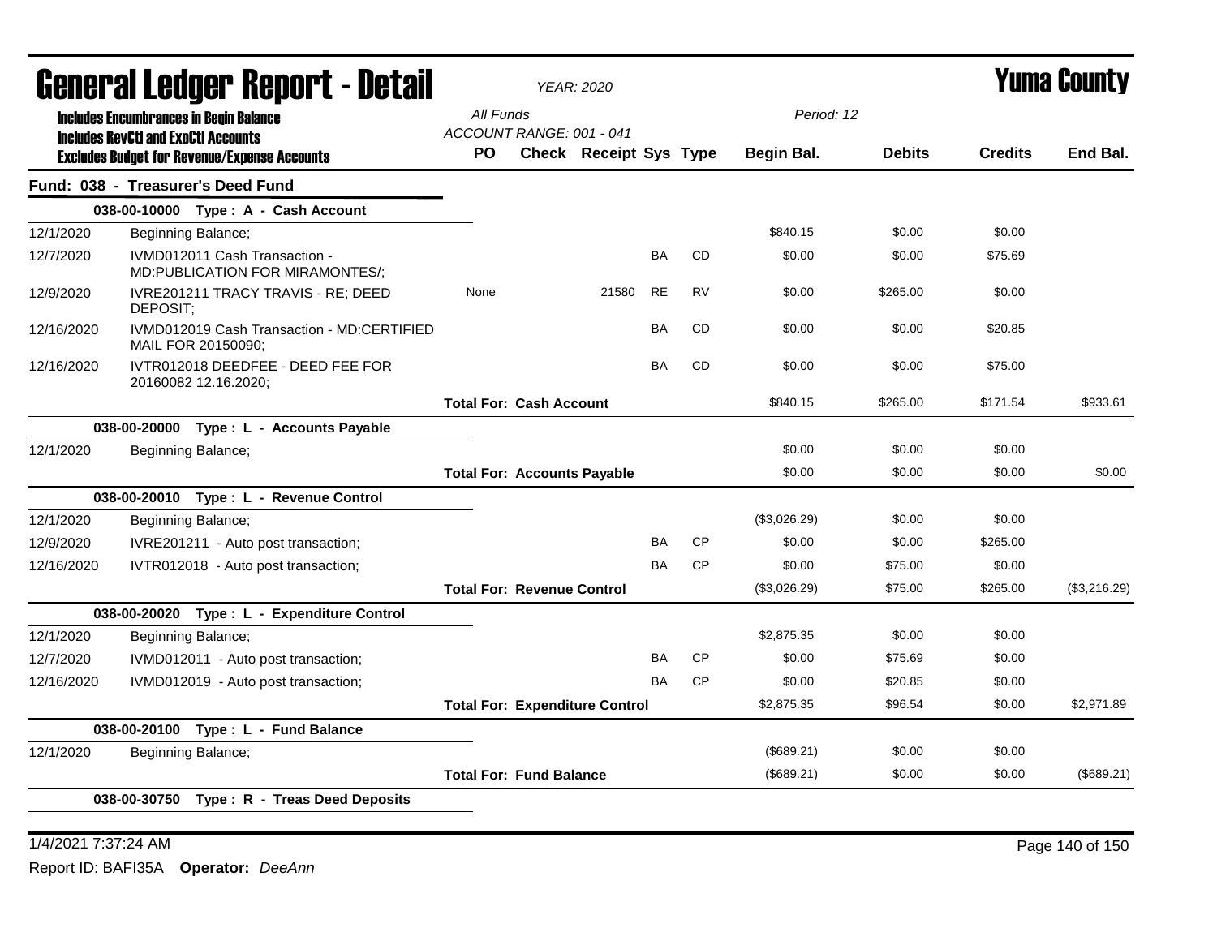# General Ledger Report - Detail

*YEAR: 2020*

# Yuma County

**Includes Encumbrances in Begin Balance**
**Includes RevCtl and ExpCtl Accounts**
**Excludes Budget for Revenue/Expense Accounts**

*All Funds*
*ACCOUNT RANGE: 001 - 041*
*Period: 12*

## Fund: 038 - Treasurer's Deed Fund

| | | PO | Check | Receipt | Sys | Type | Begin Bal. | Debits | Credits | End Bal. |
|---|---|---|---|---|---|---|---|---|---|---|
| **038-00-10000 Type : A - Cash Account** | | | | | | | | | | |
| 12/1/2020 | Beginning Balance; | | | | | | $840.15 | $0.00 | $0.00 | |
| 12/7/2020 | IVMD012011 Cash Transaction - MD:PUBLICATION FOR MIRAMONTES/; | | | | BA | CD | $0.00 | $0.00 | $75.69 | |
| 12/9/2020 | IVRE201211 TRACY TRAVIS - RE; DEED DEPOSIT; | None | | 21580 | RE | RV | $0.00 | $265.00 | $0.00 | |
| 12/16/2020 | IVMD012019 Cash Transaction - MD:CERTIFIED MAIL FOR 20150090; | | | | BA | CD | $0.00 | $0.00 | $20.85 | |
| 12/16/2020 | IVTR012018 DEEDFEE - DEED FEE FOR 20160082 12.16.2020; | | | | BA | CD | $0.00 | $0.00 | $75.00 | |
| | | **Total For: Cash Account** | | | | | $840.15 | $265.00 | $171.54 | $933.61 |
| **038-00-20000 Type : L - Accounts Payable** | | | | | | | | | | |
| 12/1/2020 | Beginning Balance; | | | | | | $0.00 | $0.00 | $0.00 | |
| | | **Total For: Accounts Payable** | | | | | $0.00 | $0.00 | $0.00 | $0.00 |
| **038-00-20010 Type : L - Revenue Control** | | | | | | | | | | |
| 12/1/2020 | Beginning Balance; | | | | | | ($3,026.29) | $0.00 | $0.00 | |
| 12/9/2020 | IVRE201211 - Auto post transaction; | | | | BA | CP | $0.00 | $0.00 | $265.00 | |
| 12/16/2020 | IVTR012018 - Auto post transaction; | | | | BA | CP | $0.00 | $75.00 | $0.00 | |
| | | **Total For: Revenue Control** | | | | | ($3,026.29) | $75.00 | $265.00 | ($3,216.29) |
| **038-00-20020 Type : L - Expenditure Control** | | | | | | | | | | |
| 12/1/2020 | Beginning Balance; | | | | | | $2,875.35 | $0.00 | $0.00 | |
| 12/7/2020 | IVMD012011 - Auto post transaction; | | | | BA | CP | $0.00 | $75.69 | $0.00 | |
| 12/16/2020 | IVMD012019 - Auto post transaction; | | | | BA | CP | $0.00 | $20.85 | $0.00 | |
| | | **Total For: Expenditure Control** | | | | | $2,875.35 | $96.54 | $0.00 | $2,971.89 |
| **038-00-20100 Type : L - Fund Balance** | | | | | | | | | | |
| 12/1/2020 | Beginning Balance; | | | | | | ($689.21) | $0.00 | $0.00 | |
| | | **Total For: Fund Balance** | | | | | ($689.21) | $0.00 | $0.00 | ($689.21) |
| **038-00-30750 Type : R - Treas Deed Deposits** | | | | | | | | | | |

1/4/2021 7:37:24 AM

Report ID: BAFI35A **Operator:** *DeeAnn*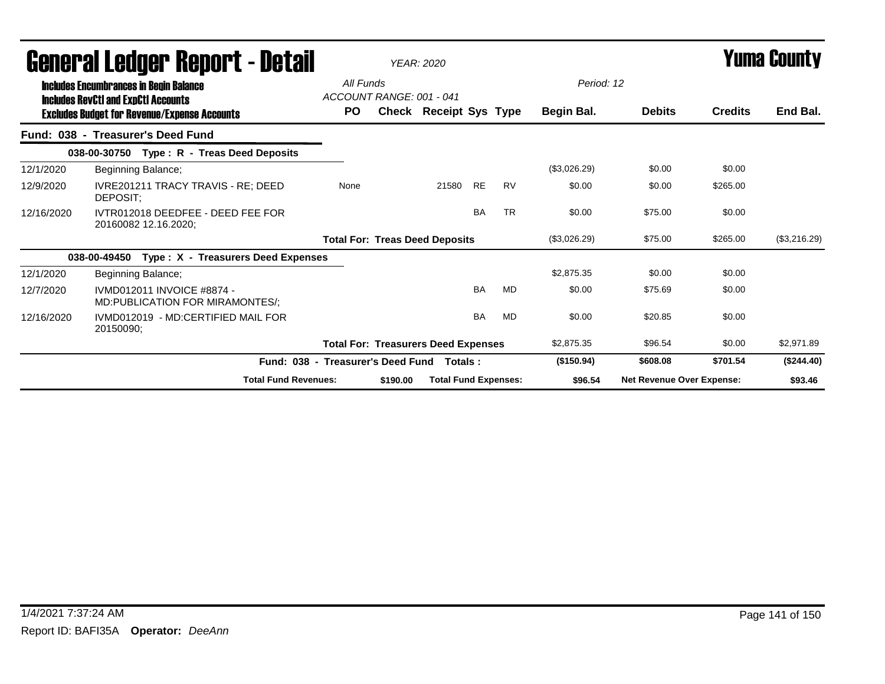# General Ledger Report - Detail

*YEAR: 2020*

**Yuma County**

**Includes Encumbrances in Begin Balance**
**Includes RevCtl and ExpCtl Accounts**
**Excludes Budget for Revenue/Expense Accounts**

*All Funds*
*ACCOUNT RANGE: 001 - 041*
*Period: 12*

| | | PO | Check | Receipt | Sys | Type | Begin Bal. | Debits | Credits | End Bal. |
|---|---|---|---|---|---|---|---|---|---|---|
| **Fund: 038 - Treasurer's Deed Fund** | | | | | | | | | | |
| | **038-00-30750 Type : R - Treas Deed Deposits** | | | | | | | | | |
| 12/1/2020 | Beginning Balance; | | | | | | ($3,026.29) | $0.00 | $0.00 | |
| 12/9/2020 | IVRE201211 TRACY TRAVIS - RE; DEED DEPOSIT; | None | | 21580 | RE | RV | $0.00 | $0.00 | $265.00 | |
| 12/16/2020 | IVTR012018 DEEDFEE - DEED FEE FOR 20160082 12.16.2020; | | | | BA | TR | $0.00 | $75.00 | $0.00 | |
| | | **Total For: Treas Deed Deposits** | | | | | ($3,026.29) | $75.00 | $265.00 | ($3,216.29) |
| | **038-00-49450 Type : X - Treasurers Deed Expenses** | | | | | | | | | |
| 12/1/2020 | Beginning Balance; | | | | | | $2,875.35 | $0.00 | $0.00 | |
| 12/7/2020 | IVMD012011 INVOICE #8874 - MD:PUBLICATION FOR MIRAMONTES/; | | | | BA | MD | $0.00 | $75.69 | $0.00 | |
| 12/16/2020 | IVMD012019 - MD:CERTIFIED MAIL FOR 20150090; | | | | BA | MD | $0.00 | $20.85 | $0.00 | |
| | | **Total For: Treasurers Deed Expenses** | | | | | $2,875.35 | $96.54 | $0.00 | $2,971.89 |
| | **Fund: 038 - Treasurer's Deed Fund Totals :** | | | | | | **($150.94)** | **$608.08** | **$701.54** | **($244.40)** |
| | **Total Fund Revenues:** | | **$190.00** | **Total Fund Expenses:** | | | **$96.54** | **Net Revenue Over Expense:** | | **$93.46** |

1/4/2021 7:37:24 AM

Report ID: BAFI35A **Operator:** *DeeAnn*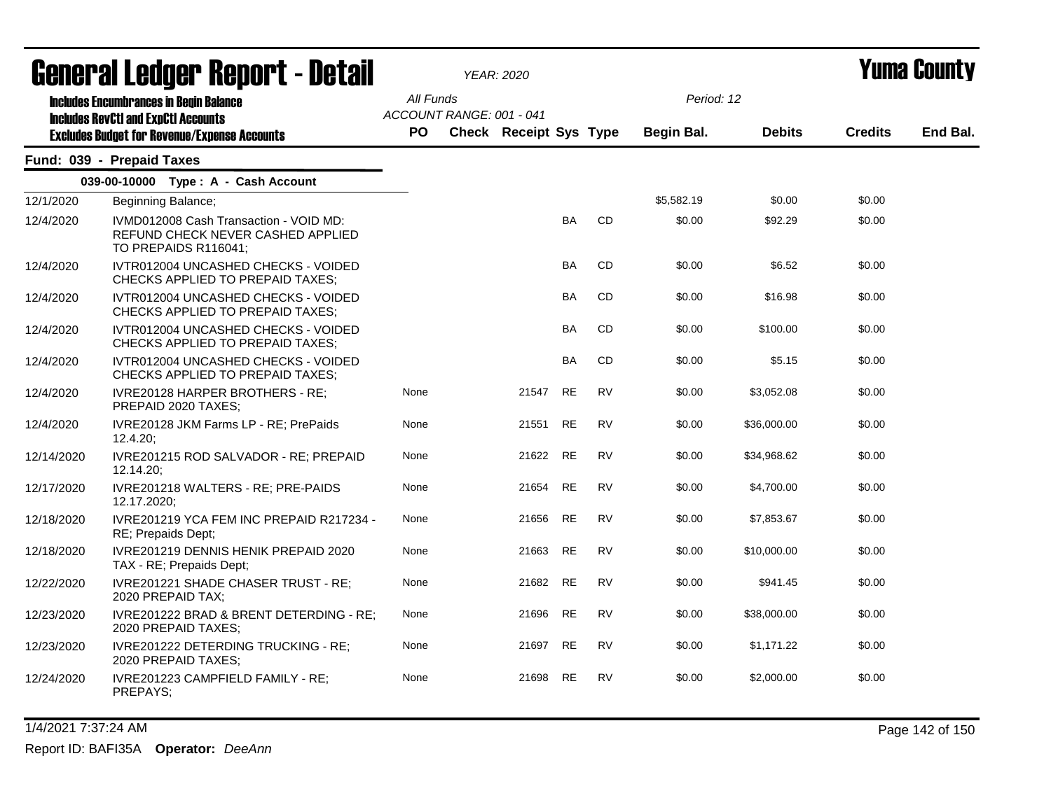# General Ledger Report - Detail

*YEAR: 2020*

**Yuma County**

**Includes Encumbrances in Begin Balance**
**Includes RevCtl and ExpCtl Accounts**
**Excludes Budget for Revenue/Expense Accounts**

All Funds
ACCOUNT RANGE: 001 - 041

Period: 12

## Fund: 039 - Prepaid Taxes

**039-00-10000 Type : A - Cash Account**

| Date | Description | PO | Check | Receipt | Sys | Type | Begin Bal. | Debits | Credits | End Bal. |
|---|---|---|---|---|---|---|---|---|---|---|
| 12/1/2020 | Beginning Balance; | | | | | | $5,582.19 | $0.00 | $0.00 | |
| 12/4/2020 | IVMD012008 Cash Transaction - VOID MD: REFUND CHECK NEVER CASHED APPLIED TO PREPAIDS R116041; | | | | BA | CD | $0.00 | $92.29 | $0.00 | |
| 12/4/2020 | IVTR012004 UNCASHED CHECKS - VOIDED CHECKS APPLIED TO PREPAID TAXES; | | | | BA | CD | $0.00 | $6.52 | $0.00 | |
| 12/4/2020 | IVTR012004 UNCASHED CHECKS - VOIDED CHECKS APPLIED TO PREPAID TAXES; | | | | BA | CD | $0.00 | $16.98 | $0.00 | |
| 12/4/2020 | IVTR012004 UNCASHED CHECKS - VOIDED CHECKS APPLIED TO PREPAID TAXES; | | | | BA | CD | $0.00 | $100.00 | $0.00 | |
| 12/4/2020 | IVTR012004 UNCASHED CHECKS - VOIDED CHECKS APPLIED TO PREPAID TAXES; | | | | BA | CD | $0.00 | $5.15 | $0.00 | |
| 12/4/2020 | IVRE20128 HARPER BROTHERS - RE; PREPAID 2020 TAXES; | None | | 21547 | RE | RV | $0.00 | $3,052.08 | $0.00 | |
| 12/4/2020 | IVRE20128 JKM Farms LP - RE; PrePaids 12.4.20; | None | | 21551 | RE | RV | $0.00 | $36,000.00 | $0.00 | |
| 12/14/2020 | IVRE201215 ROD SALVADOR - RE; PREPAID 12.14.20; | None | | 21622 | RE | RV | $0.00 | $34,968.62 | $0.00 | |
| 12/17/2020 | IVRE201218 WALTERS - RE; PRE-PAIDS 12.17.2020; | None | | 21654 | RE | RV | $0.00 | $4,700.00 | $0.00 | |
| 12/18/2020 | IVRE201219 YCA FEM INC PREPAID R217234 - RE; Prepaids Dept; | None | | 21656 | RE | RV | $0.00 | $7,853.67 | $0.00 | |
| 12/18/2020 | IVRE201219 DENNIS HENIK PREPAID 2020 TAX - RE; Prepaids Dept; | None | | 21663 | RE | RV | $0.00 | $10,000.00 | $0.00 | |
| 12/22/2020 | IVRE201221 SHADE CHASER TRUST - RE; 2020 PREPAID TAX; | None | | 21682 | RE | RV | $0.00 | $941.45 | $0.00 | |
| 12/23/2020 | IVRE201222 BRAD & BRENT DETERDING - RE; 2020 PREPAID TAXES; | None | | 21696 | RE | RV | $0.00 | $38,000.00 | $0.00 | |
| 12/23/2020 | IVRE201222 DETERDING TRUCKING - RE; 2020 PREPAID TAXES; | None | | 21697 | RE | RV | $0.00 | $1,171.22 | $0.00 | |
| 12/24/2020 | IVRE201223 CAMPFIELD FAMILY - RE; PREPAYS; | None | | 21698 | RE | RV | $0.00 | $2,000.00 | $0.00 | |

1/4/2021 7:37:24 AM

Report ID: BAFI35A **Operator:** *DeeAnn*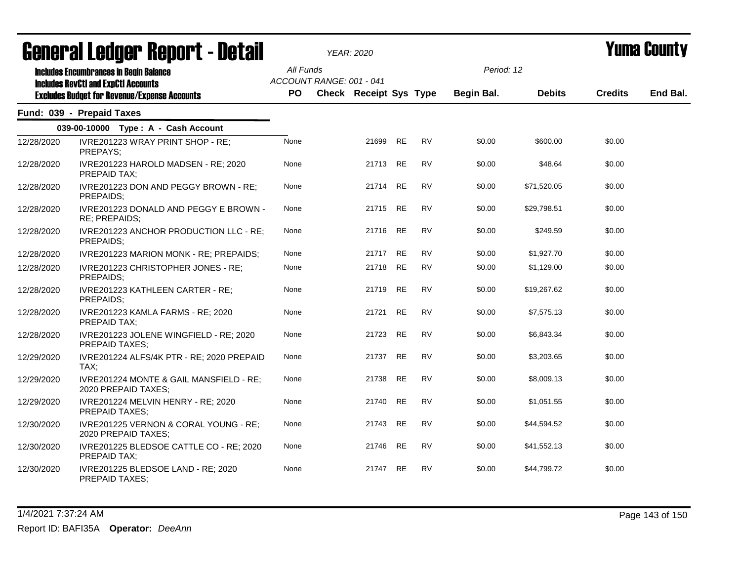# General Ledger Report - Detail

*YEAR: 2020*

# Yuma County

**Includes Encumbrances in Begin Balance**
**Includes RevCtl and ExpCtl Accounts**
**Excludes Budget for Revenue/Expense Accounts**

*All Funds*
*ACCOUNT RANGE: 001 - 041*

*Period: 12*

## Fund: 039 - Prepaid Taxes

**039-00-10000 Type : A - Cash Account**

| Date | Description | PO | Check | Receipt | Sys | Type | Begin Bal. | Debits | Credits | End Bal. |
|---|---|---|---|---|---|---|---|---|---|---|
| 12/28/2020 | IVRE201223 WRAY PRINT SHOP - RE; PREPAYS; | None | | 21699 | RE | RV | $0.00 | $600.00 | $0.00 | |
| 12/28/2020 | IVRE201223 HAROLD MADSEN - RE; 2020 PREPAID TAX; | None | | 21713 | RE | RV | $0.00 | $48.64 | $0.00 | |
| 12/28/2020 | IVRE201223 DON AND PEGGY BROWN - RE; PREPAIDS; | None | | 21714 | RE | RV | $0.00 | $71,520.05 | $0.00 | |
| 12/28/2020 | IVRE201223 DONALD AND PEGGY E BROWN - RE; PREPAIDS; | None | | 21715 | RE | RV | $0.00 | $29,798.51 | $0.00 | |
| 12/28/2020 | IVRE201223 ANCHOR PRODUCTION LLC - RE; PREPAIDS; | None | | 21716 | RE | RV | $0.00 | $249.59 | $0.00 | |
| 12/28/2020 | IVRE201223 MARION MONK - RE; PREPAIDS; | None | | 21717 | RE | RV | $0.00 | $1,927.70 | $0.00 | |
| 12/28/2020 | IVRE201223 CHRISTOPHER JONES - RE; PREPAIDS; | None | | 21718 | RE | RV | $0.00 | $1,129.00 | $0.00 | |
| 12/28/2020 | IVRE201223 KATHLEEN CARTER - RE; PREPAIDS; | None | | 21719 | RE | RV | $0.00 | $19,267.62 | $0.00 | |
| 12/28/2020 | IVRE201223 KAMLA FARMS - RE; 2020 PREPAID TAX; | None | | 21721 | RE | RV | $0.00 | $7,575.13 | $0.00 | |
| 12/28/2020 | IVRE201223 JOLENE WINGFIELD - RE; 2020 PREPAID TAXES; | None | | 21723 | RE | RV | $0.00 | $6,843.34 | $0.00 | |
| 12/29/2020 | IVRE201224 ALFS/4K PTR - RE; 2020 PREPAID TAX; | None | | 21737 | RE | RV | $0.00 | $3,203.65 | $0.00 | |
| 12/29/2020 | IVRE201224 MONTE & GAIL MANSFIELD - RE; 2020 PREPAID TAXES; | None | | 21738 | RE | RV | $0.00 | $8,009.13 | $0.00 | |
| 12/29/2020 | IVRE201224 MELVIN HENRY - RE; 2020 PREPAID TAXES; | None | | 21740 | RE | RV | $0.00 | $1,051.55 | $0.00 | |
| 12/30/2020 | IVRE201225 VERNON & CORAL YOUNG - RE; 2020 PREPAID TAXES; | None | | 21743 | RE | RV | $0.00 | $44,594.52 | $0.00 | |
| 12/30/2020 | IVRE201225 BLEDSOE CATTLE CO - RE; 2020 PREPAID TAX; | None | | 21746 | RE | RV | $0.00 | $41,552.13 | $0.00 | |
| 12/30/2020 | IVRE201225 BLEDSOE LAND - RE; 2020 PREPAID TAXES; | None | | 21747 | RE | RV | $0.00 | $44,799.72 | $0.00 | |

1/4/2021 7:37:24 AM

Report ID: BAFI35A **Operator:** *DeeAnn*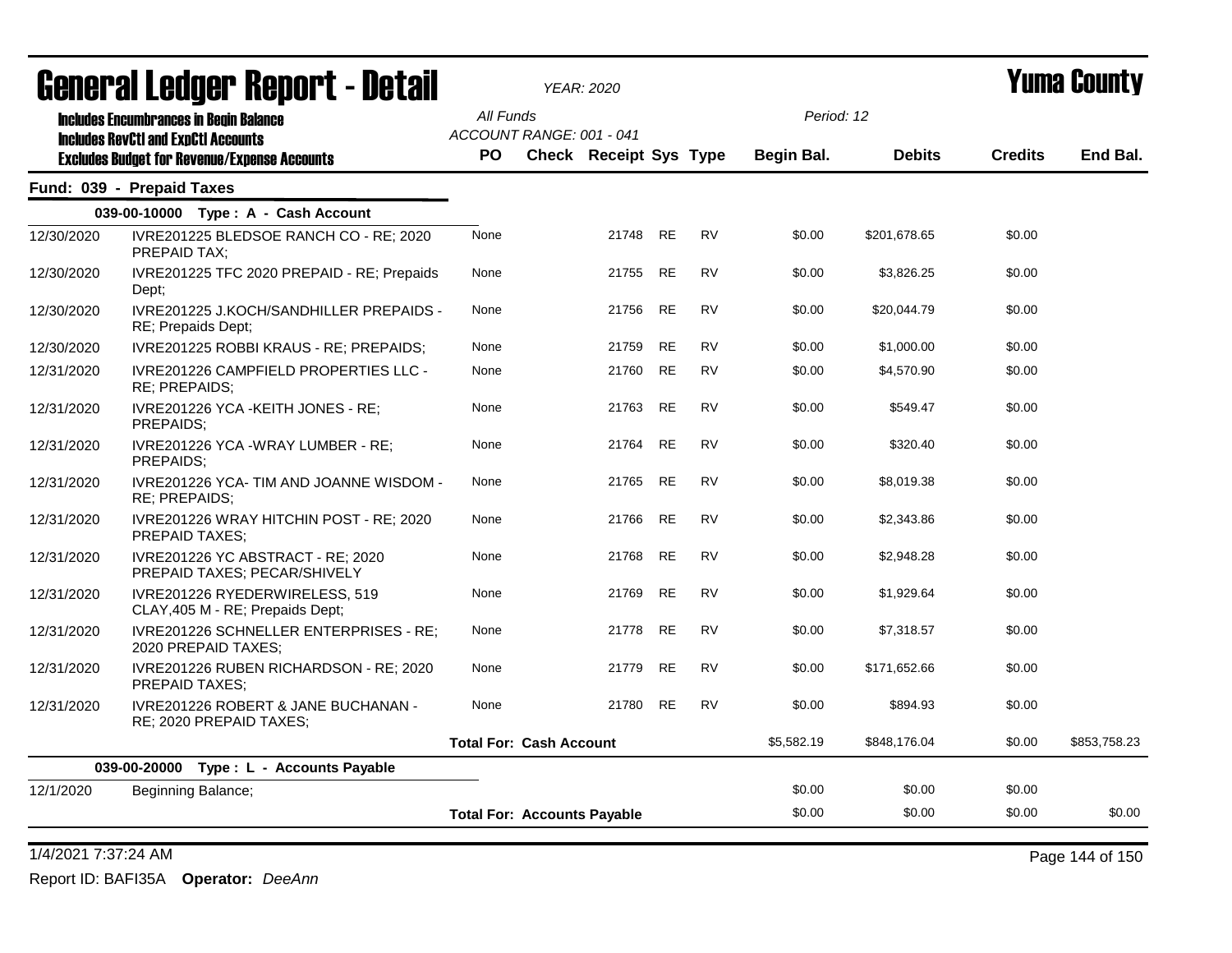# General Ledger Report - Detail

*YEAR: 2020*

# Yuma County

**Includes Encumbrances in Begin Balance**
**Includes RevCtl and ExpCtl Accounts**
**Excludes Budget for Revenue/Expense Accounts**

All Funds
ACCOUNT RANGE: 001 - 041

Period: 12

## Fund: 039 - Prepaid Taxes

| | | PO | Check | Receipt | Sys | Type | Begin Bal. | Debits | Credits | End Bal. |
|---|---|---|---|---|---|---|---|---|---|---|
| **039-00-10000 Type : A - Cash Account** | | | | | | | | | | |
| 12/30/2020 | IVRE201225 BLEDSOE RANCH CO - RE; 2020 PREPAID TAX; | None | | 21748 | RE | RV | $0.00 | $201,678.65 | $0.00 | |
| 12/30/2020 | IVRE201225 TFC 2020 PREPAID - RE; Prepaids Dept; | None | | 21755 | RE | RV | $0.00 | $3,826.25 | $0.00 | |
| 12/30/2020 | IVRE201225 J.KOCH/SANDHILLER PREPAIDS - RE; Prepaids Dept; | None | | 21756 | RE | RV | $0.00 | $20,044.79 | $0.00 | |
| 12/30/2020 | IVRE201225 ROBBI KRAUS - RE; PREPAIDS; | None | | 21759 | RE | RV | $0.00 | $1,000.00 | $0.00 | |
| 12/31/2020 | IVRE201226 CAMPFIELD PROPERTIES LLC - RE; PREPAIDS; | None | | 21760 | RE | RV | $0.00 | $4,570.90 | $0.00 | |
| 12/31/2020 | IVRE201226 YCA -KEITH JONES - RE; PREPAIDS; | None | | 21763 | RE | RV | $0.00 | $549.47 | $0.00 | |
| 12/31/2020 | IVRE201226 YCA -WRAY LUMBER - RE; PREPAIDS; | None | | 21764 | RE | RV | $0.00 | $320.40 | $0.00 | |
| 12/31/2020 | IVRE201226 YCA- TIM AND JOANNE WISDOM - RE; PREPAIDS; | None | | 21765 | RE | RV | $0.00 | $8,019.38 | $0.00 | |
| 12/31/2020 | IVRE201226 WRAY HITCHIN POST - RE; 2020 PREPAID TAXES; | None | | 21766 | RE | RV | $0.00 | $2,343.86 | $0.00 | |
| 12/31/2020 | IVRE201226 YC ABSTRACT - RE; 2020 PREPAID TAXES; PECAR/SHIVELY | None | | 21768 | RE | RV | $0.00 | $2,948.28 | $0.00 | |
| 12/31/2020 | IVRE201226 RYEDERWIRELESS, 519 CLAY,405 M - RE; Prepaids Dept; | None | | 21769 | RE | RV | $0.00 | $1,929.64 | $0.00 | |
| 12/31/2020 | IVRE201226 SCHNELLER ENTERPRISES - RE; 2020 PREPAID TAXES; | None | | 21778 | RE | RV | $0.00 | $7,318.57 | $0.00 | |
| 12/31/2020 | IVRE201226 RUBEN RICHARDSON - RE; 2020 PREPAID TAXES; | None | | 21779 | RE | RV | $0.00 | $171,652.66 | $0.00 | |
| 12/31/2020 | IVRE201226 ROBERT & JANE BUCHANAN - RE; 2020 PREPAID TAXES; | None | | 21780 | RE | RV | $0.00 | $894.93 | $0.00 | |
| | | **Total For: Cash Account** | | | | | $5,582.19 | $848,176.04 | $0.00 | $853,758.23 |
| **039-00-20000 Type : L - Accounts Payable** | | | | | | | | | | |
| 12/1/2020 | Beginning Balance; | | | | | | $0.00 | $0.00 | $0.00 | |
| | | **Total For: Accounts Payable** | | | | | $0.00 | $0.00 | $0.00 | $0.00 |

1/4/2021 7:37:24 AM

Report ID: BAFI35A **Operator:** *DeeAnn*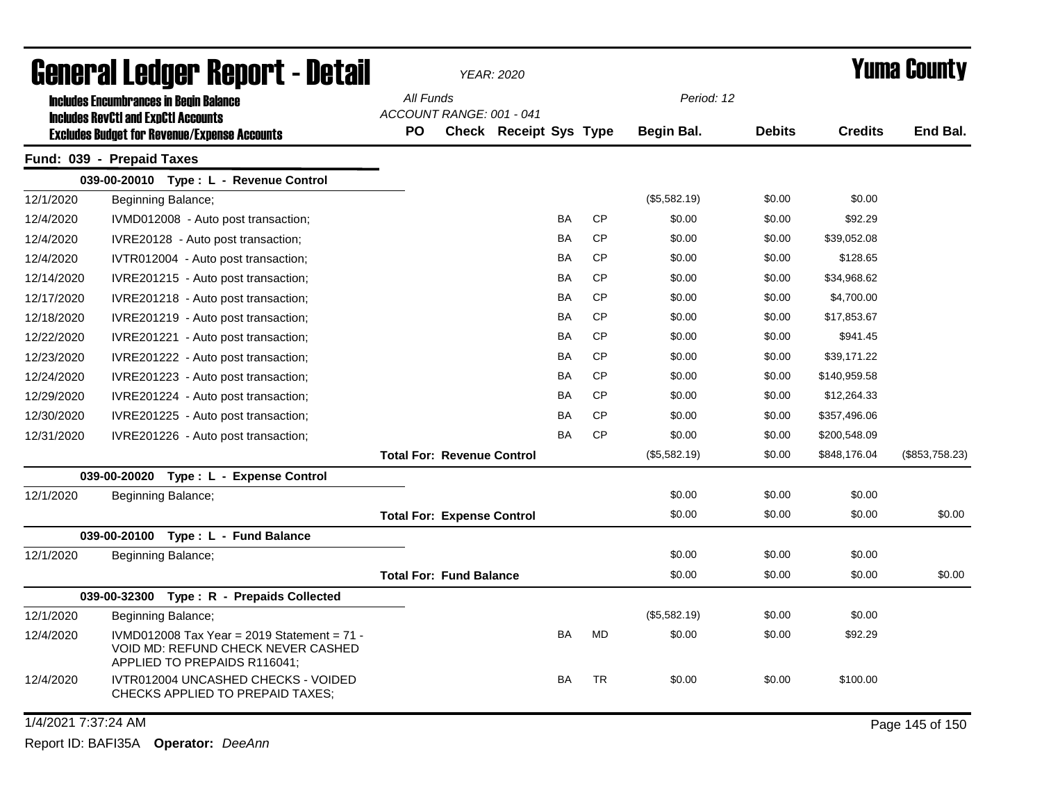# General Ledger Report - Detail

*YEAR: 2020*

# Yuma County

**Includes Encumbrances in Begin Balance**
**Includes RevCtl and ExpCtl Accounts**
**Excludes Budget for Revenue/Expense Accounts**

*All Funds*
*ACCOUNT RANGE: 001 - 041*

*Period: 12*

## Fund: 039 - Prepaid Taxes

| Date | Description | PO | Check | Receipt | Sys | Type | Begin Bal. | Debits | Credits | End Bal. |
|---|---|---|---|---|---|---|---|---|---|---|
| | **039-00-20010 Type : L - Revenue Control** | | | | | | | | | |
| 12/1/2020 | Beginning Balance; | | | | | | ($5,582.19) | $0.00 | $0.00 | |
| 12/4/2020 | IVMD012008 - Auto post transaction; | | | | BA | CP | $0.00 | $0.00 | $92.29 | |
| 12/4/2020 | IVRE20128 - Auto post transaction; | | | | BA | CP | $0.00 | $0.00 | $39,052.08 | |
| 12/4/2020 | IVTR012004 - Auto post transaction; | | | | BA | CP | $0.00 | $0.00 | $128.65 | |
| 12/14/2020 | IVRE201215 - Auto post transaction; | | | | BA | CP | $0.00 | $0.00 | $34,968.62 | |
| 12/17/2020 | IVRE201218 - Auto post transaction; | | | | BA | CP | $0.00 | $0.00 | $4,700.00 | |
| 12/18/2020 | IVRE201219 - Auto post transaction; | | | | BA | CP | $0.00 | $0.00 | $17,853.67 | |
| 12/22/2020 | IVRE201221 - Auto post transaction; | | | | BA | CP | $0.00 | $0.00 | $941.45 | |
| 12/23/2020 | IVRE201222 - Auto post transaction; | | | | BA | CP | $0.00 | $0.00 | $39,171.22 | |
| 12/24/2020 | IVRE201223 - Auto post transaction; | | | | BA | CP | $0.00 | $0.00 | $140,959.58 | |
| 12/29/2020 | IVRE201224 - Auto post transaction; | | | | BA | CP | $0.00 | $0.00 | $12,264.33 | |
| 12/30/2020 | IVRE201225 - Auto post transaction; | | | | BA | CP | $0.00 | $0.00 | $357,496.06 | |
| 12/31/2020 | IVRE201226 - Auto post transaction; | | | | BA | CP | $0.00 | $0.00 | $200,548.09 | |
| | | **Total For: Revenue Control** | | | | | ($5,582.19) | $0.00 | $848,176.04 | ($853,758.23) |
| | **039-00-20020 Type : L - Expense Control** | | | | | | | | | |
| 12/1/2020 | Beginning Balance; | | | | | | $0.00 | $0.00 | $0.00 | |
| | | **Total For: Expense Control** | | | | | $0.00 | $0.00 | $0.00 | $0.00 |
| | **039-00-20100 Type : L - Fund Balance** | | | | | | | | | |
| 12/1/2020 | Beginning Balance; | | | | | | $0.00 | $0.00 | $0.00 | |
| | | **Total For: Fund Balance** | | | | | $0.00 | $0.00 | $0.00 | $0.00 |
| | **039-00-32300 Type : R - Prepaids Collected** | | | | | | | | | |
| 12/1/2020 | Beginning Balance; | | | | | | ($5,582.19) | $0.00 | $0.00 | |
| 12/4/2020 | IVMD012008 Tax Year = 2019 Statement = 71 - VOID MD: REFUND CHECK NEVER CASHED APPLIED TO PREPAIDS R116041; | | | | BA | MD | $0.00 | $0.00 | $92.29 | |
| 12/4/2020 | IVTR012004 UNCASHED CHECKS - VOIDED CHECKS APPLIED TO PREPAID TAXES; | | | | BA | TR | $0.00 | $0.00 | $100.00 | |

1/4/2021 7:37:24 AM

Report ID: BAFI35A **Operator:** *DeeAnn*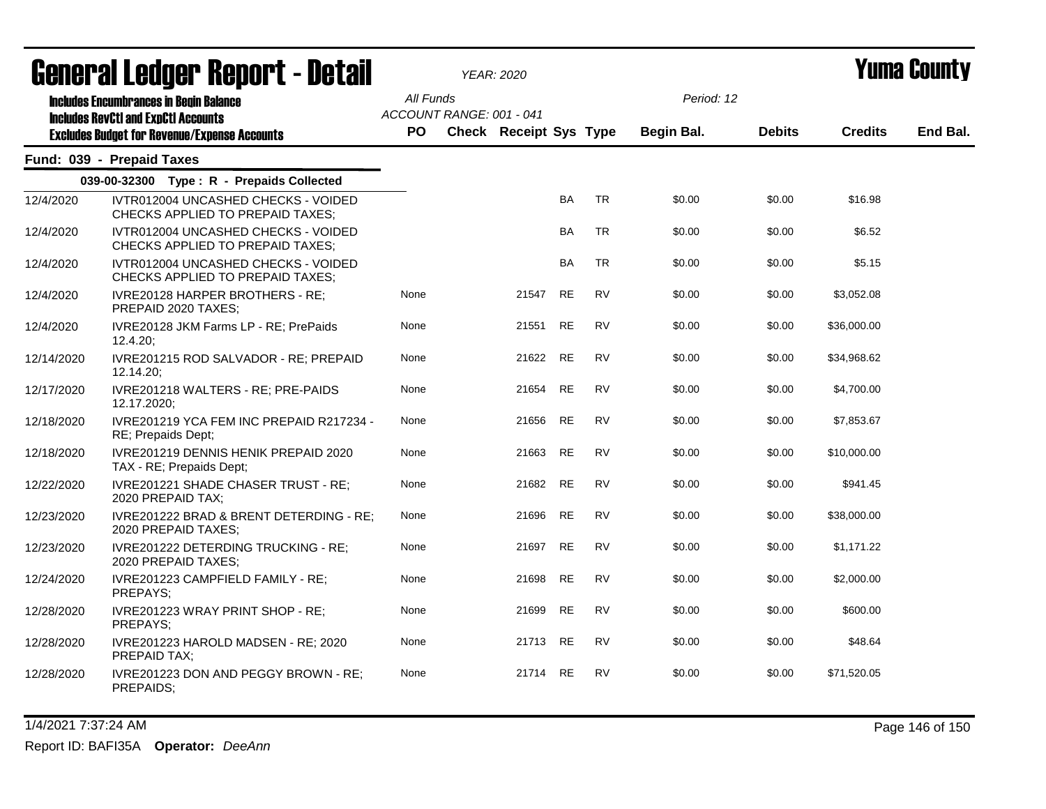# General Ledger Report - Detail

*YEAR: 2020*

# Yuma County

**Includes Encumbrances in Begin Balance**
**Includes RevCtl and ExpCtl Accounts**
**Excludes Budget for Revenue/Expense Accounts**

All Funds
ACCOUNT RANGE: 001 - 041

Period: 12

## Fund: 039 - Prepaid Taxes

**039-00-32300 Type : R - Prepaids Collected**

| Date | Description | PO | Check | Receipt | Sys | Type | Begin Bal. | Debits | Credits | End Bal. |
|---|---|---|---|---|---|---|---|---|---|---|
| 12/4/2020 | IVTR012004 UNCASHED CHECKS - VOIDED CHECKS APPLIED TO PREPAID TAXES; | | | | BA | TR | $0.00 | $0.00 | $16.98 | |
| 12/4/2020 | IVTR012004 UNCASHED CHECKS - VOIDED CHECKS APPLIED TO PREPAID TAXES; | | | | BA | TR | $0.00 | $0.00 | $6.52 | |
| 12/4/2020 | IVTR012004 UNCASHED CHECKS - VOIDED CHECKS APPLIED TO PREPAID TAXES; | | | | BA | TR | $0.00 | $0.00 | $5.15 | |
| 12/4/2020 | IVRE20128 HARPER BROTHERS - RE; PREPAID 2020 TAXES; | None | | 21547 | RE | RV | $0.00 | $0.00 | $3,052.08 | |
| 12/4/2020 | IVRE20128 JKM Farms LP - RE; PrePaids 12.4.20; | None | | 21551 | RE | RV | $0.00 | $0.00 | $36,000.00 | |
| 12/14/2020 | IVRE201215 ROD SALVADOR - RE; PREPAID 12.14.20; | None | | 21622 | RE | RV | $0.00 | $0.00 | $34,968.62 | |
| 12/17/2020 | IVRE201218 WALTERS - RE; PRE-PAIDS 12.17.2020; | None | | 21654 | RE | RV | $0.00 | $0.00 | $4,700.00 | |
| 12/18/2020 | IVRE201219 YCA FEM INC PREPAID R217234 - RE; Prepaids Dept; | None | | 21656 | RE | RV | $0.00 | $0.00 | $7,853.67 | |
| 12/18/2020 | IVRE201219 DENNIS HENIK PREPAID 2020 TAX - RE; Prepaids Dept; | None | | 21663 | RE | RV | $0.00 | $0.00 | $10,000.00 | |
| 12/22/2020 | IVRE201221 SHADE CHASER TRUST - RE; 2020 PREPAID TAX; | None | | 21682 | RE | RV | $0.00 | $0.00 | $941.45 | |
| 12/23/2020 | IVRE201222 BRAD & BRENT DETERDING - RE; 2020 PREPAID TAXES; | None | | 21696 | RE | RV | $0.00 | $0.00 | $38,000.00 | |
| 12/23/2020 | IVRE201222 DETERDING TRUCKING - RE; 2020 PREPAID TAXES; | None | | 21697 | RE | RV | $0.00 | $0.00 | $1,171.22 | |
| 12/24/2020 | IVRE201223 CAMPFIELD FAMILY - RE; PREPAYS; | None | | 21698 | RE | RV | $0.00 | $0.00 | $2,000.00 | |
| 12/28/2020 | IVRE201223 WRAY PRINT SHOP - RE; PREPAYS; | None | | 21699 | RE | RV | $0.00 | $0.00 | $600.00 | |
| 12/28/2020 | IVRE201223 HAROLD MADSEN - RE; 2020 PREPAID TAX; | None | | 21713 | RE | RV | $0.00 | $0.00 | $48.64 | |
| 12/28/2020 | IVRE201223 DON AND PEGGY BROWN - RE; PREPAIDS; | None | | 21714 | RE | RV | $0.00 | $0.00 | $71,520.05 | |

1/4/2021 7:37:24 AM

Report ID: BAFI35A **Operator:** *DeeAnn*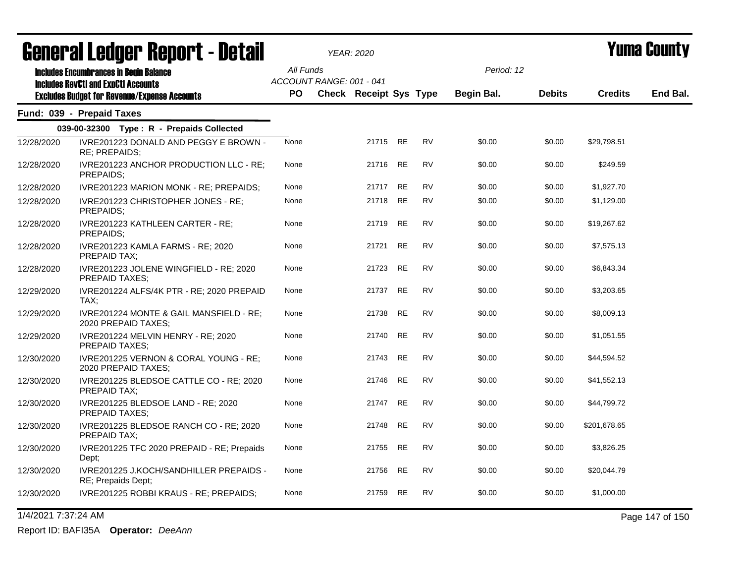# General Ledger Report - Detail

*YEAR: 2020*

# Yuma County

**Includes Encumbrances in Begin Balance**
**Includes RevCtl and ExpCtl Accounts**
**Excludes Budget for Revenue/Expense Accounts**

All Funds
ACCOUNT RANGE: 001 - 041

Period: 12

## Fund: 039 - Prepaid Taxes

### 039-00-32300 Type : R - Prepaids Collected

| Date | Description | PO | Check | Receipt | Sys | Type | Begin Bal. | Debits | Credits | End Bal. |
|---|---|---|---|---|---|---|---|---|---|---|
| 12/28/2020 | IVRE201223 DONALD AND PEGGY E BROWN - RE; PREPAIDS; | None | | 21715 | RE | RV | $0.00 | $0.00 | $29,798.51 | |
| 12/28/2020 | IVRE201223 ANCHOR PRODUCTION LLC - RE; PREPAIDS; | None | | 21716 | RE | RV | $0.00 | $0.00 | $249.59 | |
| 12/28/2020 | IVRE201223 MARION MONK - RE; PREPAIDS; | None | | 21717 | RE | RV | $0.00 | $0.00 | $1,927.70 | |
| 12/28/2020 | IVRE201223 CHRISTOPHER JONES - RE; PREPAIDS; | None | | 21718 | RE | RV | $0.00 | $0.00 | $1,129.00 | |
| 12/28/2020 | IVRE201223 KATHLEEN CARTER - RE; PREPAIDS; | None | | 21719 | RE | RV | $0.00 | $0.00 | $19,267.62 | |
| 12/28/2020 | IVRE201223 KAMLA FARMS - RE; 2020 PREPAID TAX; | None | | 21721 | RE | RV | $0.00 | $0.00 | $7,575.13 | |
| 12/28/2020 | IVRE201223 JOLENE WINGFIELD - RE; 2020 PREPAID TAXES; | None | | 21723 | RE | RV | $0.00 | $0.00 | $6,843.34 | |
| 12/29/2020 | IVRE201224 ALFS/4K PTR - RE; 2020 PREPAID TAX; | None | | 21737 | RE | RV | $0.00 | $0.00 | $3,203.65 | |
| 12/29/2020 | IVRE201224 MONTE & GAIL MANSFIELD - RE; 2020 PREPAID TAXES; | None | | 21738 | RE | RV | $0.00 | $0.00 | $8,009.13 | |
| 12/29/2020 | IVRE201224 MELVIN HENRY - RE; 2020 PREPAID TAXES; | None | | 21740 | RE | RV | $0.00 | $0.00 | $1,051.55 | |
| 12/30/2020 | IVRE201225 VERNON & CORAL YOUNG - RE; 2020 PREPAID TAXES; | None | | 21743 | RE | RV | $0.00 | $0.00 | $44,594.52 | |
| 12/30/2020 | IVRE201225 BLEDSOE CATTLE CO - RE; 2020 PREPAID TAX; | None | | 21746 | RE | RV | $0.00 | $0.00 | $41,552.13 | |
| 12/30/2020 | IVRE201225 BLEDSOE LAND - RE; 2020 PREPAID TAXES; | None | | 21747 | RE | RV | $0.00 | $0.00 | $44,799.72 | |
| 12/30/2020 | IVRE201225 BLEDSOE RANCH CO - RE; 2020 PREPAID TAX; | None | | 21748 | RE | RV | $0.00 | $0.00 | $201,678.65 | |
| 12/30/2020 | IVRE201225 TFC 2020 PREPAID - RE; Prepaids Dept; | None | | 21755 | RE | RV | $0.00 | $0.00 | $3,826.25 | |
| 12/30/2020 | IVRE201225 J.KOCH/SANDHILLER PREPAIDS - RE; Prepaids Dept; | None | | 21756 | RE | RV | $0.00 | $0.00 | $20,044.79 | |
| 12/30/2020 | IVRE201225 ROBBI KRAUS - RE; PREPAIDS; | None | | 21759 | RE | RV | $0.00 | $0.00 | $1,000.00 | |

1/4/2021 7:37:24 AM

Report ID: BAFI35A **Operator:** *DeeAnn*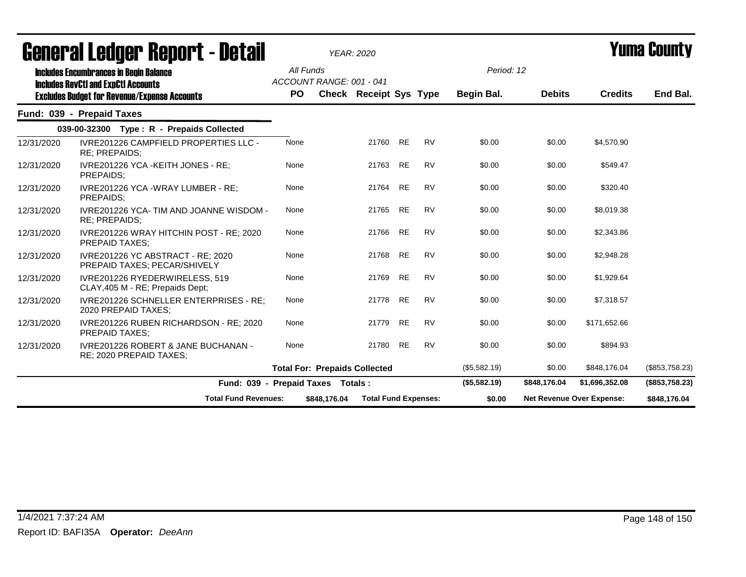# General Ledger Report - Detail

*YEAR: 2020*

# Yuma County

**Includes Encumbrances in Begin Balance**
**Includes RevCtl and ExpCtl Accounts**
**Excludes Budget for Revenue/Expense Accounts**

All Funds
ACCOUNT RANGE: 001 - 041

Period: 12

| | | PO | Check | Receipt | Sys | Type | Begin Bal. | Debits | Credits | End Bal. |
|---|---|---|---|---|---|---|---|---|---|---|
| **Fund: 039 - Prepaid Taxes** | | | | | | | | | | |
| **039-00-32300 Type : R - Prepaids Collected** | | | | | | | | | | |
| 12/31/2020 | IVRE201226 CAMPFIELD PROPERTIES LLC - RE; PREPAIDS; | None | | 21760 | RE | RV | $0.00 | $0.00 | $4,570.90 | |
| 12/31/2020 | IVRE201226 YCA -KEITH JONES - RE; PREPAIDS; | None | | 21763 | RE | RV | $0.00 | $0.00 | $549.47 | |
| 12/31/2020 | IVRE201226 YCA -WRAY LUMBER - RE; PREPAIDS; | None | | 21764 | RE | RV | $0.00 | $0.00 | $320.40 | |
| 12/31/2020 | IVRE201226 YCA- TIM AND JOANNE WISDOM - RE; PREPAIDS; | None | | 21765 | RE | RV | $0.00 | $0.00 | $8,019.38 | |
| 12/31/2020 | IVRE201226 WRAY HITCHIN POST - RE; 2020 PREPAID TAXES; | None | | 21766 | RE | RV | $0.00 | $0.00 | $2,343.86 | |
| 12/31/2020 | IVRE201226 YC ABSTRACT - RE; 2020 PREPAID TAXES; PECAR/SHIVELY | None | | 21768 | RE | RV | $0.00 | $0.00 | $2,948.28 | |
| 12/31/2020 | IVRE201226 RYEDERWIRELESS, 519 CLAY,405 M - RE; Prepaids Dept; | None | | 21769 | RE | RV | $0.00 | $0.00 | $1,929.64 | |
| 12/31/2020 | IVRE201226 SCHNELLER ENTERPRISES - RE; 2020 PREPAID TAXES; | None | | 21778 | RE | RV | $0.00 | $0.00 | $7,318.57 | |
| 12/31/2020 | IVRE201226 RUBEN RICHARDSON - RE; 2020 PREPAID TAXES; | None | | 21779 | RE | RV | $0.00 | $0.00 | $171,652.66 | |
| 12/31/2020 | IVRE201226 ROBERT & JANE BUCHANAN - RE; 2020 PREPAID TAXES; | None | | 21780 | RE | RV | $0.00 | $0.00 | $894.93 | |
| | | **Total For: Prepaids Collected** | | | | | ($5,582.19) | $0.00 | $848,176.04 | ($853,758.23) |
| | **Fund: 039 - Prepaid Taxes Totals :** | | | | | | **($5,582.19)** | **$848,176.04** | **$1,696,352.08** | **($853,758.23)** |
| | **Total Fund Revenues:** | | **$848,176.04** | **Total Fund Expenses:** | | | **$0.00** | **Net Revenue Over Expense:** | | **$848,176.04** |

1/4/2021 7:37:24 AM

Report ID: BAFI35A **Operator:** *DeeAnn*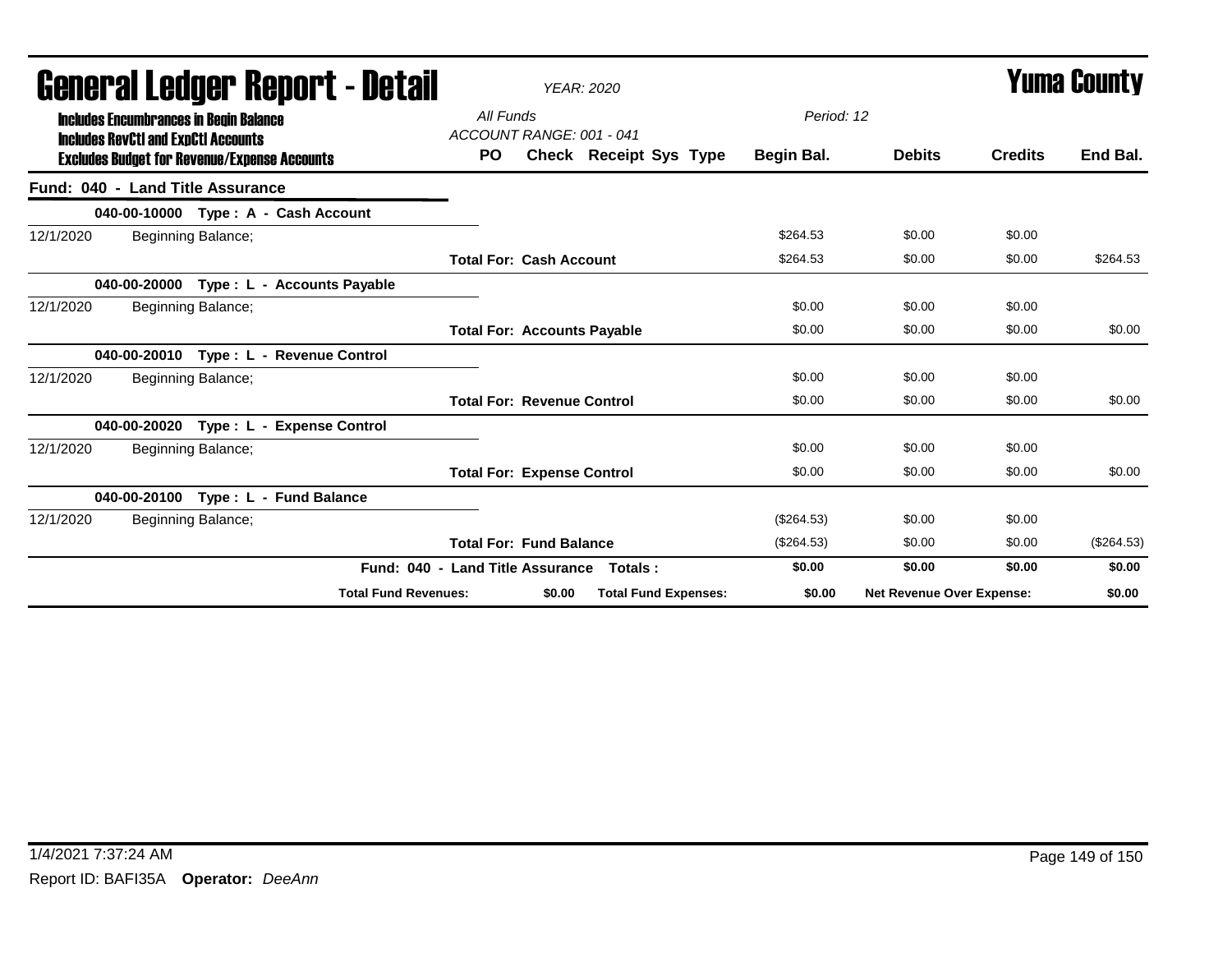# General Ledger Report - Detail

*YEAR: 2020*

**Yuma County**

**Includes Encumbrances in Begin Balance**
**Includes RevCtl and ExpCtl Accounts**
**Excludes Budget for Revenue/Expense Accounts**

*All Funds*
*ACCOUNT RANGE: 001 - 041*
*Period: 12*

## Fund: 040 - Land Title Assurance

| | | PO | Check | Receipt | Sys | Type | Begin Bal. | Debits | Credits | End Bal. |
|---|---|---|---|---|---|---|---|---|---|---|
| **040-00-10000 Type : A - Cash Account** | | | | | | | | | | |
| 12/1/2020 | Beginning Balance; | | | | | | $264.53 | $0.00 | $0.00 | |
| | | **Total For: Cash Account** | | | | | $264.53 | $0.00 | $0.00 | $264.53 |
| **040-00-20000 Type : L - Accounts Payable** | | | | | | | | | | |
| 12/1/2020 | Beginning Balance; | | | | | | $0.00 | $0.00 | $0.00 | |
| | | **Total For: Accounts Payable** | | | | | $0.00 | $0.00 | $0.00 | $0.00 |
| **040-00-20010 Type : L - Revenue Control** | | | | | | | | | | |
| 12/1/2020 | Beginning Balance; | | | | | | $0.00 | $0.00 | $0.00 | |
| | | **Total For: Revenue Control** | | | | | $0.00 | $0.00 | $0.00 | $0.00 |
| **040-00-20020 Type : L - Expense Control** | | | | | | | | | | |
| 12/1/2020 | Beginning Balance; | | | | | | $0.00 | $0.00 | $0.00 | |
| | | **Total For: Expense Control** | | | | | $0.00 | $0.00 | $0.00 | $0.00 |
| **040-00-20100 Type : L - Fund Balance** | | | | | | | | | | |
| 12/1/2020 | Beginning Balance; | | | | | | ($264.53) | $0.00 | $0.00 | |
| | | **Total For: Fund Balance** | | | | | ($264.53) | $0.00 | $0.00 | ($264.53) |
| | **Fund: 040 - Land Title Assurance Totals :** | | | | | | **$0.00** | **$0.00** | **$0.00** | **$0.00** |
| | **Total Fund Revenues:** | | **$0.00** | **Total Fund Expenses:** | | | **$0.00** | **Net Revenue Over Expense:** | | **$0.00** |

1/4/2021 7:37:24 AM

Report ID: BAFI35A **Operator:** *DeeAnn*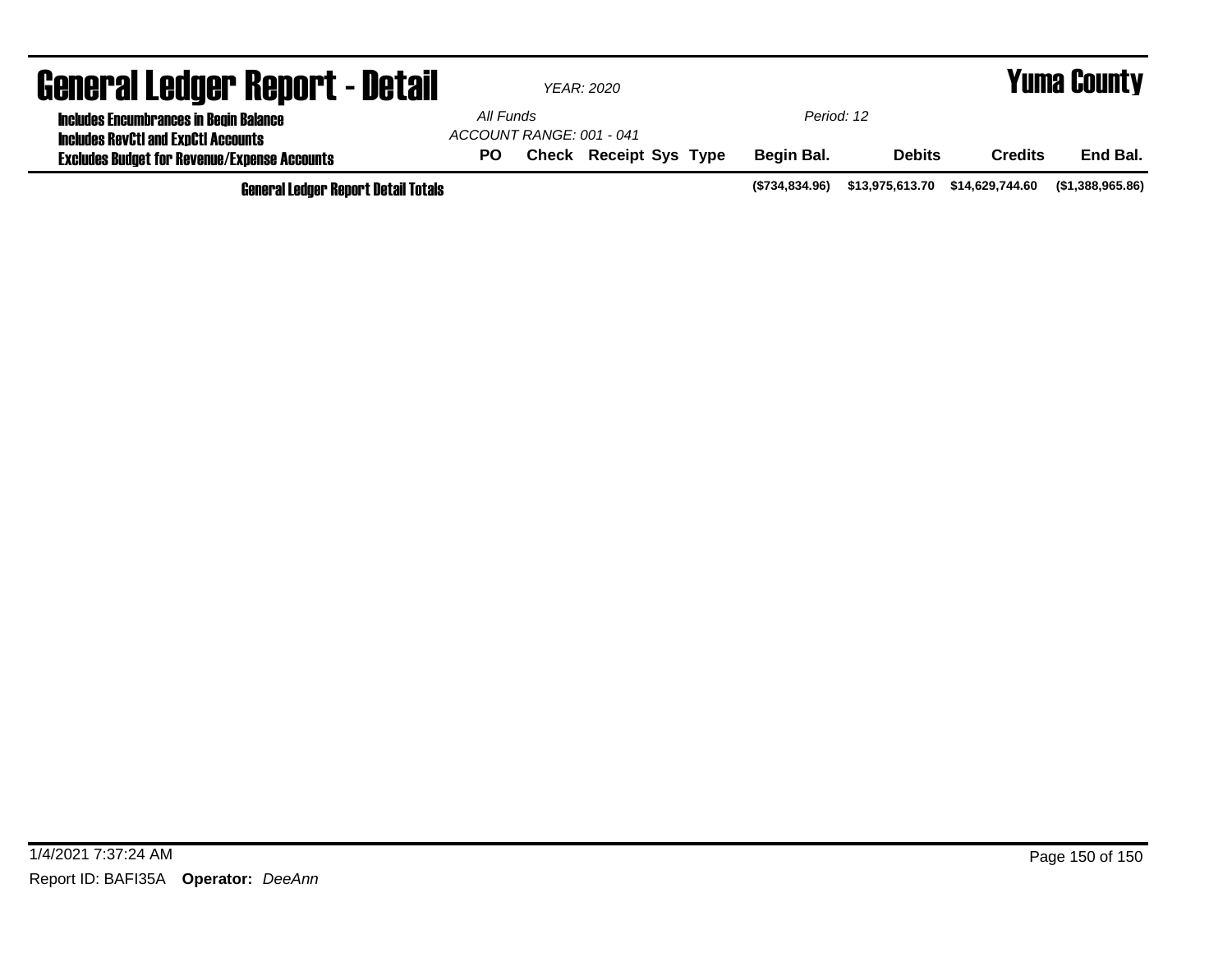# General Ledger Report - Detail

*YEAR: 2020*

# Yuma County

**Includes Encumbrances in Begin Balance**
**Includes RevCtl and ExpCtl Accounts**
**Excludes Budget for Revenue/Expense Accounts**

*All Funds*
*ACCOUNT RANGE: 001 - 041*

*Period: 12*

| | PO | Check | Receipt | Sys | Type | Begin Bal. | Debits | Credits | End Bal. |
|---|---|---|---|---|---|---|---|---|---|
| **General Ledger Report Detail Totals** | | | | | | **($734,834.96)** | **$13,975,613.70** | **$14,629,744.60** | **($1,388,965.86)** |

1/4/2021 7:37:24 AM

Report ID: BAFI35A **Operator:** *DeeAnn*